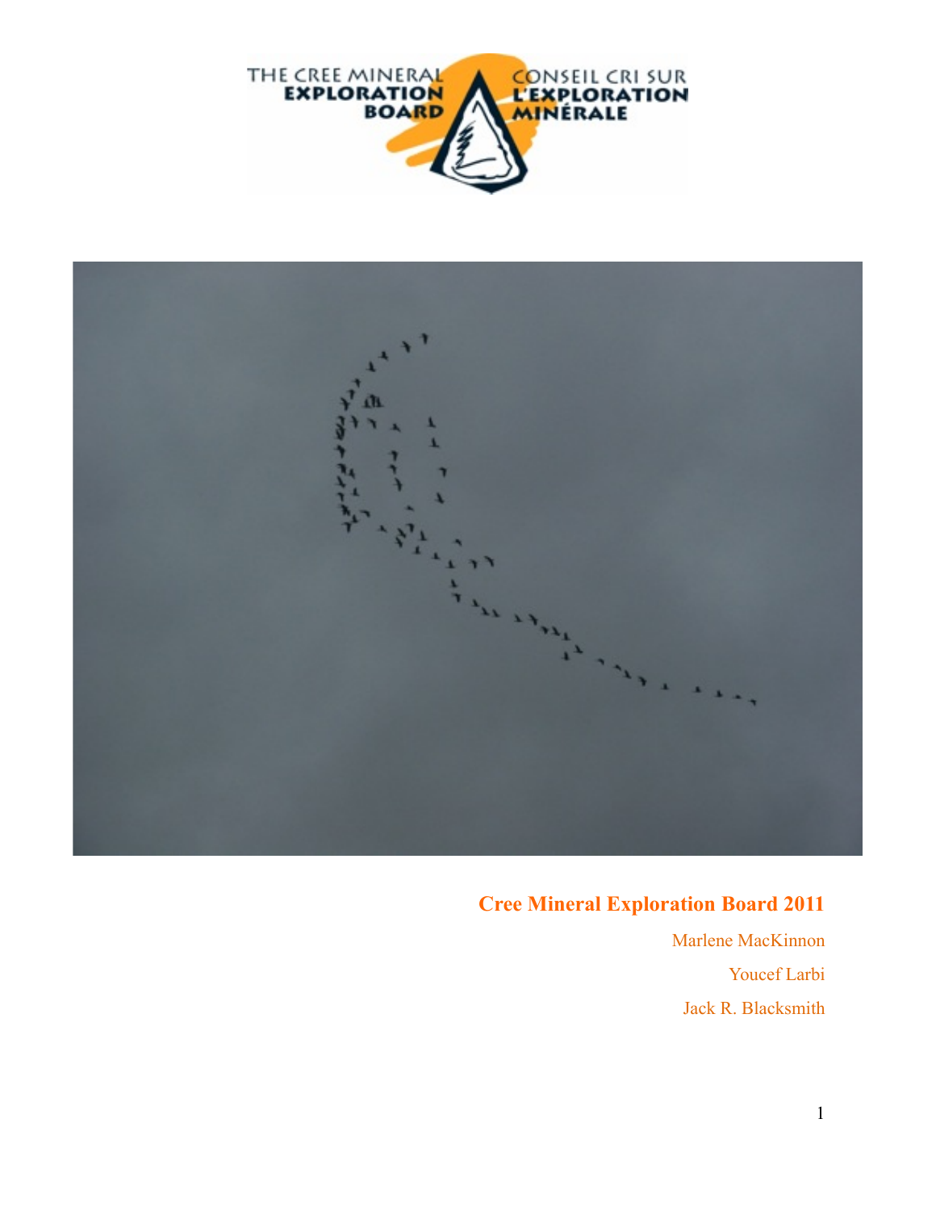THE CREE MINERAL EXPLORATION BOARD

CONSEIL CRI SUR L'EXPLORATION MINÉRALE

# Cree Mineral Exploration Board 2011

Marlene MacKinnon

Youcef Larbi

Jack R. Blacksmith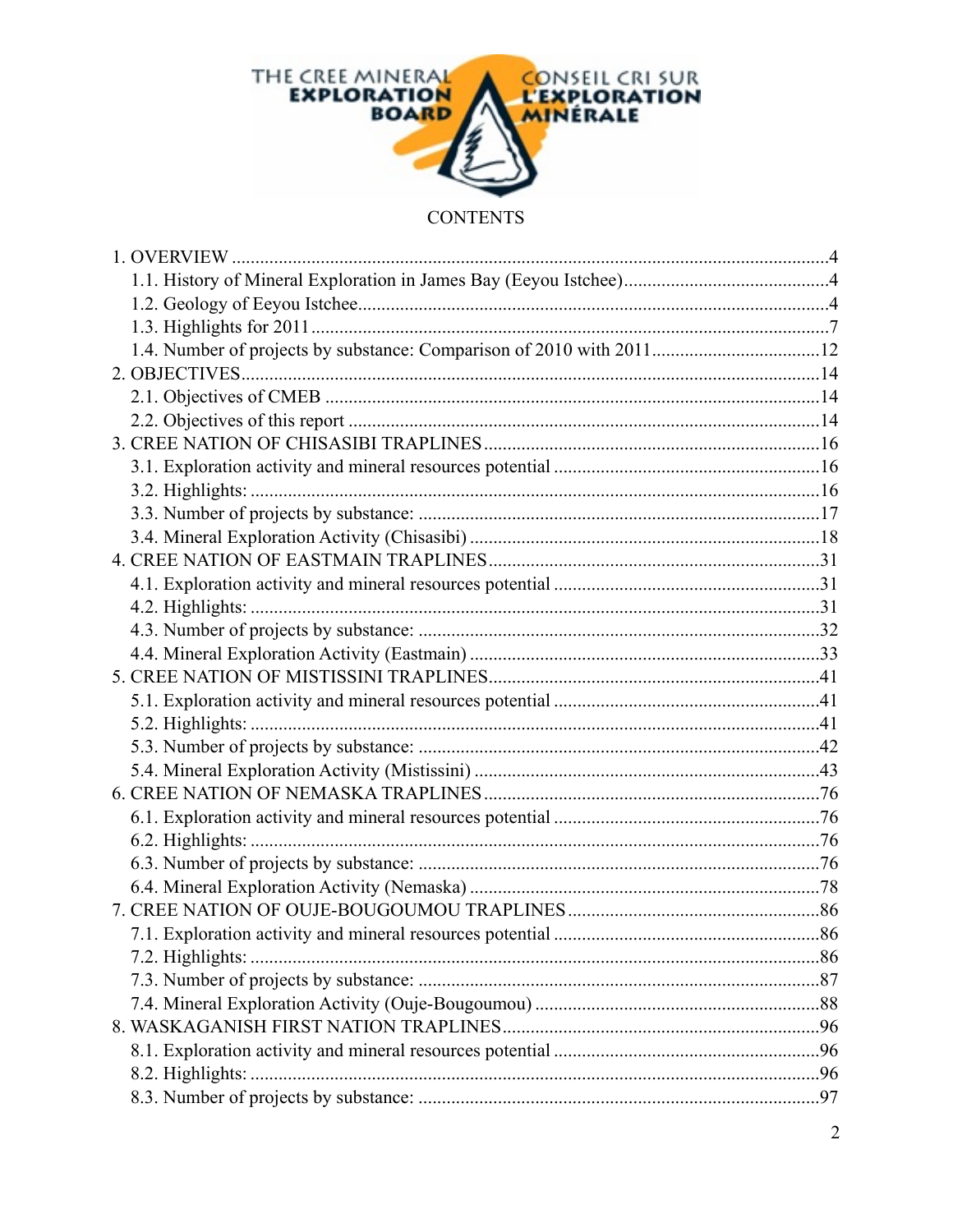THE CREE MINERAL EXPLORATION BOARD

CONSEIL CRI SUR L'EXPLORATION MINÉRALE

CONTENTS

1. OVERVIEW ....................................................................................................................4
   - 1.1. History of Mineral Exploration in James Bay (Eeyou Istchee)............................................4
   - 1.2. Geology of Eeyou Istchee......................................................................................................4
   - 1.3. Highlights for 2011...............................................................................................................7
   - 1.4. Number of projects by substance: Comparison of 2010 with 2011....................................12
2. OBJECTIVES...........................................................................................................................14
   - 2.1. Objectives of CMEB ..........................................................................................................14
   - 2.2. Objectives of this report .....................................................................................................14
3. CREE NATION OF CHISASIBI TRAPLINES........................................................................16
   - 3.1. Exploration activity and mineral resources potential .........................................................16
   - 3.2. Highlights: .........................................................................................................................16
   - 3.3. Number of projects by substance: .....................................................................................17
   - 3.4. Mineral Exploration Activity (Chisasibi) ...........................................................................18
4. CREE NATION OF EASTMAIN TRAPLINES.......................................................................31
   - 4.1. Exploration activity and mineral resources potential .........................................................31
   - 4.2. Highlights: .........................................................................................................................31
   - 4.3. Number of projects by substance: .....................................................................................32
   - 4.4. Mineral Exploration Activity (Eastmain) ...........................................................................33
5. CREE NATION OF MISTISSINI TRAPLINES......................................................................41
   - 5.1. Exploration activity and mineral resources potential .........................................................41
   - 5.2. Highlights: .........................................................................................................................41
   - 5.3. Number of projects by substance: .....................................................................................42
   - 5.4. Mineral Exploration Activity (Mistissini) .........................................................................43
6. CREE NATION OF NEMASKA TRAPLINES.......................................................................76
   - 6.1. Exploration activity and mineral resources potential .........................................................76
   - 6.2. Highlights: .........................................................................................................................76
   - 6.3. Number of projects by substance: .....................................................................................76
   - 6.4. Mineral Exploration Activity (Nemaska) ...........................................................................78
7. CREE NATION OF OUJE-BOUGOUMOU TRAPLINES......................................................86
   - 7.1. Exploration activity and mineral resources potential .........................................................86
   - 7.2. Highlights: .........................................................................................................................86
   - 7.3. Number of projects by substance: .....................................................................................87
   - 7.4. Mineral Exploration Activity (Ouje-Bougoumou) .............................................................88
8. WASKAGANISH FIRST NATION TRAPLINES...................................................................96
   - 8.1. Exploration activity and mineral resources potential .........................................................96
   - 8.2. Highlights: .........................................................................................................................96
   - 8.3. Number of projects by substance: .....................................................................................97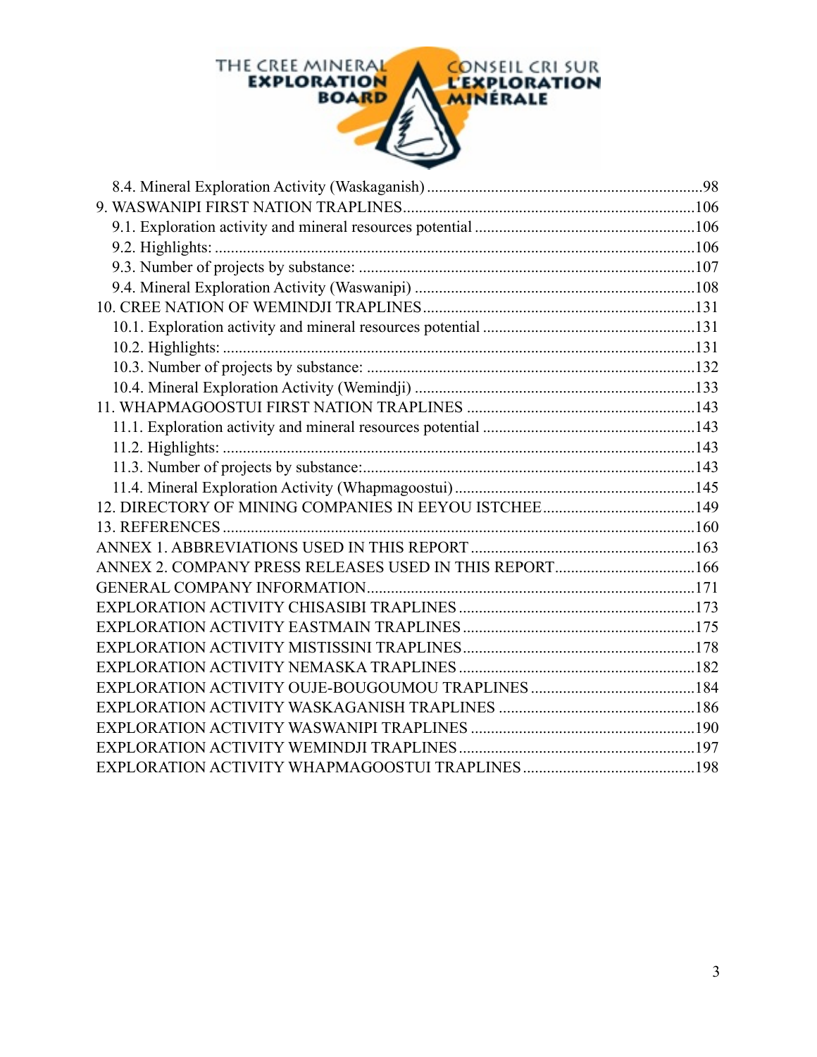8.4. Mineral Exploration Activity (Waskaganish) ....................................................................98
9. WASWANIPI FIRST NATION TRAPLINES........................................................................106
9.1. Exploration activity and mineral resources potential .......................................................106
9.2. Highlights: .......................................................................................................................106
9.3. Number of projects by substance: ...................................................................................107
9.4. Mineral Exploration Activity (Waswanipi) ......................................................................108
10. CREE NATION OF WEMINDJI TRAPLINES...................................................................131
10.1. Exploration activity and mineral resources potential .....................................................131
10.2. Highlights: .....................................................................................................................131
10.3. Number of projects by substance: ..................................................................................132
10.4. Mineral Exploration Activity (Wemindji) ......................................................................133
11. WHAPMAGOOSTUI FIRST NATION TRAPLINES .........................................................143
11.1. Exploration activity and mineral resources potential .....................................................143
11.2. Highlights: .....................................................................................................................143
11.3. Number of projects by substance:...................................................................................143
11.4. Mineral Exploration Activity (Whapmagoostui) ............................................................145
12. DIRECTORY OF MINING COMPANIES IN EEYOU ISTCHEE......................................149
13. REFERENCES .....................................................................................................................160
ANNEX 1. ABBREVIATIONS USED IN THIS REPORT ........................................................163
ANNEX 2. COMPANY PRESS RELEASES USED IN THIS REPORT...................................166
GENERAL COMPANY INFORMATION..................................................................................171
EXPLORATION ACTIVITY CHISASIBI TRAPLINES ...........................................................173
EXPLORATION ACTIVITY EASTMAIN TRAPLINES ..........................................................175
EXPLORATION ACTIVITY MISTISSINI TRAPLINES..........................................................178
EXPLORATION ACTIVITY NEMASKA TRAPLINES ...........................................................182
EXPLORATION ACTIVITY OUJE-BOUGOUMOU TRAPLINES .........................................184
EXPLORATION ACTIVITY WASKAGANISH TRAPLINES .................................................186
EXPLORATION ACTIVITY WASWANIPI TRAPLINES ........................................................190
EXPLORATION ACTIVITY WEMINDJI TRAPLINES ...........................................................197
EXPLORATION ACTIVITY WHAPMAGOOSTUI TRAPLINES ...........................................198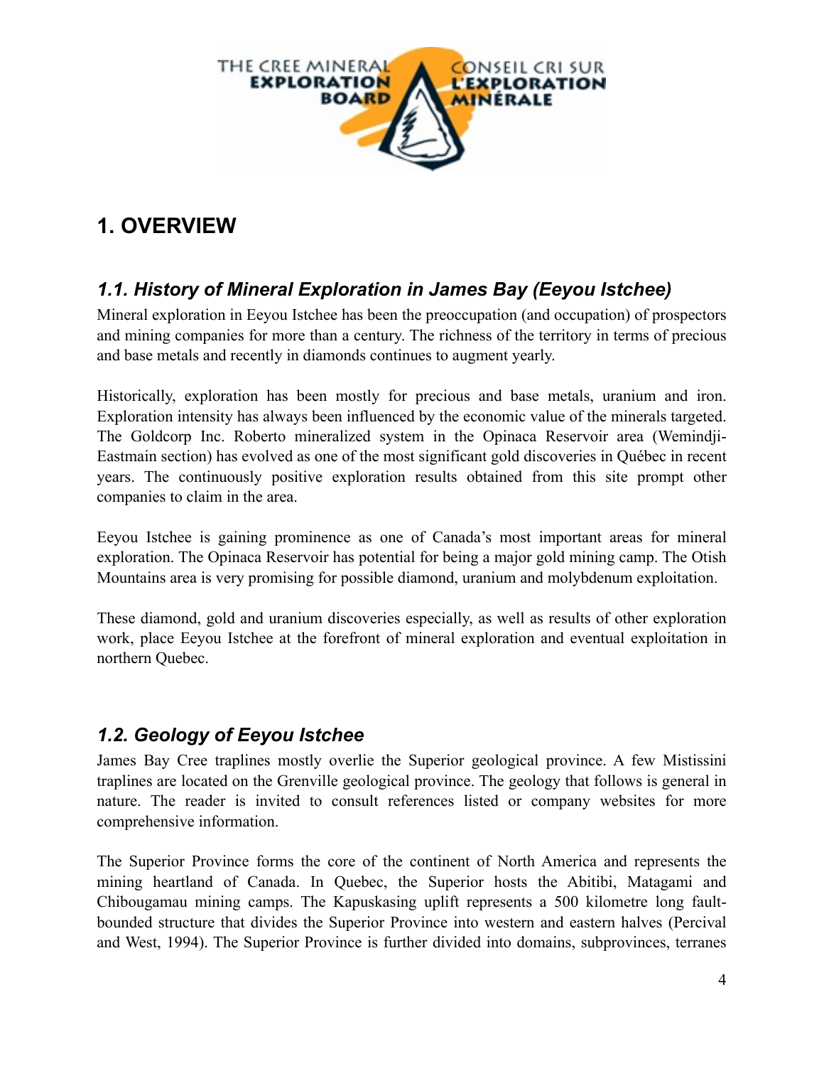# 1. OVERVIEW

## 1.1. History of Mineral Exploration in James Bay (Eeyou Istchee)

Mineral exploration in Eeyou Istchee has been the preoccupation (and occupation) of prospectors and mining companies for more than a century. The richness of the territory in terms of precious and base metals and recently in diamonds continues to augment yearly.

Historically, exploration has been mostly for precious and base metals, uranium and iron. Exploration intensity has always been influenced by the economic value of the minerals targeted. The Goldcorp Inc. Roberto mineralized system in the Opinaca Reservoir area (Wemindji-Eastmain section) has evolved as one of the most significant gold discoveries in Québec in recent years. The continuously positive exploration results obtained from this site prompt other companies to claim in the area.

Eeyou Istchee is gaining prominence as one of Canada's most important areas for mineral exploration. The Opinaca Reservoir has potential for being a major gold mining camp. The Otish Mountains area is very promising for possible diamond, uranium and molybdenum exploitation.

These diamond, gold and uranium discoveries especially, as well as results of other exploration work, place Eeyou Istchee at the forefront of mineral exploration and eventual exploitation in northern Quebec.

## 1.2. Geology of Eeyou Istchee

James Bay Cree traplines mostly overlie the Superior geological province. A few Mistissini traplines are located on the Grenville geological province. The geology that follows is general in nature. The reader is invited to consult references listed or company websites for more comprehensive information.

The Superior Province forms the core of the continent of North America and represents the mining heartland of Canada. In Quebec, the Superior hosts the Abitibi, Matagami and Chibougamau mining camps. The Kapuskasing uplift represents a 500 kilometre long fault-bounded structure that divides the Superior Province into western and eastern halves (Percival and West, 1994). The Superior Province is further divided into domains, subprovinces, terranes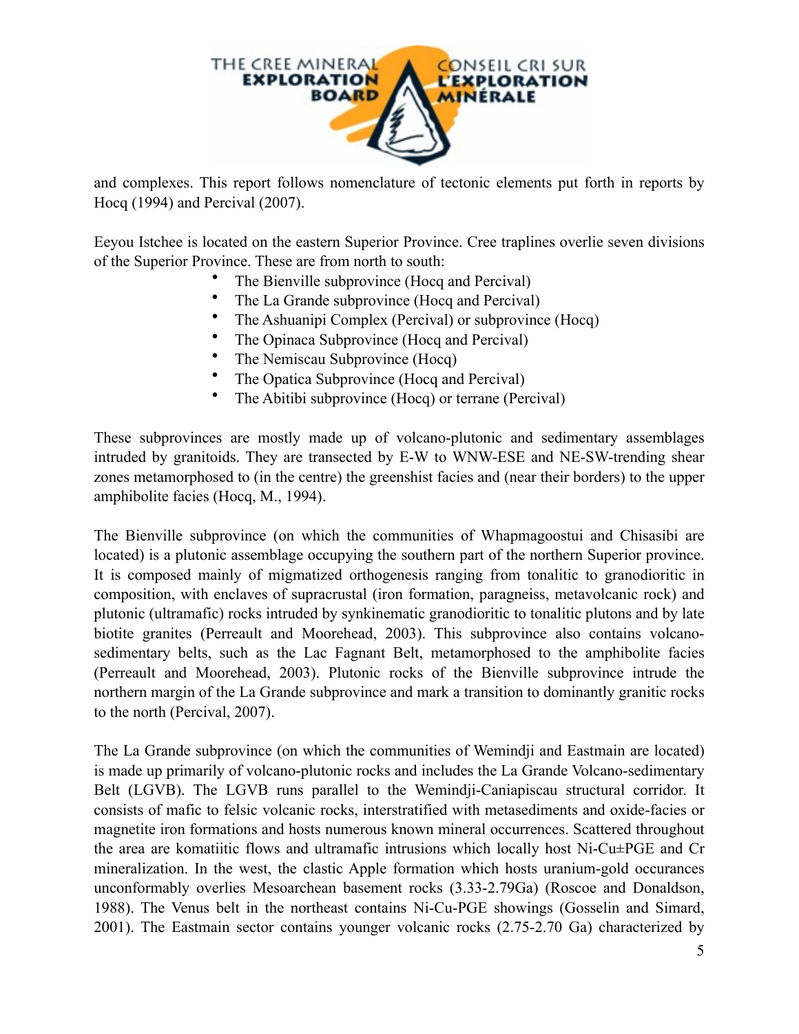and complexes. This report follows nomenclature of tectonic elements put forth in reports by Hocq (1994) and Percival (2007).

Eeyou Istchee is located on the eastern Superior Province. Cree traplines overlie seven divisions of the Superior Province. These are from north to south:

- The Bienville subprovince (Hocq and Percival)
- The La Grande subprovince (Hocq and Percival)
- The Ashuanipi Complex (Percival) or subprovince (Hocq)
- The Opinaca Subprovince (Hocq and Percival)
- The Nemiscau Subprovince (Hocq)
- The Opatica Subprovince (Hocq and Percival)
- The Abitibi subprovince (Hocq) or terrane (Percival)

These subprovinces are mostly made up of volcano-plutonic and sedimentary assemblages intruded by granitoids. They are transected by E-W to WNW-ESE and NE-SW-trending shear zones metamorphosed to (in the centre) the greenshist facies and (near their borders) to the upper amphibolite facies (Hocq, M., 1994).

The Bienville subprovince (on which the communities of Whapmagoostui and Chisasibi are located) is a plutonic assemblage occupying the southern part of the northern Superior province. It is composed mainly of migmatized orthogenesis ranging from tonalitic to granodioritic in composition, with enclaves of supracrustal (iron formation, paragneiss, metavolcanic rock) and plutonic (ultramafic) rocks intruded by synkinematic granodioritic to tonalitic plutons and by late biotite granites (Perreault and Moorehead, 2003). This subprovince also contains volcano-sedimentary belts, such as the Lac Fagnant Belt, metamorphosed to the amphibolite facies (Perreault and Moorehead, 2003). Plutonic rocks of the Bienville subprovince intrude the northern margin of the La Grande subprovince and mark a transition to dominantly granitic rocks to the north (Percival, 2007).

The La Grande subprovince (on which the communities of Wemindji and Eastmain are located) is made up primarily of volcano-plutonic rocks and includes the La Grande Volcano-sedimentary Belt (LGVB). The LGVB runs parallel to the Wemindji-Caniapiscau structural corridor. It consists of mafic to felsic volcanic rocks, interstratified with metasediments and oxide-facies or magnetite iron formations and hosts numerous known mineral occurrences. Scattered throughout the area are komatiitic flows and ultramafic intrusions which locally host Ni-Cu±PGE and Cr mineralization. In the west, the clastic Apple formation which hosts uranium-gold occurances unconformably overlies Mesoarchean basement rocks (3.33-2.79Ga) (Roscoe and Donaldson, 1988). The Venus belt in the northeast contains Ni-Cu-PGE showings (Gosselin and Simard, 2001). The Eastmain sector contains younger volcanic rocks (2.75-2.70 Ga) characterized by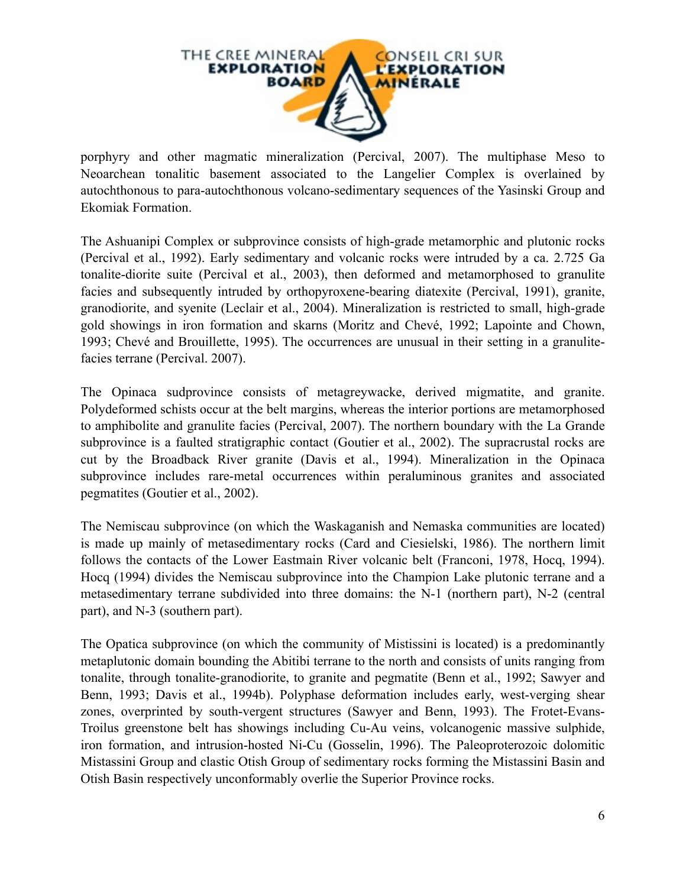porphyry and other magmatic mineralization (Percival, 2007). The multiphase Meso to Neoarchean tonalitic basement associated to the Langelier Complex is overlained by autochthonous to para-autochthonous volcano-sedimentary sequences of the Yasinski Group and Ekomiak Formation.

The Ashuanipi Complex or subprovince consists of high-grade metamorphic and plutonic rocks (Percival et al., 1992). Early sedimentary and volcanic rocks were intruded by a ca. 2.725 Ga tonalite-diorite suite (Percival et al., 2003), then deformed and metamorphosed to granulite facies and subsequently intruded by orthopyroxene-bearing diatexite (Percival, 1991), granite, granodiorite, and syenite (Leclair et al., 2004). Mineralization is restricted to small, high-grade gold showings in iron formation and skarns (Moritz and Chevé, 1992; Lapointe and Chown, 1993; Chevé and Brouillette, 1995). The occurrences are unusual in their setting in a granulite-facies terrane (Percival. 2007).

The Opinaca sudprovince consists of metagreywacke, derived migmatite, and granite. Polydeformed schists occur at the belt margins, whereas the interior portions are metamorphosed to amphibolite and granulite facies (Percival, 2007). The northern boundary with the La Grande subprovince is a faulted stratigraphic contact (Goutier et al., 2002). The supracrustal rocks are cut by the Broadback River granite (Davis et al., 1994). Mineralization in the Opinaca subprovince includes rare-metal occurrences within peraluminous granites and associated pegmatites (Goutier et al., 2002).

The Nemiscau subprovince (on which the Waskaganish and Nemaska communities are located) is made up mainly of metasedimentary rocks (Card and Ciesielski, 1986). The northern limit follows the contacts of the Lower Eastmain River volcanic belt (Franconi, 1978, Hocq, 1994). Hocq (1994) divides the Nemiscau subprovince into the Champion Lake plutonic terrane and a metasedimentary terrane subdivided into three domains: the N-1 (northern part), N-2 (central part), and N-3 (southern part).

The Opatica subprovince (on which the community of Mistissini is located) is a predominantly metaplutonic domain bounding the Abitibi terrane to the north and consists of units ranging from tonalite, through tonalite-granodiorite, to granite and pegmatite (Benn et al., 1992; Sawyer and Benn, 1993; Davis et al., 1994b). Polyphase deformation includes early, west-verging shear zones, overprinted by south-vergent structures (Sawyer and Benn, 1993). The Frotet-Evans-Troilus greenstone belt has showings including Cu-Au veins, volcanogenic massive sulphide, iron formation, and intrusion-hosted Ni-Cu (Gosselin, 1996). The Paleoproterozoic dolomitic Mistassini Group and clastic Otish Group of sedimentary rocks forming the Mistassini Basin and Otish Basin respectively unconformably overlie the Superior Province rocks.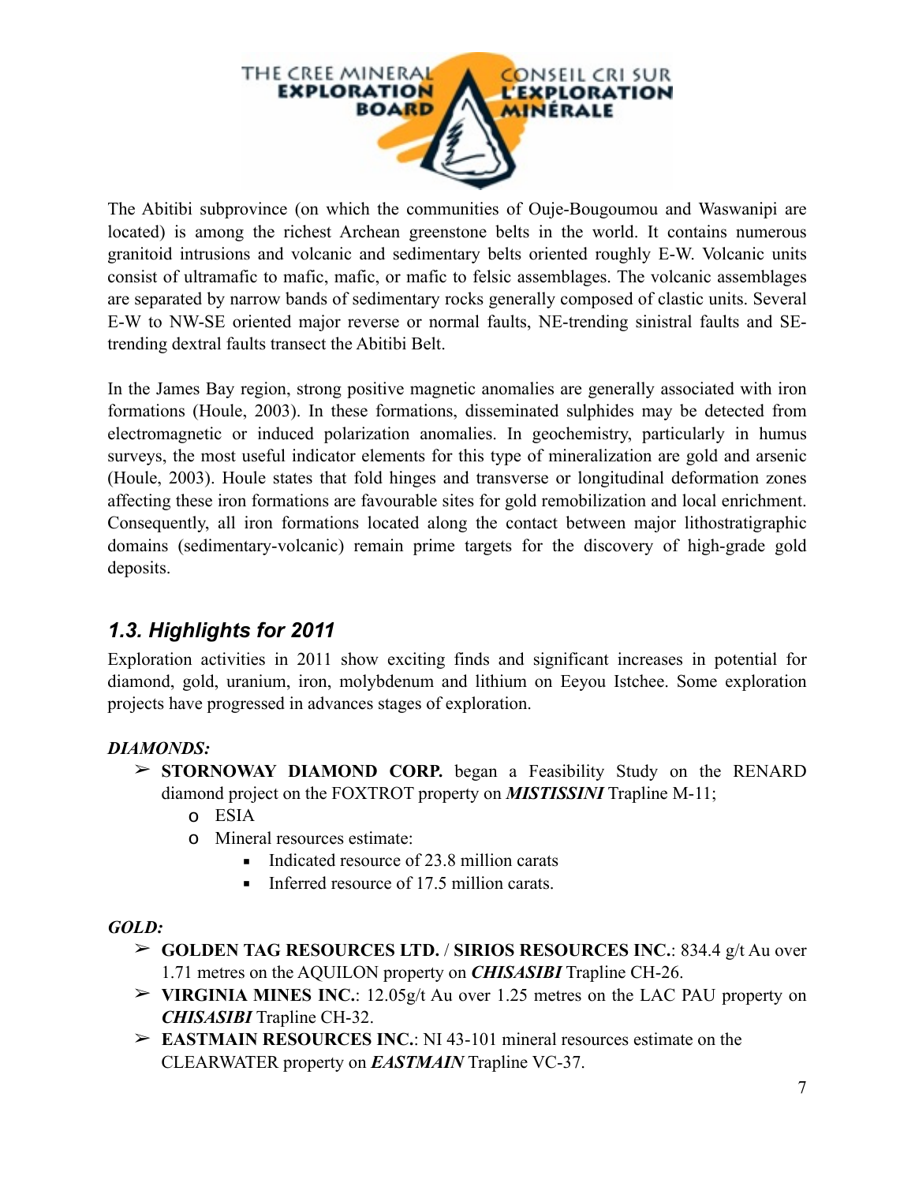The Abitibi subprovince (on which the communities of Ouje-Bougoumou and Waswanipi are located) is among the richest Archean greenstone belts in the world. It contains numerous granitoid intrusions and volcanic and sedimentary belts oriented roughly E-W. Volcanic units consist of ultramafic to mafic, mafic, or mafic to felsic assemblages. The volcanic assemblages are separated by narrow bands of sedimentary rocks generally composed of clastic units. Several E-W to NW-SE oriented major reverse or normal faults, NE-trending sinistral faults and SE-trending dextral faults transect the Abitibi Belt.

In the James Bay region, strong positive magnetic anomalies are generally associated with iron formations (Houle, 2003). In these formations, disseminated sulphides may be detected from electromagnetic or induced polarization anomalies. In geochemistry, particularly in humus surveys, the most useful indicator elements for this type of mineralization are gold and arsenic (Houle, 2003). Houle states that fold hinges and transverse or longitudinal deformation zones affecting these iron formations are favourable sites for gold remobilization and local enrichment. Consequently, all iron formations located along the contact between major lithostratigraphic domains (sedimentary-volcanic) remain prime targets for the discovery of high-grade gold deposits.

## *1.3. Highlights for 2011*

Exploration activities in 2011 show exciting finds and significant increases in potential for diamond, gold, uranium, iron, molybdenum and lithium on Eeyou Istchee. Some exploration projects have progressed in advances stages of exploration.

***DIAMONDS:***

- **STORNOWAY DIAMOND CORP.** began a Feasibility Study on the RENARD diamond project on the FOXTROT property on ***MISTISSINI*** Trapline M-11;
  - ESIA
  - Mineral resources estimate:
    - Indicated resource of 23.8 million carats
    - Inferred resource of 17.5 million carats.

***GOLD:***

- **GOLDEN TAG RESOURCES LTD.** / **SIRIOS RESOURCES INC.**: 834.4 g/t Au over 1.71 metres on the AQUILON property on ***CHISASIBI*** Trapline CH-26.
- **VIRGINIA MINES INC.**: 12.05g/t Au over 1.25 metres on the LAC PAU property on ***CHISASIBI*** Trapline CH-32.
- **EASTMAIN RESOURCES INC.**: NI 43-101 mineral resources estimate on the CLEARWATER property on ***EASTMAIN*** Trapline VC-37.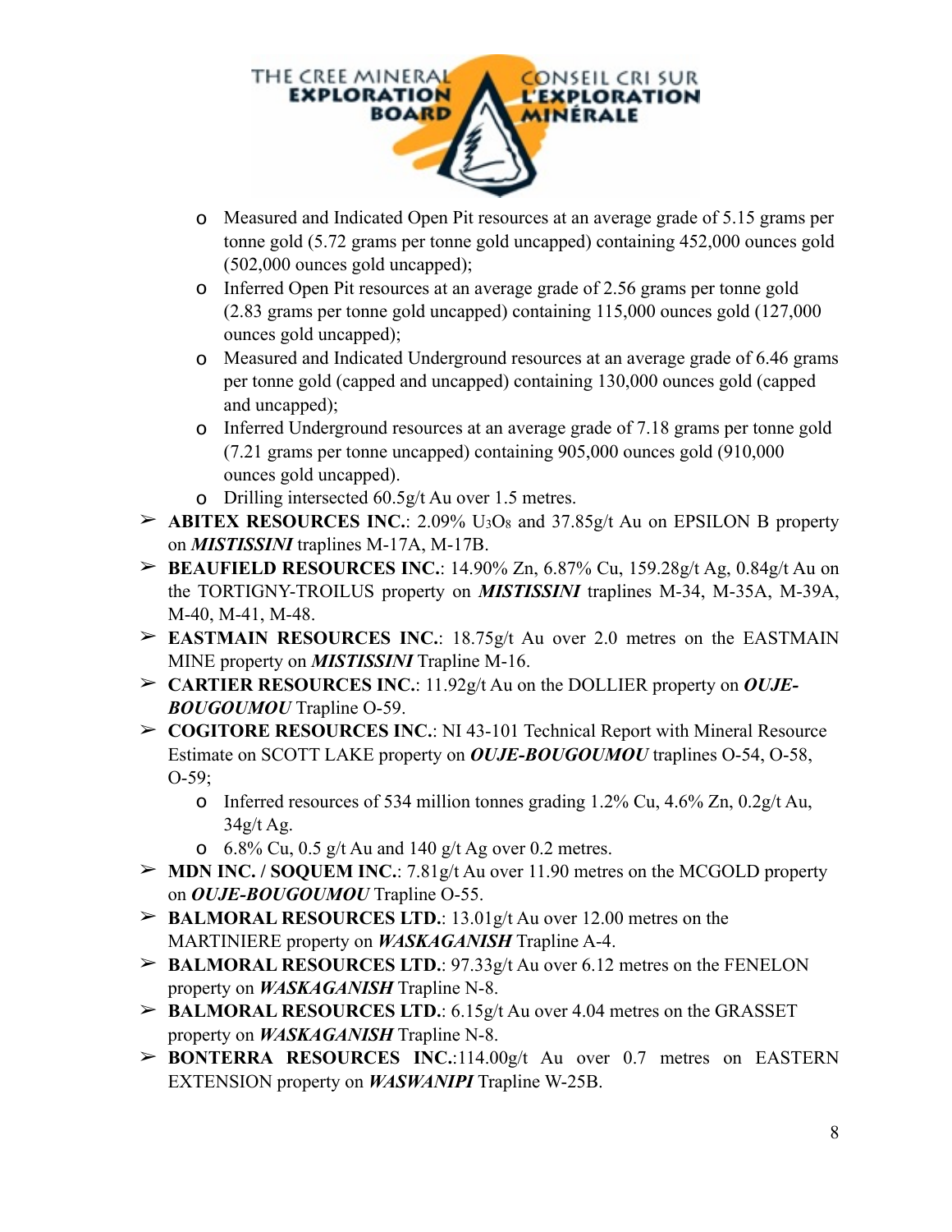- Measured and Indicated Open Pit resources at an average grade of 5.15 grams per tonne gold (5.72 grams per tonne gold uncapped) containing 452,000 ounces gold (502,000 ounces gold uncapped);
    - Inferred Open Pit resources at an average grade of 2.56 grams per tonne gold (2.83 grams per tonne gold uncapped) containing 115,000 ounces gold (127,000 ounces gold uncapped);
    - Measured and Indicated Underground resources at an average grade of 6.46 grams per tonne gold (capped and uncapped) containing 130,000 ounces gold (capped and uncapped);
    - Inferred Underground resources at an average grade of 7.18 grams per tonne gold (7.21 grams per tonne uncapped) containing 905,000 ounces gold (910,000 ounces gold uncapped).
    - Drilling intersected 60.5g/t Au over 1.5 metres.
- **ABITEX RESOURCES INC.**: 2.09% $U_3O_8$ and 37.85g/t Au on EPSILON B property on ***MISTISSINI*** traplines M-17A, M-17B.
- **BEAUFIELD RESOURCES INC.**: 14.90% Zn, 6.87% Cu, 159.28g/t Ag, 0.84g/t Au on the TORTIGNY-TROILUS property on ***MISTISSINI*** traplines M-34, M-35A, M-39A, M-40, M-41, M-48.
- **EASTMAIN RESOURCES INC.**: 18.75g/t Au over 2.0 metres on the EASTMAIN MINE property on ***MISTISSINI*** Trapline M-16.
- **CARTIER RESOURCES INC.**: 11.92g/t Au on the DOLLIER property on ***OUJE-BOUGOUMOU*** Trapline O-59.
- **COGITORE RESOURCES INC.**: NI 43-101 Technical Report with Mineral Resource Estimate on SCOTT LAKE property on ***OUJE-BOUGOUMOU*** traplines O-54, O-58, O-59;
    - Inferred resources of 534 million tonnes grading 1.2% Cu, 4.6% Zn, 0.2g/t Au, 34g/t Ag.
    - 6.8% Cu, 0.5 g/t Au and 140 g/t Ag over 0.2 metres.
- **MDN INC. / SOQUEM INC.**: 7.81g/t Au over 11.90 metres on the MCGOLD property on ***OUJE-BOUGOUMOU*** Trapline O-55.
- **BALMORAL RESOURCES LTD.**: 13.01g/t Au over 12.00 metres on the MARTINIERE property on ***WASKAGANISH*** Trapline A-4.
- **BALMORAL RESOURCES LTD.**: 97.33g/t Au over 6.12 metres on the FENELON property on ***WASKAGANISH*** Trapline N-8.
- **BALMORAL RESOURCES LTD.**: 6.15g/t Au over 4.04 metres on the GRASSET property on ***WASKAGANISH*** Trapline N-8.
- **BONTERRA RESOURCES INC.**:114.00g/t Au over 0.7 metres on EASTERN EXTENSION property on ***WASWANIPI*** Trapline W-25B.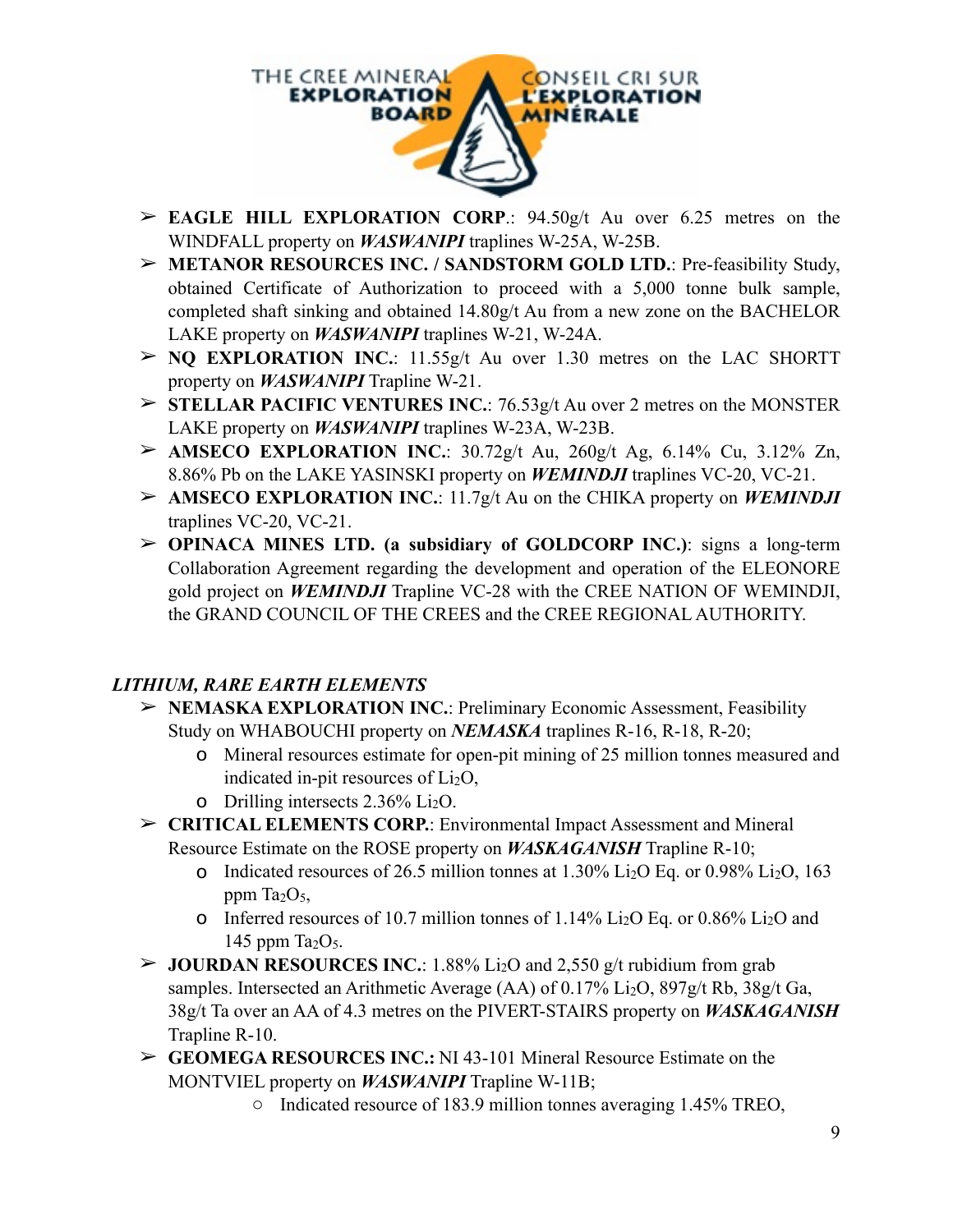- **EAGLE HILL EXPLORATION CORP**.: 94.50g/t Au over 6.25 metres on the WINDFALL property on ***WASWANIPI*** traplines W-25A, W-25B.
- **METANOR RESOURCES INC. / SANDSTORM GOLD LTD.**: Pre-feasibility Study, obtained Certificate of Authorization to proceed with a 5,000 tonne bulk sample, completed shaft sinking and obtained 14.80g/t Au from a new zone on the BACHELOR LAKE property on ***WASWANIPI*** traplines W-21, W-24A.
- **NQ EXPLORATION INC.**: 11.55g/t Au over 1.30 metres on the LAC SHORTT property on ***WASWANIPI*** Trapline W-21.
- **STELLAR PACIFIC VENTURES INC.**: 76.53g/t Au over 2 metres on the MONSTER LAKE property on ***WASWANIPI*** traplines W-23A, W-23B.
- **AMSECO EXPLORATION INC.**: 30.72g/t Au, 260g/t Ag, 6.14% Cu, 3.12% Zn, 8.86% Pb on the LAKE YASINSKI property on ***WEMINDJI*** traplines VC-20, VC-21.
- **AMSECO EXPLORATION INC.**: 11.7g/t Au on the CHIKA property on ***WEMINDJI*** traplines VC-20, VC-21.
- **OPINACA MINES LTD. (a subsidiary of GOLDCORP INC.)**: signs a long-term Collaboration Agreement regarding the development and operation of the ELEONORE gold project on ***WEMINDJI*** Trapline VC-28 with the CREE NATION OF WEMINDJI, the GRAND COUNCIL OF THE CREES and the CREE REGIONAL AUTHORITY.

***LITHIUM, RARE EARTH ELEMENTS***

- **NEMASKA EXPLORATION INC.**: Preliminary Economic Assessment, Feasibility Study on WHABOUCHI property on ***NEMASKA*** traplines R-16, R-18, R-20;
  - Mineral resources estimate for open-pit mining of 25 million tonnes measured and indicated in-pit resources of $Li_2O$,
  - Drilling intersects 2.36% $Li_2O$.
- **CRITICAL ELEMENTS CORP.**: Environmental Impact Assessment and Mineral Resource Estimate on the ROSE property on ***WASKAGANISH*** Trapline R-10;
  - Indicated resources of 26.5 million tonnes at 1.30% $Li_2O$ Eq. or 0.98% $Li_2O$, 163 ppm $Ta_2O_5$,
  - Inferred resources of 10.7 million tonnes of 1.14% $Li_2O$ Eq. or 0.86% $Li_2O$ and 145 ppm $Ta_2O_5$.
- **JOURDAN RESOURCES INC.**: 1.88% $Li_2O$ and 2,550 g/t rubidium from grab samples. Intersected an Arithmetic Average (AA) of 0.17% $Li_2O$, 897g/t Rb, 38g/t Ga, 38g/t Ta over an AA of 4.3 metres on the PIVERT-STAIRS property on ***WASKAGANISH*** Trapline R-10.
- **GEOMEGA RESOURCES INC.:** NI 43-101 Mineral Resource Estimate on the MONTVIEL property on ***WASWANIPI*** Trapline W-11B;
  - Indicated resource of 183.9 million tonnes averaging 1.45% TREO,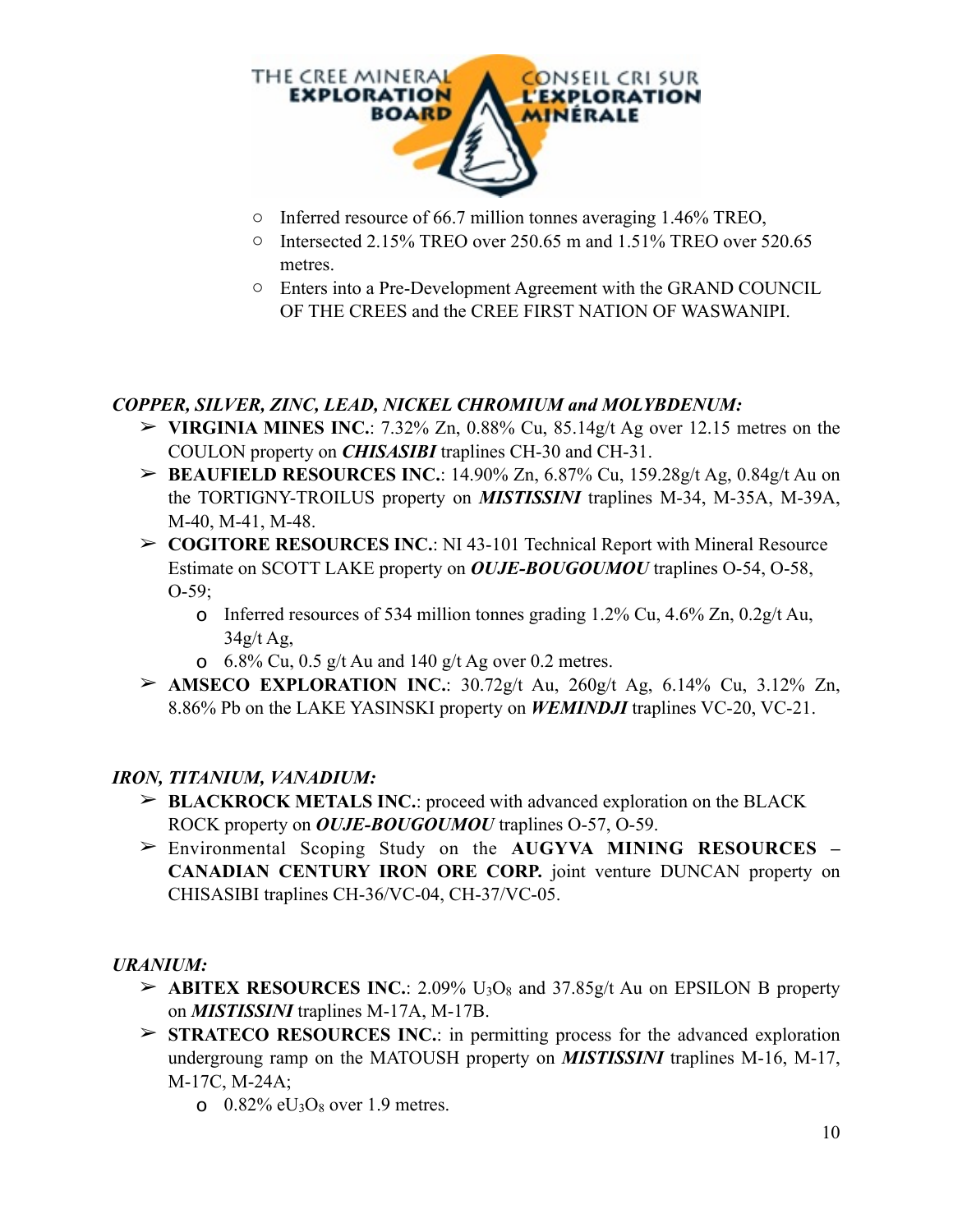- Inferred resource of 66.7 million tonnes averaging 1.46% TREO,
- Intersected 2.15% TREO over 250.65 m and 1.51% TREO over 520.65 metres.
- Enters into a Pre-Development Agreement with the GRAND COUNCIL OF THE CREES and the CREE FIRST NATION OF WASWANIPI.

***COPPER, SILVER, ZINC, LEAD, NICKEL CHROMIUM and MOLYBDENUM:***

- **VIRGINIA MINES INC.**: 7.32% Zn, 0.88% Cu, 85.14g/t Ag over 12.15 metres on the COULON property on ***CHISASIBI*** traplines CH-30 and CH-31.
- **BEAUFIELD RESOURCES INC.**: 14.90% Zn, 6.87% Cu, 159.28g/t Ag, 0.84g/t Au on the TORTIGNY-TROILUS property on ***MISTISSINI*** traplines M-34, M-35A, M-39A, M-40, M-41, M-48.
- **COGITORE RESOURCES INC.**: NI 43-101 Technical Report with Mineral Resource Estimate on SCOTT LAKE property on ***OUJE-BOUGOUMOU*** traplines O-54, O-58, O-59;
  - Inferred resources of 534 million tonnes grading 1.2% Cu, 4.6% Zn, 0.2g/t Au, 34g/t Ag,
  - 6.8% Cu, 0.5 g/t Au and 140 g/t Ag over 0.2 metres.
- **AMSECO EXPLORATION INC.**: 30.72g/t Au, 260g/t Ag, 6.14% Cu, 3.12% Zn, 8.86% Pb on the LAKE YASINSKI property on ***WEMINDJI*** traplines VC-20, VC-21.

***IRON, TITANIUM, VANADIUM:***

- **BLACKROCK METALS INC.**: proceed with advanced exploration on the BLACK ROCK property on ***OUJE-BOUGOUMOU*** traplines O-57, O-59.
- Environmental Scoping Study on the **AUGYVA MINING RESOURCES – CANADIAN CENTURY IRON ORE CORP.** joint venture DUNCAN property on CHISASIBI traplines CH-36/VC-04, CH-37/VC-05.

***URANIUM:***

- **ABITEX RESOURCES INC.**: 2.09% $U_3O_8$ and 37.85g/t Au on EPSILON B property on ***MISTISSINI*** traplines M-17A, M-17B.
- **STRATECO RESOURCES INC.**: in permitting process for the advanced exploration undergroung ramp on the MATOUSH property on ***MISTISSINI*** traplines M-16, M-17, M-17C, M-24A;
  - 0.82% $eU_3O_8$ over 1.9 metres.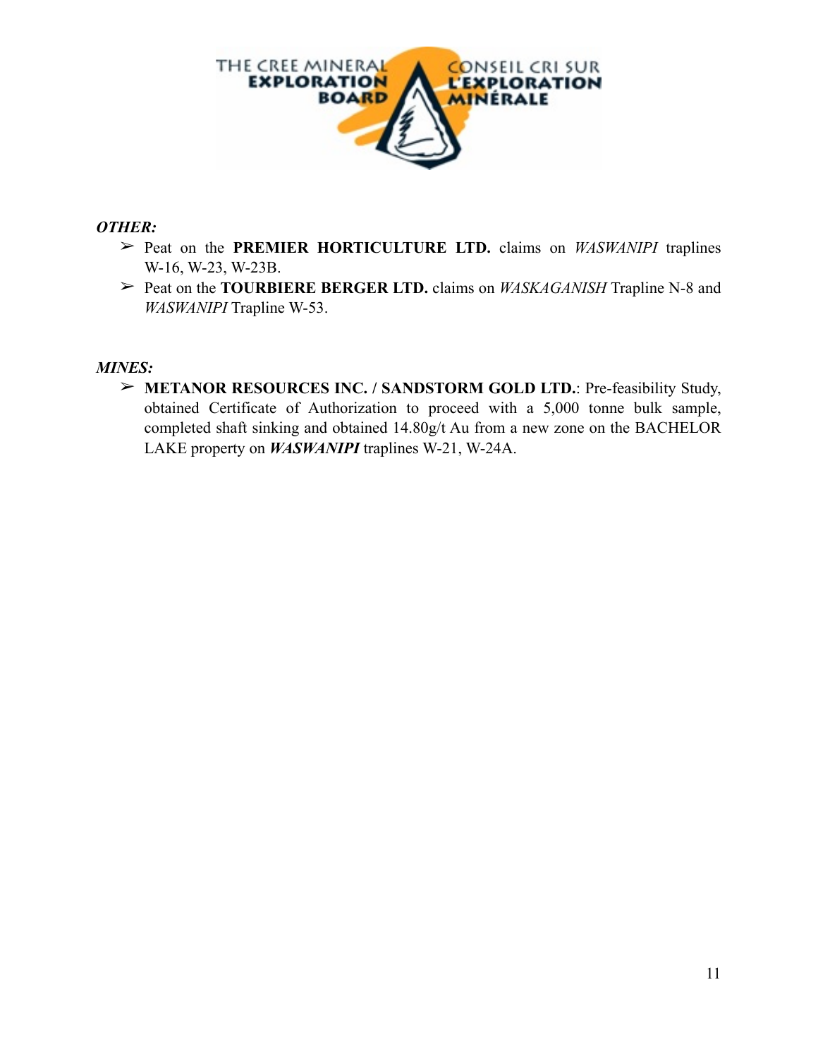***OTHER:***

- Peat on the **PREMIER HORTICULTURE LTD.** claims on *WASWANIPI* traplines W-16, W-23, W-23B.
- Peat on the **TOURBIERE BERGER LTD.** claims on *WASKAGANISH* Trapline N-8 and *WASWANIPI* Trapline W-53.

***MINES:***

- **METANOR RESOURCES INC. / SANDSTORM GOLD LTD.**: Pre-feasibility Study, obtained Certificate of Authorization to proceed with a 5,000 tonne bulk sample, completed shaft sinking and obtained 14.80g/t Au from a new zone on the BACHELOR LAKE property on ***WASWANIPI*** traplines W-21, W-24A.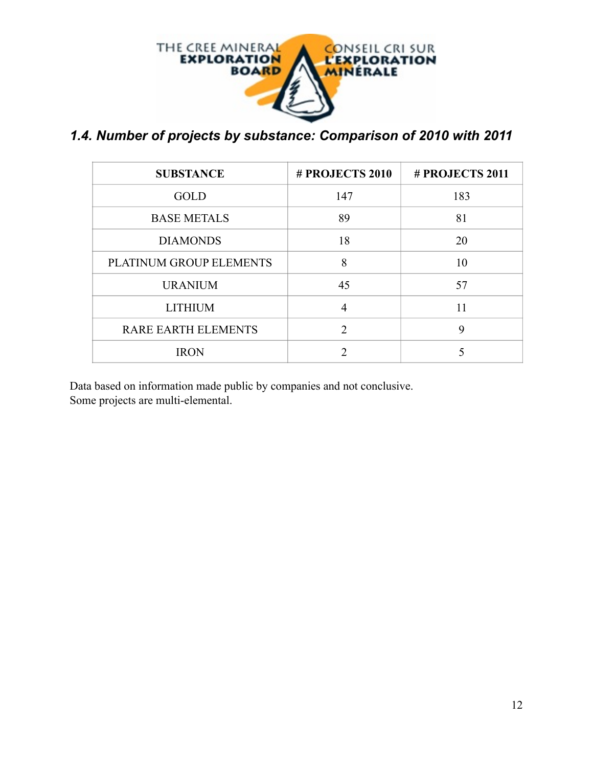## *1.4. Number of projects by substance: Comparison of 2010 with 2011*

| SUBSTANCE | # PROJECTS 2010 | # PROJECTS 2011 |
|---|---|---|
| GOLD | 147 | 183 |
| BASE METALS | 89 | 81 |
| DIAMONDS | 18 | 20 |
| PLATINUM GROUP ELEMENTS | 8 | 10 |
| URANIUM | 45 | 57 |
| LITHIUM | 4 | 11 |
| RARE EARTH ELEMENTS | 2 | 9 |
| IRON | 2 | 5 |

Data based on information made public by companies and not conclusive.
Some projects are multi-elemental.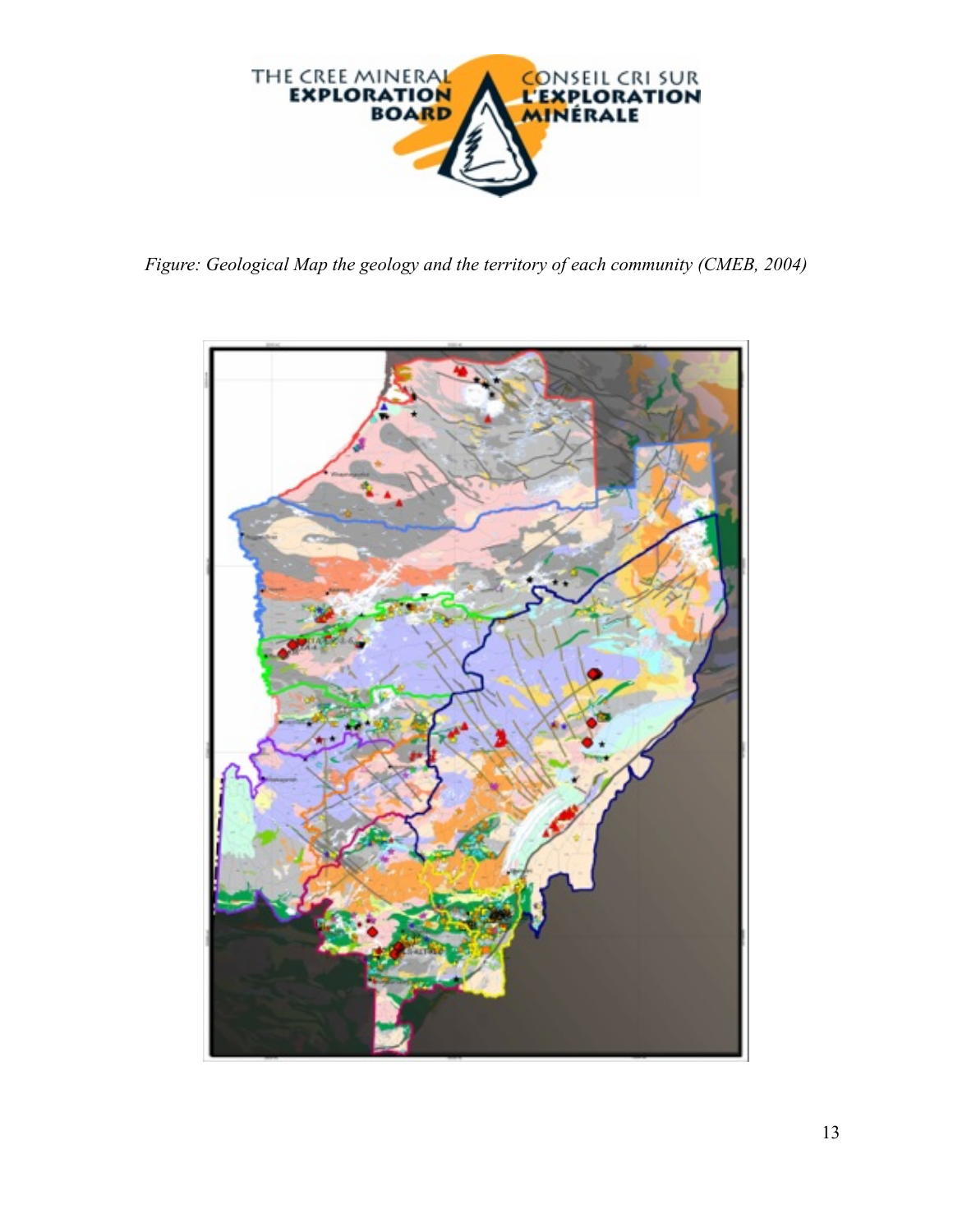*Figure: Geological Map the geology and the territory of each community (CMEB, 2004)*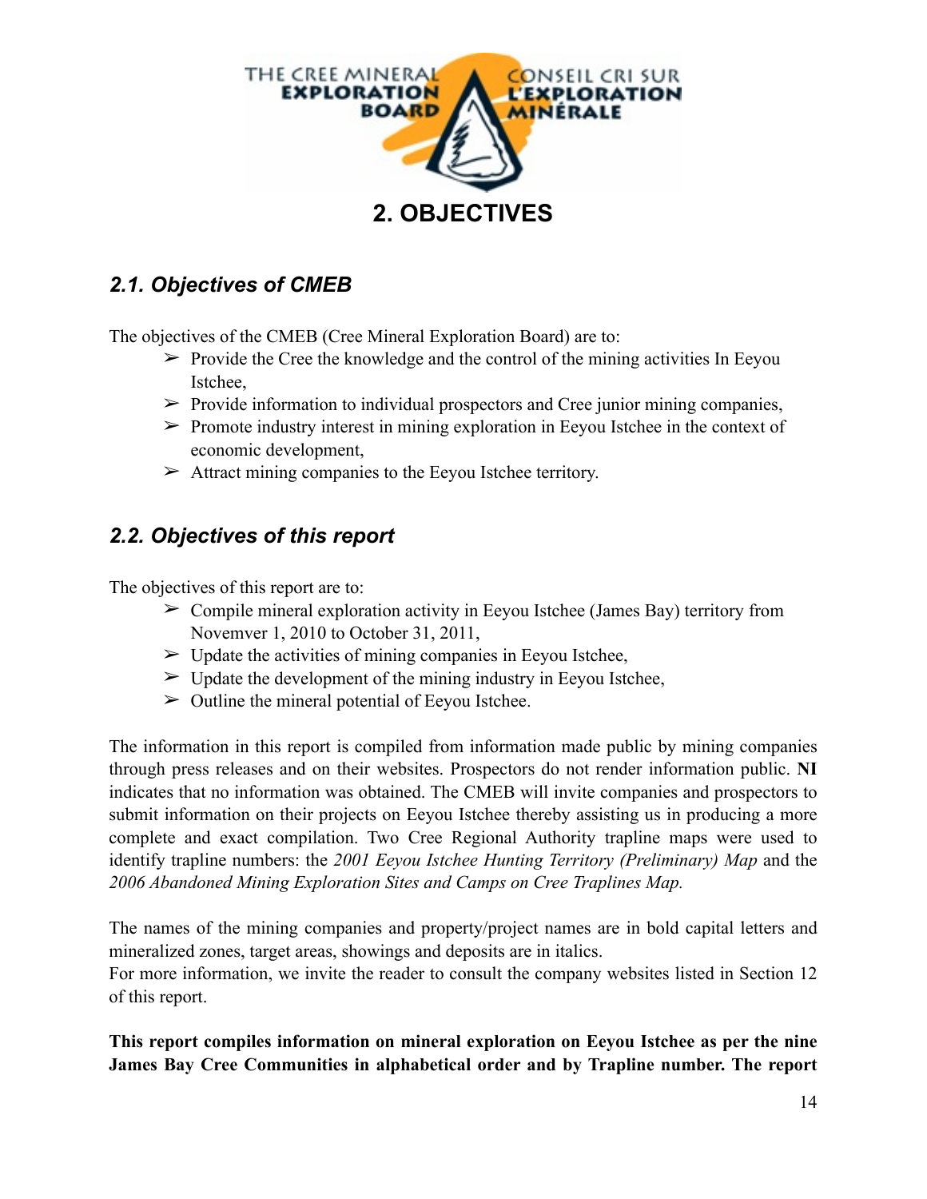# 2. OBJECTIVES

## *2.1. Objectives of CMEB*

The objectives of the CMEB (Cree Mineral Exploration Board) are to:

- ➢ Provide the Cree the knowledge and the control of the mining activities In Eeyou Istchee,
- ➢ Provide information to individual prospectors and Cree junior mining companies,
- ➢ Promote industry interest in mining exploration in Eeyou Istchee in the context of economic development,
- ➢ Attract mining companies to the Eeyou Istchee territory.

## *2.2. Objectives of this report*

The objectives of this report are to:

- ➢ Compile mineral exploration activity in Eeyou Istchee (James Bay) territory from Novemver 1, 2010 to October 31, 2011,
- ➢ Update the activities of mining companies in Eeyou Istchee,
- ➢ Update the development of the mining industry in Eeyou Istchee,
- ➢ Outline the mineral potential of Eeyou Istchee.

The information in this report is compiled from information made public by mining companies through press releases and on their websites. Prospectors do not render information public. **NI** indicates that no information was obtained. The CMEB will invite companies and prospectors to submit information on their projects on Eeyou Istchee thereby assisting us in producing a more complete and exact compilation. Two Cree Regional Authority trapline maps were used to identify trapline numbers: the *2001 Eeyou Istchee Hunting Territory (Preliminary) Map* and the *2006 Abandoned Mining Exploration Sites and Camps on Cree Traplines Map.*

The names of the mining companies and property/project names are in bold capital letters and mineralized zones, target areas, showings and deposits are in italics.
For more information, we invite the reader to consult the company websites listed in Section 12 of this report.

**This report compiles information on mineral exploration on Eeyou Istchee as per the nine James Bay Cree Communities in alphabetical order and by Trapline number. The report**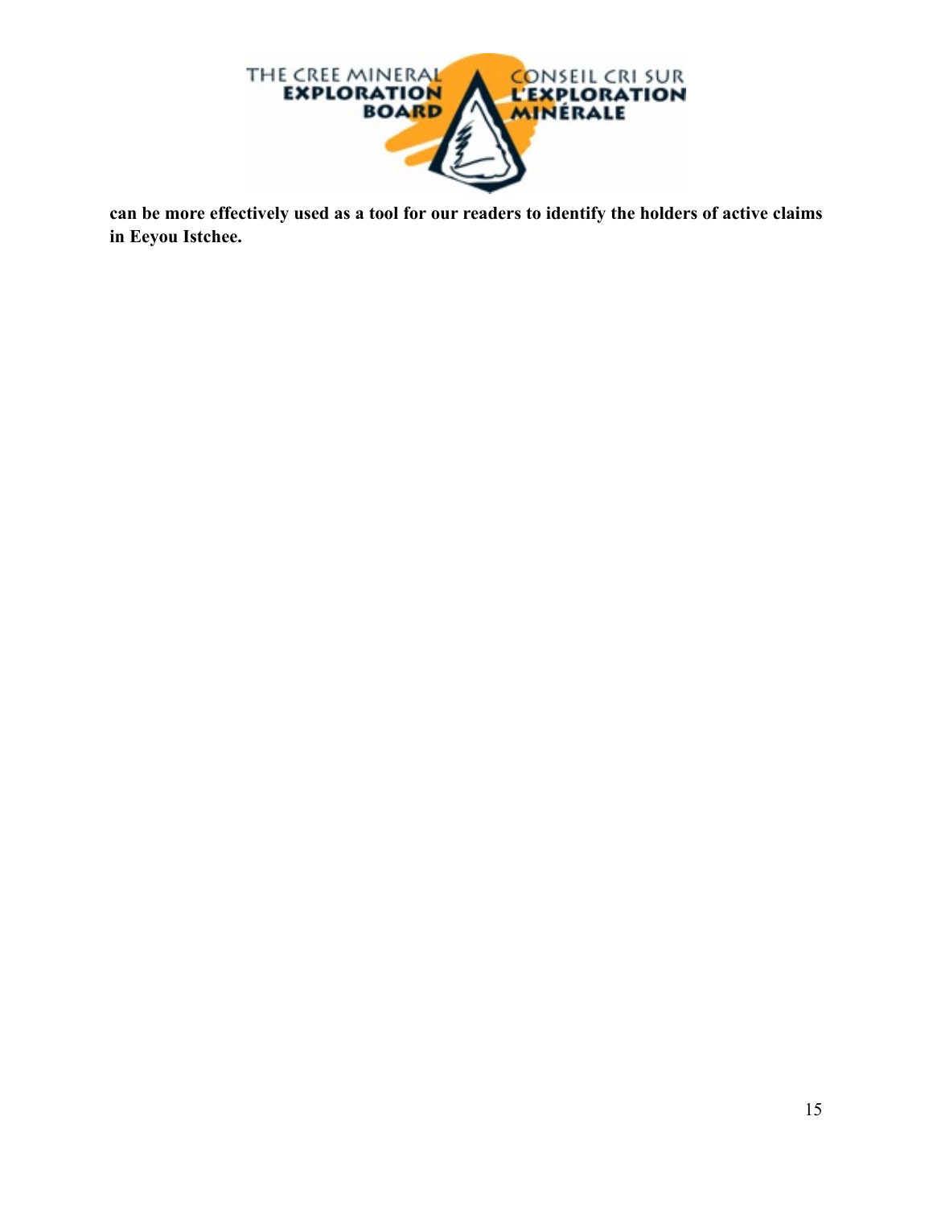**can be more effectively used as a tool for our readers to identify the holders of active claims in Eeyou Istchee.**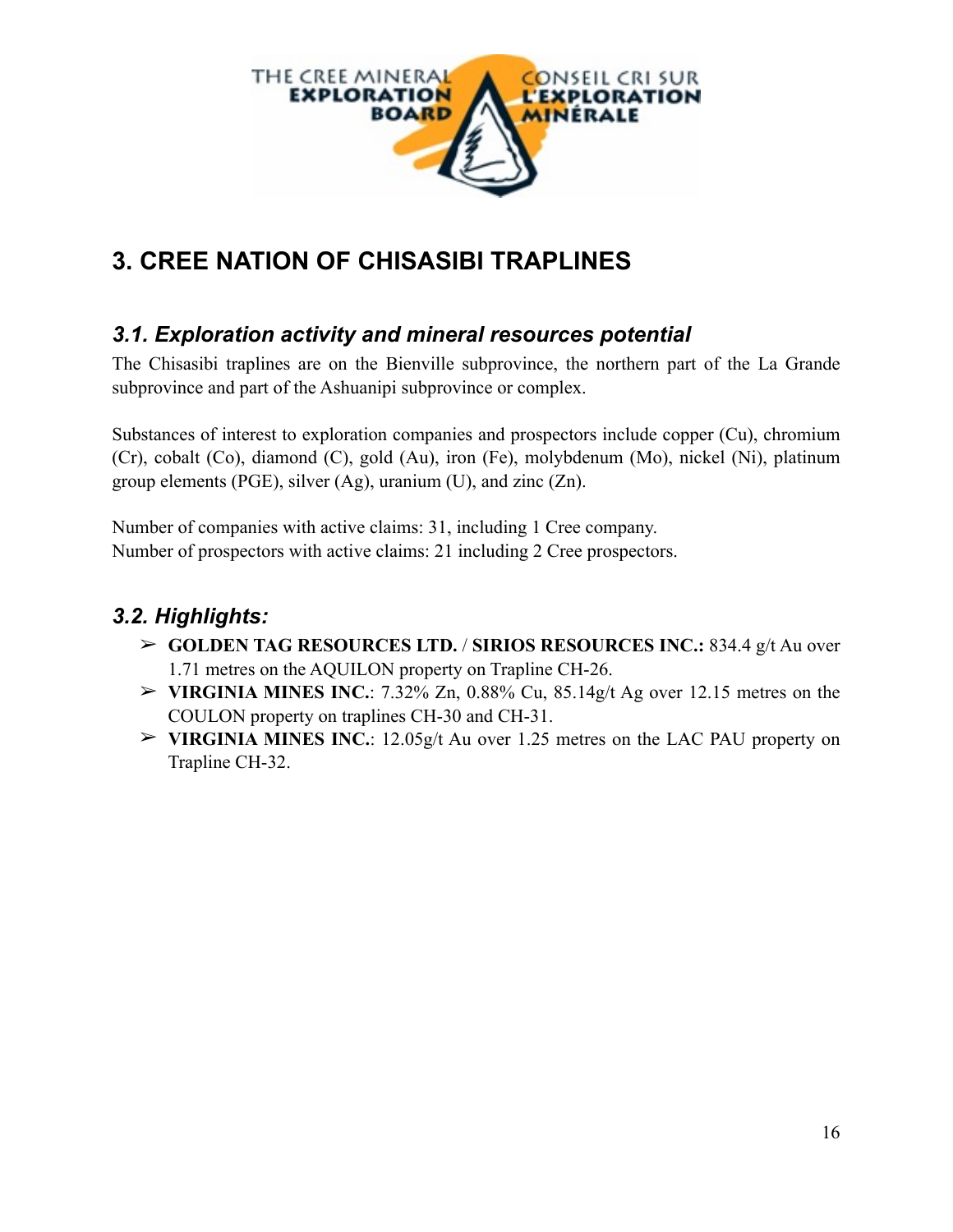# 3. CREE NATION OF CHISASIBI TRAPLINES

## *3.1. Exploration activity and mineral resources potential*

The Chisasibi traplines are on the Bienville subprovince, the northern part of the La Grande subprovince and part of the Ashuanipi subprovince or complex.

Substances of interest to exploration companies and prospectors include copper (Cu), chromium (Cr), cobalt (Co), diamond (C), gold (Au), iron (Fe), molybdenum (Mo), nickel (Ni), platinum group elements (PGE), silver (Ag), uranium (U), and zinc (Zn).

Number of companies with active claims: 31, including 1 Cree company.
Number of prospectors with active claims: 21 including 2 Cree prospectors.

## *3.2. Highlights:*

- **GOLDEN TAG RESOURCES LTD.** / **SIRIOS RESOURCES INC.:** 834.4 g/t Au over 1.71 metres on the AQUILON property on Trapline CH-26.
- **VIRGINIA MINES INC.**: 7.32% Zn, 0.88% Cu, 85.14g/t Ag over 12.15 metres on the COULON property on traplines CH-30 and CH-31.
- **VIRGINIA MINES INC.**: 12.05g/t Au over 1.25 metres on the LAC PAU property on Trapline CH-32.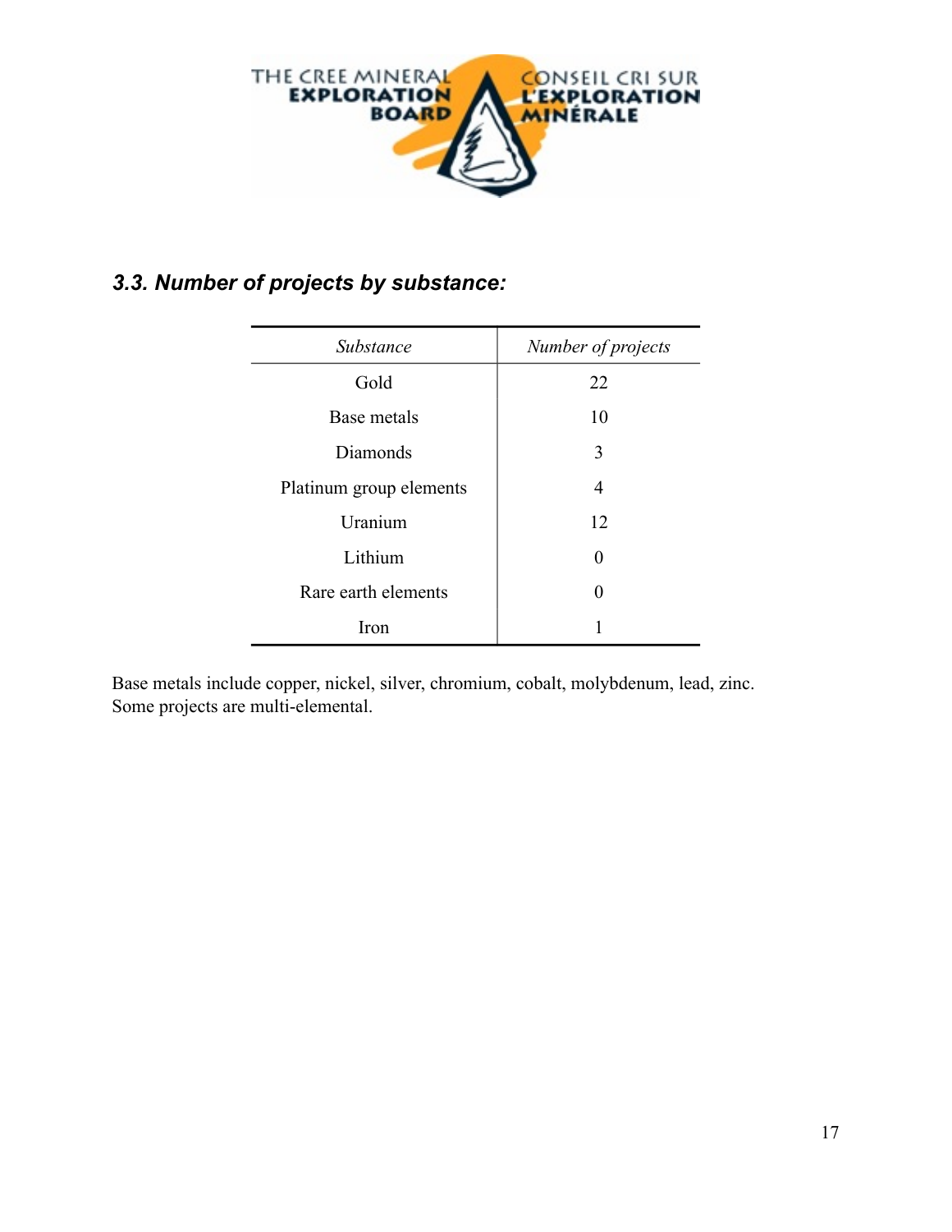### *3.3. Number of projects by substance:*

| *Substance* | *Number of projects* |
|---|---|
| Gold | 22 |
| Base metals | 10 |
| Diamonds | 3 |
| Platinum group elements | 4 |
| Uranium | 12 |
| Lithium | 0 |
| Rare earth elements | 0 |
| Iron | 1 |

Base metals include copper, nickel, silver, chromium, cobalt, molybdenum, lead, zinc.
Some projects are multi-elemental.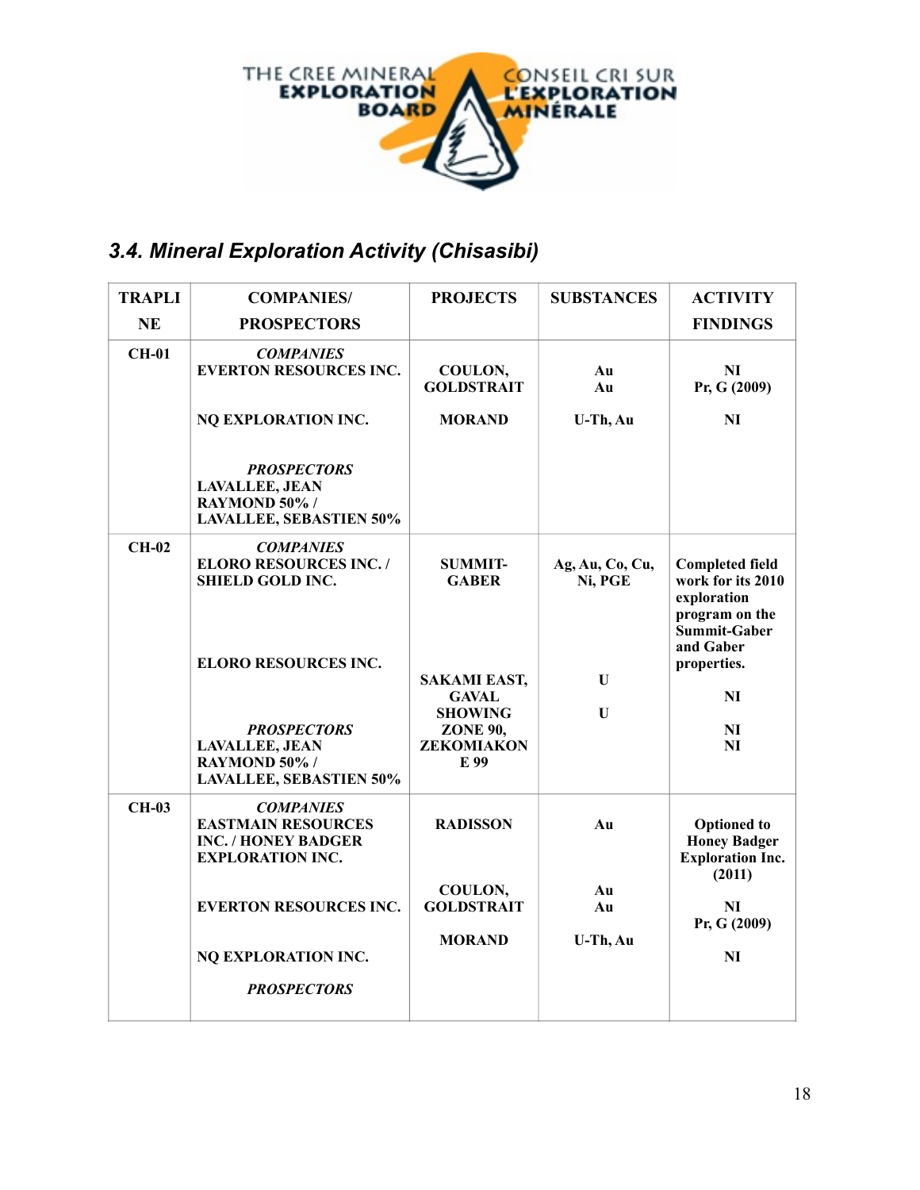## 3.4. Mineral Exploration Activity (Chisasibi)

| TRAPLINE | COMPANIES/ PROSPECTORS | PROJECTS | SUBSTANCES | ACTIVITY FINDINGS |
|---|---|---|---|---|
| CH-01 | ***COMPANIES*** | | | |
| | **EVERTON RESOURCES INC.** | **COULON, GOLDSTRAIT** | **Au Au** | **NI Pr, G (2009)** |
| | **NQ EXPLORATION INC.** | **MORAND** | **U-Th, Au** | **NI** |
| | ***PROSPECTORS*** | | | |
| | **LAVALLEE, JEAN RAYMOND 50% / LAVALLEE, SEBASTIEN 50%** | | | |
| CH-02 | ***COMPANIES*** | | | |
| | **ELORO RESOURCES INC. / SHIELD GOLD INC.** | **SUMMIT-GABER** | **Ag, Au, Co, Cu, Ni, PGE** | **Completed field work for its 2010 exploration program on the Summit-Gaber and Gaber properties.** |
| | **ELORO RESOURCES INC.** | **SAKAMI EAST, GAVAL SHOWING** | **U U** | **NI** |
| | ***PROSPECTORS*** | | | |
| | **LAVALLEE, JEAN RAYMOND 50% / LAVALLEE, SEBASTIEN 50%** | **ZONE 90, ZEKOMIAKON E 99** | | **NI NI** |
| CH-03 | ***COMPANIES*** | | | |
| | **EASTMAIN RESOURCES INC. / HONEY BADGER EXPLORATION INC.** | **RADISSON** | **Au** | **Optioned to Honey Badger Exploration Inc. (2011)** |
| | **EVERTON RESOURCES INC.** | **COULON, GOLDSTRAIT** | **Au Au** | **NI Pr, G (2009)** |
| | **NQ EXPLORATION INC.** | **MORAND** | **U-Th, Au** | **NI** |
| | ***PROSPECTORS*** | | | |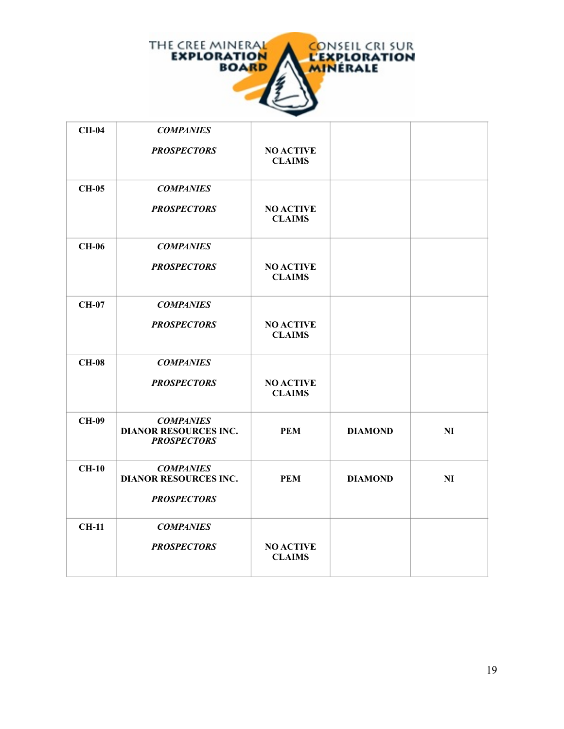| CH-04 | ***COMPANIES*** <br> ***PROSPECTORS*** | **NO ACTIVE CLAIMS** | | |
|---|---|---|---|---|
| **CH-05** | ***COMPANIES*** <br> ***PROSPECTORS*** | **NO ACTIVE CLAIMS** | | |
| **CH-06** | ***COMPANIES*** <br> ***PROSPECTORS*** | **NO ACTIVE CLAIMS** | | |
| **CH-07** | ***COMPANIES*** <br> ***PROSPECTORS*** | **NO ACTIVE CLAIMS** | | |
| **CH-08** | ***COMPANIES*** <br> ***PROSPECTORS*** | **NO ACTIVE CLAIMS** | | |
| **CH-09** | ***COMPANIES*** <br> **DIANOR RESOURCES INC.** <br> ***PROSPECTORS*** | **PEM** | **DIAMOND** | **NI** |
| **CH-10** | ***COMPANIES*** <br> **DIANOR RESOURCES INC.** <br> ***PROSPECTORS*** | **PEM** | **DIAMOND** | **NI** |
| **CH-11** | ***COMPANIES*** <br> ***PROSPECTORS*** | **NO ACTIVE CLAIMS** | | |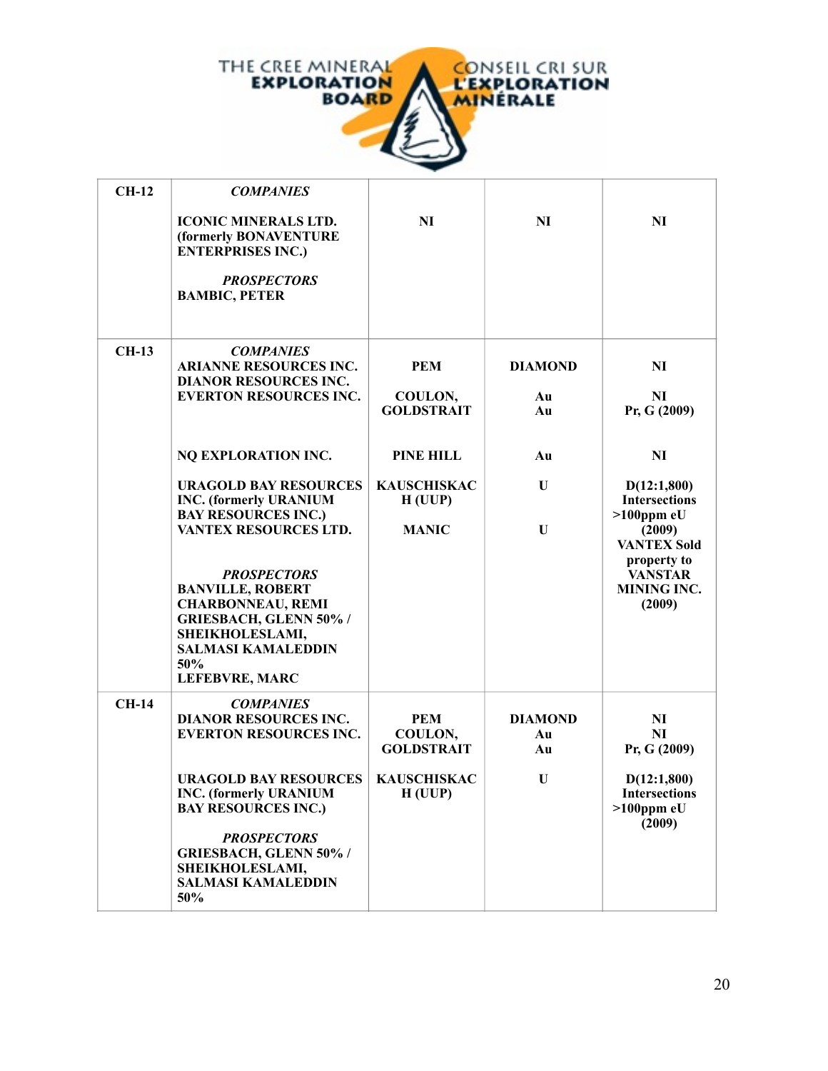| | | | | |
|---|---|---|---|---|
| CH-12 | ***COMPANIES***<br>**ICONIC MINERALS LTD. (formerly BONAVENTURE ENTERPRISES INC.)**<br>***PROSPECTORS***<br>**BAMBIC, PETER** | **NI** | **NI** | **NI** |
| CH-13 | ***COMPANIES***<br>**ARIANNE RESOURCES INC.**<br>**DIANOR RESOURCES INC.**<br>**EVERTON RESOURCES INC.**<br>**NQ EXPLORATION INC.**<br>**URAGOLD BAY RESOURCES INC. (formerly URANIUM BAY RESOURCES INC.)**<br>**VANTEX RESOURCES LTD.**<br>***PROSPECTORS***<br>**BANVILLE, ROBERT**<br>**CHARBONNEAU, REMI**<br>**GRIESBACH, GLENN 50% / SHEIKHOLESLAMI, SALMASI KAMALEDDIN 50%**<br>**LEFEBVRE, MARC** | **PEM**<br>**COULON, GOLDSTRAIT**<br>**PINE HILL**<br>**KAUSCHISKAC H (UUP)**<br>**MANIC** | **DIAMOND**<br>**Au**<br>**Au**<br>**Au**<br>**U**<br>**U** | **NI**<br>**NI**<br>**Pr, G (2009)**<br>**NI**<br>**D(12:1,800) Intersections >100ppm eU (2009)**<br>**VANTEX Sold property to VANSTAR MINING INC. (2009)** |
| CH-14 | ***COMPANIES***<br>**DIANOR RESOURCES INC.**<br>**EVERTON RESOURCES INC.**<br>**URAGOLD BAY RESOURCES INC. (formerly URANIUM BAY RESOURCES INC.)**<br>***PROSPECTORS***<br>**GRIESBACH, GLENN 50% / SHEIKHOLESLAMI, SALMASI KAMALEDDIN 50%** | **PEM**<br>**COULON, GOLDSTRAIT**<br>**KAUSCHISKAC H (UUP)** | **DIAMOND**<br>**Au**<br>**Au**<br>**U** | **NI**<br>**NI**<br>**Pr, G (2009)**<br>**D(12:1,800) Intersections >100ppm eU (2009)** |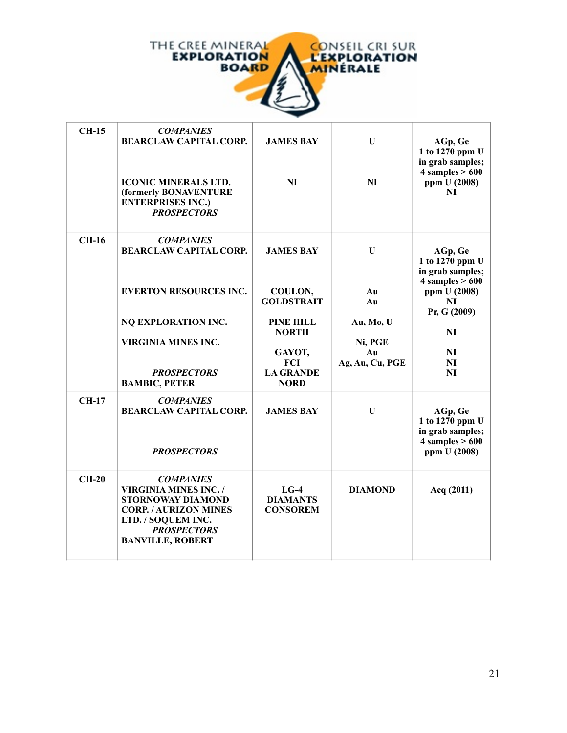| | | | | |
|---|---|---|---|---|
| **CH-15** | ***COMPANIES***<br>**BEARCLAW CAPITAL CORP.**<br><br>**ICONIC MINERALS LTD. (formerly BONAVENTURE ENTERPRISES INC.)**<br>***PROSPECTORS*** | **JAMES BAY**<br><br>**NI** | **U**<br><br>**NI** | **AGp, Ge 1 to 1270 ppm U in grab samples; 4 samples > 600 ppm U (2008)**<br>**NI** |
| **CH-16** | ***COMPANIES***<br>**BEARCLAW CAPITAL CORP.**<br><br>**EVERTON RESOURCES INC.**<br><br>**NQ EXPLORATION INC.**<br><br>**VIRGINIA MINES INC.**<br><br>***PROSPECTORS***<br>**BAMBIC, PETER** | **JAMES BAY**<br><br>**COULON,**<br>**GOLDSTRAIT**<br><br>**PINE HILL NORTH**<br><br>**GAYOT,**<br>**FCI**<br>**LA GRANDE NORD** | **U**<br><br>**Au**<br>**Au**<br><br>**Au, Mo, U**<br><br>**Ni, PGE**<br>**Au**<br>**Ag, Au, Cu, PGE** | **AGp, Ge 1 to 1270 ppm U in grab samples; 4 samples > 600 ppm U (2008)**<br>**NI**<br>**Pr, G (2009)**<br><br>**NI**<br><br>**NI**<br>**NI**<br>**NI** |
| **CH-17** | ***COMPANIES***<br>**BEARCLAW CAPITAL CORP.**<br><br>***PROSPECTORS*** | **JAMES BAY** | **U** | **AGp, Ge 1 to 1270 ppm U in grab samples; 4 samples > 600 ppm U (2008)** |
| **CH-20** | ***COMPANIES***<br>**VIRGINIA MINES INC. / STORNOWAY DIAMOND CORP. / AURIZON MINES LTD. / SOQUEM INC.**<br>***PROSPECTORS***<br>**BANVILLE, ROBERT** | **LG-4 DIAMANTS CONSOREM** | **DIAMOND** | **Acq (2011)** |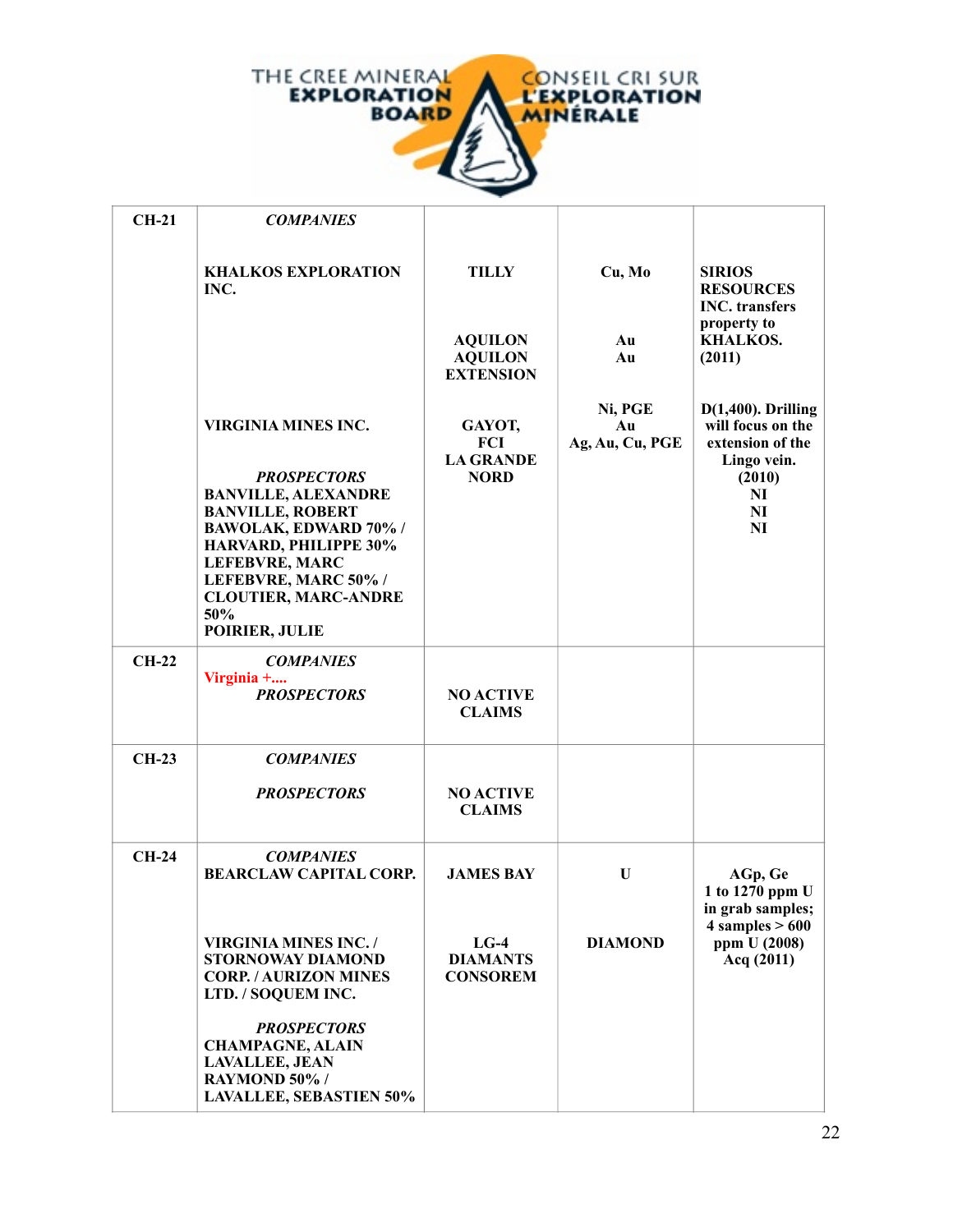| | | | | |
|---|---|---|---|---|
| **CH-21** | ***COMPANIES*** | | | |
| | **KHALKOS EXPLORATION INC.** | **TILLY** | **Cu, Mo** | **SIRIOS RESOURCES INC. transfers property to KHALKOS. (2011)** |
| | | **AQUILON** | **Au** | |
| | | **AQUILON EXTENSION** | **Au** | |
| | **VIRGINIA MINES INC.** | **GAYOT,** | **Ni, PGE** | **D(1,400). Drilling will focus on the extension of the Lingo vein. (2010)** |
| | | **FCI** | **Au** | |
| | | **LA GRANDE NORD** | **Ag, Au, Cu, PGE** | |
| | ***PROSPECTORS*** | | | |
| | **BANVILLE, ALEXANDRE** | | | **NI** |
| | **BANVILLE, ROBERT** | | | **NI** |
| | **BAWOLAK, EDWARD 70% / HARVARD, PHILIPPE 30%** | | | **NI** |
| | **LEFEBVRE, MARC** | | | |
| | **LEFEBVRE, MARC 50% / CLOUTIER, MARC-ANDRE 50%** | | | |
| | **POIRIER, JULIE** | | | |
| **CH-22** | ***COMPANIES*** | | | |
| | **Virginia +....** | | | |
| | ***PROSPECTORS*** | **NO ACTIVE CLAIMS** | | |
| **CH-23** | ***COMPANIES*** | | | |
| | ***PROSPECTORS*** | **NO ACTIVE CLAIMS** | | |
| **CH-24** | ***COMPANIES*** | | | |
| | **BEARCLAW CAPITAL CORP.** | **JAMES BAY** | **U** | **AGp, Ge 1 to 1270 ppm U in grab samples; 4 samples > 600 ppm U (2008) Acq (2011)** |
| | **VIRGINIA MINES INC. / STORNOWAY DIAMOND CORP. / AURIZON MINES LTD. / SOQUEM INC.** | **LG-4 DIAMANTS CONSOREM** | **DIAMOND** | |
| | ***PROSPECTORS*** | | | |
| | **CHAMPAGNE, ALAIN** | | | |
| | **LAVALLEE, JEAN RAYMOND 50% / LAVALLEE, SEBASTIEN 50%** | | | |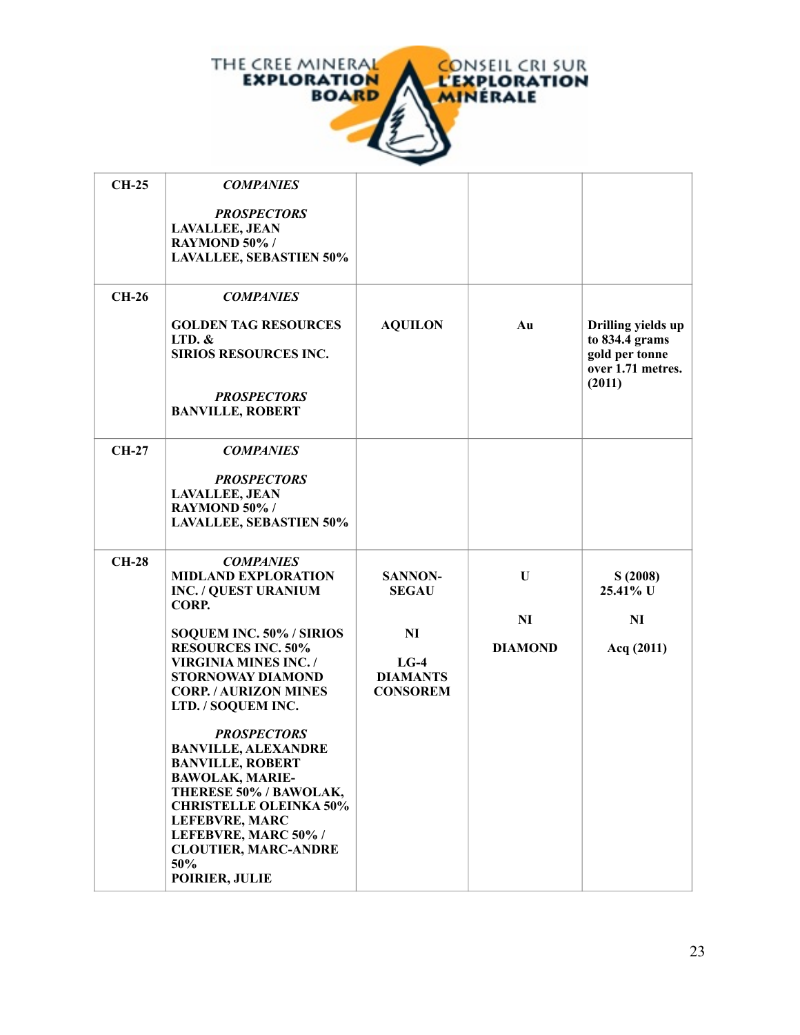| | | | | |
|---|---|---|---|---|
| **CH-25** | ***COMPANIES***<br><br>***PROSPECTORS***<br>**LAVALLEE, JEAN RAYMOND 50% / LAVALLEE, SEBASTIEN 50%** | | | |
| **CH-26** | ***COMPANIES***<br><br>**GOLDEN TAG RESOURCES LTD. &**<br>**SIRIOS RESOURCES INC.**<br><br>***PROSPECTORS***<br>**BANVILLE, ROBERT** | **AQUILON** | **Au** | **Drilling yields up to 834.4 grams gold per tonne over 1.71 metres. (2011)** |
| **CH-27** | ***COMPANIES***<br><br>***PROSPECTORS***<br>**LAVALLEE, JEAN RAYMOND 50% / LAVALLEE, SEBASTIEN 50%** | | | |
| **CH-28** | ***COMPANIES***<br>**MIDLAND EXPLORATION INC. / QUEST URANIUM CORP.**<br><br>**SOQUEM INC. 50% / SIRIOS RESOURCES INC. 50%**<br>**VIRGINIA MINES INC. / STORNOWAY DIAMOND CORP. / AURIZON MINES LTD. / SOQUEM INC.**<br><br>***PROSPECTORS***<br>**BANVILLE, ALEXANDRE**<br>**BANVILLE, ROBERT**<br>**BAWOLAK, MARIE-THERESE 50% / BAWOLAK, CHRISTELLE OLEINKA 50%**<br>**LEFEBVRE, MARC**<br>**LEFEBVRE, MARC 50% / CLOUTIER, MARC-ANDRE 50%**<br>**POIRIER, JULIE** | **SANNON-SEGAU**<br><br>**NI**<br><br>**LG-4 DIAMANTS CONSOREM** | **U**<br><br>**NI**<br><br>**DIAMOND** | **S (2008) 25.41% U**<br><br>**NI**<br><br>**Acq (2011)** |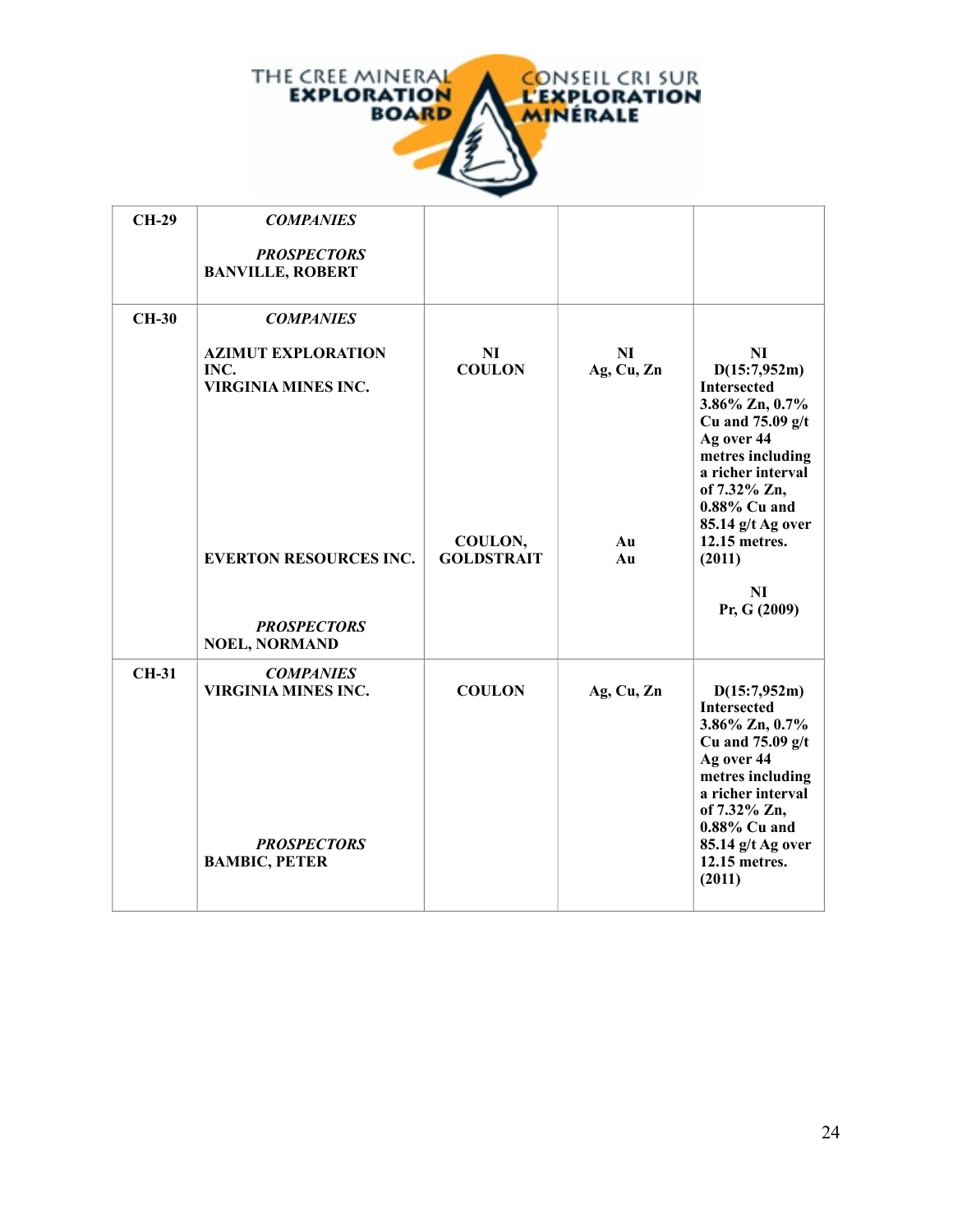| CH-29 | ***COMPANIES***<br><br>***PROSPECTORS***<br>**BANVILLE, ROBERT** | | | |
|---|---|---|---|---|
| **CH-30** | ***COMPANIES***<br><br>**AZIMUT EXPLORATION INC.**<br>**VIRGINIA MINES INC.**<br><br>**EVERTON RESOURCES INC.**<br><br>***PROSPECTORS***<br>**NOEL, NORMAND** | **NI**<br>**COULON**<br><br>**COULON, GOLDSTRAIT** | **NI**<br>**Ag, Cu, Zn**<br><br>**Au**<br>**Au** | **NI**<br>**D(15:7,952m) Intersected 3.86% Zn, 0.7% Cu and 75.09 g/t Ag over 44 metres including a richer interval of 7.32% Zn, 0.88% Cu and 85.14 g/t Ag over 12.15 metres. (2011)**<br><br>**NI**<br>**Pr, G (2009)** |
| **CH-31** | ***COMPANIES***<br>**VIRGINIA MINES INC.**<br><br>***PROSPECTORS***<br>**BAMBIC, PETER** | **COULON** | **Ag, Cu, Zn** | **D(15:7,952m) Intersected 3.86% Zn, 0.7% Cu and 75.09 g/t Ag over 44 metres including a richer interval of 7.32% Zn, 0.88% Cu and 85.14 g/t Ag over 12.15 metres. (2011)** |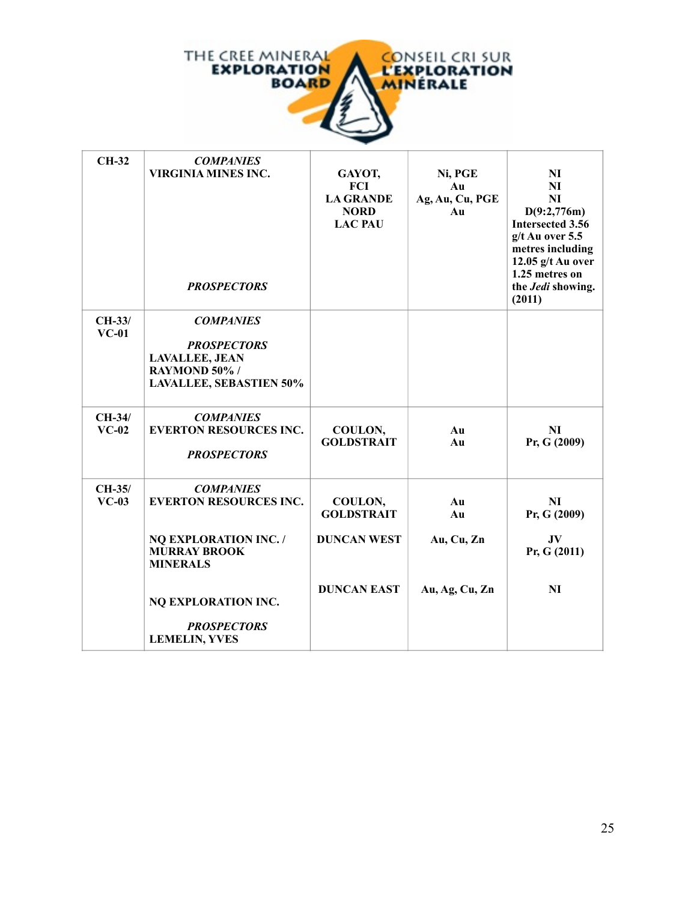| | | | | |
|---|---|---|---|---|
| **CH-32** | ***COMPANIES***<br>**VIRGINIA MINES INC.**<br><br>***PROSPECTORS*** | **GAYOT,**<br>**FCI**<br>**LA GRANDE NORD**<br>**LAC PAU** | **Ni, PGE**<br>**Au**<br>**Ag, Au, Cu, PGE**<br>**Au** | **NI**<br>**NI**<br>**NI**<br>**D(9:2,776m) Intersected 3.56 g/t Au over 5.5 metres including 12.05 g/t Au over 1.25 metres on the *Jedi* showing. (2011)** |
| **CH-33/ VC-01** | ***COMPANIES***<br><br>***PROSPECTORS***<br>**LAVALLEE, JEAN RAYMOND 50% / LAVALLEE, SEBASTIEN 50%** | | | |
| **CH-34/ VC-02** | ***COMPANIES***<br>**EVERTON RESOURCES INC.**<br><br>***PROSPECTORS*** | **COULON, GOLDSTRAIT** | **Au**<br>**Au** | **NI**<br>**Pr, G (2009)** |
| **CH-35/ VC-03** | ***COMPANIES***<br>**EVERTON RESOURCES INC.**<br><br>**NQ EXPLORATION INC. / MURRAY BROOK MINERALS**<br><br>**NQ EXPLORATION INC.**<br><br>***PROSPECTORS***<br>**LEMELIN, YVES** | **COULON, GOLDSTRAIT**<br><br>**DUNCAN WEST**<br><br>**DUNCAN EAST** | **Au**<br>**Au**<br><br>**Au, Cu, Zn**<br><br>**Au, Ag, Cu, Zn** | **NI**<br>**Pr, G (2009)**<br><br>**JV**<br>**Pr, G (2011)**<br><br>**NI** |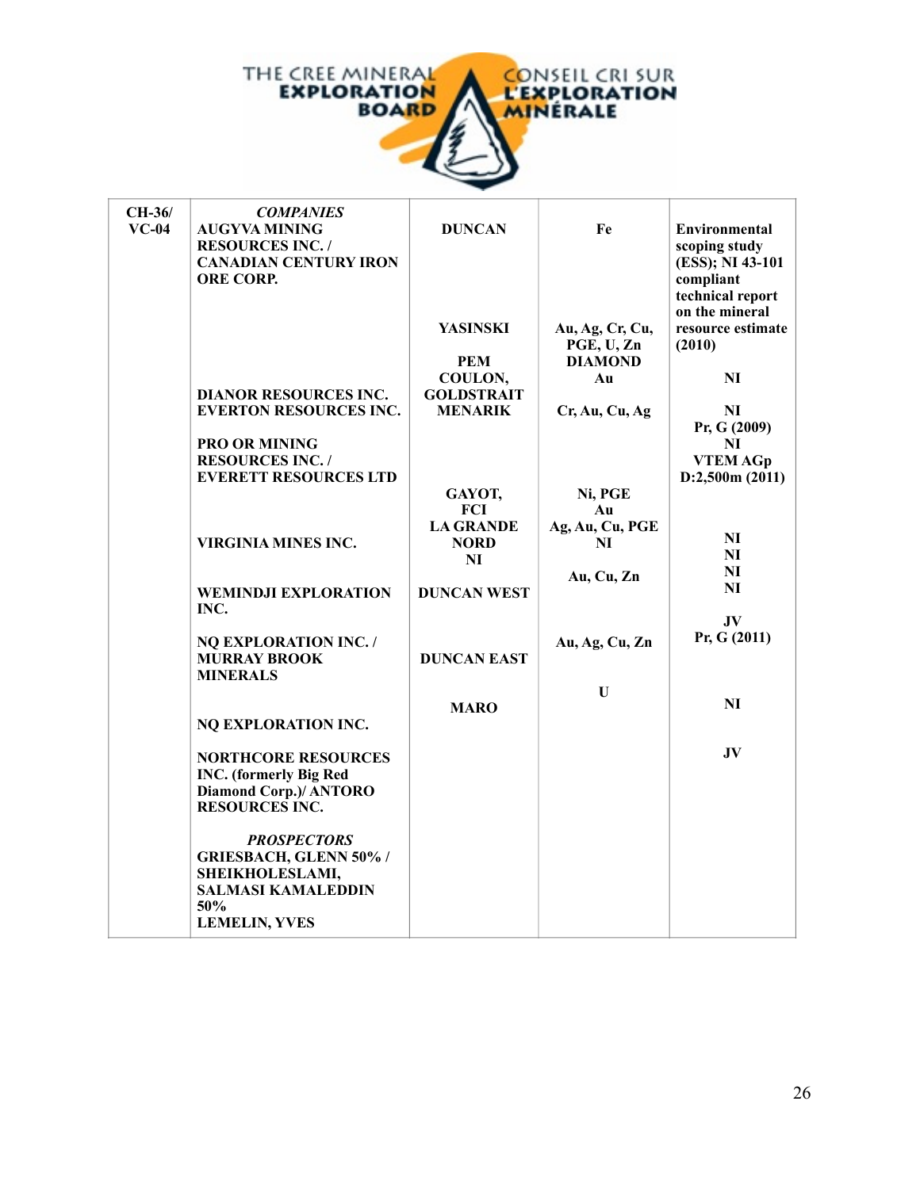| CH-36/ VC-04 | ***COMPANIES*** **AUGYVA MINING RESOURCES INC. / CANADIAN CENTURY IRON ORE CORP.** | **DUNCAN** | **Fe** | **Environmental scoping study (ESS); NI 43-101 compliant technical report on the mineral resource estimate (2010)** |
|---|---|---|---|---|
| | | **YASINSKI** | **Au, Ag, Cr, Cu, PGE, U, Zn** | |
| | | **PEM** | **DIAMOND** | |
| | **DIANOR RESOURCES INC.** | **COULON, GOLDSTRAIT** | **Au** | **NI** |
| | **EVERTON RESOURCES INC.** | **MENARIK** | **Cr, Au, Cu, Ag** | **NI** |
| | | | | **Pr, G (2009)** |
| | **PRO OR MINING RESOURCES INC. / EVERETT RESOURCES LTD** | | | **NI** |
| | | | | **VTEM AGp D:2,500m (2011)** |
| | | **GAYOT,** | **Ni, PGE** | |
| | | **FCI** | **Au** | |
| | | **LA GRANDE** | **Ag, Au, Cu, PGE** | |
| | **VIRGINIA MINES INC.** | **NORD** | **NI** | **NI** |
| | | **NI** | | **NI** |
| | | | **Au, Cu, Zn** | **NI** |
| | **WEMINDJI EXPLORATION INC.** | **DUNCAN WEST** | | **NI** |
| | | | | **JV** |
| | **NQ EXPLORATION INC. / MURRAY BROOK MINERALS** | **DUNCAN EAST** | **Au, Ag, Cu, Zn** | **Pr, G (2011)** |
| | | | **U** | |
| | **NQ EXPLORATION INC.** | **MARO** | | **NI** |
| | **NORTHCORE RESOURCES INC. (formerly Big Red Diamond Corp.)/ ANTORO RESOURCES INC.** | | | **JV** |
| | ***PROSPECTORS*** **GRIESBACH, GLENN 50% / SHEIKHOLESLAMI, SALMASI KAMALEDDIN 50%** | | | |
| | **LEMELIN, YVES** | | | |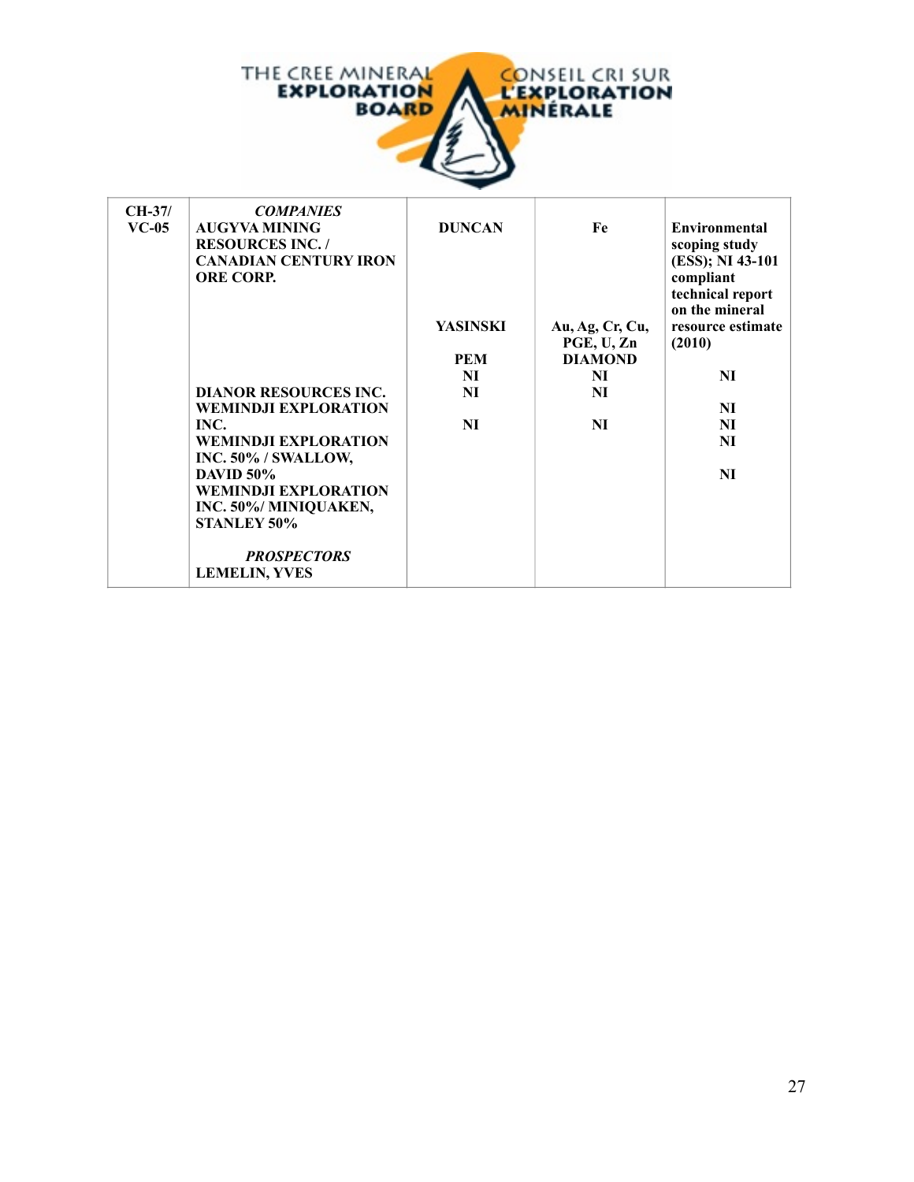| | | | | |
|---|---|---|---|---|
| **CH-37/ VC-05** | ***COMPANIES*** | | | |
| | **AUGYVA MINING RESOURCES INC. / CANADIAN CENTURY IRON ORE CORP.** | **DUNCAN** | **Fe** | **Environmental scoping study (ESS); NI 43-101 compliant technical report on the mineral resource estimate (2010)** |
| | | **YASINSKI** | **Au, Ag, Cr, Cu, PGE, U, Zn** | |
| | | **PEM** | **DIAMOND** | |
| | | **NI** | **NI** | **NI** |
| | **DIANOR RESOURCES INC.** | **NI** | **NI** | |
| | **WEMINDJI EXPLORATION INC.** | | | **NI** |
| | **WEMINDJI EXPLORATION INC. 50% / SWALLOW, DAVID 50%** | **NI** | **NI** | **NI** |
| | **WEMINDJI EXPLORATION INC. 50%/ MINIQUAKEN, STANLEY 50%** | | | **NI** |
| | ***PROSPECTORS*** | | | **NI** |
| | **LEMELIN, YVES** | | | |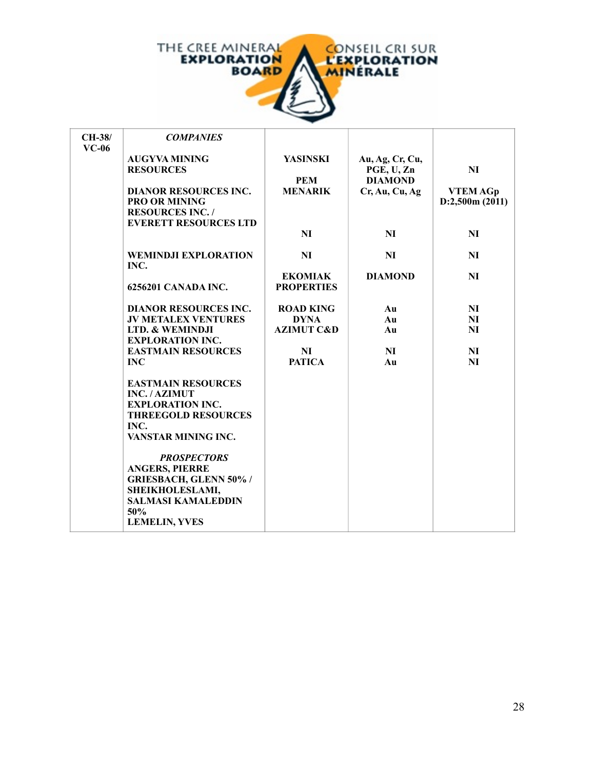| CH-38/ VC-06 | *COMPANIES* | | | |
|---|---|---|---|---|
| | AUGYVA MINING RESOURCES | YASINSKI | Au, Ag, Cr, Cu, PGE, U, Zn | NI |
| | | PEM | DIAMOND | |
| | DIANOR RESOURCES INC. | MENARIK | Cr, Au, Cu, Ag | VTEM AGp D:2,500m (2011) |
| | PRO OR MINING RESOURCES INC. / EVERETT RESOURCES LTD | NI | NI | NI |
| | WEMINDJI EXPLORATION INC. | NI | NI | NI |
| | 6256201 CANADA INC. | EKOMIAK PROPERTIES | DIAMOND | NI |
| | DIANOR RESOURCES INC. | ROAD KING | Au | NI |
| | JV METALEX VENTURES | DYNA | Au | NI |
| | LTD. & WEMINDJI EXPLORATION INC. | AZIMUT C&D | Au | NI |
| | EASTMAIN RESOURCES | NI | NI | NI |
| | INC | PATICA | Au | NI |
| | EASTMAIN RESOURCES INC. / AZIMUT EXPLORATION INC. | | | |
| | THREEGOLD RESOURCES INC. | | | |
| | VANSTAR MINING INC. | | | |
| | *PROSPECTORS* | | | |
| | ANGERS, PIERRE | | | |
| | GRIESBACH, GLENN 50% / SHEIKHOLESLAMI, SALMASI KAMALEDDIN 50% | | | |
| | LEMELIN, YVES | | | |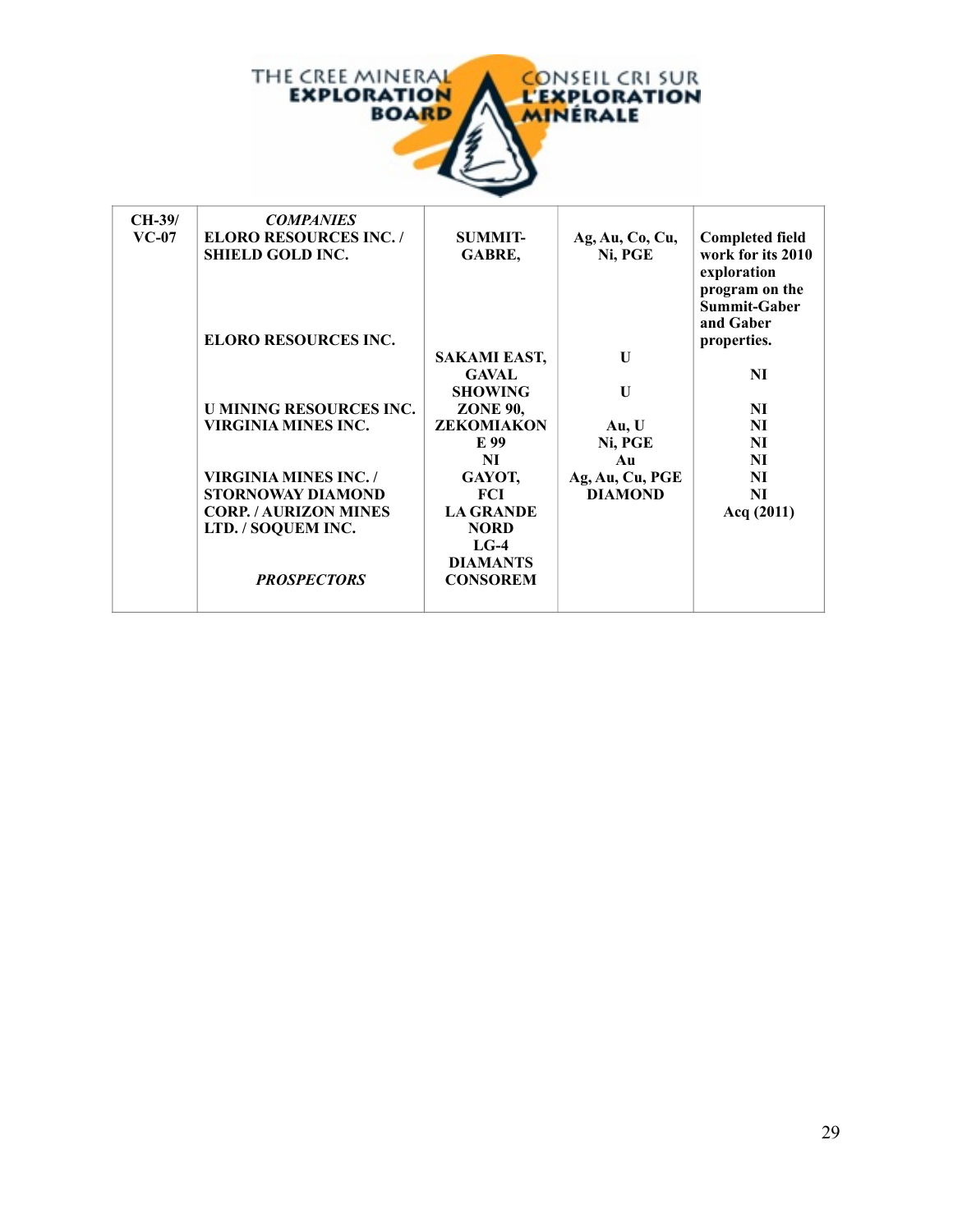| CH-39/ VC-07 | *COMPANIES* | | | |
|---|---|---|---|---|
| | ELORO RESOURCES INC. / SHIELD GOLD INC. | SUMMIT-GABRE, | Ag, Au, Co, Cu, Ni, PGE | Completed field work for its 2010 exploration program on the Summit-Gaber and Gaber properties. |
| | ELORO RESOURCES INC. | SAKAMI EAST, | U | |
| | | GAVAL SHOWING | U | NI |
| | U MINING RESOURCES INC. | ZONE 90, | | NI |
| | VIRGINIA MINES INC. | ZEKOMIAKON | Au, U | NI |
| | | E 99 | Ni, PGE | NI |
| | | NI | Au | NI |
| | VIRGINIA MINES INC. / STORNOWAY DIAMOND CORP. / AURIZON MINES LTD. / SOQUEM INC. | GAYOT, | Ag, Au, Cu, PGE | NI |
| | | FCI | DIAMOND | NI |
| | | LA GRANDE NORD | | Acq (2011) |
| | | LG-4 | | |
| | | DIAMANTS | | |
| | *PROSPECTORS* | CONSOREM | | |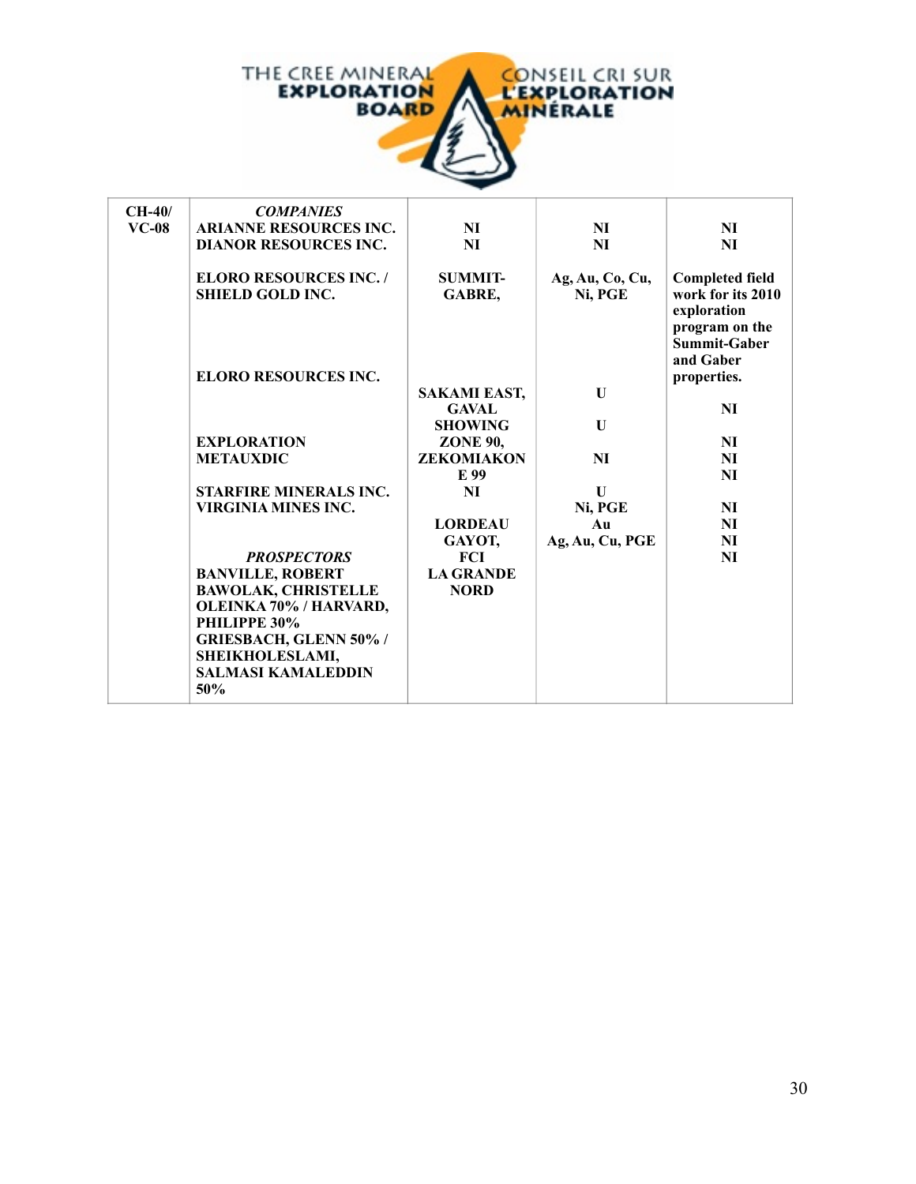| CH-40/ VC-08 | *COMPANIES* | | | |
|---|---|---|---|---|
| | ARIANNE RESOURCES INC. | NI | NI | NI |
| | DIANOR RESOURCES INC. | NI | NI | NI |
| | ELORO RESOURCES INC. / SHIELD GOLD INC. | SUMMIT-GABRE, | Ag, Au, Co, Cu, Ni, PGE | Completed field work for its 2010 exploration program on the Summit-Gaber and Gaber properties. |
| | ELORO RESOURCES INC. | SAKAMI EAST, | U | |
| | | GAVAL SHOWING | U | NI |
| | EXPLORATION METAUXDIC | ZONE 90, ZEKOMIAKON E 99 | NI | NI |
| | | | | NI |
| | | | | NI |
| | STARFIRE MINERALS INC. | NI | U | |
| | VIRGINIA MINES INC. | | Ni, PGE | NI |
| | | LORDEAU | Au | NI |
| | | GAYOT, | Ag, Au, Cu, PGE | NI |
| | *PROSPECTORS* | FCI | | NI |
| | BANVILLE, ROBERT | LA GRANDE NORD | | |
| | BAWOLAK, CHRISTELLE | | | |
| | OLEINKA 70% / HARVARD, PHILIPPE 30% | | | |
| | GRIESBACH, GLENN 50% / SHEIKHOLESLAMI, SALMASI KAMALEDDIN 50% | | | |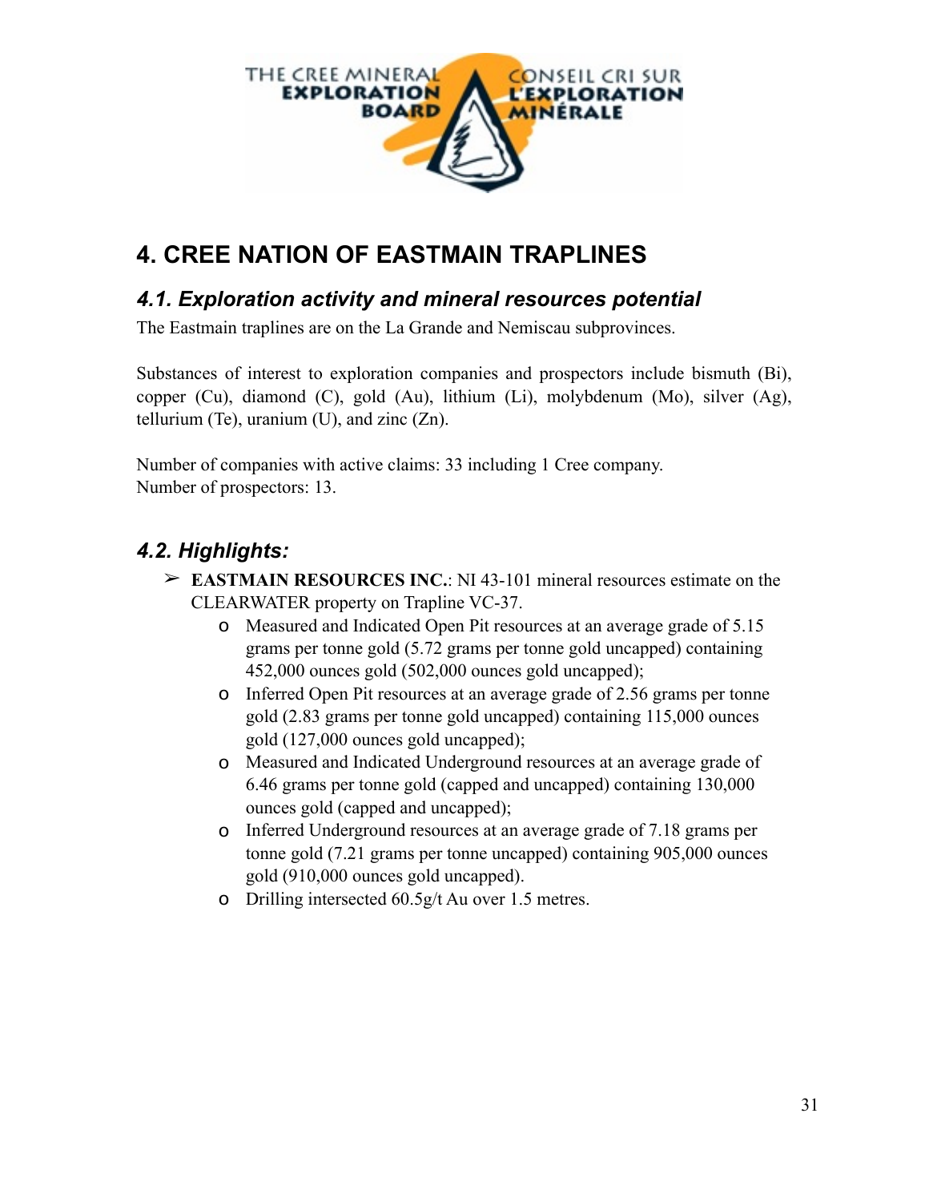# 4. CREE NATION OF EASTMAIN TRAPLINES

## *4.1. Exploration activity and mineral resources potential*

The Eastmain traplines are on the La Grande and Nemiscau subprovinces.

Substances of interest to exploration companies and prospectors include bismuth (Bi), copper (Cu), diamond (C), gold (Au), lithium (Li), molybdenum (Mo), silver (Ag), tellurium (Te), uranium (U), and zinc (Zn).

Number of companies with active claims: 33 including 1 Cree company.
Number of prospectors: 13.

## *4.2. Highlights:*

- **EASTMAIN RESOURCES INC.**: NI 43-101 mineral resources estimate on the CLEARWATER property on Trapline VC-37.
    - Measured and Indicated Open Pit resources at an average grade of 5.15 grams per tonne gold (5.72 grams per tonne gold uncapped) containing 452,000 ounces gold (502,000 ounces gold uncapped);
    - Inferred Open Pit resources at an average grade of 2.56 grams per tonne gold (2.83 grams per tonne gold uncapped) containing 115,000 ounces gold (127,000 ounces gold uncapped);
    - Measured and Indicated Underground resources at an average grade of 6.46 grams per tonne gold (capped and uncapped) containing 130,000 ounces gold (capped and uncapped);
    - Inferred Underground resources at an average grade of 7.18 grams per tonne gold (7.21 grams per tonne uncapped) containing 905,000 ounces gold (910,000 ounces gold uncapped).
    - Drilling intersected 60.5g/t Au over 1.5 metres.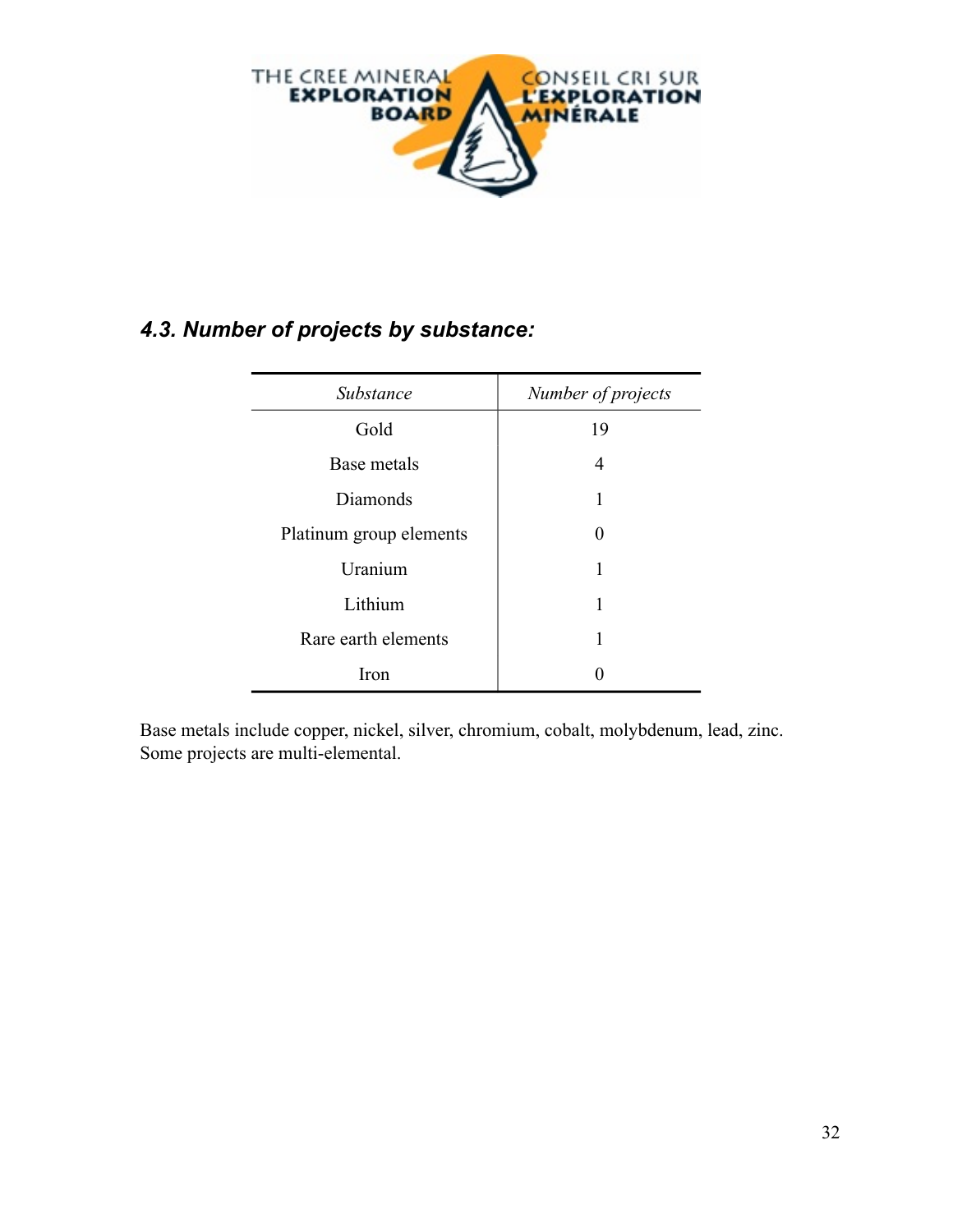### *4.3. Number of projects by substance:*

| *Substance* | *Number of projects* |
| --- | --- |
| Gold | 19 |
| Base metals | 4 |
| Diamonds | 1 |
| Platinum group elements | 0 |
| Uranium | 1 |
| Lithium | 1 |
| Rare earth elements | 1 |
| Iron | 0 |

Base metals include copper, nickel, silver, chromium, cobalt, molybdenum, lead, zinc. Some projects are multi-elemental.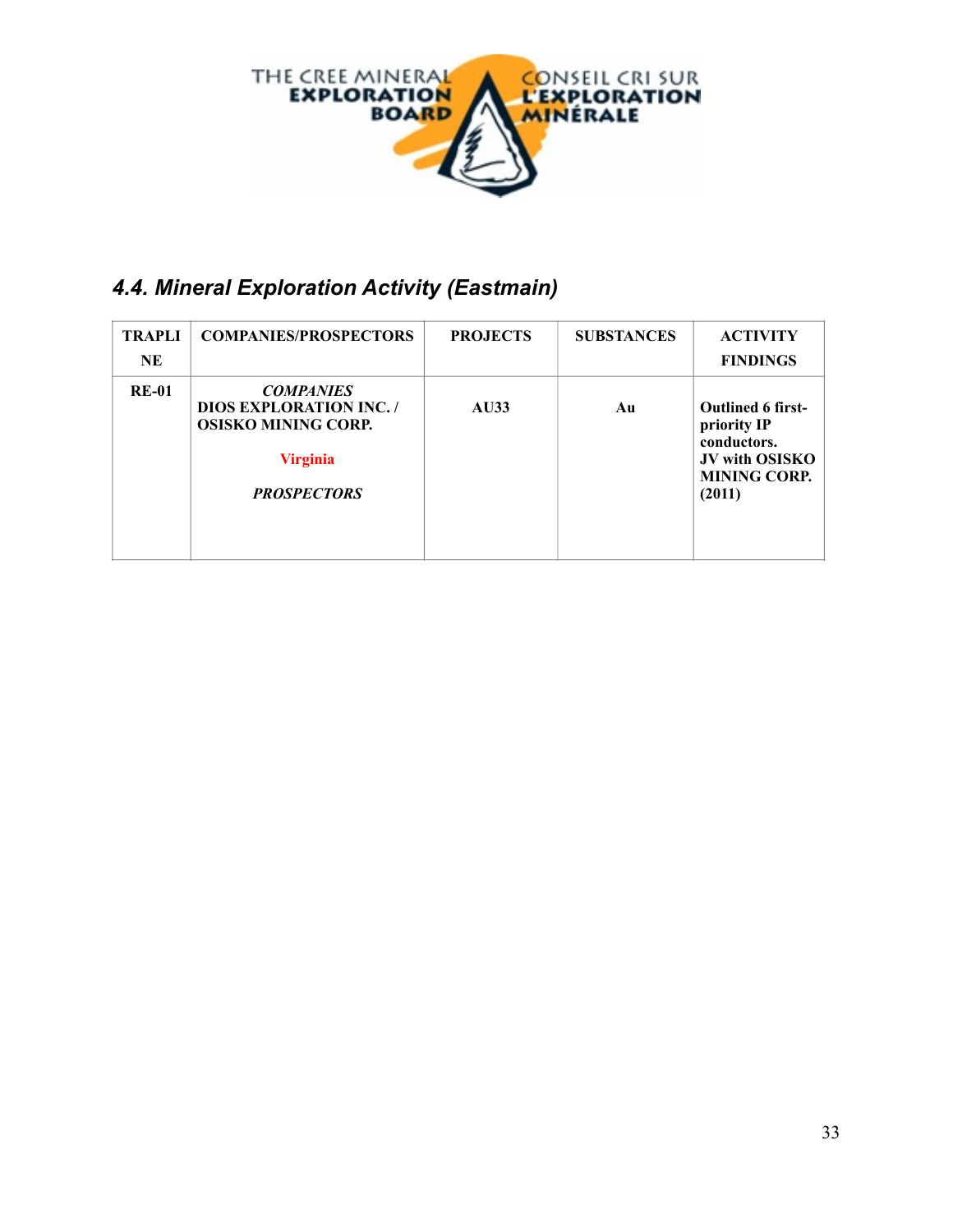## 4.4. Mineral Exploration Activity (Eastmain)

| TRAPLINE | COMPANIES/PROSPECTORS | PROJECTS | SUBSTANCES | ACTIVITY FINDINGS |
|---|---|---|---|---|
| **RE-01** | ***COMPANIES*** **DIOS EXPLORATION INC. / OSISKO MINING CORP.** **Virginia** ***PROSPECTORS*** | **AU33** | **Au** | **Outlined 6 first-priority IP conductors. JV with OSISKO MINING CORP. (2011)** |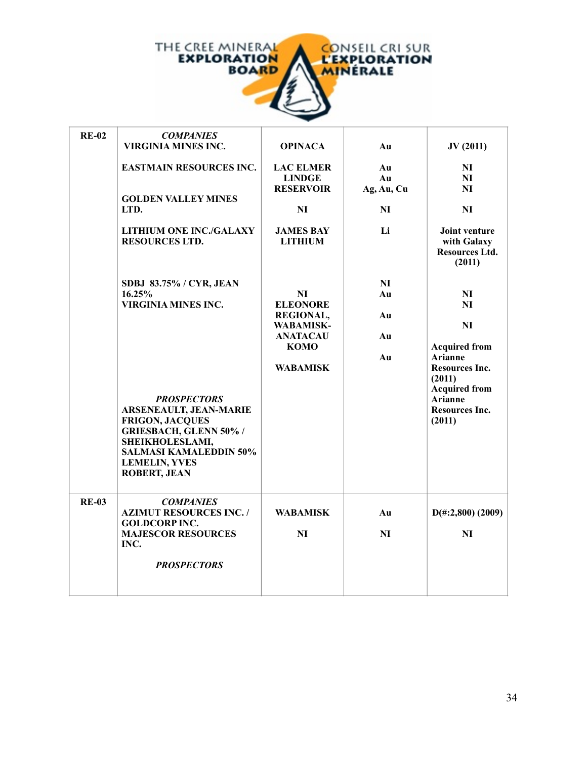| RE-02 | *COMPANIES* | | | |
|---|---|---|---|---|
| | **VIRGINIA MINES INC.** | **OPINACA** | **Au** | **JV (2011)** |
| | **EASTMAIN RESOURCES INC.** | **LAC ELMER** | **Au** | **NI** |
| | | **LINDGE** | **Au** | **NI** |
| | | **RESERVOIR** | **Ag, Au, Cu** | **NI** |
| | **GOLDEN VALLEY MINES LTD.** | **NI** | **NI** | **NI** |
| | **LITHIUM ONE INC./GALAXY RESOURCES LTD.** | **JAMES BAY LITHIUM** | **Li** | **Joint venture with Galaxy Resources Ltd. (2011)** |
| | **SDBJ 83.75% / CYR, JEAN 16.25%** | **NI** | **NI** | **NI** |
| | **VIRGINIA MINES INC.** | **ELEONORE REGIONAL,** | **Au** | **NI** |
| | | **WABAMISK-ANATACAU** | **Au** | **NI** |
| | | **KOMO** | **Au** | **Acquired from Arianne Resources Inc. (2011)** |
| | | **WABAMISK** | **Au** | **Acquired from Arianne Resources Inc. (2011)** |
| | *PROSPECTORS* | | | |
| | **ARSENEAULT, JEAN-MARIE** | | | |
| | **FRIGON, JACQUES** | | | |
| | **GRIESBACH, GLENN 50% / SHEIKHOLESLAMI, SALMASI KAMALEDDIN 50%** | | | |
| | **LEMELIN, YVES** | | | |
| | **ROBERT, JEAN** | | | |
| **RE-03** | *COMPANIES* | | | |
| | **AZIMUT RESOURCES INC. / GOLDCORP INC.** | **WABAMISK** | **Au** | **D(#:2,800) (2009)** |
| | **MAJESCOR RESOURCES INC.** | **NI** | **NI** | **NI** |
| | *PROSPECTORS* | | | |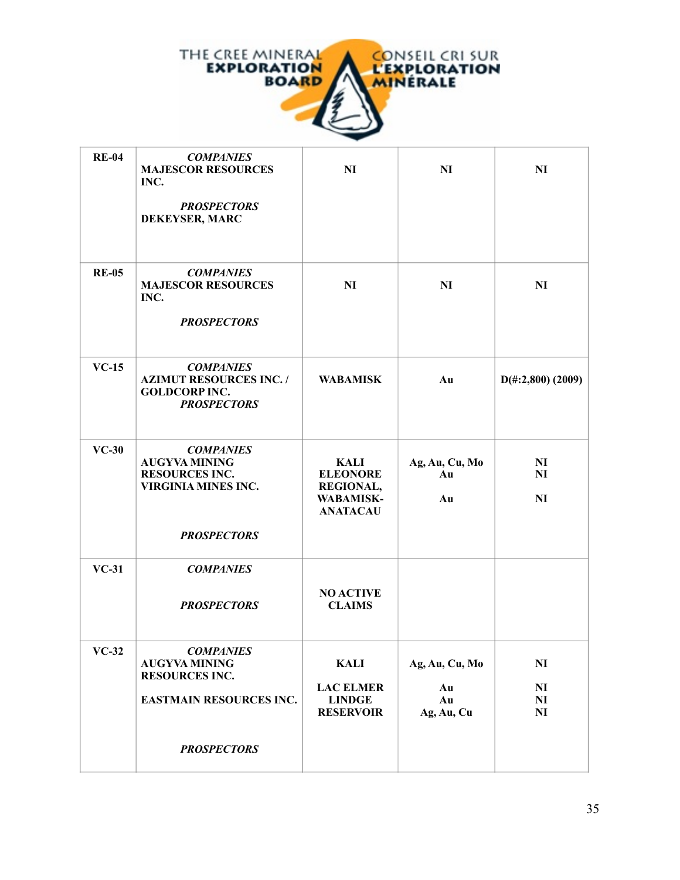| | | | | |
|---|---|---|---|---|
| **RE-04** | ***COMPANIES***<br>**MAJESCOR RESOURCES INC.**<br><br>***PROSPECTORS***<br>**DEKEYSER, MARC** | **NI** | **NI** | **NI** |
| **RE-05** | ***COMPANIES***<br>**MAJESCOR RESOURCES INC.**<br><br>***PROSPECTORS*** | **NI** | **NI** | **NI** |
| **VC-15** | ***COMPANIES***<br>**AZIMUT RESOURCES INC. / GOLDCORP INC.**<br>***PROSPECTORS*** | **WABAMISK** | **Au** | **D(#:2,800) (2009)** |
| **VC-30** | ***COMPANIES***<br>**AUGYVA MINING RESOURCES INC.**<br>**VIRGINIA MINES INC.**<br><br>***PROSPECTORS*** | **KALI**<br>**ELEONORE REGIONAL,**<br>**WABAMISK-ANATACAU** | **Ag, Au, Cu, Mo**<br>**Au**<br><br>**Au** | **NI**<br>**NI**<br><br>**NI** |
| **VC-31** | ***COMPANIES***<br><br>***PROSPECTORS*** | **NO ACTIVE CLAIMS** | | |
| **VC-32** | ***COMPANIES***<br>**AUGYVA MINING RESOURCES INC.**<br><br>**EASTMAIN RESOURCES INC.**<br><br>***PROSPECTORS*** | **KALI**<br><br>**LAC ELMER**<br>**LINDGE**<br>**RESERVOIR** | **Ag, Au, Cu, Mo**<br><br>**Au**<br>**Au**<br>**Ag, Au, Cu** | **NI**<br><br>**NI**<br>**NI**<br>**NI** |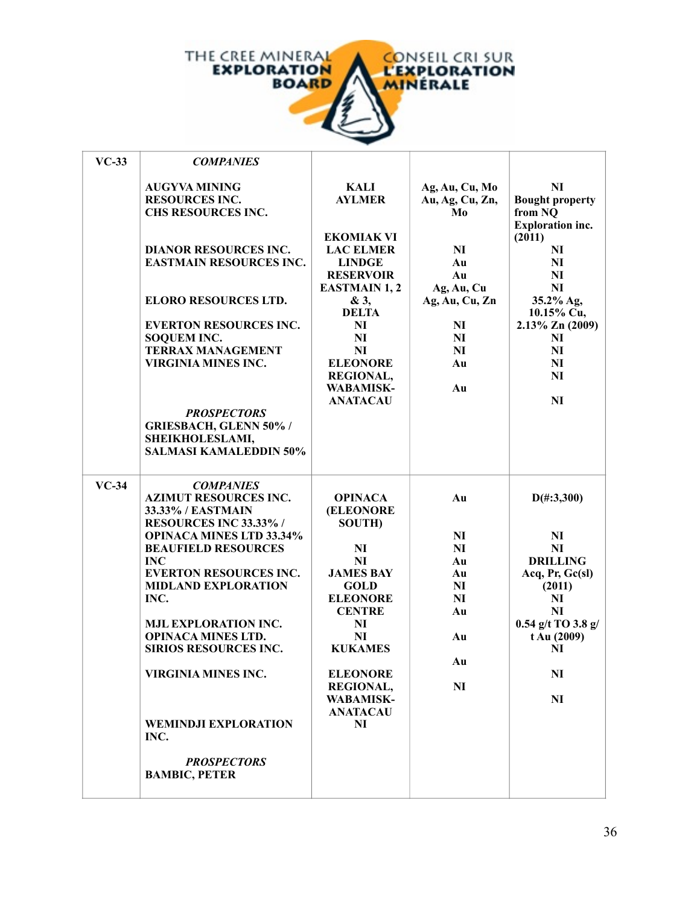| | | | | |
|---|---|---|---|---|
| VC-33 | ***COMPANIES*** | | | |
| | **AUGYVA MINING RESOURCES INC.** | **KALI** | **Ag, Au, Cu, Mo** | **NI** |
| | **CHS RESOURCES INC.** | **AYLMER** | **Au, Ag, Cu, Zn, Mo** | **Bought property from NQ Exploration inc. (2011)** |
| | | **EKOMIAK VI** | | |
| | **DIANOR RESOURCES INC.** | **LAC ELMER** | **NI** | **NI** |
| | **EASTMAIN RESOURCES INC.** | **LINDGE** | **Au** | **NI** |
| | | **RESERVOIR** | **Au** | **NI** |
| | | **EASTMAIN 1, 2 & 3,** | **Ag, Au, Cu** | **NI** |
| | **ELORO RESOURCES LTD.** | **DELTA** | **Ag, Au, Cu, Zn** | **35.2% Ag, 10.15% Cu, 2.13% Zn (2009)** |
| | **EVERTON RESOURCES INC.** | **NI** | **NI** | **NI** |
| | **SOQUEM INC.** | **NI** | **NI** | **NI** |
| | **TERRAX MANAGEMENT** | **NI** | **NI** | **NI** |
| | **VIRGINIA MINES INC.** | **ELEONORE REGIONAL,** | **Au** | **NI** |
| | | **WABAMISK-ANATACAU** | **Au** | **NI** |
| | ***PROSPECTORS*** | | | |
| | **GRIESBACH, GLENN 50% / SHEIKHOLESLAMI, SALMASI KAMALEDDIN 50%** | | | |
| VC-34 | ***COMPANIES*** | | | |
| | **AZIMUT RESOURCES INC. 33.33% / EASTMAIN RESOURCES INC 33.33% / OPINACA MINES LTD 33.34%** | **OPINACA (ELEONORE SOUTH)** | **Au** | **D(#:3,300)** |
| | | | **NI** | **NI** |
| | **BEAUFIELD RESOURCES INC** | **NI** | **NI** | **NI** |
| | **EVERTON RESOURCES INC.** | **NI** | **Au** | **DRILLING** |
| | **MIDLAND EXPLORATION INC.** | **JAMES BAY GOLD** | **Au** | **Acq, Pr, Gc(sl) (2011)** |
| | | **ELEONORE CENTRE** | **NI** | **NI** |
| | **MJL EXPLORATION INC.** | **NI** | **NI** | **NI** |
| | **OPINACA MINES LTD.** | **NI** | **Au** | **0.54 g/t TO 3.8 g/t Au (2009)** |
| | **SIRIOS RESOURCES INC.** | **KUKAMES** | **Au** | **NI** |
| | **VIRGINIA MINES INC.** | **ELEONORE REGIONAL, WABAMISK-ANATACAU** | **Au** | **NI** |
| | **WEMINDJI EXPLORATION INC.** | **NI** | **NI** | **NI** |
| | ***PROSPECTORS*** | | | |
| | **BAMBIC, PETER** | | | |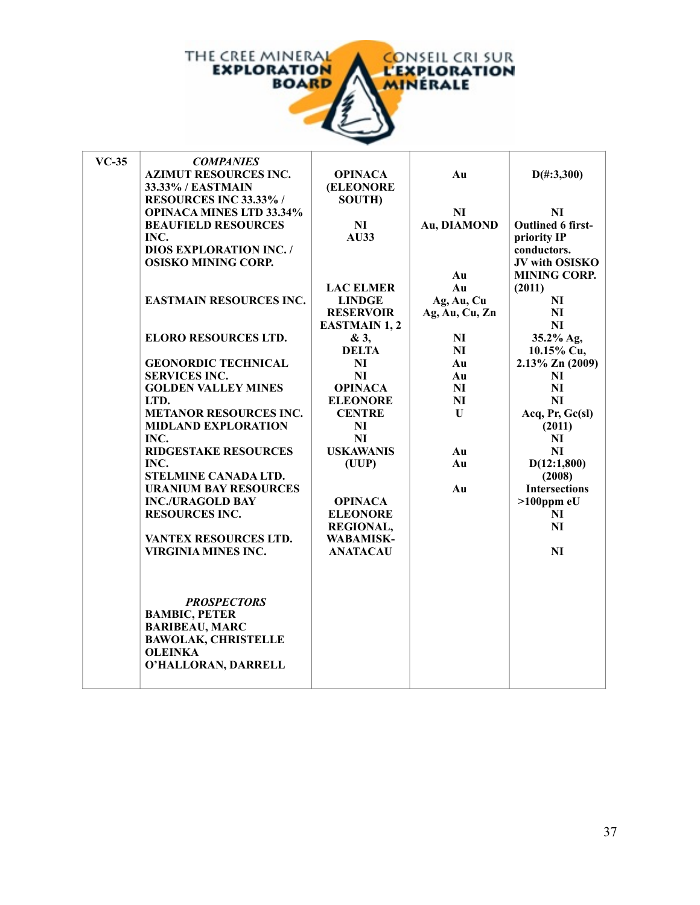| VC-35 | *COMPANIES* | | | |
|---|---|---|---|---|
| | AZIMUT RESOURCES INC. 33.33% / EASTMAIN RESOURCES INC 33.33% / OPINACA MINES LTD 33.34% | OPINACA (ELEONORE SOUTH) | Au | D(#:3,300) |
| | BEAUFIELD RESOURCES INC. | NI | NI | NI |
| | DIOS EXPLORATION INC. / OSISKO MINING CORP. | AU33 | Au, DIAMOND | Outlined 6 first-priority IP conductors. JV with OSISKO MINING CORP. (2011) |
| | EASTMAIN RESOURCES INC. | LAC ELMER | Au | NI |
| | | LINDGE | Au | NI |
| | | RESERVOIR | Ag, Au, Cu | NI |
| | | EASTMAIN 1, 2 & 3, | Ag, Au, Cu, Zn | 35.2% Ag, 10.15% Cu, 2.13% Zn (2009) |
| | ELORO RESOURCES LTD. | DELTA | NI | NI |
| | GEONORDIC TECHNICAL SERVICES INC. | NI | NI | NI |
| | | NI | Au | NI |
| | GOLDEN VALLEY MINES LTD. | OPINACA ELEONORE CENTRE | Au | Acq, Pr, Gc(sl) (2011) |
| | METANOR RESOURCES INC. | | NI | NI |
| | MIDLAND EXPLORATION INC. | NI | NI | NI |
| | RIDGESTAKE RESOURCES INC. | NI | | |
| | STELMINE CANADA LTD. | USKAWANIS (UUP) | Au | D(12:1,800) (2008) |
| | URANIUM BAY RESOURCES INC./URAGOLD BAY RESOURCES INC. | | U | Intersections >100ppm eU |
| | | OPINACA ELEONORE REGIONAL, WABAMISK-ANATACAU | Au | NI |
| | VANTEX RESOURCES LTD. | | Au | NI |
| | VIRGINIA MINES INC. | | Au | NI |
| | *PROSPECTORS* | | | |
| | BAMBIC, PETER | | | |
| | BARIBEAU, MARC | | | |
| | BAWOLAK, CHRISTELLE | | | |
| | OLEINKA | | | |
| | O'HALLORAN, DARRELL | | | |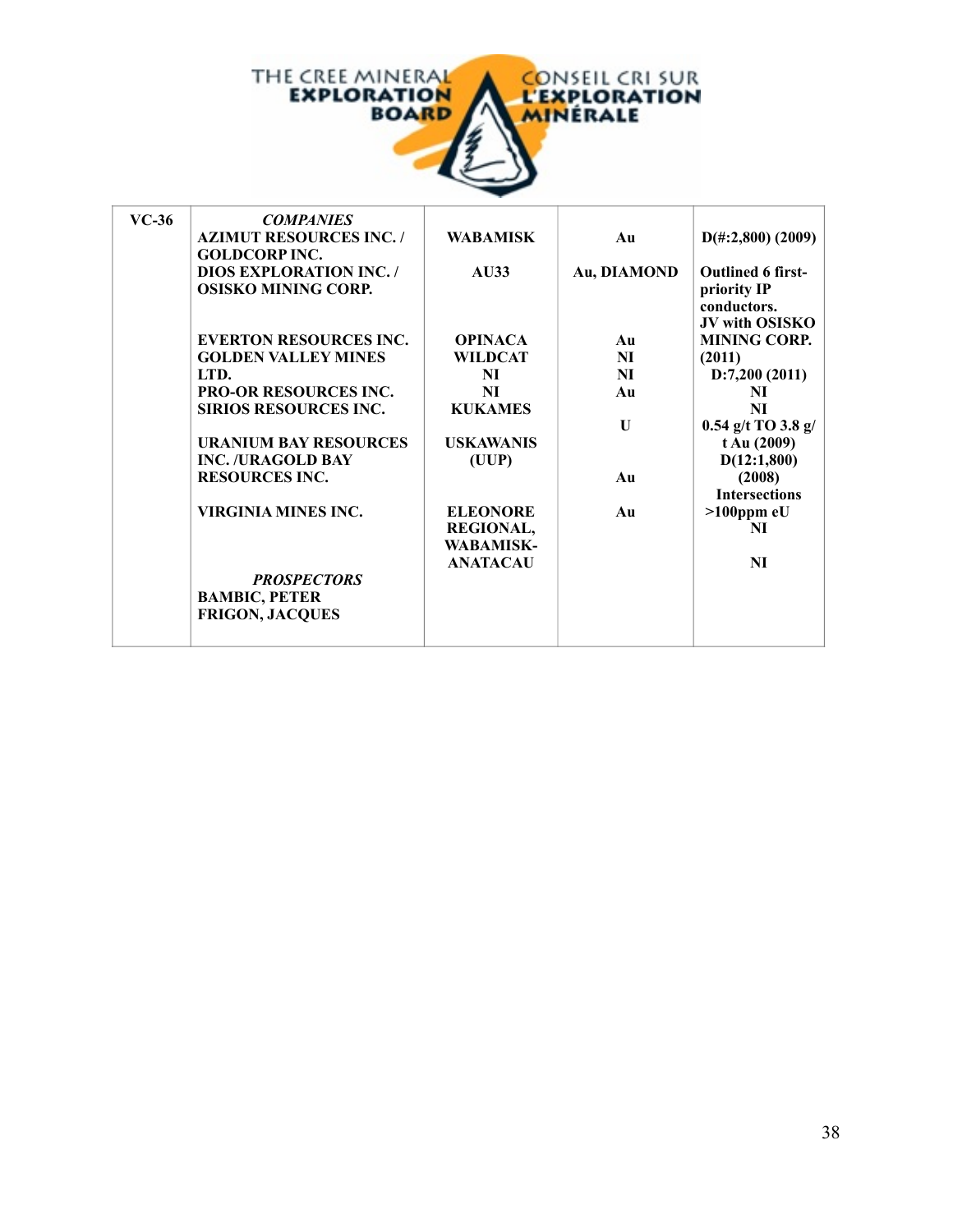| VC-36 | *COMPANIES* | | | |
|---|---|---|---|---|
| | **AZIMUT RESOURCES INC. / GOLDCORP INC.** | **WABAMISK** | **Au** | **D(#:2,800) (2009)** |
| | **DIOS EXPLORATION INC. / OSISKO MINING CORP.** | **AU33** | **Au, DIAMOND** | **Outlined 6 first-priority IP conductors. JV with OSISKO MINING CORP. (2011)** |
| | **EVERTON RESOURCES INC.** | **OPINACA** | **Au** | |
| | **GOLDEN VALLEY MINES LTD.** | **WILDCAT** | **NI** | |
| | | **NI** | **NI** | **D:7,200 (2011)** |
| | **PRO-OR RESOURCES INC.** | **NI** | **Au** | **NI** |
| | **SIRIOS RESOURCES INC.** | **KUKAMES** | | **NI** |
| | | | **U** | **0.54 g/t TO 3.8 g/t Au (2009)** |
| | **URANIUM BAY RESOURCES INC. /URAGOLD BAY RESOURCES INC.** | **USKAWANIS (UUP)** | **Au** | **D(12:1,800) (2008)** |
| | **VIRGINIA MINES INC.** | **ELEONORE REGIONAL, WABAMISK-ANATACAU** | **Au** | **Intersections >100ppm eU** |
| | | | | **NI** |
| | *PROSPECTORS* | | | **NI** |
| | **BAMBIC, PETER** | | | |
| | **FRIGON, JACQUES** | | | |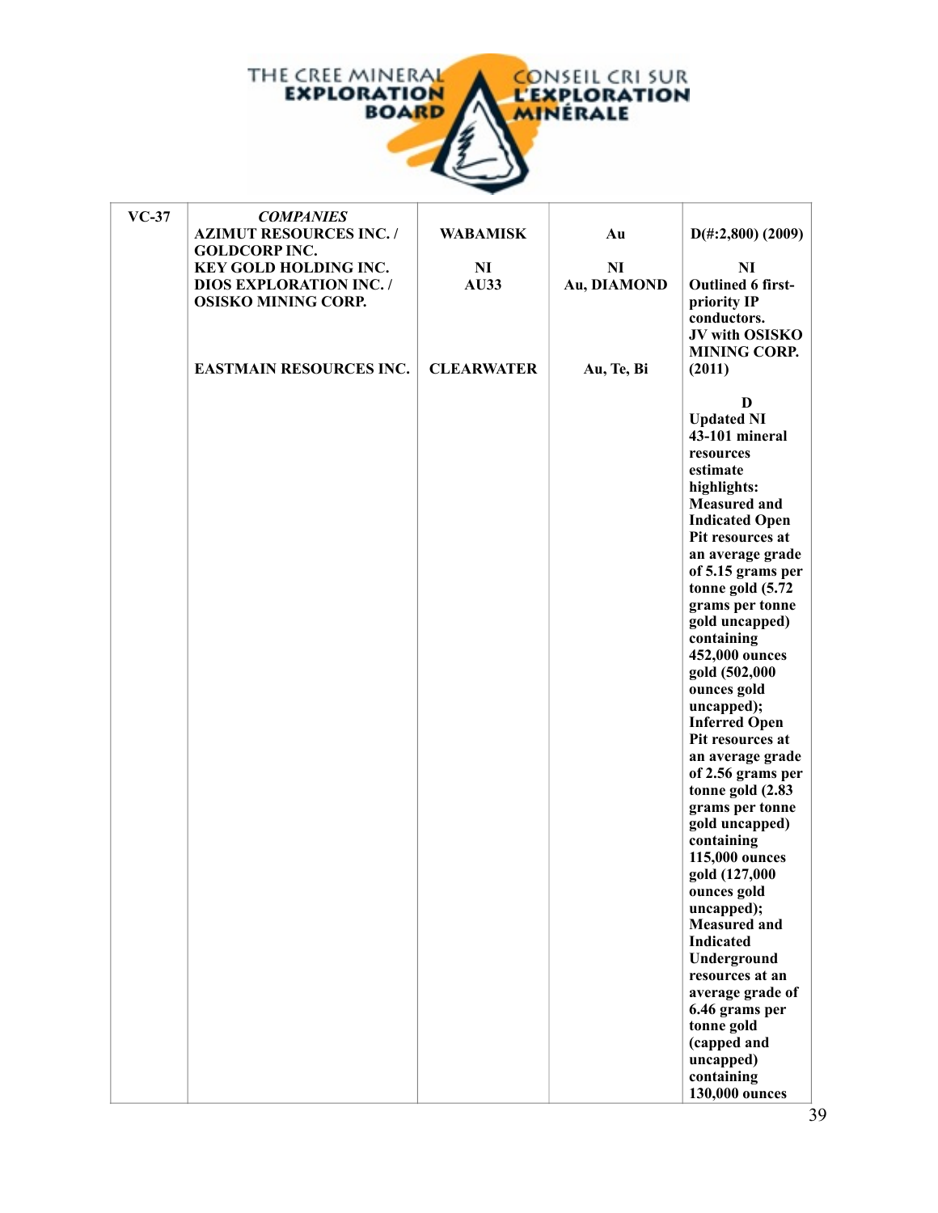| VC-37 | *COMPANIES* | | | |
|---|---|---|---|---|
| | **AZIMUT RESOURCES INC. / GOLDCORP INC.** | **WABAMISK** | **Au** | **D(#:2,800) (2009)** |
| | **KEY GOLD HOLDING INC.** | **NI** | **NI** | **NI** |
| | **DIOS EXPLORATION INC. / OSISKO MINING CORP.** | **AU33** | **Au, DIAMOND** | **Outlined 6 first-priority IP conductors. JV with OSISKO MINING CORP. (2011)** |
| | **EASTMAIN RESOURCES INC.** | **CLEARWATER** | **Au, Te, Bi** | **D Updated NI 43-101 mineral resources estimate highlights: Measured and Indicated Open Pit resources at an average grade of 5.15 grams per tonne gold (5.72 grams per tonne gold uncapped) containing 452,000 ounces gold (502,000 ounces gold uncapped); Inferred Open Pit resources at an average grade of 2.56 grams per tonne gold (2.83 grams per tonne gold uncapped) containing 115,000 ounces gold (127,000 ounces gold uncapped); Measured and Indicated Underground resources at an average grade of 6.46 grams per tonne gold (capped and uncapped) containing 130,000 ounces** |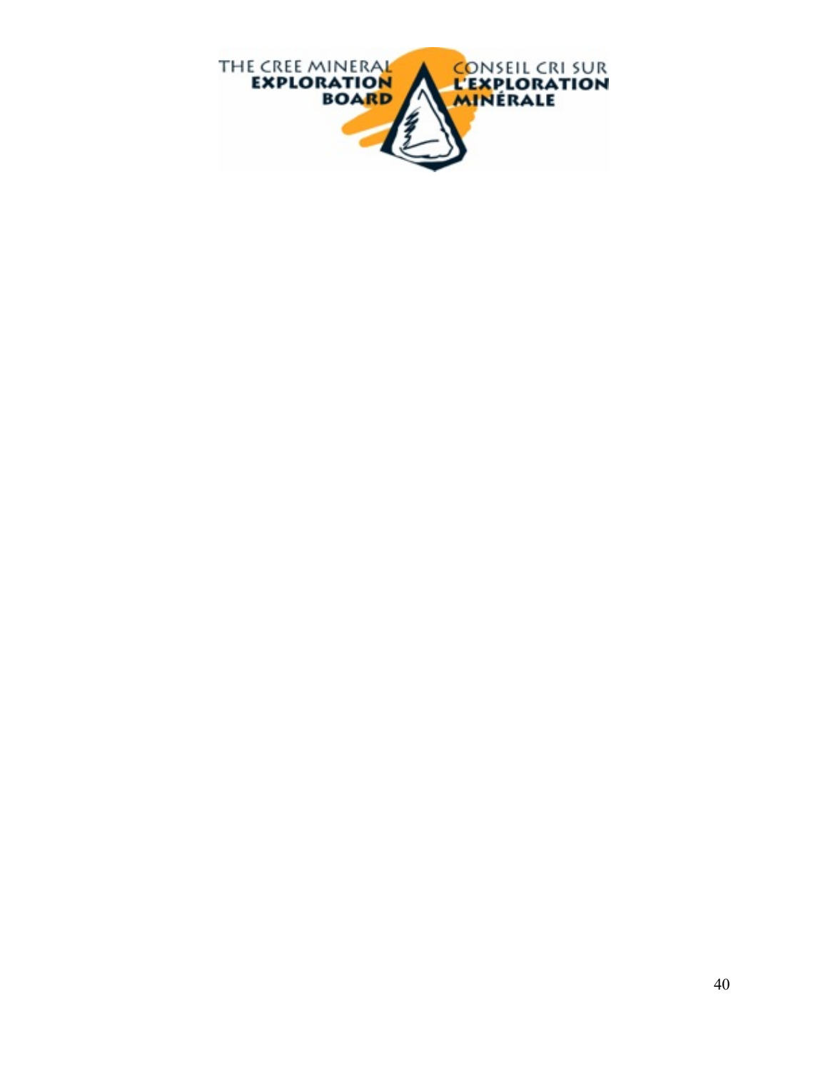THE CREE MINERAL **EXPLORATION BOARD**

CONSEIL CRI SUR **L'EXPLORATION MINÉRALE**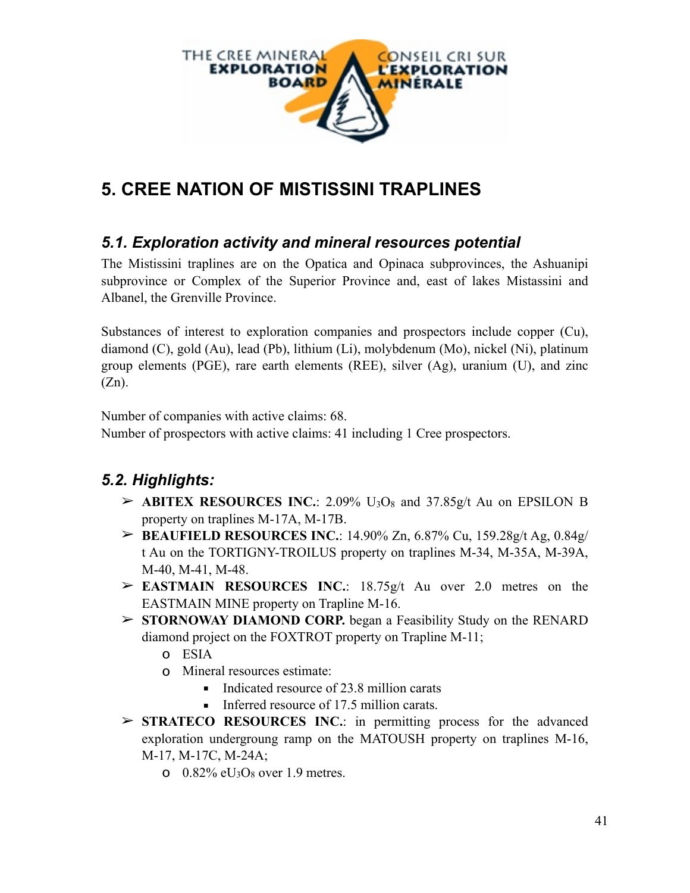# 5. CREE NATION OF MISTISSINI TRAPLINES

## 5.1. Exploration activity and mineral resources potential

The Mistissini traplines are on the Opatica and Opinaca subprovinces, the Ashuanipi subprovince or Complex of the Superior Province and, east of lakes Mistassini and Albanel, the Grenville Province.

Substances of interest to exploration companies and prospectors include copper (Cu), diamond (C), gold (Au), lead (Pb), lithium (Li), molybdenum (Mo), nickel (Ni), platinum group elements (PGE), rare earth elements (REE), silver (Ag), uranium (U), and zinc (Zn).

Number of companies with active claims: 68.
Number of prospectors with active claims: 41 including 1 Cree prospectors.

## 5.2. Highlights:

- **ABITEX RESOURCES INC.**: 2.09% $U_3O_8$ and 37.85g/t Au on EPSILON B property on traplines M-17A, M-17B.
- **BEAUFIELD RESOURCES INC.**: 14.90% Zn, 6.87% Cu, 159.28g/t Ag, 0.84g/t Au on the TORTIGNY-TROILUS property on traplines M-34, M-35A, M-39A, M-40, M-41, M-48.
- **EASTMAIN RESOURCES INC.**: 18.75g/t Au over 2.0 metres on the EASTMAIN MINE property on Trapline M-16.
- **STORNOWAY DIAMOND CORP.** began a Feasibility Study on the RENARD diamond project on the FOXTROT property on Trapline M-11;
  - ESIA
  - Mineral resources estimate:
    - Indicated resource of 23.8 million carats
    - Inferred resource of 17.5 million carats.
- **STRATECO RESOURCES INC.**: in permitting process for the advanced exploration undergroung ramp on the MATOUSH property on traplines M-16, M-17, M-17C, M-24A;
  - 0.82% $eU_3O_8$ over 1.9 metres.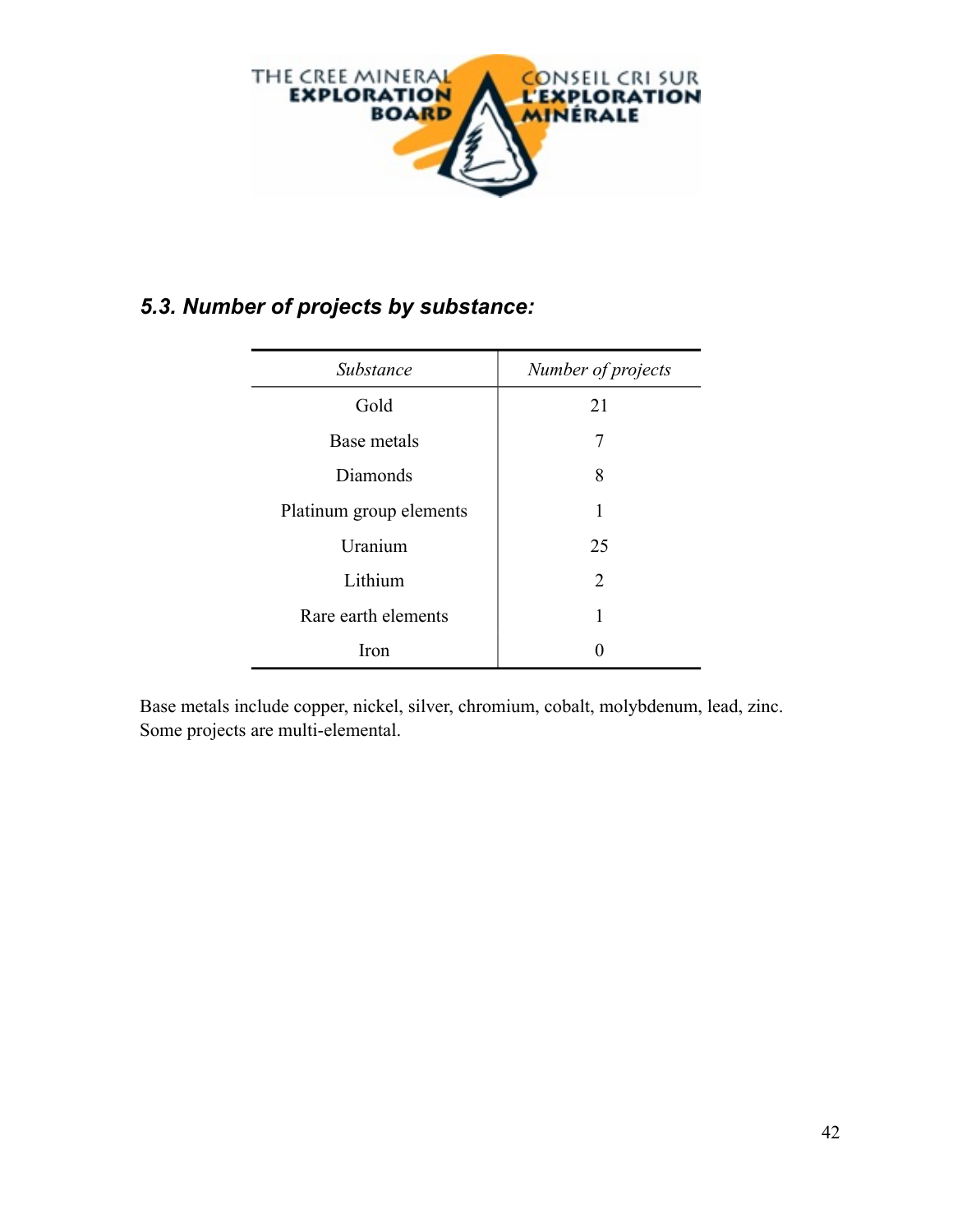### *5.3. Number of projects by substance:*

| *Substance* | *Number of projects* |
|---|---|
| Gold | 21 |
| Base metals | 7 |
| Diamonds | 8 |
| Platinum group elements | 1 |
| Uranium | 25 |
| Lithium | 2 |
| Rare earth elements | 1 |
| Iron | 0 |

Base metals include copper, nickel, silver, chromium, cobalt, molybdenum, lead, zinc. Some projects are multi-elemental.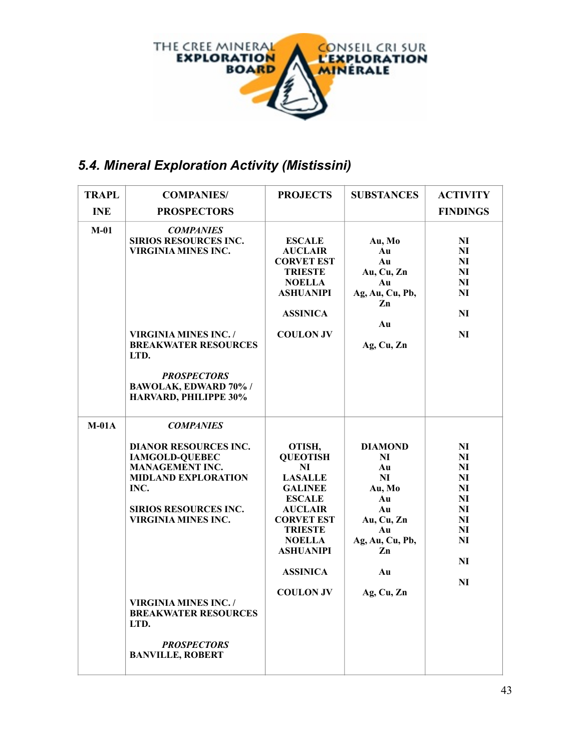THE CREE MINERAL EXPLORATION BOARD / CONSEIL CRI SUR L'EXPLORATION MINÉRALE

## *5.4. Mineral Exploration Activity (Mistissini)*

| TRAPLINE | COMPANIES/ PROSPECTORS | PROJECTS | SUBSTANCES | ACTIVITY FINDINGS |
|---|---|---|---|---|
| **M-01** | ***COMPANIES***<br>**SIRIOS RESOURCES INC.**<br>**VIRGINIA MINES INC.**<br><br>**VIRGINIA MINES INC. / BREAKWATER RESOURCES LTD.**<br><br>***PROSPECTORS***<br>**BAWOLAK, EDWARD 70% / HARVARD, PHILIPPE 30%** | **ESCALE**<br>**AUCLAIR**<br>**CORVET EST**<br>**TRIESTE**<br>**NOELLA**<br>**ASHUANIPI**<br><br>**ASSINICA**<br><br>**COULON JV** | **Au, Mo**<br>**Au**<br>**Au**<br>**Au, Cu, Zn**<br>**Au**<br>**Ag, Au, Cu, Pb, Zn**<br><br>**Au**<br><br>**Ag, Cu, Zn** | **NI**<br>**NI**<br>**NI**<br>**NI**<br>**NI**<br>**NI**<br><br>**NI**<br><br>**NI** |
| **M-01A** | ***COMPANIES***<br><br>**DIANOR RESOURCES INC.**<br>**IAMGOLD-QUEBEC MANAGEMENT INC.**<br>**MIDLAND EXPLORATION INC.**<br><br>**SIRIOS RESOURCES INC.**<br>**VIRGINIA MINES INC.**<br><br>**VIRGINIA MINES INC. / BREAKWATER RESOURCES LTD.**<br><br>***PROSPECTORS***<br>**BANVILLE, ROBERT** | **OTISH, QUEOTISH**<br>**NI**<br>**LASALLE**<br>**GALINEE**<br>**ESCALE**<br>**AUCLAIR**<br>**CORVET EST**<br>**TRIESTE**<br>**NOELLA**<br>**ASHUANIPI**<br><br>**ASSINICA**<br><br>**COULON JV** | **DIAMOND**<br>**NI**<br>**Au**<br>**NI**<br>**Au, Mo**<br>**Au**<br>**Au**<br>**Au, Cu, Zn**<br>**Au**<br>**Ag, Au, Cu, Pb, Zn**<br><br>**Au**<br><br>**Ag, Cu, Zn** | **NI**<br>**NI**<br>**NI**<br>**NI**<br>**NI**<br>**NI**<br>**NI**<br>**NI**<br>**NI**<br>**NI**<br><br>**NI**<br><br>**NI** |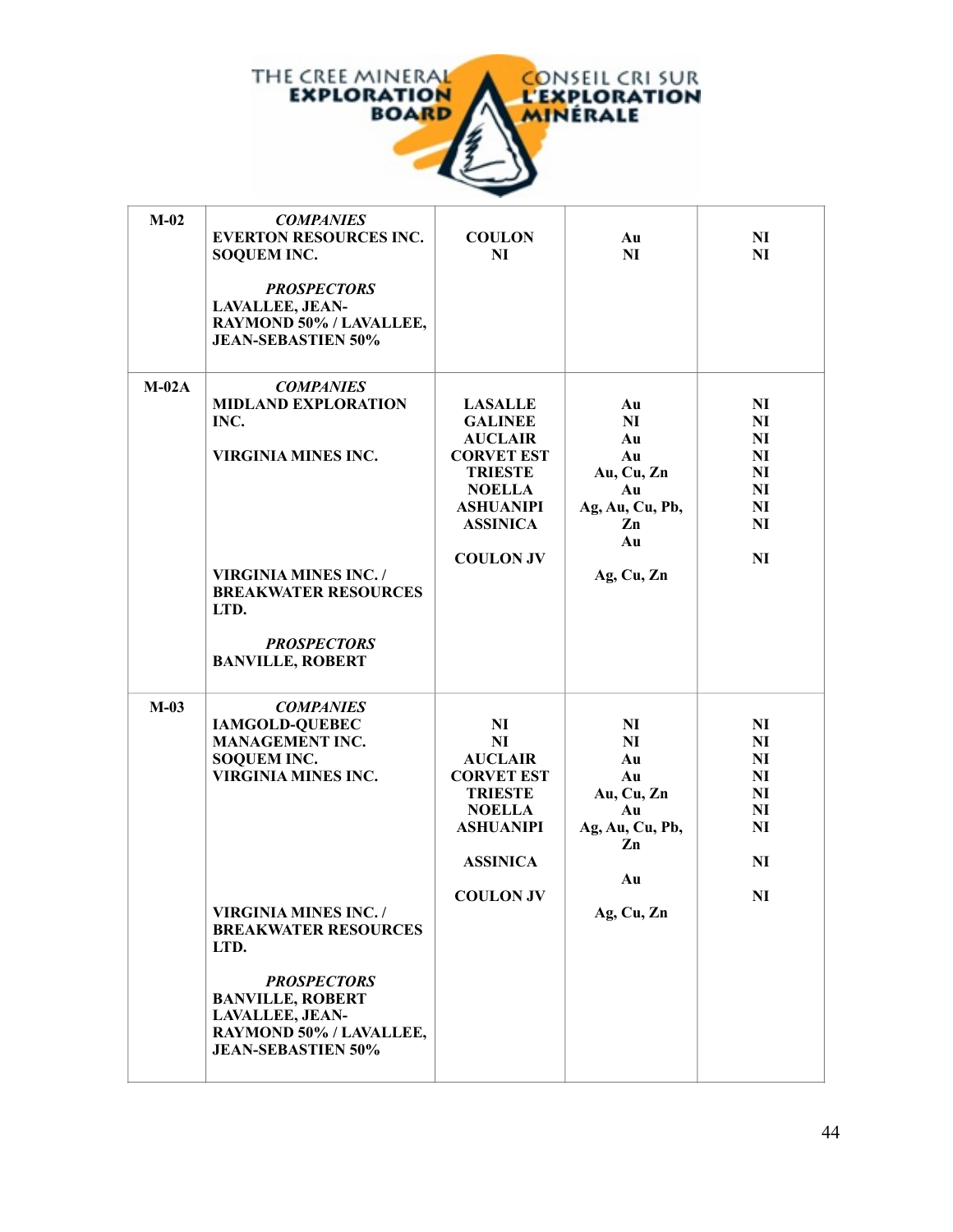| | | | | |
|---|---|---|---|---|
| M-02 | ***COMPANIES***<br>**EVERTON RESOURCES INC.**<br>**SOQUEM INC.**<br><br>***PROSPECTORS***<br>**LAVALLEE, JEAN-RAYMOND 50% / LAVALLEE, JEAN-SEBASTIEN 50%** | **COULON**<br>**NI** | **Au**<br>**NI** | **NI**<br>**NI** |
| M-02A | ***COMPANIES***<br>**MIDLAND EXPLORATION INC.**<br><br>**VIRGINIA MINES INC.**<br><br><br><br><br><br><br>**VIRGINIA MINES INC. / BREAKWATER RESOURCES LTD.**<br><br>***PROSPECTORS***<br>**BANVILLE, ROBERT** | **LASALLE**<br>**GALINEE**<br>**AUCLAIR**<br>**CORVET EST**<br>**TRIESTE**<br>**NOELLA**<br>**ASHUANIPI**<br>**ASSINICA**<br><br>**COULON JV** | **Au**<br>**NI**<br>**Au**<br>**Au**<br>**Au, Cu, Zn**<br>**Au**<br>**Ag, Au, Cu, Pb, Zn**<br>**Au**<br><br>**Ag, Cu, Zn** | **NI**<br>**NI**<br>**NI**<br>**NI**<br>**NI**<br>**NI**<br>**NI**<br>**NI**<br><br>**NI** |
| M-03 | ***COMPANIES***<br>**IAMGOLD-QUEBEC MANAGEMENT INC.**<br>**SOQUEM INC.**<br>**VIRGINIA MINES INC.**<br><br><br><br><br><br><br>**VIRGINIA MINES INC. / BREAKWATER RESOURCES LTD.**<br><br>***PROSPECTORS***<br>**BANVILLE, ROBERT**<br>**LAVALLEE, JEAN-RAYMOND 50% / LAVALLEE, JEAN-SEBASTIEN 50%** | **NI**<br>**NI**<br>**AUCLAIR**<br>**CORVET EST**<br>**TRIESTE**<br>**NOELLA**<br>**ASHUANIPI**<br><br>**ASSINICA**<br><br>**COULON JV** | **NI**<br>**NI**<br>**Au**<br>**Au**<br>**Au, Cu, Zn**<br>**Au**<br>**Ag, Au, Cu, Pb, Zn**<br><br>**Au**<br><br>**Ag, Cu, Zn** | **NI**<br>**NI**<br>**NI**<br>**NI**<br>**NI**<br>**NI**<br>**NI**<br><br>**NI**<br><br>**NI** |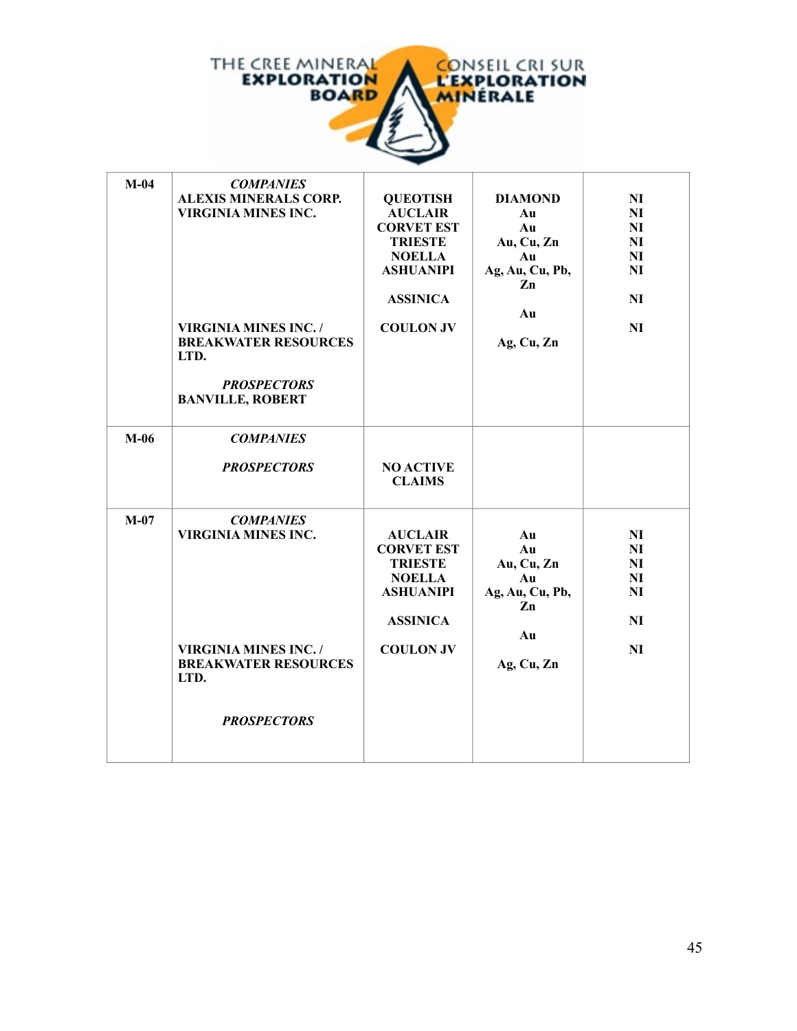| M-04 | *COMPANIES*<br>ALEXIS MINERALS CORP.<br>VIRGINIA MINES INC.<br><br><br><br><br><br><br>VIRGINIA MINES INC. / BREAKWATER RESOURCES LTD.<br><br>*PROSPECTORS*<br>BANVILLE, ROBERT | QUEOTISH<br>AUCLAIR<br>CORVET EST<br>TRIESTE<br>NOELLA<br>ASHUANIPI<br><br>ASSINICA<br><br>COULON JV | DIAMOND<br>Au<br>Au<br>Au, Cu, Zn<br>Au<br>Ag, Au, Cu, Pb, Zn<br><br>Au<br><br>Ag, Cu, Zn | NI<br>NI<br>NI<br>NI<br>NI<br>NI<br><br>NI<br><br>NI |
|---|---|---|---|---|
| M-06 | *COMPANIES*<br><br>*PROSPECTORS* | NO ACTIVE CLAIMS | | |
| M-07 | *COMPANIES*<br>VIRGINIA MINES INC.<br><br><br><br><br><br><br>VIRGINIA MINES INC. / BREAKWATER RESOURCES LTD.<br><br>*PROSPECTORS* | AUCLAIR<br>CORVET EST<br>TRIESTE<br>NOELLA<br>ASHUANIPI<br><br>ASSINICA<br><br>COULON JV | Au<br>Au<br>Au, Cu, Zn<br>Au<br>Ag, Au, Cu, Pb, Zn<br><br>Au<br><br>Ag, Cu, Zn | NI<br>NI<br>NI<br>NI<br>NI<br><br>NI<br><br>NI |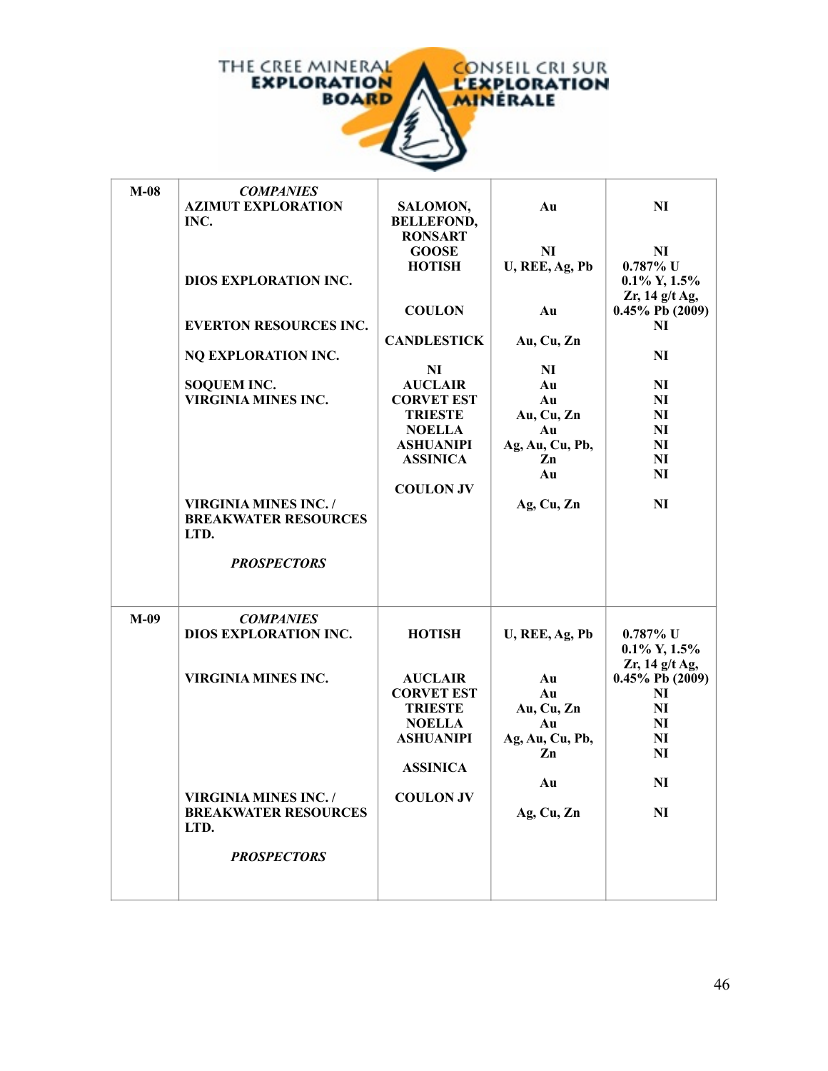| | | | | |
|---|---|---|---|---|
| **M-08** | ***COMPANIES*** | | | |
| | **AZIMUT EXPLORATION INC.** | **SALOMON, BELLEFOND, RONSART** | **Au** | **NI** |
| | | **GOOSE** | **NI** | **NI** |
| | **DIOS EXPLORATION INC.** | **HOTISH** | **U, REE, Ag, Pb** | **0.787% U 0.1% Y, 1.5% Zr, 14 g/t Ag, 0.45% Pb (2009)** |
| | **EVERTON RESOURCES INC.** | **COULON** | **Au** | **NI** |
| | **NQ EXPLORATION INC.** | **CANDLESTICK** | **Au, Cu, Zn** | **NI** |
| | **SOQUEM INC.** | **NI** | **NI** | **NI** |
| | **VIRGINIA MINES INC.** | **AUCLAIR** | **Au** | **NI** |
| | | **CORVET EST** | **Au** | **NI** |
| | | **TRIESTE** | **Au, Cu, Zn** | **NI** |
| | | **NOELLA** | **Au** | **NI** |
| | | **ASHUANIPI** | **Ag, Au, Cu, Pb, Zn** | **NI** |
| | | **ASSINICA** | **Au** | **NI** |
| | **VIRGINIA MINES INC. / BREAKWATER RESOURCES LTD.** | **COULON JV** | **Ag, Cu, Zn** | **NI** |
| | ***PROSPECTORS*** | | | |
| **M-09** | ***COMPANIES*** | | | |
| | **DIOS EXPLORATION INC.** | **HOTISH** | **U, REE, Ag, Pb** | **0.787% U 0.1% Y, 1.5% Zr, 14 g/t Ag, 0.45% Pb (2009)** |
| | **VIRGINIA MINES INC.** | **AUCLAIR** | **Au** | **NI** |
| | | **CORVET EST** | **Au** | **NI** |
| | | **TRIESTE** | **Au, Cu, Zn** | **NI** |
| | | **NOELLA** | **Au** | **NI** |
| | | **ASHUANIPI** | **Ag, Au, Cu, Pb, Zn** | **NI** |
| | | **ASSINICA** | **Au** | **NI** |
| | **VIRGINIA MINES INC. / BREAKWATER RESOURCES LTD.** | **COULON JV** | **Ag, Cu, Zn** | **NI** |
| | ***PROSPECTORS*** | | | |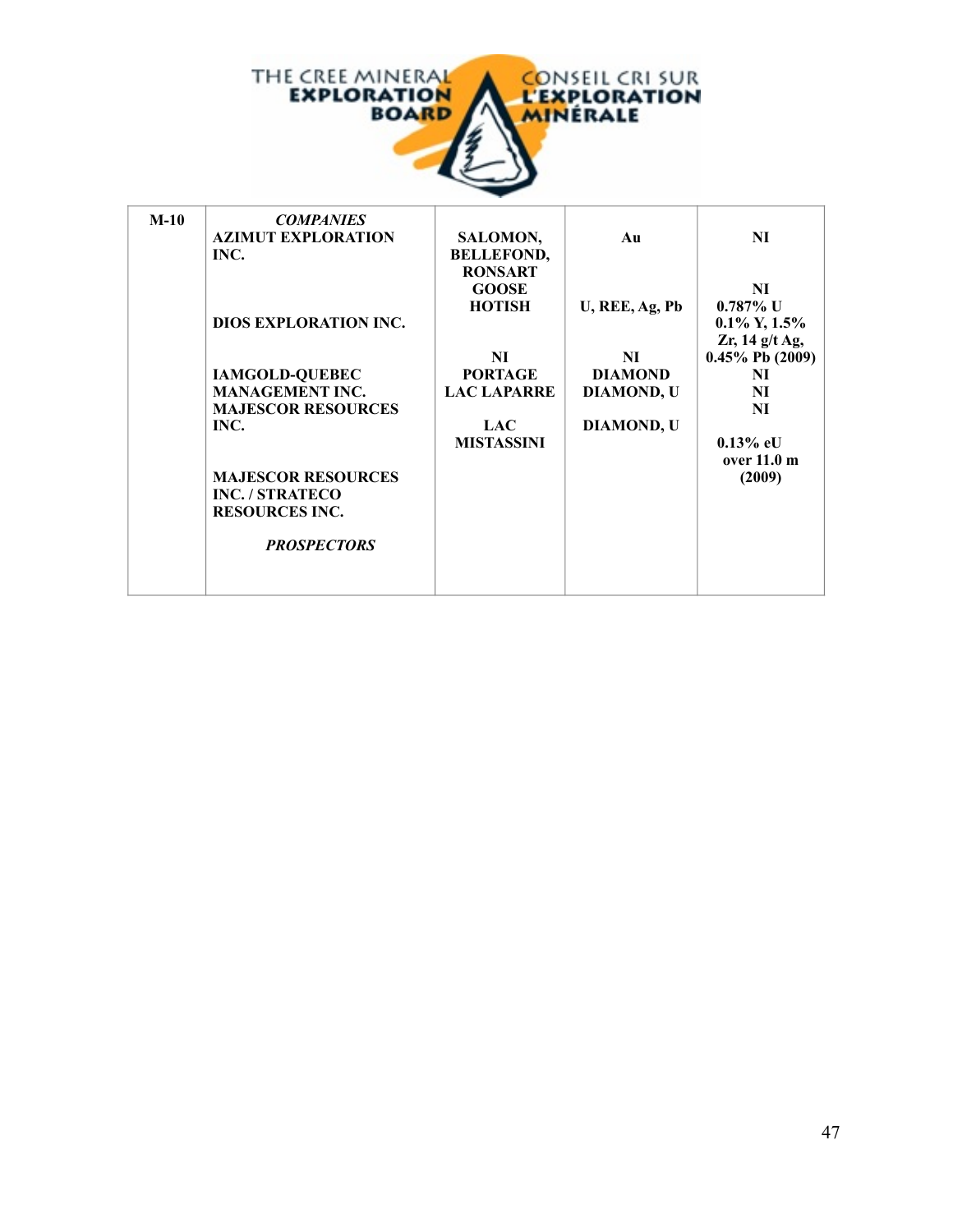| | | | | |
|---|---|---|---|---|
| M-10 | ***COMPANIES*** | | | |
| | **AZIMUT EXPLORATION INC.** | **SALOMON, BELLEFOND, RONSART GOOSE** | **Au** | **NI**<br>**NI** |
| | **DIOS EXPLORATION INC.** | **HOTISH** | **U, REE, Ag, Pb** | **0.787% U 0.1% Y, 1.5% Zr, 14 g/t Ag, 0.45% Pb (2009)** |
| | **IAMGOLD-QUEBEC MANAGEMENT INC.** | **NI** | **NI** | **NI** |
| | **MAJESCOR RESOURCES INC.** | **PORTAGE**<br>**LAC LAPARRE** | **DIAMOND**<br>**DIAMOND, U** | **NI**<br>**NI** |
| | **MAJESCOR RESOURCES INC. / STRATECO RESOURCES INC.** | **LAC MISTASSINI** | **DIAMOND, U** | **0.13% eU over 11.0 m (2009)** |
| | ***PROSPECTORS*** | | | |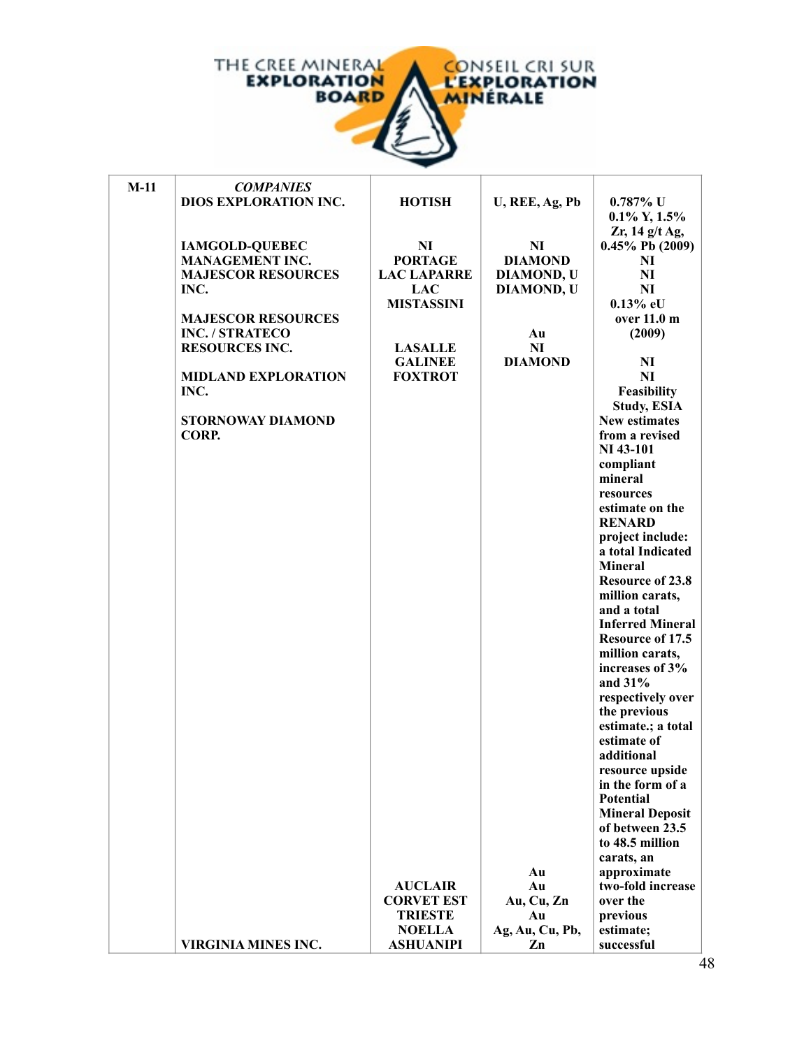| M-11 | *COMPANIES* | | | |
|---|---|---|---|---|
| | DIOS EXPLORATION INC. | HOTISH | U, REE, Ag, Pb | 0.787% U 0.1% Y, 1.5% Zr, 14 g/t Ag, 0.45% Pb (2009) |
| | IAMGOLD-QUEBEC MANAGEMENT INC. | NI | NI | NI |
| | MAJESCOR RESOURCES INC. | PORTAGE | DIAMOND | NI |
| | | LAC LAPARRE | DIAMOND, U | NI |
| | MAJESCOR RESOURCES INC. / STRATECO RESOURCES INC. | LAC MISTASSINI | DIAMOND, U | 0.13% eU over 11.0 m (2009) |
| | MIDLAND EXPLORATION INC. | LASALLE | Au | NI |
| | | GALINEE | NI | NI |
| | STORNOWAY DIAMOND CORP. | FOXTROT | DIAMOND | Feasibility Study, ESIA New estimates from a revised NI 43-101 compliant mineral resources estimate on the RENARD project include: a total Indicated Mineral Resource of 23.8 million carats, and a total Inferred Mineral Resource of 17.5 million carats, increases of 3% and 31% respectively over the previous estimate.; a total estimate of additional resource upside in the form of a Potential Mineral Deposit of between 23.5 to 48.5 million carats, an approximate two-fold increase over the previous estimate; successful |
| | VIRGINIA MINES INC. | AUCLAIR | Au | |
| | | CORVET EST | Au | |
| | | TRIESTE | Au, Cu, Zn | |
| | | NOELLA | Au | |
| | | ASHUANIPI | Ag, Au, Cu, Pb, Zn | |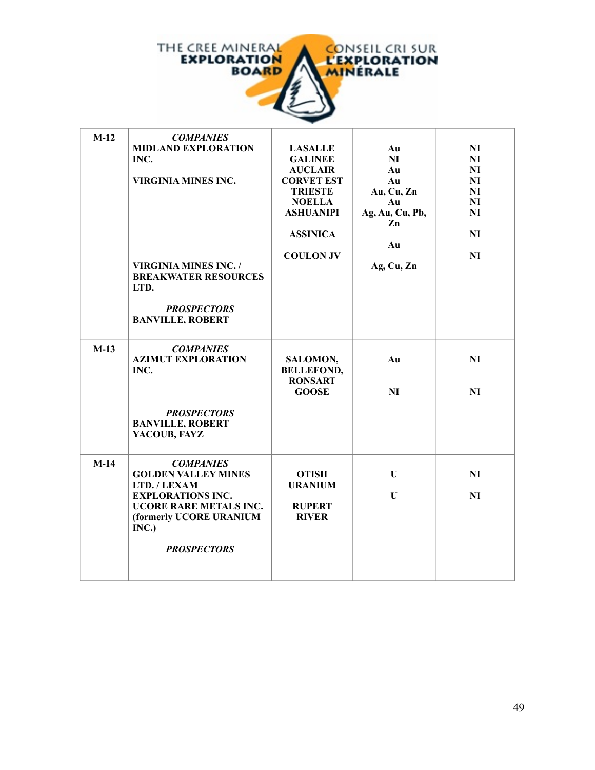| M-12 | ***COMPANIES*** | | | |
|---|---|---|---|---|
| | **MIDLAND EXPLORATION INC.** | **LASALLE** | **Au** | **NI** |
| | | **GALINEE** | **NI** | **NI** |
| | | **AUCLAIR** | **Au** | **NI** |
| | **VIRGINIA MINES INC.** | **CORVET EST** | **Au** | **NI** |
| | | **TRIESTE** | **Au, Cu, Zn** | **NI** |
| | | **NOELLA** | **Au** | **NI** |
| | | **ASHUANIPI** | **Ag, Au, Cu, Pb, Zn** | **NI** |
| | | **ASSINICA** | **Au** | **NI** |
| | **VIRGINIA MINES INC. / BREAKWATER RESOURCES LTD.** | **COULON JV** | **Ag, Cu, Zn** | **NI** |
| | ***PROSPECTORS*** | | | |
| | **BANVILLE, ROBERT** | | | |
| **M-13** | ***COMPANIES*** | | | |
| | **AZIMUT EXPLORATION INC.** | **SALOMON, BELLEFOND, RONSART** | **Au** | **NI** |
| | | **GOOSE** | **NI** | **NI** |
| | ***PROSPECTORS*** | | | |
| | **BANVILLE, ROBERT** | | | |
| | **YACOUB, FAYZ** | | | |
| **M-14** | ***COMPANIES*** | | | |
| | **GOLDEN VALLEY MINES LTD. / LEXAM EXPLORATIONS INC.** | **OTISH URANIUM** | **U** | **NI** |
| | **UCORE RARE METALS INC. (formerly UCORE URANIUM INC.)** | **RUPERT RIVER** | **U** | **NI** |
| | ***PROSPECTORS*** | | | |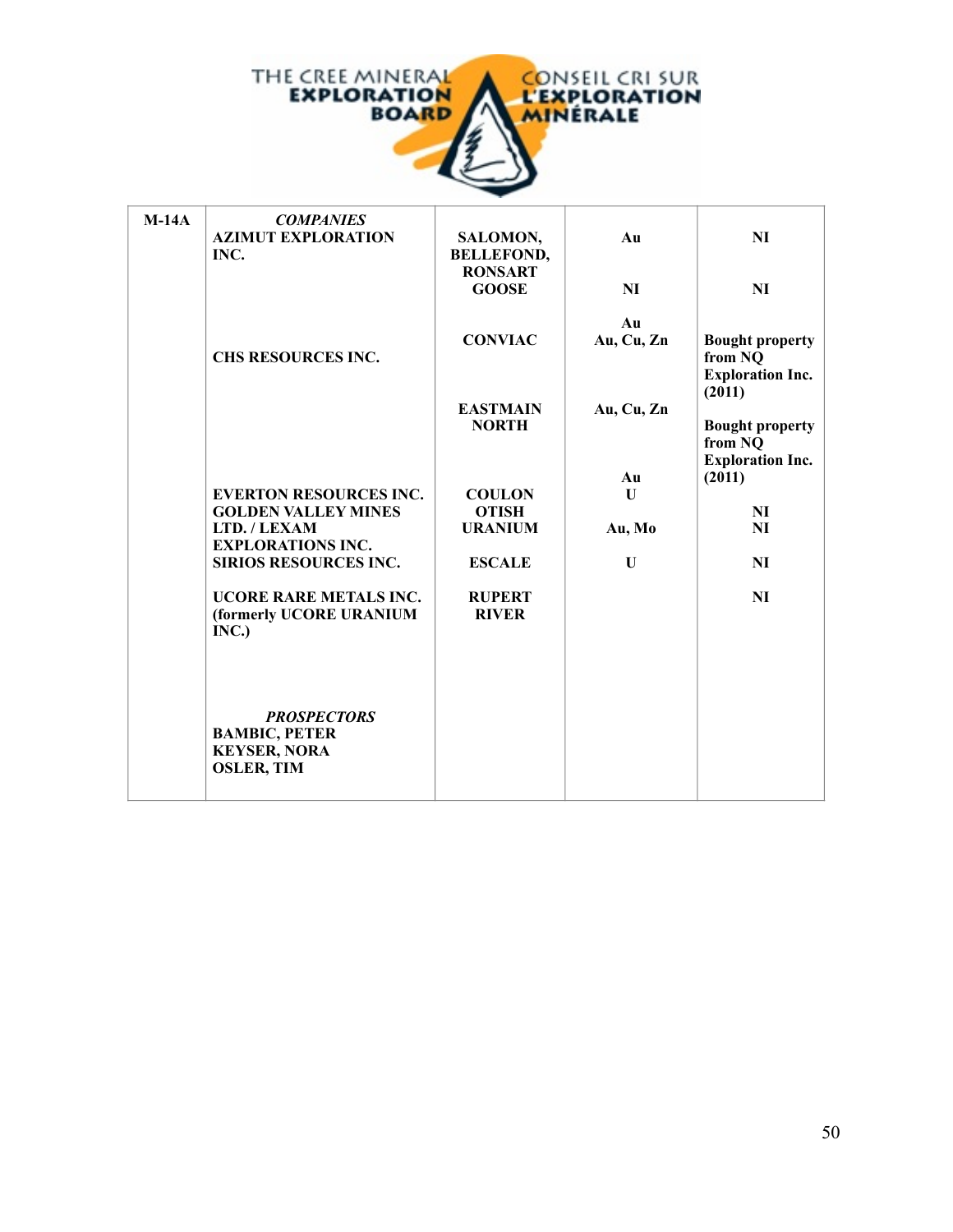| | | | | |
|---|---|---|---|---|
| **M-14A** | ***COMPANIES*** | | | |
| | **AZIMUT EXPLORATION INC.** | **SALOMON, BELLEFOND, RONSART** | **Au** | **NI** |
| | | **GOOSE** | **NI** | **NI** |
| | | | **Au** | |
| | **CHS RESOURCES INC.** | **CONVIAC** | **Au, Cu, Zn** | **Bought property from NQ Exploration Inc. (2011)** |
| | | **EASTMAIN NORTH** | **Au, Cu, Zn** | **Bought property from NQ Exploration Inc. (2011)** |
| | | | **Au** | |
| | **EVERTON RESOURCES INC.** | **COULON** | **U** | **NI** |
| | **GOLDEN VALLEY MINES LTD. / LEXAM EXPLORATIONS INC.** | **OTISH URANIUM** | **Au, Mo** | **NI** |
| | **SIRIOS RESOURCES INC.** | **ESCALE** | **U** | **NI** |
| | **UCORE RARE METALS INC. (formerly UCORE URANIUM INC.)** | **RUPERT RIVER** | | **NI** |
| | ***PROSPECTORS*** | | | |
| | **BAMBIC, PETER** | | | |
| | **KEYSER, NORA** | | | |
| | **OSLER, TIM** | | | |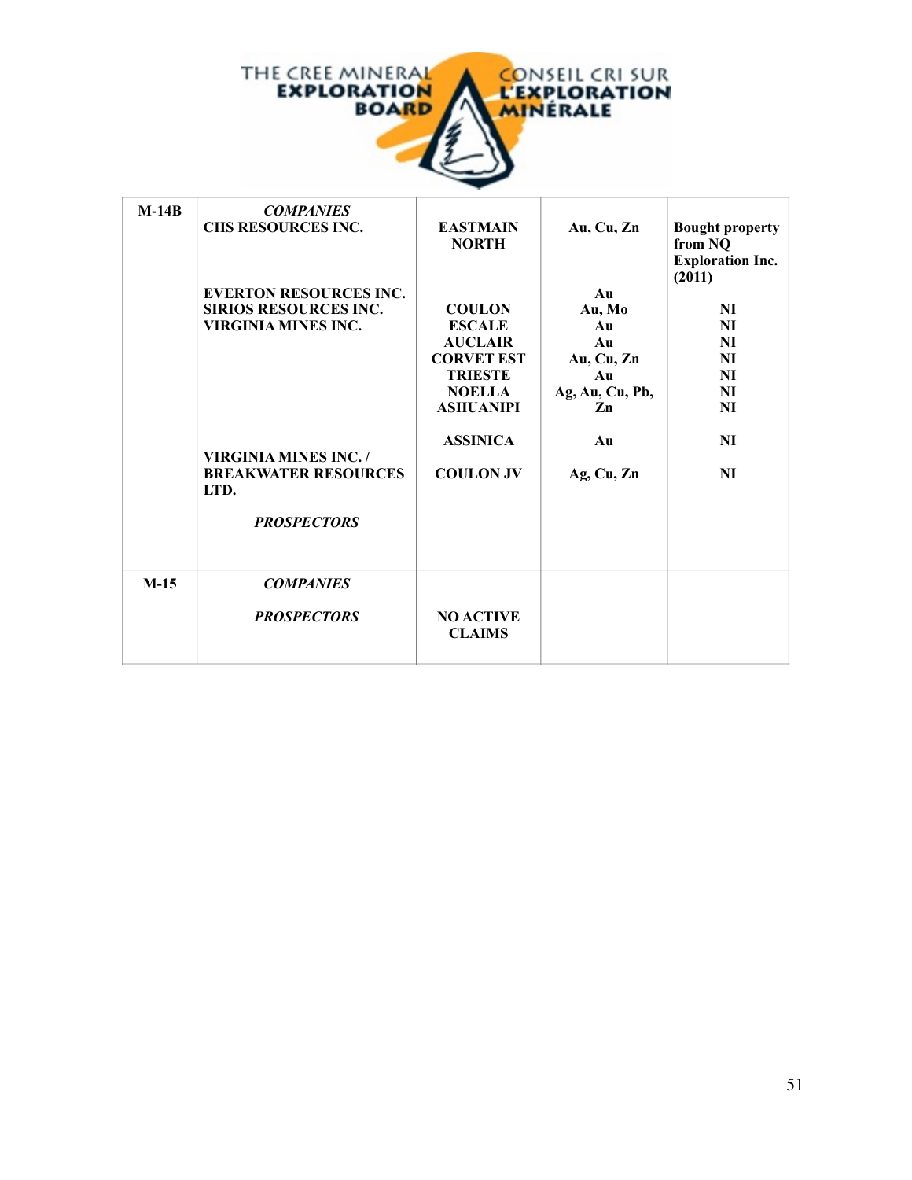| M-14B | *COMPANIES* | | | |
|---|---|---|---|---|
| | CHS RESOURCES INC. | EASTMAIN NORTH | Au, Cu, Zn | Bought property from NQ Exploration Inc. (2011) |
| | EVERTON RESOURCES INC. | | Au | |
| | SIRIOS RESOURCES INC. | COULON | Au, Mo | NI |
| | VIRGINIA MINES INC. | ESCALE | Au | NI |
| | | AUCLAIR | Au | NI |
| | | CORVET EST | Au, Cu, Zn | NI |
| | | TRIESTE | Au | NI |
| | | NOELLA | Ag, Au, Cu, Pb, Zn | NI |
| | | ASHUANIPI | | NI |
| | | ASSINICA | Au | NI |
| | VIRGINIA MINES INC. / BREAKWATER RESOURCES LTD. | COULON JV | Ag, Cu, Zn | NI |
| | *PROSPECTORS* | | | |
| M-15 | *COMPANIES* | | | |
| | *PROSPECTORS* | NO ACTIVE CLAIMS | | |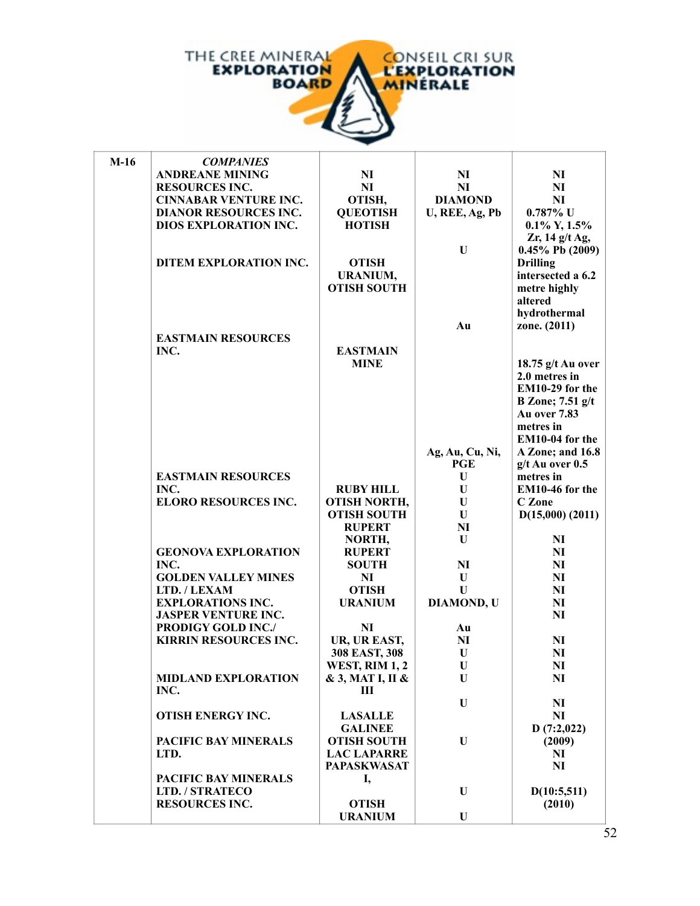| M-16 | *COMPANIES* | | | |
|---|---|---|---|---|
| | ANDREANE MINING RESOURCES INC. | NI | NI | NI |
| | CINNABAR VENTURE INC. | NI | NI | NI |
| | DIANOR RESOURCES INC. | OTISH, QUEOTISH | DIAMOND | NI |
| | DIOS EXPLORATION INC. | HOTISH | U, REE, Ag, Pb | 0.787% U 0.1% Y, 1.5% Zr, 14 g/t Ag, 0.45% Pb (2009) |
| | DITEM EXPLORATION INC. | OTISH URANIUM, OTISH SOUTH | U | Drilling intersected a 6.2 metre highly altered hydrothermal zone. (2011) |
| | EASTMAIN RESOURCES INC. | EASTMAIN MINE | Au | 18.75 g/t Au over 2.0 metres in EM10-29 for the B Zone; 7.51 g/t Au over 7.83 metres in EM10-04 for the A Zone; and 16.8 g/t Au over 0.5 metres in EM10-46 for the C Zone D(15,000) (2011) |
| | EASTMAIN RESOURCES INC. | RUBY HILL | Ag, Au, Cu, Ni, PGE | |
| | ELORO RESOURCES INC. | OTISH NORTH, OTISH SOUTH | U | |
| | | RUPERT NORTH, RUPERT SOUTH | U | |
| | | | U | |
| | | | U | NI |
| | | | NI | NI |
| | GEONOVA EXPLORATION INC. | | U | NI |
| | GOLDEN VALLEY MINES LTD. / LEXAM EXPLORATIONS INC. | NI | NI | NI |
| | | OTISH URANIUM | U | NI |
| | JASPER VENTURE INC. | | U | NI |
| | PRODIGY GOLD INC./ KIRRIN RESOURCES INC. | | DIAMOND, U | NI |
| | | NI | Au | |
| | MIDLAND EXPLORATION INC. | UR, UR EAST, 308 EAST, 308 WEST, RIM 1, 2 & 3, MAT I, II & III | NI | NI |
| | | | U | NI |
| | | | U | NI |
| | | | U | NI |
| | OTISH ENERGY INC. | | U | NI |
| | | LASALLE GALINEE | | NI |
| | PACIFIC BAY MINERALS LTD. | OTISH SOUTH | U | D (7:2,022) (2009) |
| | | LAC LAPARRE | | NI |
| | | PAPASKWASAT I, | | NI |
| | PACIFIC BAY MINERALS LTD. / STRATECO RESOURCES INC. | OTISH URANIUM | U | D(10:5,511) (2010) |
| | | | U | |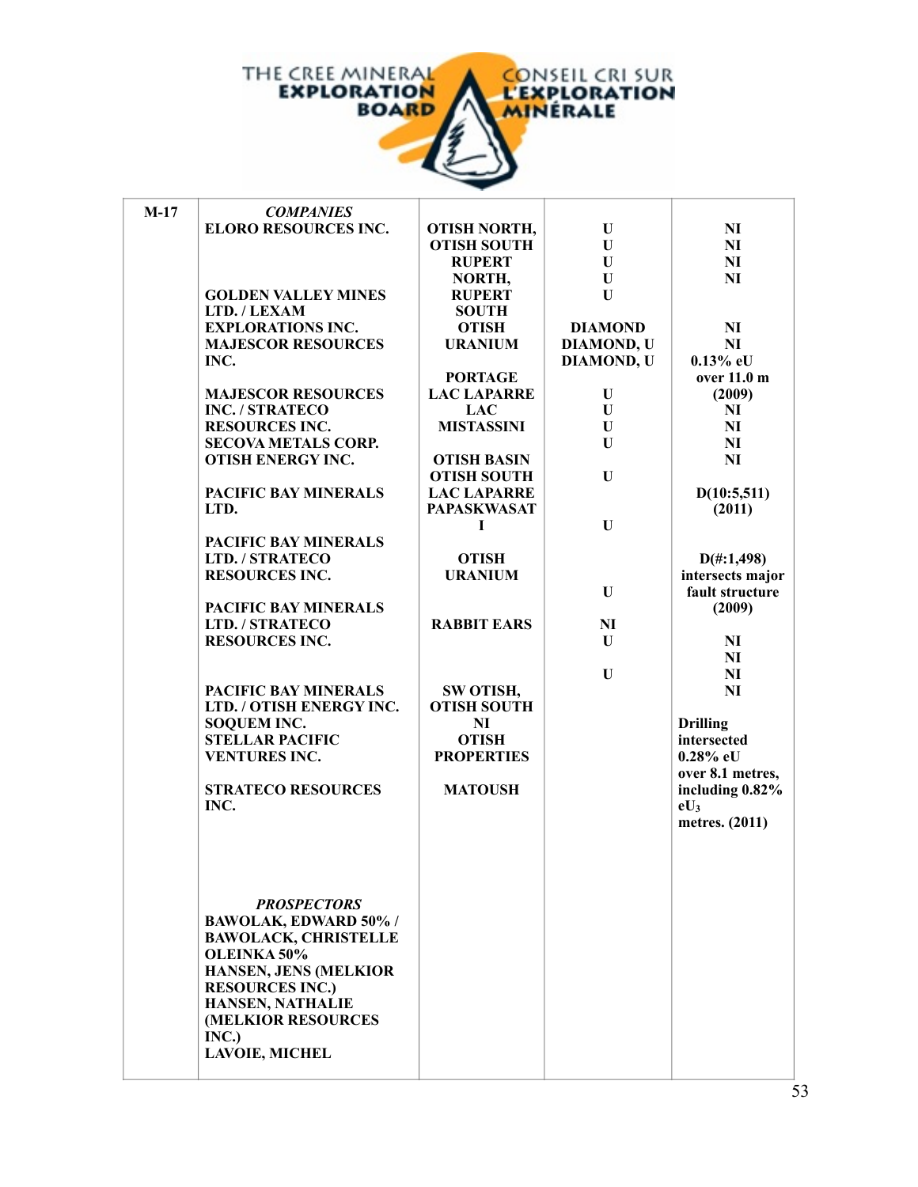| M-17 | *COMPANIES* | | | |
|---|---|---|---|---|
| | ELORO RESOURCES INC. | OTISH NORTH, | U | NI |
| | | OTISH SOUTH | U | NI |
| | | RUPERT | U | NI |
| | | NORTH, | U | NI |
| | GOLDEN VALLEY MINES | RUPERT | U | |
| | LTD. / LEXAM | SOUTH | | |
| | EXPLORATIONS INC. | OTISH | DIAMOND | NI |
| | MAJESCOR RESOURCES | URANIUM | DIAMOND, U | NI |
| | INC. | | DIAMOND, U | 0.13% eU |
| | | PORTAGE | | over 11.0 m |
| | MAJESCOR RESOURCES | LAC LAPARRE | U | (2009) |
| | INC. / STRATECO | LAC | U | NI |
| | RESOURCES INC. | MISTASSINI | U | NI |
| | SECOVA METALS CORP. | | U | NI |
| | OTISH ENERGY INC. | OTISH BASIN | | NI |
| | | OTISH SOUTH | U | |
| | PACIFIC BAY MINERALS | LAC LAPARRE | | D(10:5,511) |
| | LTD. | PAPASKWASAT | | (2011) |
| | | I | U | |
| | PACIFIC BAY MINERALS | | | |
| | LTD. / STRATECO | OTISH | | D(#:1,498) |
| | RESOURCES INC. | URANIUM | | intersects major |
| | | | U | fault structure |
| | PACIFIC BAY MINERALS | | | (2009) |
| | LTD. / STRATECO | RABBIT EARS | NI | |
| | RESOURCES INC. | | U | NI |
| | | | | NI |
| | | | U | NI |
| | PACIFIC BAY MINERALS | SW OTISH, | | NI |
| | LTD. / OTISH ENERGY INC. | OTISH SOUTH | | |
| | SOQUEM INC. | NI | | Drilling |
| | STELLAR PACIFIC | OTISH | | intersected |
| | VENTURES INC. | PROPERTIES | | 0.28% eU |
| | | | | over 8.1 metres, |
| | STRATECO RESOURCES | MATOUSH | | including 0.82% |
| | INC. | | | $eU_3$ |
| | | | | metres. (2011) |
| | *PROSPECTORS* | | | |
| | BAWOLAK, EDWARD 50% / BAWOLACK, CHRISTELLE OLEINKA 50% | | | |
| | HANSEN, JENS (MELKIOR RESOURCES INC.) | | | |
| | HANSEN, NATHALIE (MELKIOR RESOURCES INC.) | | | |
| | LAVOIE, MICHEL | | | |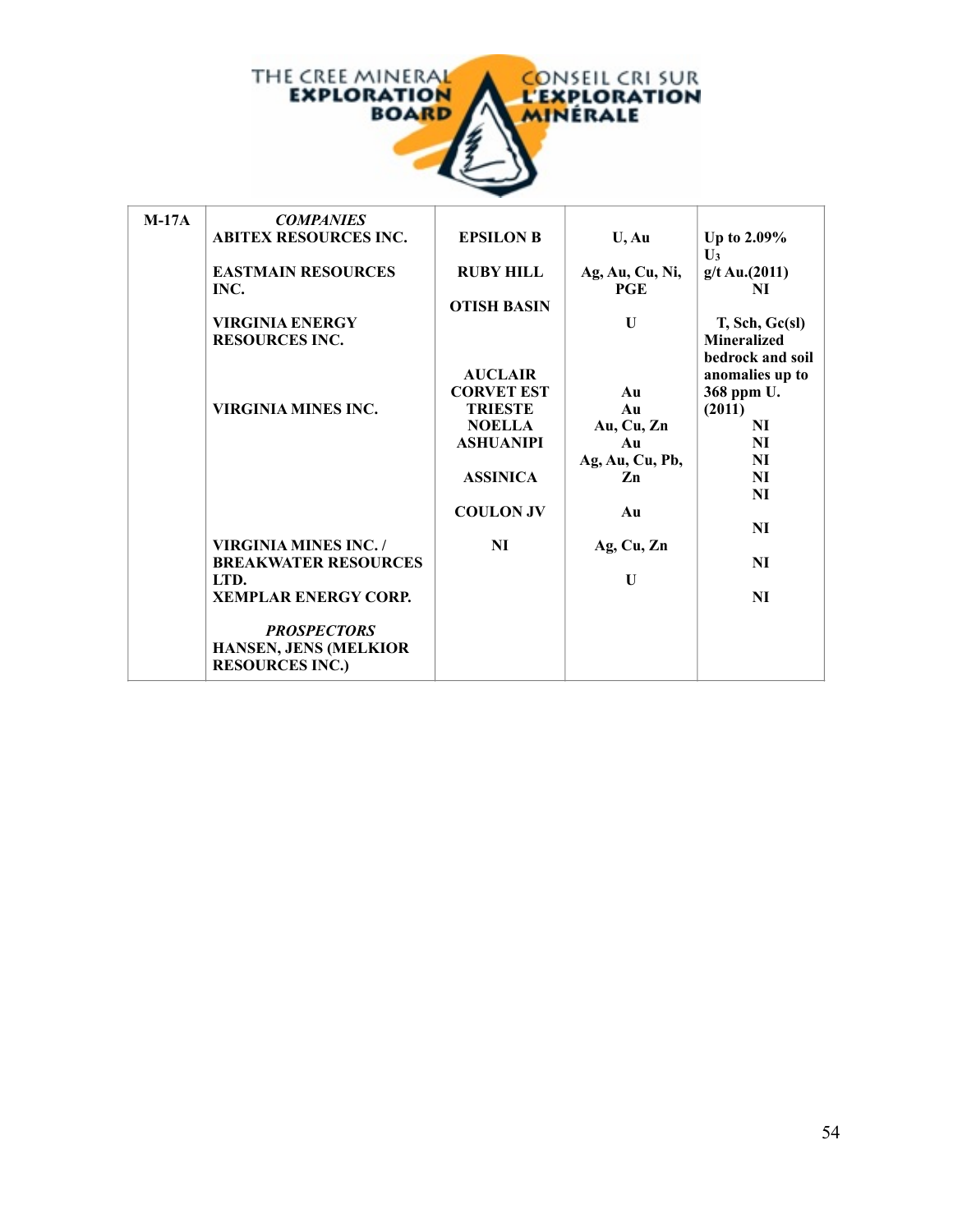| M-17A | *COMPANIES* | | | |
|---|---|---|---|---|
| | ABITEX RESOURCES INC. | EPSILON B | U, Au | Up to 2.09% $U_3$ g/t Au.(2011) |
| | EASTMAIN RESOURCES INC. | RUBY HILL | Ag, Au, Cu, Ni, PGE | NI |
| | VIRGINIA ENERGY RESOURCES INC. | OTISH BASIN | U | T, Sch, Gc(sl) Mineralized bedrock and soil anomalies up to 368 ppm U. (2011) |
| | VIRGINIA MINES INC. | AUCLAIR | Au | NI |
| | | CORVET EST | Au | NI |
| | | TRIESTE | Au, Cu, Zn | NI |
| | | NOELLA | Au | NI |
| | | ASHUANIPI | Ag, Au, Cu, Pb, Zn | NI |
| | | ASSINICA | Au | NI |
| | VIRGINIA MINES INC. / BREAKWATER RESOURCES LTD. | COULON JV | Ag, Cu, Zn | NI |
| | XEMPLAR ENERGY CORP. | NI | U | NI |
| | *PROSPECTORS* | | | |
| | HANSEN, JENS (MELKIOR RESOURCES INC.) | | | |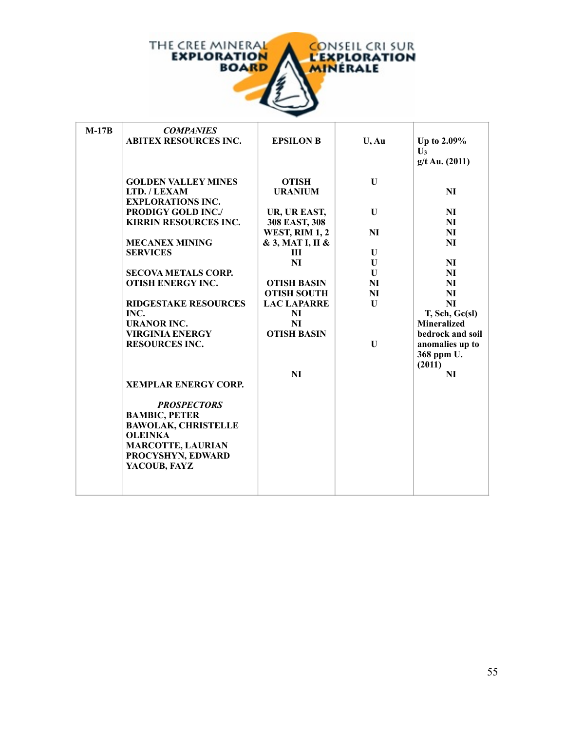| M-17B | *COMPANIES* | | | |
|---|---|---|---|---|
| | ABITEX RESOURCES INC. | EPSILON B | U, Au | Up to 2.09% $U_3$ g/t Au. (2011) |
| | GOLDEN VALLEY MINES LTD. / LEXAM EXPLORATIONS INC. | OTISH URANIUM | U | NI |
| | PRODIGY GOLD INC./ KIRRIN RESOURCES INC. | UR, UR EAST, 308 EAST, 308 WEST, RIM 1, 2 & 3, MAT I, II & III | U | NI |
| | | | | NI |
| | | | NI | NI |
| | MECANEX MINING SERVICES | | | NI |
| | | | U | |
| | | NI | U | NI |
| | SECOVA METALS CORP. | | U | NI |
| | OTISH ENERGY INC. | OTISH BASIN | NI | NI |
| | | OTISH SOUTH | NI | NI |
| | RIDGESTAKE RESOURCES INC. | LAC LAPARRE | U | NI |
| | | NI | | T, Sch, Gc(sl) |
| | URANOR INC. | NI | | Mineralized bedrock and soil anomalies up to 368 ppm U. (2011) |
| | VIRGINIA ENERGY RESOURCES INC. | OTISH BASIN | U | |
| | | NI | | NI |
| | XEMPLAR ENERGY CORP. | | | |
| | *PROSPECTORS* | | | |
| | BAMBIC, PETER | | | |
| | BAWOLAK, CHRISTELLE OLEINKA | | | |
| | MARCOTTE, LAURIAN | | | |
| | PROCYSHYN, EDWARD | | | |
| | YACOUB, FAYZ | | | |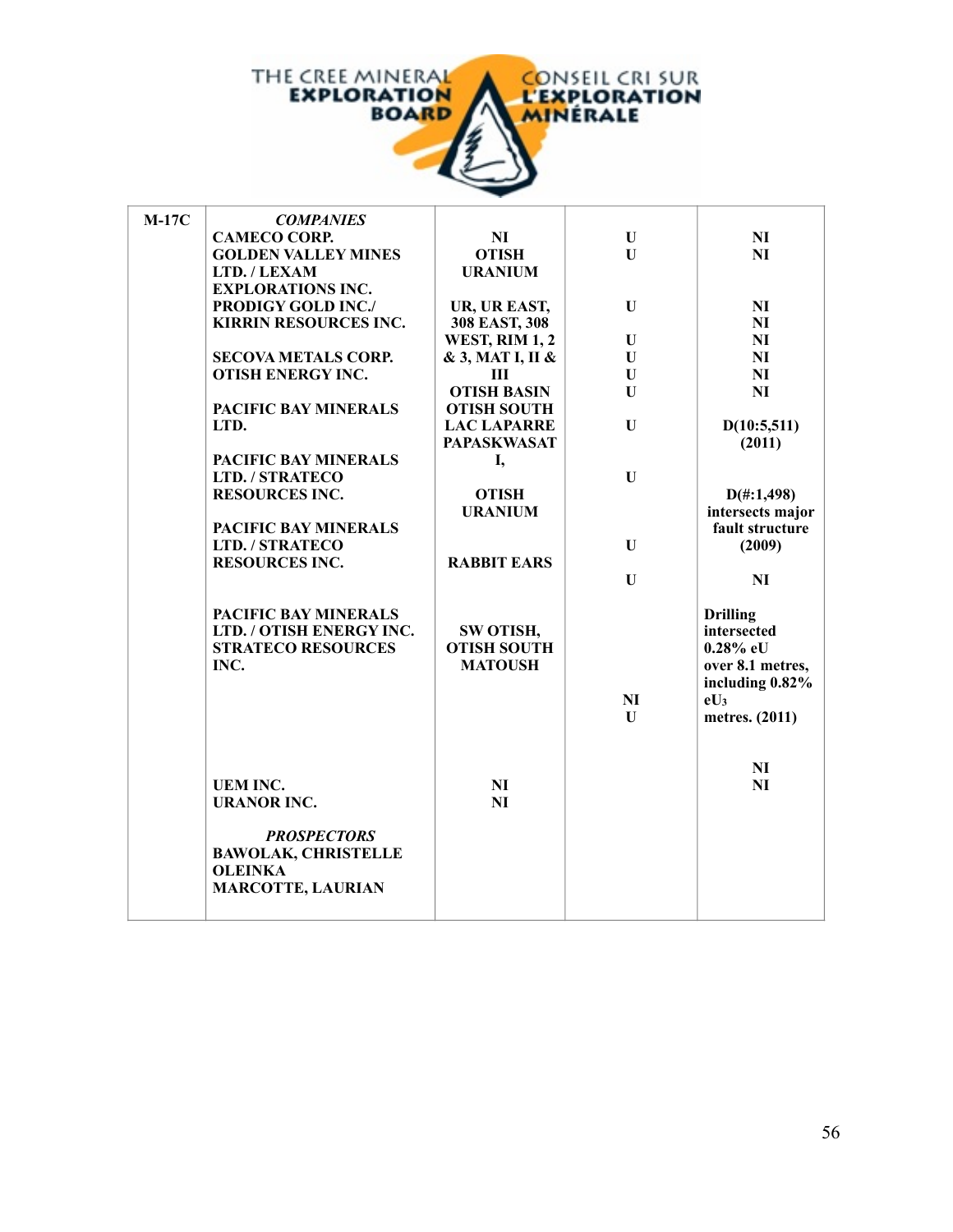| | | | | |
|---|---|---|---|---|
| M-17C | ***COMPANIES*** | | | |
| | **CAMECO CORP.** | **NI** | **U** | **NI** |
| | **GOLDEN VALLEY MINES** | **OTISH** | **U** | **NI** |
| | **LTD. / LEXAM** | **URANIUM** | | |
| | **EXPLORATIONS INC.** | | | |
| | **PRODIGY GOLD INC./** | **UR, UR EAST,** | **U** | **NI** |
| | **KIRRIN RESOURCES INC.** | **308 EAST, 308** | | **NI** |
| | | **WEST, RIM 1, 2** | **U** | **NI** |
| | **SECOVA METALS CORP.** | **& 3, MAT I, II &** | **U** | **NI** |
| | **OTISH ENERGY INC.** | **III** | **U** | **NI** |
| | | **OTISH BASIN** | **U** | **NI** |
| | **PACIFIC BAY MINERALS** | **OTISH SOUTH** | | |
| | **LTD.** | **LAC LAPARRE** | **U** | **D(10:5,511)** |
| | | **PAPASKWASAT** | | **(2011)** |
| | **PACIFIC BAY MINERALS** | **I,** | | |
| | **LTD. / STRATECO** | | **U** | |
| | **RESOURCES INC.** | **OTISH** | | **D(#:1,498)** |
| | | **URANIUM** | | **intersects major** |
| | **PACIFIC BAY MINERALS** | | | **fault structure** |
| | **LTD. / STRATECO** | | **U** | **(2009)** |
| | **RESOURCES INC.** | **RABBIT EARS** | | |
| | | | **U** | **NI** |
| | **PACIFIC BAY MINERALS** | | | **Drilling** |
| | **LTD. / OTISH ENERGY INC.** | **SW OTISH,** | | **intersected** |
| | **STRATECO RESOURCES** | **OTISH SOUTH** | | **0.28% eU** |
| | **INC.** | **MATOUSH** | | **over 8.1 metres,** |
| | | | | **including 0.82%** |
| | | | **NI** | **$eU_3$** |
| | | | **U** | **metres. (2011)** |
| | | | | **NI** |
| | **UEM INC.** | **NI** | | **NI** |
| | **URANOR INC.** | **NI** | | |
| | ***PROSPECTORS*** | | | |
| | **BAWOLAK, CHRISTELLE** | | | |
| | **OLEINKA** | | | |
| | **MARCOTTE, LAURIAN** | | | |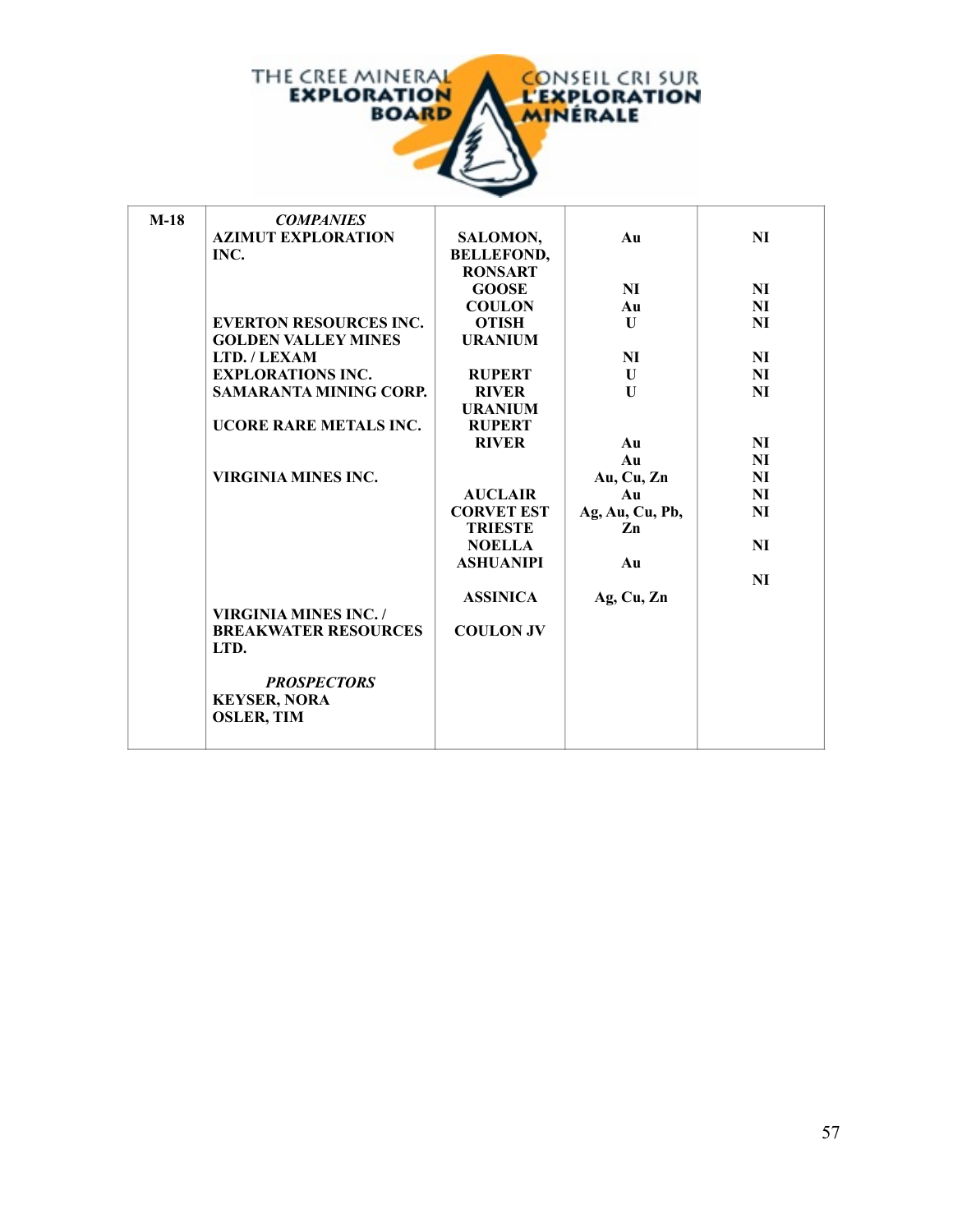| M-18 | *COMPANIES* | | | |
|---|---|---|---|---|
| | AZIMUT EXPLORATION INC. | SALOMON, BELLEFOND, RONSART | Au | NI |
| | | GOOSE | NI | NI |
| | | COULON | Au | NI |
| | EVERTON RESOURCES INC. | OTISH | U | NI |
| | GOLDEN VALLEY MINES | URANIUM | | |
| | LTD. / LEXAM | | NI | NI |
| | EXPLORATIONS INC. | RUPERT | U | NI |
| | SAMARANTA MINING CORP. | RIVER | U | NI |
| | | URANIUM | | |
| | UCORE RARE METALS INC. | RUPERT | | |
| | | RIVER | Au | NI |
| | | | Au | NI |
| | VIRGINIA MINES INC. | | Au, Cu, Zn | NI |
| | | AUCLAIR | Au | NI |
| | | CORVET EST | Ag, Au, Cu, Pb, Zn | NI |
| | | TRIESTE | | |
| | | NOELLA | | NI |
| | | ASHUANIPI | Au | |
| | | | | NI |
| | | ASSINICA | Ag, Cu, Zn | |
| | VIRGINIA MINES INC. / BREAKWATER RESOURCES LTD. | COULON JV | | |
| | *PROSPECTORS* | | | |
| | KEYSER, NORA | | | |
| | OSLER, TIM | | | |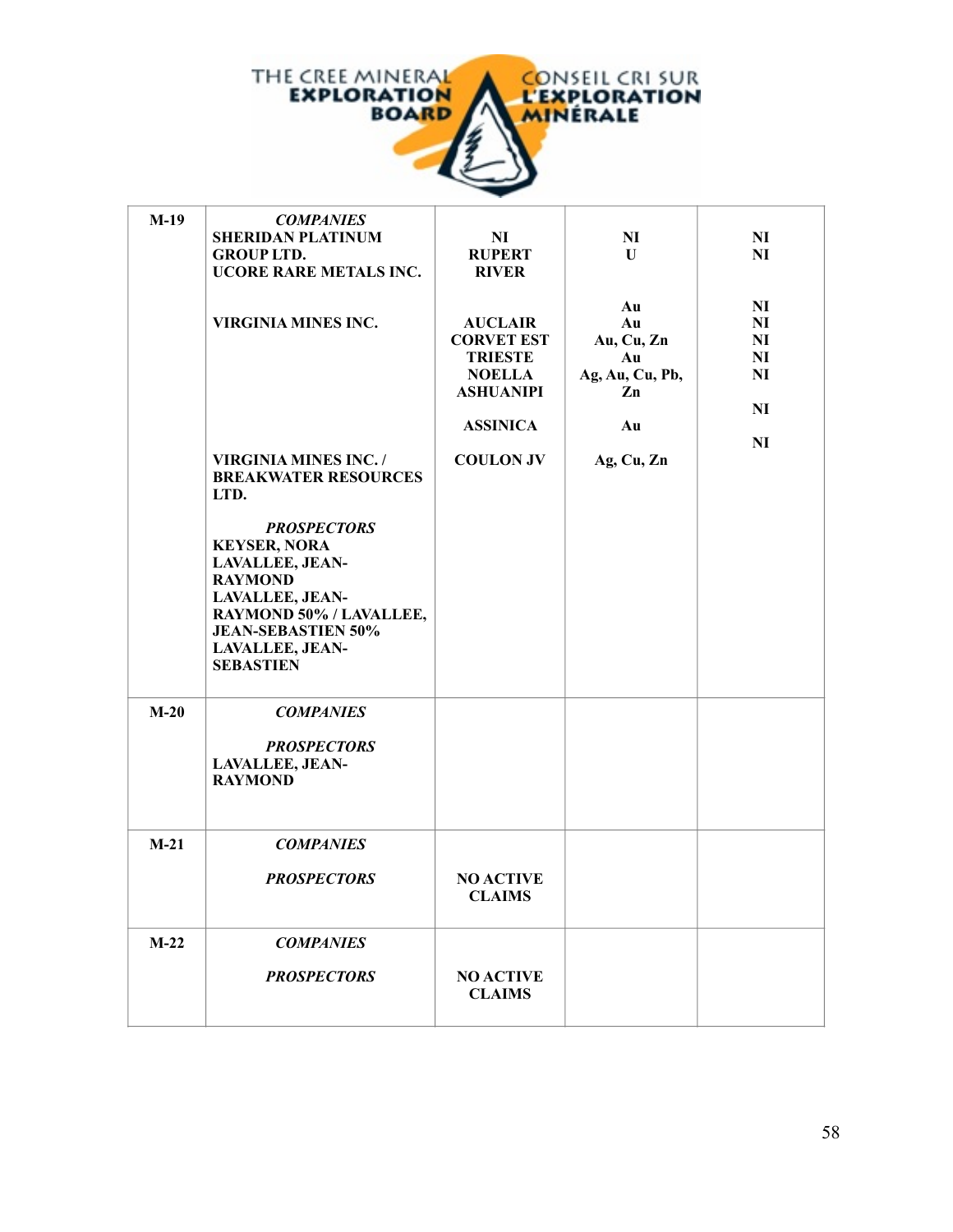| M-19 | *COMPANIES*<br>SHERIDAN PLATINUM GROUP LTD.<br>UCORE RARE METALS INC.<br><br>VIRGINIA MINES INC.<br><br><br><br><br><br><br>VIRGINIA MINES INC. / BREAKWATER RESOURCES LTD.<br><br>*PROSPECTORS*<br>KEYSER, NORA<br>LAVALLEE, JEAN-RAYMOND<br>LAVALLEE, JEAN-RAYMOND 50% / LAVALLEE, JEAN-SEBASTIEN 50%<br>LAVALLEE, JEAN-SEBASTIEN | NI<br>RUPERT RIVER<br><br><br>AUCLAIR<br>CORVET EST<br>TRIESTE<br>NOELLA<br>ASHUANIPI<br><br>ASSINICA<br><br>COULON JV | NI<br>U<br><br>Au<br>Au<br>Au, Cu, Zn<br>Au<br>Ag, Au, Cu, Pb, Zn<br><br>Au<br><br>Ag, Cu, Zn | NI<br>NI<br><br>NI<br>NI<br>NI<br>NI<br>NI<br><br>NI<br><br>NI |
|---|---|---|---|---|
| M-20 | *COMPANIES*<br><br>*PROSPECTORS*<br>LAVALLEE, JEAN-RAYMOND | | | |
| M-21 | *COMPANIES*<br><br>*PROSPECTORS* | NO ACTIVE CLAIMS | | |
| M-22 | *COMPANIES*<br><br>*PROSPECTORS* | NO ACTIVE CLAIMS | | |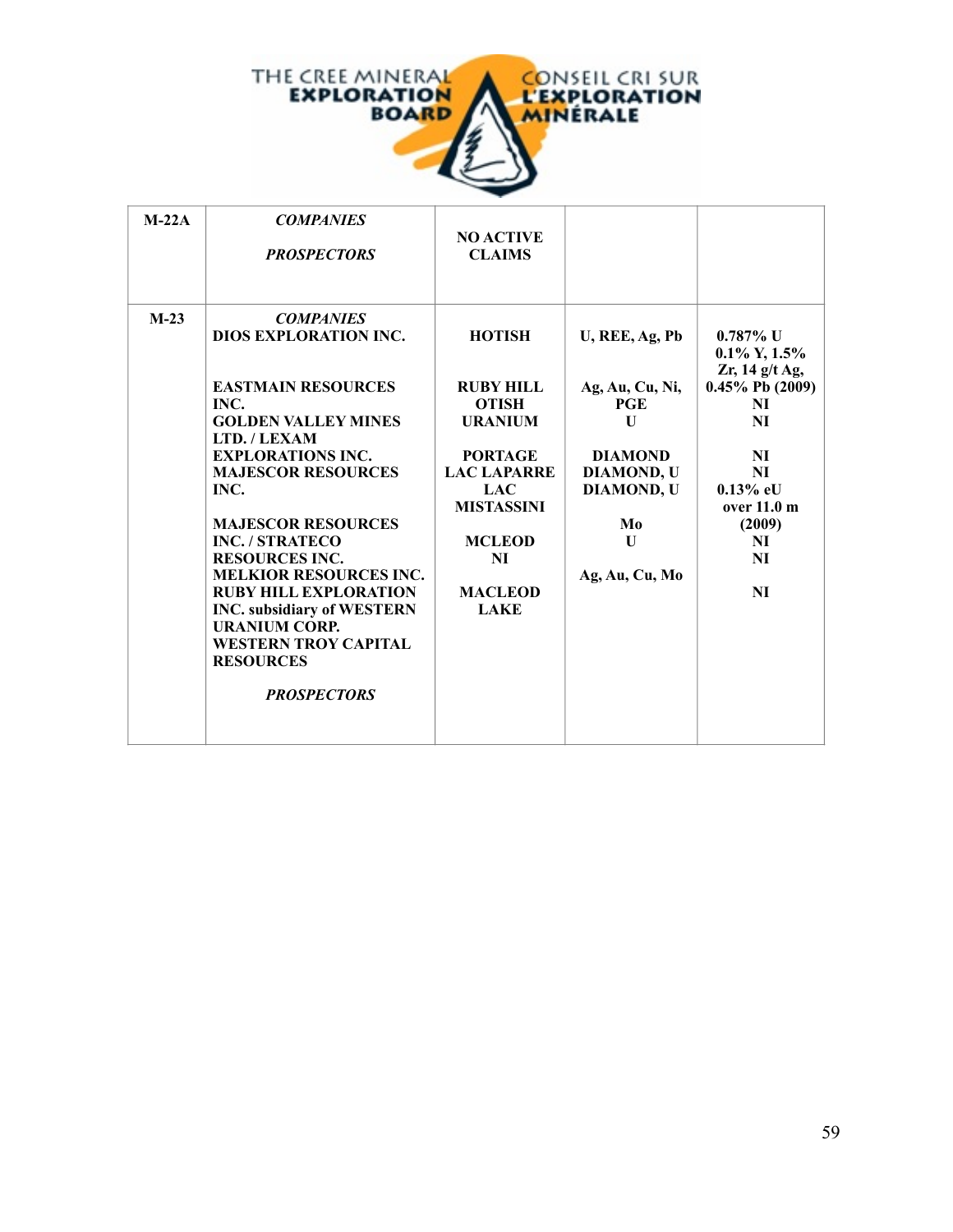| | | | | |
|---|---|---|---|---|
| **M-22A** | ***COMPANIES*** <br><br> ***PROSPECTORS*** | **NO ACTIVE CLAIMS** | | |
| **M-23** | ***COMPANIES*** | | | |
| | **DIOS EXPLORATION INC.** | **HOTISH** | **U, REE, Ag, Pb** | **0.787% U 0.1% Y, 1.5% Zr, 14 g/t Ag, 0.45% Pb (2009)** |
| | **EASTMAIN RESOURCES INC.** | **RUBY HILL OTISH** | **Ag, Au, Cu, Ni, PGE** | **NI** |
| | **GOLDEN VALLEY MINES LTD. / LEXAM EXPLORATIONS INC.** | **URANIUM** | **U** | **NI** |
| | | **PORTAGE** | **DIAMOND** | **NI** |
| | **MAJESCOR RESOURCES INC.** | **LAC LAPARRE** | **DIAMOND, U** | **NI** |
| | | **LAC MISTASSINI** | **DIAMOND, U** | **0.13% eU over 11.0 m (2009)** |
| | **MAJESCOR RESOURCES INC. / STRATECO RESOURCES INC.** | | **Mo** | |
| | | **MCLEOD** | **U** | **NI** |
| | **MELKIOR RESOURCES INC.** | **NI** | | **NI** |
| | **RUBY HILL EXPLORATION INC. subsidiary of WESTERN URANIUM CORP.** | | **Ag, Au, Cu, Mo** | |
| | **WESTERN TROY CAPITAL RESOURCES** | **MACLEOD LAKE** | | **NI** |
| | ***PROSPECTORS*** | | | |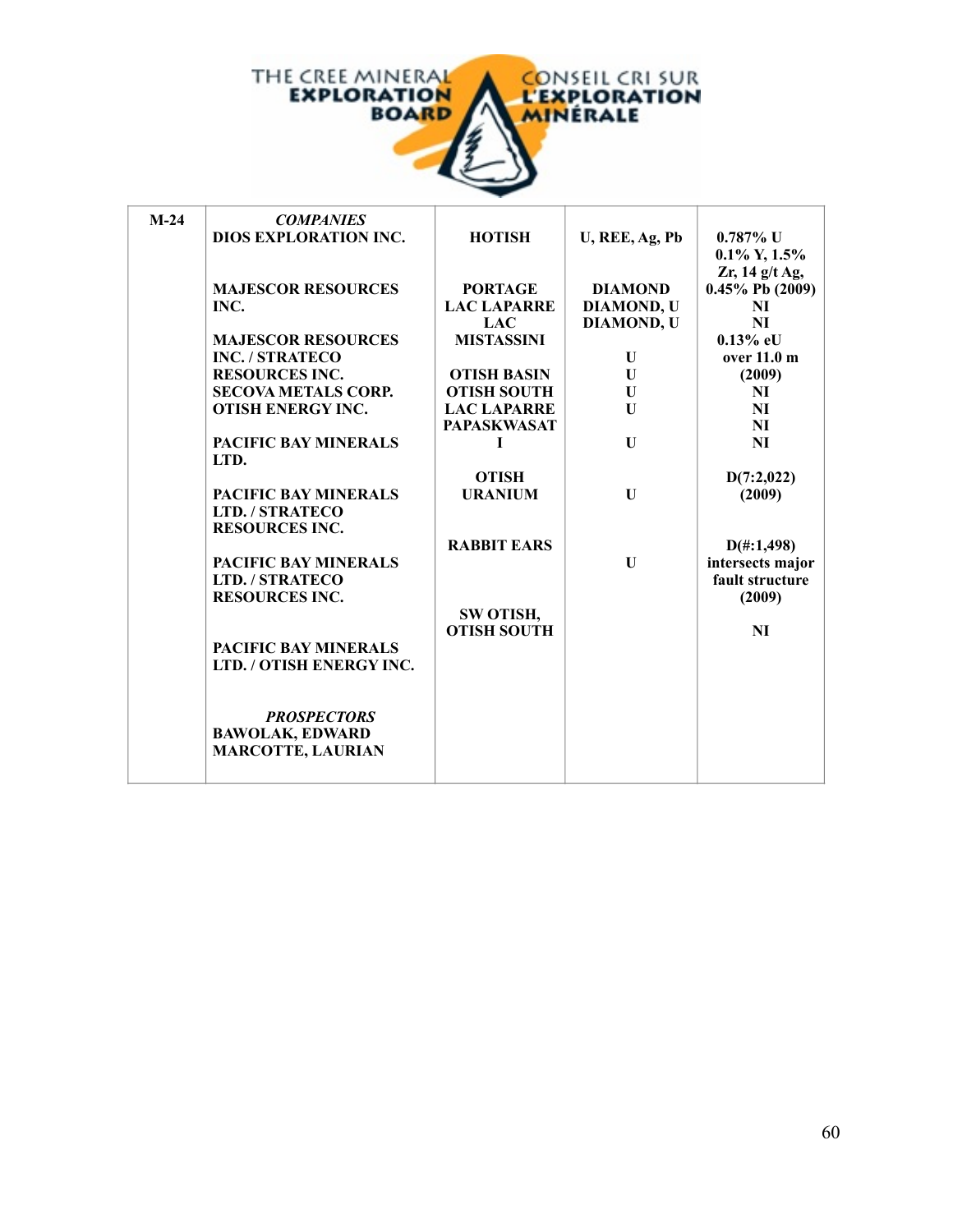| M-24 | *COMPANIES* | | | |
|---|---|---|---|---|
| | DIOS EXPLORATION INC. | HOTISH | U, REE, Ag, Pb | 0.787% U 0.1% Y, 1.5% Zr, 14 g/t Ag, 0.45% Pb (2009) |
| | MAJESCOR RESOURCES INC. | PORTAGE | DIAMOND | NI |
| | | LAC LAPARRE | DIAMOND, U | NI |
| | | LAC MISTASSINI | DIAMOND, U | |
| | MAJESCOR RESOURCES INC. / STRATECO RESOURCES INC. | | | 0.13% eU over 11.0 m (2009) |
| | | OTISH BASIN | U | |
| | SECOVA METALS CORP. | OTISH SOUTH | U | NI |
| | OTISH ENERGY INC. | LAC LAPARRE | U | NI |
| | | PAPASKWASATI | | NI |
| | PACIFIC BAY MINERALS LTD. | | U | NI |
| | | OTISH URANIUM | | D(7:2,022) (2009) |
| | PACIFIC BAY MINERALS LTD. / STRATECO RESOURCES INC. | | U | |
| | | RABBIT EARS | | D(#:1,498) intersects major fault structure (2009) |
| | PACIFIC BAY MINERALS LTD. / STRATECO RESOURCES INC. | | U | |
| | | SW OTISH, OTISH SOUTH | | NI |
| | PACIFIC BAY MINERALS LTD. / OTISH ENERGY INC. | | | |
| | *PROSPECTORS* | | | |
| | BAWOLAK, EDWARD | | | |
| | MARCOTTE, LAURIAN | | | |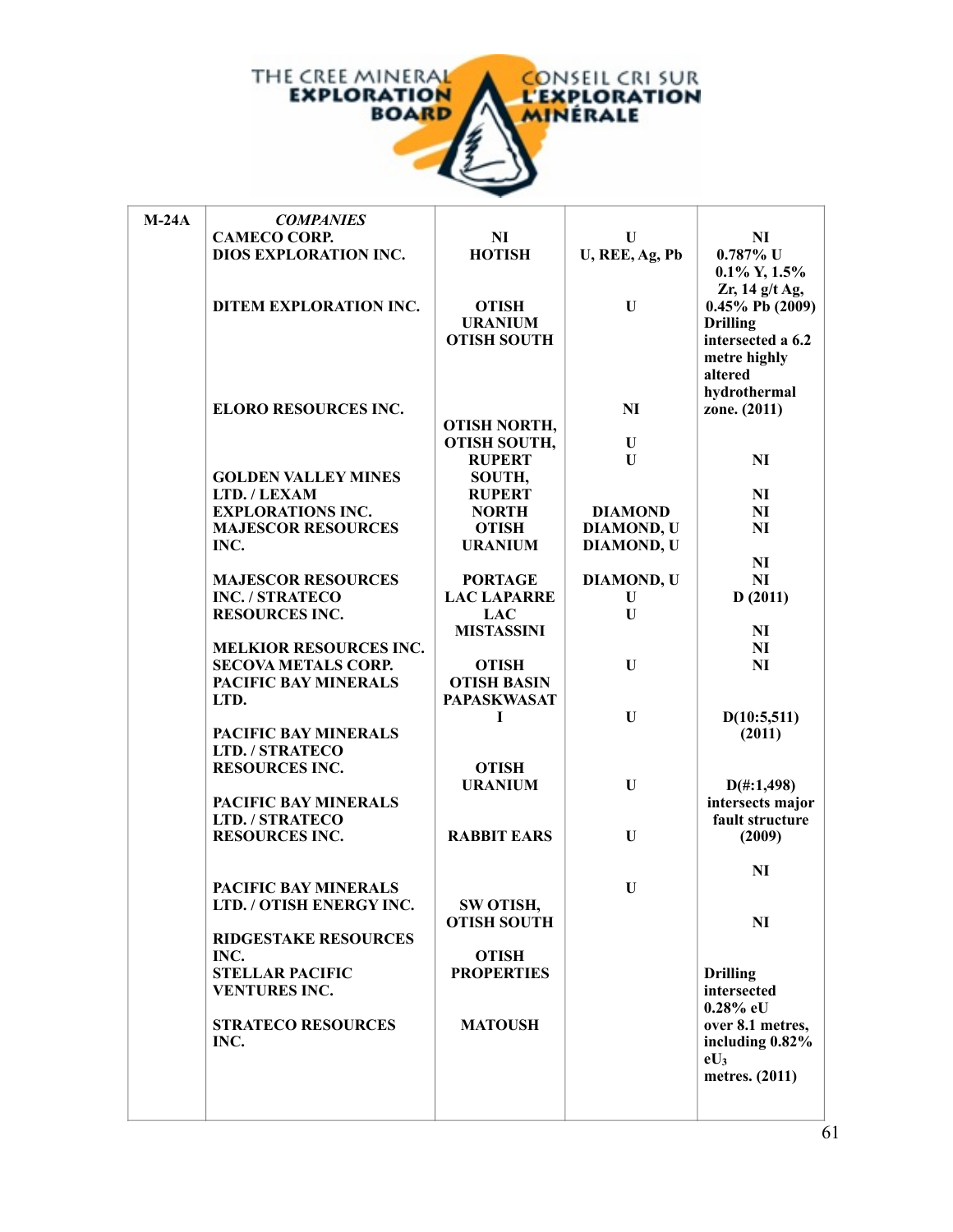| M-24A | *COMPANIES* | | | |
|---|---|---|---|---|
| | **CAMECO CORP.** | **NI** | **U** | **NI** |
| | **DIOS EXPLORATION INC.** | **HOTISH** | **U, REE, Ag, Pb** | **0.787% U 0.1% Y, 1.5% Zr, 14 g/t Ag, 0.45% Pb (2009)** |
| | **DITEM EXPLORATION INC.** | **OTISH URANIUM OTISH SOUTH** | **U** | **Drilling intersected a 6.2 metre highly altered hydrothermal zone. (2011)** |
| | **ELORO RESOURCES INC.** | **OTISH NORTH, OTISH SOUTH,** | **NI U U** | **NI** |
| | **GOLDEN VALLEY MINES LTD. / LEXAM EXPLORATIONS INC.** | **RUPERT SOUTH, RUPERT NORTH** | **DIAMOND** | **NI NI** |
| | **MAJESCOR RESOURCES INC.** | **OTISH URANIUM** | **DIAMOND, U DIAMOND, U** | **NI NI** |
| | **MAJESCOR RESOURCES INC. / STRATECO RESOURCES INC.** | **PORTAGE LAC LAPARRE LAC MISTASSINI** | **DIAMOND, U U U** | **NI D (2011) NI** |
| | **MELKIOR RESOURCES INC.** | | | **NI** |
| | **SECOVA METALS CORP.** | **OTISH** | **U** | **NI** |
| | **PACIFIC BAY MINERALS LTD.** | **OTISH BASIN PAPASKWASATI** | **U** | **D(10:5,511) (2011)** |
| | **PACIFIC BAY MINERALS LTD. / STRATECO RESOURCES INC.** | **OTISH URANIUM** | **U** | **D(#:1,498) intersects major fault structure** |
| | **PACIFIC BAY MINERALS LTD. / STRATECO RESOURCES INC.** | **RABBIT EARS** | **U** | **(2009) NI** |
| | **PACIFIC BAY MINERALS LTD. / OTISH ENERGY INC.** | **SW OTISH, OTISH SOUTH** | **U** | **NI** |
| | **RIDGESTAKE RESOURCES INC.** | **OTISH PROPERTIES** | | |
| | **STELLAR PACIFIC VENTURES INC.** | | | **Drilling intersected 0.28% eU over 8.1 metres, including 0.82% $eU_3$ metres. (2011)** |
| | **STRATECO RESOURCES INC.** | **MATOUSH** | | |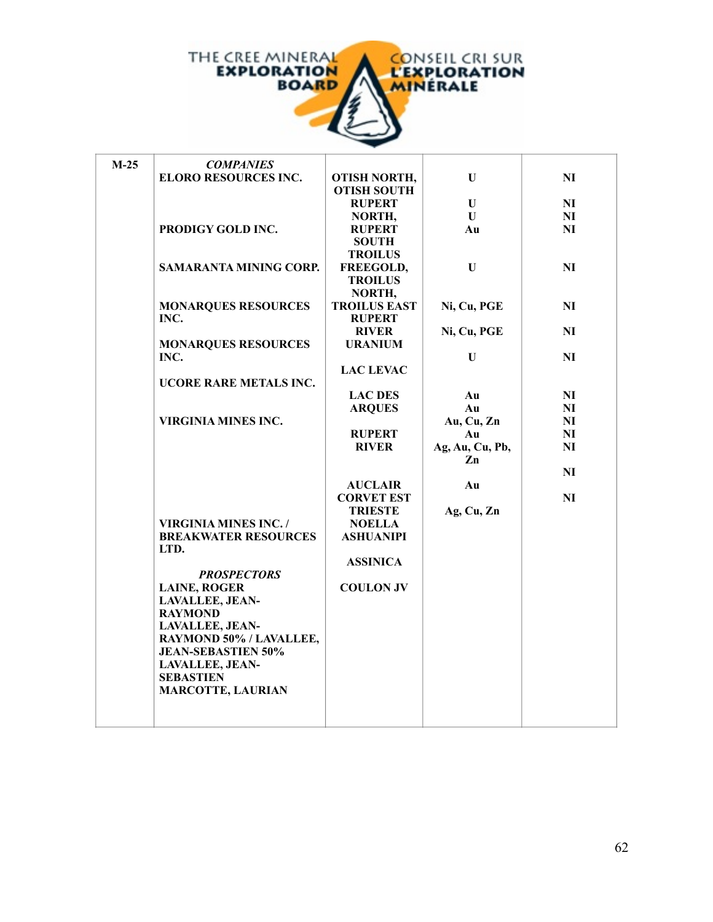| M-25 | *COMPANIES* | | | |
|---|---|---|---|---|
| | ELORO RESOURCES INC. | OTISH NORTH, OTISH SOUTH | U | NI |
| | | RUPERT NORTH, | U | NI |
| | | | U | NI |
| | PRODIGY GOLD INC. | RUPERT SOUTH | Au | NI |
| | | TROILUS | | |
| | SAMARANTA MINING CORP. | FREEGOLD, TROILUS NORTH, | U | NI |
| | MONARQUES RESOURCES INC. | TROILUS EAST | Ni, Cu, PGE | NI |
| | | RUPERT RIVER | Ni, Cu, PGE | NI |
| | MONARQUES RESOURCES INC. | URANIUM | U | NI |
| | | LAC LEVAC | | |
| | UCORE RARE METALS INC. | | | |
| | | LAC DES ARQUES | Au | NI |
| | | | Au | NI |
| | VIRGINIA MINES INC. | | Au, Cu, Zn | NI |
| | | RUPERT RIVER | Au | NI |
| | | | Ag, Au, Cu, Pb, Zn | NI |
| | | | | NI |
| | | AUCLAIR | Au | |
| | | CORVET EST | | NI |
| | | TRIESTE | Ag, Cu, Zn | |
| | VIRGINIA MINES INC. / BREAKWATER RESOURCES LTD. | NOELLA | | |
| | | ASHUANIPI | | |
| | | ASSINICA | | |
| | *PROSPECTORS* | | | |
| | LAINE, ROGER | COULON JV | | |
| | LAVALLEE, JEAN-RAYMOND | | | |
| | LAVALLEE, JEAN-RAYMOND 50% / LAVALLEE, JEAN-SEBASTIEN 50% | | | |
| | LAVALLEE, JEAN-SEBASTIEN | | | |
| | MARCOTTE, LAURIAN | | | |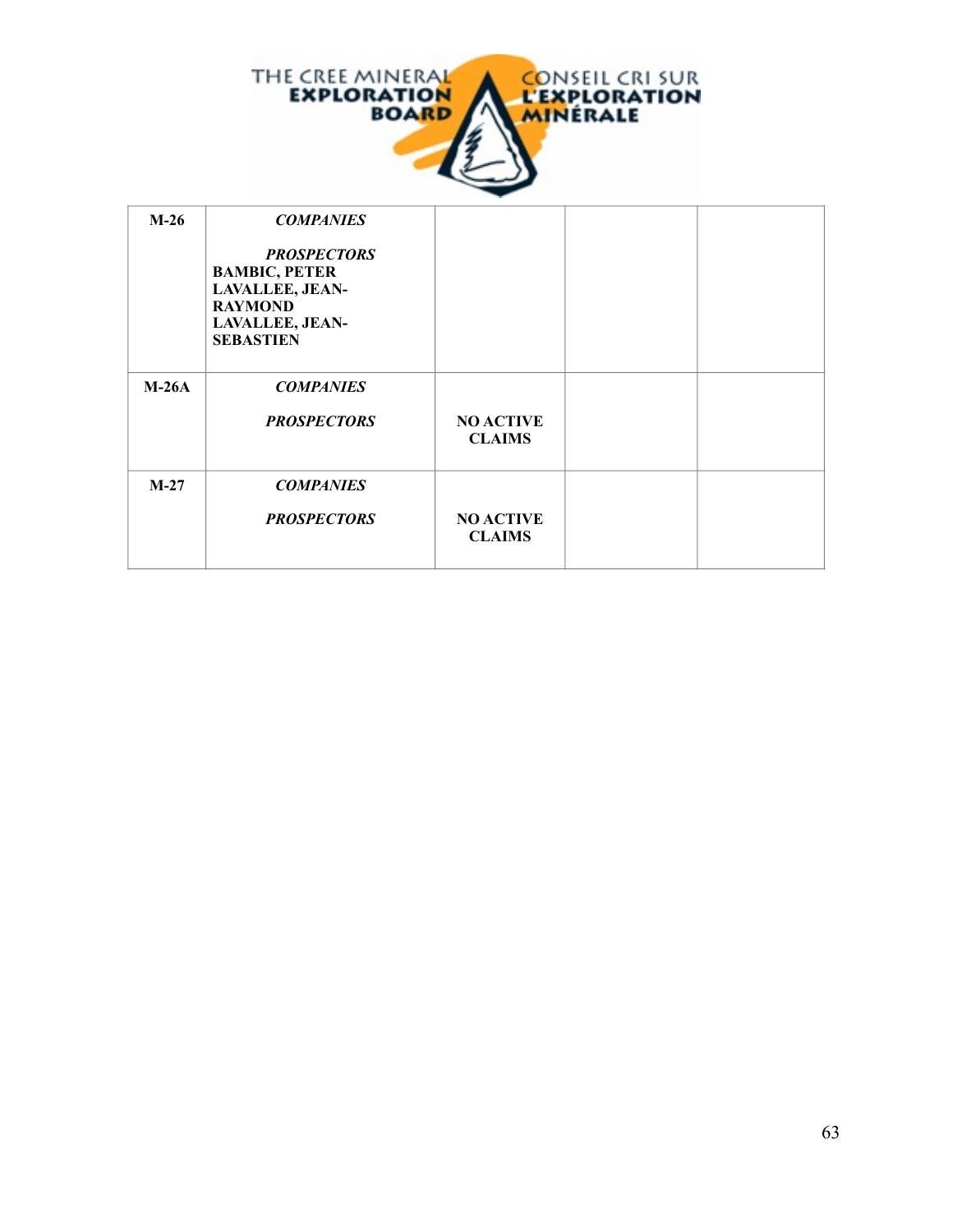| | | | | |
|---|---|---|---|---|
| **M-26** | ***COMPANIES***<br><br>***PROSPECTORS***<br>**BAMBIC, PETER**<br>**LAVALLEE, JEAN-RAYMOND**<br>**LAVALLEE, JEAN-SEBASTIEN** | | | |
| **M-26A** | ***COMPANIES***<br><br>***PROSPECTORS*** | **NO ACTIVE CLAIMS** | | |
| **M-27** | ***COMPANIES***<br><br>***PROSPECTORS*** | **NO ACTIVE CLAIMS** | | |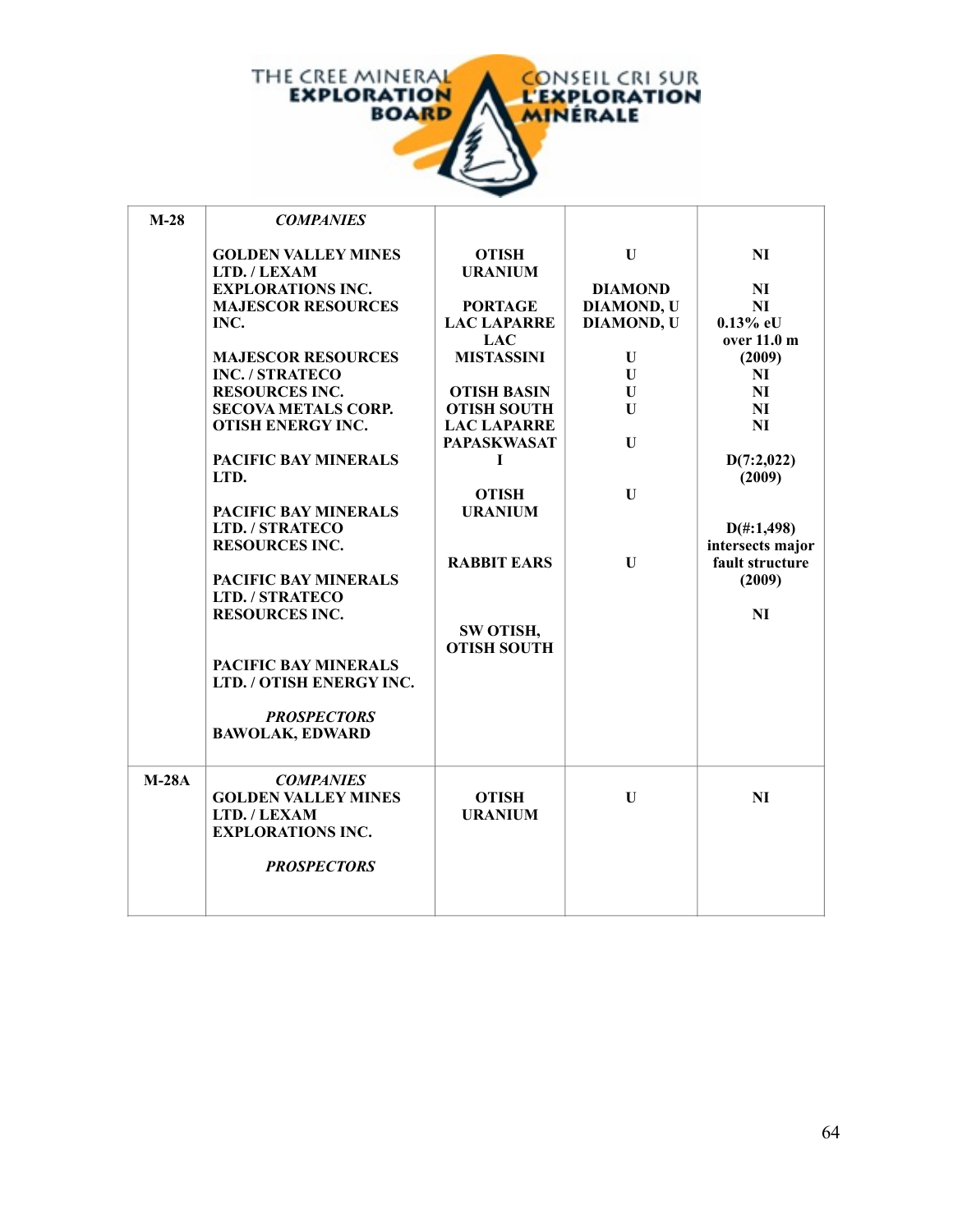| | | | | |
|---|---|---|---|---|
| **M-28** | ***COMPANIES***<br><br>**GOLDEN VALLEY MINES LTD. / LEXAM EXPLORATIONS INC.**<br>**MAJESCOR RESOURCES INC.**<br><br>**MAJESCOR RESOURCES INC. / STRATECO RESOURCES INC.**<br>**SECOVA METALS CORP.**<br>**OTISH ENERGY INC.**<br><br>**PACIFIC BAY MINERALS LTD.**<br><br>**PACIFIC BAY MINERALS LTD. / STRATECO RESOURCES INC.**<br><br>**PACIFIC BAY MINERALS LTD. / STRATECO RESOURCES INC.**<br><br>**PACIFIC BAY MINERALS LTD. / OTISH ENERGY INC.**<br><br>***PROSPECTORS***<br>**BAWOLAK, EDWARD** | **OTISH URANIUM**<br><br>**PORTAGE**<br>**LAC LAPARRE**<br>**LAC MISTASSINI**<br><br>**OTISH BASIN**<br>**OTISH SOUTH**<br>**LAC LAPARRE**<br>**PAPASKWASAT I**<br><br>**OTISH URANIUM**<br><br>**RABBIT EARS**<br><br>**SW OTISH, OTISH SOUTH** | **U**<br><br>**DIAMOND**<br>**DIAMOND, U**<br>**DIAMOND, U**<br><br>**U**<br>**U**<br>**U**<br>**U**<br><br>**U**<br><br>**U**<br><br>**U** | **NI**<br><br>**NI**<br>**NI**<br>**0.13% eU over 11.0 m (2009)**<br>**NI**<br>**NI**<br>**NI**<br>**NI**<br><br>**D(7:2,022) (2009)**<br><br>**D(#:1,498) intersects major fault structure (2009)**<br><br>**NI** |
| **M-28A** | ***COMPANIES***<br>**GOLDEN VALLEY MINES LTD. / LEXAM EXPLORATIONS INC.**<br><br>***PROSPECTORS*** | **OTISH URANIUM** | **U** | **NI** |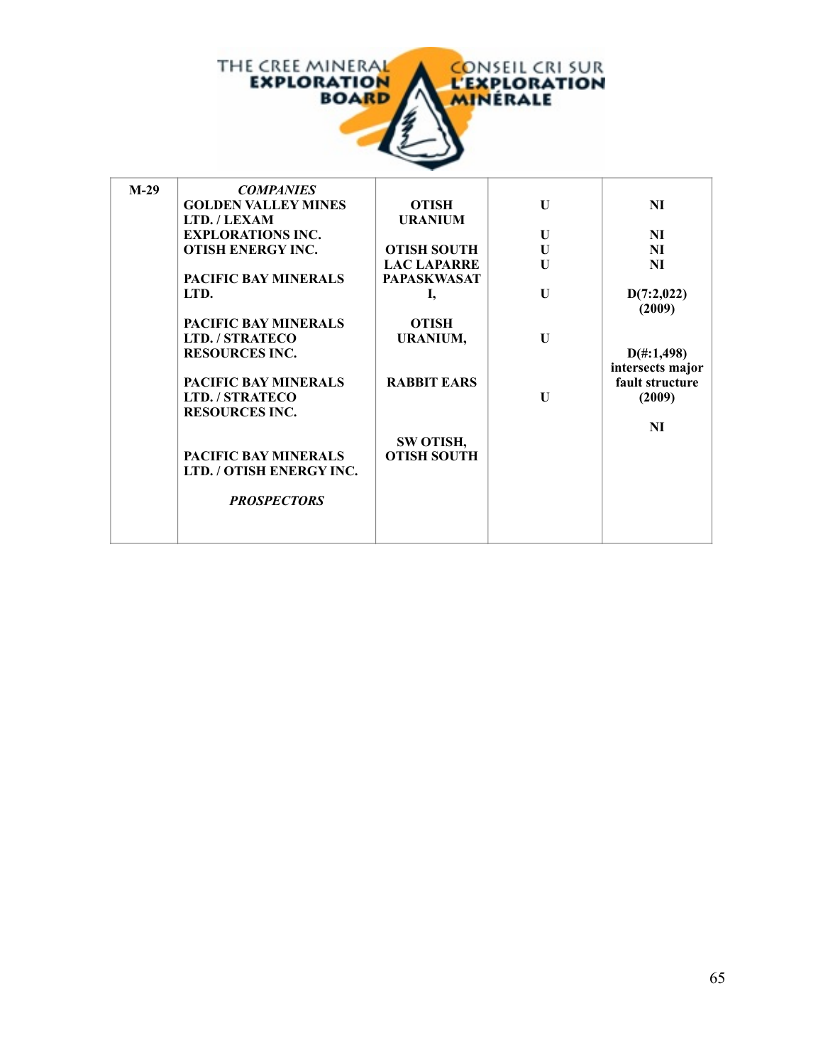| M-29 | *COMPANIES*<br>GOLDEN VALLEY MINES LTD. / LEXAM EXPLORATIONS INC.<br>OTISH ENERGY INC.<br><br>PACIFIC BAY MINERALS LTD.<br><br>PACIFIC BAY MINERALS LTD. / STRATECO RESOURCES INC.<br><br>PACIFIC BAY MINERALS LTD. / STRATECO RESOURCES INC.<br><br>PACIFIC BAY MINERALS LTD. / OTISH ENERGY INC.<br><br>*PROSPECTORS* | OTISH URANIUM<br><br>OTISH SOUTH<br>LAC LAPARRE<br>PAPASKWASAT I,<br><br>OTISH URANIUM,<br><br>RABBIT EARS<br><br>SW OTISH, OTISH SOUTH | U<br><br>U<br>U<br>U<br><br>U<br><br>U<br><br>U | NI<br><br>NI<br>NI<br>NI<br><br>D(7:2,022) (2009)<br><br>D(#:1,498) intersects major fault structure (2009)<br><br>NI |
|---|---|---|---|---|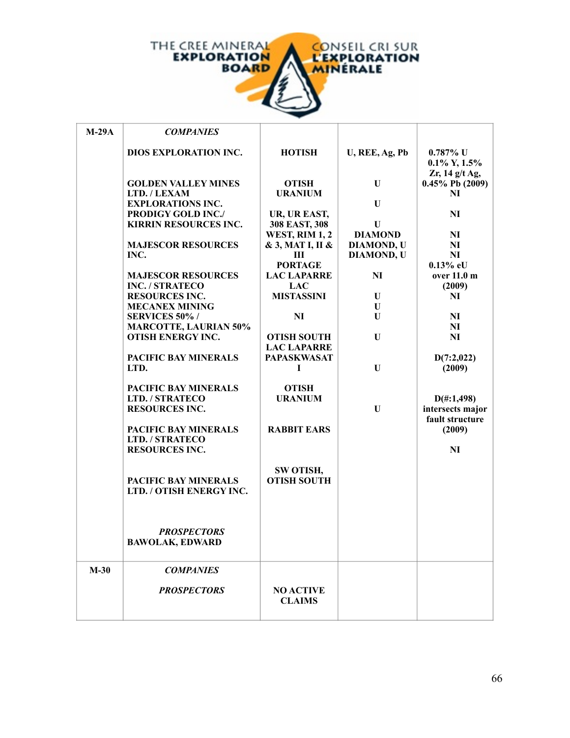| M-29A | *COMPANIES* | | | |
|---|---|---|---|---|
| | **DIOS EXPLORATION INC.** | **HOTISH** | **U, REE, Ag, Pb** | **0.787% U 0.1% Y, 1.5% Zr, 14 g/t Ag, 0.45% Pb (2009)** |
| | **GOLDEN VALLEY MINES LTD. / LEXAM EXPLORATIONS INC.** | **OTISH URANIUM** | **U** | **NI** |
| | | | **U** | |
| | **PRODIGY GOLD INC./ KIRRIN RESOURCES INC.** | **UR, UR EAST, 308 EAST, 308 WEST, RIM 1, 2 & 3, MAT I, II & III** | **U** | **NI** |
| | **MAJESCOR RESOURCES INC.** | **PORTAGE** | **DIAMOND** | **NI** |
| | | | **DIAMOND, U** | **NI** |
| | | | **DIAMOND, U** | **NI** |
| | **MAJESCOR RESOURCES INC. / STRATECO RESOURCES INC.** | **LAC LAPARRE** | **NI** | **0.13% eU over 11.0 m (2009)** |
| | | **LAC MISTASSINI** | **U** | **NI** |
| | **MECANEX MINING SERVICES 50% / MARCOTTE, LAURIAN 50%** | **NI** | **U** | |
| | | | **U** | **NI** |
| | | | | **NI** |
| | **OTISH ENERGY INC.** | **OTISH SOUTH** | **U** | **NI** |
| | **PACIFIC BAY MINERALS LTD.** | **LAC LAPARRE** | | |
| | | **PAPASKWASAT I** | **U** | **D(7:2,022) (2009)** |
| | **PACIFIC BAY MINERALS LTD. / STRATECO RESOURCES INC.** | **OTISH URANIUM** | **U** | **D(#:1,498) intersects major fault structure (2009)** |
| | **PACIFIC BAY MINERALS LTD. / STRATECO RESOURCES INC.** | **RABBIT EARS** | | **NI** |
| | **PACIFIC BAY MINERALS LTD. / OTISH ENERGY INC.** | **SW OTISH, OTISH SOUTH** | | |
| | ***PROSPECTORS*** | | | |
| | **BAWOLAK, EDWARD** | | | |
| **M-30** | ***COMPANIES*** | | | |
| | ***PROSPECTORS*** | **NO ACTIVE CLAIMS** | | |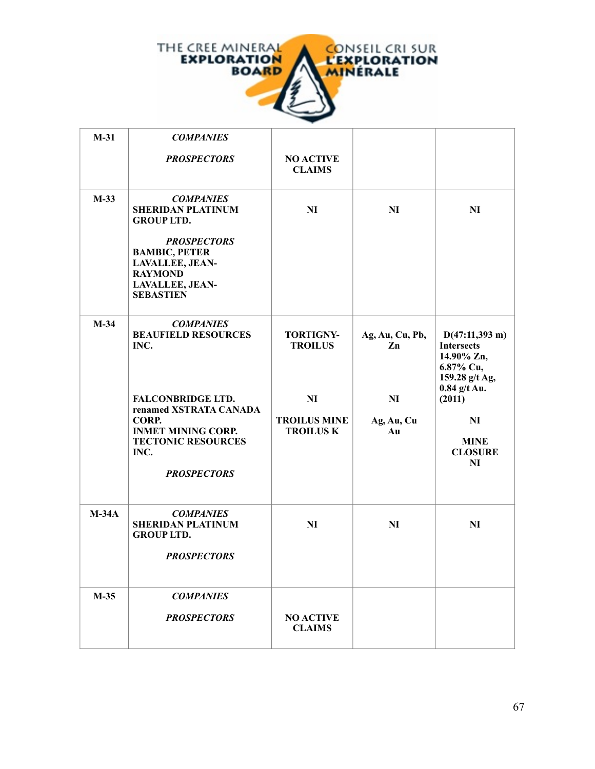| | | | | |
|---|---|---|---|---|
| **M-31** | ***COMPANIES***<br><br>***PROSPECTORS*** | **NO ACTIVE CLAIMS** | | |
| **M-33** | ***COMPANIES***<br>**SHERIDAN PLATINUM GROUP LTD.**<br><br>***PROSPECTORS***<br>**BAMBIC, PETER**<br>**LAVALLEE, JEAN-RAYMOND**<br>**LAVALLEE, JEAN-SEBASTIEN** | **NI** | **NI** | **NI** |
| **M-34** | ***COMPANIES***<br>**BEAUFIELD RESOURCES INC.**<br><br>**FALCONBRIDGE LTD. renamed XSTRATA CANADA CORP.**<br>**INMET MINING CORP.**<br>**TECTONIC RESOURCES INC.**<br><br>***PROSPECTORS*** | **TORTIGNY-TROILUS**<br><br>**NI**<br><br>**TROILUS MINE**<br>**TROILUS K** | **Ag, Au, Cu, Pb, Zn**<br><br>**NI**<br><br>**Ag, Au, Cu**<br>**Au** | **D(47:11,393 m) Intersects 14.90% Zn, 6.87% Cu, 159.28 g/t Ag, 0.84 g/t Au. (2011)**<br><br>**NI**<br><br>**MINE CLOSURE**<br>**NI** |
| **M-34A** | ***COMPANIES***<br>**SHERIDAN PLATINUM GROUP LTD.**<br><br>***PROSPECTORS*** | **NI** | **NI** | **NI** |
| **M-35** | ***COMPANIES***<br><br>***PROSPECTORS*** | **NO ACTIVE CLAIMS** | | |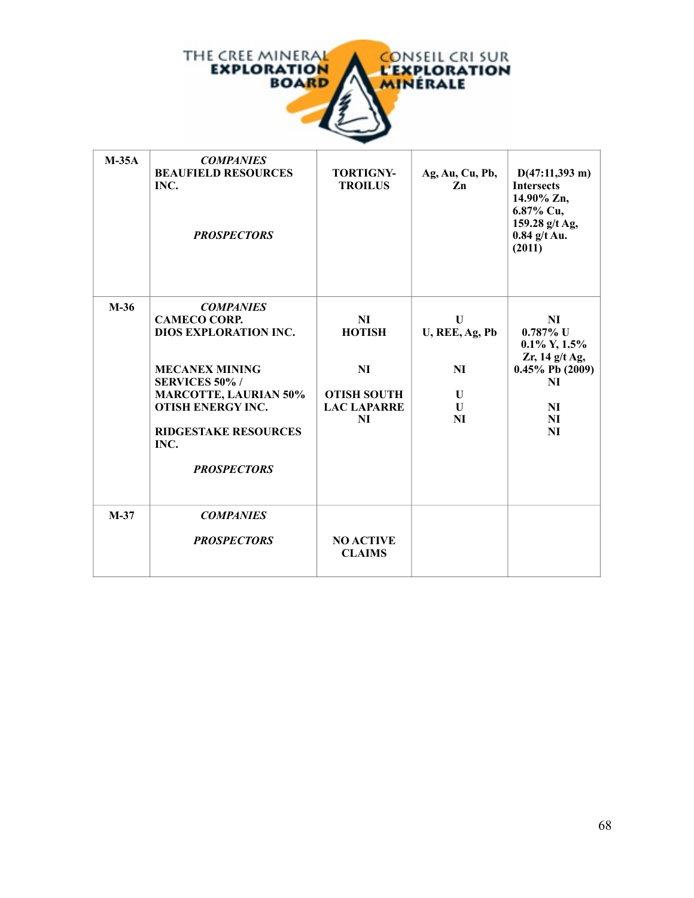| | | | | |
|---|---|---|---|---|
| **M-35A** | ***COMPANIES***<br>**BEAUFIELD RESOURCES INC.**<br><br>***PROSPECTORS*** | **TORTIGNY-TROILUS** | **Ag, Au, Cu, Pb, Zn** | **D(47:11,393 m) Intersects 14.90% Zn, 6.87% Cu, 159.28 g/t Ag, 0.84 g/t Au. (2011)** |
| **M-36** | ***COMPANIES***<br>**CAMECO CORP.**<br>**DIOS EXPLORATION INC.**<br><br>**MECANEX MINING SERVICES 50% / MARCOTTE, LAURIAN 50%**<br>**OTISH ENERGY INC.**<br><br>**RIDGESTAKE RESOURCES INC.**<br><br>***PROSPECTORS*** | **NI**<br>**HOTISH**<br><br>**NI**<br><br>**OTISH SOUTH**<br>**LAC LAPARRE**<br>**NI** | **U**<br>**U, REE, Ag, Pb**<br><br>**NI**<br><br>**U**<br>**U**<br>**NI** | **NI**<br>**0.787% U 0.1% Y, 1.5% Zr, 14 g/t Ag, 0.45% Pb (2009)**<br>**NI**<br><br>**NI**<br>**NI**<br>**NI** |
| **M-37** | ***COMPANIES***<br><br>***PROSPECTORS*** | **NO ACTIVE CLAIMS** | | |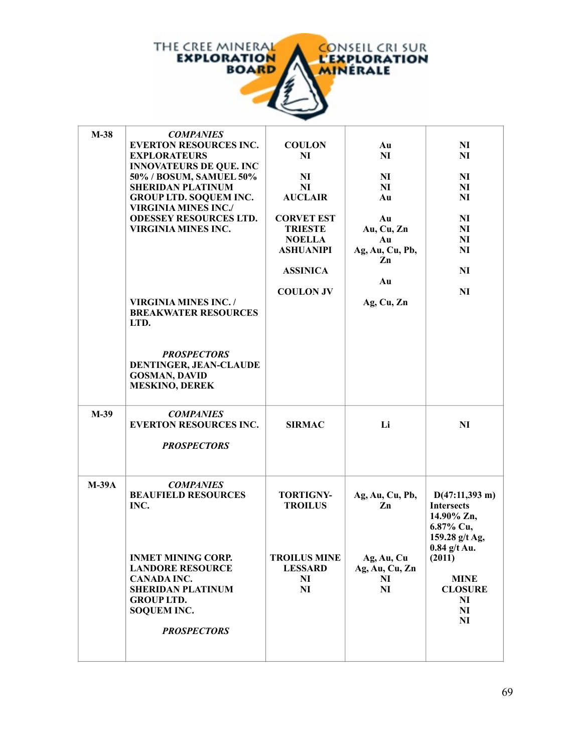| M-38 | *COMPANIES*<br>EVERTON RESOURCES INC.<br>EXPLORATEURS INNOVATEURS DE QUE. INC 50% / BOSUM, SAMUEL 50%<br>SHERIDAN PLATINUM GROUP LTD. SOQUEM INC.<br>VIRGINIA MINES INC./ ODESSEY RESOURCES LTD.<br>VIRGINIA MINES INC.<br><br><br><br><br>VIRGINIA MINES INC. / BREAKWATER RESOURCES LTD.<br><br>*PROSPECTORS*<br>DENTINGER, JEAN-CLAUDE<br>GOSMAN, DAVID<br>MESKINO, DEREK | COULON<br>NI<br><br>NI<br>NI<br>AUCLAIR<br><br>CORVET EST<br>TRIESTE<br>NOELLA<br>ASHUANIPI<br><br>ASSINICA<br><br>COULON JV | Au<br>NI<br><br>NI<br>NI<br>Au<br><br>Au<br>Au, Cu, Zn<br>Au<br>Ag, Au, Cu, Pb, Zn<br><br>Au<br><br>Ag, Cu, Zn | NI<br>NI<br><br>NI<br>NI<br>NI<br><br>NI<br>NI<br>NI<br>NI<br><br>NI<br><br>NI |
|---|---|---|---|---|
| M-39 | *COMPANIES*<br>EVERTON RESOURCES INC.<br><br>*PROSPECTORS* | SIRMAC | Li | NI |
| M-39A | *COMPANIES*<br>BEAUFIELD RESOURCES INC.<br><br><br><br>INMET MINING CORP.<br>LANDORE RESOURCE CANADA INC.<br>SHERIDAN PLATINUM GROUP LTD.<br>SOQUEM INC.<br><br>*PROSPECTORS* | TORTIGNY-TROILUS<br><br><br><br>TROILUS MINE<br>LESSARD<br>NI<br>NI | Ag, Au, Cu, Pb, Zn<br><br><br><br>Ag, Au, Cu<br>Ag, Au, Cu, Zn<br>NI<br>NI | D(47:11,393 m) Intersects 14.90% Zn, 6.87% Cu, 159.28 g/t Ag, 0.84 g/t Au. (2011)<br><br>MINE CLOSURE<br>NI<br>NI<br>NI |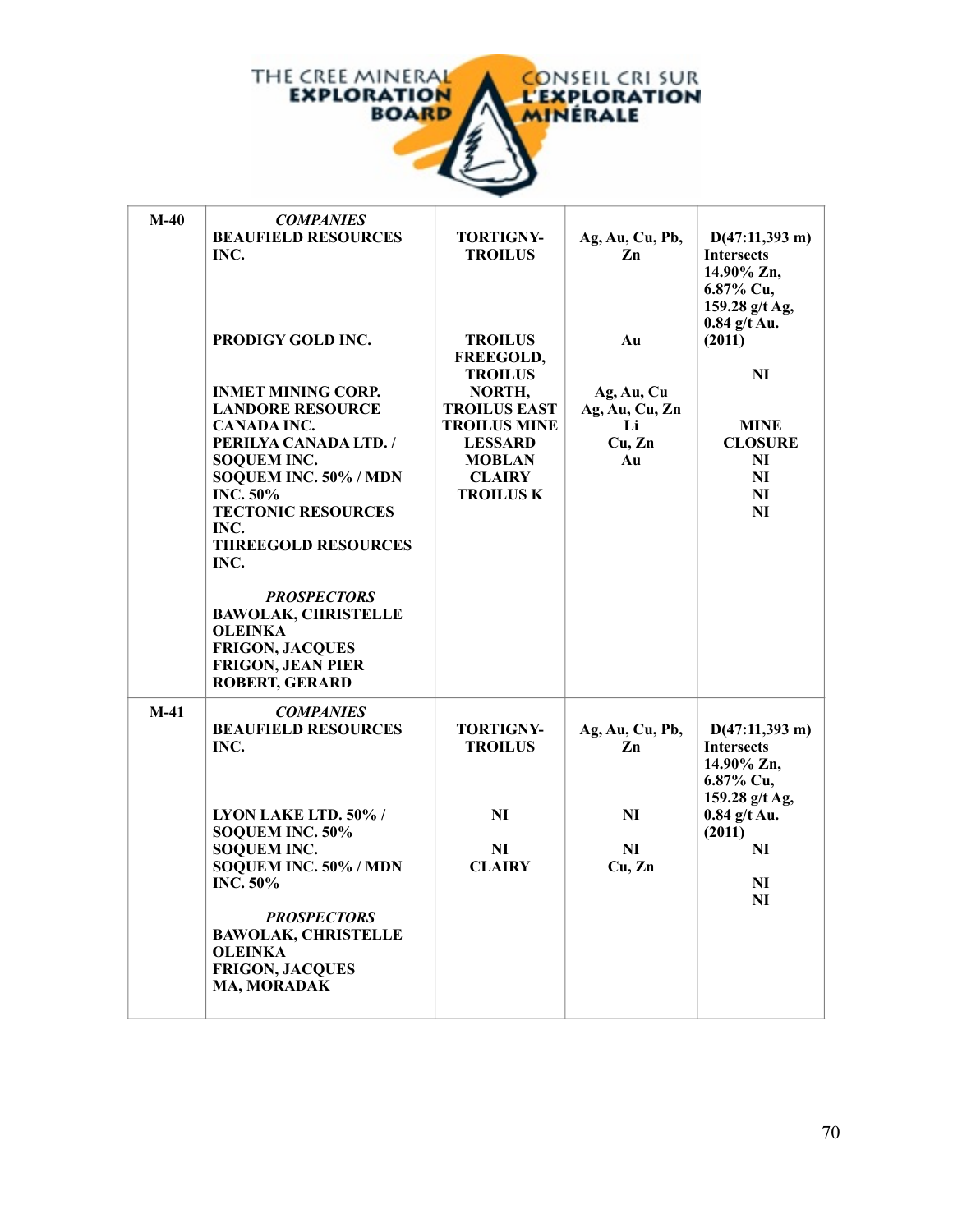| | | | | |
|---|---|---|---|---|
| M-40 | ***COMPANIES*** | | | |
| | **BEAUFIELD RESOURCES INC.** | **TORTIGNY-TROILUS** | **Ag, Au, Cu, Pb, Zn** | **D(47:11,393 m) Intersects 14.90% Zn, 6.87% Cu, 159.28 g/t Ag, 0.84 g/t Au. (2011)** |
| | **PRODIGY GOLD INC.** | **TROILUS FREEGOLD, TROILUS NORTH, TROILUS EAST** | **Au** | **NI** |
| | **INMET MINING CORP.** | **TROILUS MINE** | **Ag, Au, Cu** | **MINE CLOSURE** |
| | **LANDORE RESOURCE CANADA INC.** | **LESSARD** | **Ag, Au, Cu, Zn** | **NI** |
| | **PERILYA CANADA LTD. / SOQUEM INC.** | **MOBLAN** | **Li** | **NI** |
| | **SOQUEM INC. 50% / MDN INC. 50%** | **CLAIRY** | **Cu, Zn** | **NI** |
| | **TECTONIC RESOURCES INC.** | **TROILUS K** | **Au** | **NI** |
| | **THREEGOLD RESOURCES INC.** | | | |
| | ***PROSPECTORS*** | | | |
| | **BAWOLAK, CHRISTELLE OLEINKA** | | | |
| | **FRIGON, JACQUES** | | | |
| | **FRIGON, JEAN PIER** | | | |
| | **ROBERT, GERARD** | | | |
| M-41 | ***COMPANIES*** | | | |
| | **BEAUFIELD RESOURCES INC.** | **TORTIGNY-TROILUS** | **Ag, Au, Cu, Pb, Zn** | **D(47:11,393 m) Intersects 14.90% Zn, 6.87% Cu, 159.28 g/t Ag, 0.84 g/t Au. (2011)** |
| | **LYON LAKE LTD. 50% / SOQUEM INC. 50%** | **NI** | **NI** | **NI** |
| | **SOQUEM INC.** | **NI** | **NI** | **NI** |
| | **SOQUEM INC. 50% / MDN INC. 50%** | **CLAIRY** | **Cu, Zn** | **NI** |
| | ***PROSPECTORS*** | | | |
| | **BAWOLAK, CHRISTELLE OLEINKA** | | | |
| | **FRIGON, JACQUES** | | | |
| | **MA, MORADAK** | | | |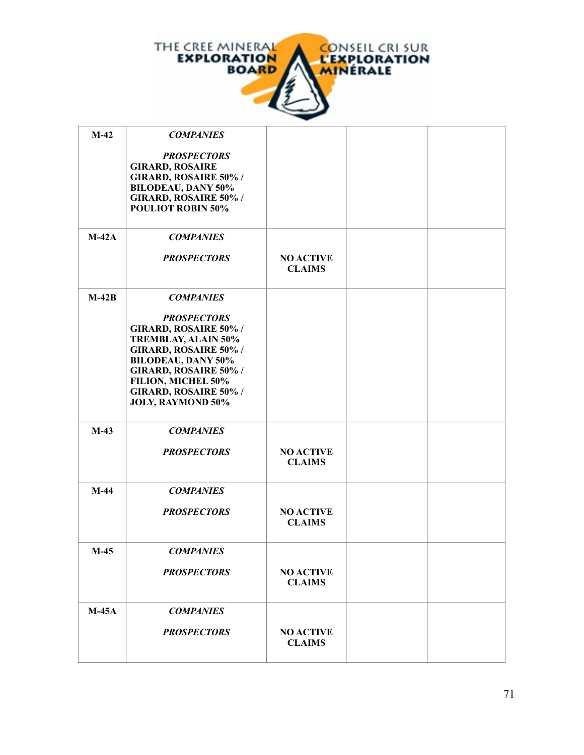| | | | | |
|---|---|---|---|---|
| **M-42** | ***COMPANIES***<br><br>***PROSPECTORS***<br>**GIRARD, ROSAIRE**<br>**GIRARD, ROSAIRE 50% /**<br>**BILODEAU, DANY 50%**<br>**GIRARD, ROSAIRE 50% /**<br>**POULIOT ROBIN 50%** | | | |
| **M-42A** | ***COMPANIES***<br><br>***PROSPECTORS*** | **NO ACTIVE CLAIMS** | | |
| **M-42B** | ***COMPANIES***<br><br>***PROSPECTORS***<br>**GIRARD, ROSAIRE 50% /**<br>**TREMBLAY, ALAIN 50%**<br>**GIRARD, ROSAIRE 50% /**<br>**BILODEAU, DANY 50%**<br>**GIRARD, ROSAIRE 50% /**<br>**FILION, MICHEL 50%**<br>**GIRARD, ROSAIRE 50% /**<br>**JOLY, RAYMOND 50%** | | | |
| **M-43** | ***COMPANIES***<br><br>***PROSPECTORS*** | **NO ACTIVE CLAIMS** | | |
| **M-44** | ***COMPANIES***<br><br>***PROSPECTORS*** | **NO ACTIVE CLAIMS** | | |
| **M-45** | ***COMPANIES***<br><br>***PROSPECTORS*** | **NO ACTIVE CLAIMS** | | |
| **M-45A** | ***COMPANIES***<br><br>***PROSPECTORS*** | **NO ACTIVE CLAIMS** | | |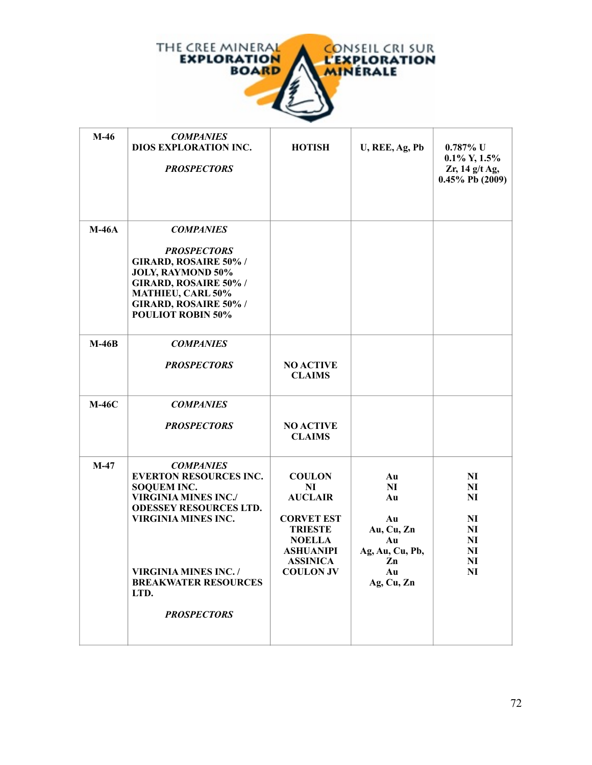| | | | | |
|---|---|---|---|---|
| **M-46** | ***COMPANIES***<br>**DIOS EXPLORATION INC.**<br><br>***PROSPECTORS*** | **HOTISH** | **U, REE, Ag, Pb** | **0.787% U<br>0.1% Y, 1.5% Zr, 14 g/t Ag, 0.45% Pb (2009)** |
| **M-46A** | ***COMPANIES***<br><br>***PROSPECTORS***<br>**GIRARD, ROSAIRE 50% / JOLY, RAYMOND 50%**<br>**GIRARD, ROSAIRE 50% / MATHIEU, CARL 50%**<br>**GIRARD, ROSAIRE 50% / POULIOT ROBIN 50%** | | | |
| **M-46B** | ***COMPANIES***<br><br>***PROSPECTORS*** | **NO ACTIVE CLAIMS** | | |
| **M-46C** | ***COMPANIES***<br><br>***PROSPECTORS*** | **NO ACTIVE CLAIMS** | | |
| **M-47** | ***COMPANIES***<br>**EVERTON RESOURCES INC.**<br>**SOQUEM INC.**<br>**VIRGINIA MINES INC./ ODESSEY RESOURCES LTD.**<br>**VIRGINIA MINES INC.**<br><br><br><br>**VIRGINIA MINES INC. / BREAKWATER RESOURCES LTD.**<br><br>***PROSPECTORS*** | **COULON**<br>**NI**<br>**AUCLAIR**<br><br>**CORVET EST**<br>**TRIESTE**<br>**NOELLA**<br>**ASHUANIPI**<br>**ASSINICA**<br>**COULON JV** | **Au**<br>**NI**<br>**Au**<br><br>**Au**<br>**Au, Cu, Zn**<br>**Au**<br>**Ag, Au, Cu, Pb, Zn**<br>**Au**<br>**Ag, Cu, Zn** | **NI**<br>**NI**<br>**NI**<br><br>**NI**<br>**NI**<br>**NI**<br>**NI**<br>**NI**<br>**NI** |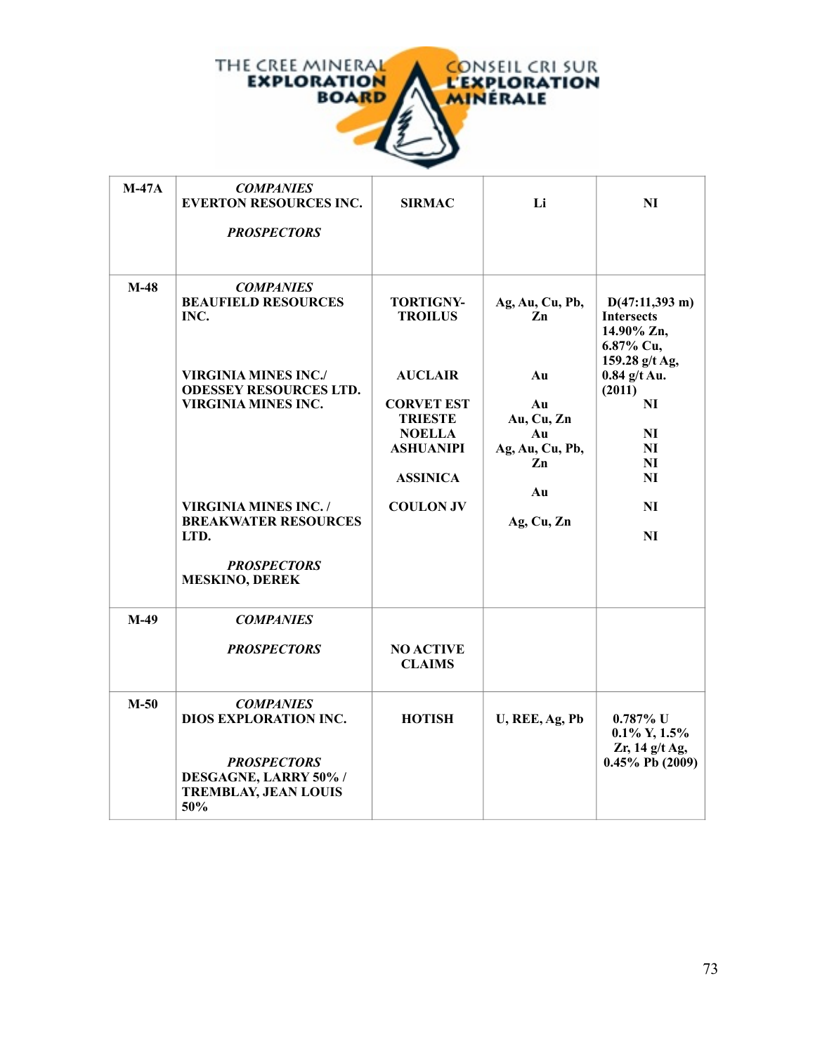| | | | | |
|---|---|---|---|---|
| **M-47A** | ***COMPANIES***<br>**EVERTON RESOURCES INC.**<br><br>***PROSPECTORS*** | **SIRMAC** | **Li** | **NI** |
| **M-48** | ***COMPANIES***<br>**BEAUFIELD RESOURCES INC.**<br><br>**VIRGINIA MINES INC./ ODESSEY RESOURCES LTD.**<br>**VIRGINIA MINES INC.**<br><br>**VIRGINIA MINES INC. / BREAKWATER RESOURCES LTD.**<br><br>***PROSPECTORS***<br>**MESKINO, DEREK** | **TORTIGNY-TROILUS**<br><br>**AUCLAIR**<br>**CORVET EST**<br>**TRIESTE**<br>**NOELLA**<br>**ASHUANIPI**<br>**ASSINICA**<br>**COULON JV** | **Ag, Au, Cu, Pb, Zn**<br><br>**Au**<br>**Au**<br>**Au, Cu, Zn**<br>**Au**<br>**Ag, Au, Cu, Pb, Zn**<br>**Au**<br>**Ag, Cu, Zn** | **D(47:11,393 m) Intersects 14.90% Zn, 6.87% Cu, 159.28 g/t Ag, 0.84 g/t Au. (2011)**<br>**NI**<br>**NI**<br>**NI**<br>**NI**<br>**NI**<br>**NI**<br>**NI** |
| **M-49** | ***COMPANIES***<br><br>***PROSPECTORS*** | **NO ACTIVE CLAIMS** | | |
| **M-50** | ***COMPANIES***<br>**DIOS EXPLORATION INC.**<br><br>***PROSPECTORS***<br>**DESGAGNE, LARRY 50% / TREMBLAY, JEAN LOUIS 50%** | **HOTISH** | **U, REE, Ag, Pb** | **0.787% U 0.1% Y, 1.5% Zr, 14 g/t Ag, 0.45% Pb (2009)** |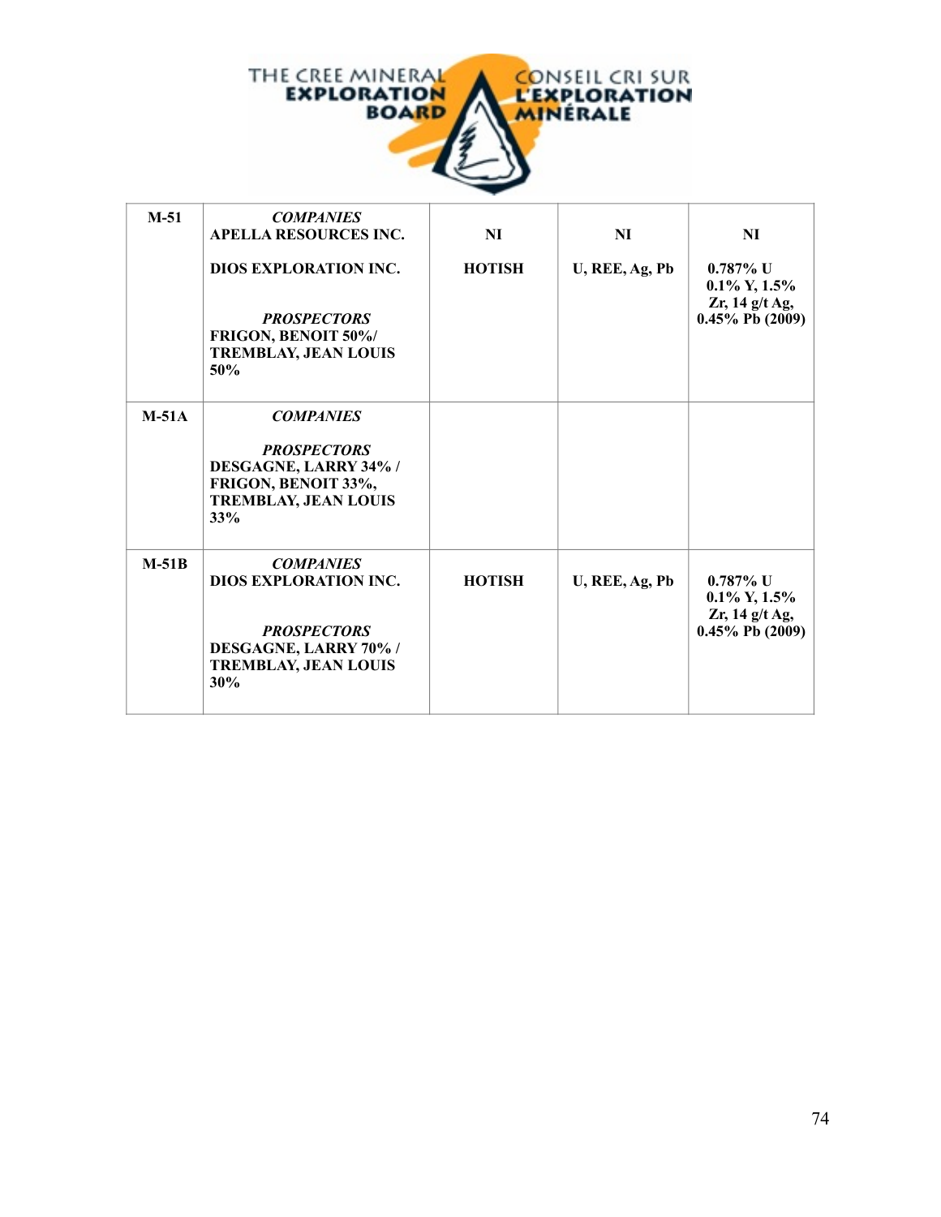| M-51 | ***COMPANIES*** **APELLA RESOURCES INC.** **DIOS EXPLORATION INC.** ***PROSPECTORS*** **FRIGON, BENOIT 50%/ TREMBLAY, JEAN LOUIS 50%** | **NI** **HOTISH** | **NI** **U, REE, Ag, Pb** | **NI** **0.787% U 0.1% Y, 1.5% Zr, 14 g/t Ag, 0.45% Pb (2009)** |
|---|---|---|---|---|
| **M-51A** | ***COMPANIES*** ***PROSPECTORS*** **DESGAGNE, LARRY 34% / FRIGON, BENOIT 33%, TREMBLAY, JEAN LOUIS 33%** | | | |
| **M-51B** | ***COMPANIES*** **DIOS EXPLORATION INC.** ***PROSPECTORS*** **DESGAGNE, LARRY 70% / TREMBLAY, JEAN LOUIS 30%** | **HOTISH** | **U, REE, Ag, Pb** | **0.787% U 0.1% Y, 1.5% Zr, 14 g/t Ag, 0.45% Pb (2009)** |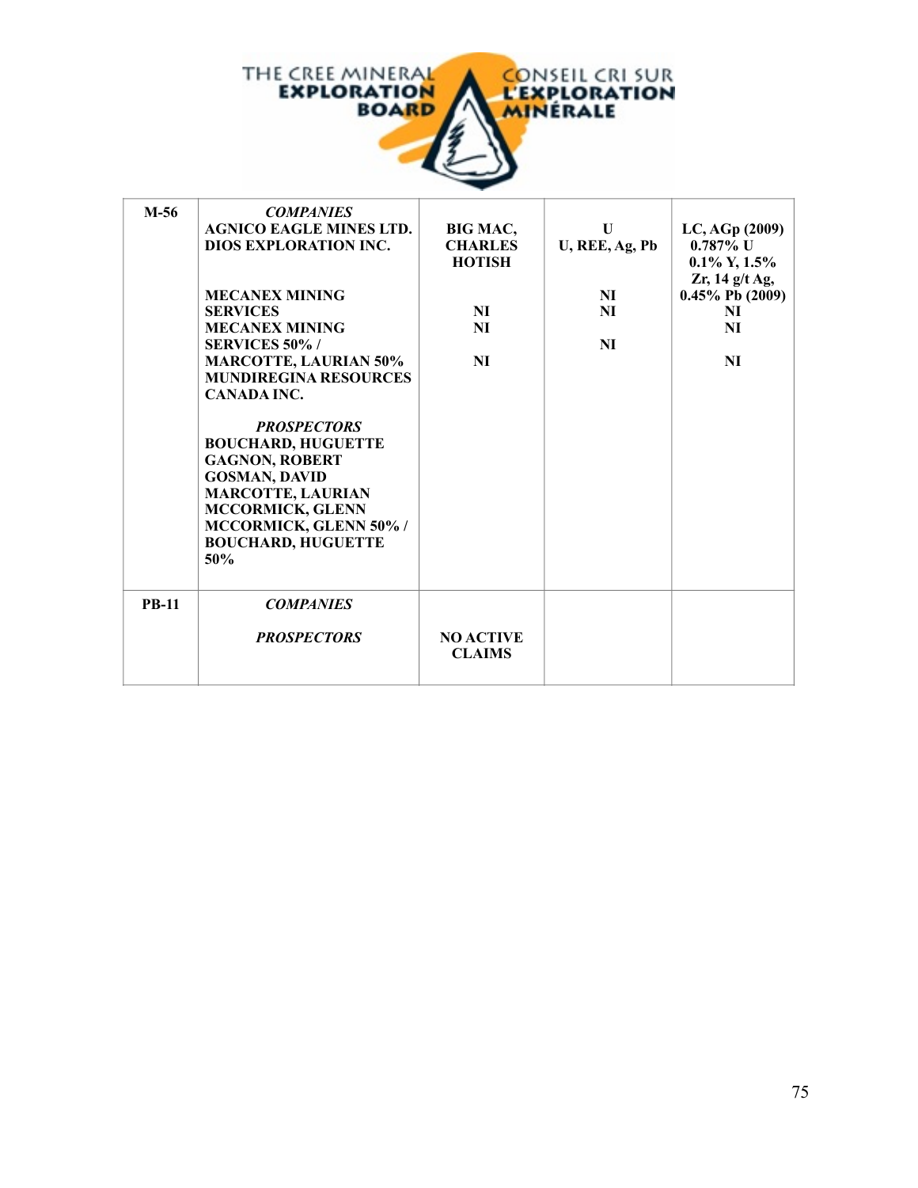| M-56 | *COMPANIES* | | | |
|---|---|---|---|---|
| | AGNICO EAGLE MINES LTD. | BIG MAC, | U | LC, AGp (2009) |
| | DIOS EXPLORATION INC. | CHARLES HOTISH | U, REE, Ag, Pb | 0.787% U 0.1% Y, 1.5% Zr, 14 g/t Ag, 0.45% Pb (2009) |
| | MECANEX MINING SERVICES | NI | NI | NI |
| | MECANEX MINING SERVICES 50% / MARCOTTE, LAURIAN 50% | NI | NI | NI |
| | MUNDIREGINA RESOURCES CANADA INC. | NI | NI | NI |
| | *PROSPECTORS* | | | |
| | BOUCHARD, HUGUETTE | | | |
| | GAGNON, ROBERT | | | |
| | GOSMAN, DAVID | | | |
| | MARCOTTE, LAURIAN | | | |
| | MCCORMICK, GLENN | | | |
| | MCCORMICK, GLENN 50% / BOUCHARD, HUGUETTE 50% | | | |
| PB-11 | *COMPANIES* | | | |
| | *PROSPECTORS* | NO ACTIVE CLAIMS | | |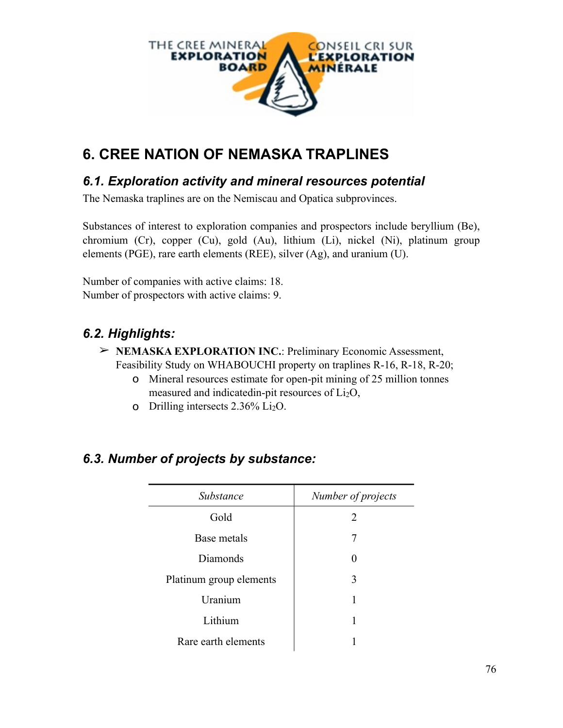# 6. CREE NATION OF NEMASKA TRAPLINES

## *6.1. Exploration activity and mineral resources potential*

The Nemaska traplines are on the Nemiscau and Opatica subprovinces.

Substances of interest to exploration companies and prospectors include beryllium (Be), chromium (Cr), copper (Cu), gold (Au), lithium (Li), nickel (Ni), platinum group elements (PGE), rare earth elements (REE), silver (Ag), and uranium (U).

Number of companies with active claims: 18.
Number of prospectors with active claims: 9.

## *6.2. Highlights:*

- **NEMASKA EXPLORATION INC.**: Preliminary Economic Assessment, Feasibility Study on WHABOUCHI property on traplines R-16, R-18, R-20;
  - Mineral resources estimate for open-pit mining of 25 million tonnes measured and indicatedin-pit resources of $Li_2O$,
  - Drilling intersects 2.36% $Li_2O$.

## *6.3. Number of projects by substance:*

| *Substance* | *Number of projects* |
|---|---|
| Gold | 2 |
| Base metals | 7 |
| Diamonds | 0 |
| Platinum group elements | 3 |
| Uranium | 1 |
| Lithium | 1 |
| Rare earth elements | 1 |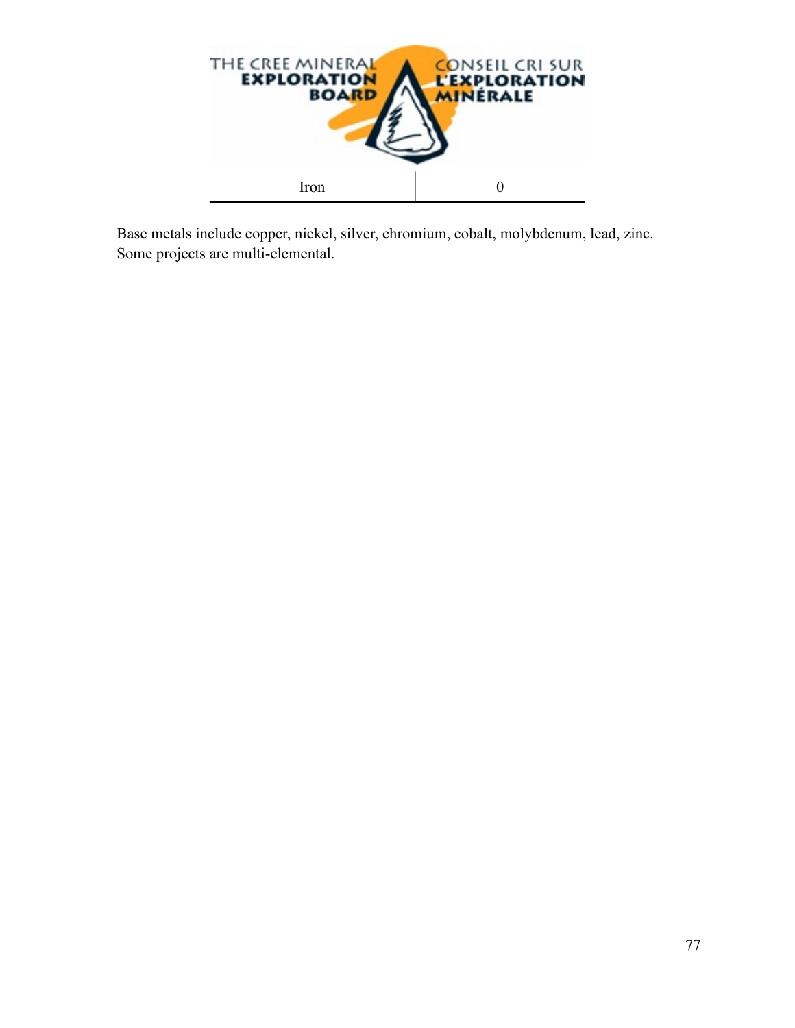| Iron | 0 |
|---|---|

Base metals include copper, nickel, silver, chromium, cobalt, molybdenum, lead, zinc.
Some projects are multi-elemental.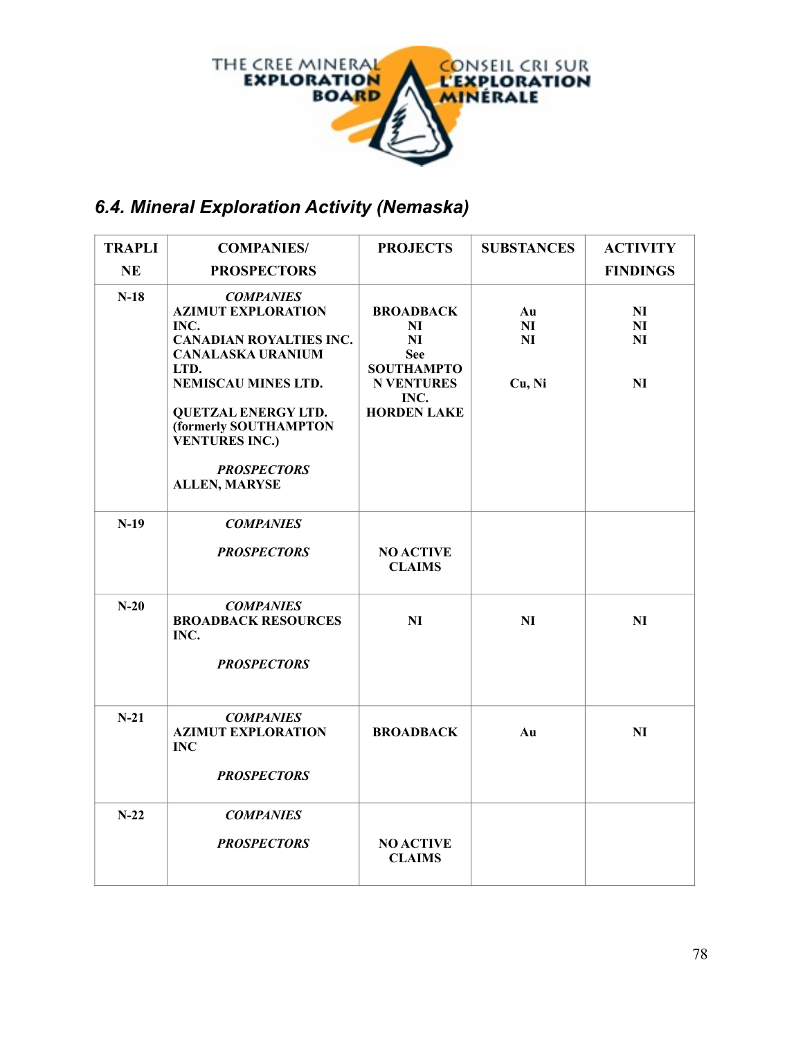## 6.4. Mineral Exploration Activity (Nemaska)

| TRAPLINE | COMPANIES/ PROSPECTORS | PROJECTS | SUBSTANCES | ACTIVITY FINDINGS |
|---|---|---|---|---|
| N-18 | ***COMPANIES*** | | | |
| | **AZIMUT EXPLORATION INC.** | **BROADBACK** | **Au** | **NI** |
| | **CANADIAN ROYALTIES INC.** | **NI** | **NI** | **NI** |
| | **CANALASKA URANIUM LTD.** | **NI** | **NI** | **NI** |
| | **NEMISCAU MINES LTD.** | **See SOUTHAMPTON VENTURES INC.** | | |
| | **QUETZAL ENERGY LTD. (formerly SOUTHAMPTON VENTURES INC.)** | **HORDEN LAKE** | **Cu, Ni** | **NI** |
| | ***PROSPECTORS*** | | | |
| | **ALLEN, MARYSE** | | | |
| N-19 | ***COMPANIES*** | | | |
| | ***PROSPECTORS*** | **NO ACTIVE CLAIMS** | | |
| N-20 | ***COMPANIES*** | | | |
| | **BROADBACK RESOURCES INC.** | **NI** | **NI** | **NI** |
| | ***PROSPECTORS*** | | | |
| N-21 | ***COMPANIES*** | | | |
| | **AZIMUT EXPLORATION INC** | **BROADBACK** | **Au** | **NI** |
| | ***PROSPECTORS*** | | | |
| N-22 | ***COMPANIES*** | | | |
| | ***PROSPECTORS*** | **NO ACTIVE CLAIMS** | | |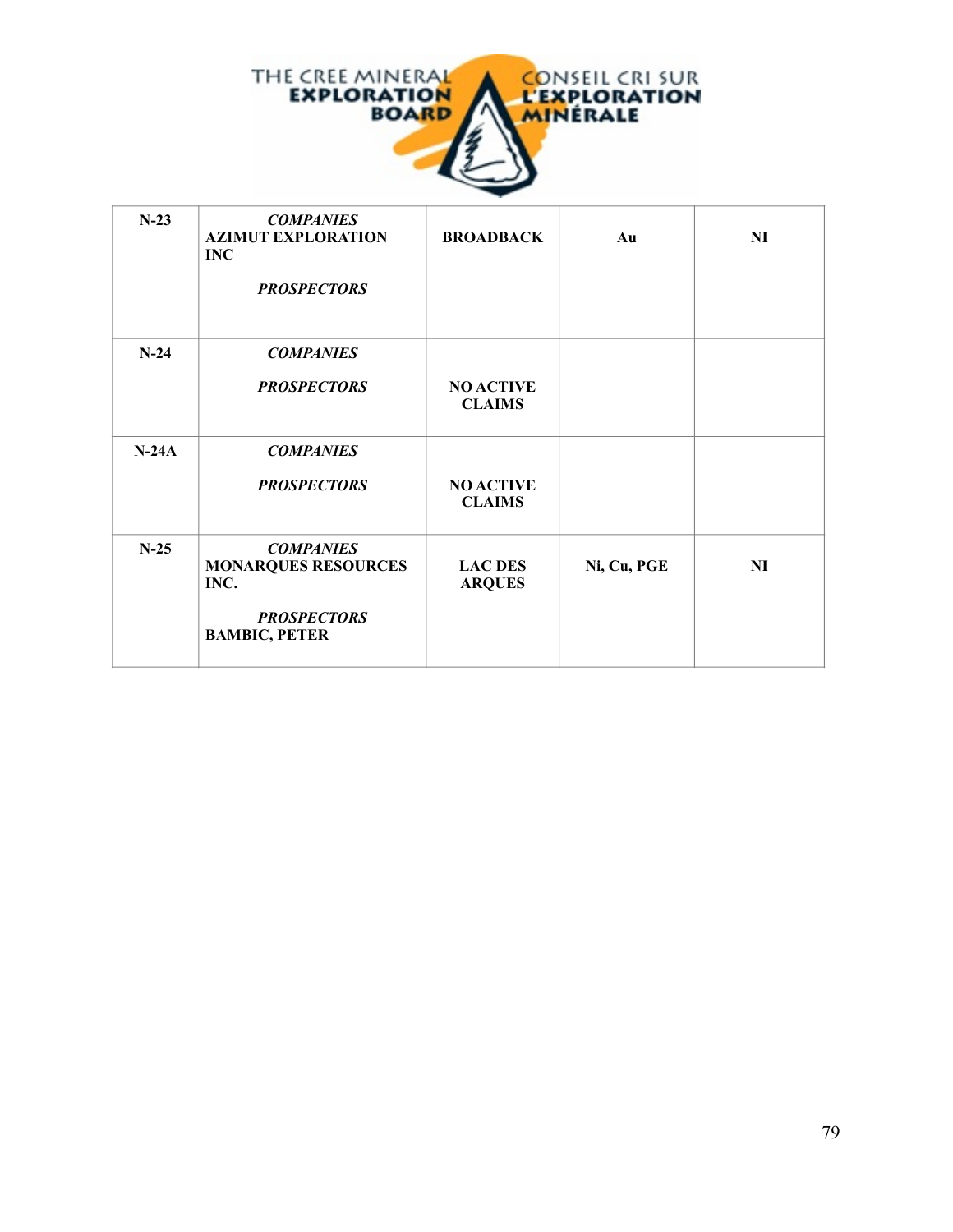| | | | | |
|---|---|---|---|---|
| **N-23** | ***COMPANIES*** **AZIMUT EXPLORATION INC** <br><br> ***PROSPECTORS*** | **BROADBACK** | **Au** | **NI** |
| **N-24** | ***COMPANIES*** <br><br> ***PROSPECTORS*** | **NO ACTIVE CLAIMS** | | |
| **N-24A** | ***COMPANIES*** <br><br> ***PROSPECTORS*** | **NO ACTIVE CLAIMS** | | |
| **N-25** | ***COMPANIES*** **MONARQUES RESOURCES INC.** <br><br> ***PROSPECTORS*** **BAMBIC, PETER** | **LAC DES ARQUES** | **Ni, Cu, PGE** | **NI** |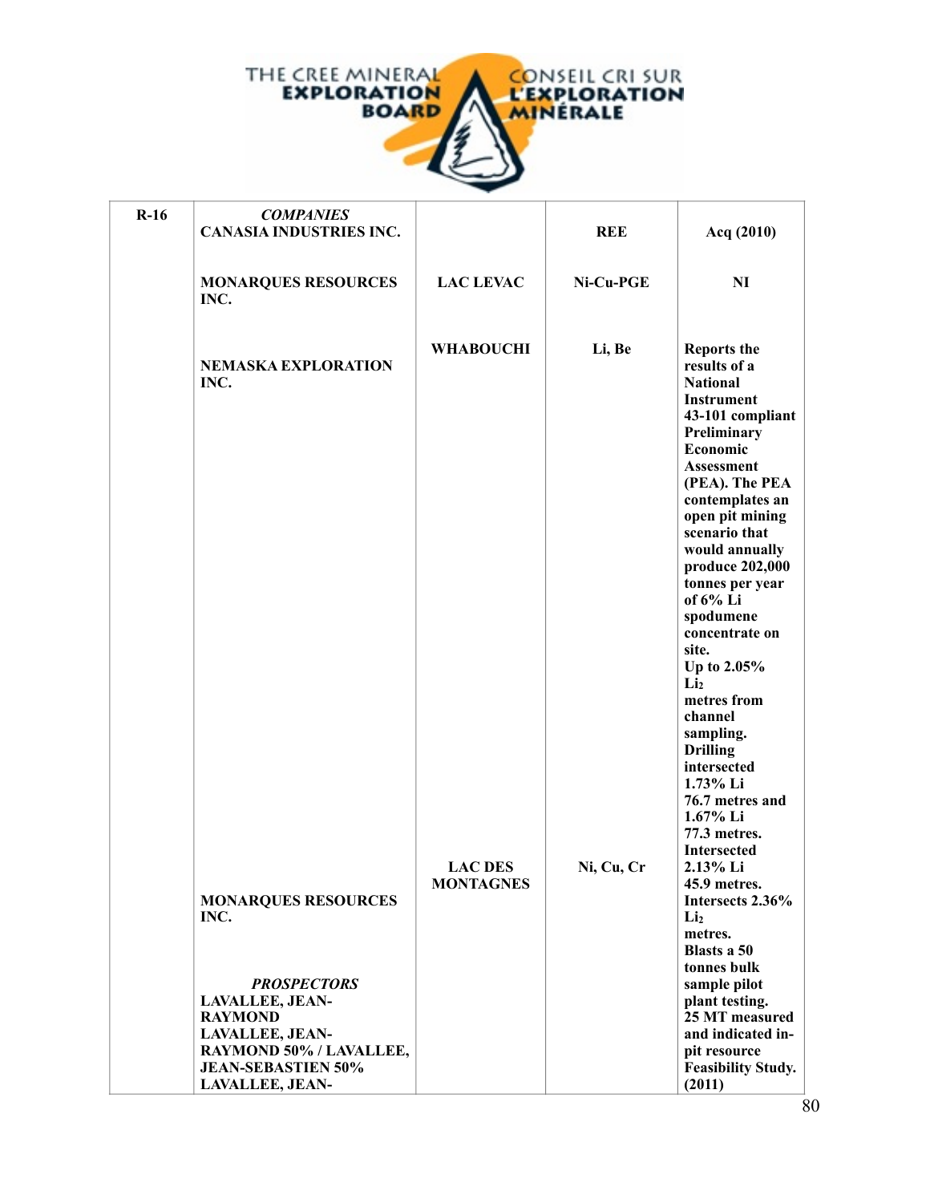| R-16 | *COMPANIES* | | | |
|---|---|---|---|---|
| | CANASIA INDUSTRIES INC. | | REE | Acq (2010) |
| | MONARQUES RESOURCES INC. | LAC LEVAC | Ni-Cu-PGE | NI |
| | NEMASKA EXPLORATION INC. | WHABOUCHI | Li, Be | Reports the results of a National Instrument 43-101 compliant Preliminary Economic Assessment (PEA). The PEA contemplates an open pit mining scenario that would annually produce 202,000 tonnes per year of 6% Li spodumene concentrate on site. Up to 2.05% $Li_2$ metres from channel sampling. Drilling intersected 1.73% Li 76.7 metres and 1.67% Li 77.3 metres. Intersected 2.13% Li 45.9 metres. Intersects 2.36% $Li_2$ metres. Blasts a 50 tonnes bulk sample pilot plant testing. 25 MT measured and indicated in-pit resource Feasibility Study. (2011) |
| | MONARQUES RESOURCES INC. | LAC DES MONTAGNES | Ni, Cu, Cr | |
| | *PROSPECTORS* | | | |
| | LAVALLEE, JEAN-RAYMOND | | | |
| | LAVALLEE, JEAN-RAYMOND 50% / LAVALLEE, JEAN-SEBASTIEN 50% | | | |
| | LAVALLEE, JEAN- | | | |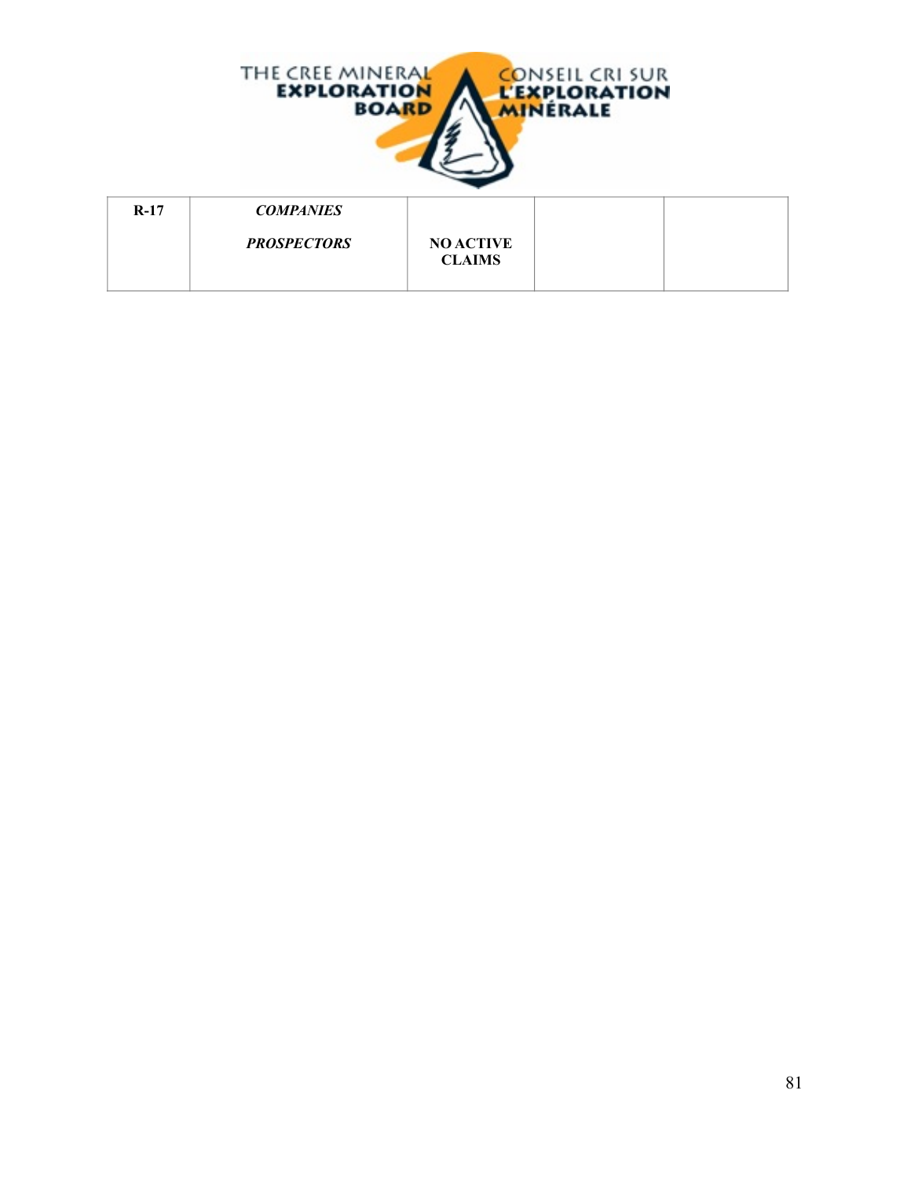| R-17 | ***COMPANIES***<br><br>***PROSPECTORS*** | **NO ACTIVE CLAIMS** | | |
|---|---|---|---|---|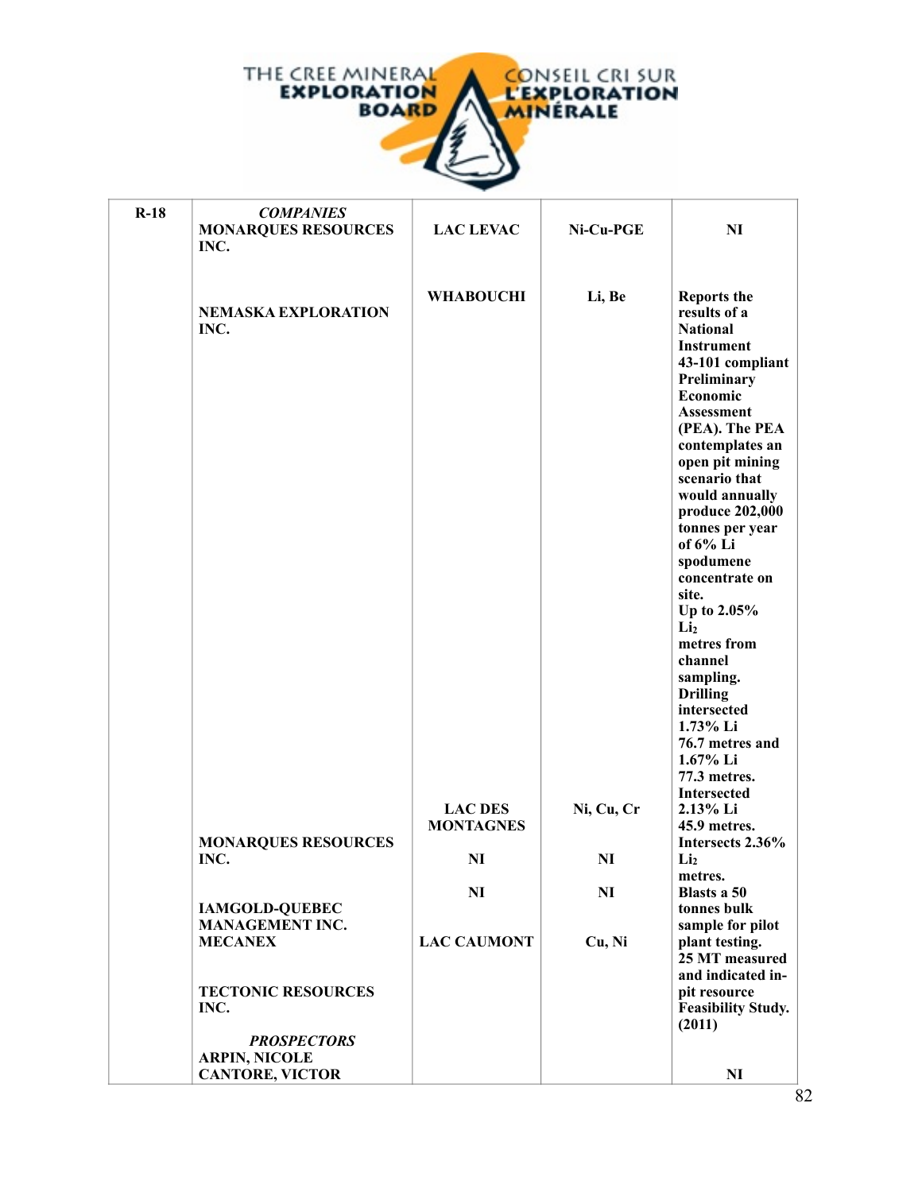| R-18 | *COMPANIES* | | | |
|---|---|---|---|---|
| | MONARQUES RESOURCES INC. | LAC LEVAC | Ni-Cu-PGE | NI |
| | NEMASKA EXPLORATION INC. | WHABOUCHI | Li, Be | Reports the results of a National Instrument 43-101 compliant Preliminary Economic Assessment (PEA). The PEA contemplates an open pit mining scenario that would annually produce 202,000 tonnes per year of 6% Li spodumene concentrate on site. Up to 2.05% $Li_2$ metres from channel sampling. Drilling intersected 1.73% Li 76.7 metres and 1.67% Li 77.3 metres. Intersected 2.13% Li 45.9 metres. Intersects 2.36% $Li_2$ metres. Blasts a 50 tonnes bulk sample for pilot plant testing. 25 MT measured and indicated in-pit resource Feasibility Study. (2011) |
| | MONARQUES RESOURCES INC. | LAC DES MONTAGNES | Ni, Cu, Cr | |
| | IAMGOLD-QUEBEC MANAGEMENT INC. | NI | NI | |
| | MECANEX | NI | NI | |
| | TECTONIC RESOURCES INC. | LAC CAUMONT | Cu, Ni | |
| | *PROSPECTORS* | | | |
| | ARPIN, NICOLE | | | |
| | CANTORE, VICTOR | | | NI |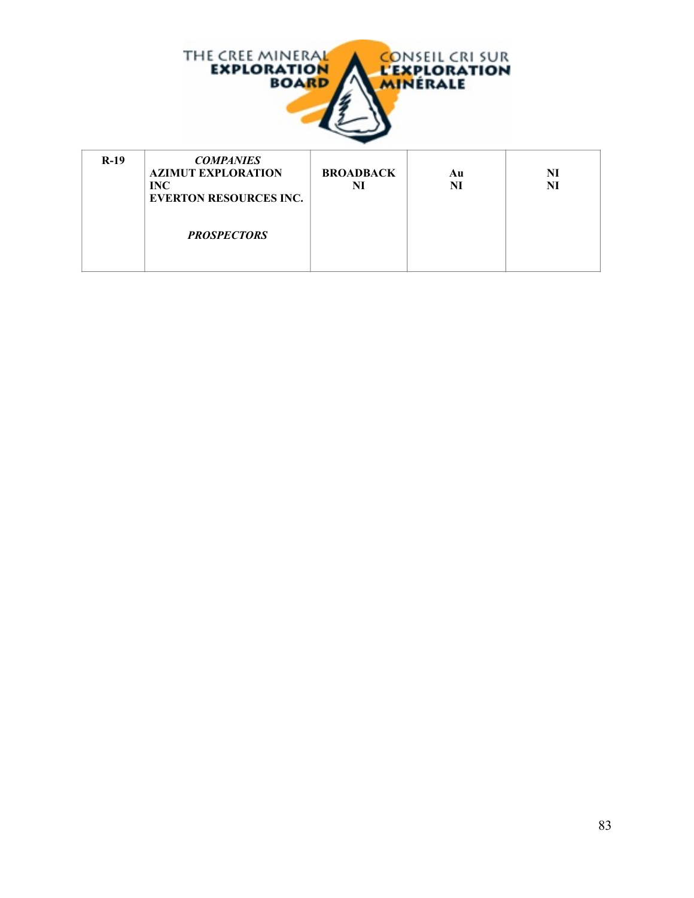THE CREE MINERAL EXPLORATION BOARD
CONSEIL CRI SUR L'EXPLORATION MINÉRALE

| | | | | |
|---|---|---|---|---|
| **R-19** | ***COMPANIES***<br>**AZIMUT EXPLORATION INC**<br>**EVERTON RESOURCES INC.**<br><br>***PROSPECTORS*** | **BROADBACK**<br>**NI** | **Au**<br>**NI** | **NI**<br>**NI** |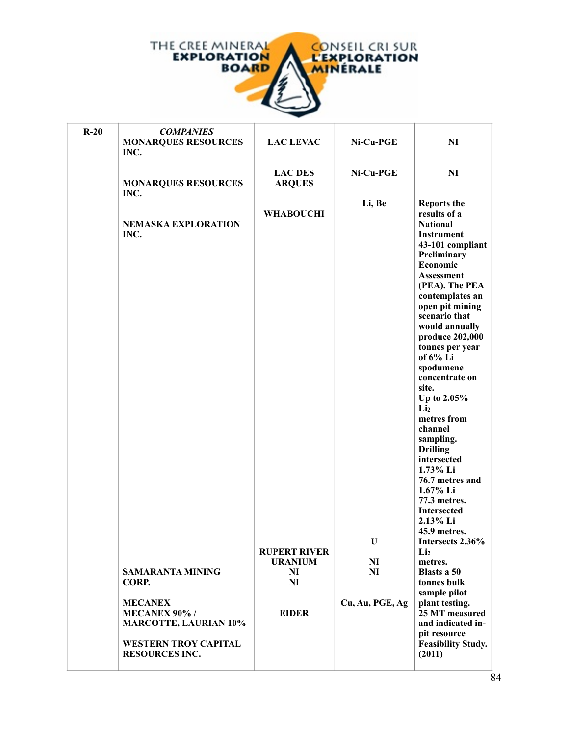| R-20 | *COMPANIES* | | | |
|---|---|---|---|---|
| | MONARQUES RESOURCES INC. | LAC LEVAC | Ni-Cu-PGE | NI |
| | MONARQUES RESOURCES INC. | LAC DES ARQUES | Ni-Cu-PGE | NI |
| | NEMASKA EXPLORATION INC. | WHABOUCHI | Li, Be | Reports the results of a National Instrument 43-101 compliant Preliminary Economic Assessment (PEA). The PEA contemplates an open pit mining scenario that would annually produce 202,000 tonnes per year of 6% Li spodumene concentrate on site. Up to 2.05% $Li_2$ metres from channel sampling. Drilling intersected 1.73% Li 76.7 metres and 1.67% Li 77.3 metres. Intersected 2.13% Li 45.9 metres. Intersects 2.36% $Li_2$ metres. Blasts a 50 tonnes bulk sample pilot plant testing. |
| | SAMARANTA MINING CORP. | RUPERT RIVER URANIUM | U | |
| | MECANEX | NI | NI | |
| | MECANEX 90% / MARCOTTE, LAURIAN 10% | NI | NI | |
| | WESTERN TROY CAPITAL RESOURCES INC. | EIDER | Cu, Au, PGE, Ag | 25 MT measured and indicated in-pit resource Feasibility Study. (2011) |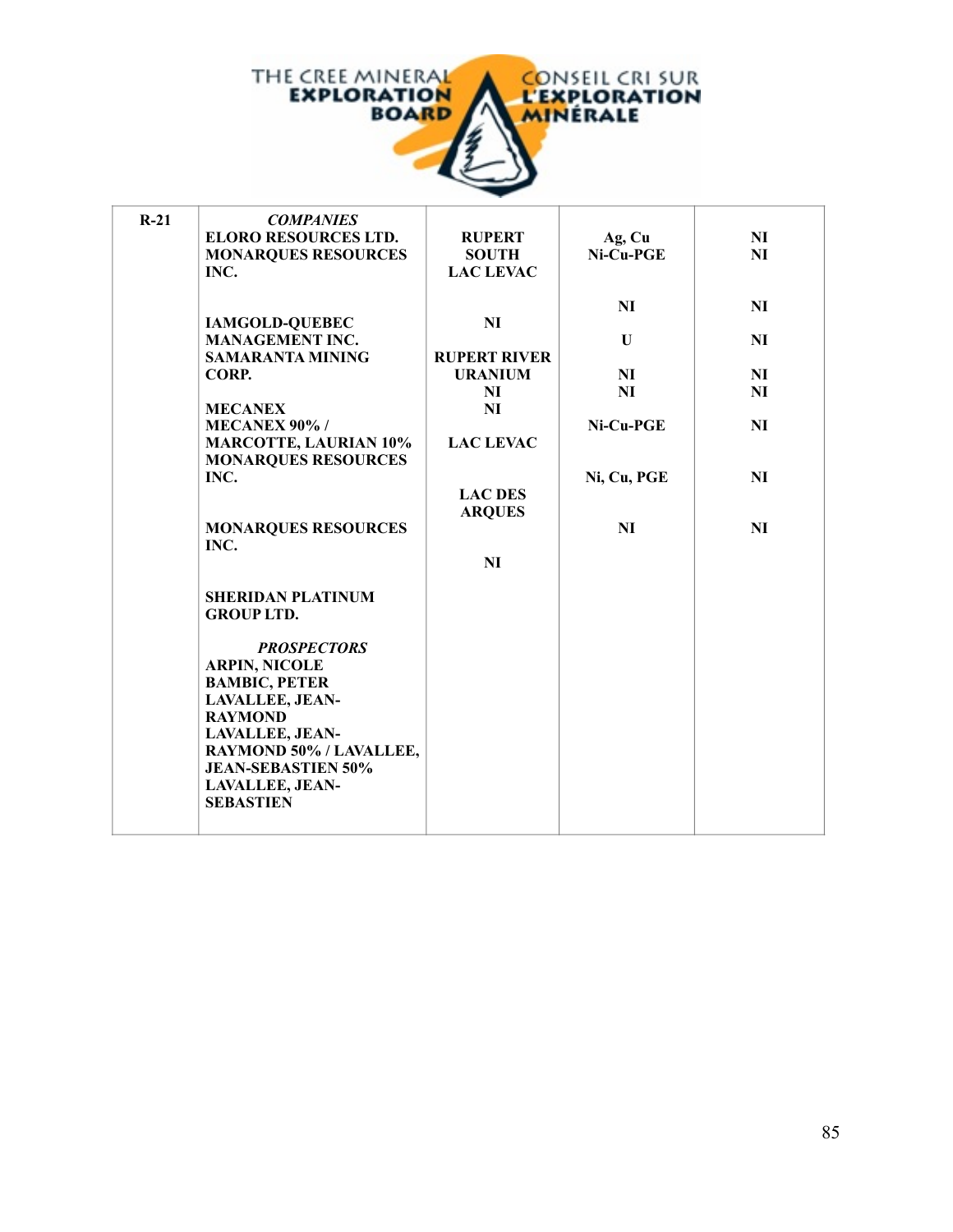| R-21 | *COMPANIES* | | | |
|---|---|---|---|---|
| | ELORO RESOURCES LTD. | RUPERT SOUTH | Ag, Cu | NI |
| | MONARQUES RESOURCES INC. | LAC LEVAC | Ni-Cu-PGE | NI |
| | IAMGOLD-QUEBEC MANAGEMENT INC. | NI | NI | NI |
| | SAMARANTA MINING CORP. | RUPERT RIVER URANIUM | U | NI |
| | MECANEX | NI | NI | NI |
| | MECANEX 90% / MARCOTTE, LAURIAN 10% | NI | NI | NI |
| | MONARQUES RESOURCES INC. | LAC LEVAC | Ni-Cu-PGE | NI |
| | MONARQUES RESOURCES INC. | LAC DES ARQUES | Ni, Cu, PGE | NI |
| | SHERIDAN PLATINUM GROUP LTD. | NI | NI | NI |
| | *PROSPECTORS* | | | |
| | ARPIN, NICOLE | | | |
| | BAMBIC, PETER | | | |
| | LAVALLEE, JEAN-RAYMOND | | | |
| | LAVALLEE, JEAN-RAYMOND 50% / LAVALLEE, JEAN-SEBASTIEN 50% | | | |
| | LAVALLEE, JEAN-SEBASTIEN | | | |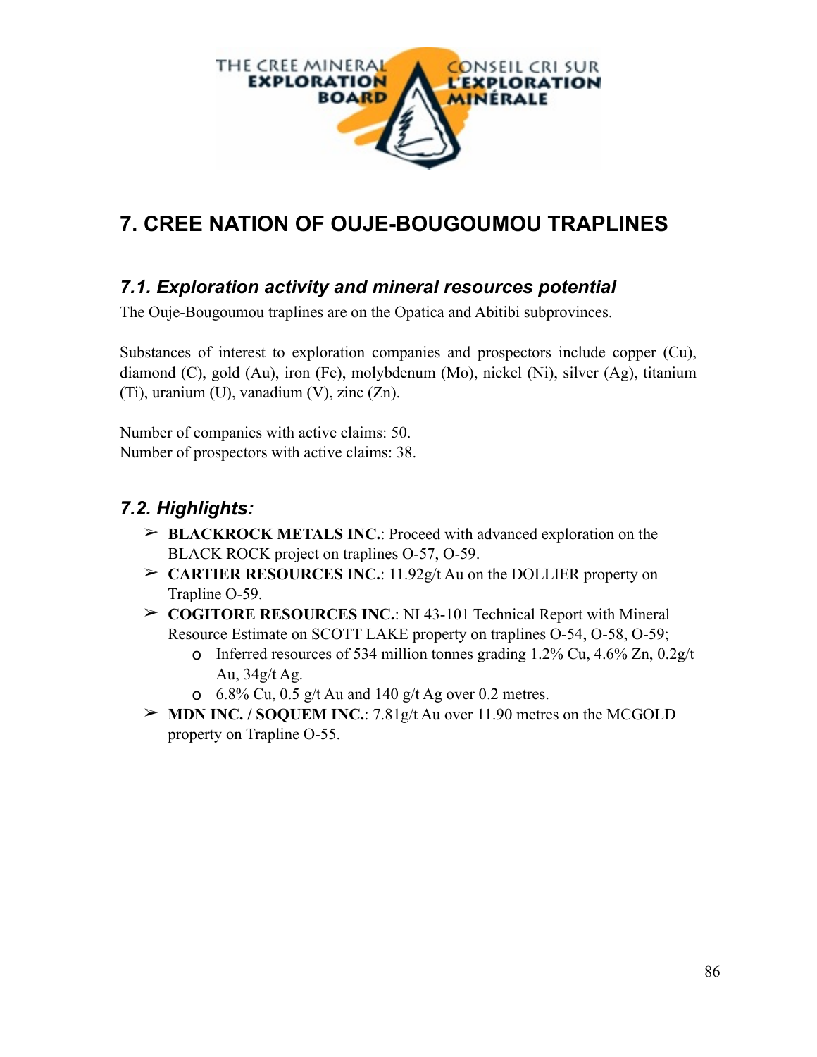# 7. CREE NATION OF OUJE-BOUGOUMOU TRAPLINES

## *7.1. Exploration activity and mineral resources potential*

The Ouje-Bougoumou traplines are on the Opatica and Abitibi subprovinces.

Substances of interest to exploration companies and prospectors include copper (Cu), diamond (C), gold (Au), iron (Fe), molybdenum (Mo), nickel (Ni), silver (Ag), titanium (Ti), uranium (U), vanadium (V), zinc (Zn).

Number of companies with active claims: 50.
Number of prospectors with active claims: 38.

## *7.2. Highlights:*

- **BLACKROCK METALS INC.**: Proceed with advanced exploration on the BLACK ROCK project on traplines O-57, O-59.
- **CARTIER RESOURCES INC.**: 11.92g/t Au on the DOLLIER property on Trapline O-59.
- **COGITORE RESOURCES INC.**: NI 43-101 Technical Report with Mineral Resource Estimate on SCOTT LAKE property on traplines O-54, O-58, O-59;
  - Inferred resources of 534 million tonnes grading 1.2% Cu, 4.6% Zn, 0.2g/t Au, 34g/t Ag.
  - 6.8% Cu, 0.5 g/t Au and 140 g/t Ag over 0.2 metres.
- **MDN INC. / SOQUEM INC.**: 7.81g/t Au over 11.90 metres on the MCGOLD property on Trapline O-55.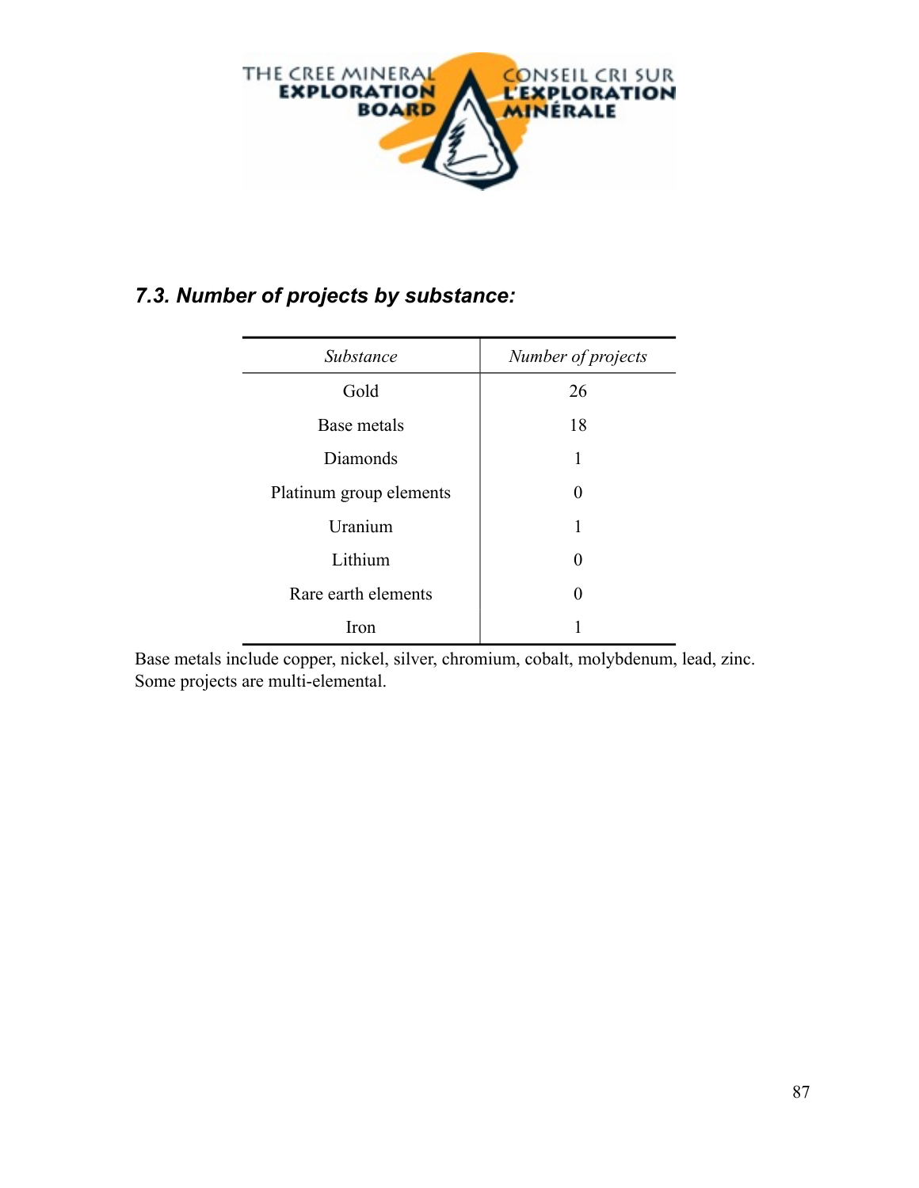### *7.3. Number of projects by substance:*

| *Substance* | *Number of projects* |
|---|---|
| Gold | 26 |
| Base metals | 18 |
| Diamonds | 1 |
| Platinum group elements | 0 |
| Uranium | 1 |
| Lithium | 0 |
| Rare earth elements | 0 |
| Iron | 1 |

Base metals include copper, nickel, silver, chromium, cobalt, molybdenum, lead, zinc.
Some projects are multi-elemental.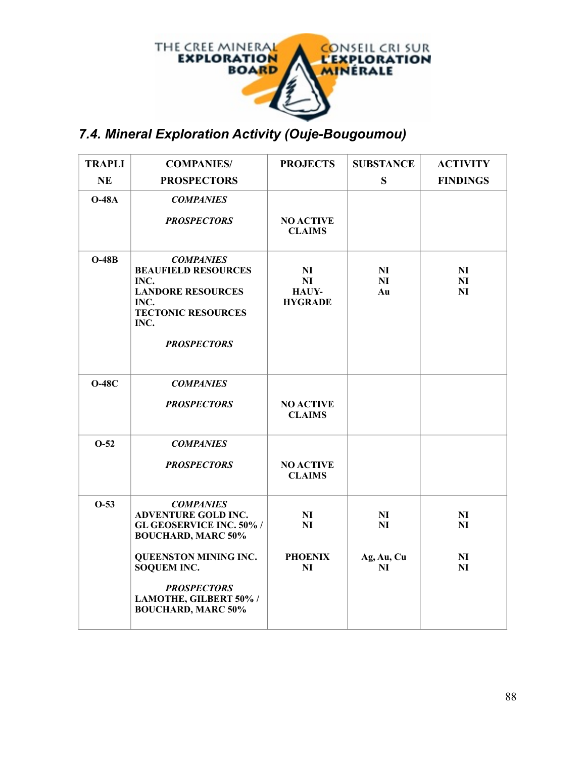## 7.4. Mineral Exploration Activity (Ouje-Bougoumou)

| TRAPLINE | COMPANIES/ PROSPECTORS | PROJECTS | SUBSTANCES | ACTIVITY FINDINGS |
|---|---|---|---|---|
| O-48A | ***COMPANIES*** | | | |
| | ***PROSPECTORS*** | **NO ACTIVE CLAIMS** | | |
| O-48B | ***COMPANIES*** | | | |
| | **BEAUFIELD RESOURCES INC.** | **NI** | **NI** | **NI** |
| | **LANDORE RESOURCES INC.** | **NI** | **NI** | **NI** |
| | **TECTONIC RESOURCES INC.** | **HAUY-HYGRADE** | **Au** | **NI** |
| | ***PROSPECTORS*** | | | |
| O-48C | ***COMPANIES*** | | | |
| | ***PROSPECTORS*** | **NO ACTIVE CLAIMS** | | |
| O-52 | ***COMPANIES*** | | | |
| | ***PROSPECTORS*** | **NO ACTIVE CLAIMS** | | |
| O-53 | ***COMPANIES*** | | | |
| | **ADVENTURE GOLD INC.** | **NI** | **NI** | **NI** |
| | **GL GEOSERVICE INC. 50% / BOUCHARD, MARC 50%** | **NI** | **NI** | **NI** |
| | **QUEENSTON MINING INC.** | **PHOENIX** | **Ag, Au, Cu** | **NI** |
| | **SOQUEM INC.** | **NI** | **NI** | **NI** |
| | ***PROSPECTORS*** | | | |
| | **LAMOTHE, GILBERT 50% / BOUCHARD, MARC 50%** | | | |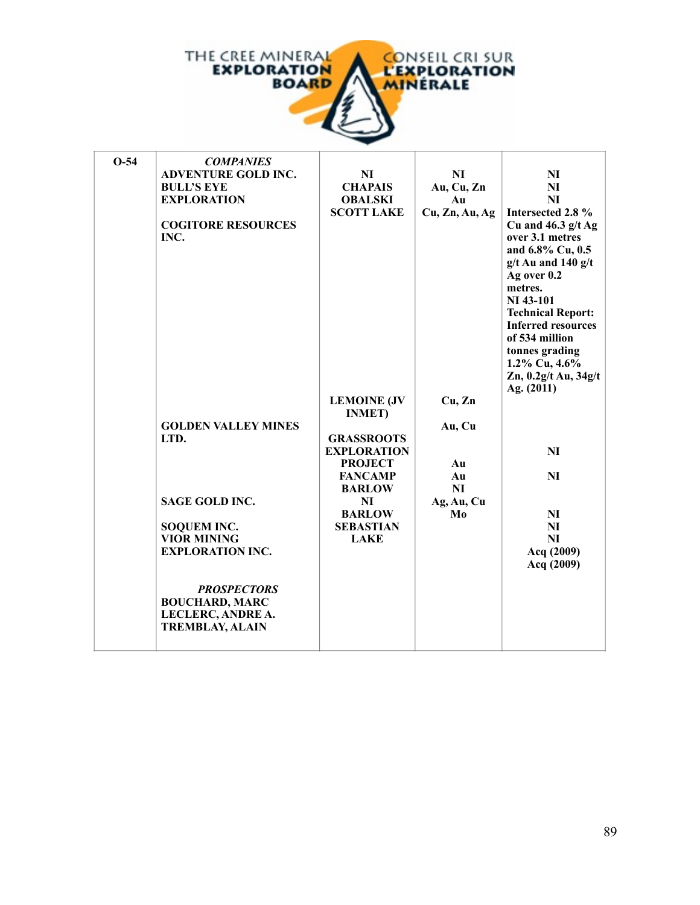| | | | | |
|---|---|---|---|---|
| **O-54** | ***COMPANIES*** | | | |
| | **ADVENTURE GOLD INC.** | **NI** | **NI** | **NI** |
| | **BULL'S EYE EXPLORATION** | **CHAPAIS** | **Au, Cu, Zn** | **NI** |
| | | **OBALSKI** | **Au** | **NI** |
| | **COGITORE RESOURCES INC.** | **SCOTT LAKE** | **Cu, Zn, Au, Ag** | **Intersected 2.8 % Cu and 46.3 g/t Ag over 3.1 metres and 6.8% Cu, 0.5 g/t Au and 140 g/t Ag over 0.2 metres. NI 43-101 Technical Report: Inferred resources of 534 million tonnes grading 1.2% Cu, 4.6% Zn, 0.2g/t Au, 34g/t Ag. (2011)** |
| | | **LEMOINE (JV INMET)** | **Cu, Zn** | |
| | **GOLDEN VALLEY MINES LTD.** | | **Au, Cu** | |
| | | **GRASSROOTS EXPLORATION PROJECT** | **Au** | **NI** |
| | | **FANCAMP** | **Au** | **NI** |
| | | **BARLOW** | **NI** | |
| | **SAGE GOLD INC.** | **NI** | **Ag, Au, Cu** | |
| | **SOQUEM INC.** | **BARLOW** | **Mo** | **NI** |
| | **VIOR MINING EXPLORATION INC.** | **SEBASTIAN LAKE** | | **NI** |
| | | | | **NI** |
| | | | | **Acq (2009)** |
| | | | | **Acq (2009)** |
| | ***PROSPECTORS*** | | | |
| | **BOUCHARD, MARC** | | | |
| | **LECLERC, ANDRE A.** | | | |
| | **TREMBLAY, ALAIN** | | | |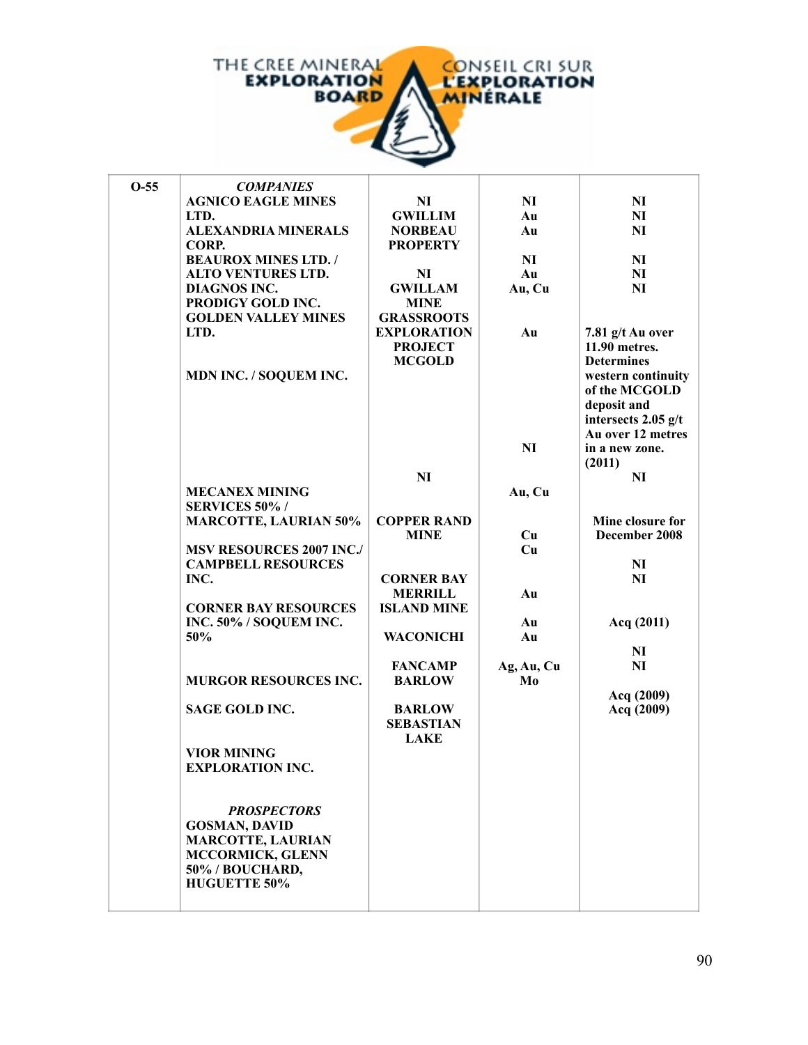| O-55 | *COMPANIES*<br>AGNICO EAGLE MINES LTD.<br>ALEXANDRIA MINERALS CORP.<br>BEAUROX MINES LTD. / ALTO VENTURES LTD.<br>DIAGNOS INC.<br>PRODIGY GOLD INC.<br>GOLDEN VALLEY MINES LTD.<br><br>MDN INC. / SOQUEM INC.<br><br>MECANEX MINING SERVICES 50% / MARCOTTE, LAURIAN 50%<br><br>MSV RESOURCES 2007 INC./ CAMPBELL RESOURCES INC.<br><br>CORNER BAY RESOURCES INC. 50% / SOQUEM INC. 50%<br><br>MURGOR RESOURCES INC.<br><br>SAGE GOLD INC.<br><br>VIOR MINING EXPLORATION INC.<br><br>*PROSPECTORS*<br>GOSMAN, DAVID<br>MARCOTTE, LAURIAN<br>MCCORMICK, GLENN 50% / BOUCHARD, HUGUETTE 50% | NI<br>GWILLIM<br>NORBEAU PROPERTY<br><br>NI<br>GWILLAM MINE<br>GRASSROOTS EXPLORATION PROJECT<br>MCGOLD<br><br>NI<br><br>COPPER RAND MINE<br><br>CORNER BAY<br>MERRILL ISLAND MINE<br><br>WACONICHI<br><br>FANCAMP<br>BARLOW<br><br>BARLOW<br>SEBASTIAN LAKE | NI<br>Au<br>Au<br><br>NI<br>Au<br>Au, Cu<br><br>Au<br><br>NI<br><br>Au, Cu<br><br>Cu<br>Cu<br><br>Au<br><br>Au<br>Au<br><br>Ag, Au, Cu<br>Mo | NI<br>NI<br>NI<br><br>NI<br>NI<br>NI<br><br>7.81 g/t Au over 11.90 metres. Determines western continuity of the MCGOLD deposit and intersects 2.05 g/t Au over 12 metres in a new zone. (2011)<br>NI<br><br>Mine closure for December 2008<br><br>NI<br>NI<br><br>Acq (2011)<br><br>NI<br>NI<br><br>Acq (2009)<br>Acq (2009) |
|---|---|---|---|---|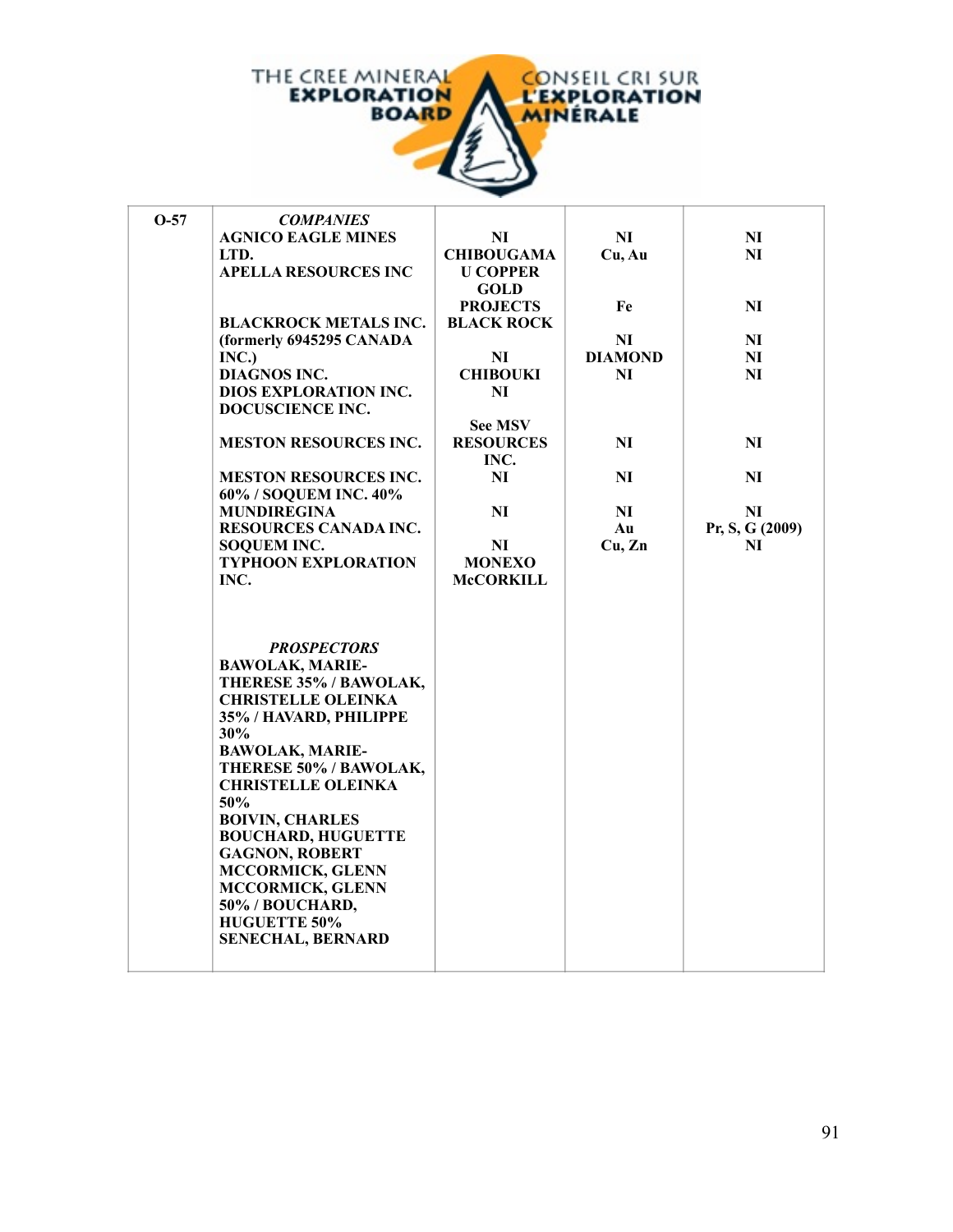| | | | | |
|---|---|---|---|---|
| O-57 | *COMPANIES* | | | |
| | **AGNICO EAGLE MINES LTD.** | **NI** | **NI** | **NI** |
| | **APELLA RESOURCES INC** | **CHIBOUGAMAU COPPER GOLD PROJECTS** | **Cu, Au** | **NI** |
| | **BLACKROCK METALS INC. (formerly 6945295 CANADA INC.)** | **BLACK ROCK** | **Fe** | **NI** |
| | **DIAGNOS INC.** | **NI** | **NI** | **NI** |
| | **DIOS EXPLORATION INC.** | **CHIBOUKI** | **DIAMOND** | **NI** |
| | **DOCUSCIENCE INC.** | **NI** | **NI** | **NI** |
| | **MESTON RESOURCES INC.** | **See MSV RESOURCES INC.** | **NI** | **NI** |
| | **MESTON RESOURCES INC. 60% / SOQUEM INC. 40%** | **NI** | **NI** | **NI** |
| | **MUNDIREGINA RESOURCES CANADA INC.** | **NI** | **NI** | **NI** |
| | **SOQUEM INC.** | **NI** | **Au** | **Pr, S, G (2009)** |
| | **TYPHOON EXPLORATION INC.** | **MONEXO McCORKILL** | **Cu, Zn** | **NI** |
| | *PROSPECTORS* | | | |
| | **BAWOLAK, MARIE-THERESE 35% / BAWOLAK, CHRISTELLE OLEINKA 35% / HAVARD, PHILIPPE 30%** | | | |
| | **BAWOLAK, MARIE-THERESE 50% / BAWOLAK, CHRISTELLE OLEINKA 50%** | | | |
| | **BOIVIN, CHARLES** | | | |
| | **BOUCHARD, HUGUETTE** | | | |
| | **GAGNON, ROBERT** | | | |
| | **MCCORMICK, GLENN** | | | |
| | **MCCORMICK, GLENN 50% / BOUCHARD, HUGUETTE 50%** | | | |
| | **SENECHAL, BERNARD** | | | |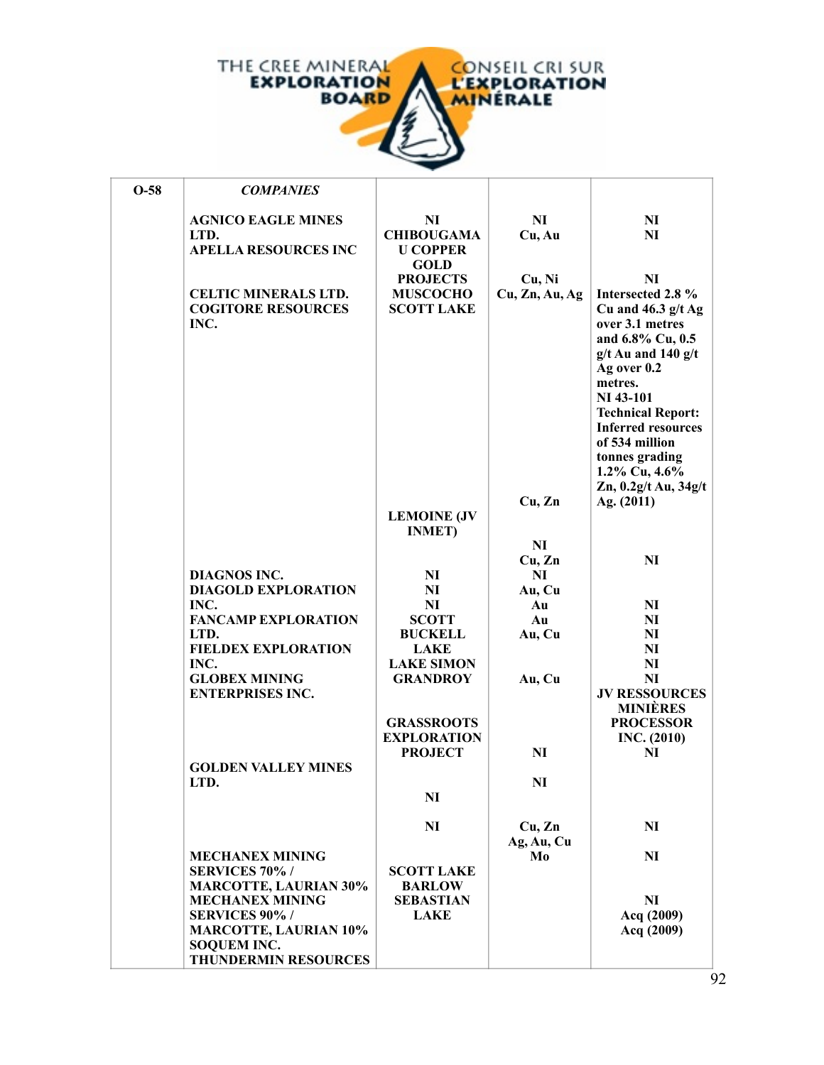| O-58 | *COMPANIES* | | | |
|---|---|---|---|---|
| | AGNICO EAGLE MINES LTD. | NI | NI | NI |
| | APELLA RESOURCES INC | CHIBOUGAMAU COPPER GOLD PROJECTS | Cu, Au | NI |
| | CELTIC MINERALS LTD. | MUSCOCHO | Cu, Ni | NI |
| | COGITORE RESOURCES INC. | SCOTT LAKE | Cu, Zn, Au, Ag | Intersected 2.8 % Cu and 46.3 g/t Ag over 3.1 metres and 6.8% Cu, 0.5 g/t Au and 140 g/t Ag over 0.2 metres. NI 43-101 Technical Report: Inferred resources of 534 million tonnes grading 1.2% Cu, 4.6% Zn, 0.2g/t Au, 34g/t Ag. (2011) |
| | | LEMOINE (JV INMET) | Cu, Zn | |
| | DIAGNOS INC. | NI | NI | NI |
| | DIAGOLD EXPLORATION INC. | NI | Cu, Zn | |
| | FANCAMP EXPLORATION LTD. | NI | NI | NI |
| | FIELDEX EXPLORATION INC. | SCOTT | Au, Cu | NI |
| | GLOBEX MINING ENTERPRISES INC. | BUCKELL LAKE | Au | NI |
| | | LAKE SIMON | Au | NI |
| | | GRANDROY | Au, Cu | NI |
| | | GRASSROOTS EXPLORATION PROJECT | Au, Cu | NI |
| | | | | JV RESSOURCES MINIÈRES PROCESSOR INC. (2010) |
| | GOLDEN VALLEY MINES LTD. | NI | NI | NI |
| | | NI | NI | |
| | MECHANEX MINING SERVICES 70% / MARCOTTE, LAURIAN 30% | SCOTT LAKE | Cu, Zn | NI |
| | MECHANEX MINING SERVICES 90% / MARCOTTE, LAURIAN 10% | BARLOW | Ag, Au, Cu | NI |
| | SOQUEM INC. | SEBASTIAN LAKE | Mo | NI |
| | THUNDERMIN RESOURCES | | | Acq (2009) |
| | | | | Acq (2009) |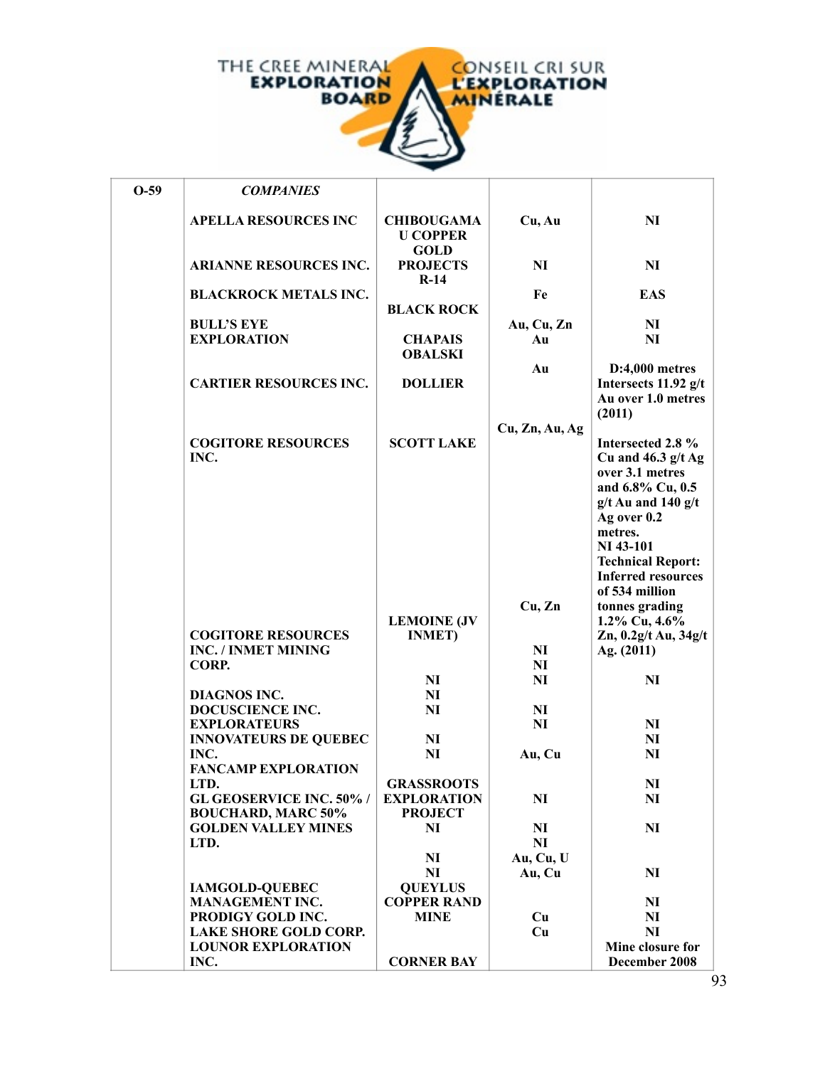| O-59 | *COMPANIES* | | | |
|---|---|---|---|---|
| | APELLA RESOURCES INC | CHIBOUGAMAU COPPER GOLD PROJECTS | Cu, Au | NI |
| | ARIANNE RESOURCES INC. | R-14 | NI | NI |
| | BLACKROCK METALS INC. | BLACK ROCK | Fe | EAS |
| | BULL'S EYE EXPLORATION | CHAPAIS OBALSKI | Au, Cu, Zn<br>Au | NI<br>NI |
| | CARTIER RESOURCES INC. | DOLLIER | Au | D:4,000 metres Intersects 11.92 g/t Au over 1.0 metres (2011) |
| | COGITORE RESOURCES INC. | SCOTT LAKE | Cu, Zn, Au, Ag | Intersected 2.8 % Cu and 46.3 g/t Ag over 3.1 metres and 6.8% Cu, 0.5 g/t Au and 140 g/t Ag over 0.2 metres. NI 43-101 Technical Report: Inferred resources of 534 million tonnes grading 1.2% Cu, 4.6% Zn, 0.2g/t Au, 34g/t Ag. (2011) |
| | COGITORE RESOURCES INC. / INMET MINING CORP. | LEMOINE (JV INMET) | Cu, Zn<br>NI<br>NI | |
| | DIAGNOS INC. | NI<br>NI | NI | NI |
| | DOCUSCIENCE INC. | NI | NI | |
| | EXPLORATEURS INNOVATEURS DE QUEBEC INC. | NI<br>NI | NI | NI<br>NI<br>NI |
| | FANCAMP EXPLORATION LTD. | | Au, Cu | NI |
| | GL GEOSERVICE INC. 50% / BOUCHARD, MARC 50% | GRASSROOTS EXPLORATION PROJECT | NI | NI |
| | GOLDEN VALLEY MINES LTD. | NI | NI<br>NI | NI |
| | | NI<br>NI | Au, Cu, U<br>Au, Cu | NI |
| | IAMGOLD-QUEBEC MANAGEMENT INC. | QUEYLUS | | NI |
| | PRODIGY GOLD INC. | COPPER RAND MINE | Cu | NI |
| | LAKE SHORE GOLD CORP. | | Cu | NI |
| | LOUNOR EXPLORATION INC. | CORNER BAY | | Mine closure for December 2008 |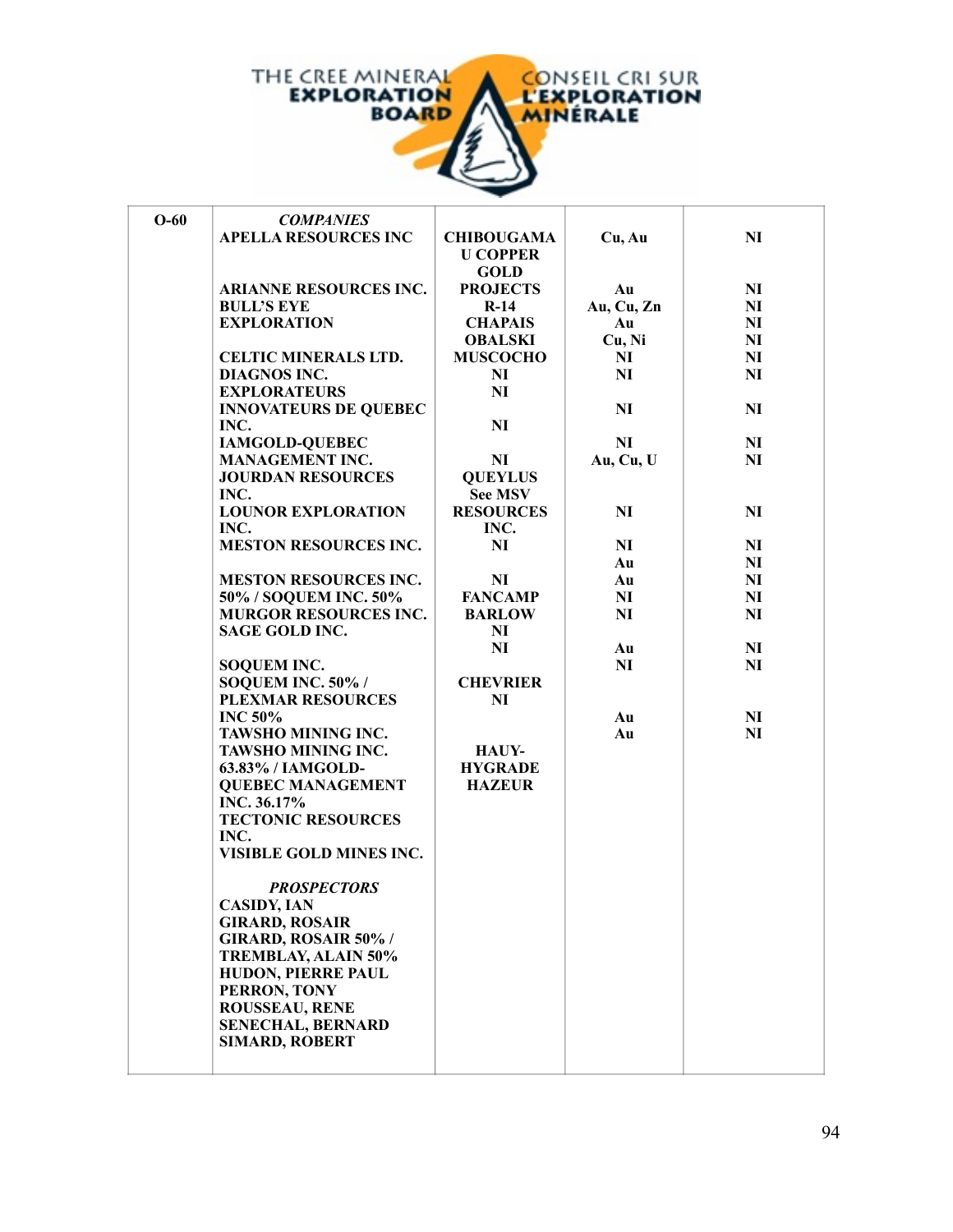| O-60 | *COMPANIES* | | | |
|---|---|---|---|---|
| | APELLA RESOURCES INC | CHIBOUGAMAU COPPER GOLD | Cu, Au | NI |
| | ARIANNE RESOURCES INC. | PROJECTS | Au | NI |
| | BULL'S EYE | R-14 | Au, Cu, Zn | NI |
| | EXPLORATION | CHAPAIS | Au | NI |
| | | OBALSKI | Cu, Ni | NI |
| | CELTIC MINERALS LTD. | MUSCOCHO | NI | NI |
| | DIAGNOS INC. | NI | NI | NI |
| | EXPLORATEURS | NI | | |
| | INNOVATEURS DE QUEBEC | | NI | NI |
| | INC. | NI | | |
| | IAMGOLD-QUEBEC | | NI | NI |
| | MANAGEMENT INC. | NI | Au, Cu, U | NI |
| | JOURDAN RESOURCES | QUEYLUS | | |
| | INC. | See MSV | | |
| | LOUNOR EXPLORATION | RESOURCES | NI | NI |
| | INC. | INC. | | |
| | MESTON RESOURCES INC. | NI | NI | NI |
| | | | Au | NI |
| | MESTON RESOURCES INC. | NI | Au | NI |
| | 50% / SOQUEM INC. 50% | FANCAMP | NI | NI |
| | MURGOR RESOURCES INC. | BARLOW | NI | NI |
| | SAGE GOLD INC. | NI | | |
| | | NI | Au | NI |
| | SOQUEM INC. | | NI | NI |
| | SOQUEM INC. 50% / | CHEVRIER | | |
| | PLEXMAR RESOURCES | NI | | |
| | INC 50% | | Au | NI |
| | TAWSHO MINING INC. | | Au | NI |
| | TAWSHO MINING INC. | HAUY- | | |
| | 63.83% / IAMGOLD- | HYGRADE | | |
| | QUEBEC MANAGEMENT | HAZEUR | | |
| | INC. 36.17% | | | |
| | TECTONIC RESOURCES | | | |
| | INC. | | | |
| | VISIBLE GOLD MINES INC. | | | |
| | | | | |
| | *PROSPECTORS* | | | |
| | CASIDY, IAN | | | |
| | GIRARD, ROSAIR | | | |
| | GIRARD, ROSAIR 50% / | | | |
| | TREMBLAY, ALAIN 50% | | | |
| | HUDON, PIERRE PAUL | | | |
| | PERRON, TONY | | | |
| | ROUSSEAU, RENE | | | |
| | SENECHAL, BERNARD | | | |
| | SIMARD, ROBERT | | | |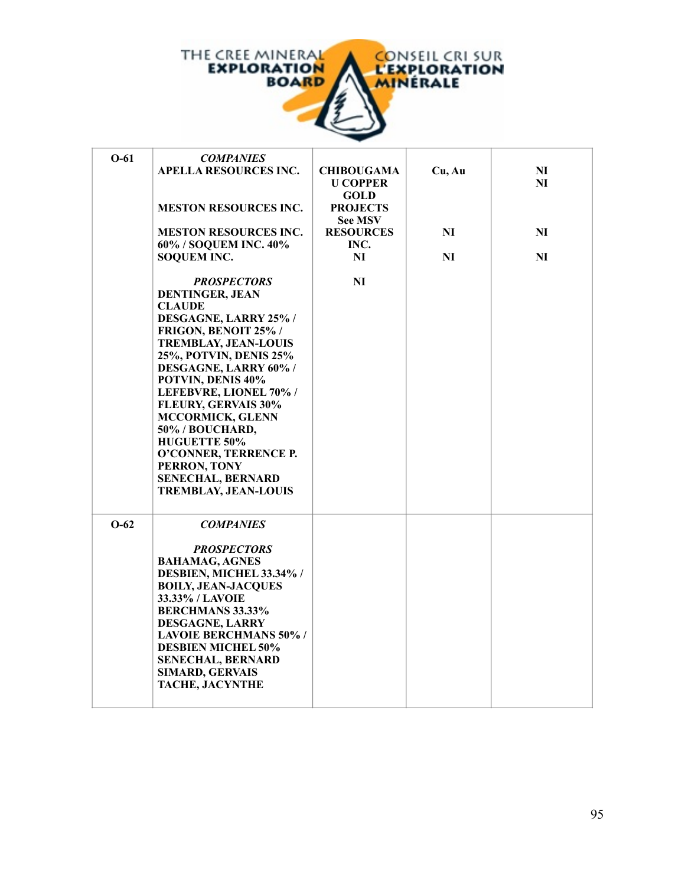| O-61 | *COMPANIES*<br>APELLA RESOURCES INC.<br><br>MESTON RESOURCES INC.<br><br>MESTON RESOURCES INC. 60% / SOQUEM INC. 40%<br>SOQUEM INC.<br><br>*PROSPECTORS*<br>DENTINGER, JEAN CLAUDE<br>DESGAGNE, LARRY 25% / FRIGON, BENOIT 25% / TREMBLAY, JEAN-LOUIS 25%, POTVIN, DENIS 25%<br>DESGAGNE, LARRY 60% / POTVIN, DENIS 40%<br>LEFEBVRE, LIONEL 70% / FLEURY, GERVAIS 30%<br>MCCORMICK, GLENN 50% / BOUCHARD, HUGUETTE 50%<br>O'CONNER, TERRENCE P.<br>PERRON, TONY<br>SENECHAL, BERNARD<br>TREMBLAY, JEAN-LOUIS | CHIBOUGAMAU COPPER GOLD PROJECTS<br>See MSV RESOURCES INC.<br>NI<br><br>NI | Cu, Au<br><br><br>NI<br><br>NI | NI<br>NI<br><br>NI<br><br>NI |
|---|---|---|---|---|
| O-62 | *COMPANIES*<br><br>*PROSPECTORS*<br>BAHAMAG, AGNES<br>DESBIEN, MICHEL 33.34% / BOILY, JEAN-JACQUES 33.33% / LAVOIE BERCHMANS 33.33%<br>DESGAGNE, LARRY<br>LAVOIE BERCHMANS 50% / DESBIEN MICHEL 50%<br>SENECHAL, BERNARD<br>SIMARD, GERVAIS<br>TACHE, JACYNTHE | | | |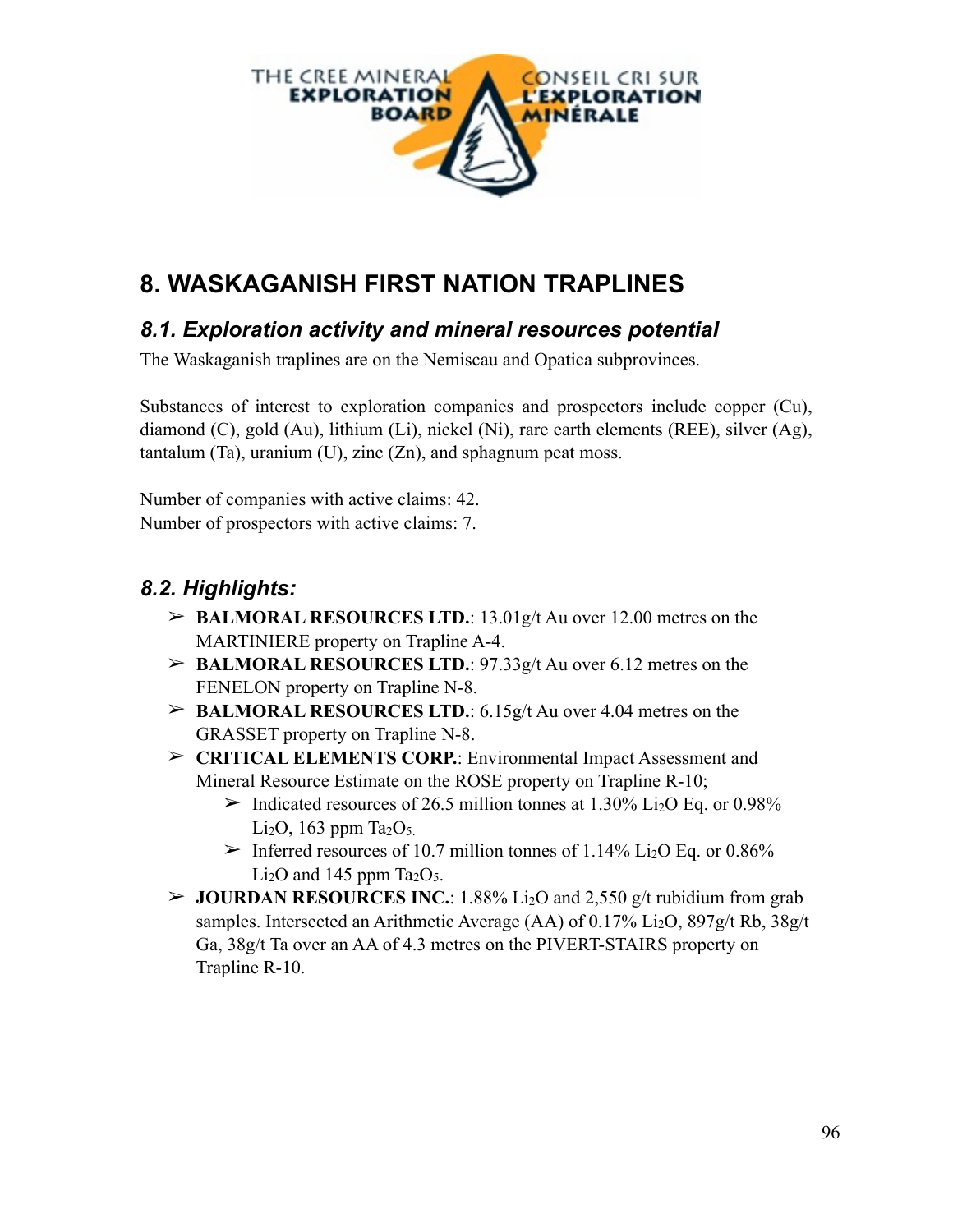## 8. WASKAGANISH FIRST NATION TRAPLINES

### *8.1. Exploration activity and mineral resources potential*

The Waskaganish traplines are on the Nemiscau and Opatica subprovinces.

Substances of interest to exploration companies and prospectors include copper (Cu), diamond (C), gold (Au), lithium (Li), nickel (Ni), rare earth elements (REE), silver (Ag), tantalum (Ta), uranium (U), zinc (Zn), and sphagnum peat moss.

Number of companies with active claims: 42.
Number of prospectors with active claims: 7.

### *8.2. Highlights:*

- **BALMORAL RESOURCES LTD.**: 13.01g/t Au over 12.00 metres on the MARTINIERE property on Trapline A-4.
- **BALMORAL RESOURCES LTD.**: 97.33g/t Au over 6.12 metres on the FENELON property on Trapline N-8.
- **BALMORAL RESOURCES LTD.**: 6.15g/t Au over 4.04 metres on the GRASSET property on Trapline N-8.
- **CRITICAL ELEMENTS CORP.**: Environmental Impact Assessment and Mineral Resource Estimate on the ROSE property on Trapline R-10;
  - Indicated resources of 26.5 million tonnes at 1.30% $Li_2O$ Eq. or 0.98% $Li_2O$, 163 ppm $Ta_2O_5$.
  - Inferred resources of 10.7 million tonnes of 1.14% $Li_2O$ Eq. or 0.86% $Li_2O$ and 145 ppm $Ta_2O_5$.
- **JOURDAN RESOURCES INC.**: 1.88% $Li_2O$ and 2,550 g/t rubidium from grab samples. Intersected an Arithmetic Average (AA) of 0.17% $Li_2O$, 897g/t Rb, 38g/t Ga, 38g/t Ta over an AA of 4.3 metres on the PIVERT-STAIRS property on Trapline R-10.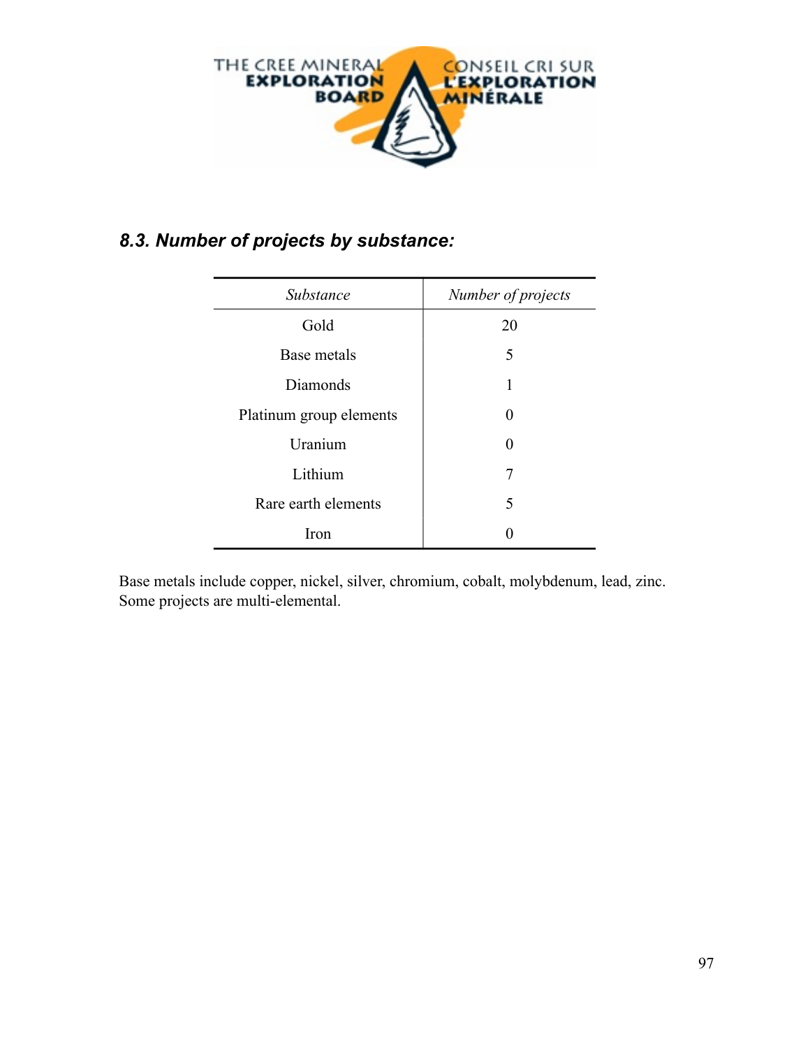## 8.3. Number of projects by substance:

| *Substance* | *Number of projects* |
|---|---|
| Gold | 20 |
| Base metals | 5 |
| Diamonds | 1 |
| Platinum group elements | 0 |
| Uranium | 0 |
| Lithium | 7 |
| Rare earth elements | 5 |
| Iron | 0 |

Base metals include copper, nickel, silver, chromium, cobalt, molybdenum, lead, zinc.
Some projects are multi-elemental.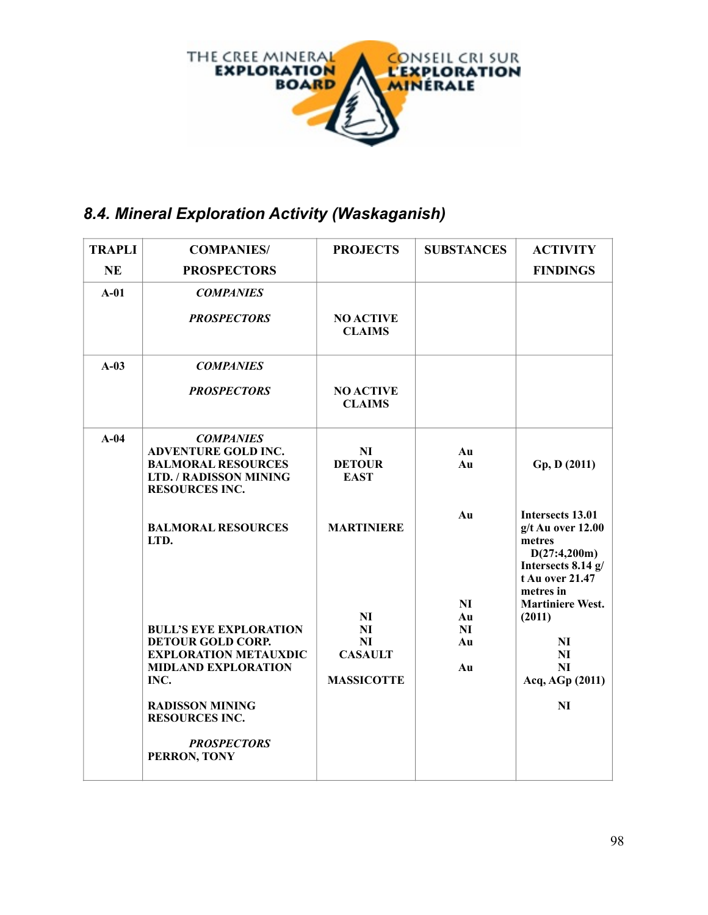## 8.4. Mineral Exploration Activity (Waskaganish)

| TRAPLINE | COMPANIES/ PROSPECTORS | PROJECTS | SUBSTANCES | ACTIVITY FINDINGS |
|---|---|---|---|---|
| **A-01** | ***COMPANIES*** | | | |
| | ***PROSPECTORS*** | **NO ACTIVE CLAIMS** | | |
| **A-03** | ***COMPANIES*** | | | |
| | ***PROSPECTORS*** | **NO ACTIVE CLAIMS** | | |
| **A-04** | ***COMPANIES*** | | | |
| | **ADVENTURE GOLD INC.** | **NI** | **Au** | |
| | **BALMORAL RESOURCES LTD. / RADISSON MINING RESOURCES INC.** | **DETOUR EAST** | **Au** | **Gp, D (2011)** |
| | **BALMORAL RESOURCES LTD.** | **MARTINIERE** | **Au** | **Intersects 13.01 g/t Au over 12.00 metres D(27:4,200m) Intersects 8.14 g/t Au over 21.47 metres in Martiniere West. (2011)** |
| | **BULL'S EYE EXPLORATION** | **NI** | **NI** | **NI** |
| | **DETOUR GOLD CORP.** | **NI** | **Au** | **NI** |
| | **EXPLORATION METAUXDIC** | **NI** | **NI** | **NI** |
| | **MIDLAND EXPLORATION INC.** | **CASAULT** | **Au** | **Acq, AGp (2011)** |
| | **RADISSON MINING RESOURCES INC.** | **MASSICOTTE** | **Au** | **NI** |
| | ***PROSPECTORS*** | | | |
| | **PERRON, TONY** | | | |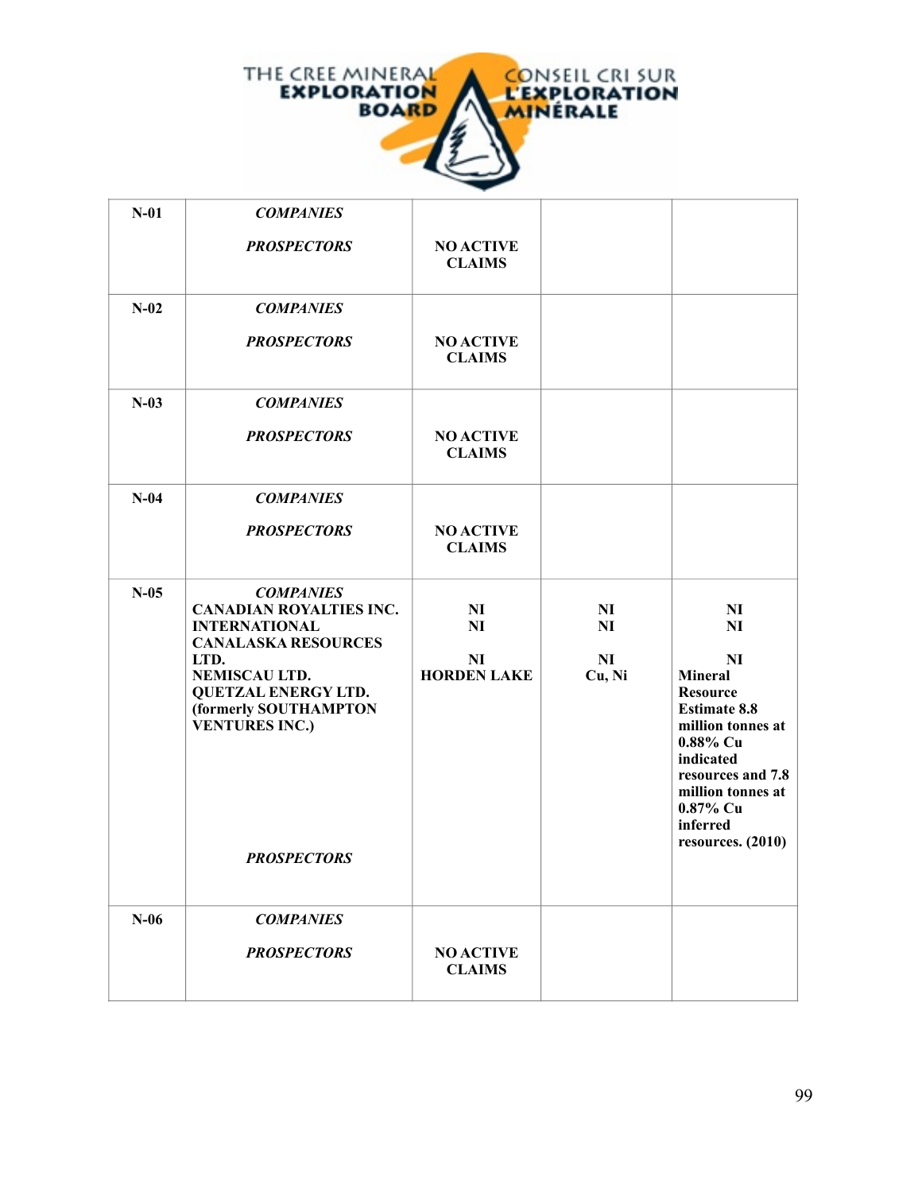| | | | | |
|---|---|---|---|---|
| **N-01** | ***COMPANIES*** <br><br> ***PROSPECTORS*** | **NO ACTIVE CLAIMS** | | |
| **N-02** | ***COMPANIES*** <br><br> ***PROSPECTORS*** | **NO ACTIVE CLAIMS** | | |
| **N-03** | ***COMPANIES*** <br><br> ***PROSPECTORS*** | **NO ACTIVE CLAIMS** | | |
| **N-04** | ***COMPANIES*** <br><br> ***PROSPECTORS*** | **NO ACTIVE CLAIMS** | | |
| **N-05** | ***COMPANIES*** <br> **CANADIAN ROYALTIES INC.** <br> **INTERNATIONAL CANALASKA RESOURCES LTD.** <br> **NEMISCAU LTD.** <br> **QUETZAL ENERGY LTD. (formerly SOUTHAMPTON VENTURES INC.)** <br><br> ***PROSPECTORS*** | **NI** <br> **NI** <br><br> **NI** <br> **HORDEN LAKE** | **NI** <br> **NI** <br><br> **NI** <br> **Cu, Ni** | **NI** <br> **NI** <br><br> **NI** <br> **Mineral Resource Estimate 8.8 million tonnes at 0.88% Cu indicated resources and 7.8 million tonnes at 0.87% Cu inferred resources. (2010)** |
| **N-06** | ***COMPANIES*** <br><br> ***PROSPECTORS*** | **NO ACTIVE CLAIMS** | | |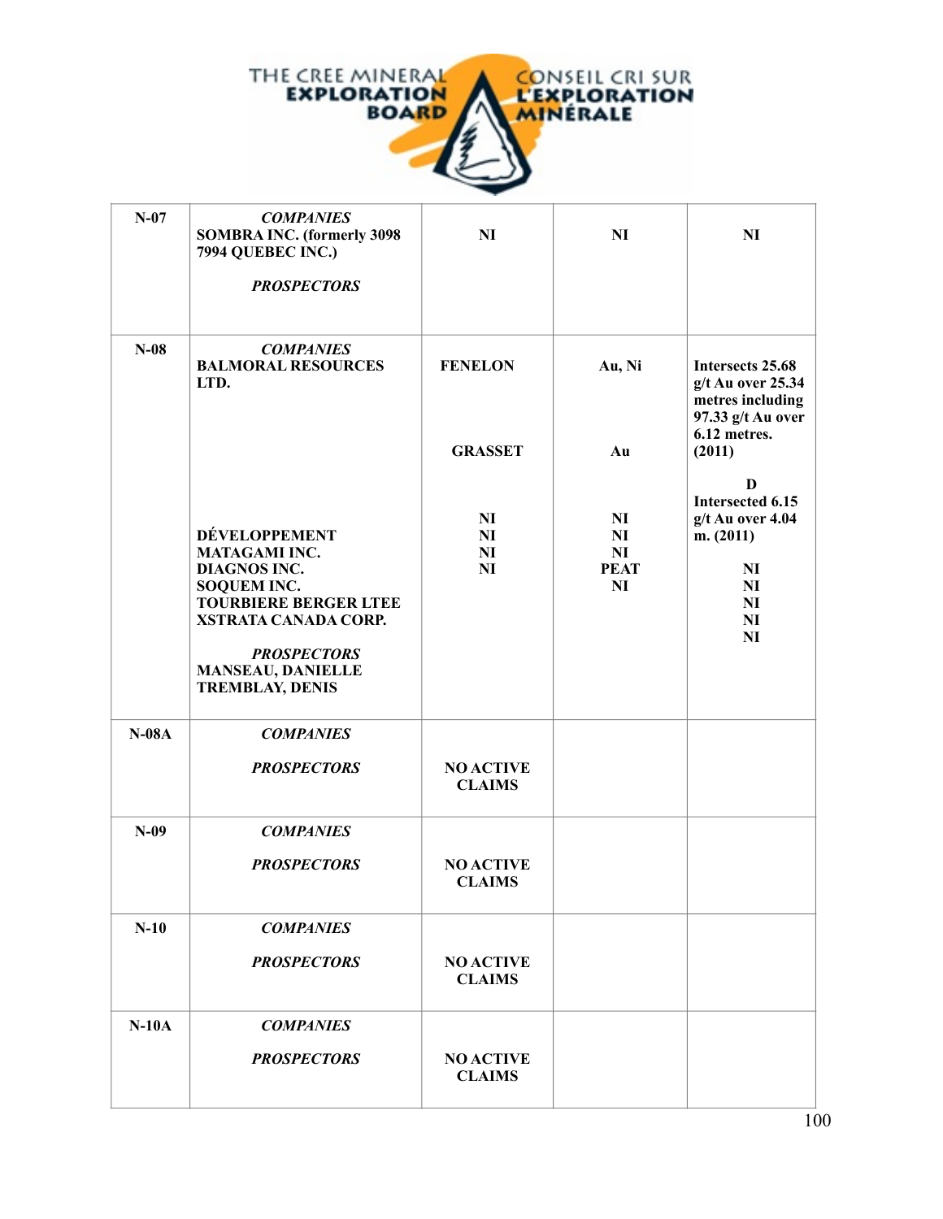| | | | | |
|---|---|---|---|---|
| N-07 | ***COMPANIES*** **SOMBRA INC. (formerly 3098 7994 QUEBEC INC.)** ***PROSPECTORS*** | **NI** | **NI** | **NI** |
| N-08 | ***COMPANIES*** **BALMORAL RESOURCES LTD.** | **FENELON** | **Au, Ni** | **Intersects 25.68 g/t Au over 25.34 metres including 97.33 g/t Au over 6.12 metres. (2011)** |
| | | **GRASSET** | **Au** | **D Intersected 6.15 g/t Au over 4.04 m. (2011)** |
| | **DÉVELOPPEMENT MATAGAMI INC.** | **NI** | **NI** | **NI** |
| | **DIAGNOS INC.** | **NI** | **NI** | **NI** |
| | **SOQUEM INC.** | **NI** | **NI** | **NI** |
| | **TOURBIERE BERGER LTEE** | **NI** | **PEAT** | **NI** |
| | **XSTRATA CANADA CORP.** | | **NI** | **NI** |
| | ***PROSPECTORS*** **MANSEAU, DANIELLE** **TREMBLAY, DENIS** | | | |
| N-08A | ***COMPANIES*** ***PROSPECTORS*** | **NO ACTIVE CLAIMS** | | |
| N-09 | ***COMPANIES*** ***PROSPECTORS*** | **NO ACTIVE CLAIMS** | | |
| N-10 | ***COMPANIES*** ***PROSPECTORS*** | **NO ACTIVE CLAIMS** | | |
| N-10A | ***COMPANIES*** ***PROSPECTORS*** | **NO ACTIVE CLAIMS** | | |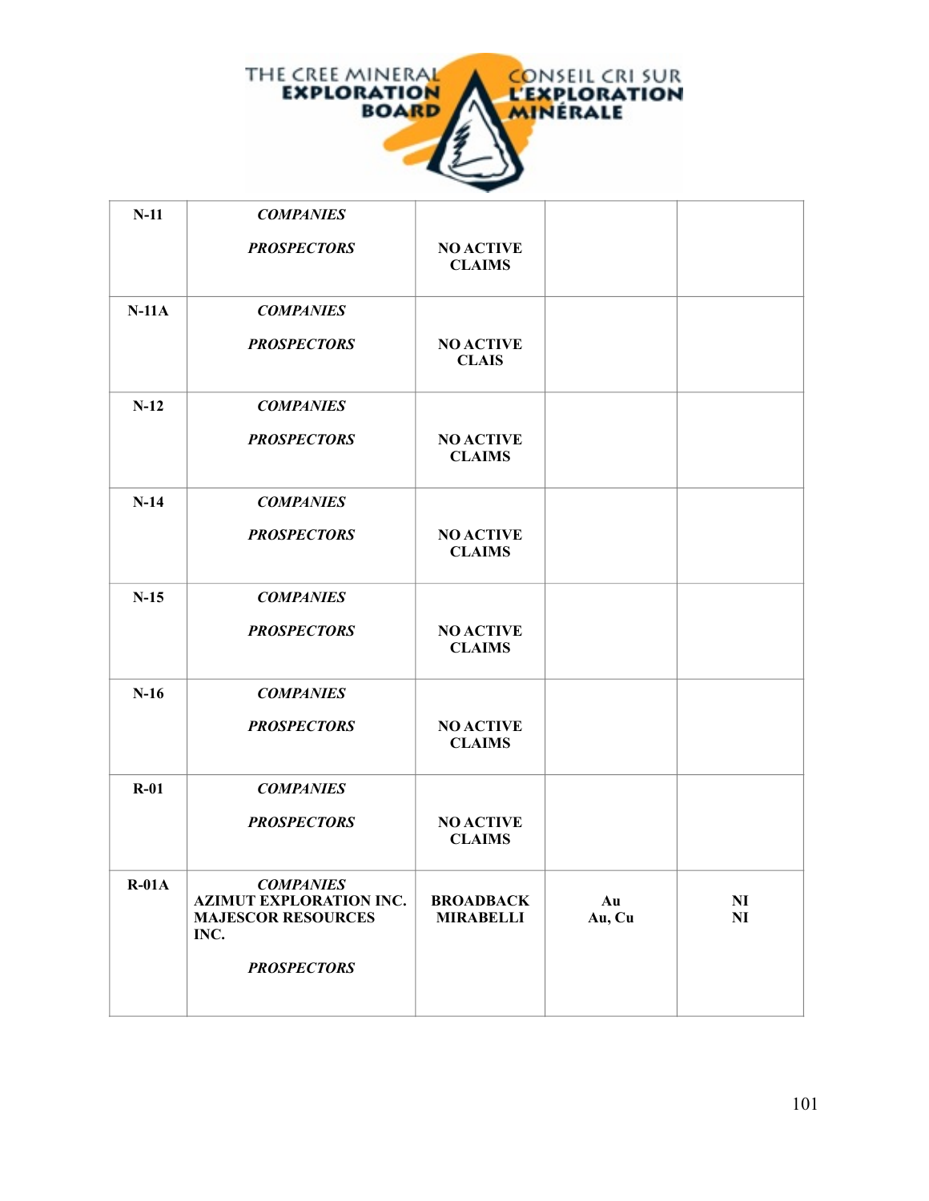| N-11 | *COMPANIES*<br><br>*PROSPECTORS* | NO ACTIVE CLAIMS | | |
|---|---|---|---|---|
| N-11A | *COMPANIES*<br><br>*PROSPECTORS* | NO ACTIVE CLAIS | | |
| N-12 | *COMPANIES*<br><br>*PROSPECTORS* | NO ACTIVE CLAIMS | | |
| N-14 | *COMPANIES*<br><br>*PROSPECTORS* | NO ACTIVE CLAIMS | | |
| N-15 | *COMPANIES*<br><br>*PROSPECTORS* | NO ACTIVE CLAIMS | | |
| N-16 | *COMPANIES*<br><br>*PROSPECTORS* | NO ACTIVE CLAIMS | | |
| R-01 | *COMPANIES*<br><br>*PROSPECTORS* | NO ACTIVE CLAIMS | | |
| R-01A | *COMPANIES*<br>AZIMUT EXPLORATION INC.<br>MAJESCOR RESOURCES INC.<br><br>*PROSPECTORS* | BROADBACK<br>MIRABELLI | Au<br>Au, Cu | NI<br>NI |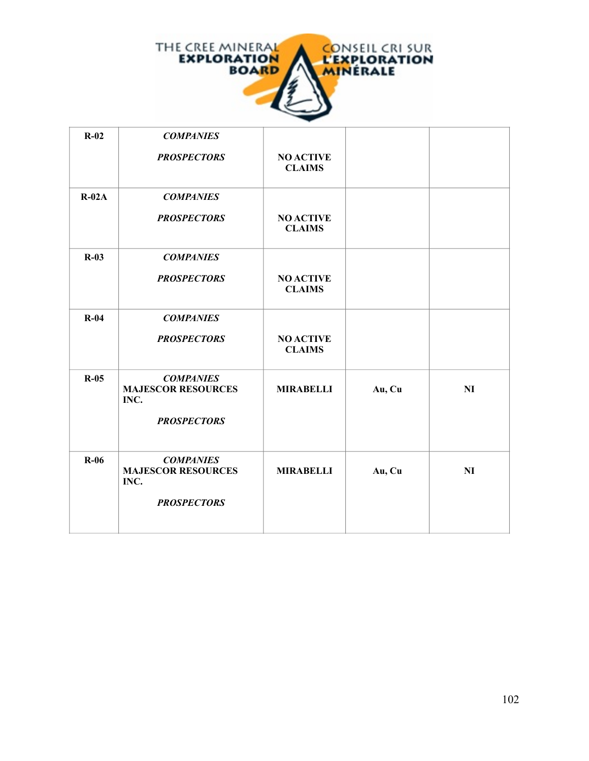| | | | | |
|---|---|---|---|---|
| **R-02** | ***COMPANIES*** <br><br> ***PROSPECTORS*** | **NO ACTIVE CLAIMS** | | |
| **R-02A** | ***COMPANIES*** <br><br> ***PROSPECTORS*** | **NO ACTIVE CLAIMS** | | |
| **R-03** | ***COMPANIES*** <br><br> ***PROSPECTORS*** | **NO ACTIVE CLAIMS** | | |
| **R-04** | ***COMPANIES*** <br><br> ***PROSPECTORS*** | **NO ACTIVE CLAIMS** | | |
| **R-05** | ***COMPANIES*** <br> **MAJESCOR RESOURCES INC.** <br><br> ***PROSPECTORS*** | **MIRABELLI** | **Au, Cu** | **NI** |
| **R-06** | ***COMPANIES*** <br> **MAJESCOR RESOURCES INC.** <br><br> ***PROSPECTORS*** | **MIRABELLI** | **Au, Cu** | **NI** |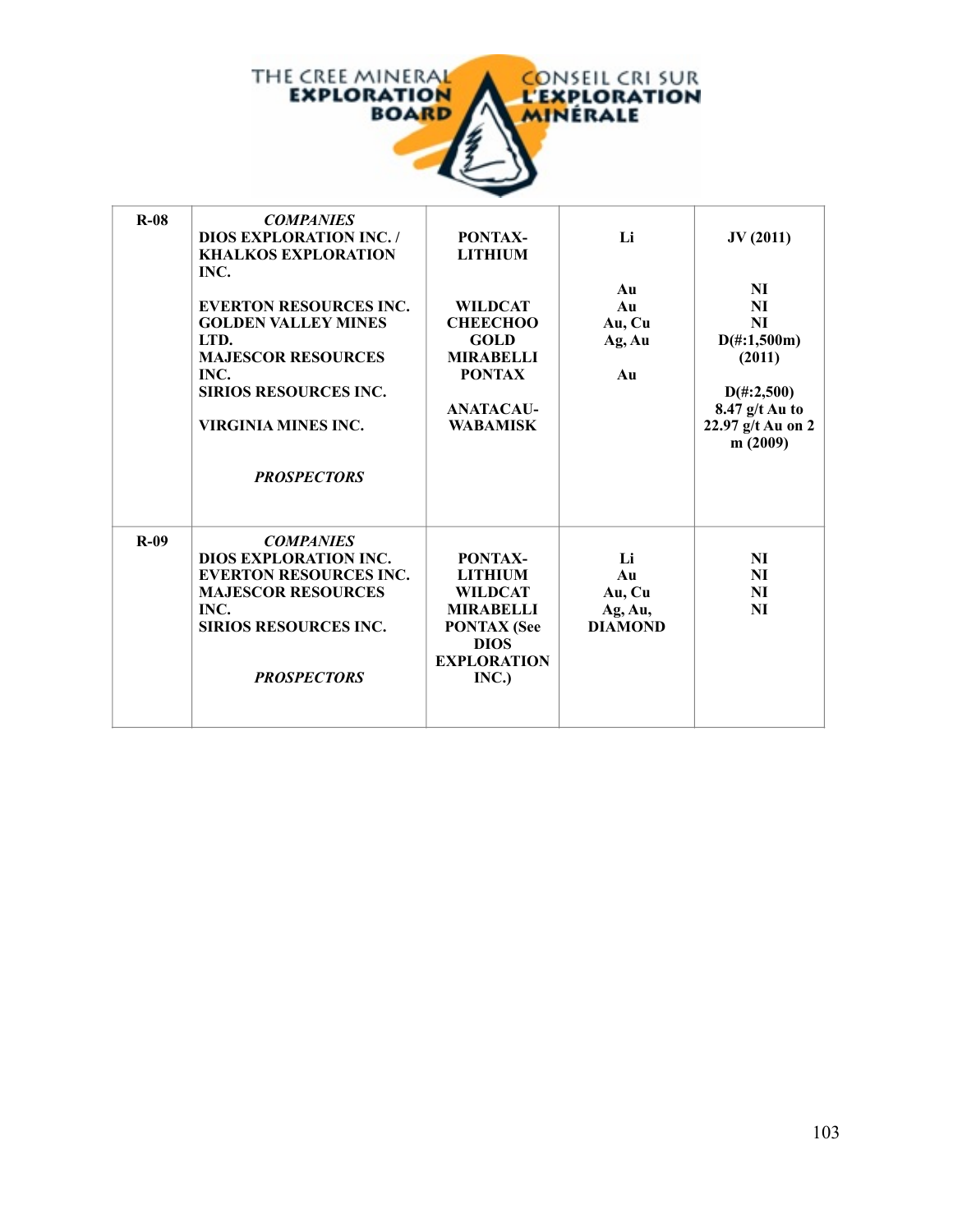| | | | | |
|---|---|---|---|---|
| **R-08** | ***COMPANIES*** <br> **DIOS EXPLORATION INC. / KHALKOS EXPLORATION INC.** <br><br> **EVERTON RESOURCES INC.** <br> **GOLDEN VALLEY MINES LTD.** <br> **MAJESCOR RESOURCES INC.** <br> **SIRIOS RESOURCES INC.** <br><br> **VIRGINIA MINES INC.** <br><br> ***PROSPECTORS*** | **PONTAX-LITHIUM** <br><br><br> **WILDCAT** <br> **CHEECHOO** <br> **GOLD** <br> **MIRABELLI** <br> **PONTAX** <br><br> **ANATACAU-WABAMISK** | **Li** <br><br><br> **Au** <br> **Au** <br> **Au, Cu** <br> **Ag, Au** <br><br> **Au** | **JV (2011)** <br><br><br> **NI** <br> **NI** <br> **NI** <br> **D(#:1,500m) (2011)** <br><br> **D(#:2,500) 8.47 g/t Au to 22.97 g/t Au on 2 m (2009)** |
| **R-09** | ***COMPANIES*** <br> **DIOS EXPLORATION INC.** <br> **EVERTON RESOURCES INC.** <br> **MAJESCOR RESOURCES INC.** <br> **SIRIOS RESOURCES INC.** <br><br> ***PROSPECTORS*** | **PONTAX-LITHIUM** <br> **WILDCAT** <br> **MIRABELLI** <br> **PONTAX (See DIOS EXPLORATION INC.)** | **Li** <br> **Au** <br> **Au, Cu** <br> **Ag, Au, DIAMOND** | **NI** <br> **NI** <br> **NI** <br> **NI** |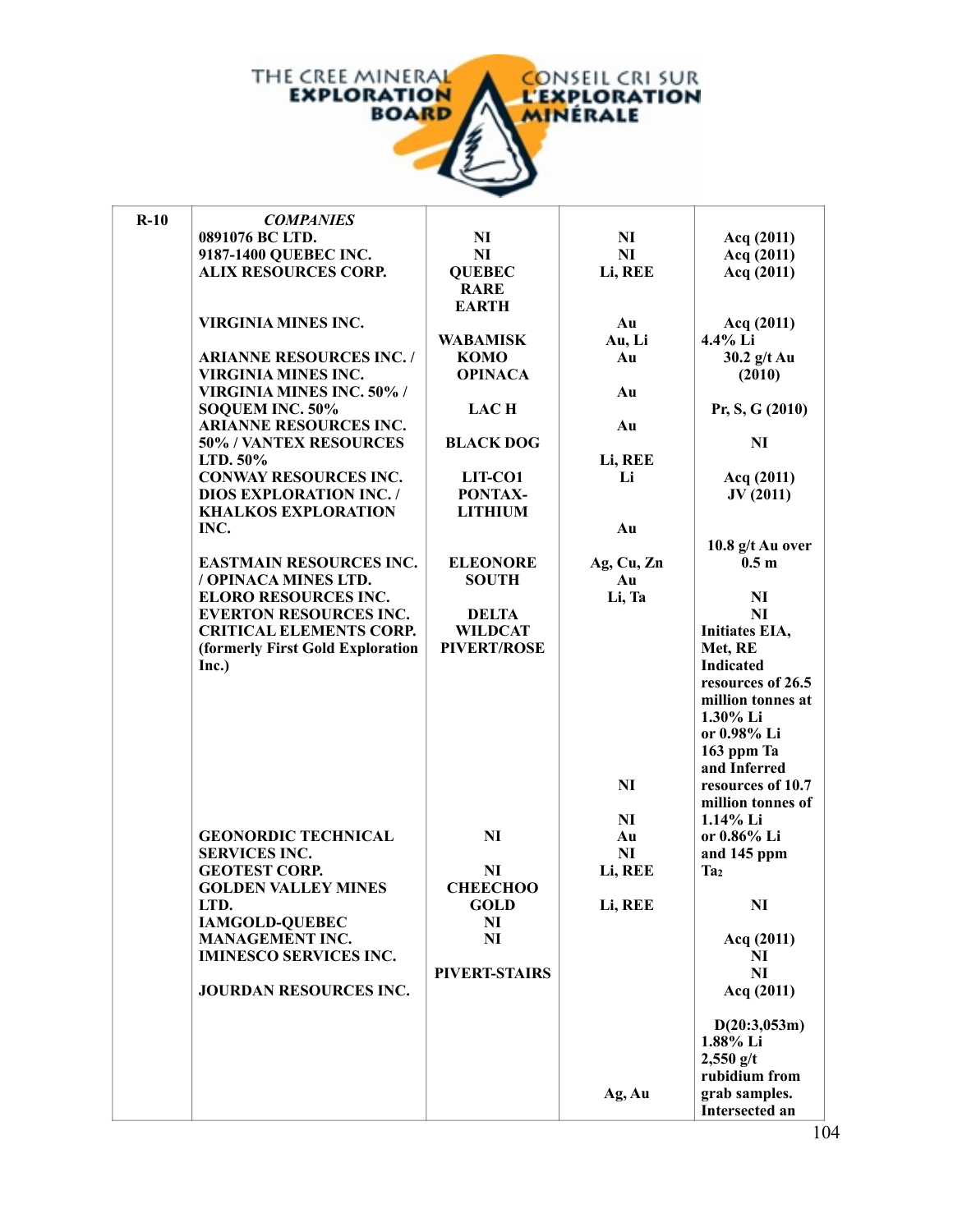| R-10 | *COMPANIES* | | | |
|---|---|---|---|---|
| | 0891076 BC LTD. | NI | NI | Acq (2011) |
| | 9187-1400 QUEBEC INC. | NI | NI | Acq (2011) |
| | ALIX RESOURCES CORP. | QUEBEC RARE EARTH | Li, REE | Acq (2011) |
| | VIRGINIA MINES INC. | | Au | Acq (2011) |
| | | WABAMISK | Au, Li | 4.4% Li |
| | ARIANNE RESOURCES INC. / VIRGINIA MINES INC. | KOMO OPINACA | Au | 30.2 g/t Au (2010) |
| | VIRGINIA MINES INC. 50% / SOQUEM INC. 50% | LAC H | Au | Pr, S, G (2010) |
| | ARIANNE RESOURCES INC. 50% / VANTEX RESOURCES LTD. 50% | BLACK DOG | Au | NI |
| | | | Li, REE | |
| | CONWAY RESOURCES INC. | LIT-CO1 | Li | Acq (2011) |
| | DIOS EXPLORATION INC. / KHALKOS EXPLORATION INC. | PONTAX-LITHIUM | | JV (2011) |
| | | | Au | 10.8 g/t Au over 0.5 m |
| | EASTMAIN RESOURCES INC. / OPINACA MINES LTD. | ELEONORE SOUTH | Ag, Cu, Zn Au | |
| | ELORO RESOURCES INC. | | Li, Ta | NI |
| | EVERTON RESOURCES INC. | DELTA | | NI |
| | CRITICAL ELEMENTS CORP. (formerly First Gold Exploration Inc.) | WILDCAT PIVERT/ROSE | | Initiates EIA, Met, RE Indicated resources of 26.5 million tonnes at 1.30% Li or 0.98% Li 163 ppm Ta and Inferred resources of 10.7 million tonnes of 1.14% Li or 0.86% Li and 145 ppm Ta2 |
| | | | NI | |
| | GEONORDIC TECHNICAL SERVICES INC. | NI | NI | |
| | | | Au | |
| | | | NI | |
| | GEOTEST CORP. | NI | Li, REE | NI |
| | GOLDEN VALLEY MINES LTD. | CHEECHOO GOLD | Li, REE | Acq (2011) |
| | IAMGOLD-QUEBEC MANAGEMENT INC. | NI | | NI |
| | IMINESCO SERVICES INC. | NI | | NI |
| | | PIVERT-STAIRS | | Acq (2011) |
| | JOURDAN RESOURCES INC. | | | |
| | | | Ag, Au | D(20:3,053m) 1.88% Li 2,550 g/t rubidium from grab samples. Intersected an |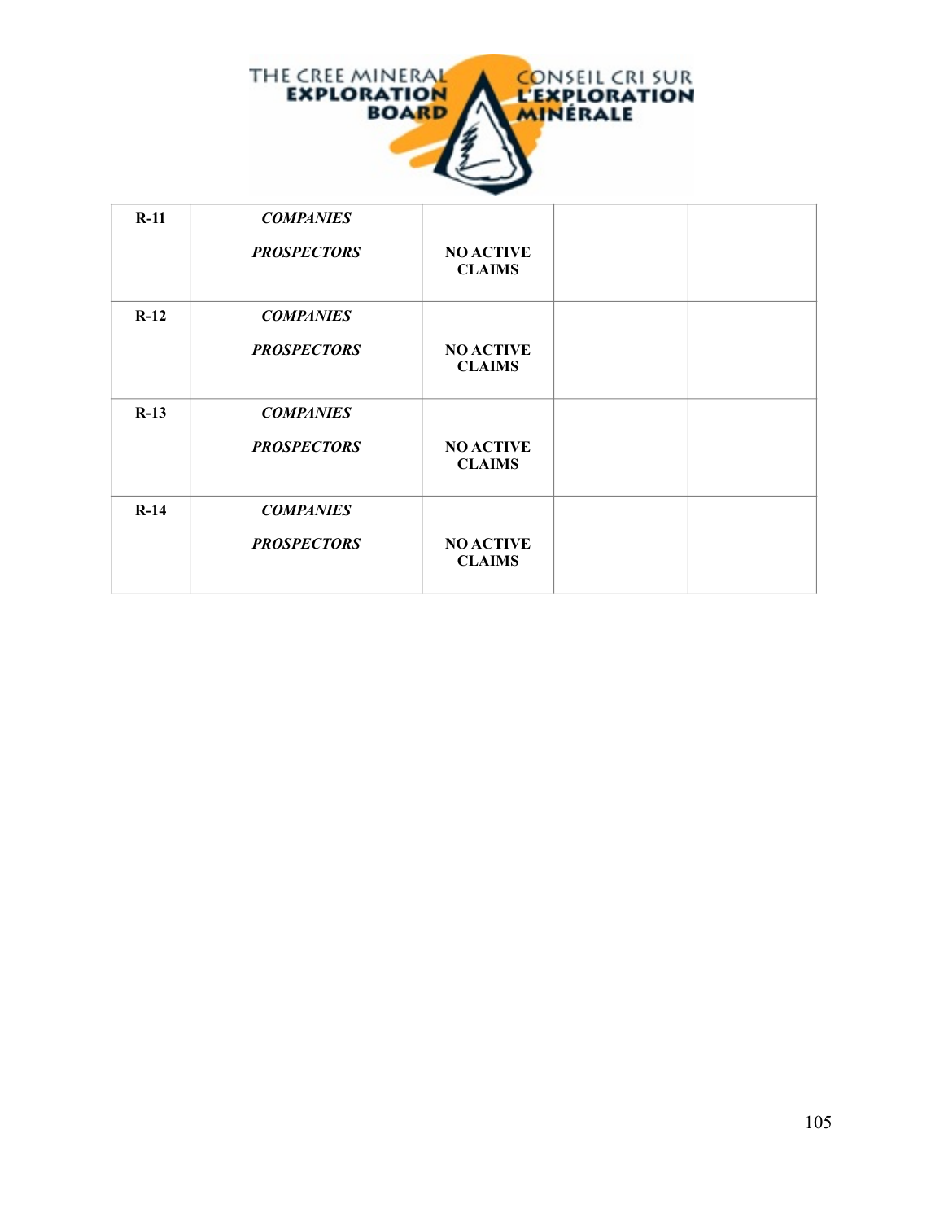THE CREE MINERAL EXPLORATION BOARD — CONSEIL CRI SUR L'EXPLORATION MINÉRALE

| | | | | |
|---|---|---|---|---|
| **R-11** | ***COMPANIES*** ***PROSPECTORS*** | **NO ACTIVE CLAIMS** | | |
| **R-12** | ***COMPANIES*** ***PROSPECTORS*** | **NO ACTIVE CLAIMS** | | |
| **R-13** | ***COMPANIES*** ***PROSPECTORS*** | **NO ACTIVE CLAIMS** | | |
| **R-14** | ***COMPANIES*** ***PROSPECTORS*** | **NO ACTIVE CLAIMS** | | |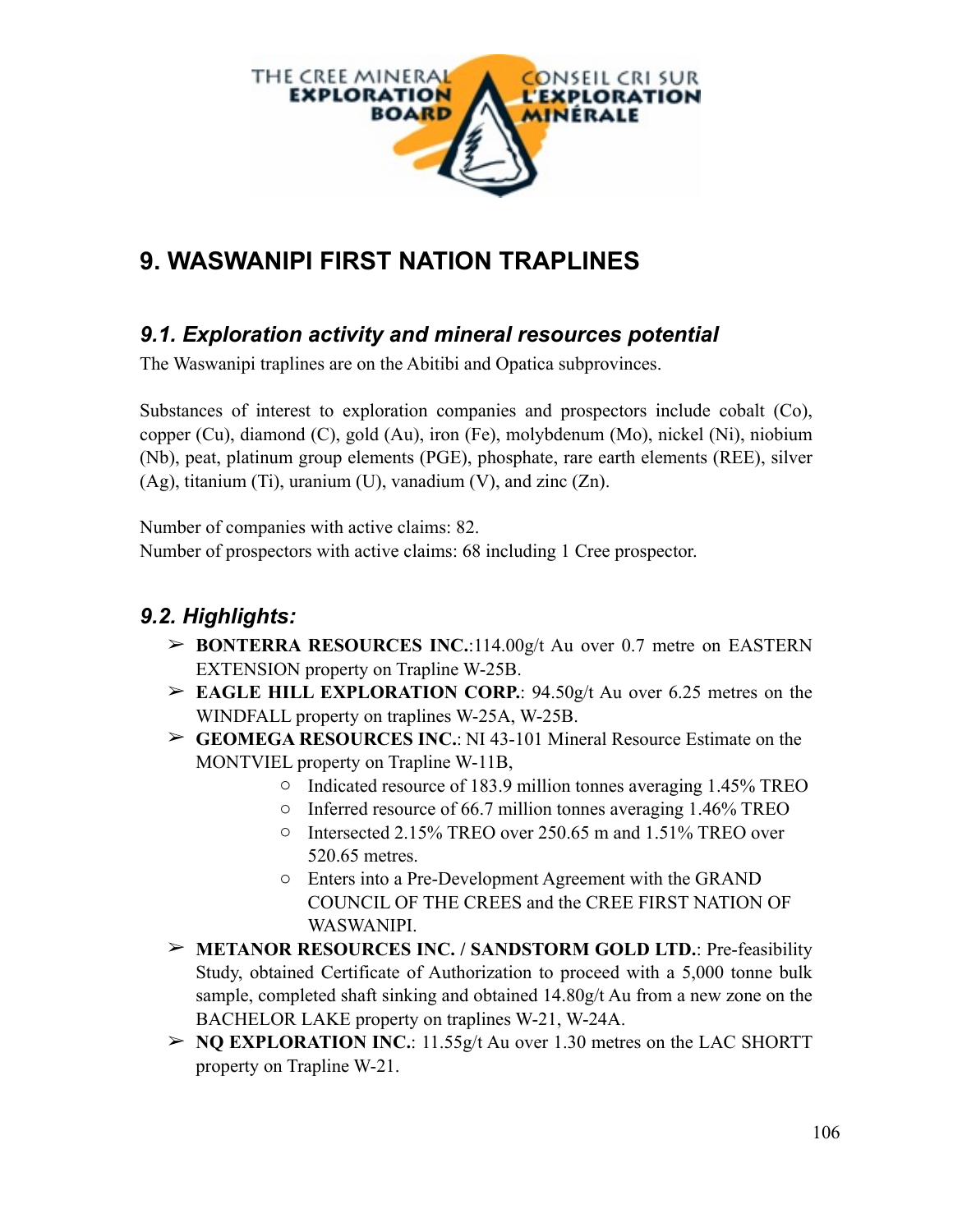# 9. WASWANIPI FIRST NATION TRAPLINES

## *9.1. Exploration activity and mineral resources potential*

The Waswanipi traplines are on the Abitibi and Opatica subprovinces.

Substances of interest to exploration companies and prospectors include cobalt (Co), copper (Cu), diamond (C), gold (Au), iron (Fe), molybdenum (Mo), nickel (Ni), niobium (Nb), peat, platinum group elements (PGE), phosphate, rare earth elements (REE), silver (Ag), titanium (Ti), uranium (U), vanadium (V), and zinc (Zn).

Number of companies with active claims: 82.
Number of prospectors with active claims: 68 including 1 Cree prospector.

## *9.2. Highlights:*

- **BONTERRA RESOURCES INC.**:114.00g/t Au over 0.7 metre on EASTERN EXTENSION property on Trapline W-25B.
- **EAGLE HILL EXPLORATION CORP.**: 94.50g/t Au over 6.25 metres on the WINDFALL property on traplines W-25A, W-25B.
- **GEOMEGA RESOURCES INC.**: NI 43-101 Mineral Resource Estimate on the MONTVIEL property on Trapline W-11B,
  - Indicated resource of 183.9 million tonnes averaging 1.45% TREO
  - Inferred resource of 66.7 million tonnes averaging 1.46% TREO
  - Intersected 2.15% TREO over 250.65 m and 1.51% TREO over 520.65 metres.
  - Enters into a Pre-Development Agreement with the GRAND COUNCIL OF THE CREES and the CREE FIRST NATION OF WASWANIPI.
- **METANOR RESOURCES INC. / SANDSTORM GOLD LTD.**: Pre-feasibility Study, obtained Certificate of Authorization to proceed with a 5,000 tonne bulk sample, completed shaft sinking and obtained 14.80g/t Au from a new zone on the BACHELOR LAKE property on traplines W-21, W-24A.
- **NQ EXPLORATION INC.**: 11.55g/t Au over 1.30 metres on the LAC SHORTT property on Trapline W-21.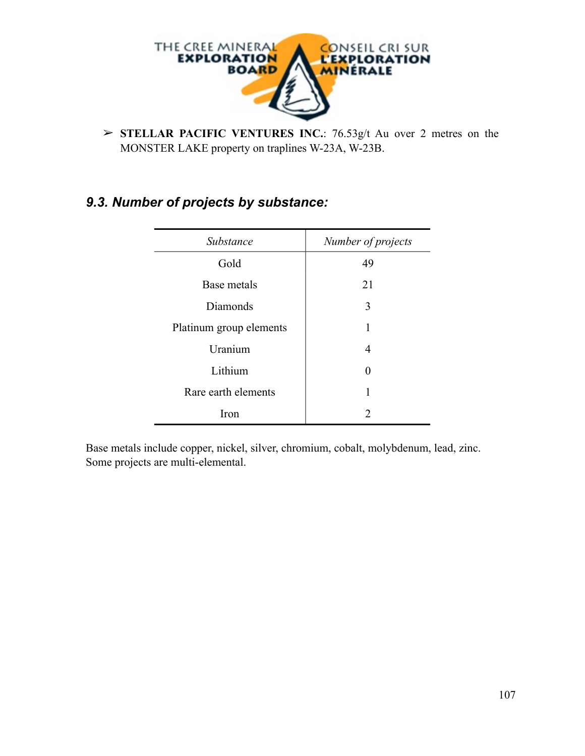- **STELLAR PACIFIC VENTURES INC.**: 76.53g/t Au over 2 metres on the MONSTER LAKE property on traplines W-23A, W-23B.

### *9.3. Number of projects by substance:*

| *Substance* | *Number of projects* |
|---|---|
| Gold | 49 |
| Base metals | 21 |
| Diamonds | 3 |
| Platinum group elements | 1 |
| Uranium | 4 |
| Lithium | 0 |
| Rare earth elements | 1 |
| Iron | 2 |

Base metals include copper, nickel, silver, chromium, cobalt, molybdenum, lead, zinc. Some projects are multi-elemental.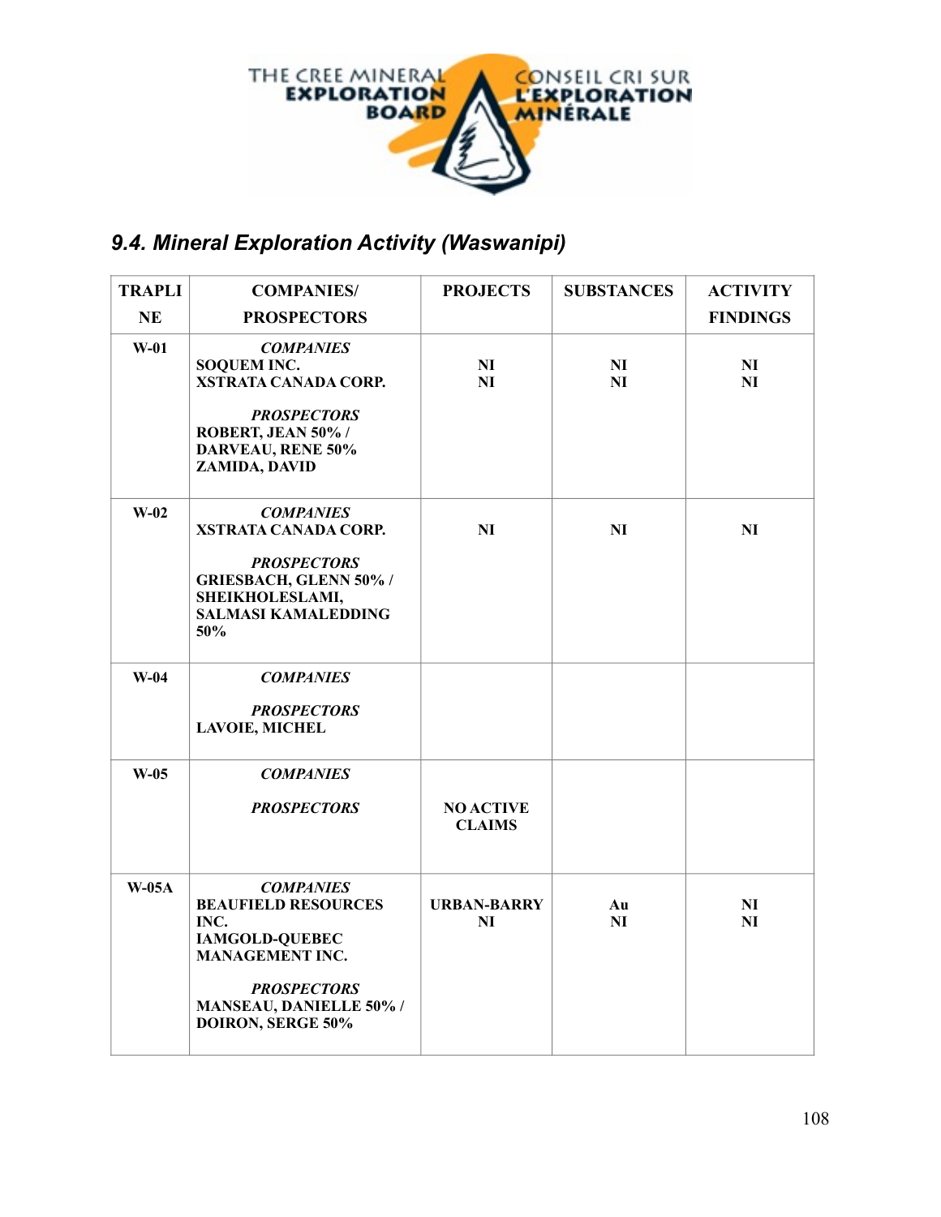## 9.4. Mineral Exploration Activity (Waswanipi)

| TRAPLINE | COMPANIES/ PROSPECTORS | PROJECTS | SUBSTANCES | ACTIVITY FINDINGS |
|---|---|---|---|---|
| W-01 | ***COMPANIES***<br>**SOQUEM INC.**<br>**XSTRATA CANADA CORP.**<br><br>***PROSPECTORS***<br>**ROBERT, JEAN 50% / DARVEAU, RENE 50%**<br>**ZAMIDA, DAVID** | **NI**<br>**NI** | **NI**<br>**NI** | **NI**<br>**NI** |
| W-02 | ***COMPANIES***<br>**XSTRATA CANADA CORP.**<br><br>***PROSPECTORS***<br>**GRIESBACH, GLENN 50% / SHEIKHOLESLAMI, SALMASI KAMALEDDING 50%** | **NI** | **NI** | **NI** |
| W-04 | ***COMPANIES***<br><br>***PROSPECTORS***<br>**LAVOIE, MICHEL** | | | |
| W-05 | ***COMPANIES***<br><br>***PROSPECTORS*** | **NO ACTIVE CLAIMS** | | |
| W-05A | ***COMPANIES***<br>**BEAUFIELD RESOURCES INC.**<br>**IAMGOLD-QUEBEC MANAGEMENT INC.**<br><br>***PROSPECTORS***<br>**MANSEAU, DANIELLE 50% / DOIRON, SERGE 50%** | **URBAN-BARRY**<br>**NI** | **Au**<br>**NI** | **NI**<br>**NI** |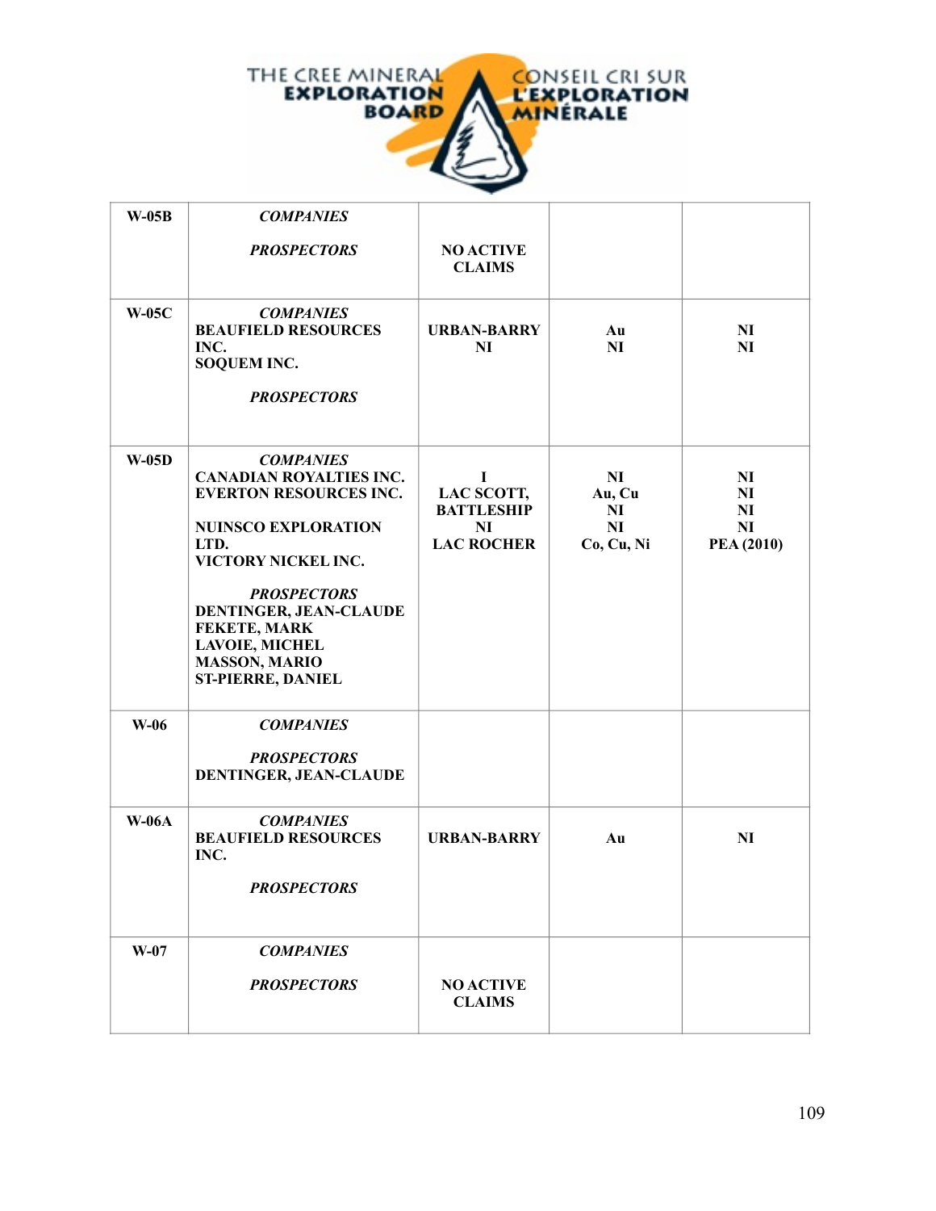| | | | | |
|---|---|---|---|---|
| **W-05B** | ***COMPANIES***<br><br>***PROSPECTORS*** | **NO ACTIVE CLAIMS** | | |
| **W-05C** | ***COMPANIES***<br>**BEAUFIELD RESOURCES INC.**<br>**SOQUEM INC.**<br><br>***PROSPECTORS*** | **URBAN-BARRY**<br>**NI** | **Au**<br>**NI** | **NI**<br>**NI** |
| **W-05D** | ***COMPANIES***<br>**CANADIAN ROYALTIES INC.**<br>**EVERTON RESOURCES INC.**<br><br>**NUINSCO EXPLORATION LTD.**<br>**VICTORY NICKEL INC.**<br><br>***PROSPECTORS***<br>**DENTINGER, JEAN-CLAUDE**<br>**FEKETE, MARK**<br>**LAVOIE, MICHEL**<br>**MASSON, MARIO**<br>**ST-PIERRE, DANIEL** | **I**<br>**LAC SCOTT, BATTLESHIP**<br>**NI**<br>**LAC ROCHER** | **NI**<br>**Au, Cu**<br>**NI**<br>**NI**<br>**Co, Cu, Ni** | **NI**<br>**NI**<br>**NI**<br>**NI**<br>**PEA (2010)** |
| **W-06** | ***COMPANIES***<br><br>***PROSPECTORS***<br>**DENTINGER, JEAN-CLAUDE** | | | |
| **W-06A** | ***COMPANIES***<br>**BEAUFIELD RESOURCES INC.**<br><br>***PROSPECTORS*** | **URBAN-BARRY** | **Au** | **NI** |
| **W-07** | ***COMPANIES***<br><br>***PROSPECTORS*** | **NO ACTIVE CLAIMS** | | |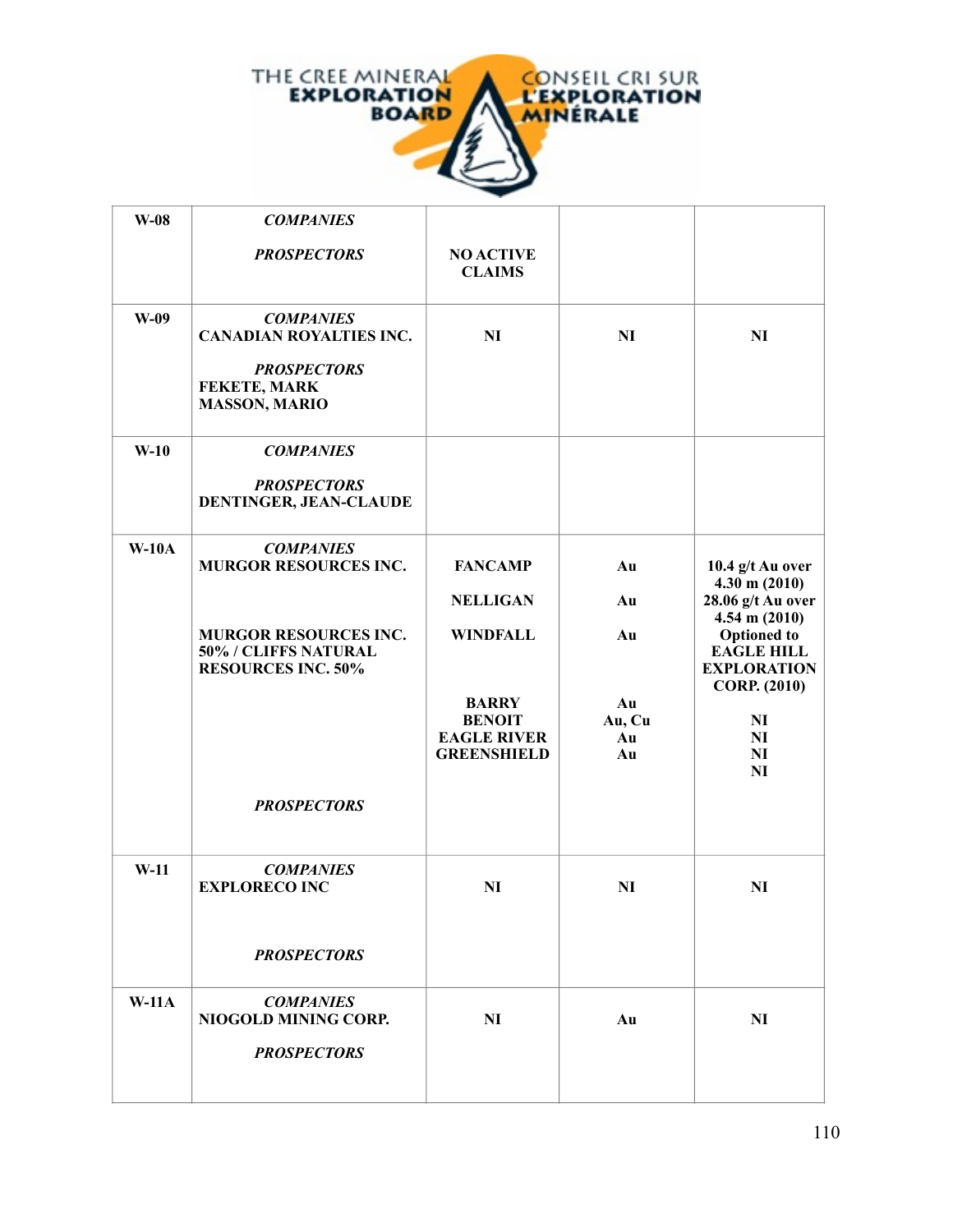| | | | | |
|---|---|---|---|---|
| **W-08** | ***COMPANIES***<br><br>***PROSPECTORS*** | **NO ACTIVE CLAIMS** | | |
| **W-09** | ***COMPANIES***<br>**CANADIAN ROYALTIES INC.**<br><br>***PROSPECTORS***<br>**FEKETE, MARK**<br>**MASSON, MARIO** | **NI** | **NI** | **NI** |
| **W-10** | ***COMPANIES***<br><br>***PROSPECTORS***<br>**DENTINGER, JEAN-CLAUDE** | | | |
| **W-10A** | ***COMPANIES***<br>**MURGOR RESOURCES INC.**<br><br><br>**MURGOR RESOURCES INC. 50% / CLIFFS NATURAL RESOURCES INC. 50%**<br><br><br><br>***PROSPECTORS*** | **FANCAMP**<br><br>**NELLIGAN**<br><br>**WINDFALL**<br><br><br>**BARRY**<br>**BENOIT**<br>**EAGLE RIVER**<br>**GREENSHIELD** | **Au**<br><br>**Au**<br><br>**Au**<br><br><br>**Au**<br>**Au, Cu**<br>**Au**<br>**Au** | **10.4 g/t Au over 4.30 m (2010)**<br>**28.06 g/t Au over 4.54 m (2010)**<br>**Optioned to EAGLE HILL EXPLORATION CORP. (2010)**<br><br>**NI**<br>**NI**<br>**NI**<br>**NI** |
| **W-11** | ***COMPANIES***<br>**EXPLORECO INC**<br><br><br>***PROSPECTORS*** | **NI** | **NI** | **NI** |
| **W-11A** | ***COMPANIES***<br>**NIOGOLD MINING CORP.**<br><br>***PROSPECTORS*** | **NI** | **Au** | **NI** |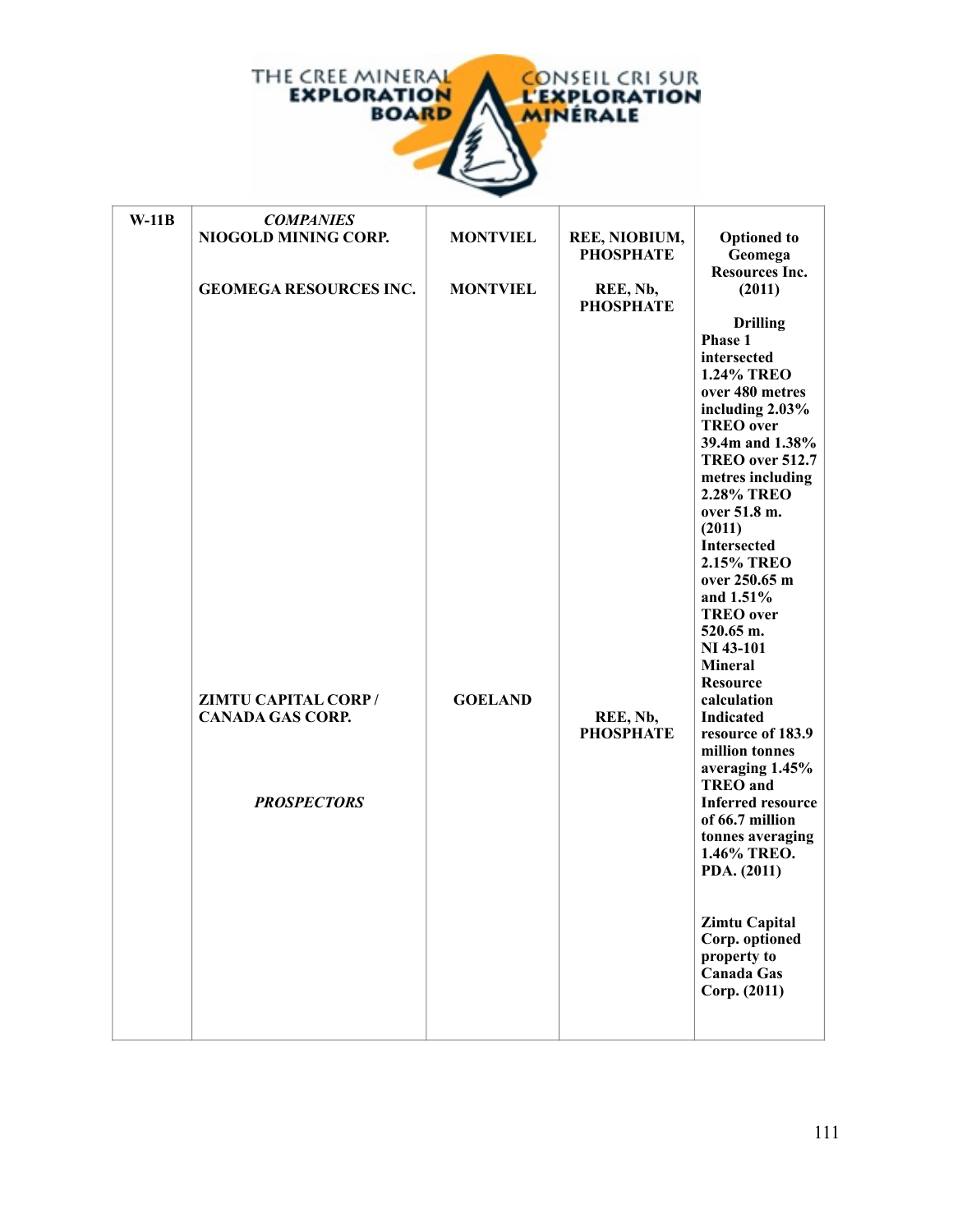| W-11B | *COMPANIES* | | | |
|---|---|---|---|---|
| | **NIOGOLD MINING CORP.** | **MONTVIEL** | **REE, NIOBIUM, PHOSPHATE** | **Optioned to Geomega Resources Inc. (2011)** |
| | **GEOMEGA RESOURCES INC.** | **MONTVIEL** | **REE, Nb, PHOSPHATE** | **Drilling Phase 1 intersected 1.24% TREO over 480 metres including 2.03% TREO over 39.4m and 1.38% TREO over 512.7 metres including 2.28% TREO over 51.8 m. (2011) Intersected 2.15% TREO over 250.65 m and 1.51% TREO over 520.65 m. NI 43-101 Mineral Resource calculation Indicated resource of 183.9 million tonnes averaging 1.45% TREO and Inferred resource of 66.7 million tonnes averaging 1.46% TREO. PDA. (2011)** |
| | **ZIMTU CAPITAL CORP / CANADA GAS CORP.** | **GOELAND** | **REE, Nb, PHOSPHATE** | **Zimtu Capital Corp. optioned property to Canada Gas Corp. (2011)** |
| | ***PROSPECTORS*** | | | |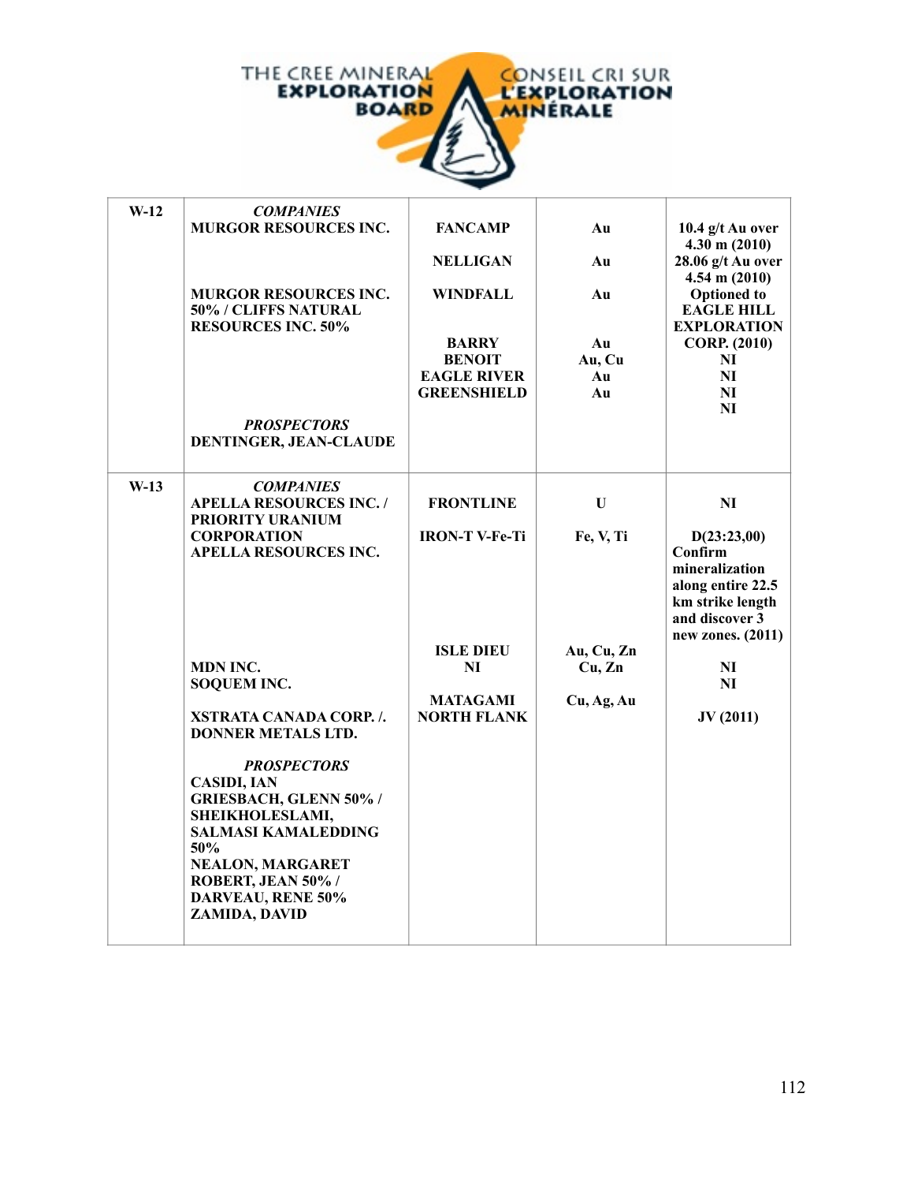| W-12 | *COMPANIES* | | | |
|---|---|---|---|---|
| | MURGOR RESOURCES INC. | FANCAMP | Au | 10.4 g/t Au over 4.30 m (2010) |
| | | NELLIGAN | Au | 28.06 g/t Au over 4.54 m (2010) |
| | MURGOR RESOURCES INC. 50% / CLIFFS NATURAL RESOURCES INC. 50% | WINDFALL | Au | Optioned to EAGLE HILL EXPLORATION CORP. (2010) |
| | | BARRY | Au | NI |
| | | BENOIT | Au, Cu | NI |
| | | EAGLE RIVER | Au | NI |
| | | GREENSHIELD | Au | NI |
| | *PROSPECTORS* | | | |
| | DENTINGER, JEAN-CLAUDE | | | |
| W-13 | *COMPANIES* | | | |
| | APELLA RESOURCES INC. / PRIORITY URANIUM CORPORATION | FRONTLINE | U | NI |
| | APELLA RESOURCES INC. | IRON-T V-Fe-Ti | Fe, V, Ti | D(23:23,00) Confirm mineralization along entire 22.5 km strike length and discover 3 new zones. (2011) |
| | | ISLE DIEU | Au, Cu, Zn | |
| | MDN INC. | NI | Cu, Zn | NI |
| | SOQUEM INC. | | | NI |
| | XSTRATA CANADA CORP. /. DONNER METALS LTD. | MATAGAMI NORTH FLANK | Cu, Ag, Au | JV (2011) |
| | *PROSPECTORS* | | | |
| | CASIDI, IAN | | | |
| | GRIESBACH, GLENN 50% / SHEIKHOLESLAMI, SALMASI KAMALEDDING 50% | | | |
| | NEALON, MARGARET | | | |
| | ROBERT, JEAN 50% / DARVEAU, RENE 50% | | | |
| | ZAMIDA, DAVID | | | |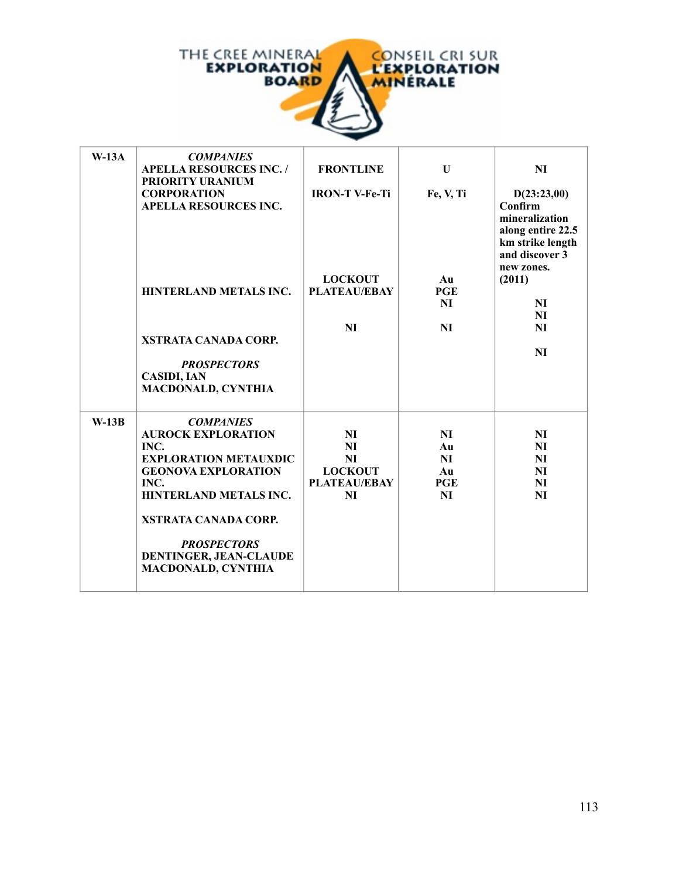| W-13A | *COMPANIES*<br>APELLA RESOURCES INC. / PRIORITY URANIUM CORPORATION<br>APELLA RESOURCES INC.<br><br>HINTERLAND METALS INC.<br><br>XSTRATA CANADA CORP.<br><br>*PROSPECTORS*<br>CASIDI, IAN<br>MACDONALD, CYNTHIA | FRONTLINE<br><br>IRON-T V-Fe-Ti<br><br>LOCKOUT PLATEAU/EBAY<br><br>NI | U<br><br>Fe, V, Ti<br><br>Au<br>PGE<br>NI<br><br>NI | NI<br><br>D(23:23,00) Confirm mineralization along entire 22.5 km strike length and discover 3 new zones. (2011)<br><br>NI<br>NI<br>NI<br><br>NI |
|---|---|---|---|---|
| W-13B | *COMPANIES*<br>AUROCK EXPLORATION INC.<br>EXPLORATION METAUXDIC<br>GEONOVA EXPLORATION INC.<br>HINTERLAND METALS INC.<br><br>XSTRATA CANADA CORP.<br><br>*PROSPECTORS*<br>DENTINGER, JEAN-CLAUDE<br>MACDONALD, CYNTHIA | NI<br>NI<br>NI<br>LOCKOUT PLATEAU/EBAY<br>NI | NI<br>Au<br>NI<br>Au<br>PGE<br>NI | NI<br>NI<br>NI<br>NI<br>NI<br>NI |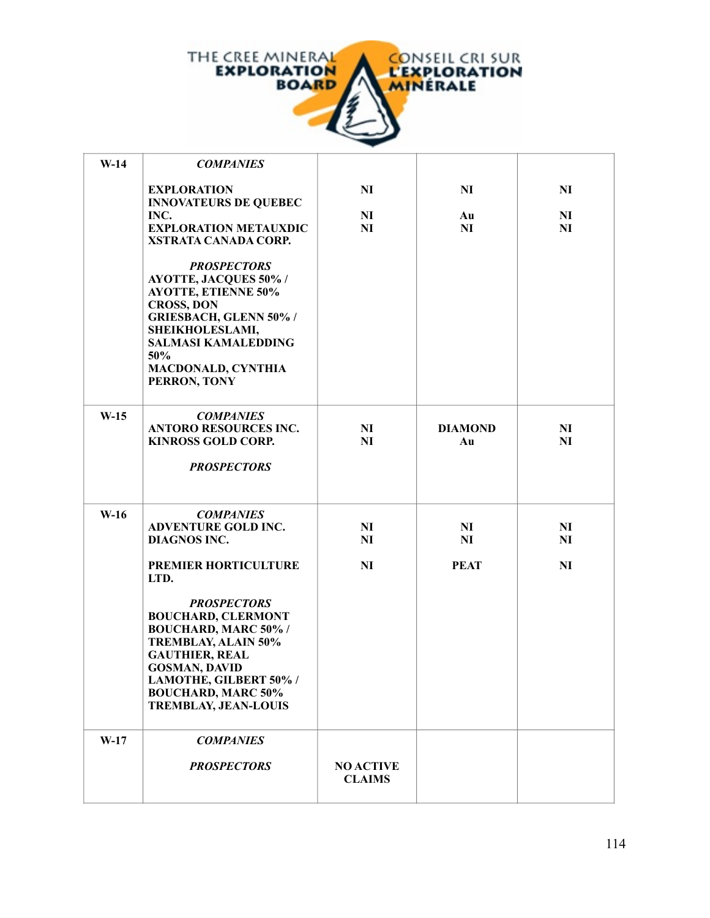| | | | | |
|---|---|---|---|---|
| W-14 | ***COMPANIES*** | | | |
| | **EXPLORATION INNOVATEURS DE QUEBEC INC.** | **NI** | **NI** | **NI** |
| | **EXPLORATION METAUXDIC** | **NI** | **Au** | **NI** |
| | **XSTRATA CANADA CORP.** | **NI** | **NI** | **NI** |
| | ***PROSPECTORS*** | | | |
| | **AYOTTE, JACQUES 50% / AYOTTE, ETIENNE 50%** | | | |
| | **CROSS, DON** | | | |
| | **GRIESBACH, GLENN 50% / SHEIKHOLESLAMI, SALMASI KAMALEDDING 50%** | | | |
| | **MACDONALD, CYNTHIA** | | | |
| | **PERRON, TONY** | | | |
| W-15 | ***COMPANIES*** | | | |
| | **ANTORO RESOURCES INC.** | **NI** | **DIAMOND** | **NI** |
| | **KINROSS GOLD CORP.** | **NI** | **Au** | **NI** |
| | ***PROSPECTORS*** | | | |
| W-16 | ***COMPANIES*** | | | |
| | **ADVENTURE GOLD INC.** | **NI** | **NI** | **NI** |
| | **DIAGNOS INC.** | **NI** | **NI** | **NI** |
| | **PREMIER HORTICULTURE LTD.** | **NI** | **PEAT** | **NI** |
| | ***PROSPECTORS*** | | | |
| | **BOUCHARD, CLERMONT** | | | |
| | **BOUCHARD, MARC 50% / TREMBLAY, ALAIN 50%** | | | |
| | **GAUTHIER, REAL** | | | |
| | **GOSMAN, DAVID** | | | |
| | **LAMOTHE, GILBERT 50% / BOUCHARD, MARC 50%** | | | |
| | **TREMBLAY, JEAN-LOUIS** | | | |
| W-17 | ***COMPANIES*** | | | |
| | ***PROSPECTORS*** | **NO ACTIVE CLAIMS** | | |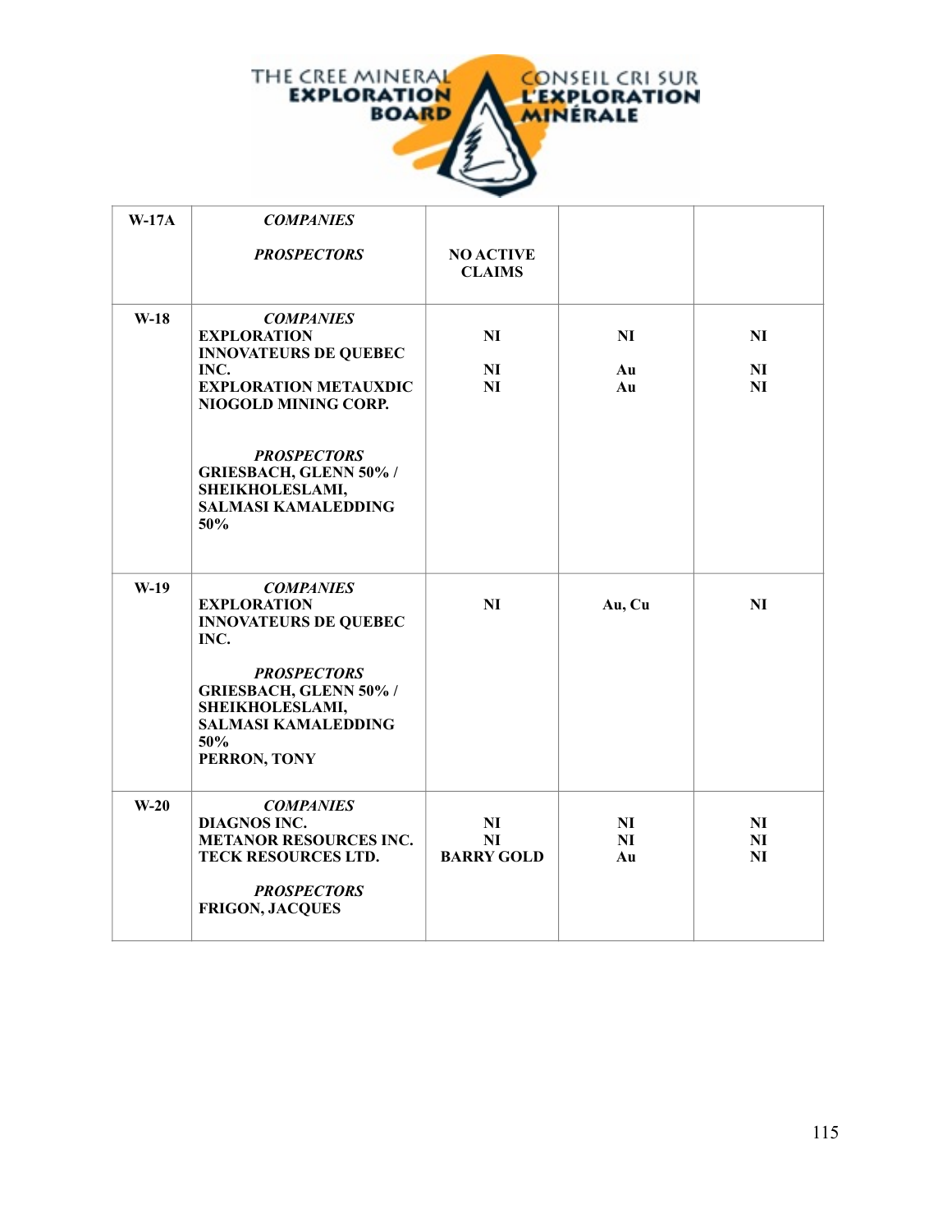| | | | | |
|---|---|---|---|---|
| **W-17A** | ***COMPANIES*** <br><br> ***PROSPECTORS*** | **NO ACTIVE CLAIMS** | | |
| **W-18** | ***COMPANIES*** <br> **EXPLORATION INNOVATEURS DE QUEBEC INC.** <br> **EXPLORATION METAUXDIC** <br> **NIOGOLD MINING CORP.** <br><br> ***PROSPECTORS*** <br> **GRIESBACH, GLENN 50% / SHEIKHOLESLAMI, SALMASI KAMALEDDING 50%** | **NI** <br><br> **NI** <br> **NI** | **NI** <br><br> **Au** <br> **Au** | **NI** <br><br> **NI** <br> **NI** |
| **W-19** | ***COMPANIES*** <br> **EXPLORATION INNOVATEURS DE QUEBEC INC.** <br><br> ***PROSPECTORS*** <br> **GRIESBACH, GLENN 50% / SHEIKHOLESLAMI, SALMASI KAMALEDDING 50%** <br> **PERRON, TONY** | **NI** | **Au, Cu** | **NI** |
| **W-20** | ***COMPANIES*** <br> **DIAGNOS INC.** <br> **METANOR RESOURCES INC.** <br> **TECK RESOURCES LTD.** <br><br> ***PROSPECTORS*** <br> **FRIGON, JACQUES** | **NI** <br> **NI** <br> **BARRY GOLD** | **NI** <br> **NI** <br> **Au** | **NI** <br> **NI** <br> **NI** |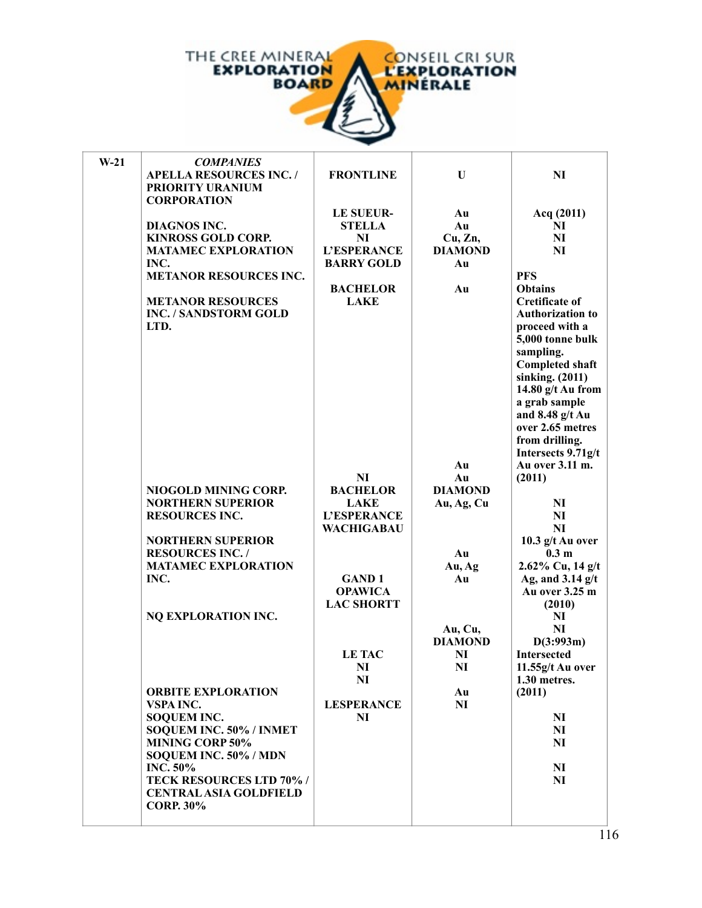| W-21 | *COMPANIES* | | | |
|---|---|---|---|---|
| | APELLA RESOURCES INC. / PRIORITY URANIUM CORPORATION | FRONTLINE | U | NI |
| | | LE SUEUR- | Au | Acq (2011) |
| | DIAGNOS INC. | STELLA | Au | NI |
| | KINROSS GOLD CORP. | NI | Cu, Zn, | NI |
| | MATAMEC EXPLORATION INC. | L'ESPERANCE | DIAMOND | NI |
| | | BARRY GOLD | Au | |
| | METANOR RESOURCES INC. | | | PFS |
| | | BACHELOR LAKE | Au | Obtains Cretificate of Authorization to proceed with a 5,000 tonne bulk sampling. Completed shaft sinking. (2011) 14.80 g/t Au from a grab sample and 8.48 g/t Au over 2.65 metres from drilling. Intersects 9.71g/t Au over 3.11 m. |
| | METANOR RESOURCES INC. / SANDSTORM GOLD LTD. | | | |
| | | | Au | |
| | | NI | Au | (2011) |
| | NIOGOLD MINING CORP. | BACHELOR | DIAMOND | |
| | NORTHERN SUPERIOR RESOURCES INC. | LAKE | Au, Ag, Cu | NI |
| | | L'ESPERANCE | | NI |
| | | WACHIGABAU | | NI |
| | NORTHERN SUPERIOR RESOURCES INC. / MATAMEC EXPLORATION INC. | | | 10.3 g/t Au over 0.3 m |
| | | | Au | |
| | | | Au, Ag | 2.62% Cu, 14 g/t Ag, and 3.14 g/t Au over 3.25 m |
| | | GAND 1 | Au | |
| | | OPAWICA | | |
| | | LAC SHORTT | | (2010) |
| | NQ EXPLORATION INC. | | | NI |
| | | | Au, Cu, | NI |
| | | | DIAMOND | D(3:993m) |
| | | LE TAC | NI | Intersected 11.55g/t Au over 1.30 metres. (2011) |
| | | NI | NI | |
| | | NI | | |
| | ORBITE EXPLORATION | | Au | |
| | VSPA INC. | LESPERANCE | NI | |
| | SOQUEM INC. | NI | | NI |
| | SOQUEM INC. 50% / INMET MINING CORP 50% | | | NI |
| | | | | NI |
| | SOQUEM INC. 50% / MDN INC. 50% | | | NI |
| | TECK RESOURCES LTD 70% / CENTRAL ASIA GOLDFIELD CORP. 30% | | | NI |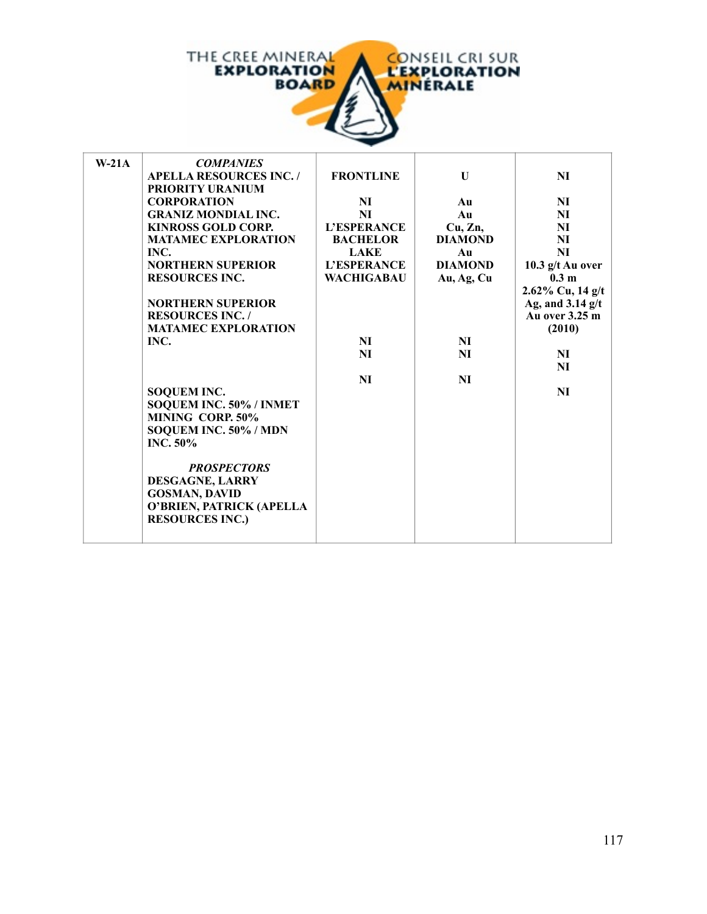| | | | | |
|---|---|---|---|---|
| W-21A | ***COMPANIES***<br>**APELLA RESOURCES INC. / PRIORITY URANIUM CORPORATION**<br>**GRANIZ MONDIAL INC.**<br>**KINROSS GOLD CORP.**<br>**MATAMEC EXPLORATION INC.**<br>**NORTHERN SUPERIOR RESOURCES INC.**<br><br>**NORTHERN SUPERIOR RESOURCES INC. / MATAMEC EXPLORATION INC.**<br><br>**SOQUEM INC.**<br>**SOQUEM INC. 50% / INMET MINING CORP. 50%**<br>**SOQUEM INC. 50% / MDN INC. 50%**<br><br>***PROSPECTORS***<br>**DESGAGNE, LARRY**<br>**GOSMAN, DAVID**<br>**O'BRIEN, PATRICK (APELLA RESOURCES INC.)** | **FRONTLINE**<br><br>**NI**<br>**NI**<br>**L'ESPERANCE**<br>**BACHELOR LAKE**<br>**L'ESPERANCE**<br>**WACHIGABAU**<br><br><br><br><br>**NI**<br>**NI**<br><br>**NI** | **U**<br><br>**Au**<br>**Au**<br>**Cu, Zn,**<br>**DIAMOND**<br>**Au**<br>**DIAMOND**<br>**Au, Ag, Cu**<br><br><br><br><br>**NI**<br>**NI**<br><br>**NI** | **NI**<br><br>**NI**<br>**NI**<br>**NI**<br>**NI**<br>**NI**<br>**10.3 g/t Au over 0.3 m**<br>**2.62% Cu, 14 g/t Ag, and 3.14 g/t Au over 3.25 m (2010)**<br><br>**NI**<br>**NI**<br><br>**NI** |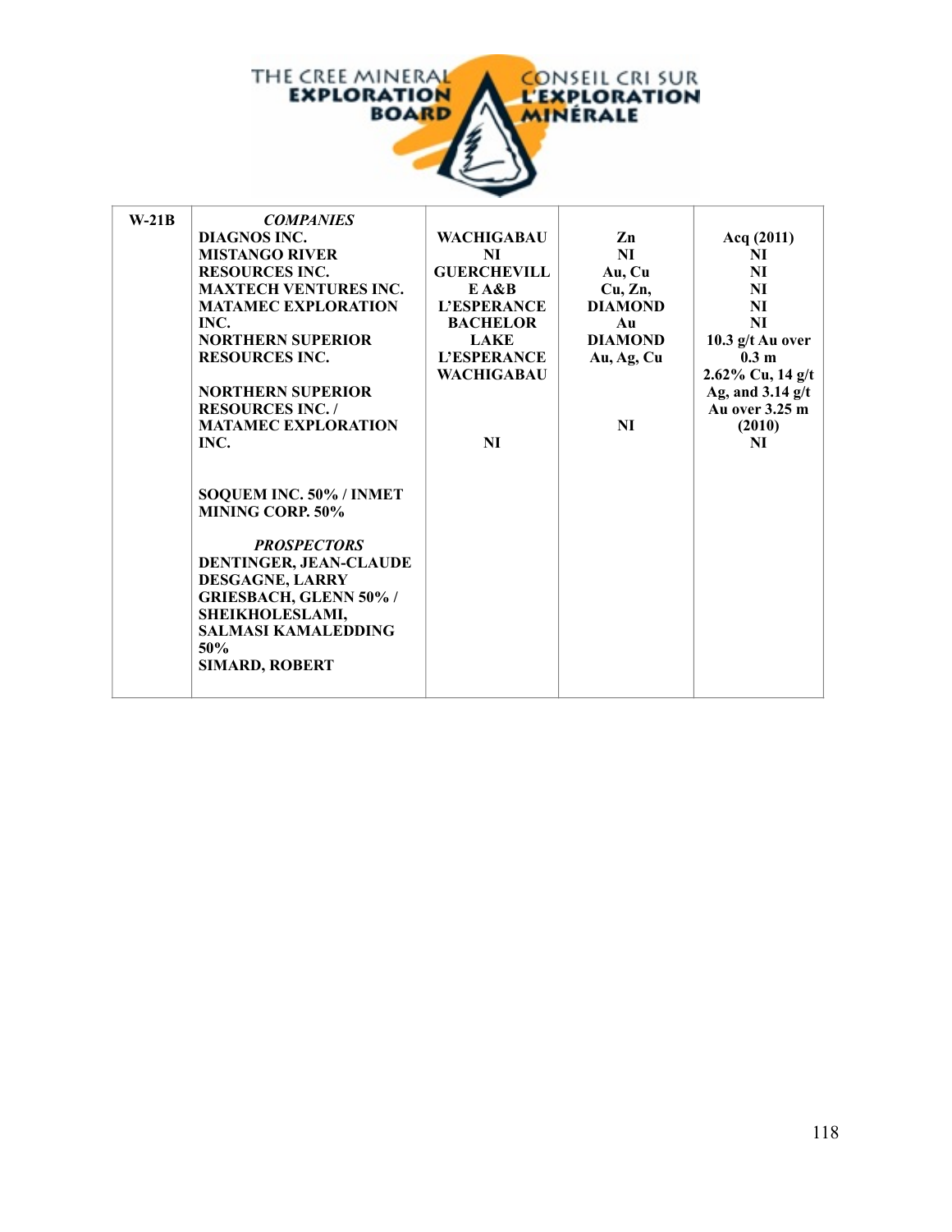| | | | | |
|---|---|---|---|---|
| W-21B | ***COMPANIES***<br>**DIAGNOS INC.**<br>**MISTANGO RIVER RESOURCES INC.**<br>**MAXTECH VENTURES INC.**<br>**MATAMEC EXPLORATION INC.**<br>**NORTHERN SUPERIOR RESOURCES INC.**<br><br>**NORTHERN SUPERIOR RESOURCES INC. / MATAMEC EXPLORATION INC.**<br><br>**SOQUEM INC. 50% / INMET MINING CORP. 50%**<br><br>***PROSPECTORS***<br>**DENTINGER, JEAN-CLAUDE**<br>**DESGAGNE, LARRY**<br>**GRIESBACH, GLENN 50% / SHEIKHOLESLAMI, SALMASI KAMALEDDING 50%**<br>**SIMARD, ROBERT** | **WACHIGABAU**<br>**NI**<br>**GUERCHEVILLE A&B**<br>**L'ESPERANCE**<br>**BACHELOR LAKE**<br>**L'ESPERANCE**<br>**WACHIGABAU**<br><br>**NI** | **Zn**<br>**NI**<br>**Au, Cu**<br>**Cu, Zn,**<br>**DIAMOND**<br>**Au**<br>**DIAMOND**<br>**Au, Ag, Cu**<br><br>**NI** | **Acq (2011)**<br>**NI**<br>**NI**<br>**NI**<br>**NI**<br>**NI**<br>**10.3 g/t Au over 0.3 m**<br>**2.62% Cu, 14 g/t Ag, and 3.14 g/t Au over 3.25 m (2010)**<br>**NI** |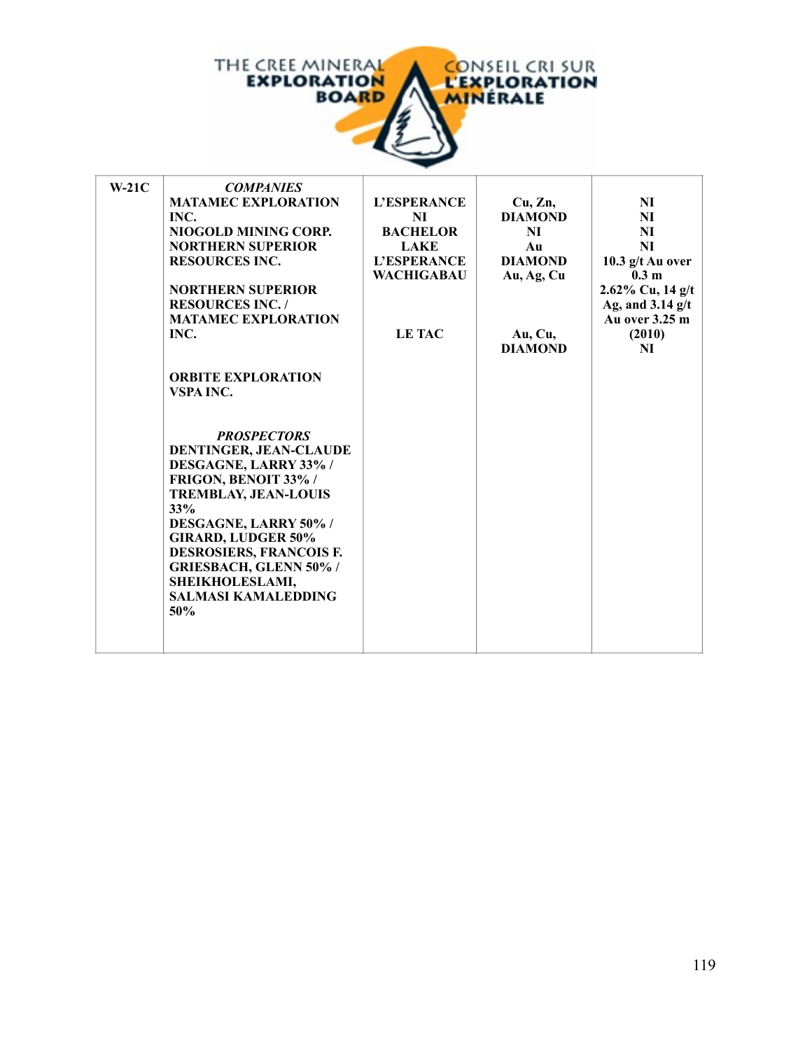| W-21C | *COMPANIES*<br>MATAMEC EXPLORATION INC.<br>NIOGOLD MINING CORP.<br>NORTHERN SUPERIOR RESOURCES INC.<br><br>NORTHERN SUPERIOR RESOURCES INC. / MATAMEC EXPLORATION INC.<br><br>ORBITE EXPLORATION VSPA INC.<br><br>*PROSPECTORS*<br>DENTINGER, JEAN-CLAUDE<br>DESGAGNE, LARRY 33% / FRIGON, BENOIT 33% / TREMBLAY, JEAN-LOUIS 33%<br>DESGAGNE, LARRY 50% / GIRARD, LUDGER 50%<br>DESROSIERS, FRANCOIS F.<br>GRIESBACH, GLENN 50% / SHEIKHOLESLAMI, SALMASI KAMALEDDING 50% | L'ESPERANCE<br>NI<br>BACHELOR LAKE<br>L'ESPERANCE<br>WACHIGABAU<br><br><br>LE TAC | Cu, Zn, DIAMOND<br>NI<br>Au<br>DIAMOND<br>Au, Ag, Cu<br><br><br>Au, Cu, DIAMOND | NI<br>NI<br>NI<br>NI<br>10.3 g/t Au over 0.3 m<br>2.62% Cu, 14 g/t Ag, and 3.14 g/t Au over 3.25 m (2010)<br>NI |
|---|---|---|---|---|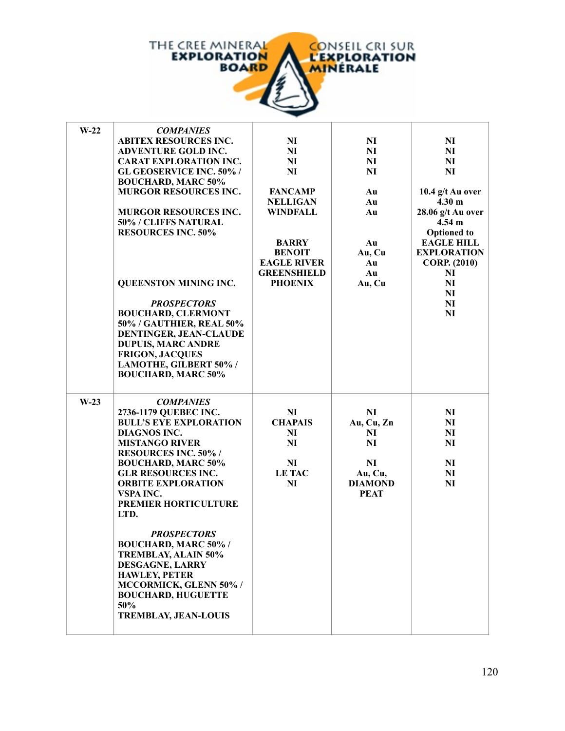| | | | | |
|---|---|---|---|---|
| W-22 | ***COMPANIES*** | | | |
| | **ABITEX RESOURCES INC.** | **NI** | **NI** | **NI** |
| | **ADVENTURE GOLD INC.** | **NI** | **NI** | **NI** |
| | **CARAT EXPLORATION INC.** | **NI** | **NI** | **NI** |
| | **GL GEOSERVICE INC. 50% / BOUCHARD, MARC 50%** | **NI** | **NI** | **NI** |
| | **MURGOR RESOURCES INC.** | **FANCAMP** | **Au** | **10.4 g/t Au over 4.30 m** |
| | | **NELLIGAN** | **Au** | **28.06 g/t Au over 4.54 m** |
| | **MURGOR RESOURCES INC. 50% / CLIFFS NATURAL RESOURCES INC. 50%** | **WINDFALL** | **Au** | **Optioned to EAGLE HILL EXPLORATION CORP. (2010)** |
| | | **BARRY** | **Au** | **NI** |
| | | **BENOIT** | **Au, Cu** | **NI** |
| | | **EAGLE RIVER** | **Au** | **NI** |
| | | **GREENSHIELD** | **Au** | **NI** |
| | **QUEENSTON MINING INC.** | **PHOENIX** | **Au, Cu** | **NI** |
| | ***PROSPECTORS*** | | | |
| | **BOUCHARD, CLERMONT 50% / GAUTHIER, REAL 50%** | | | |
| | **DENTINGER, JEAN-CLAUDE** | | | |
| | **DUPUIS, MARC ANDRE** | | | |
| | **FRIGON, JACQUES** | | | |
| | **LAMOTHE, GILBERT 50% / BOUCHARD, MARC 50%** | | | |
| W-23 | ***COMPANIES*** | | | |
| | **2736-1179 QUEBEC INC.** | **NI** | **NI** | **NI** |
| | **BULL'S EYE EXPLORATION** | **CHAPAIS** | **Au, Cu, Zn** | **NI** |
| | **DIAGNOS INC.** | **NI** | **NI** | **NI** |
| | **MISTANGO RIVER RESOURCES INC. 50% / BOUCHARD, MARC 50%** | **NI** | **NI** | **NI** |
| | **GLR RESOURCES INC.** | **NI** | **NI** | **NI** |
| | **ORBITE EXPLORATION VSPA INC.** | **LE TAC** | **Au, Cu, DIAMOND** | **NI** |
| | **PREMIER HORTICULTURE LTD.** | **NI** | **PEAT** | **NI** |
| | ***PROSPECTORS*** | | | |
| | **BOUCHARD, MARC 50% / TREMBLAY, ALAIN 50%** | | | |
| | **DESGAGNE, LARRY** | | | |
| | **HAWLEY, PETER** | | | |
| | **MCCORMICK, GLENN 50% / BOUCHARD, HUGUETTE 50%** | | | |
| | **TREMBLAY, JEAN-LOUIS** | | | |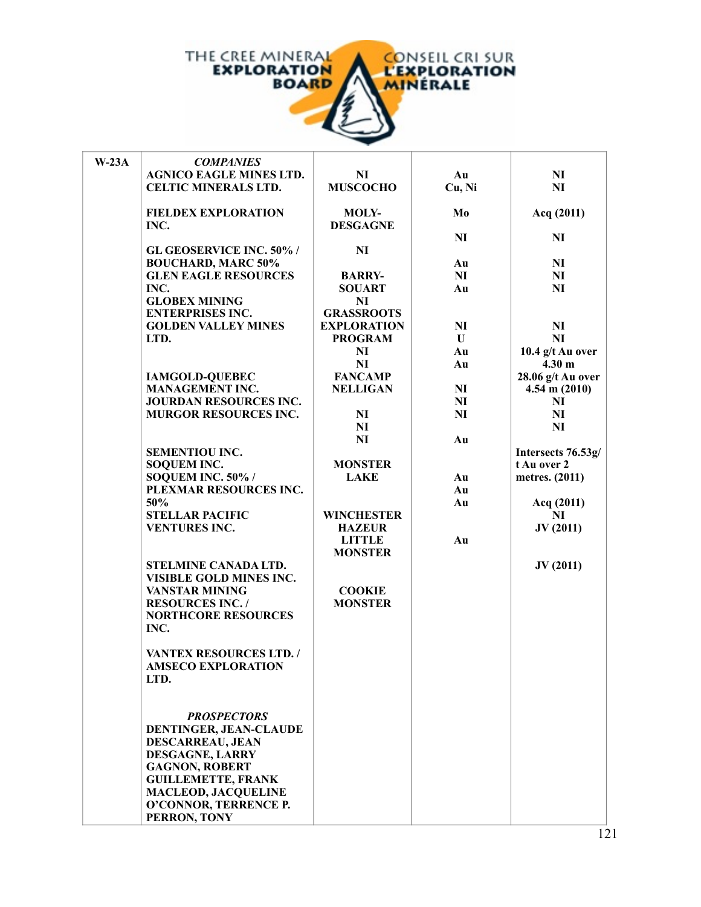| W-23A | *COMPANIES* | | | |
|---|---|---|---|---|
| | AGNICO EAGLE MINES LTD. | NI | Au | NI |
| | CELTIC MINERALS LTD. | MUSCOCHO | Cu, Ni | NI |
| | FIELDEX EXPLORATION INC. | MOLY-DESGAGNE | Mo | Acq (2011) |
| | | | NI | NI |
| | GL GEOSERVICE INC. 50% / BOUCHARD, MARC 50% | NI | Au | NI |
| | GLEN EAGLE RESOURCES INC. | BARRY-SOUART | NI | NI |
| | GLOBEX MINING ENTERPRISES INC. | NI | Au | NI |
| | GOLDEN VALLEY MINES LTD. | GRASSROOTS EXPLORATION PROGRAM | NI | NI |
| | | NI | U | NI |
| | | NI | Au | 10.4 g/t Au over 4.30 m |
| | IAMGOLD-QUEBEC MANAGEMENT INC. | FANCAMP | Au | 28.06 g/t Au over 4.54 m (2010) |
| | | NELLIGAN | NI | |
| | JOURDAN RESOURCES INC. | | NI | NI |
| | MURGOR RESOURCES INC. | NI | NI | NI |
| | | NI | | NI |
| | | NI | Au | |
| | SEMENTIOU INC. | | | Intersects 76.53g/t Au over 2 metres. (2011) |
| | SOQUEM INC. | MONSTER LAKE | | |
| | SOQUEM INC. 50% / PLEXMAR RESOURCES INC. 50% | | Au | |
| | | | Au | |
| | | | Au | Acq (2011) |
| | STELLAR PACIFIC VENTURES INC. | WINCHESTER | | NI |
| | | HAZEUR | | JV (2011) |
| | | LITTLE MONSTER | Au | |
| | STELMINE CANADA LTD. | | | JV (2011) |
| | VISIBLE GOLD MINES INC. | | | |
| | VANSTAR MINING RESOURCES INC. / NORTHCORE RESOURCES INC. | COOKIE MONSTER | | |
| | VANTEX RESOURCES LTD. / AMSECO EXPLORATION LTD. | | | |
| | *PROSPECTORS* | | | |
| | DENTINGER, JEAN-CLAUDE | | | |
| | DESCARREAU, JEAN | | | |
| | DESGAGNE, LARRY | | | |
| | GAGNON, ROBERT | | | |
| | GUILLEMETTE, FRANK | | | |
| | MACLEOD, JACQUELINE | | | |
| | O'CONNOR, TERRENCE P. | | | |
| | PERRON, TONY | | | |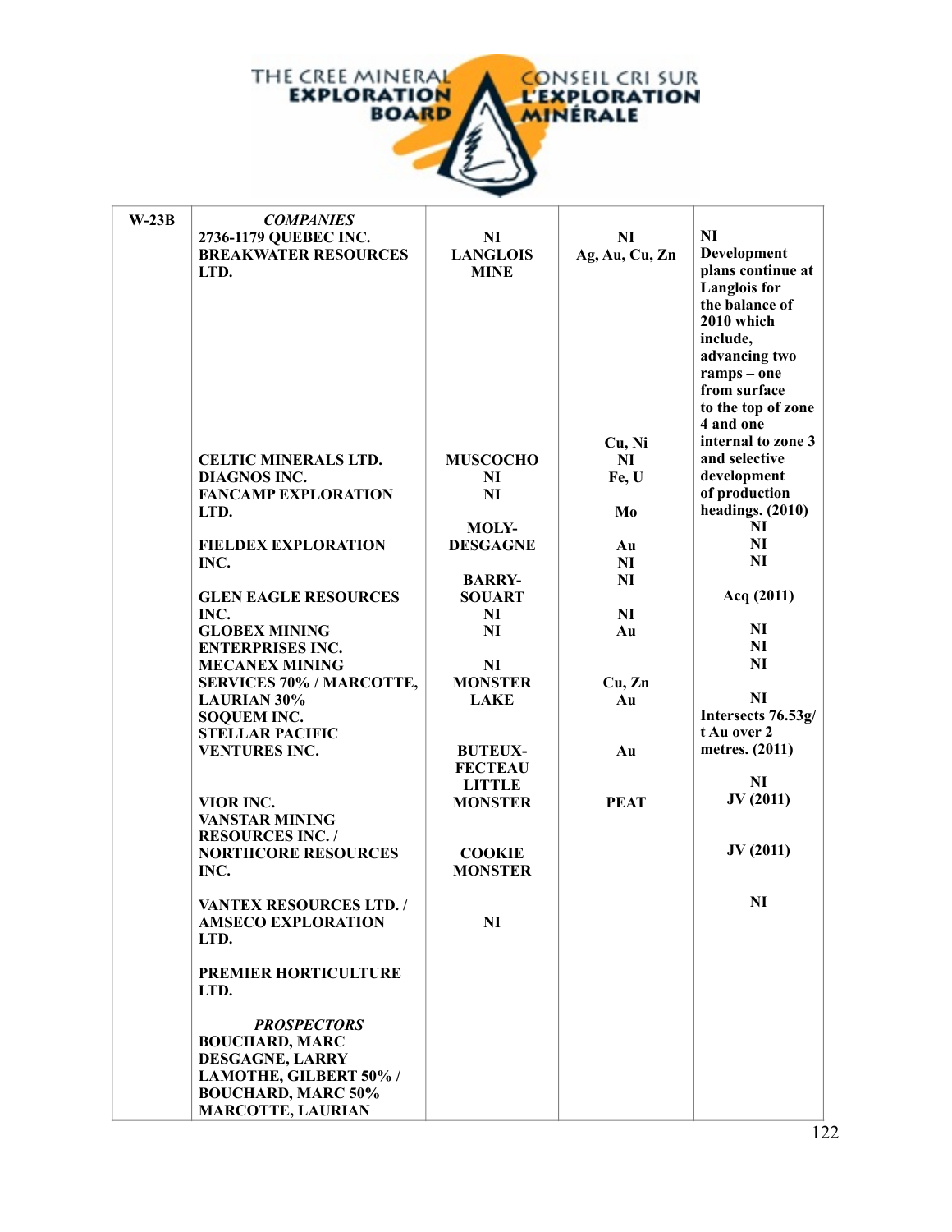| | | | | |
|---|---|---|---|---|
| **W-23B** | ***COMPANIES*** | | | |
| | **2736-1179 QUEBEC INC.** | **NI** | **NI** | **NI** |
| | **BREAKWATER RESOURCES LTD.** | **LANGLOIS MINE** | **Ag, Au, Cu, Zn** | **Development plans continue at Langlois for the balance of 2010 which include, advancing two ramps – one from surface to the top of zone 4 and one internal to zone 3 and selective development of production headings. (2010)** |
| | **CELTIC MINERALS LTD.** | **MUSCOCHO** | **Cu, Ni** | **NI** |
| | **DIAGNOS INC.** | **NI** | **NI** | **NI** |
| | **FANCAMP EXPLORATION LTD.** | **NI** | **Fe, U** | **NI** |
| | **FIELDEX EXPLORATION INC.** | **MOLY-DESGAGNE** | **Mo** | **Acq (2011)** |
| | **GLEN EAGLE RESOURCES INC.** | **BARRY-SOUART** | **Au** | **NI** |
| | **GLOBEX MINING ENTERPRISES INC.** | **NI** | **NI** | **NI** |
| | **MECANEX MINING SERVICES 70% / MARCOTTE, LAURIAN 30%** | **NI** | **NI** | **NI** |
| | **SOQUEM INC.** | **NI** | **NI** | **NI** |
| | **STELLAR PACIFIC VENTURES INC.** | **MONSTER LAKE** | **Au** | **Intersects 76.53g/t Au over 2 metres. (2011)** |
| | **VIOR INC.** | **BUTEUX-FECTEAU** | **Cu, Zn** | **NI** |
| | **VANSTAR MINING RESOURCES INC. / NORTHCORE RESOURCES INC.** | **LITTLE MONSTER** | **Au** | **JV (2011)** |
| | **VANTEX RESOURCES LTD. / AMSECO EXPLORATION LTD.** | **COOKIE MONSTER** | **Au** | **JV (2011)** |
| | **PREMIER HORTICULTURE LTD.** | **NI** | **PEAT** | **NI** |
| | ***PROSPECTORS*** | | | |
| | **BOUCHARD, MARC** | | | |
| | **DESGAGNE, LARRY** | | | |
| | **LAMOTHE, GILBERT 50% / BOUCHARD, MARC 50%** | | | |
| | **MARCOTTE, LAURIAN** | | | |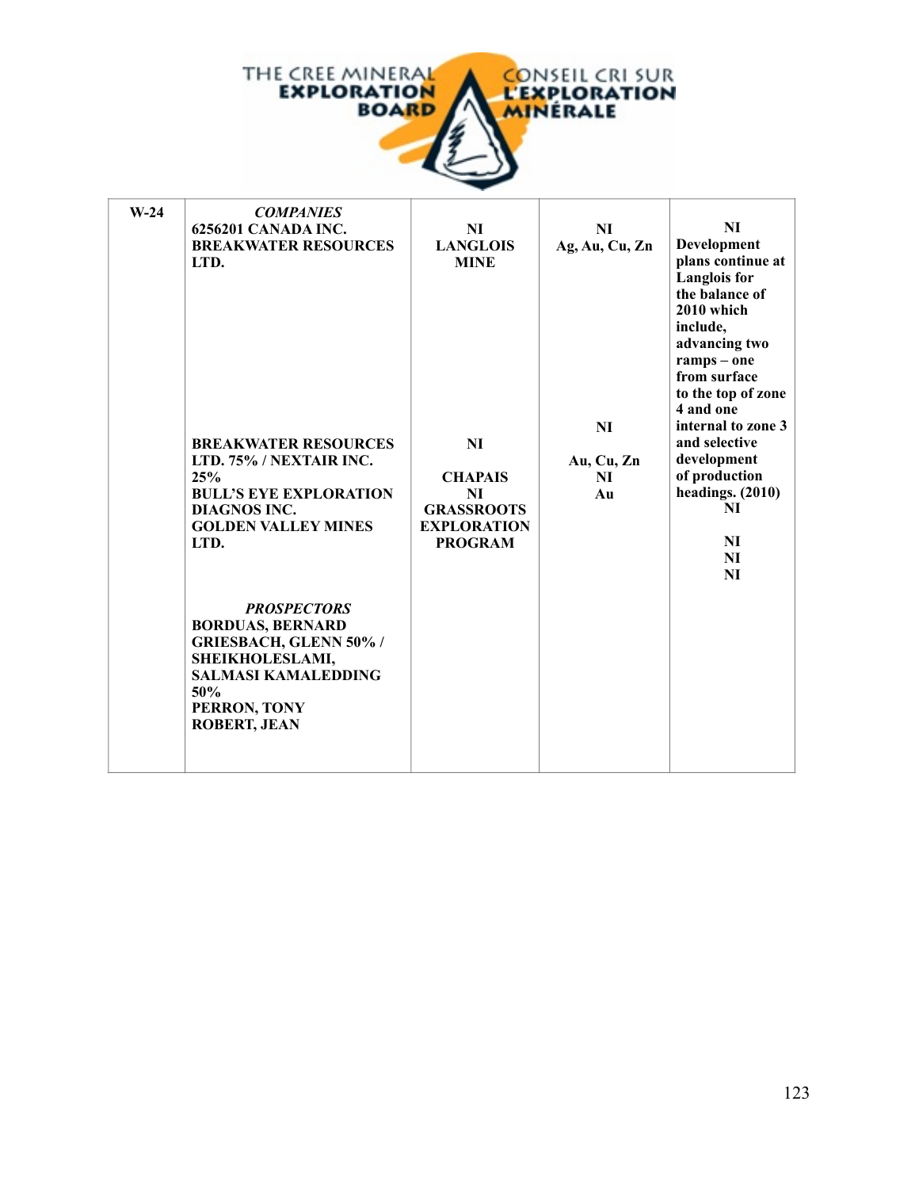| W-24 | *COMPANIES* | | | |
|---|---|---|---|---|
| | 6256201 CANADA INC. | NI | NI | NI |
| | BREAKWATER RESOURCES LTD. | LANGLOIS MINE | Ag, Au, Cu, Zn | Development plans continue at Langlois for the balance of 2010 which include, advancing two ramps – one from surface to the top of zone 4 and one internal to zone 3 and selective development of production headings. (2010) |
| | BREAKWATER RESOURCES LTD. 75% / NEXTAIR INC. 25% | CHAPAIS | Au, Cu, Zn | NI |
| | BULL'S EYE EXPLORATION | NI | NI | NI |
| | DIAGNOS INC. | GRASSROOTS EXPLORATION PROGRAM | Au | NI |
| | GOLDEN VALLEY MINES LTD. | NI | NI | NI |
| | *PROSPECTORS* | | | |
| | BORDUAS, BERNARD | | | |
| | GRIESBACH, GLENN 50% / SHEIKHOLESLAMI, SALMASI KAMALEDDING 50% | | | |
| | PERRON, TONY | | | |
| | ROBERT, JEAN | | | |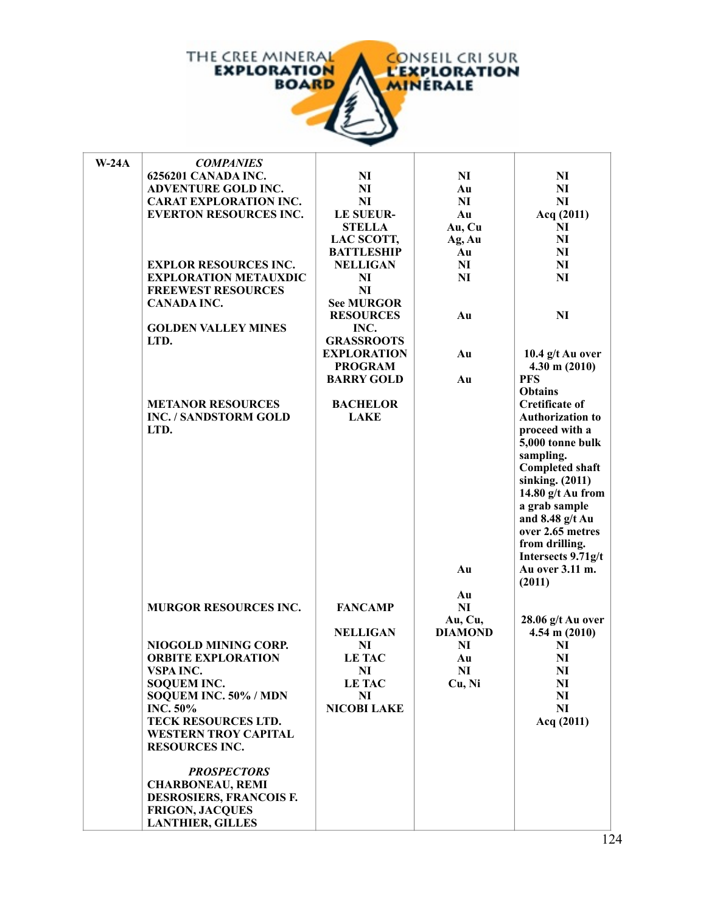| W-24A | *COMPANIES* | | | |
|---|---|---|---|---|
| | 6256201 CANADA INC. | NI | NI | NI |
| | ADVENTURE GOLD INC. | NI | Au | NI |
| | CARAT EXPLORATION INC. | NI | NI | NI |
| | EVERTON RESOURCES INC. | LE SUEUR- | Au | Acq (2011) |
| | | STELLA | Au, Cu | NI |
| | | LAC SCOTT, | Ag, Au | NI |
| | | BATTLESHIP | Au | NI |
| | EXPLOR RESOURCES INC. | NELLIGAN | NI | NI |
| | EXPLORATION METAUXDIC | NI | NI | NI |
| | FREEWEST RESOURCES CANADA INC. | NI<br>See MURGOR RESOURCES INC. | Au | NI |
| | GOLDEN VALLEY MINES LTD. | GRASSROOTS EXPLORATION PROGRAM | Au | 10.4 g/t Au over 4.30 m (2010) |
| | | BARRY GOLD | Au | PFS |
| | METANOR RESOURCES INC. / SANDSTORM GOLD LTD. | BACHELOR LAKE | Au | Obtains Cretificate of Authorization to proceed with a 5,000 tonne bulk sampling. Completed shaft sinking. (2011)<br>14.80 g/t Au from a grab sample and 8.48 g/t Au over 2.65 metres from drilling. Intersects 9.71g/t Au over 3.11 m. (2011) |
| | | | Au | |
| | MURGOR RESOURCES INC. | FANCAMP | NI | |
| | | NELLIGAN | Au, Cu, DIAMOND | 28.06 g/t Au over 4.54 m (2010) |
| | NIOGOLD MINING CORP. | NI | NI | NI |
| | ORBITE EXPLORATION | LE TAC | Au | NI |
| | VSPA INC. | NI | NI | NI |
| | SOQUEM INC. | LE TAC | Cu, Ni | NI |
| | SOQUEM INC. 50% / MDN INC. 50% | NI | | NI<br>NI |
| | TECK RESOURCES LTD. | NICOBI LAKE | | Acq (2011) |
| | WESTERN TROY CAPITAL RESOURCES INC. | | | |
| | *PROSPECTORS* | | | |
| | CHARBONEAU, REMI | | | |
| | DESROSIERS, FRANCOIS F. | | | |
| | FRIGON, JACQUES | | | |
| | LANTHIER, GILLES | | | |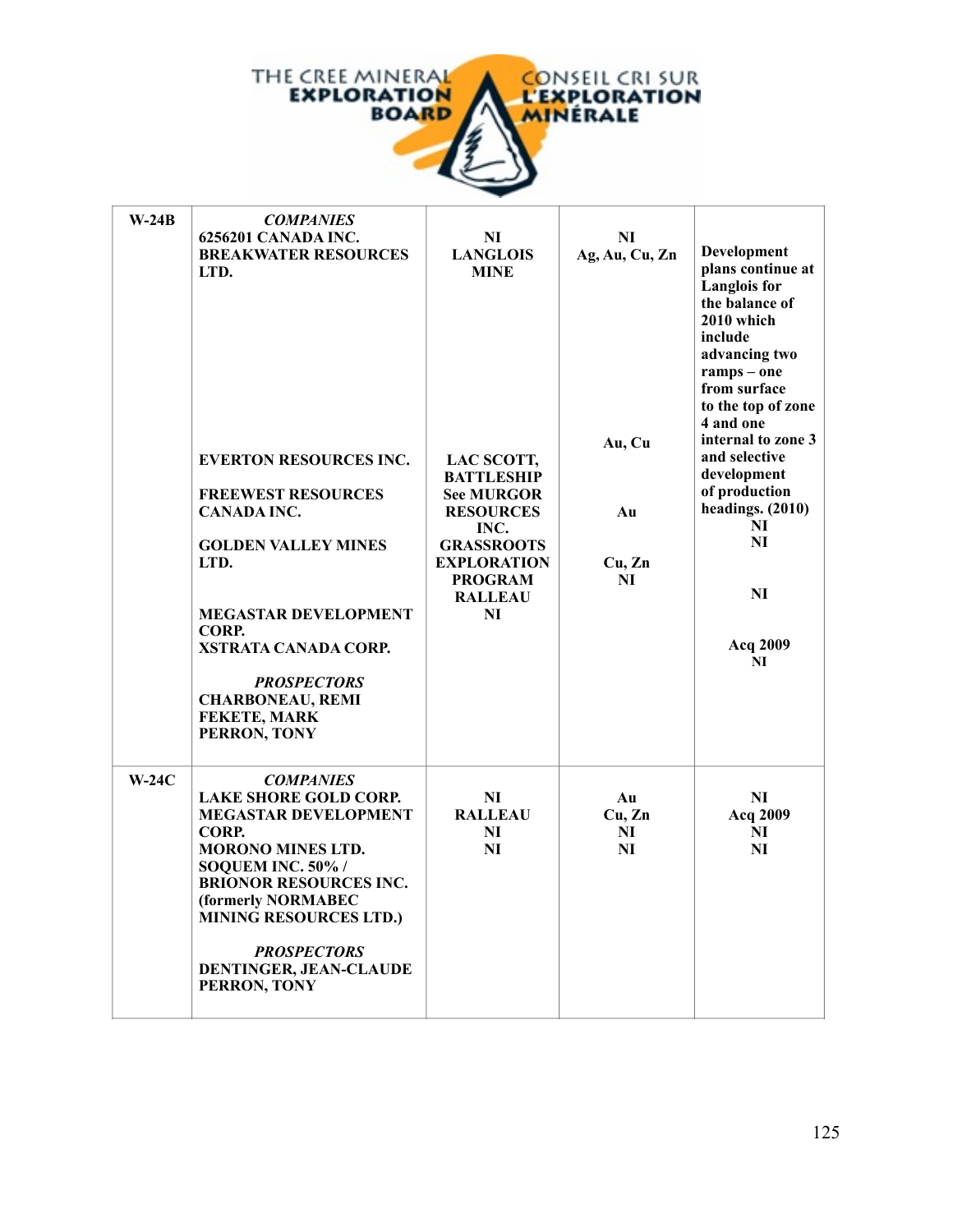| | | | | |
|---|---|---|---|---|
| W-24B | *COMPANIES*<br>6256201 CANADA INC.<br>BREAKWATER RESOURCES LTD. | NI<br>LANGLOIS MINE | NI<br>Ag, Au, Cu, Zn | Development plans continue at Langlois for the balance of 2010 which include advancing two ramps – one from surface to the top of zone 4 and one internal to zone 3 and selective development of production headings. (2010) |
| | EVERTON RESOURCES INC. | LAC SCOTT, BATTLESHIP | Au, Cu | NI |
| | FREEWEST RESOURCES CANADA INC. | See MURGOR RESOURCES INC. | Au | NI |
| | GOLDEN VALLEY MINES LTD. | GRASSROOTS EXPLORATION PROGRAM | Cu, Zn | NI |
| | MEGASTAR DEVELOPMENT CORP. | RALLEAU | NI | Acq 2009 |
| | XSTRATA CANADA CORP. | NI | | NI |
| | *PROSPECTORS*<br>CHARBONEAU, REMI<br>FEKETE, MARK<br>PERRON, TONY | | | |
| W-24C | *COMPANIES*<br>LAKE SHORE GOLD CORP. | NI | Au | NI |
| | MEGASTAR DEVELOPMENT CORP. | RALLEAU | Cu, Zn | Acq 2009 |
| | MORONO MINES LTD. | NI | NI | NI |
| | SOQUEM INC. 50% / BRIONOR RESOURCES INC. (formerly NORMABEC MINING RESOURCES LTD.) | NI | NI | NI |
| | *PROSPECTORS*<br>DENTINGER, JEAN-CLAUDE<br>PERRON, TONY | | | |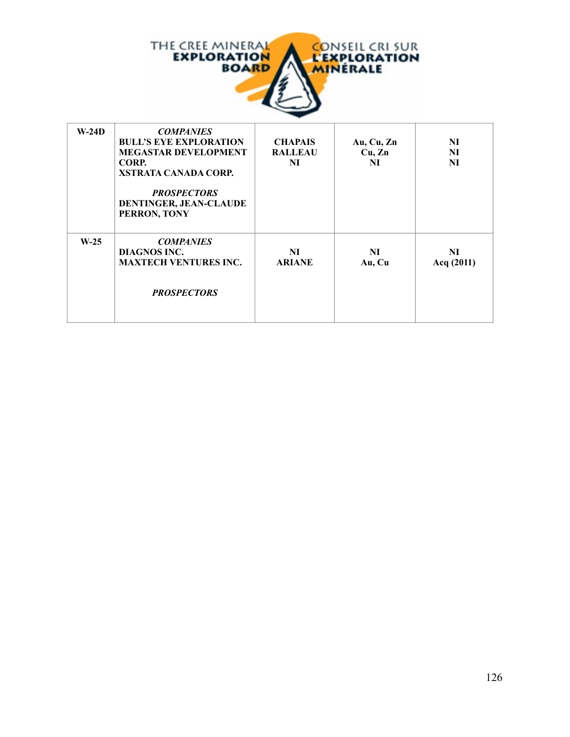| | | | | |
|---|---|---|---|---|
| W-24D | ***COMPANIES***<br>**BULL'S EYE EXPLORATION**<br>**MEGASTAR DEVELOPMENT CORP.**<br>**XSTRATA CANADA CORP.**<br><br>***PROSPECTORS***<br>**DENTINGER, JEAN-CLAUDE**<br>**PERRON, TONY** | **CHAPAIS**<br>**RALLEAU**<br>**NI** | **Au, Cu, Zn**<br>**Cu, Zn**<br>**NI** | **NI**<br>**NI**<br>**NI** |
| W-25 | ***COMPANIES***<br>**DIAGNOS INC.**<br>**MAXTECH VENTURES INC.**<br><br>***PROSPECTORS*** | **NI**<br>**ARIANE** | **NI**<br>**Au, Cu** | **NI**<br>**Acq (2011)** |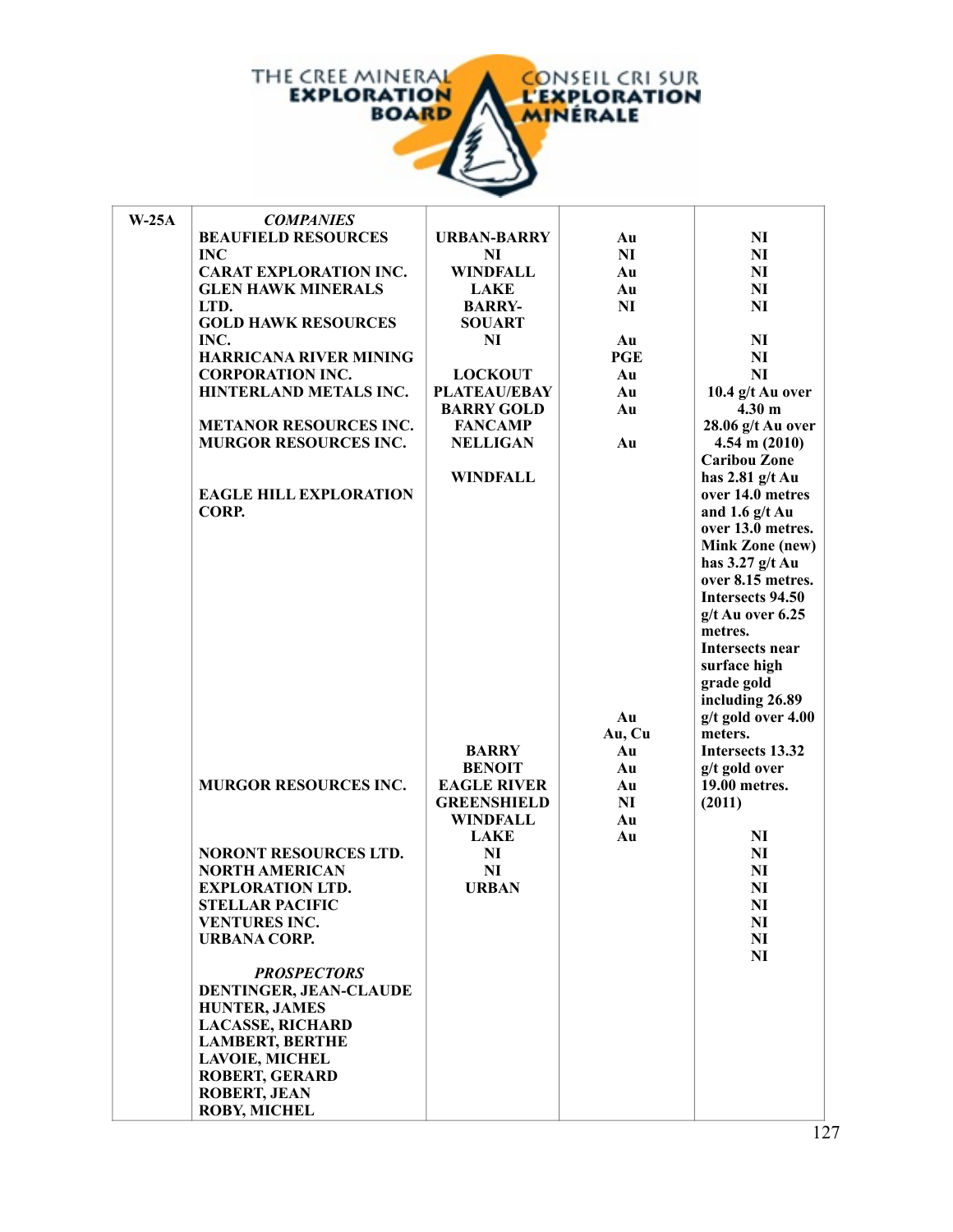| W-25A | *COMPANIES* | | | |
|---|---|---|---|---|
| | BEAUFIELD RESOURCES INC<br>CARAT EXPLORATION INC.<br>GLEN HAWK MINERALS LTD.<br>GOLD HAWK RESOURCES INC.<br>HARRICANA RIVER MINING CORPORATION INC.<br>HINTERLAND METALS INC.<br><br>METANOR RESOURCES INC.<br>MURGOR RESOURCES INC.<br><br><br>EAGLE HILL EXPLORATION CORP.<br><br><br><br><br><br><br><br><br><br><br><br><br><br><br><br>MURGOR RESOURCES INC.<br><br><br>NORONT RESOURCES LTD.<br>NORTH AMERICAN EXPLORATION LTD.<br>STELLAR PACIFIC VENTURES INC.<br>URBANA CORP. | URBAN-BARRY<br>NI<br>WINDFALL<br>LAKE<br>BARRY-SOUART<br>NI<br><br>LOCKOUT<br>PLATEAU/EBAY<br>BARRY GOLD<br>FANCAMP<br>NELLIGAN<br><br>WINDFALL<br><br><br><br><br><br><br><br><br><br><br><br><br><br><br><br>BARRY<br>BENOIT<br>EAGLE RIVER<br>GREENSHIELD<br>WINDFALL<br>LAKE<br>NI<br>NI<br>URBAN | Au<br>NI<br>Au<br>Au<br>NI<br><br>Au<br>PGE<br>Au<br>Au<br>Au<br><br>Au<br><br><br><br><br><br><br><br><br><br><br><br><br><br><br><br>Au<br>Au, Cu<br>Au<br>Au<br>Au<br>NI<br>Au<br>Au | NI<br>NI<br>NI<br>NI<br>NI<br><br>NI<br>NI<br>NI<br>10.4 g/t Au over 4.30 m<br>28.06 g/t Au over 4.54 m (2010)<br>Caribou Zone has 2.81 g/t Au over 14.0 metres and 1.6 g/t Au over 13.0 metres. Mink Zone (new) has 3.27 g/t Au over 8.15 metres. Intersects 94.50 g/t Au over 6.25 metres. Intersects near surface high grade gold including 26.89 g/t gold over 4.00 meters. Intersects 13.32 g/t gold over 19.00 metres. (2011)<br>NI<br>NI<br>NI<br>NI<br>NI<br>NI<br>NI<br>NI |
| | *PROSPECTORS*<br>DENTINGER, JEAN-CLAUDE<br>HUNTER, JAMES<br>LACASSE, RICHARD<br>LAMBERT, BERTHE<br>LAVOIE, MICHEL<br>ROBERT, GERARD<br>ROBERT, JEAN<br>ROBY, MICHEL | | | |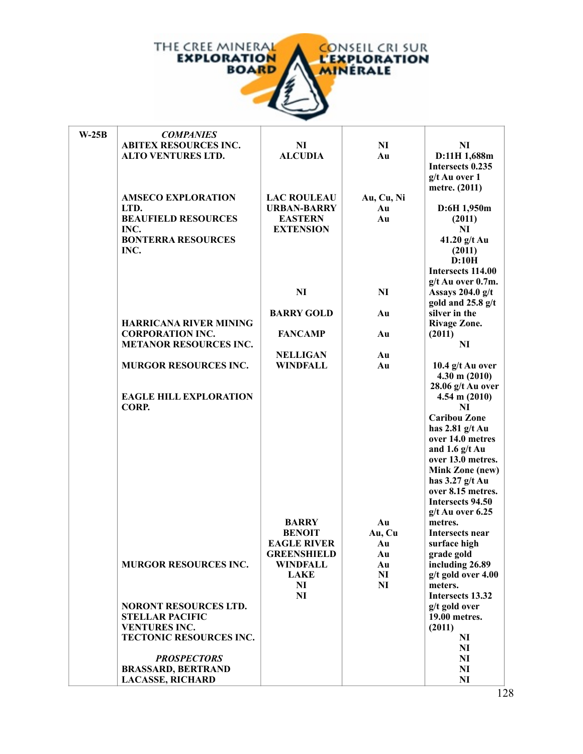| W-25B | *COMPANIES*<br>ABITEX RESOURCES INC.<br>ALTO VENTURES LTD.<br><br><br><br>AMSECO EXPLORATION LTD.<br>BEAUFIELD RESOURCES INC.<br>BONTERRA RESOURCES INC.<br><br><br><br><br><br><br>HARRICANA RIVER MINING CORPORATION INC.<br>METANOR RESOURCES INC.<br><br>MURGOR RESOURCES INC.<br><br><br>EAGLE HILL EXPLORATION CORP.<br><br><br><br><br><br><br><br><br><br><br><br><br><br><br>MURGOR RESOURCES INC.<br><br><br><br>NORONT RESOURCES LTD.<br>STELLAR PACIFIC VENTURES INC.<br>TECTONIC RESOURCES INC.<br><br>*PROSPECTORS*<br>BRASSARD, BERTRAND<br>LACASSE, RICHARD | NI<br>ALCUDIA<br><br><br><br><br>LAC ROULEAU<br>URBAN-BARRY<br>EASTERN EXTENSION<br><br><br><br><br><br><br>NI<br><br>BARRY GOLD<br><br>FANCAMP<br><br>NELLIGAN<br>WINDFALL<br><br><br><br><br><br><br><br><br><br><br><br><br><br><br><br>BARRY<br>BENOIT<br>EAGLE RIVER<br>GREENSHIELD<br>WINDFALL<br>LAKE<br>NI<br>NI | NI<br>Au<br><br><br><br><br>Au, Cu, Ni<br>Au<br>Au<br><br><br><br><br><br><br><br>NI<br><br>Au<br><br>Au<br><br>Au<br>Au<br><br><br><br><br><br><br><br><br><br><br><br><br><br><br><br>Au<br>Au, Cu<br>Au<br>Au<br>Au<br>NI<br>NI | NI<br>D:11H 1,688m Intersects 0.235 g/t Au over 1 metre. (2011)<br>D:6H 1,950m (2011)<br>NI<br>41.20 g/t Au (2011)<br>D:10H Intersects 114.00 g/t Au over 0.7m. Assays 204.0 g/t gold and 25.8 g/t silver in the Rivage Zone. (2011)<br>NI<br>10.4 g/t Au over 4.30 m (2010)<br>28.06 g/t Au over 4.54 m (2010)<br>NI<br>Caribou Zone has 2.81 g/t Au over 14.0 metres and 1.6 g/t Au over 13.0 metres. Mink Zone (new) has 3.27 g/t Au over 8.15 metres. Intersects 94.50 g/t Au over 6.25 metres. Intersects near surface high grade gold including 26.89 g/t gold over 4.00 meters. Intersects 13.32 g/t gold over 19.00 metres. (2011)<br>NI<br>NI<br>NI<br>NI<br>NI |
|---|---|---|---|---|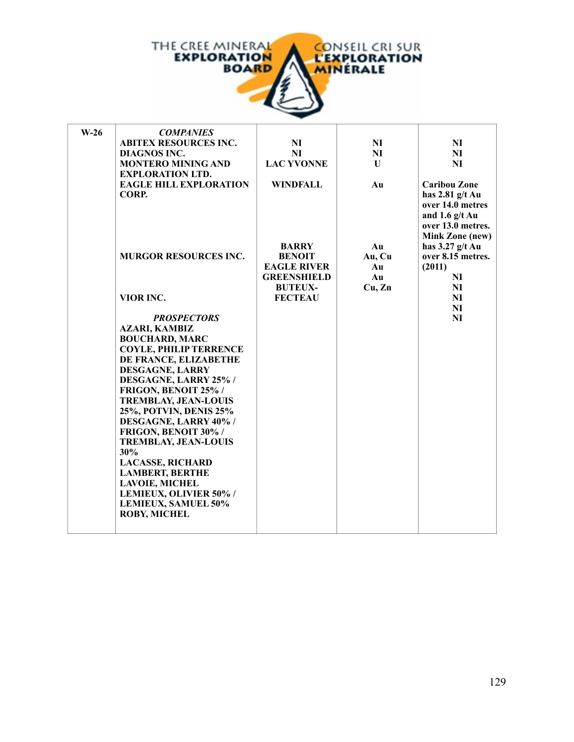| W-26 | *COMPANIES* | | | |
|---|---|---|---|---|
| | ABITEX RESOURCES INC. | NI | NI | NI |
| | DIAGNOS INC. | NI | NI | NI |
| | MONTERO MINING AND EXPLORATION LTD. | LAC YVONNE | U | NI |
| | EAGLE HILL EXPLORATION CORP. | WINDFALL | Au | Caribou Zone has 2.81 g/t Au over 14.0 metres and 1.6 g/t Au over 13.0 metres. Mink Zone (new) has 3.27 g/t Au over 8.15 metres. (2011) |
| | MURGOR RESOURCES INC. | BARRY | Au | |
| | | BENOIT | Au, Cu | |
| | | EAGLE RIVER | Au | NI |
| | | GREENSHIELD | Au | NI |
| | VIOR INC. | BUTEUX-FECTEAU | Cu, Zn | NI |
| | | | | NI |
| | | | | NI |
| | *PROSPECTORS* | | | |
| | AZARI, KAMBIZ | | | |
| | BOUCHARD, MARC | | | |
| | COYLE, PHILIP TERRENCE | | | |
| | DE FRANCE, ELIZABETHE | | | |
| | DESGAGNE, LARRY | | | |
| | DESGAGNE, LARRY 25% / FRIGON, BENOIT 25% / TREMBLAY, JEAN-LOUIS 25%, POTVIN, DENIS 25% | | | |
| | DESGAGNE, LARRY 40% / FRIGON, BENOIT 30% / TREMBLAY, JEAN-LOUIS 30% | | | |
| | LACASSE, RICHARD | | | |
| | LAMBERT, BERTHE | | | |
| | LAVOIE, MICHEL | | | |
| | LEMIEUX, OLIVIER 50% / LEMIEUX, SAMUEL 50% | | | |
| | ROBY, MICHEL | | | |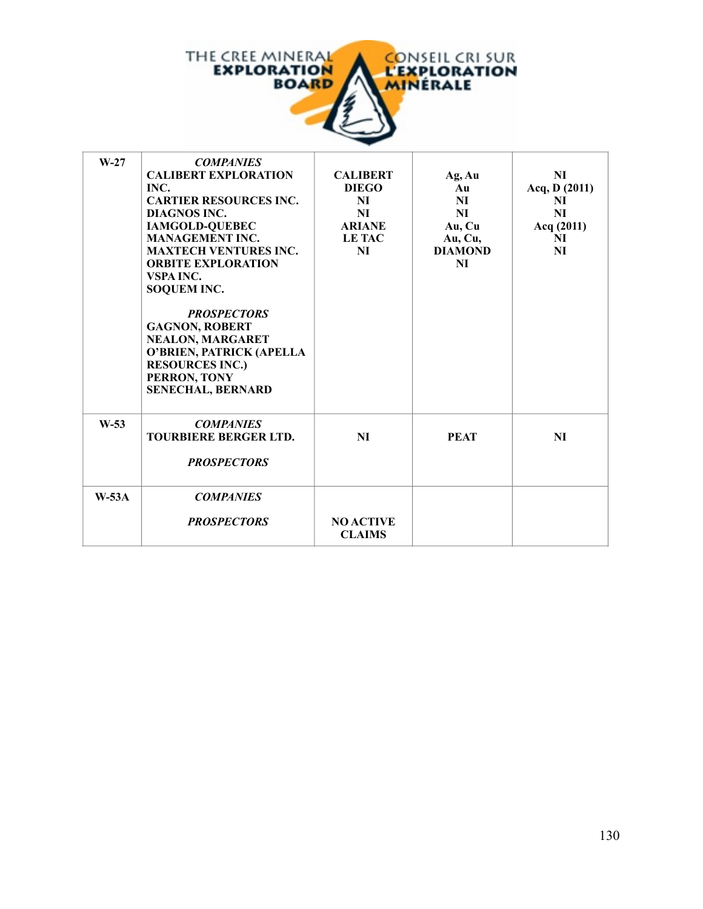| | | | | |
|---|---|---|---|---|
| **W-27** | ***COMPANIES***<br>**CALIBERT EXPLORATION INC.**<br>**CARTIER RESOURCES INC.**<br>**DIAGNOS INC.**<br>**IAMGOLD-QUEBEC MANAGEMENT INC.**<br>**MAXTECH VENTURES INC.**<br>**ORBITE EXPLORATION VSPA INC.**<br>**SOQUEM INC.**<br><br>***PROSPECTORS***<br>**GAGNON, ROBERT**<br>**NEALON, MARGARET**<br>**O'BRIEN, PATRICK (APELLA RESOURCES INC.)**<br>**PERRON, TONY**<br>**SENECHAL, BERNARD** | **CALIBERT**<br>**DIEGO**<br>**NI**<br>**NI**<br>**ARIANE**<br>**LE TAC**<br>**NI** | **Ag, Au**<br>**Au**<br>**NI**<br>**NI**<br>**Au, Cu**<br>**Au, Cu,**<br>**DIAMOND**<br>**NI** | **NI**<br>**Acq, D (2011)**<br>**NI**<br>**NI**<br>**Acq (2011)**<br>**NI**<br>**NI** |
| **W-53** | ***COMPANIES***<br>**TOURBIERE BERGER LTD.**<br><br>***PROSPECTORS*** | **NI** | **PEAT** | **NI** |
| **W-53A** | ***COMPANIES***<br><br>***PROSPECTORS*** | **NO ACTIVE CLAIMS** | | |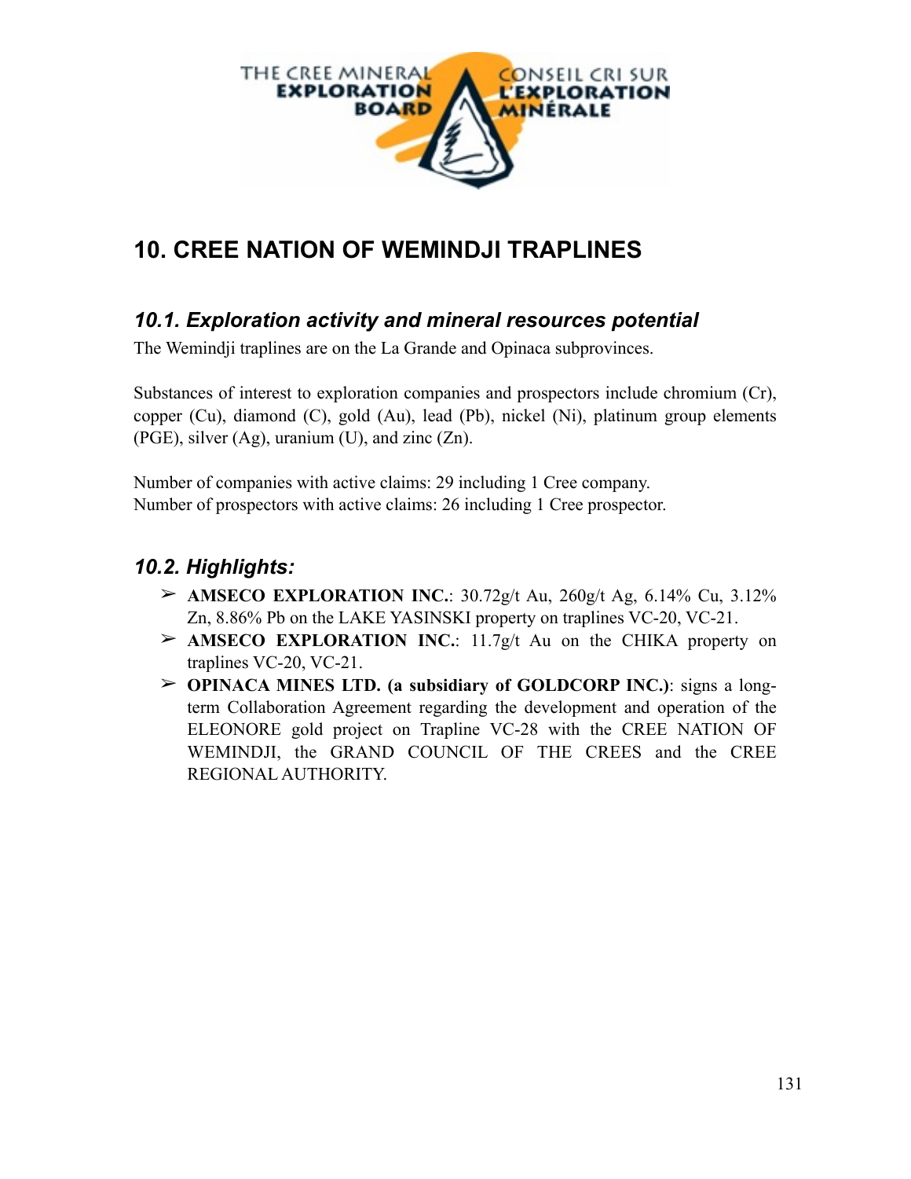# 10. CREE NATION OF WEMINDJI TRAPLINES

## *10.1. Exploration activity and mineral resources potential*

The Wemindji traplines are on the La Grande and Opinaca subprovinces.

Substances of interest to exploration companies and prospectors include chromium (Cr), copper (Cu), diamond (C), gold (Au), lead (Pb), nickel (Ni), platinum group elements (PGE), silver (Ag), uranium (U), and zinc (Zn).

Number of companies with active claims: 29 including 1 Cree company.
Number of prospectors with active claims: 26 including 1 Cree prospector.

## *10.2. Highlights:*

- **AMSECO EXPLORATION INC.**: 30.72g/t Au, 260g/t Ag, 6.14% Cu, 3.12% Zn, 8.86% Pb on the LAKE YASINSKI property on traplines VC-20, VC-21.
- **AMSECO EXPLORATION INC.**: 11.7g/t Au on the CHIKA property on traplines VC-20, VC-21.
- **OPINACA MINES LTD. (a subsidiary of GOLDCORP INC.)**: signs a long-term Collaboration Agreement regarding the development and operation of the ELEONORE gold project on Trapline VC-28 with the CREE NATION OF WEMINDJI, the GRAND COUNCIL OF THE CREES and the CREE REGIONAL AUTHORITY.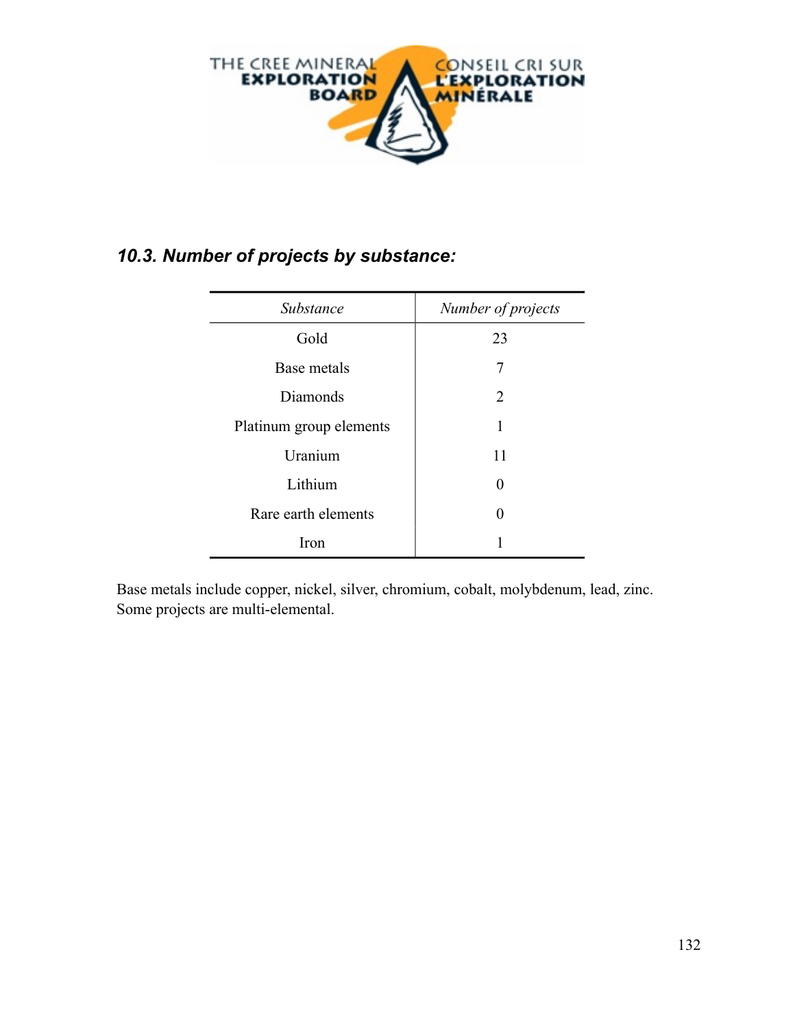### *10.3. Number of projects by substance:*

| *Substance* | *Number of projects* |
|---|---|
| Gold | 23 |
| Base metals | 7 |
| Diamonds | 2 |
| Platinum group elements | 1 |
| Uranium | 11 |
| Lithium | 0 |
| Rare earth elements | 0 |
| Iron | 1 |

Base metals include copper, nickel, silver, chromium, cobalt, molybdenum, lead, zinc. Some projects are multi-elemental.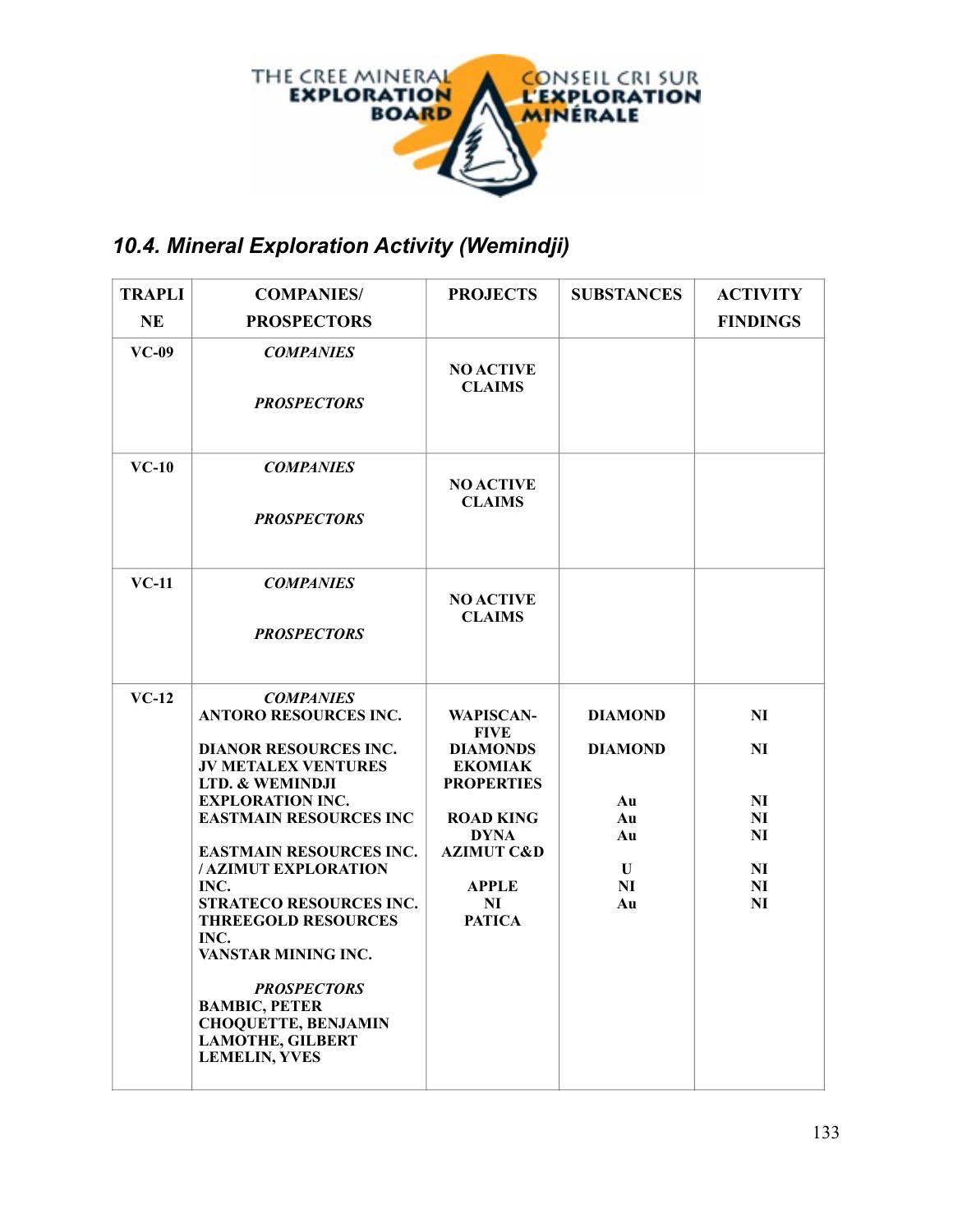## 10.4. Mineral Exploration Activity (Wemindji)

| TRAPLINE | COMPANIES/ PROSPECTORS | PROJECTS | SUBSTANCES | ACTIVITY FINDINGS |
|---|---|---|---|---|
| VC-09 | ***COMPANIES***<br><br>***PROSPECTORS*** | **NO ACTIVE CLAIMS** | | |
| VC-10 | ***COMPANIES***<br><br>***PROSPECTORS*** | **NO ACTIVE CLAIMS** | | |
| VC-11 | ***COMPANIES***<br><br>***PROSPECTORS*** | **NO ACTIVE CLAIMS** | | |
| VC-12 | ***COMPANIES***<br>**ANTORO RESOURCES INC.**<br><br>**DIANOR RESOURCES INC.**<br>**JV METALEX VENTURES LTD. & WEMINDJI EXPLORATION INC.**<br>**EASTMAIN RESOURCES INC**<br><br>**EASTMAIN RESOURCES INC. / AZIMUT EXPLORATION INC.**<br>**STRATECO RESOURCES INC.**<br>**THREEGOLD RESOURCES INC.**<br>**VANSTAR MINING INC.**<br><br>***PROSPECTORS***<br>**BAMBIC, PETER**<br>**CHOQUETTE, BENJAMIN**<br>**LAMOTHE, GILBERT**<br>**LEMELIN, YVES** | **WAPISCAN-FIVE**<br>**DIAMONDS**<br>**EKOMIAK PROPERTIES**<br><br>**ROAD KING**<br>**DYNA**<br>**AZIMUT C&D**<br><br>**APPLE**<br>**NI**<br>**PATICA** | **DIAMOND**<br><br>**DIAMOND**<br><br><br>**Au**<br>**Au**<br>**Au**<br><br>**U**<br>**NI**<br>**Au** | **NI**<br><br>**NI**<br><br><br>**NI**<br>**NI**<br>**NI**<br><br>**NI**<br>**NI**<br>**NI** |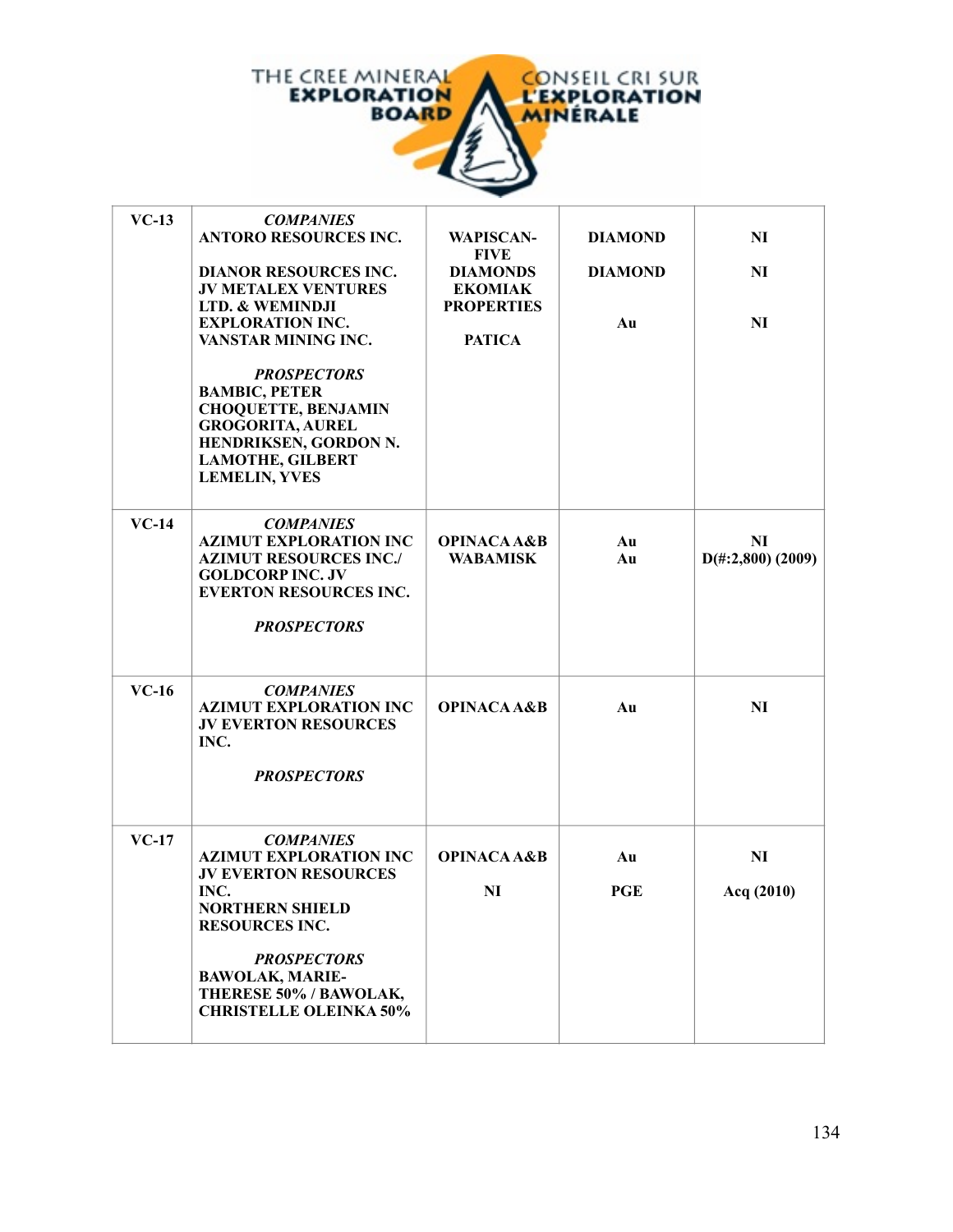| VC-13 | ***COMPANIES***<br>ANTORO RESOURCES INC.<br><br>DIANOR RESOURCES INC.<br>JV METALEX VENTURES LTD. & WEMINDJI EXPLORATION INC.<br>VANSTAR MINING INC.<br><br>***PROSPECTORS***<br>BAMBIC, PETER<br>CHOQUETTE, BENJAMIN<br>GROGORITA, AUREL<br>HENDRIKSEN, GORDON N.<br>LAMOTHE, GILBERT<br>LEMELIN, YVES | WAPISCAN-FIVE DIAMONDS<br>EKOMIAK PROPERTIES<br><br>PATICA | DIAMOND<br><br>DIAMOND<br><br>Au | NI<br><br>NI<br><br>NI |
|---|---|---|---|---|
| **VC-14** | ***COMPANIES***<br>AZIMUT EXPLORATION INC<br>AZIMUT RESOURCES INC./ GOLDCORP INC. JV<br>EVERTON RESOURCES INC.<br><br>***PROSPECTORS*** | OPINACA A&B<br>WABAMISK | Au<br>Au | NI<br>D(#:2,800) (2009) |
| **VC-16** | ***COMPANIES***<br>AZIMUT EXPLORATION INC<br>JV EVERTON RESOURCES INC.<br><br>***PROSPECTORS*** | OPINACA A&B | Au | NI |
| **VC-17** | ***COMPANIES***<br>AZIMUT EXPLORATION INC<br>JV EVERTON RESOURCES INC.<br>NORTHERN SHIELD RESOURCES INC.<br><br>***PROSPECTORS***<br>BAWOLAK, MARIE-THERESE 50% / BAWOLAK, CHRISTELLE OLEINKA 50% | OPINACA A&B<br><br>NI | Au<br><br>PGE | NI<br><br>Acq (2010) |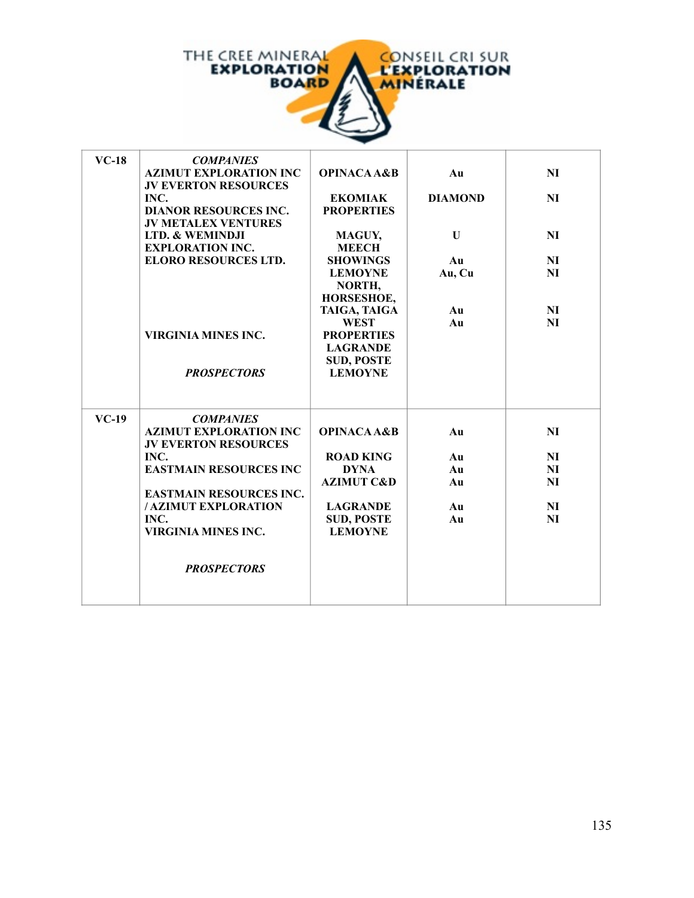| VC-18 | *COMPANIES* | | | |
|---|---|---|---|---|
| | AZIMUT EXPLORATION INC JV EVERTON RESOURCES INC. | OPINACA A&B | Au | NI |
| | DIANOR RESOURCES INC. JV METALEX VENTURES LTD. & WEMINDJI EXPLORATION INC. | EKOMIAK PROPERTIES | DIAMOND | NI |
| | ELORO RESOURCES LTD. | MAGUY, MEECH SHOWINGS | U | NI |
| | | LEMOYNE NORTH, HORSESHOE, TAIGA, TAIGA WEST PROPERTIES | Au | NI |
| | | | Au, Cu | NI |
| | VIRGINIA MINES INC. | LAGRANDE SUD, POSTE LEMOYNE | Au | NI |
| | | | Au | NI |
| | *PROSPECTORS* | | | |
| **VC-19** | *COMPANIES* | | | |
| | AZIMUT EXPLORATION INC JV EVERTON RESOURCES INC. | OPINACA A&B | Au | NI |
| | EASTMAIN RESOURCES INC | ROAD KING | Au | NI |
| | | DYNA | Au | NI |
| | | AZIMUT C&D | Au | NI |
| | EASTMAIN RESOURCES INC. / AZIMUT EXPLORATION INC. | | | |
| | VIRGINIA MINES INC. | LAGRANDE SUD, POSTE LEMOYNE | Au | NI |
| | | | Au | NI |
| | *PROSPECTORS* | | | |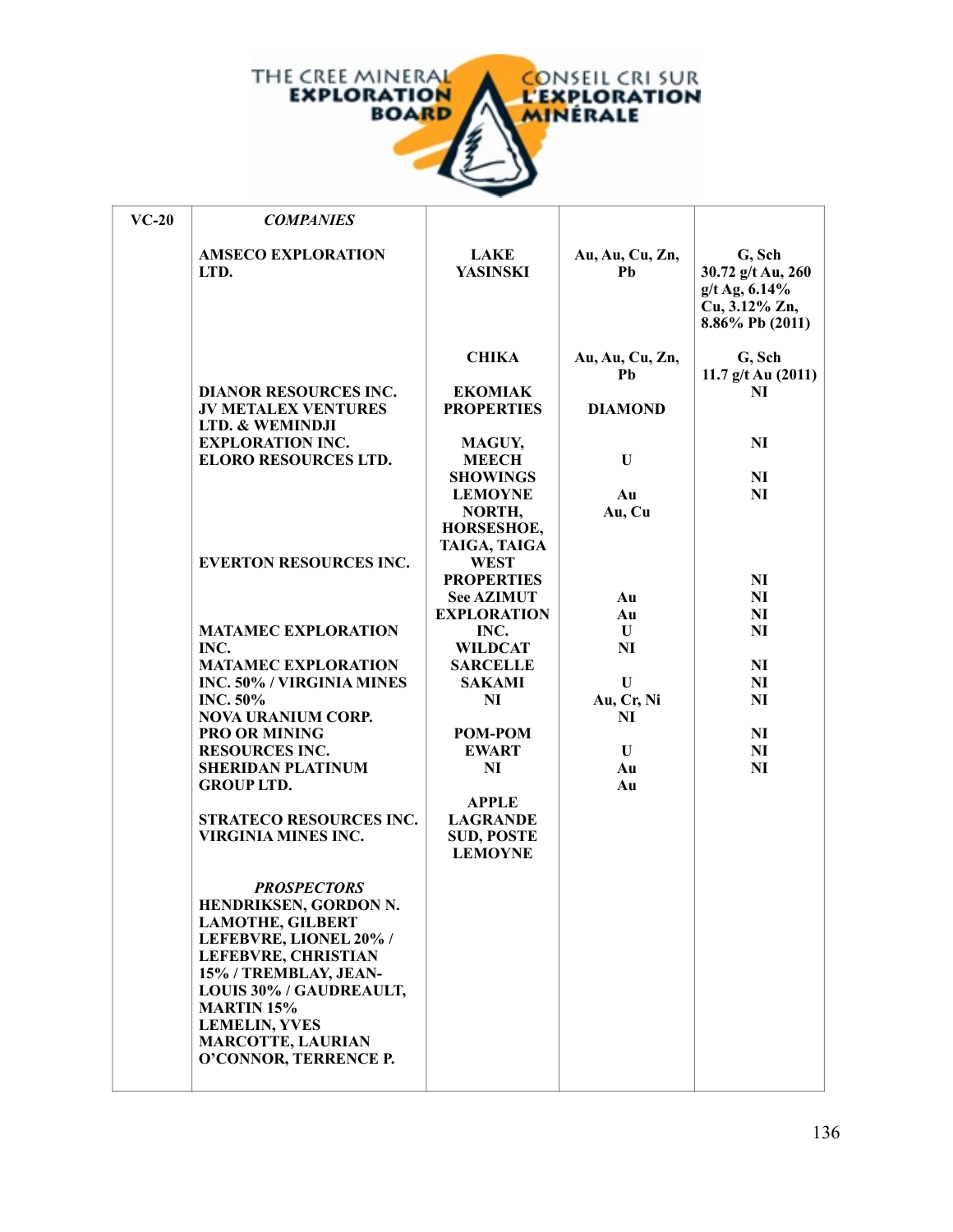| VC-20 | *COMPANIES* | | | |
|---|---|---|---|---|
| | AMSECO EXPLORATION LTD. | LAKE YASINSKI | Au, Au, Cu, Zn, Pb | G, Sch 30.72 g/t Au, 260 g/t Ag, 6.14% Cu, 3.12% Zn, 8.86% Pb (2011) |
| | | CHIKA | Au, Au, Cu, Zn, Pb | G, Sch 11.7 g/t Au (2011) |
| | DIANOR RESOURCES INC. | EKOMIAK | | NI |
| | JV METALEX VENTURES LTD. & WEMINDJI EXPLORATION INC. | PROPERTIES | DIAMOND | NI |
| | ELORO RESOURCES LTD. | MAGUY, MEECH SHOWINGS | U | NI |
| | | LEMOYNE NORTH, HORSESHOE, TAIGA, TAIGA WEST PROPERTIES | Au<br>Au, Cu | NI |
| | EVERTON RESOURCES INC. | See AZIMUT EXPLORATION INC. | | NI |
| | MATAMEC EXPLORATION INC. | WILDCAT | Au | NI |
| | MATAMEC EXPLORATION INC. 50% / VIRGINIA MINES INC. 50% | SARCELLE | Au | NI |
| | NOVA URANIUM CORP. | SAKAMI | U | NI |
| | PRO OR MINING RESOURCES INC. | NI | NI | NI |
| | SHERIDAN PLATINUM GROUP LTD. | POM-POM | U | NI |
| | STRATECO RESOURCES INC. | EWART | Au, Cr, Ni | NI |
| | VIRGINIA MINES INC. | NI | NI | NI |
| | | APPLE | U | NI |
| | | LAGRANDE SUD, POSTE LEMOYNE | Au<br>Au | NI |
| | *PROSPECTORS* | | | |
| | HENDRIKSEN, GORDON N. | | | |
| | LAMOTHE, GILBERT | | | |
| | LEFEBVRE, LIONEL 20% / LEFEBVRE, CHRISTIAN 15% / TREMBLAY, JEAN-LOUIS 30% / GAUDREAULT, MARTIN 15% | | | |
| | LEMELIN, YVES | | | |
| | MARCOTTE, LAURIAN | | | |
| | O'CONNOR, TERRENCE P. | | | |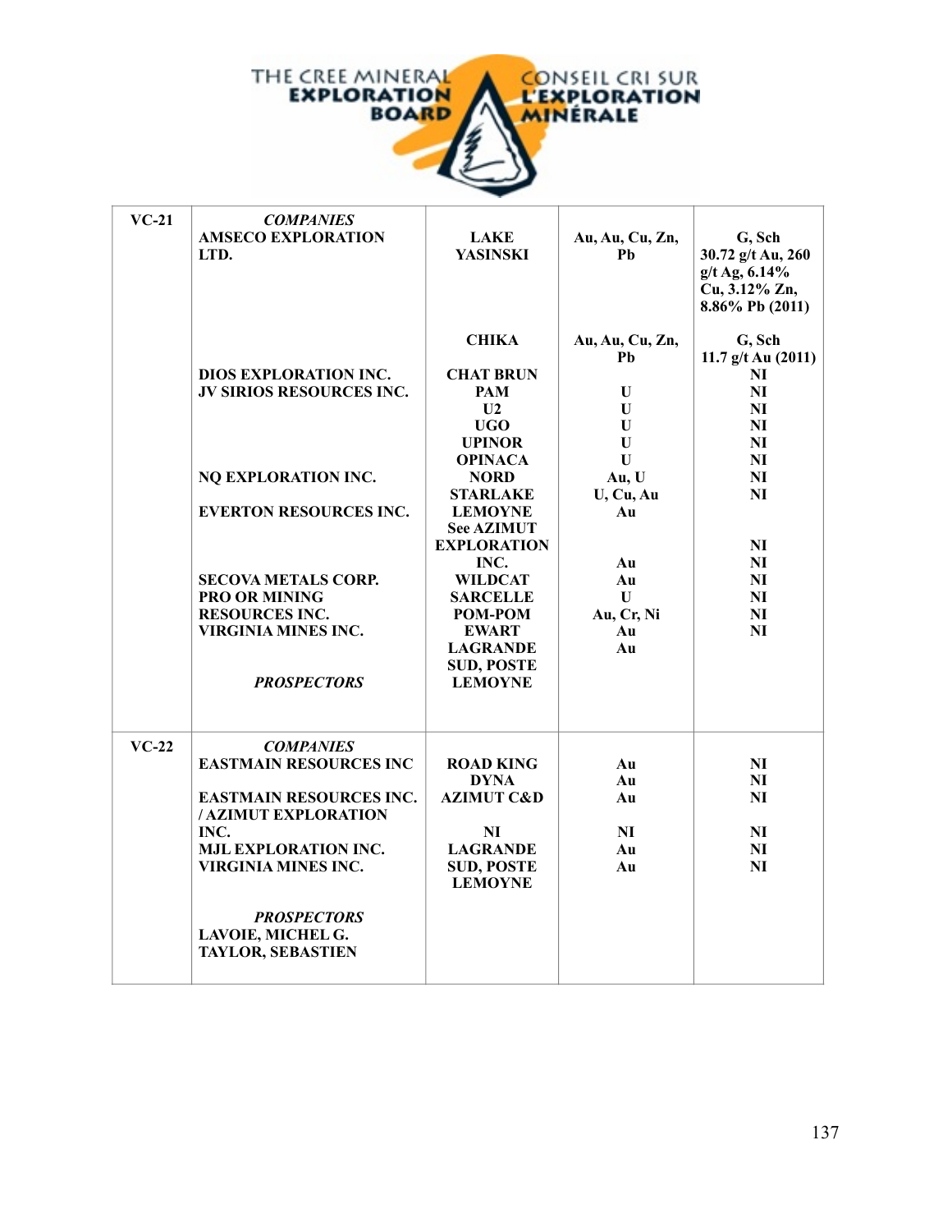| VC-21 | ***COMPANIES*** **AMSECO EXPLORATION LTD.** | **LAKE YASINSKI** | **Au, Au, Cu, Zn, Pb** | **G, Sch 30.72 g/t Au, 260 g/t Ag, 6.14% Cu, 3.12% Zn, 8.86% Pb (2011)** |
|---|---|---|---|---|
| | | **CHIKA** | **Au, Au, Cu, Zn, Pb** | **G, Sch 11.7 g/t Au (2011)** |
| | **DIOS EXPLORATION INC.** | **CHAT BRUN** | | **NI** |
| | **JV SIRIOS RESOURCES INC.** | **PAM** | **U** | **NI** |
| | | **U2** | **U** | **NI** |
| | | **UGO** | **U** | **NI** |
| | | **UPINOR** | **U** | **NI** |
| | | **OPINACA** | **U** | **NI** |
| | **NQ EXPLORATION INC.** | **NORD** | **Au, U** | **NI** |
| | | **STARLAKE** | **U, Cu, Au** | **NI** |
| | **EVERTON RESOURCES INC.** | **LEMOYNE** | **Au** | |
| | | **See AZIMUT EXPLORATION INC.** | **Au** | **NI** |
| | | | | **NI** |
| | **SECOVA METALS CORP.** | **WILDCAT** | **Au** | **NI** |
| | **PRO OR MINING RESOURCES INC.** | **SARCELLE** | **U** | **NI** |
| | | **POM-POM** | **Au, Cr, Ni** | **NI** |
| | **VIRGINIA MINES INC.** | **EWART** | **Au** | **NI** |
| | | **LAGRANDE SUD, POSTE LEMOYNE** | **Au** | |
| | ***PROSPECTORS*** | | | |
| VC-22 | ***COMPANIES*** | | | |
| | **EASTMAIN RESOURCES INC** | **ROAD KING** | **Au** | **NI** |
| | | **DYNA** | **Au** | **NI** |
| | **EASTMAIN RESOURCES INC. / AZIMUT EXPLORATION INC.** | **AZIMUT C&D** | **Au** | **NI** |
| | | **NI** | **NI** | **NI** |
| | **MJL EXPLORATION INC.** | **LAGRANDE SUD, POSTE LEMOYNE** | **Au** | **NI** |
| | **VIRGINIA MINES INC.** | | **Au** | **NI** |
| | ***PROSPECTORS*** **LAVOIE, MICHEL G.** **TAYLOR, SEBASTIEN** | | | |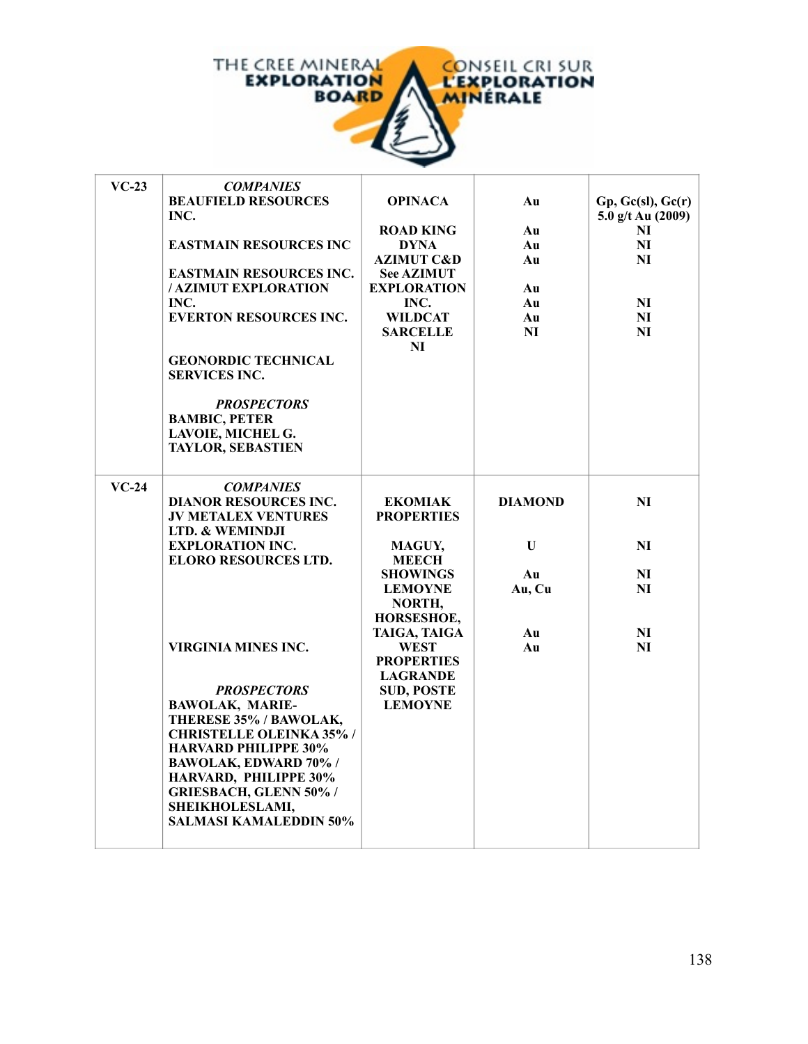| | | | | |
|---|---|---|---|---|
| **VC-23** | ***COMPANIES*** | | | |
| | **BEAUFIELD RESOURCES INC.** | **OPINACA** | **Au** | **Gp, Gc(sl), Gc(r) 5.0 g/t Au (2009)** |
| | **EASTMAIN RESOURCES INC** | **ROAD KING** | **Au** | **NI** |
| | | **DYNA** | **Au** | **NI** |
| | | **AZIMUT C&D** | **Au** | **NI** |
| | **EASTMAIN RESOURCES INC. / AZIMUT EXPLORATION INC.** | **See AZIMUT EXPLORATION INC.** | **Au** | |
| | **EVERTON RESOURCES INC.** | **WILDCAT** | **Au** | **NI** |
| | | **SARCELLE** | **Au** | **NI** |
| | **GEONORDIC TECHNICAL SERVICES INC.** | **NI** | **NI** | **NI** |
| | ***PROSPECTORS*** | | | |
| | **BAMBIC, PETER** | | | |
| | **LAVOIE, MICHEL G.** | | | |
| | **TAYLOR, SEBASTIEN** | | | |
| **VC-24** | ***COMPANIES*** | | | |
| | **DIANOR RESOURCES INC.** | **EKOMIAK PROPERTIES** | **DIAMOND** | **NI** |
| | **JV METALEX VENTURES LTD. & WEMINDJI EXPLORATION INC.** | **MAGUY, MEECH SHOWINGS** | **U** | **NI** |
| | **ELORO RESOURCES LTD.** | **LEMOYNE NORTH, HORSESHOE, TAIGA, TAIGA WEST PROPERTIES** | **Au** | **NI** |
| | | | **Au, Cu** | **NI** |
| | **VIRGINIA MINES INC.** | **LAGRANDE SUD, POSTE LEMOYNE** | **Au** | **NI** |
| | | | **Au** | **NI** |
| | ***PROSPECTORS*** | | | |
| | **BAWOLAK, MARIE-THERESE 35% / BAWOLAK, CHRISTELLE OLEINKA 35% / HARVARD PHILIPPE 30%** | | | |
| | **BAWOLAK, EDWARD 70% / HARVARD, PHILIPPE 30%** | | | |
| | **GRIESBACH, GLENN 50% / SHEIKHOLESLAMI, SALMASI KAMALEDDIN 50%** | | | |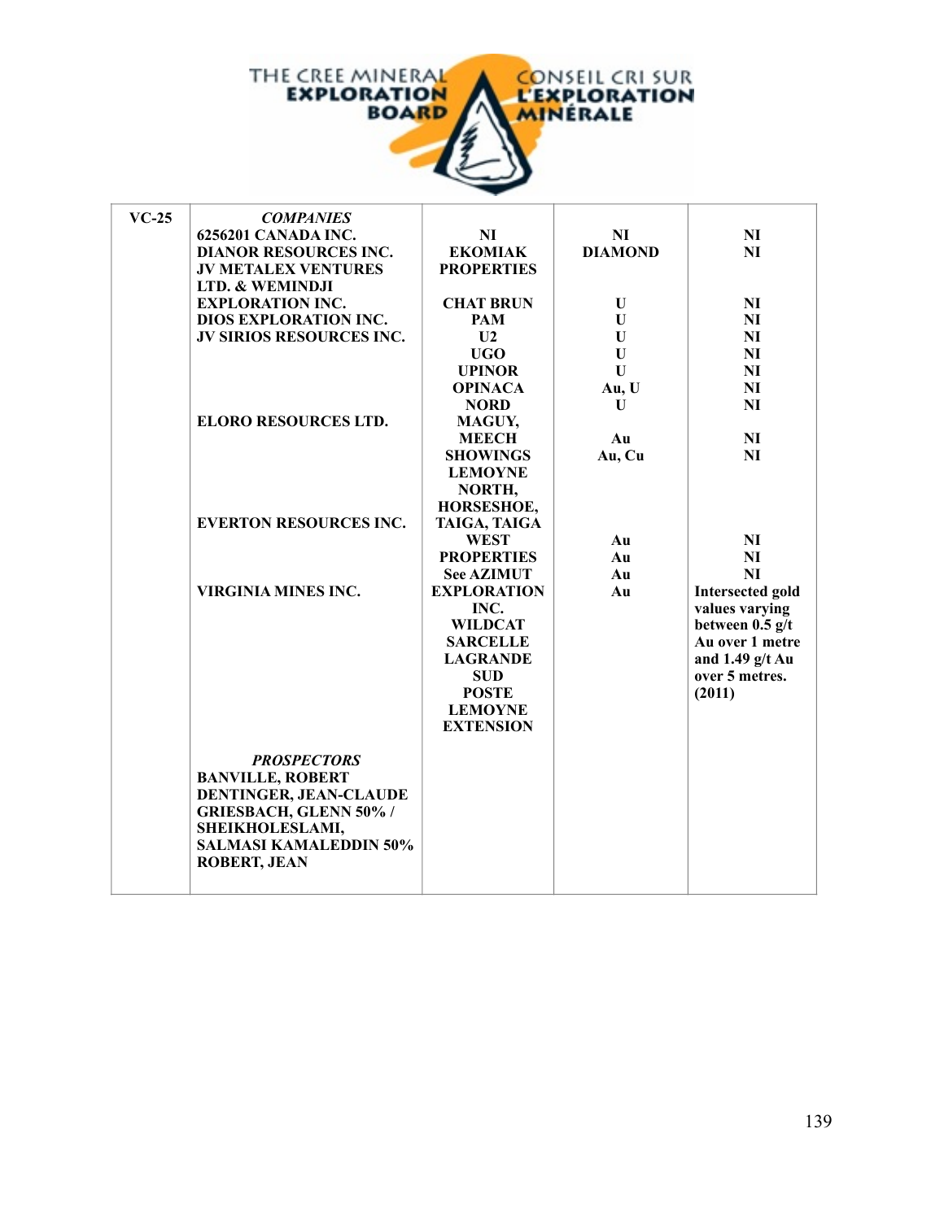| VC-25 | *COMPANIES* | | | |
|---|---|---|---|---|
| | 6256201 CANADA INC. | NI | NI | NI |
| | DIANOR RESOURCES INC. | EKOMIAK PROPERTIES | DIAMOND | NI |
| | JV METALEX VENTURES LTD. & WEMINDJI EXPLORATION INC. | CHAT BRUN | U | NI |
| | DIOS EXPLORATION INC. | PAM | U | NI |
| | JV SIRIOS RESOURCES INC. | U2 | U | NI |
| | | UGO | U | NI |
| | | UPINOR | U | NI |
| | | OPINACA | Au, U | NI |
| | | NORD | U | NI |
| | ELORO RESOURCES LTD. | MAGUY, MEECH | Au | NI |
| | | SHOWINGS LEMOYNE NORTH, HORSESHOE, | Au, Cu | NI |
| | EVERTON RESOURCES INC. | TAIGA, TAIGA WEST PROPERTIES | Au | NI |
| | | | Au | NI |
| | | See AZIMUT | Au | NI |
| | VIRGINIA MINES INC. | EXPLORATION INC. WILDCAT SARCELLE LAGRANDE SUD POSTE LEMOYNE EXTENSION | Au | Intersected gold values varying between 0.5 g/t Au over 1 metre and 1.49 g/t Au over 5 metres. (2011) |
| | *PROSPECTORS* | | | |
| | BANVILLE, ROBERT | | | |
| | DENTINGER, JEAN-CLAUDE | | | |
| | GRIESBACH, GLENN 50% / SHEIKHOLESLAMI, SALMASI KAMALEDDIN 50% | | | |
| | ROBERT, JEAN | | | |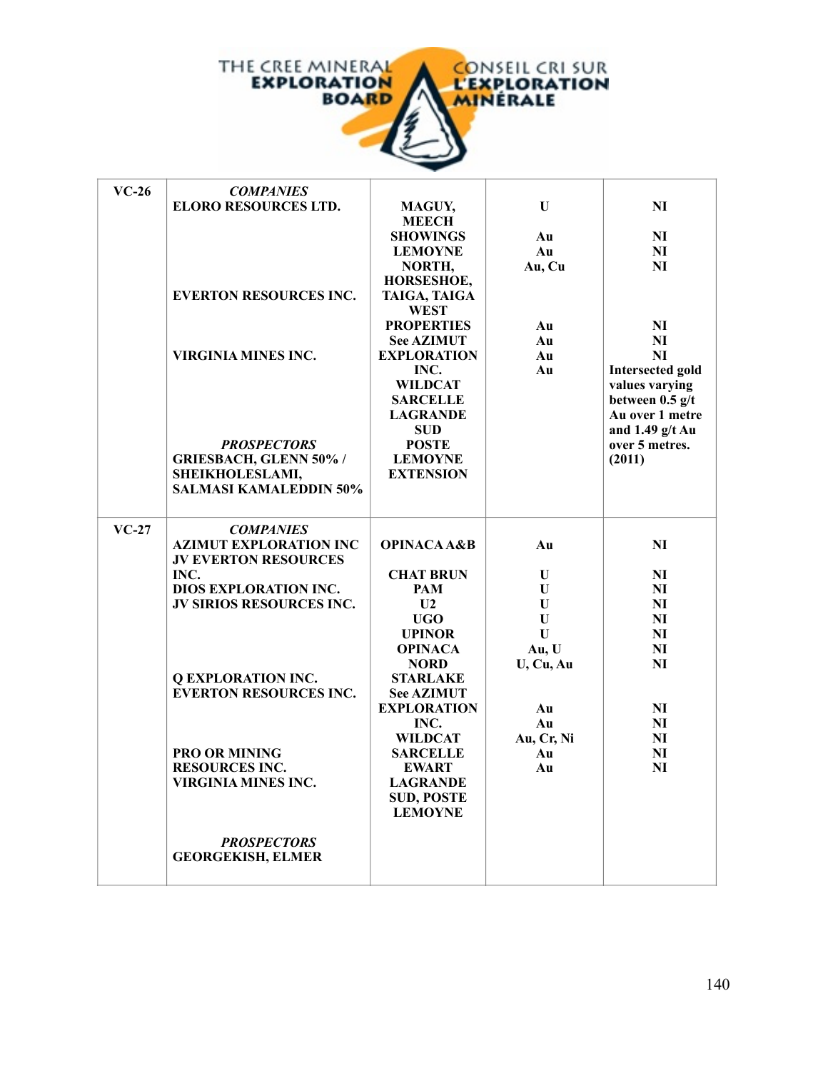| VC-26 | *COMPANIES*<br>ELORO RESOURCES LTD.<br><br><br><br><br><br>EVERTON RESOURCES INC.<br><br><br><br>VIRGINIA MINES INC.<br><br><br><br><br><br>*PROSPECTORS*<br>GRIESBACH, GLENN 50% / SHEIKHOLESLAMI, SALMASI KAMALEDDIN 50% | MAGUY, MEECH SHOWINGS<br>LEMOYNE NORTH, HORSESHOE, TAIGA, TAIGA WEST PROPERTIES<br>See AZIMUT EXPLORATION INC.<br>WILDCAT<br>SARCELLE<br>LAGRANDE SUD<br>POSTE LEMOYNE EXTENSION | U<br><br>Au<br>Au<br>Au, Cu<br><br><br><br>Au<br>Au<br>Au<br>Au | NI<br><br>NI<br>NI<br>NI<br><br><br><br>NI<br>NI<br>NI<br>Intersected gold values varying between 0.5 g/t Au over 1 metre and 1.49 g/t Au over 5 metres. (2011) |
|---|---|---|---|---|
| VC-27 | *COMPANIES*<br>AZIMUT EXPLORATION INC JV EVERTON RESOURCES INC.<br>DIOS EXPLORATION INC. JV SIRIOS RESOURCES INC.<br><br><br><br><br><br>Q EXPLORATION INC.<br>EVERTON RESOURCES INC.<br><br><br><br>PRO OR MINING RESOURCES INC.<br>VIRGINIA MINES INC.<br><br><br><br>*PROSPECTORS*<br>GEORGEKISH, ELMER | OPINACA A&B<br><br>CHAT BRUN<br>PAM<br>U2<br>UGO<br>UPINOR<br>OPINACA NORD<br>STARLAKE<br>See AZIMUT EXPLORATION INC.<br>WILDCAT<br>SARCELLE<br>EWART<br>LAGRANDE SUD, POSTE LEMOYNE | Au<br><br>U<br>U<br>U<br>U<br>U<br>Au, U<br>U, Cu, Au<br><br>Au<br>Au<br>Au, Cr, Ni<br>Au<br>Au | NI<br><br>NI<br>NI<br>NI<br>NI<br>NI<br>NI<br>NI<br><br>NI<br>NI<br>NI<br>NI<br>NI |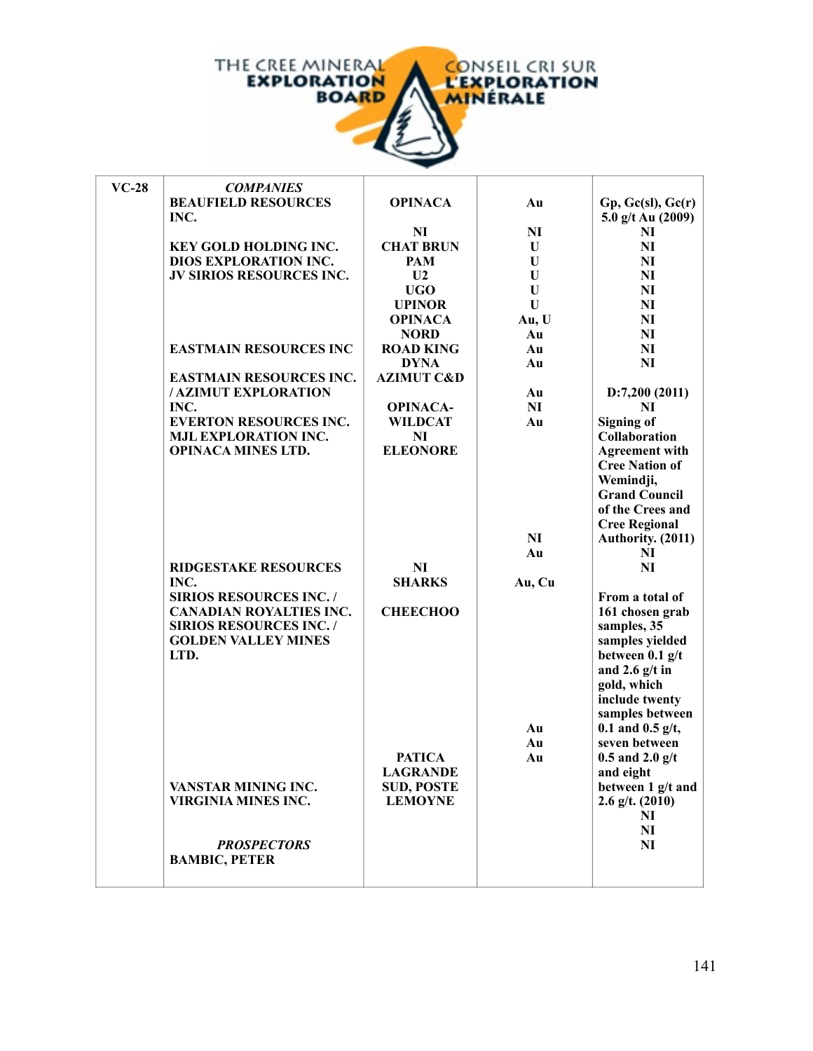| VC-28 | *COMPANIES* | | | |
|---|---|---|---|---|
| | BEAUFIELD RESOURCES INC. | OPINACA | Au | Gp, Gc(sl), Gc(r) 5.0 g/t Au (2009) |
| | | NI | NI | NI |
| | KEY GOLD HOLDING INC. | CHAT BRUN | U | NI |
| | DIOS EXPLORATION INC. | PAM | U | NI |
| | JV SIRIOS RESOURCES INC. | U2 | U | NI |
| | | UGO | U | NI |
| | | UPINOR | U | NI |
| | | OPINACA | Au, U | NI |
| | | NORD | Au | NI |
| | EASTMAIN RESOURCES INC | ROAD KING | Au | NI |
| | | DYNA | Au | NI |
| | EASTMAIN RESOURCES INC. / AZIMUT EXPLORATION INC. | AZIMUT C&D | Au | D:7,200 (2011) |
| | | OPINACA-WILDCAT | NI | NI |
| | EVERTON RESOURCES INC. | | Au | Signing of Collaboration Agreement with Cree Nation of Wemindji, Grand Council of the Crees and Cree Regional Authority. (2011) |
| | MJL EXPLORATION INC. | NI | NI | NI |
| | OPINACA MINES LTD. | ELEONORE | Au | NI |
| | RIDGESTAKE RESOURCES INC. | NI | | |
| | | SHARKS | Au, Cu | |
| | SIRIOS RESOURCES INC. / CANADIAN ROYALTIES INC. | CHEECHOO | | From a total of 161 chosen grab samples, 35 samples yielded between 0.1 g/t and 2.6 g/t in gold, which include twenty samples between 0.1 and 0.5 g/t, seven between 0.5 and 2.0 g/t and eight between 1 g/t and 2.6 g/t. (2010) |
| | SIRIOS RESOURCES INC. / GOLDEN VALLEY MINES LTD. | | Au | |
| | | | Au | |
| | | PATICA | Au | |
| | VANSTAR MINING INC. | LAGRANDE SUD, POSTE LEMOYNE | | NI |
| | VIRGINIA MINES INC. | | | NI |
| | | | | NI |
| | *PROSPECTORS* | | | |
| | BAMBIC, PETER | | | |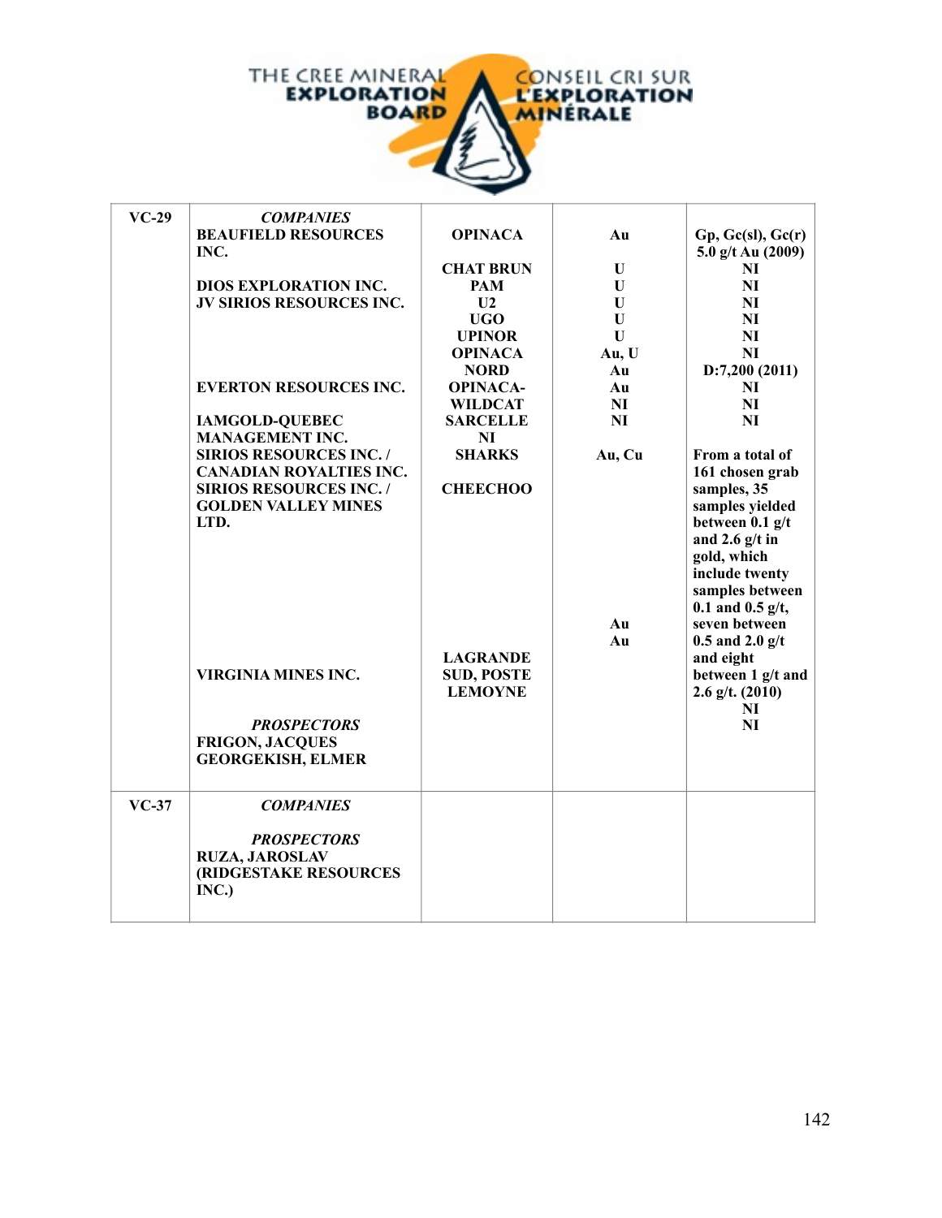| | | | | |
|---|---|---|---|---|
| VC-29 | *COMPANIES* | | | |
| | BEAUFIELD RESOURCES INC. | OPINACA | Au | Gp, Gc(sl), Gc(r) 5.0 g/t Au (2009) |
| | | CHAT BRUN | U | NI |
| | DIOS EXPLORATION INC. | PAM | U | NI |
| | JV SIRIOS RESOURCES INC. | U2 | U | NI |
| | | UGO | U | NI |
| | | UPINOR | U | NI |
| | | OPINACA | Au, U | NI |
| | | NORD | Au | D:7,200 (2011) |
| | EVERTON RESOURCES INC. | OPINACA-WILDCAT | Au | NI |
| | | | NI | NI |
| | IAMGOLD-QUEBEC MANAGEMENT INC. | SARCELLE | NI | NI |
| | | NI | | |
| | SIRIOS RESOURCES INC. / CANADIAN ROYALTIES INC. | SHARKS | Au, Cu | From a total of 161 chosen grab samples, 35 samples yielded between 0.1 g/t and 2.6 g/t in gold, which include twenty samples between 0.1 and 0.5 g/t, seven between 0.5 and 2.0 g/t and eight between 1 g/t and 2.6 g/t. (2010) |
| | SIRIOS RESOURCES INC. / GOLDEN VALLEY MINES LTD. | CHEECHOO | Au | |
| | | | Au | |
| | VIRGINIA MINES INC. | LAGRANDE SUD, POSTE LEMOYNE | | NI |
| | | | | NI |
| | *PROSPECTORS* | | | |
| | FRIGON, JACQUES | | | |
| | GEORGEKISH, ELMER | | | |
| VC-37 | *COMPANIES* | | | |
| | *PROSPECTORS* | | | |
| | RUZA, JAROSLAV (RIDGESTAKE RESOURCES INC.) | | | |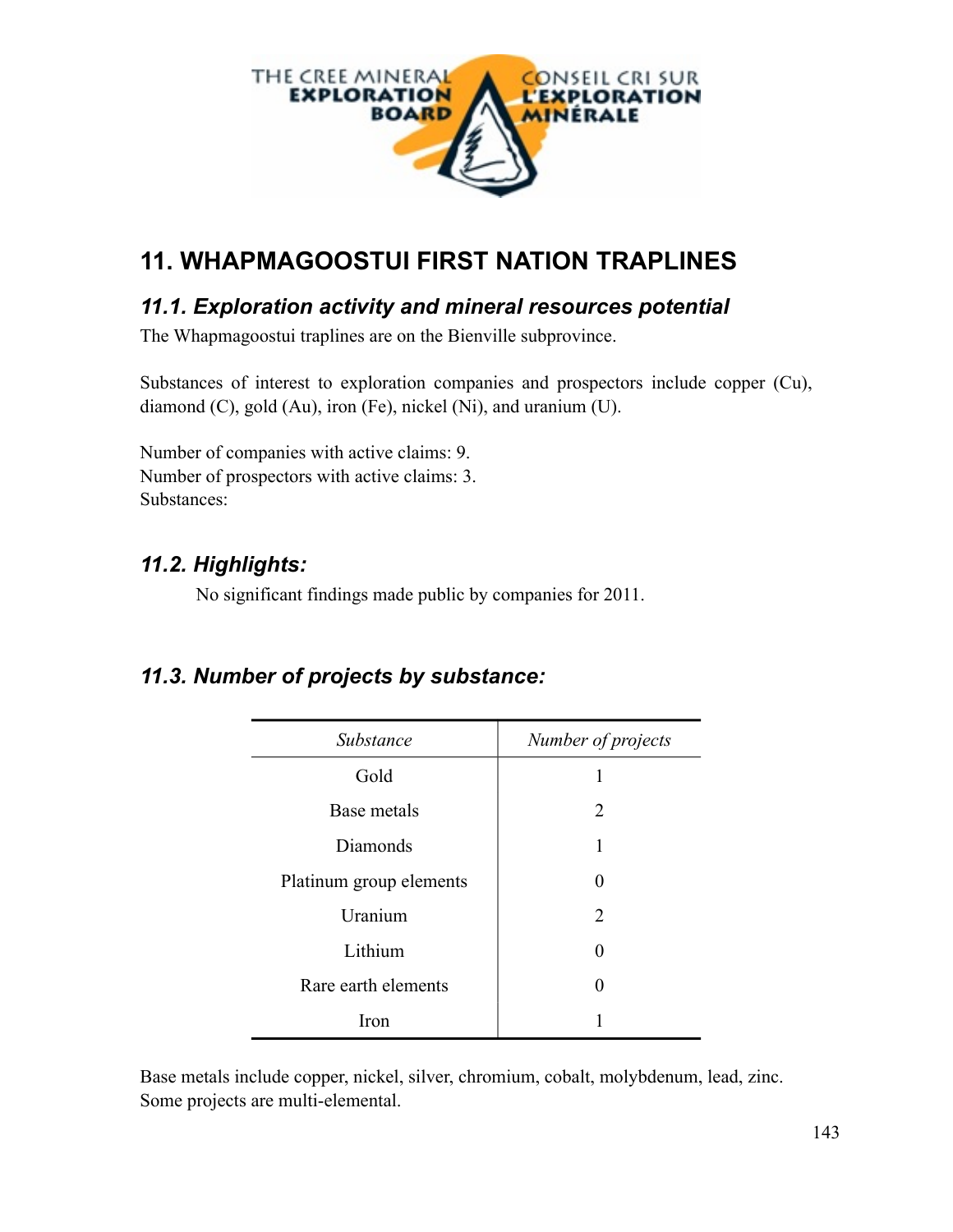# 11. WHAPMAGOOSTUI FIRST NATION TRAPLINES

## *11.1. Exploration activity and mineral resources potential*

The Whapmagoostui traplines are on the Bienville subprovince.

Substances of interest to exploration companies and prospectors include copper (Cu), diamond (C), gold (Au), iron (Fe), nickel (Ni), and uranium (U).

Number of companies with active claims: 9.
Number of prospectors with active claims: 3.
Substances:

## *11.2. Highlights:*

No significant findings made public by companies for 2011.

## *11.3. Number of projects by substance:*

| *Substance* | *Number of projects* |
|---|---|
| Gold | 1 |
| Base metals | 2 |
| Diamonds | 1 |
| Platinum group elements | 0 |
| Uranium | 2 |
| Lithium | 0 |
| Rare earth elements | 0 |
| Iron | 1 |

Base metals include copper, nickel, silver, chromium, cobalt, molybdenum, lead, zinc. Some projects are multi-elemental.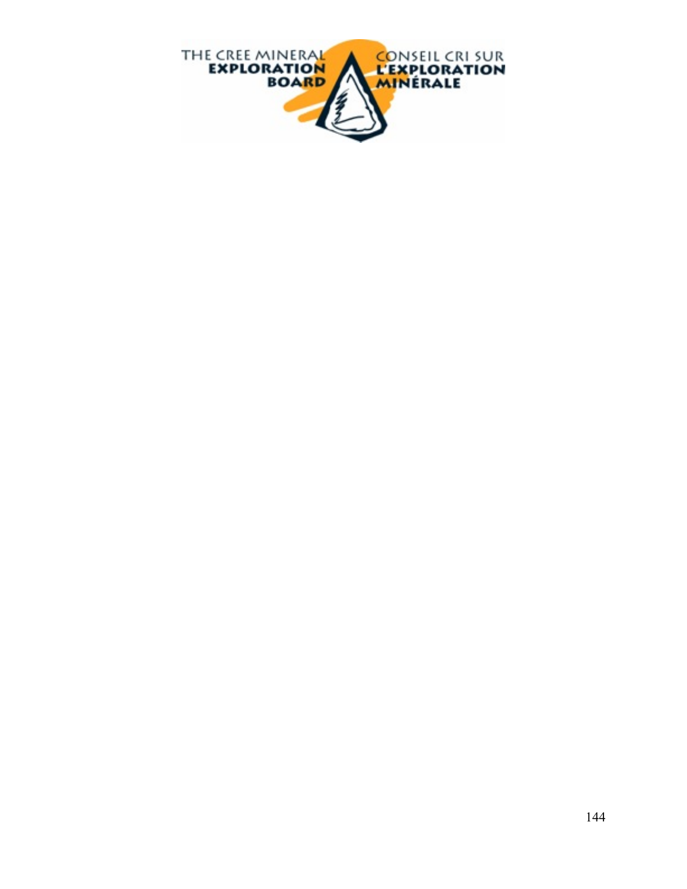THE CREE MINERAL **EXPLORATION BOARD**

CONSEIL CRI SUR **L'EXPLORATION MINÉRALE**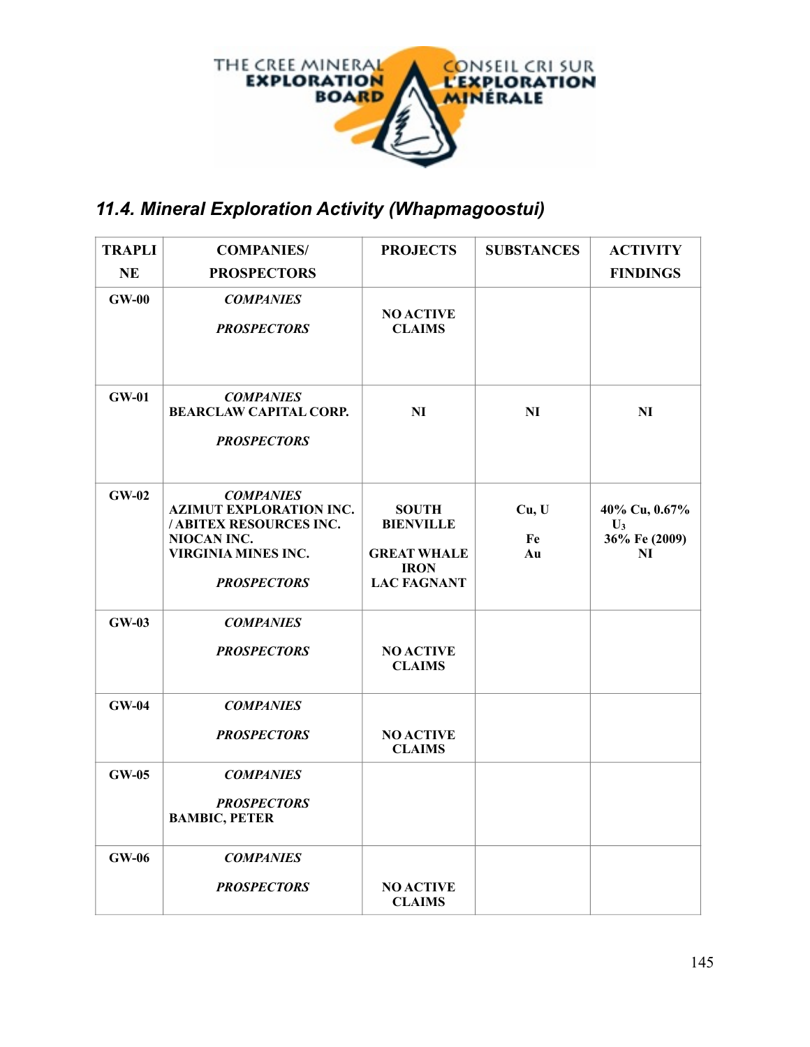THE CREE MINERAL EXPLORATION BOARD — CONSEIL CRI SUR L'EXPLORATION MINÉRALE

## *11.4. Mineral Exploration Activity (Whapmagoostui)*

| TRAPLINE | COMPANIES/ PROSPECTORS | PROJECTS | SUBSTANCES | ACTIVITY FINDINGS |
|---|---|---|---|---|
| **GW-00** | ***COMPANIES*** <br> ***PROSPECTORS*** | **NO ACTIVE CLAIMS** | | |
| **GW-01** | ***COMPANIES*** <br> **BEARCLAW CAPITAL CORP.** <br> ***PROSPECTORS*** | **NI** | **NI** | **NI** |
| **GW-02** | ***COMPANIES*** <br> **AZIMUT EXPLORATION INC. / ABITEX RESOURCES INC.** <br> **NIOCAN INC.** <br> **VIRGINIA MINES INC.** <br> ***PROSPECTORS*** | **SOUTH BIENVILLE** <br> **GREAT WHALE IRON** <br> **LAC FAGNANT** | **Cu, U** <br> **Fe** <br> **Au** | **40% Cu, 0.67% $U_3$** <br> **36% Fe (2009)** <br> **NI** |
| **GW-03** | ***COMPANIES*** <br> ***PROSPECTORS*** | **NO ACTIVE CLAIMS** | | |
| **GW-04** | ***COMPANIES*** <br> ***PROSPECTORS*** | **NO ACTIVE CLAIMS** | | |
| **GW-05** | ***COMPANIES*** <br> ***PROSPECTORS*** <br> **BAMBIC, PETER** | | | |
| **GW-06** | ***COMPANIES*** <br> ***PROSPECTORS*** | **NO ACTIVE CLAIMS** | | |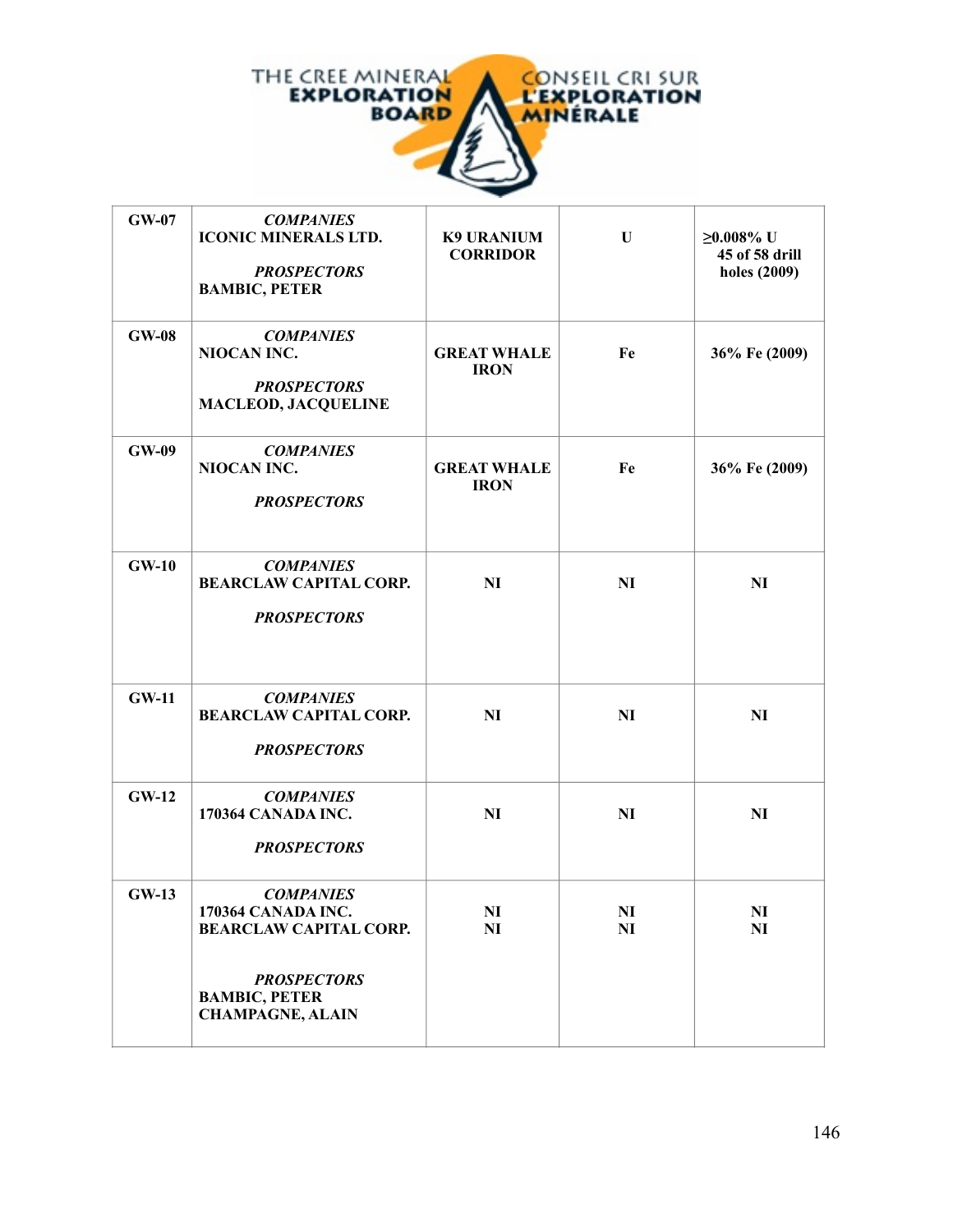| GW-07 | ***COMPANIES***<br>**ICONIC MINERALS LTD.**<br><br>***PROSPECTORS***<br>**BAMBIC, PETER** | **K9 URANIUM CORRIDOR** | **U** | **≥0.008% U 45 of 58 drill holes (2009)** |
|---|---|---|---|---|
| **GW-08** | ***COMPANIES***<br>**NIOCAN INC.**<br><br>***PROSPECTORS***<br>**MACLEOD, JACQUELINE** | **GREAT WHALE IRON** | **Fe** | **36% Fe (2009)** |
| **GW-09** | ***COMPANIES***<br>**NIOCAN INC.**<br><br>***PROSPECTORS*** | **GREAT WHALE IRON** | **Fe** | **36% Fe (2009)** |
| **GW-10** | ***COMPANIES***<br>**BEARCLAW CAPITAL CORP.**<br><br>***PROSPECTORS*** | **NI** | **NI** | **NI** |
| **GW-11** | ***COMPANIES***<br>**BEARCLAW CAPITAL CORP.**<br><br>***PROSPECTORS*** | **NI** | **NI** | **NI** |
| **GW-12** | ***COMPANIES***<br>**170364 CANADA INC.**<br><br>***PROSPECTORS*** | **NI** | **NI** | **NI** |
| **GW-13** | ***COMPANIES***<br>**170364 CANADA INC.**<br>**BEARCLAW CAPITAL CORP.**<br><br>***PROSPECTORS***<br>**BAMBIC, PETER**<br>**CHAMPAGNE, ALAIN** | **NI**<br>**NI** | **NI**<br>**NI** | **NI**<br>**NI** |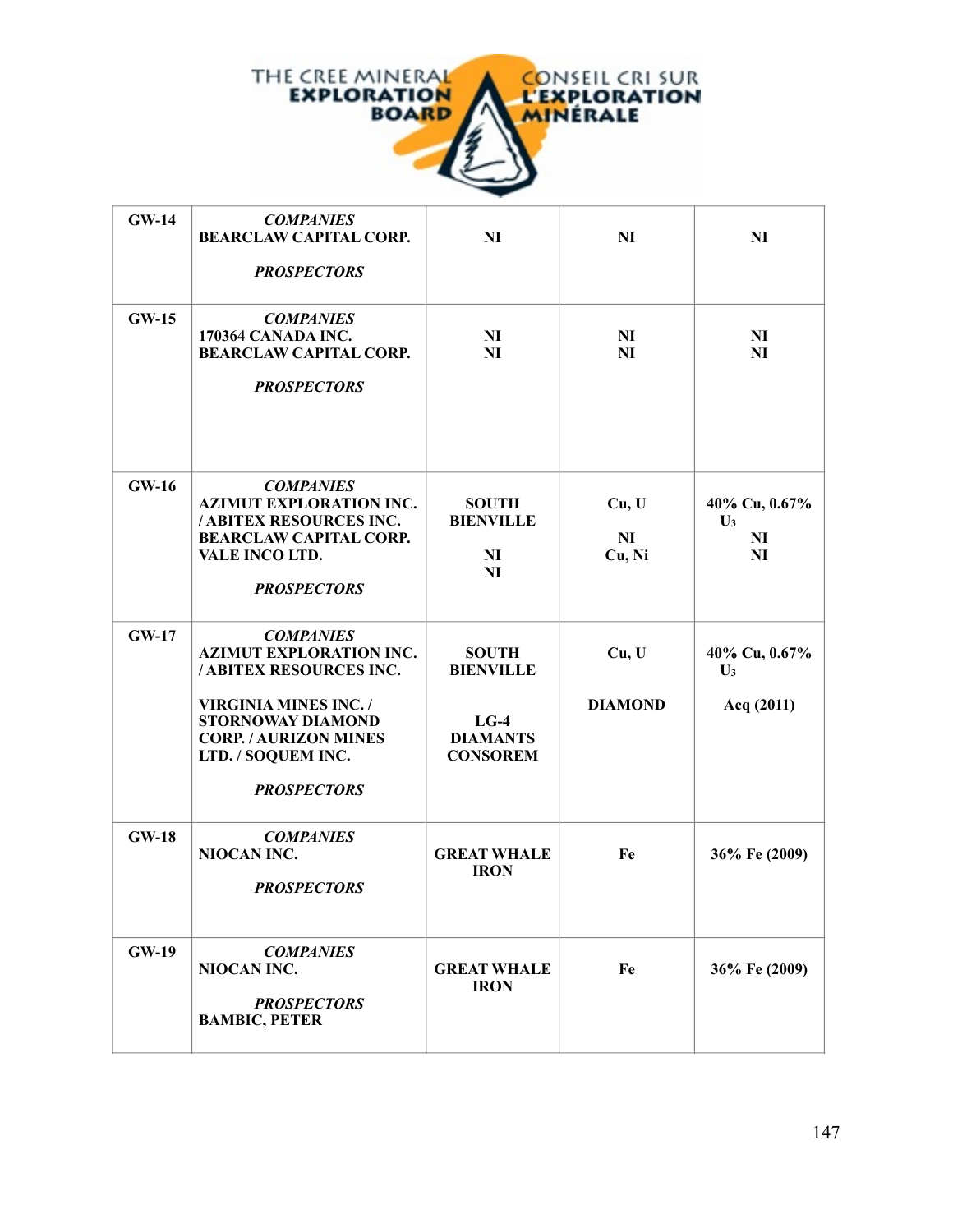| | | | | |
|---|---|---|---|---|
| **GW-14** | ***COMPANIES*** **BEARCLAW CAPITAL CORP.** ***PROSPECTORS*** | **NI** | **NI** | **NI** |
| **GW-15** | ***COMPANIES*** **170364 CANADA INC.** **BEARCLAW CAPITAL CORP.** ***PROSPECTORS*** | **NI** **NI** | **NI** **NI** | **NI** **NI** |
| **GW-16** | ***COMPANIES*** **AZIMUT EXPLORATION INC. / ABITEX RESOURCES INC.** **BEARCLAW CAPITAL CORP.** **VALE INCO LTD.** ***PROSPECTORS*** | **SOUTH BIENVILLE** **NI** **NI** | **Cu, U** **NI** **Cu, Ni** | **40% Cu, 0.67% $U_3$** **NI** **NI** |
| **GW-17** | ***COMPANIES*** **AZIMUT EXPLORATION INC. / ABITEX RESOURCES INC.** **VIRGINIA MINES INC. / STORNOWAY DIAMOND CORP. / AURIZON MINES LTD. / SOQUEM INC.** ***PROSPECTORS*** | **SOUTH BIENVILLE** **LG-4 DIAMANTS CONSOREM** | **Cu, U** **DIAMOND** | **40% Cu, 0.67% $U_3$** **Acq (2011)** |
| **GW-18** | ***COMPANIES*** **NIOCAN INC.** ***PROSPECTORS*** | **GREAT WHALE IRON** | **Fe** | **36% Fe (2009)** |
| **GW-19** | ***COMPANIES*** **NIOCAN INC.** ***PROSPECTORS*** **BAMBIC, PETER** | **GREAT WHALE IRON** | **Fe** | **36% Fe (2009)** |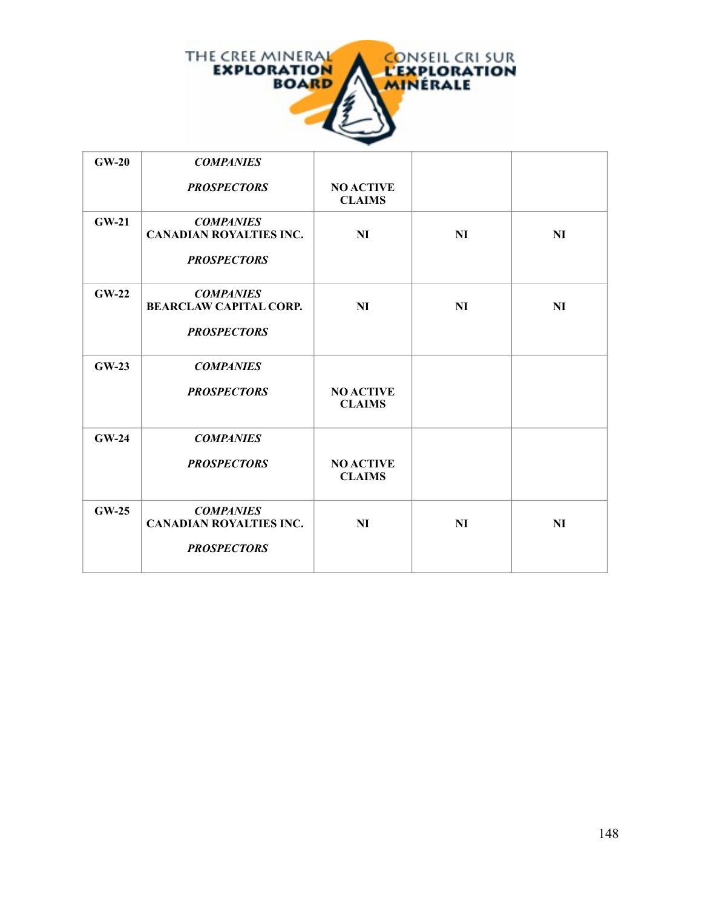| | | | | |
|---|---|---|---|---|
| **GW-20** | ***COMPANIES*** <br><br> ***PROSPECTORS*** | **NO ACTIVE CLAIMS** | | |
| **GW-21** | ***COMPANIES*** <br> **CANADIAN ROYALTIES INC.** <br><br> ***PROSPECTORS*** | **NI** | **NI** | **NI** |
| **GW-22** | ***COMPANIES*** <br> **BEARCLAW CAPITAL CORP.** <br><br> ***PROSPECTORS*** | **NI** | **NI** | **NI** |
| **GW-23** | ***COMPANIES*** <br><br> ***PROSPECTORS*** | **NO ACTIVE CLAIMS** | | |
| **GW-24** | ***COMPANIES*** <br><br> ***PROSPECTORS*** | **NO ACTIVE CLAIMS** | | |
| **GW-25** | ***COMPANIES*** <br> **CANADIAN ROYALTIES INC.** <br><br> ***PROSPECTORS*** | **NI** | **NI** | **NI** |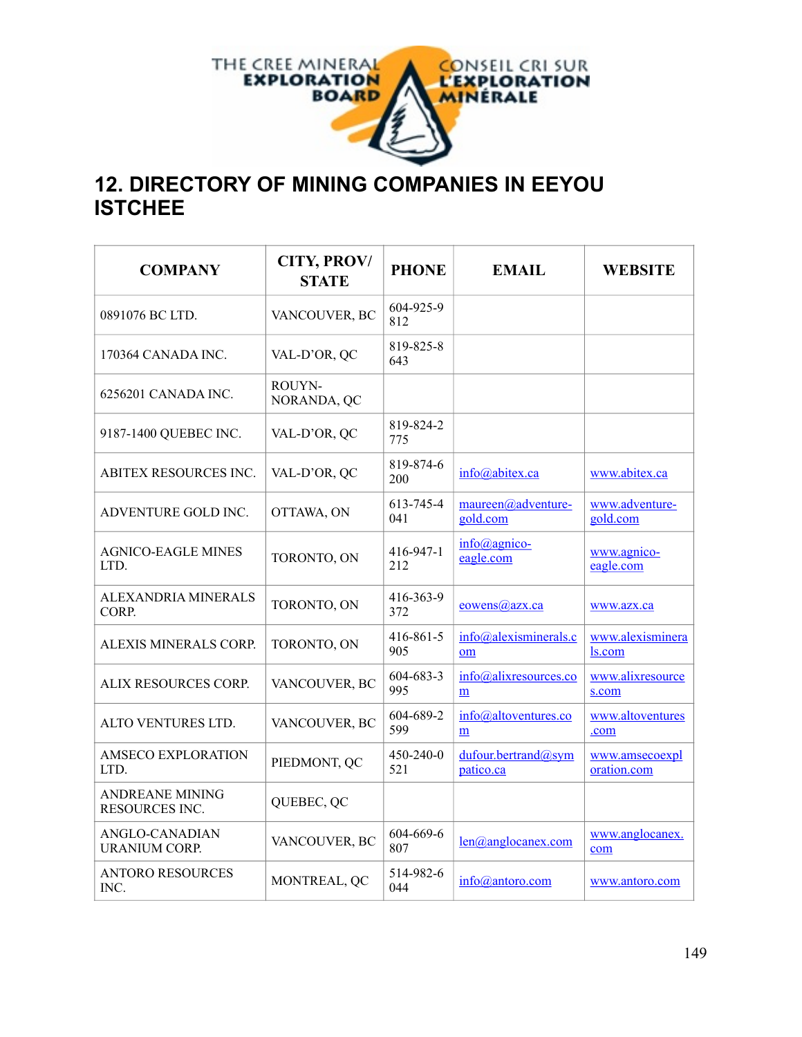# 12. DIRECTORY OF MINING COMPANIES IN EEYOU ISTCHEE

| COMPANY | CITY, PROV/ STATE | PHONE | EMAIL | WEBSITE |
|---|---|---|---|---|
| 0891076 BC LTD. | VANCOUVER, BC | 604-925-9812 | | |
| 170364 CANADA INC. | VAL-D'OR, QC | 819-825-8643 | | |
| 6256201 CANADA INC. | ROUYN-NORANDA, QC | | | |
| 9187-1400 QUEBEC INC. | VAL-D'OR, QC | 819-824-2775 | | |
| ABITEX RESOURCES INC. | VAL-D'OR, QC | 819-874-6200 | info@abitex.ca | www.abitex.ca |
| ADVENTURE GOLD INC. | OTTAWA, ON | 613-745-4041 | maureen@adventure-gold.com | www.adventure-gold.com |
| AGNICO-EAGLE MINES LTD. | TORONTO, ON | 416-947-1212 | info@agnico-eagle.com | www.agnico-eagle.com |
| ALEXANDRIA MINERALS CORP. | TORONTO, ON | 416-363-9372 | eowens@azx.ca | www.azx.ca |
| ALEXIS MINERALS CORP. | TORONTO, ON | 416-861-5905 | info@alexisminerals.com | www.alexisminerals.com |
| ALIX RESOURCES CORP. | VANCOUVER, BC | 604-683-3995 | info@alixresources.com | www.alixresources.com |
| ALTO VENTURES LTD. | VANCOUVER, BC | 604-689-2599 | info@altoventures.com | www.altoventures.com |
| AMSECO EXPLORATION LTD. | PIEDMONT, QC | 450-240-0521 | dufour.bertrand@sympatico.ca | www.amsecoexploration.com |
| ANDREANE MINING RESOURCES INC. | QUEBEC, QC | | | |
| ANGLO-CANADIAN URANIUM CORP. | VANCOUVER, BC | 604-669-6807 | len@anglocanex.com | www.anglocanex.com |
| ANTORO RESOURCES INC. | MONTREAL, QC | 514-982-6044 | info@antoro.com | www.antoro.com |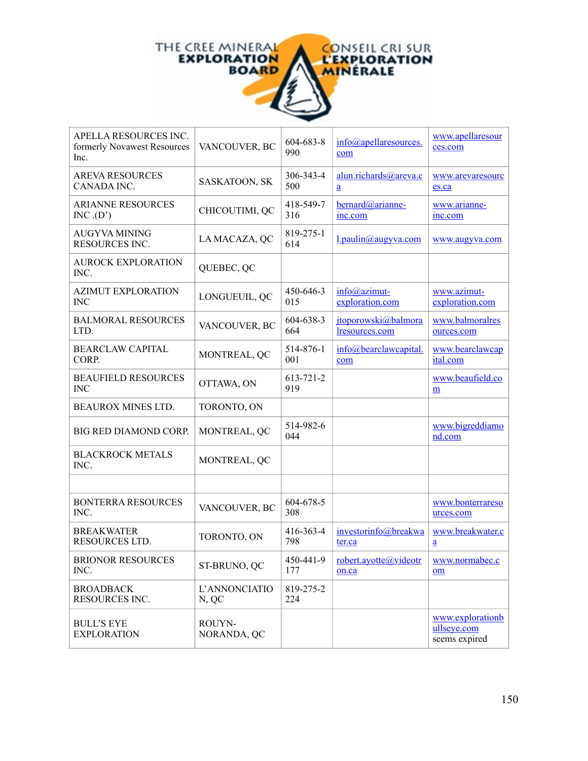THE CREE MINERAL EXPLORATION BOARD — CONSEIL CRI SUR L'EXPLORATION MINÉRALE

| | | | | |
|---|---|---|---|---|
| APELLA RESOURCES INC. formerly Novawest Resources Inc. | VANCOUVER, BC | 604-683-8990 | info@apellaresources.com | www.apellaresources.com |
| AREVA RESOURCES CANADA INC. | SASKATOON, SK | 306-343-4500 | alun.richards@areva.ca | www.arevaresources.ca |
| ARIANNE RESOURCES INC .(D') | CHICOUTIMI, QC | 418-549-7316 | bernard@arianne-inc.com | www.arianne-inc.com |
| AUGYVA MINING RESOURCES INC. | LA MACAZA, QC | 819-275-1614 | l.paulin@augyva.com | www.augyva.com |
| AUROCK EXPLORATION INC. | QUEBEC, QC | | | |
| AZIMUT EXPLORATION INC | LONGUEUIL, QC | 450-646-3015 | info@azimut-exploration.com | www.azimut-exploration.com |
| BALMORAL RESOURCES LTD. | VANCOUVER, BC | 604-638-3664 | jtoporowski@balmoralresources.com | www.balmoralresources.com |
| BEARCLAW CAPITAL CORP. | MONTREAL, QC | 514-876-1001 | info@bearclawcapital.com | www.bearclawcapital.com |
| BEAUFIELD RESOURCES INC | OTTAWA, ON | 613-721-2919 | | www.beaufield.com |
| BEAUROX MINES LTD. | TORONTO, ON | | | |
| BIG RED DIAMOND CORP. | MONTREAL, QC | 514-982-6044 | | www.bigreddiamond.com |
| BLACKROCK METALS INC. | MONTREAL, QC | | | |
| | | | | |
| BONTERRA RESOURCES INC. | VANCOUVER, BC | 604-678-5308 | | www.bonterraresources.com |
| BREAKWATER RESOURCES LTD. | TORONTO, ON | 416-363-4798 | investorinfo@breakwater.ca | www.breakwater.ca |
| BRIONOR RESOURCES INC. | ST-BRUNO, QC | 450-441-9177 | robert.ayotte@videotron.ca | www.normabec.com |
| BROADBACK RESOURCES INC. | L'ANNONCIATION, QC | 819-275-2224 | | |
| BULL'S EYE EXPLORATION | ROUYN-NORANDA, QC | | | www.explorationbullseye.com seems expired |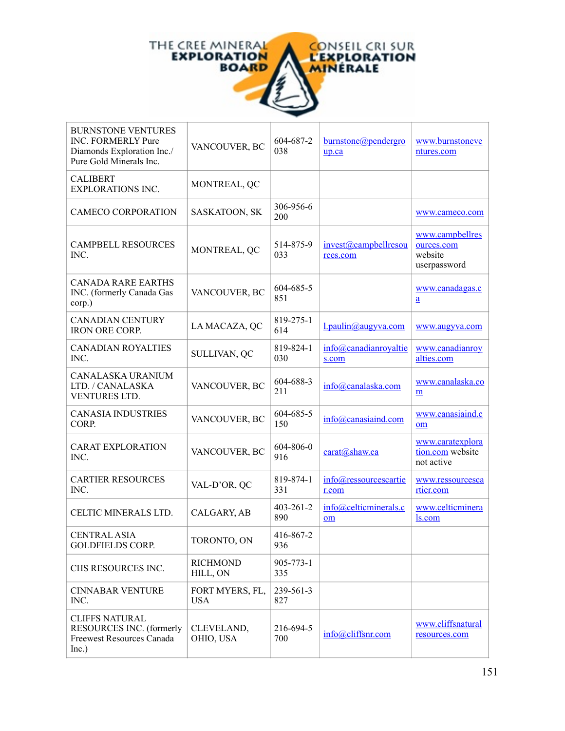| | | | | |
|---|---|---|---|---|
| BURNSTONE VENTURES INC. FORMERLY Pure Diamonds Exploration Inc./ Pure Gold Minerals Inc. | VANCOUVER, BC | 604-687-2038 | burnstone@pendergroup.ca | www.burnstoneventures.com |
| CALIBERT EXPLORATIONS INC. | MONTREAL, QC | | | |
| CAMECO CORPORATION | SASKATOON, SK | 306-956-6200 | | www.cameco.com |
| CAMPBELL RESOURCES INC. | MONTREAL, QC | 514-875-9033 | invest@campbellresources.com | www.campbellresources.com website userpassword |
| CANADA RARE EARTHS INC. (formerly Canada Gas corp.) | VANCOUVER, BC | 604-685-5851 | | www.canadagas.ca |
| CANADIAN CENTURY IRON ORE CORP. | LA MACAZA, QC | 819-275-1614 | l.paulin@augyva.com | www.augyva.com |
| CANADIAN ROYALTIES INC. | SULLIVAN, QC | 819-824-1030 | info@canadianroyalties.com | www.canadianroyalties.com |
| CANALASKA URANIUM LTD. / CANALASKA VENTURES LTD. | VANCOUVER, BC | 604-688-3211 | info@canalaska.com | www.canalaska.com |
| CANASIA INDUSTRIES CORP. | VANCOUVER, BC | 604-685-5150 | info@canasiaind.com | www.canasiaind.com |
| CARAT EXPLORATION INC. | VANCOUVER, BC | 604-806-0916 | carat@shaw.ca | www.caratexploration.com website not active |
| CARTIER RESOURCES INC. | VAL-D'OR, QC | 819-874-1331 | info@ressourcescartier.com | www.ressourcescartier.com |
| CELTIC MINERALS LTD. | CALGARY, AB | 403-261-2890 | info@celticminerals.com | www.celticminerals.com |
| CENTRAL ASIA GOLDFIELDS CORP. | TORONTO, ON | 416-867-2936 | | |
| CHS RESOURCES INC. | RICHMOND HILL, ON | 905-773-1335 | | |
| CINNABAR VENTURE INC. | FORT MYERS, FL, USA | 239-561-3827 | | |
| CLIFFS NATURAL RESOURCES INC. (formerly Freewest Resources Canada Inc.) | CLEVELAND, OHIO, USA | 216-694-5700 | info@cliffsnr.com | www.cliffsnaturalresources.com |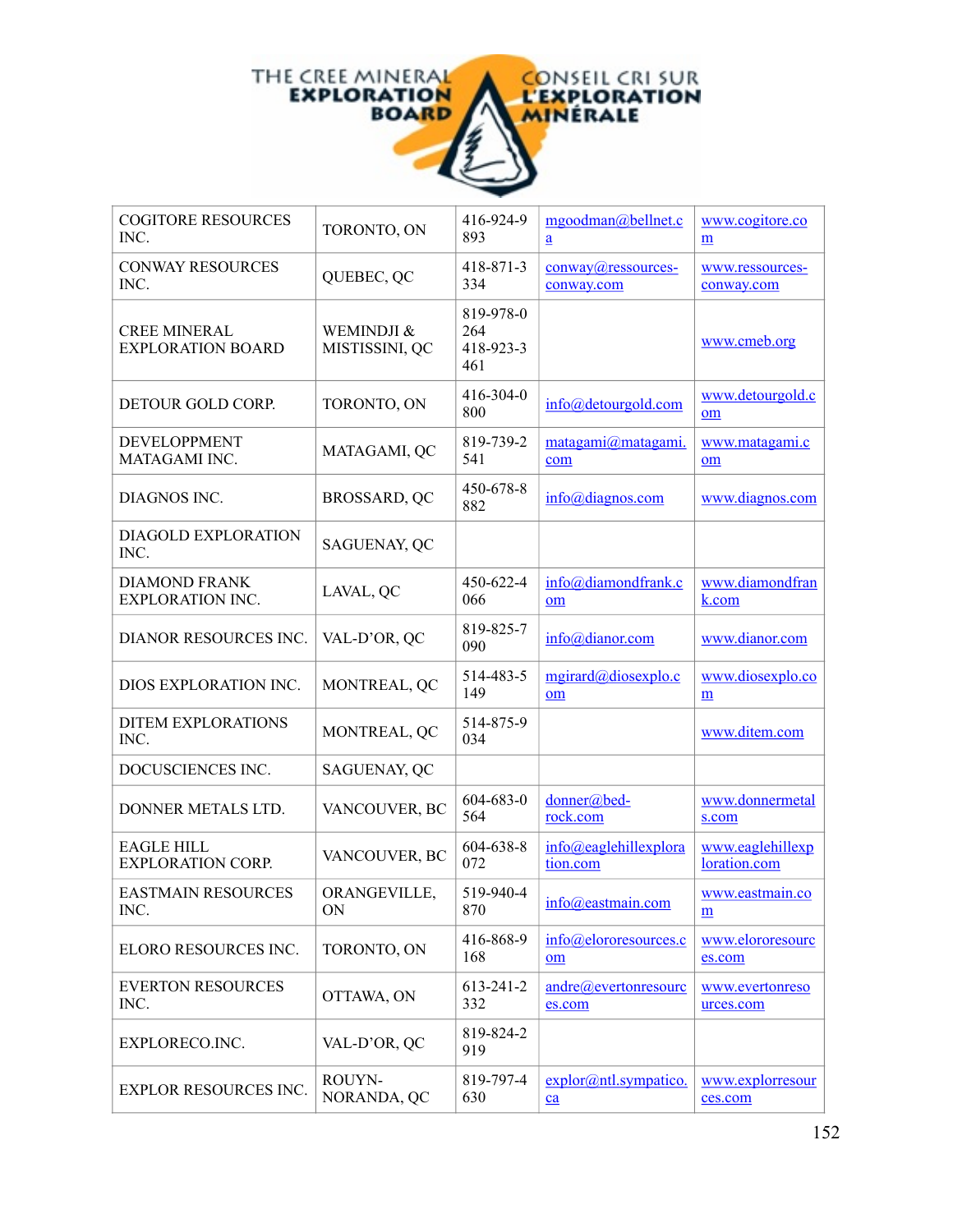| | | | | |
|---|---|---|---|---|
| COGITORE RESOURCES INC. | TORONTO, ON | 416-924-9893 | mgoodman@bellnet.ca | www.cogitore.com |
| CONWAY RESOURCES INC. | QUEBEC, QC | 418-871-3334 | conway@ressources-conway.com | www.ressources-conway.com |
| CREE MINERAL EXPLORATION BOARD | WEMINDJI & MISTISSINI, QC | 819-978-0264 418-923-3461 | | www.cmeb.org |
| DETOUR GOLD CORP. | TORONTO, ON | 416-304-0800 | info@detourgold.com | www.detourgold.com |
| DEVELOPPMENT MATAGAMI INC. | MATAGAMI, QC | 819-739-2541 | matagami@matagami.com | www.matagami.com |
| DIAGNOS INC. | BROSSARD, QC | 450-678-8882 | info@diagnos.com | www.diagnos.com |
| DIAGOLD EXPLORATION INC. | SAGUENAY, QC | | | |
| DIAMOND FRANK EXPLORATION INC. | LAVAL, QC | 450-622-4066 | info@diamondfrank.com | www.diamondfrank.com |
| DIANOR RESOURCES INC. | VAL-D'OR, QC | 819-825-7090 | info@dianor.com | www.dianor.com |
| DIOS EXPLORATION INC. | MONTREAL, QC | 514-483-5149 | mgirard@diosexplo.com | www.diosexplo.com |
| DITEM EXPLORATIONS INC. | MONTREAL, QC | 514-875-9034 | | www.ditem.com |
| DOCUSCIENCES INC. | SAGUENAY, QC | | | |
| DONNER METALS LTD. | VANCOUVER, BC | 604-683-0564 | donner@bed-rock.com | www.donnermetals.com |
| EAGLE HILL EXPLORATION CORP. | VANCOUVER, BC | 604-638-8072 | info@eaglehillexploration.com | www.eaglehillexploration.com |
| EASTMAIN RESOURCES INC. | ORANGEVILLE, ON | 519-940-4870 | info@eastmain.com | www.eastmain.com |
| ELORO RESOURCES INC. | TORONTO, ON | 416-868-9168 | info@elororesources.com | www.elororesources.com |
| EVERTON RESOURCES INC. | OTTAWA, ON | 613-241-2332 | andre@evertonresources.com | www.evertonresources.com |
| EXPLORECO.INC. | VAL-D'OR, QC | 819-824-2919 | | |
| EXPLOR RESOURCES INC. | ROUYN-NORANDA, QC | 819-797-4630 | explor@ntl.sympatico.ca | www.explorresources.com |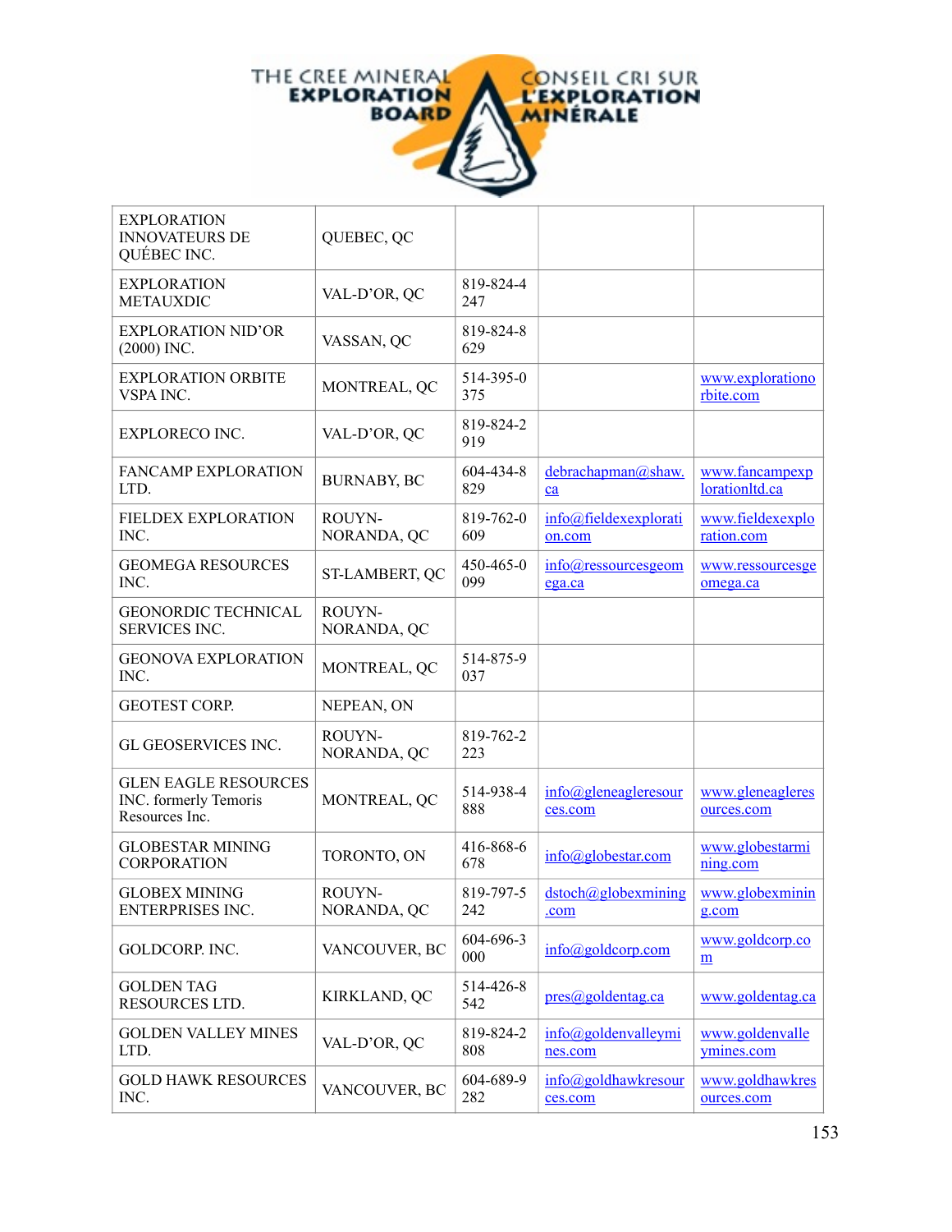| | | | | |
|---|---|---|---|---|
| EXPLORATION INNOVATEURS DE QUÉBEC INC. | QUEBEC, QC | | | |
| EXPLORATION METAUXDIC | VAL-D'OR, QC | 819-824-4247 | | |
| EXPLORATION NID'OR (2000) INC. | VASSAN, QC | 819-824-8629 | | |
| EXPLORATION ORBITE VSPA INC. | MONTREAL, QC | 514-395-0375 | | www.explorationorbite.com |
| EXPLORECO INC. | VAL-D'OR, QC | 819-824-2919 | | |
| FANCAMP EXPLORATION LTD. | BURNABY, BC | 604-434-8829 | debrachapman@shaw.ca | www.fancampexplorationltd.ca |
| FIELDEX EXPLORATION INC. | ROUYN-NORANDA, QC | 819-762-0609 | info@fieldexexploration.com | www.fieldexexploration.com |
| GEOMEGA RESOURCES INC. | ST-LAMBERT, QC | 450-465-0099 | info@ressourcesgeomega.ca | www.ressourcesgeomega.ca |
| GEONORDIC TECHNICAL SERVICES INC. | ROUYN-NORANDA, QC | | | |
| GEONOVA EXPLORATION INC. | MONTREAL, QC | 514-875-9037 | | |
| GEOTEST CORP. | NEPEAN, ON | | | |
| GL GEOSERVICES INC. | ROUYN-NORANDA, QC | 819-762-2223 | | |
| GLEN EAGLE RESOURCES INC. formerly Temoris Resources Inc. | MONTREAL, QC | 514-938-4888 | info@gleneagleresources.com | www.gleneagleresources.com |
| GLOBESTAR MINING CORPORATION | TORONTO, ON | 416-868-6678 | info@globestar.com | www.globestarmining.com |
| GLOBEX MINING ENTERPRISES INC. | ROUYN-NORANDA, QC | 819-797-5242 | dstoch@globexmining.com | www.globexmining.com |
| GOLDCORP. INC. | VANCOUVER, BC | 604-696-3000 | info@goldcorp.com | www.goldcorp.com |
| GOLDEN TAG RESOURCES LTD. | KIRKLAND, QC | 514-426-8542 | pres@goldentag.ca | www.goldentag.ca |
| GOLDEN VALLEY MINES LTD. | VAL-D'OR, QC | 819-824-2808 | info@goldenvalleymines.com | www.goldenvalleymines.com |
| GOLD HAWK RESOURCES INC. | VANCOUVER, BC | 604-689-9282 | info@goldhawkresources.com | www.goldhawkresources.com |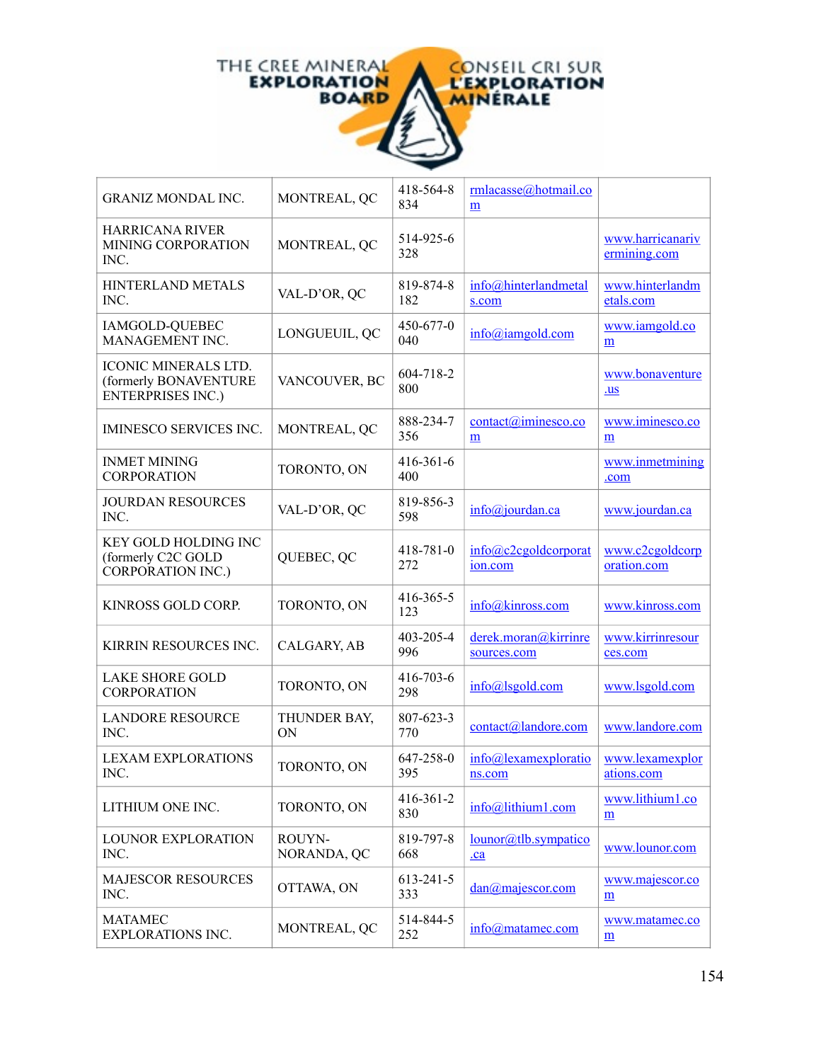| | | | | |
|---|---|---|---|---|
| GRANIZ MONDAL INC. | MONTREAL, QC | 418-564-8834 | rmlacasse@hotmail.com | |
| HARRICANA RIVER MINING CORPORATION INC. | MONTREAL, QC | 514-925-6328 | | www.harricanarivermining.com |
| HINTERLAND METALS INC. | VAL-D'OR, QC | 819-874-8182 | info@hinterlandmetals.com | www.hinterlandmetals.com |
| IAMGOLD-QUEBEC MANAGEMENT INC. | LONGUEUIL, QC | 450-677-0040 | info@iamgold.com | www.iamgold.com |
| ICONIC MINERALS LTD. (formerly BONAVENTURE ENTERPRISES INC.) | VANCOUVER, BC | 604-718-2800 | | www.bonaventure.us |
| IMINESCO SERVICES INC. | MONTREAL, QC | 888-234-7356 | contact@iminesco.com | www.iminesco.com |
| INMET MINING CORPORATION | TORONTO, ON | 416-361-6400 | | www.inmetmining.com |
| JOURDAN RESOURCES INC. | VAL-D'OR, QC | 819-856-3598 | info@jourdan.ca | www.jourdan.ca |
| KEY GOLD HOLDING INC (formerly C2C GOLD CORPORATION INC.) | QUEBEC, QC | 418-781-0272 | info@c2cgoldcorporation.com | www.c2cgoldcorporation.com |
| KINROSS GOLD CORP. | TORONTO, ON | 416-365-5123 | info@kinross.com | www.kinross.com |
| KIRRIN RESOURCES INC. | CALGARY, AB | 403-205-4996 | derek.moran@kirrinresources.com | www.kirrinresources.com |
| LAKE SHORE GOLD CORPORATION | TORONTO, ON | 416-703-6298 | info@lsgold.com | www.lsgold.com |
| LANDORE RESOURCE INC. | THUNDER BAY, ON | 807-623-3770 | contact@landore.com | www.landore.com |
| LEXAM EXPLORATIONS INC. | TORONTO, ON | 647-258-0395 | info@lexamexplorations.com | www.lexamexplorations.com |
| LITHIUM ONE INC. | TORONTO, ON | 416-361-2830 | info@lithium1.com | www.lithium1.com |
| LOUNOR EXPLORATION INC. | ROUYN-NORANDA, QC | 819-797-8668 | lounor@tlb.sympatico.ca | www.lounor.com |
| MAJESCOR RESOURCES INC. | OTTAWA, ON | 613-241-5333 | dan@majescor.com | www.majescor.com |
| MATAMEC EXPLORATIONS INC. | MONTREAL, QC | 514-844-5252 | info@matamec.com | www.matamec.com |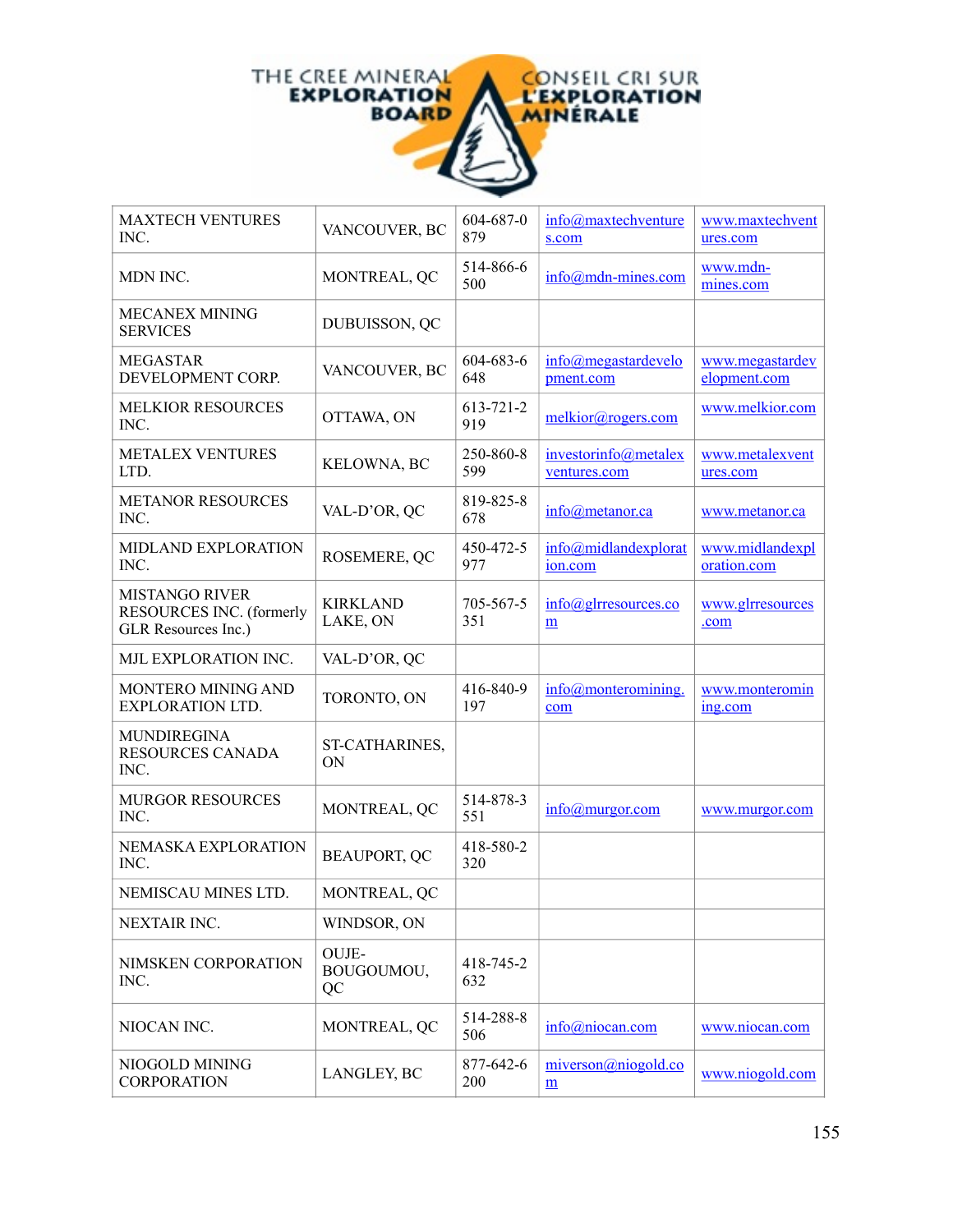THE CREE MINERAL EXPLORATION BOARD — CONSEIL CRI SUR L'EXPLORATION MINÉRALE

| | | | | |
|---|---|---|---|---|
| MAXTECH VENTURES INC. | VANCOUVER, BC | 604-687-0879 | info@maxtechventures.com | www.maxtechventures.com |
| MDN INC. | MONTREAL, QC | 514-866-6500 | info@mdn-mines.com | www.mdn-mines.com |
| MECANEX MINING SERVICES | DUBUISSON, QC | | | |
| MEGASTAR DEVELOPMENT CORP. | VANCOUVER, BC | 604-683-6648 | info@megastardevelopment.com | www.megastardevelopment.com |
| MELKIOR RESOURCES INC. | OTTAWA, ON | 613-721-2919 | melkior@rogers.com | www.melkior.com |
| METALEX VENTURES LTD. | KELOWNA, BC | 250-860-8599 | investorinfo@metalexventures.com | www.metalexventures.com |
| METANOR RESOURCES INC. | VAL-D'OR, QC | 819-825-8678 | info@metanor.ca | www.metanor.ca |
| MIDLAND EXPLORATION INC. | ROSEMERE, QC | 450-472-5977 | info@midlandexploration.com | www.midlandexploration.com |
| MISTANGO RIVER RESOURCES INC. (formerly GLR Resources Inc.) | KIRKLAND LAKE, ON | 705-567-5351 | info@glrresources.com | www.glrresources.com |
| MJL EXPLORATION INC. | VAL-D'OR, QC | | | |
| MONTERO MINING AND EXPLORATION LTD. | TORONTO, ON | 416-840-9197 | info@monteromining.com | www.monteromining.com |
| MUNDIREGINA RESOURCES CANADA INC. | ST-CATHARINES, ON | | | |
| MURGOR RESOURCES INC. | MONTREAL, QC | 514-878-3551 | info@murgor.com | www.murgor.com |
| NEMASKA EXPLORATION INC. | BEAUPORT, QC | 418-580-2320 | | |
| NEMISCAU MINES LTD. | MONTREAL, QC | | | |
| NEXTAIR INC. | WINDSOR, ON | | | |
| NIMSKEN CORPORATION INC. | OUJE-BOUGOUMOU, QC | 418-745-2632 | | |
| NIOCAN INC. | MONTREAL, QC | 514-288-8506 | info@niocan.com | www.niocan.com |
| NIOGOLD MINING CORPORATION | LANGLEY, BC | 877-642-6200 | miverson@niogold.com | www.niogold.com |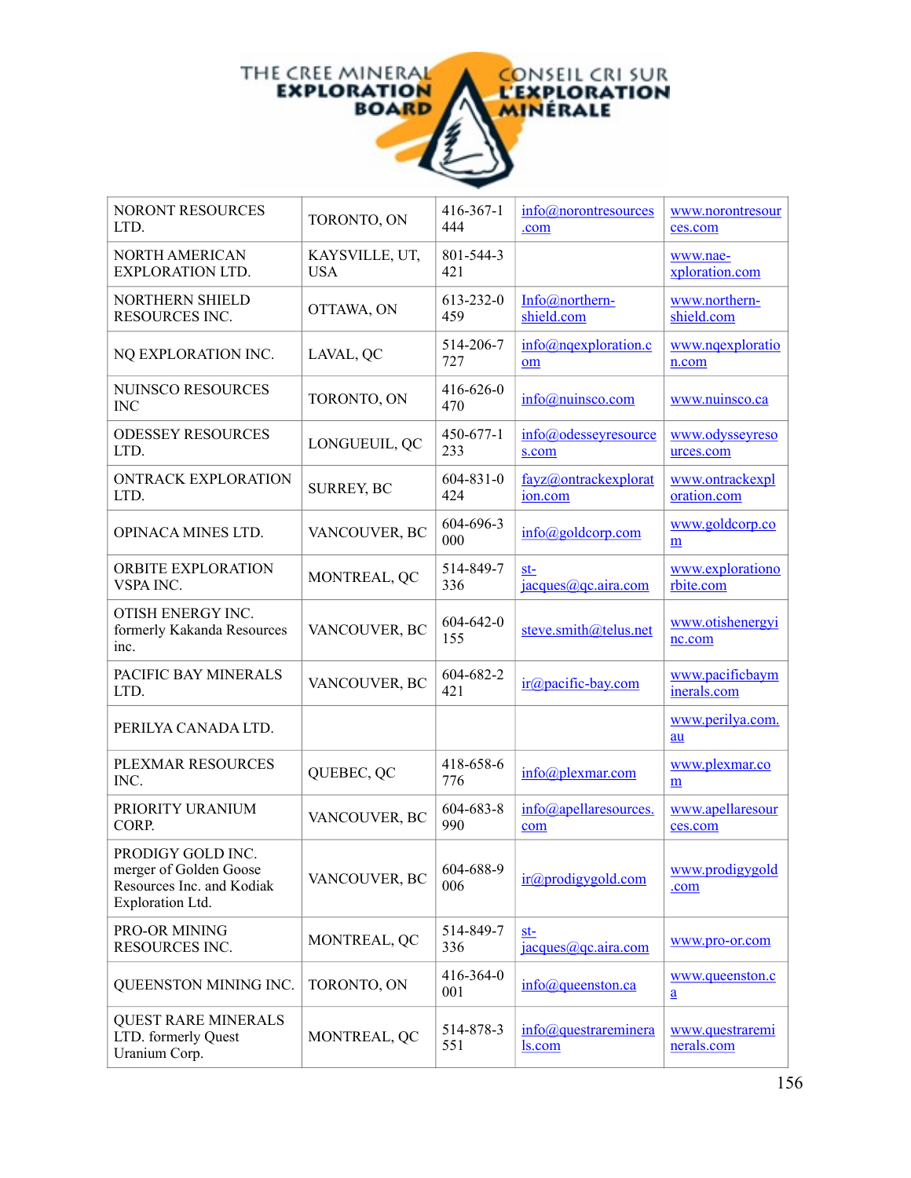| | | | | |
|---|---|---|---|---|
| NORONT RESOURCES LTD. | TORONTO, ON | 416-367-1444 | info@norontresources.com | www.norontresources.com |
| NORTH AMERICAN EXPLORATION LTD. | KAYSVILLE, UT, USA | 801-544-3421 | | www.nae-xploration.com |
| NORTHERN SHIELD RESOURCES INC. | OTTAWA, ON | 613-232-0459 | Info@northern-shield.com | www.northern-shield.com |
| NQ EXPLORATION INC. | LAVAL, QC | 514-206-7727 | info@nqexploration.com | www.nqexploration.com |
| NUINSCO RESOURCES INC | TORONTO, ON | 416-626-0470 | info@nuinsco.com | www.nuinsco.ca |
| ODESSEY RESOURCES LTD. | LONGUEUIL, QC | 450-677-1233 | info@odesseyresources.com | www.odysseyresources.com |
| ONTRACK EXPLORATION LTD. | SURREY, BC | 604-831-0424 | fayz@ontrackexploration.com | www.ontrackexploration.com |
| OPINACA MINES LTD. | VANCOUVER, BC | 604-696-3000 | info@goldcorp.com | www.goldcorp.com |
| ORBITE EXPLORATION VSPA INC. | MONTREAL, QC | 514-849-7336 | st-jacques@qc.aira.com | www.explorationorbite.com |
| OTISH ENERGY INC. formerly Kakanda Resources inc. | VANCOUVER, BC | 604-642-0155 | steve.smith@telus.net | www.otishenergyinc.com |
| PACIFIC BAY MINERALS LTD. | VANCOUVER, BC | 604-682-2421 | ir@pacific-bay.com | www.pacificbayminerals.com |
| PERILYA CANADA LTD. | | | | www.perilya.com.au |
| PLEXMAR RESOURCES INC. | QUEBEC, QC | 418-658-6776 | info@plexmar.com | www.plexmar.com |
| PRIORITY URANIUM CORP. | VANCOUVER, BC | 604-683-8990 | info@apellaresources.com | www.apellaresources.com |
| PRODIGY GOLD INC. merger of Golden Goose Resources Inc. and Kodiak Exploration Ltd. | VANCOUVER, BC | 604-688-9006 | ir@prodigygold.com | www.prodigygold.com |
| PRO-OR MINING RESOURCES INC. | MONTREAL, QC | 514-849-7336 | st-jacques@qc.aira.com | www.pro-or.com |
| QUEENSTON MINING INC. | TORONTO, ON | 416-364-0001 | info@queenston.ca | www.queenston.ca |
| QUEST RARE MINERALS LTD. formerly Quest Uranium Corp. | MONTREAL, QC | 514-878-3551 | info@questrareminerals.com | www.questrareminerals.com |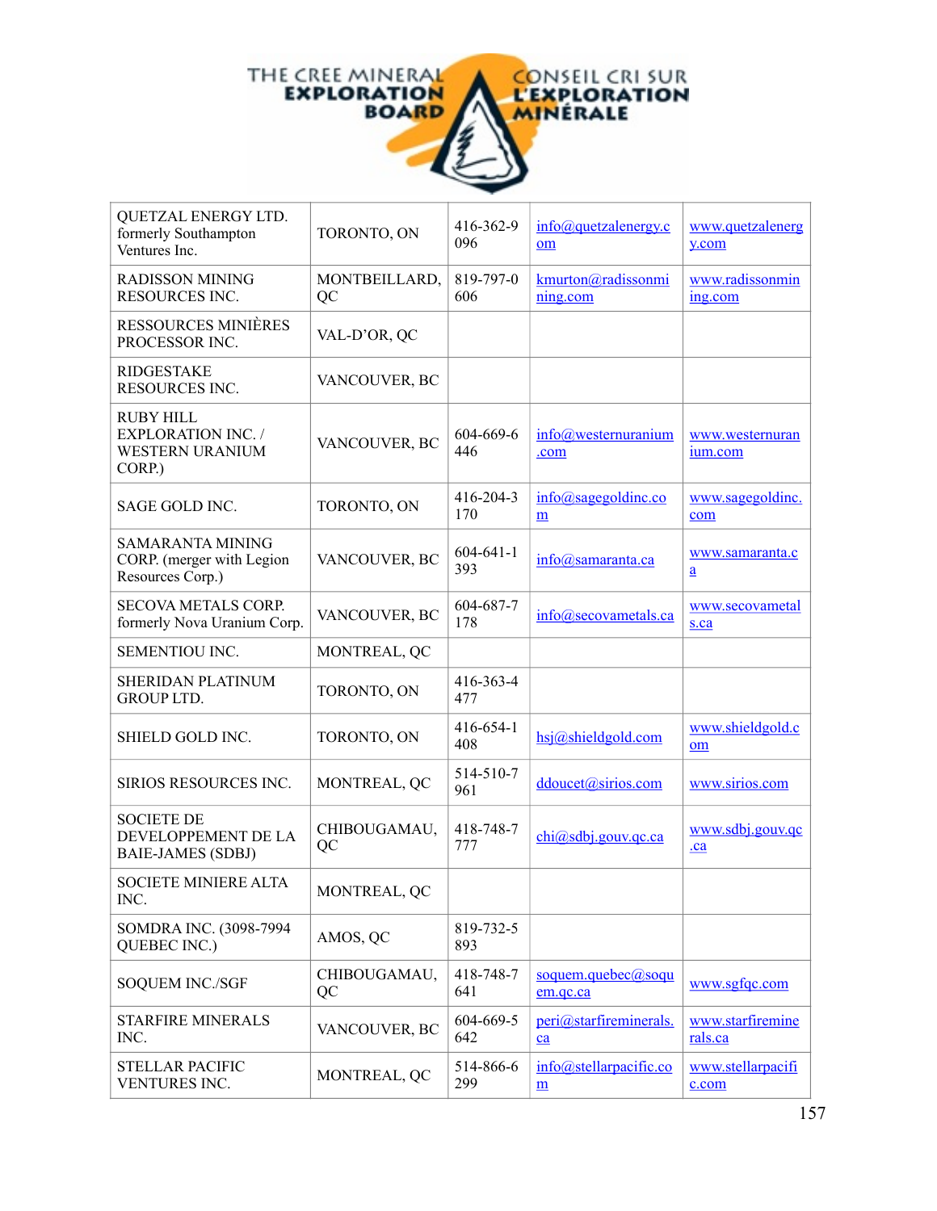THE CREE MINERAL EXPLORATION BOARD — CONSEIL CRI SUR L'EXPLORATION MINÉRALE

| | | | | |
|---|---|---|---|---|
| QUETZAL ENERGY LTD. formerly Southampton Ventures Inc. | TORONTO, ON | 416-362-9096 | info@quetzalenergy.com | www.quetzalenergy.com |
| RADISSON MINING RESOURCES INC. | MONTBEILLARD, QC | 819-797-0606 | kmurton@radissonmining.com | www.radissonmining.com |
| RESSOURCES MINIÈRES PROCESSOR INC. | VAL-D'OR, QC | | | |
| RIDGESTAKE RESOURCES INC. | VANCOUVER, BC | | | |
| RUBY HILL EXPLORATION INC. / WESTERN URANIUM CORP.) | VANCOUVER, BC | 604-669-6446 | info@westernuranium.com | www.westernuranium.com |
| SAGE GOLD INC. | TORONTO, ON | 416-204-3170 | info@sagegoldinc.com | www.sagegoldinc.com |
| SAMARANTA MINING CORP. (merger with Legion Resources Corp.) | VANCOUVER, BC | 604-641-1393 | info@samaranta.ca | www.samaranta.ca |
| SECOVA METALS CORP. formerly Nova Uranium Corp. | VANCOUVER, BC | 604-687-7178 | info@secovametals.ca | www.secovametals.ca |
| SEMENTIOU INC. | MONTREAL, QC | | | |
| SHERIDAN PLATINUM GROUP LTD. | TORONTO, ON | 416-363-4477 | | |
| SHIELD GOLD INC. | TORONTO, ON | 416-654-1408 | hsj@shieldgold.com | www.shieldgold.com |
| SIRIOS RESOURCES INC. | MONTREAL, QC | 514-510-7961 | ddoucet@sirios.com | www.sirios.com |
| SOCIETE DE DEVELOPPEMENT DE LA BAIE-JAMES (SDBJ) | CHIBOUGAMAU, QC | 418-748-7777 | chi@sdbj.gouv.qc.ca | www.sdbj.gouv.qc.ca |
| SOCIETE MINIERE ALTA INC. | MONTREAL, QC | | | |
| SOMDRA INC. (3098-7994 QUEBEC INC.) | AMOS, QC | 819-732-5893 | | |
| SOQUEM INC./SGF | CHIBOUGAMAU, QC | 418-748-7641 | soquem.quebec@soquem.qc.ca | www.sgfqc.com |
| STARFIRE MINERALS INC. | VANCOUVER, BC | 604-669-5642 | peri@starfireminerals.ca | www.starfireminerals.ca |
| STELLAR PACIFIC VENTURES INC. | MONTREAL, QC | 514-866-6299 | info@stellarpacific.com | www.stellarpacific.com |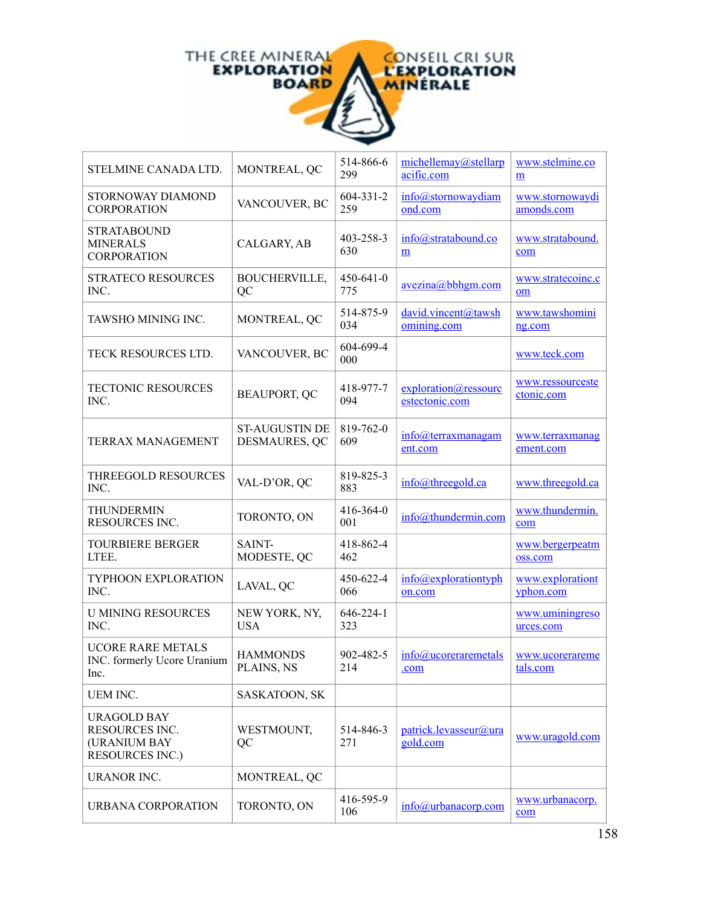THE CREE MINERAL EXPLORATION BOARD / CONSEIL CRI SUR L'EXPLORATION MINÉRALE

| | | | | |
|---|---|---|---|---|
| STELMINE CANADA LTD. | MONTREAL, QC | 514-866-6299 | michellemay@stellarpacific.com | www.stelmine.com |
| STORNOWAY DIAMOND CORPORATION | VANCOUVER, BC | 604-331-2259 | info@stornowaydiamond.com | www.stornowaydiamonds.com |
| STRATABOUND MINERALS CORPORATION | CALGARY, AB | 403-258-3630 | info@stratabound.com | www.stratabound.com |
| STRATECO RESOURCES INC. | BOUCHERVILLE, QC | 450-641-0775 | avezina@bbhgm.com | www.stratecoinc.com |
| TAWSHO MINING INC. | MONTREAL, QC | 514-875-9034 | david.vincent@tawshomining.com | www.tawshomining.com |
| TECK RESOURCES LTD. | VANCOUVER, BC | 604-699-4000 | | www.teck.com |
| TECTONIC RESOURCES INC. | BEAUPORT, QC | 418-977-7094 | exploration@ressourcestectonic.com | www.ressourcestectonic.com |
| TERRAX MANAGEMENT | ST-AUGUSTIN DE DESMAURES, QC | 819-762-0609 | info@terraxmanagament.com | www.terraxmanagement.com |
| THREEGOLD RESOURCES INC. | VAL-D'OR, QC | 819-825-3883 | info@threegold.ca | www.threegold.ca |
| THUNDERMIN RESOURCES INC. | TORONTO, ON | 416-364-0001 | info@thundermin.com | www.thundermin.com |
| TOURBIERE BERGER LTEE. | SAINT-MODESTE, QC | 418-862-4462 | | www.bergerpeatmoss.com |
| TYPHOON EXPLORATION INC. | LAVAL, QC | 450-622-4066 | info@explorationtyphon.com | www.explorationtyphon.com |
| U MINING RESOURCES INC. | NEW YORK, NY, USA | 646-224-1323 | | www.uminingresources.com |
| UCORE RARE METALS INC. formerly Ucore Uranium Inc. | HAMMONDS PLAINS, NS | 902-482-5214 | info@ucoreraremetals.com | www.ucoreraremetals.com |
| UEM INC. | SASKATOON, SK | | | |
| URAGOLD BAY RESOURCES INC. (URANIUM BAY RESOURCES INC.) | WESTMOUNT, QC | 514-846-3271 | patrick.levasseur@uragold.com | www.uragold.com |
| URANOR INC. | MONTREAL, QC | | | |
| URBANA CORPORATION | TORONTO, ON | 416-595-9106 | info@urbanacorp.com | www.urbanacorp.com |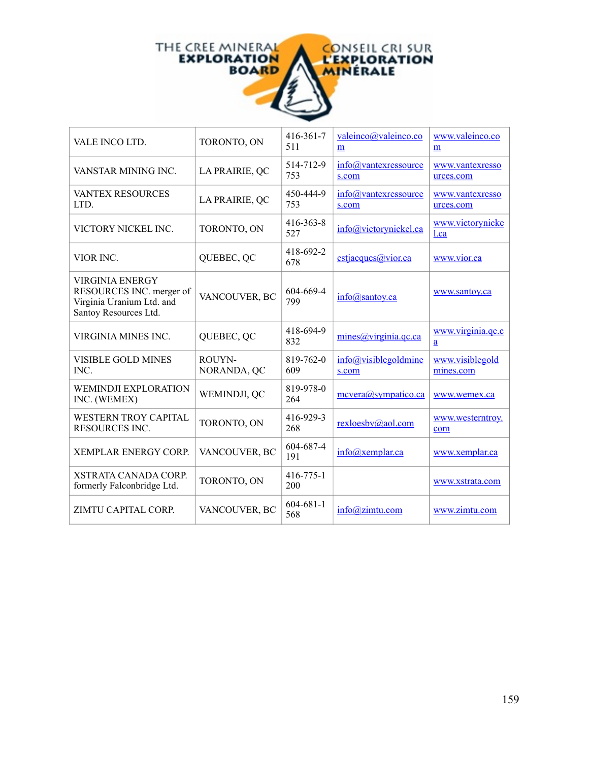THE CREE MINERAL EXPLORATION BOARD | CONSEIL CRI SUR L'EXPLORATION MINÉRALE

| | | | | |
|---|---|---|---|---|
| VALE INCO LTD. | TORONTO, ON | 416-361-7511 | valeinco@valeinco.com | www.valeinco.com |
| VANSTAR MINING INC. | LA PRAIRIE, QC | 514-712-9753 | info@vantexressources.com | www.vantexressources.com |
| VANTEX RESOURCES LTD. | LA PRAIRIE, QC | 450-444-9753 | info@vantexressources.com | www.vantexressources.com |
| VICTORY NICKEL INC. | TORONTO, ON | 416-363-8527 | info@victorynickel.ca | www.victorynickel.ca |
| VIOR INC. | QUEBEC, QC | 418-692-2678 | cstjacques@vior.ca | www.vior.ca |
| VIRGINIA ENERGY RESOURCES INC. merger of Virginia Uranium Ltd. and Santoy Resources Ltd. | VANCOUVER, BC | 604-669-4799 | info@santoy.ca | www.santoy.ca |
| VIRGINIA MINES INC. | QUEBEC, QC | 418-694-9832 | mines@virginia.qc.ca | www.virginia.qc.ca |
| VISIBLE GOLD MINES INC. | ROUYN-NORANDA, QC | 819-762-0609 | info@visiblegoldmines.com | www.visiblegoldmines.com |
| WEMINDJI EXPLORATION INC. (WEMEX) | WEMINDJI, QC | 819-978-0264 | mcvera@sympatico.ca | www.wemex.ca |
| WESTERN TROY CAPITAL RESOURCES INC. | TORONTO, ON | 416-929-3268 | rexloesby@aol.com | www.westerntroy.com |
| XEMPLAR ENERGY CORP. | VANCOUVER, BC | 604-687-4191 | info@xemplar.ca | www.xemplar.ca |
| XSTRATA CANADA CORP. formerly Falconbridge Ltd. | TORONTO, ON | 416-775-1200 | | www.xstrata.com |
| ZIMTU CAPITAL CORP. | VANCOUVER, BC | 604-681-1568 | info@zimtu.com | www.zimtu.com |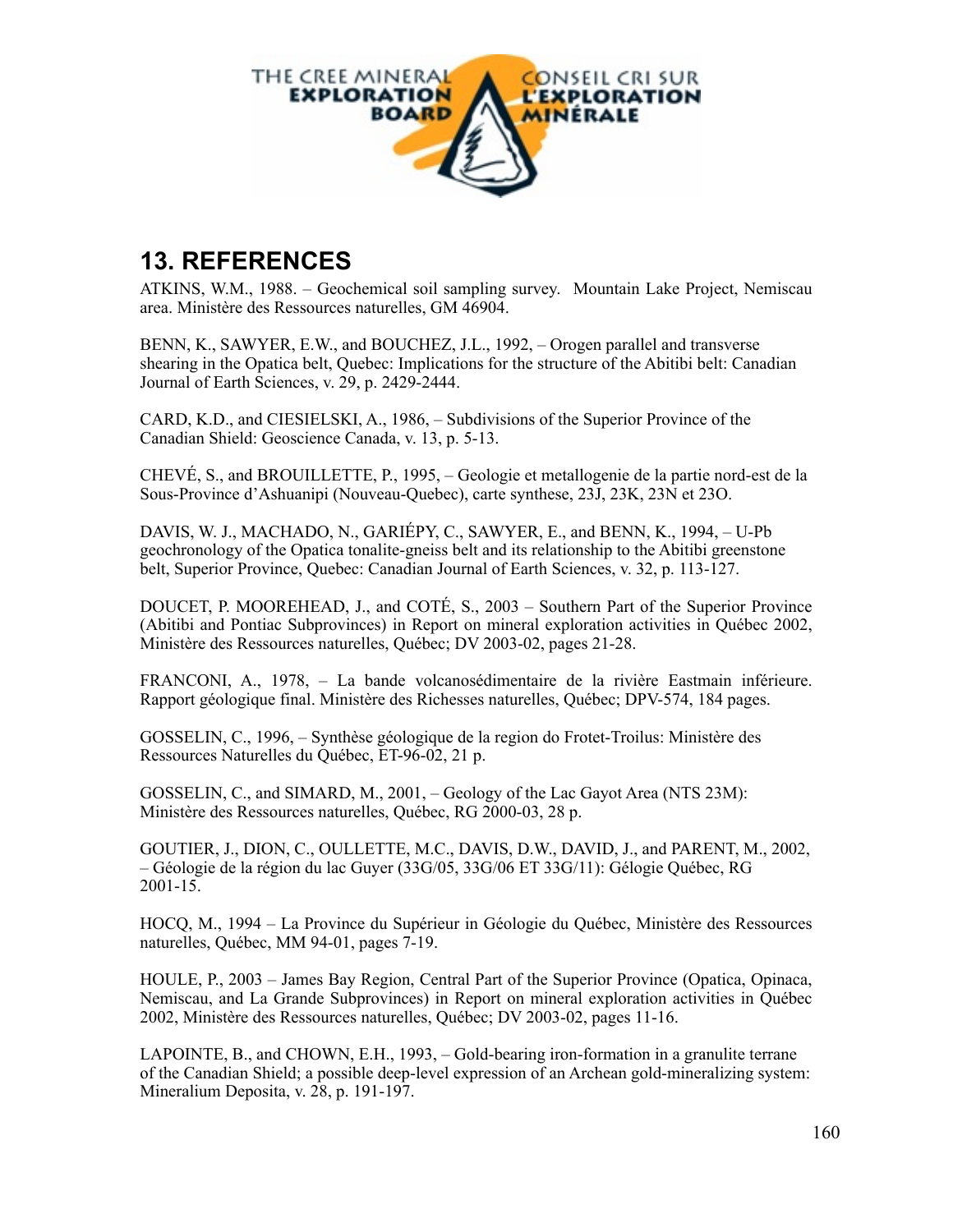## 13. REFERENCES

ATKINS, W.M., 1988. – Geochemical soil sampling survey. Mountain Lake Project, Nemiscau area. Ministère des Ressources naturelles, GM 46904.

BENN, K., SAWYER, E.W., and BOUCHEZ, J.L., 1992, – Orogen parallel and transverse shearing in the Opatica belt, Quebec: Implications for the structure of the Abitibi belt: Canadian Journal of Earth Sciences, v. 29, p. 2429-2444.

CARD, K.D., and CIESIELSKI, A., 1986, – Subdivisions of the Superior Province of the Canadian Shield: Geoscience Canada, v. 13, p. 5-13.

CHEVÉ, S., and BROUILLETTE, P., 1995, – Geologie et metallogenie de la partie nord-est de la Sous-Province d'Ashuanipi (Nouveau-Quebec), carte synthese, 23J, 23K, 23N et 23O.

DAVIS, W. J., MACHADO, N., GARIÉPY, C., SAWYER, E., and BENN, K., 1994, – U-Pb geochronology of the Opatica tonalite-gneiss belt and its relationship to the Abitibi greenstone belt, Superior Province, Quebec: Canadian Journal of Earth Sciences, v. 32, p. 113-127.

DOUCET, P. MOOREHEAD, J., and COTÉ, S., 2003 – Southern Part of the Superior Province (Abitibi and Pontiac Subprovinces) in Report on mineral exploration activities in Québec 2002, Ministère des Ressources naturelles, Québec; DV 2003-02, pages 21-28.

FRANCONI, A., 1978, – La bande volcanosédimentaire de la rivière Eastmain inférieure. Rapport géologique final. Ministère des Richesses naturelles, Québec; DPV-574, 184 pages.

GOSSELIN, C., 1996, – Synthèse géologique de la region do Frotet-Troilus: Ministère des Ressources Naturelles du Québec, ET-96-02, 21 p.

GOSSELIN, C., and SIMARD, M., 2001, – Geology of the Lac Gayot Area (NTS 23M): Ministère des Ressources naturelles, Québec, RG 2000-03, 28 p.

GOUTIER, J., DION, C., OULLETTE, M.C., DAVIS, D.W., DAVID, J., and PARENT, M., 2002, – Géologie de la région du lac Guyer (33G/05, 33G/06 ET 33G/11): Gélogie Québec, RG 2001-15.

HOCQ, M., 1994 – La Province du Supérieur in Géologie du Québec, Ministère des Ressources naturelles, Québec, MM 94-01, pages 7-19.

HOULE, P., 2003 – James Bay Region, Central Part of the Superior Province (Opatica, Opinaca, Nemiscau, and La Grande Subprovinces) in Report on mineral exploration activities in Québec 2002, Ministère des Ressources naturelles, Québec; DV 2003-02, pages 11-16.

LAPOINTE, B., and CHOWN, E.H., 1993, – Gold-bearing iron-formation in a granulite terrane of the Canadian Shield; a possible deep-level expression of an Archean gold-mineralizing system: Mineralium Deposita, v. 28, p. 191-197.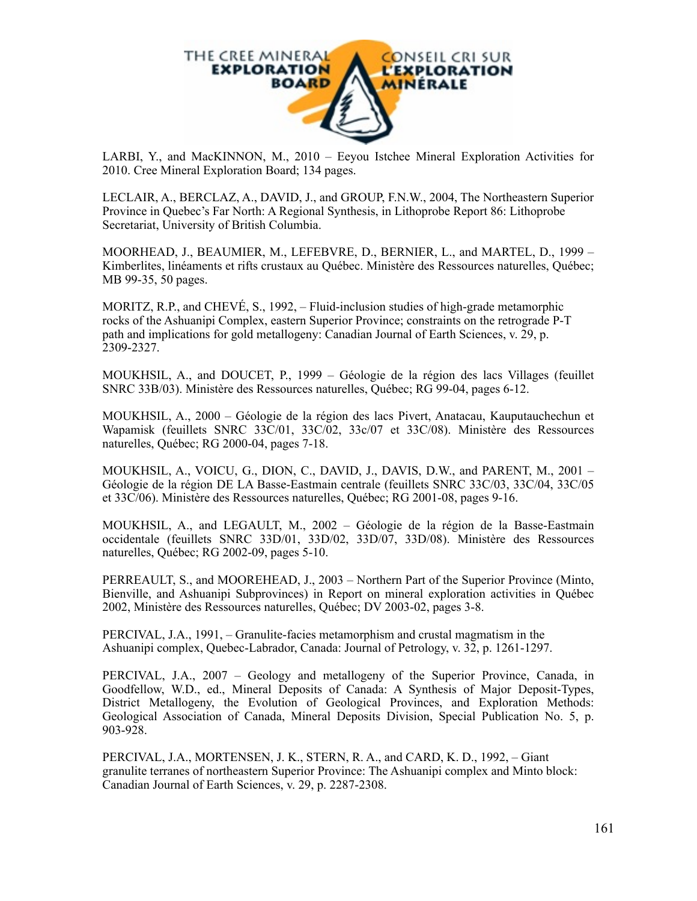LARBI, Y., and MacKINNON, M., 2010 – Eeyou Istchee Mineral Exploration Activities for 2010. Cree Mineral Exploration Board; 134 pages.

LECLAIR, A., BERCLAZ, A., DAVID, J., and GROUP, F.N.W., 2004, The Northeastern Superior Province in Quebec's Far North: A Regional Synthesis, in Lithoprobe Report 86: Lithoprobe Secretariat, University of British Columbia.

MOORHEAD, J., BEAUMIER, M., LEFEBVRE, D., BERNIER, L., and MARTEL, D., 1999 – Kimberlites, linéaments et rifts crustaux au Québec. Ministère des Ressources naturelles, Québec; MB 99-35, 50 pages.

MORITZ, R.P., and CHEVÉ, S., 1992, – Fluid-inclusion studies of high-grade metamorphic rocks of the Ashuanipi Complex, eastern Superior Province; constraints on the retrograde P-T path and implications for gold metallogeny: Canadian Journal of Earth Sciences, v. 29, p. 2309-2327.

MOUKHSIL, A., and DOUCET, P., 1999 – Géologie de la région des lacs Villages (feuillet SNRC 33B/03). Ministère des Ressources naturelles, Québec; RG 99-04, pages 6-12.

MOUKHSIL, A., 2000 – Géologie de la région des lacs Pivert, Anatacau, Kauputauchechun et Wapamisk (feuillets SNRC 33C/01, 33C/02, 33c/07 et 33C/08). Ministère des Ressources naturelles, Québec; RG 2000-04, pages 7-18.

MOUKHSIL, A., VOICU, G., DION, C., DAVID, J., DAVIS, D.W., and PARENT, M., 2001 – Géologie de la région DE LA Basse-Eastmain centrale (feuillets SNRC 33C/03, 33C/04, 33C/05 et 33C/06). Ministère des Ressources naturelles, Québec; RG 2001-08, pages 9-16.

MOUKHSIL, A., and LEGAULT, M., 2002 – Géologie de la région de la Basse-Eastmain occidentale (feuillets SNRC 33D/01, 33D/02, 33D/07, 33D/08). Ministère des Ressources naturelles, Québec; RG 2002-09, pages 5-10.

PERREAULT, S., and MOOREHEAD, J., 2003 – Northern Part of the Superior Province (Minto, Bienville, and Ashuanipi Subprovinces) in Report on mineral exploration activities in Québec 2002, Ministère des Ressources naturelles, Québec; DV 2003-02, pages 3-8.

PERCIVAL, J.A., 1991, – Granulite-facies metamorphism and crustal magmatism in the Ashuanipi complex, Quebec-Labrador, Canada: Journal of Petrology, v. 32, p. 1261-1297.

PERCIVAL, J.A., 2007 – Geology and metallogeny of the Superior Province, Canada, in Goodfellow, W.D., ed., Mineral Deposits of Canada: A Synthesis of Major Deposit-Types, District Metallogeny, the Evolution of Geological Provinces, and Exploration Methods: Geological Association of Canada, Mineral Deposits Division, Special Publication No. 5, p. 903-928.

PERCIVAL, J.A., MORTENSEN, J. K., STERN, R. A., and CARD, K. D., 1992, – Giant granulite terranes of northeastern Superior Province: The Ashuanipi complex and Minto block: Canadian Journal of Earth Sciences, v. 29, p. 2287-2308.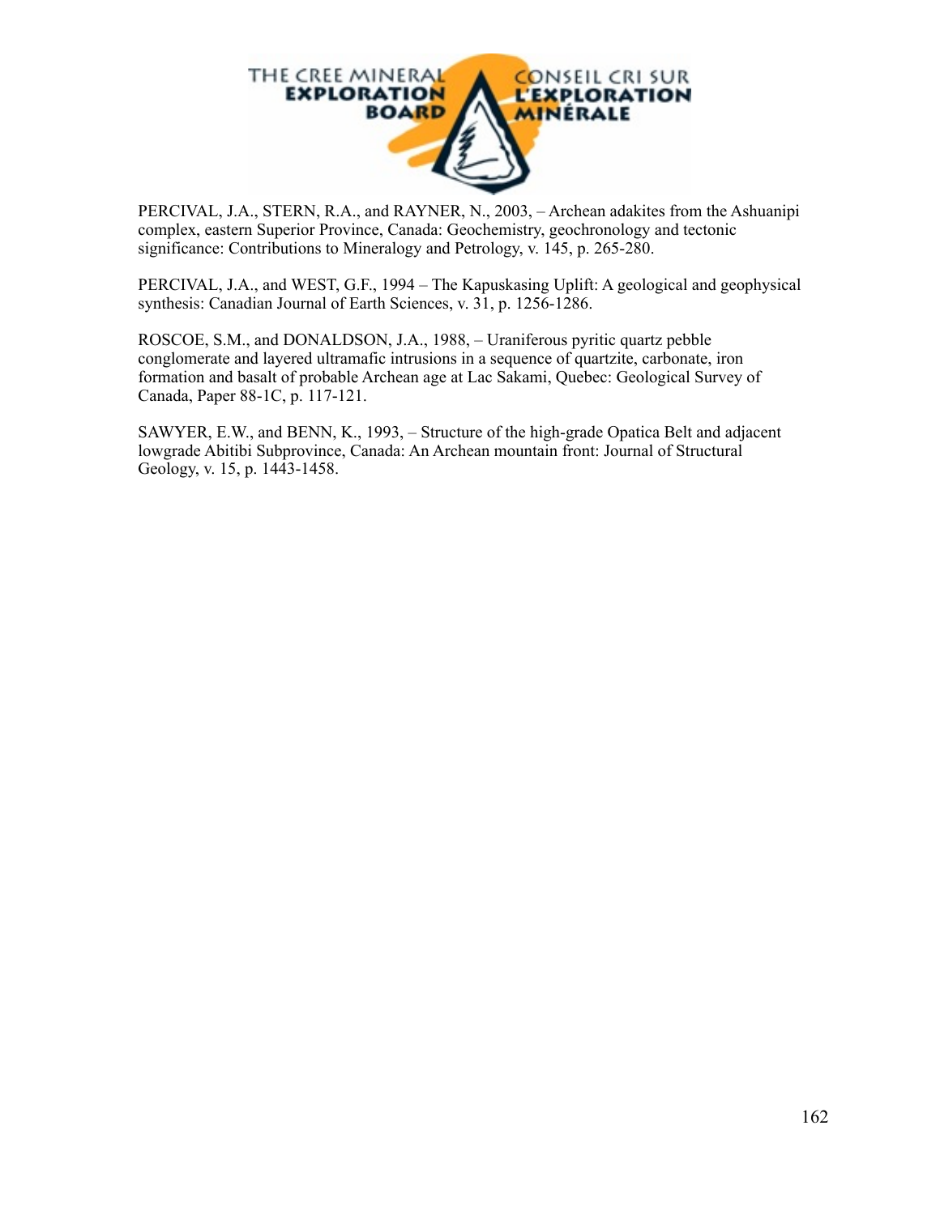PERCIVAL, J.A., STERN, R.A., and RAYNER, N., 2003, – Archean adakites from the Ashuanipi complex, eastern Superior Province, Canada: Geochemistry, geochronology and tectonic significance: Contributions to Mineralogy and Petrology, v. 145, p. 265-280.

PERCIVAL, J.A., and WEST, G.F., 1994 – The Kapuskasing Uplift: A geological and geophysical synthesis: Canadian Journal of Earth Sciences, v. 31, p. 1256-1286.

ROSCOE, S.M., and DONALDSON, J.A., 1988, – Uraniferous pyritic quartz pebble conglomerate and layered ultramafic intrusions in a sequence of quartzite, carbonate, iron formation and basalt of probable Archean age at Lac Sakami, Quebec: Geological Survey of Canada, Paper 88-1C, p. 117-121.

SAWYER, E.W., and BENN, K., 1993, – Structure of the high-grade Opatica Belt and adjacent lowgrade Abitibi Subprovince, Canada: An Archean mountain front: Journal of Structural Geology, v. 15, p. 1443-1458.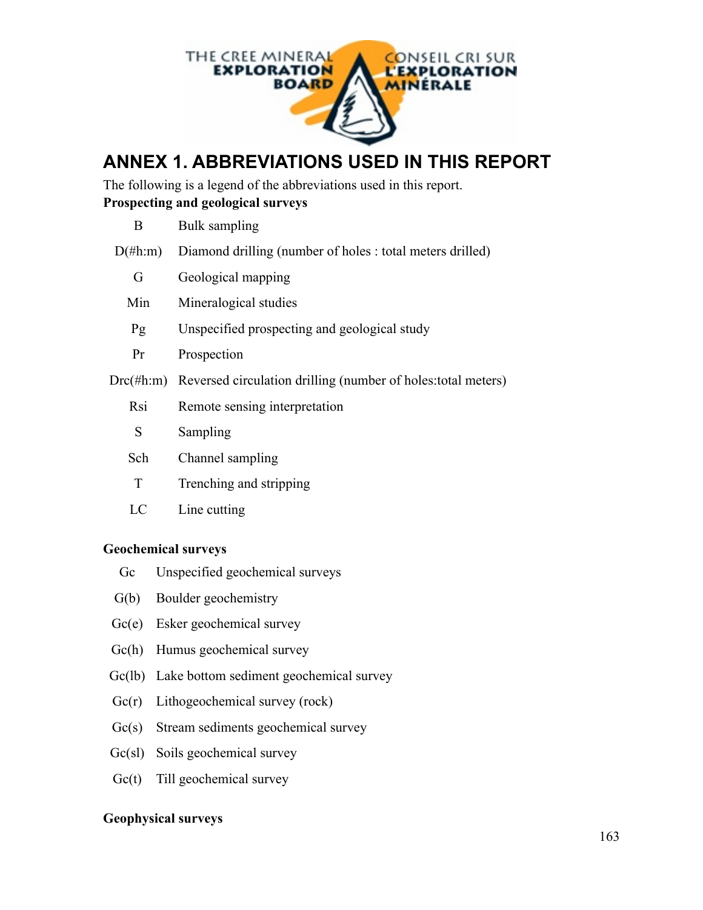# ANNEX 1. ABBREVIATIONS USED IN THIS REPORT

The following is a legend of the abbreviations used in this report.

**Prospecting and geological surveys**

| | |
|---|---|
| B | Bulk sampling |
| D(#h:m) | Diamond drilling (number of holes : total meters drilled) |
| G | Geological mapping |
| Min | Mineralogical studies |
| Pg | Unspecified prospecting and geological study |
| Pr | Prospection |
| Drc(#h:m) | Reversed circulation drilling (number of holes:total meters) |
| Rsi | Remote sensing interpretation |
| S | Sampling |
| Sch | Channel sampling |
| T | Trenching and stripping |
| LC | Line cutting |

**Geochemical surveys**

| | |
|---|---|
| Gc | Unspecified geochemical surveys |
| G(b) | Boulder geochemistry |
| Gc(e) | Esker geochemical survey |
| Gc(h) | Humus geochemical survey |
| Gc(lb) | Lake bottom sediment geochemical survey |
| Gc(r) | Lithogeochemical survey (rock) |
| Gc(s) | Stream sediments geochemical survey |
| Gc(sl) | Soils geochemical survey |
| Gc(t) | Till geochemical survey |

**Geophysical surveys**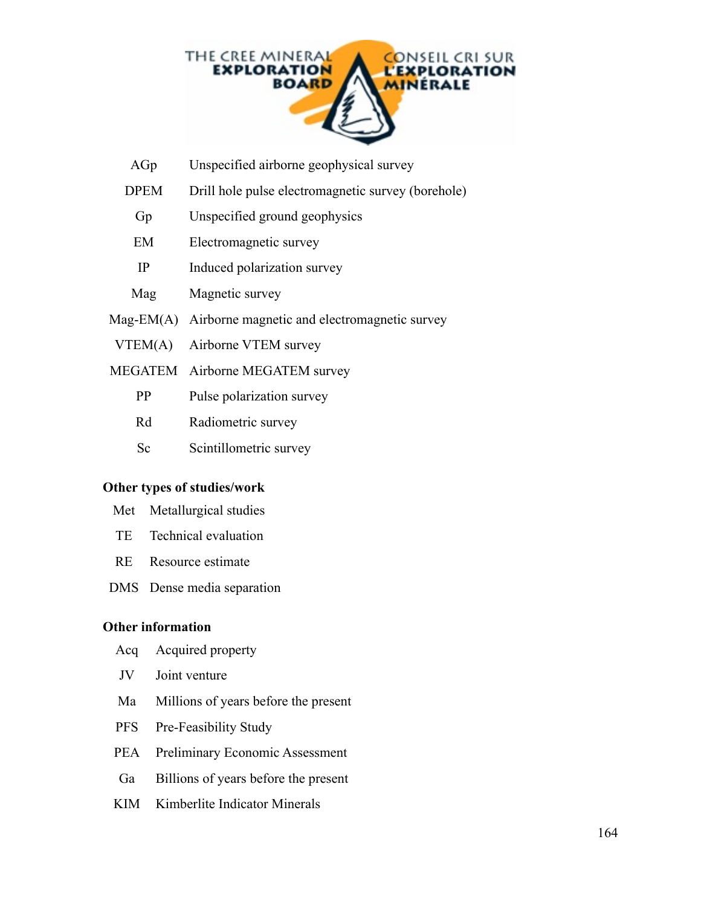| | |
|---|---|
| AGp | Unspecified airborne geophysical survey |
| DPEM | Drill hole pulse electromagnetic survey (borehole) |
| Gp | Unspecified ground geophysics |
| EM | Electromagnetic survey |
| IP | Induced polarization survey |
| Mag | Magnetic survey |
| Mag-EM(A) | Airborne magnetic and electromagnetic survey |
| VTEM(A) | Airborne VTEM survey |
| MEGATEM | Airborne MEGATEM survey |
| PP | Pulse polarization survey |
| Rd | Radiometric survey |
| Sc | Scintillometric survey |

**Other types of studies/work**

| | |
|---|---|
| Met | Metallurgical studies |
| TE | Technical evaluation |
| RE | Resource estimate |
| DMS | Dense media separation |

**Other information**

| | |
|---|---|
| Acq | Acquired property |
| JV | Joint venture |
| Ma | Millions of years before the present |
| PFS | Pre-Feasibility Study |
| PEA | Preliminary Economic Assessment |
| Ga | Billions of years before the present |
| KIM | Kimberlite Indicator Minerals |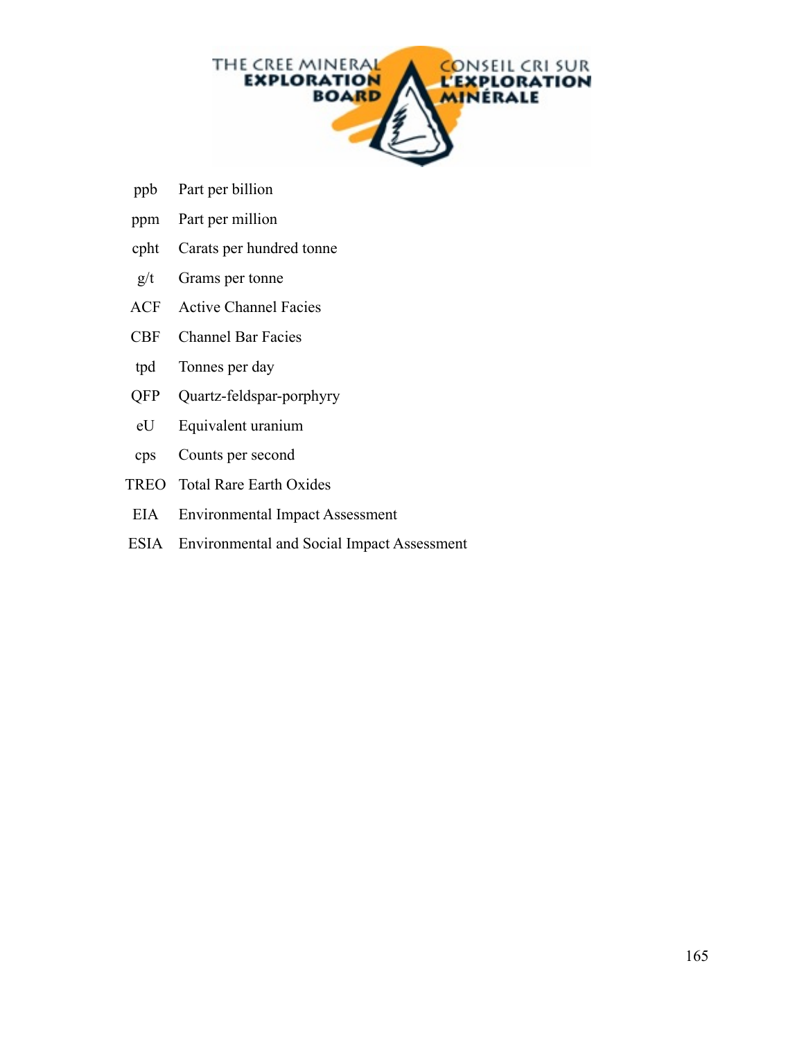| | |
|---|---|
| ppb | Part per billion |
| ppm | Part per million |
| cpht | Carats per hundred tonne |
| g/t | Grams per tonne |
| ACF | Active Channel Facies |
| CBF | Channel Bar Facies |
| tpd | Tonnes per day |
| QFP | Quartz-feldspar-porphyry |
| eU | Equivalent uranium |
| cps | Counts per second |
| TREO | Total Rare Earth Oxides |
| EIA | Environmental Impact Assessment |
| ESIA | Environmental and Social Impact Assessment |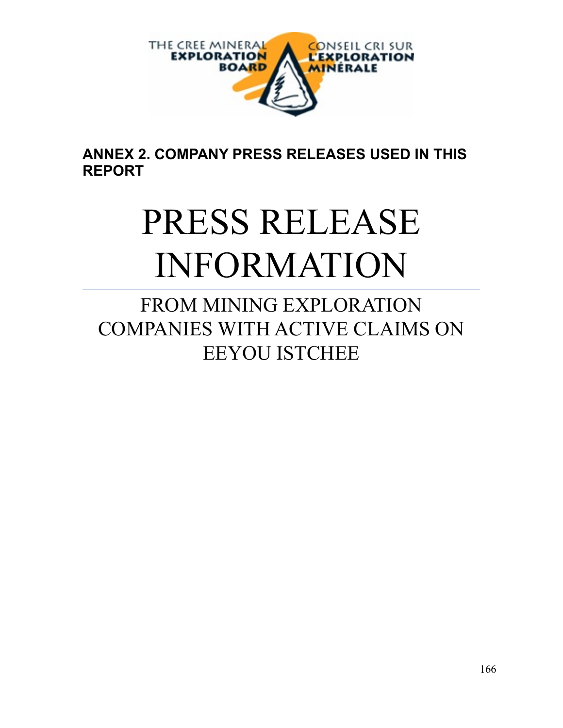THE CREE MINERAL EXPLORATION BOARD — CONSEIL CRI SUR L'EXPLORATION MINÉRALE

**ANNEX 2. COMPANY PRESS RELEASES USED IN THIS REPORT**

# PRESS RELEASE INFORMATION

## FROM MINING EXPLORATION COMPANIES WITH ACTIVE CLAIMS ON EEYOU ISTCHEE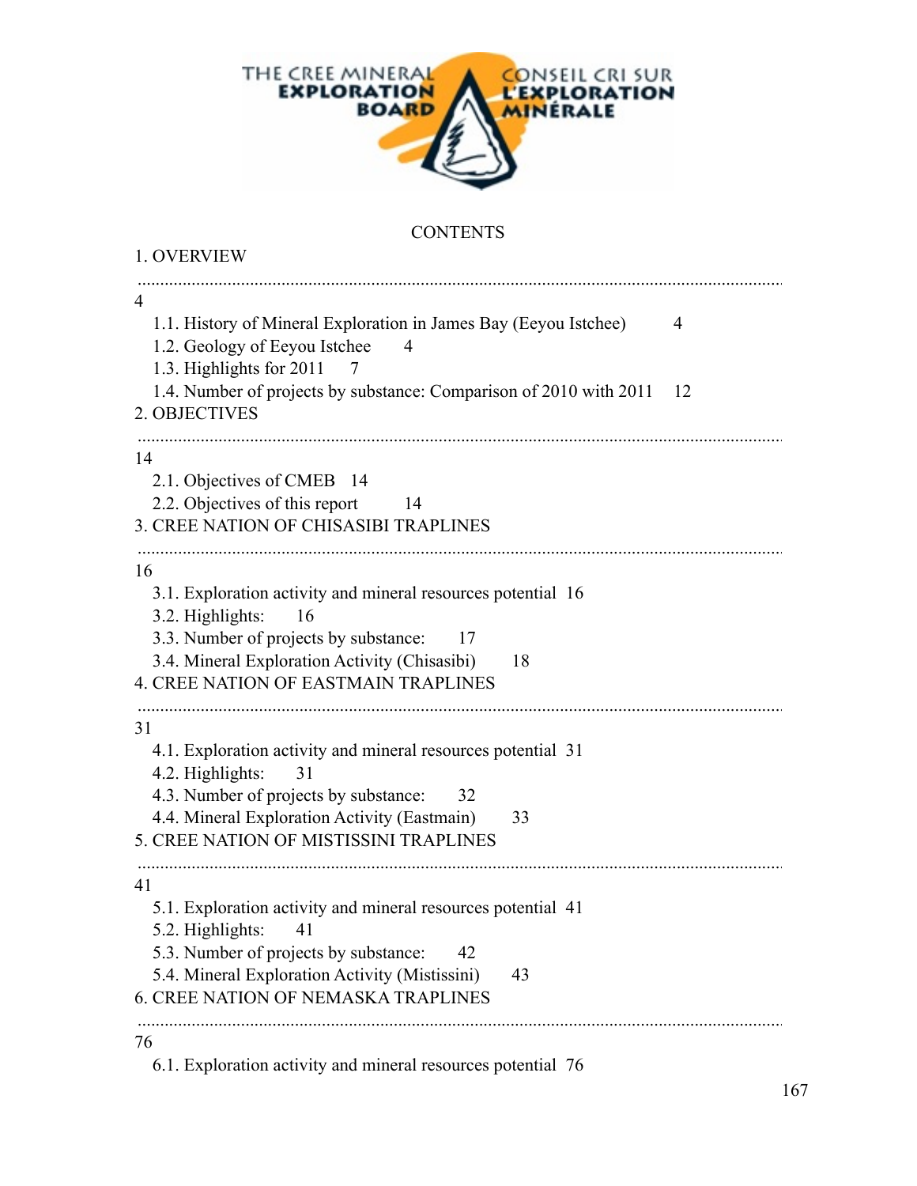THE CREE MINERAL EXPLORATION BOARD — CONSEIL CRI SUR L'EXPLORATION MINÉRALE

CONTENTS

1. OVERVIEW ........................................................................................................ 4
   - 1.1. History of Mineral Exploration in James Bay (Eeyou Istchee) 4
   - 1.2. Geology of Eeyou Istchee 4
   - 1.3. Highlights for 2011 7
   - 1.4. Number of projects by substance: Comparison of 2010 with 2011 12

2. OBJECTIVES ........................................................................................................ 14
   - 2.1. Objectives of CMEB 14
   - 2.2. Objectives of this report 14

3. CREE NATION OF CHISASIBI TRAPLINES ........................................................................................................ 16
   - 3.1. Exploration activity and mineral resources potential 16
   - 3.2. Highlights: 16
   - 3.3. Number of projects by substance: 17
   - 3.4. Mineral Exploration Activity (Chisasibi) 18

4. CREE NATION OF EASTMAIN TRAPLINES ........................................................................................................ 31
   - 4.1. Exploration activity and mineral resources potential 31
   - 4.2. Highlights: 31
   - 4.3. Number of projects by substance: 32
   - 4.4. Mineral Exploration Activity (Eastmain) 33

5. CREE NATION OF MISTISSINI TRAPLINES ........................................................................................................ 41
   - 5.1. Exploration activity and mineral resources potential 41
   - 5.2. Highlights: 41
   - 5.3. Number of projects by substance: 42
   - 5.4. Mineral Exploration Activity (Mistissini) 43

6. CREE NATION OF NEMASKA TRAPLINES ........................................................................................................ 76
   - 6.1. Exploration activity and mineral resources potential 76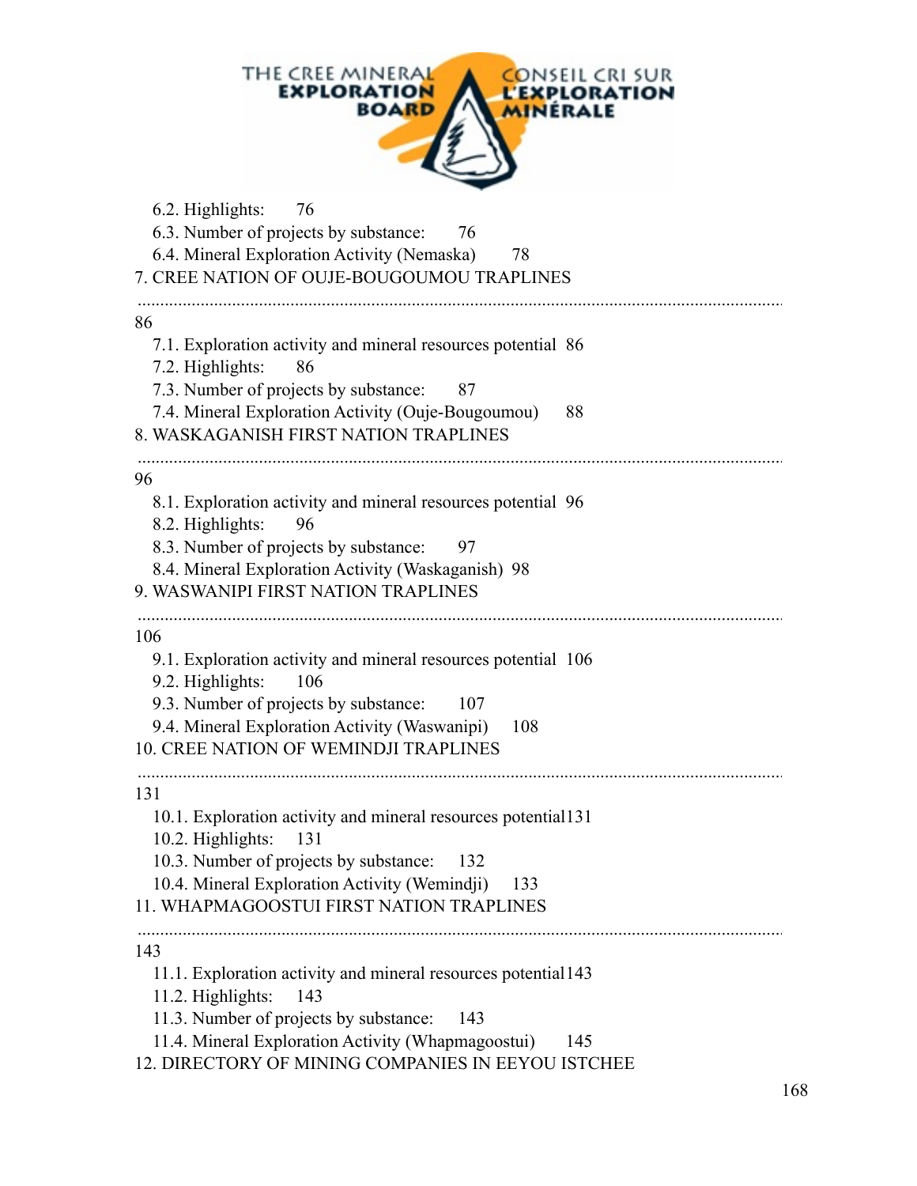6.2. Highlights: 76
6.3. Number of projects by substance: 76
6.4. Mineral Exploration Activity (Nemaska) 78

7. CREE NATION OF OUJE-BOUGOUMOU TRAPLINES ........................................................................ 86

7.1. Exploration activity and mineral resources potential 86
7.2. Highlights: 86
7.3. Number of projects by substance: 87
7.4. Mineral Exploration Activity (Ouje-Bougoumou) 88

8. WASKAGANISH FIRST NATION TRAPLINES ........................................................................ 96

8.1. Exploration activity and mineral resources potential 96
8.2. Highlights: 96
8.3. Number of projects by substance: 97
8.4. Mineral Exploration Activity (Waskaganish) 98

9. WASWANIPI FIRST NATION TRAPLINES ........................................................................ 106

9.1. Exploration activity and mineral resources potential 106
9.2. Highlights: 106
9.3. Number of projects by substance: 107
9.4. Mineral Exploration Activity (Waswanipi) 108

10. CREE NATION OF WEMINDJI TRAPLINES ........................................................................ 131

10.1. Exploration activity and mineral resources potential131
10.2. Highlights: 131
10.3. Number of projects by substance: 132
10.4. Mineral Exploration Activity (Wemindji) 133

11. WHAPMAGOOSTUI FIRST NATION TRAPLINES ........................................................................ 143

11.1. Exploration activity and mineral resources potential143
11.2. Highlights: 143
11.3. Number of projects by substance: 143
11.4. Mineral Exploration Activity (Whapmagoostui) 145

12. DIRECTORY OF MINING COMPANIES IN EEYOU ISTCHEE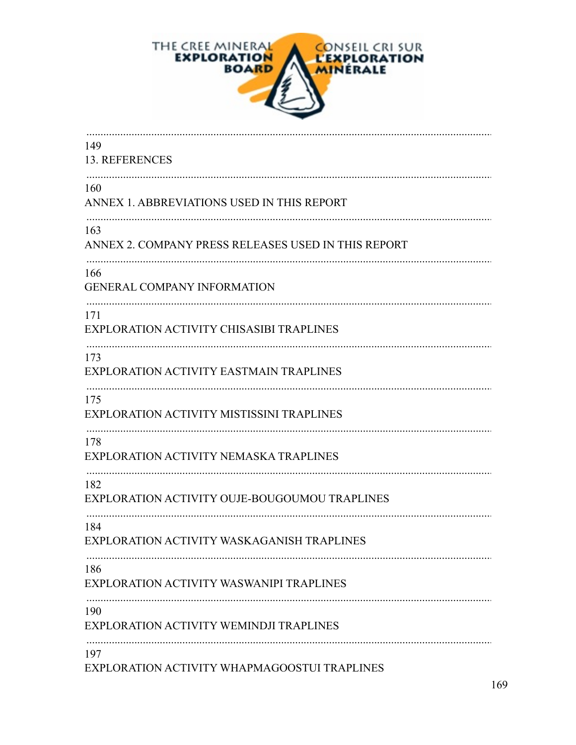THE CREE MINERAL EXPLORATION BOARD — CONSEIL CRI SUR L'EXPLORATION MINÉRALE

.............................................................................................................................................
149
13. REFERENCES

.............................................................................................................................................
160
ANNEX 1. ABBREVIATIONS USED IN THIS REPORT

.............................................................................................................................................
163
ANNEX 2. COMPANY PRESS RELEASES USED IN THIS REPORT

.............................................................................................................................................
166
GENERAL COMPANY INFORMATION

.............................................................................................................................................
171
EXPLORATION ACTIVITY CHISASIBI TRAPLINES

.............................................................................................................................................
173
EXPLORATION ACTIVITY EASTMAIN TRAPLINES

.............................................................................................................................................
175
EXPLORATION ACTIVITY MISTISSINI TRAPLINES

.............................................................................................................................................
178
EXPLORATION ACTIVITY NEMASKA TRAPLINES

.............................................................................................................................................
182
EXPLORATION ACTIVITY OUJE-BOUGOUMOU TRAPLINES

.............................................................................................................................................
184
EXPLORATION ACTIVITY WASKAGANISH TRAPLINES

.............................................................................................................................................
186
EXPLORATION ACTIVITY WASWANIPI TRAPLINES

.............................................................................................................................................
190
EXPLORATION ACTIVITY WEMINDJI TRAPLINES

.............................................................................................................................................
197
EXPLORATION ACTIVITY WHAPMAGOOSTUI TRAPLINES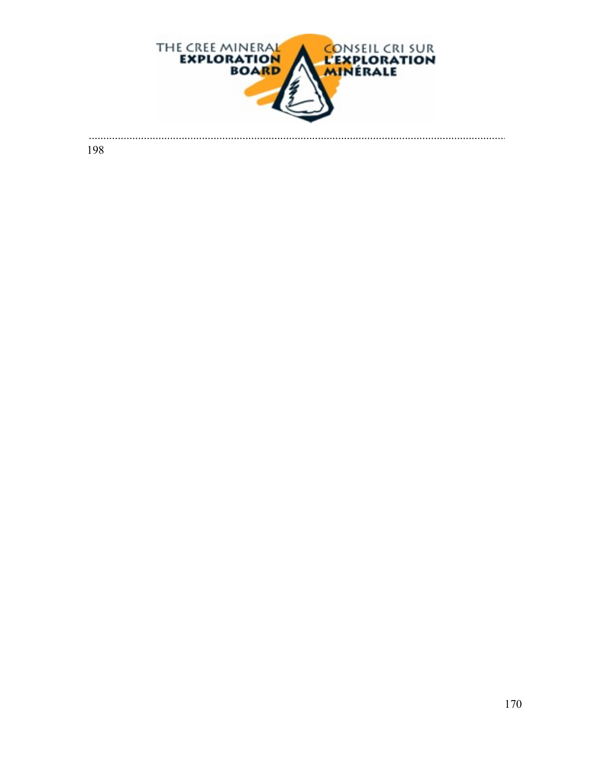198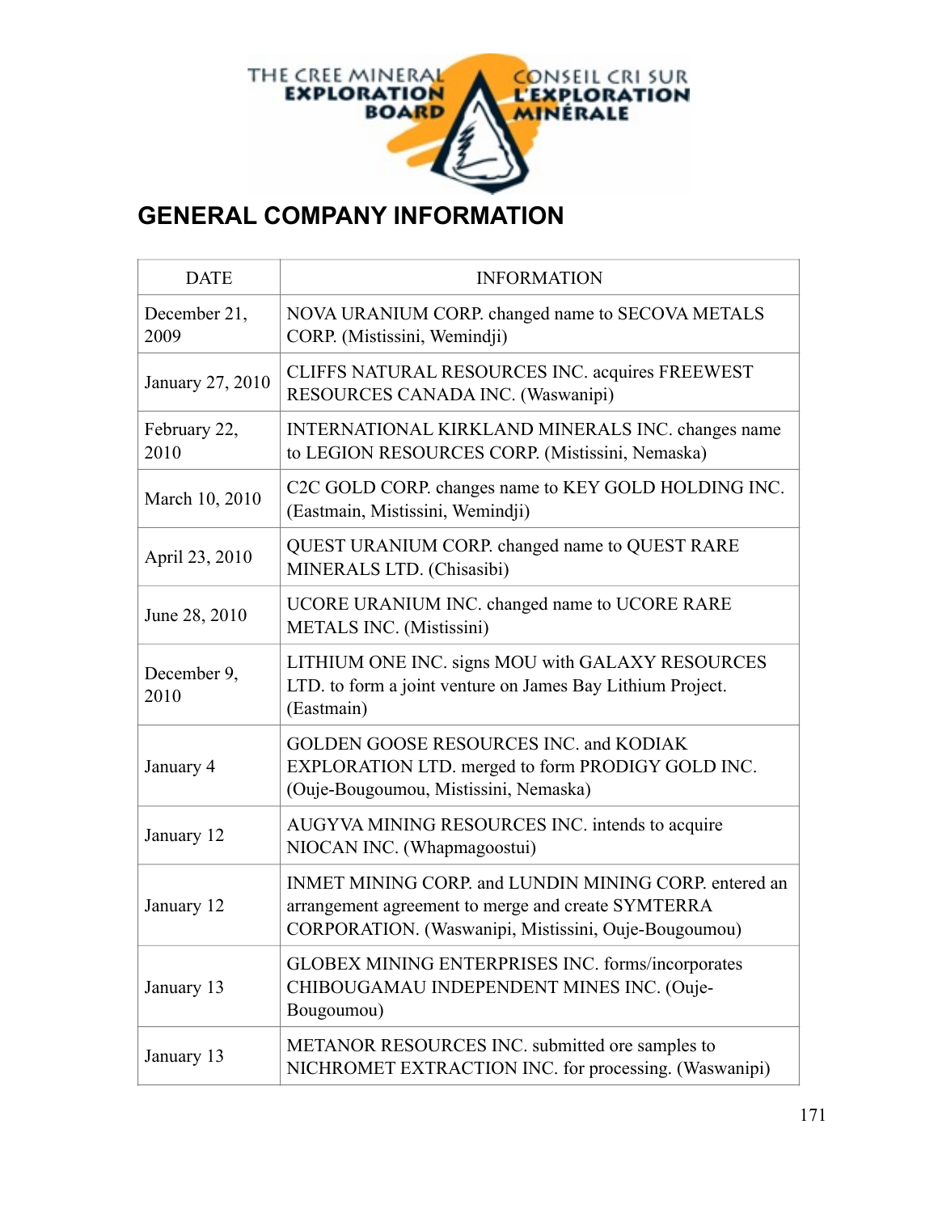# GENERAL COMPANY INFORMATION

| DATE | INFORMATION |
|---|---|
| December 21, 2009 | NOVA URANIUM CORP. changed name to SECOVA METALS CORP. (Mistissini, Wemindji) |
| January 27, 2010 | CLIFFS NATURAL RESOURCES INC. acquires FREEWEST RESOURCES CANADA INC. (Waswanipi) |
| February 22, 2010 | INTERNATIONAL KIRKLAND MINERALS INC. changes name to LEGION RESOURCES CORP. (Mistissini, Nemaska) |
| March 10, 2010 | C2C GOLD CORP. changes name to KEY GOLD HOLDING INC. (Eastmain, Mistissini, Wemindji) |
| April 23, 2010 | QUEST URANIUM CORP. changed name to QUEST RARE MINERALS LTD. (Chisasibi) |
| June 28, 2010 | UCORE URANIUM INC. changed name to UCORE RARE METALS INC. (Mistissini) |
| December 9, 2010 | LITHIUM ONE INC. signs MOU with GALAXY RESOURCES LTD. to form a joint venture on James Bay Lithium Project. (Eastmain) |
| January 4 | GOLDEN GOOSE RESOURCES INC. and KODIAK EXPLORATION LTD. merged to form PRODIGY GOLD INC. (Ouje-Bougoumou, Mistissini, Nemaska) |
| January 12 | AUGYVA MINING RESOURCES INC. intends to acquire NIOCAN INC. (Whapmagoostui) |
| January 12 | INMET MINING CORP. and LUNDIN MINING CORP. entered an arrangement agreement to merge and create SYMTERRA CORPORATION. (Waswanipi, Mistissini, Ouje-Bougoumou) |
| January 13 | GLOBEX MINING ENTERPRISES INC. forms/incorporates CHIBOUGAMAU INDEPENDENT MINES INC. (Ouje-Bougoumou) |
| January 13 | METANOR RESOURCES INC. submitted ore samples to NICHROMET EXTRACTION INC. for processing. (Waswanipi) |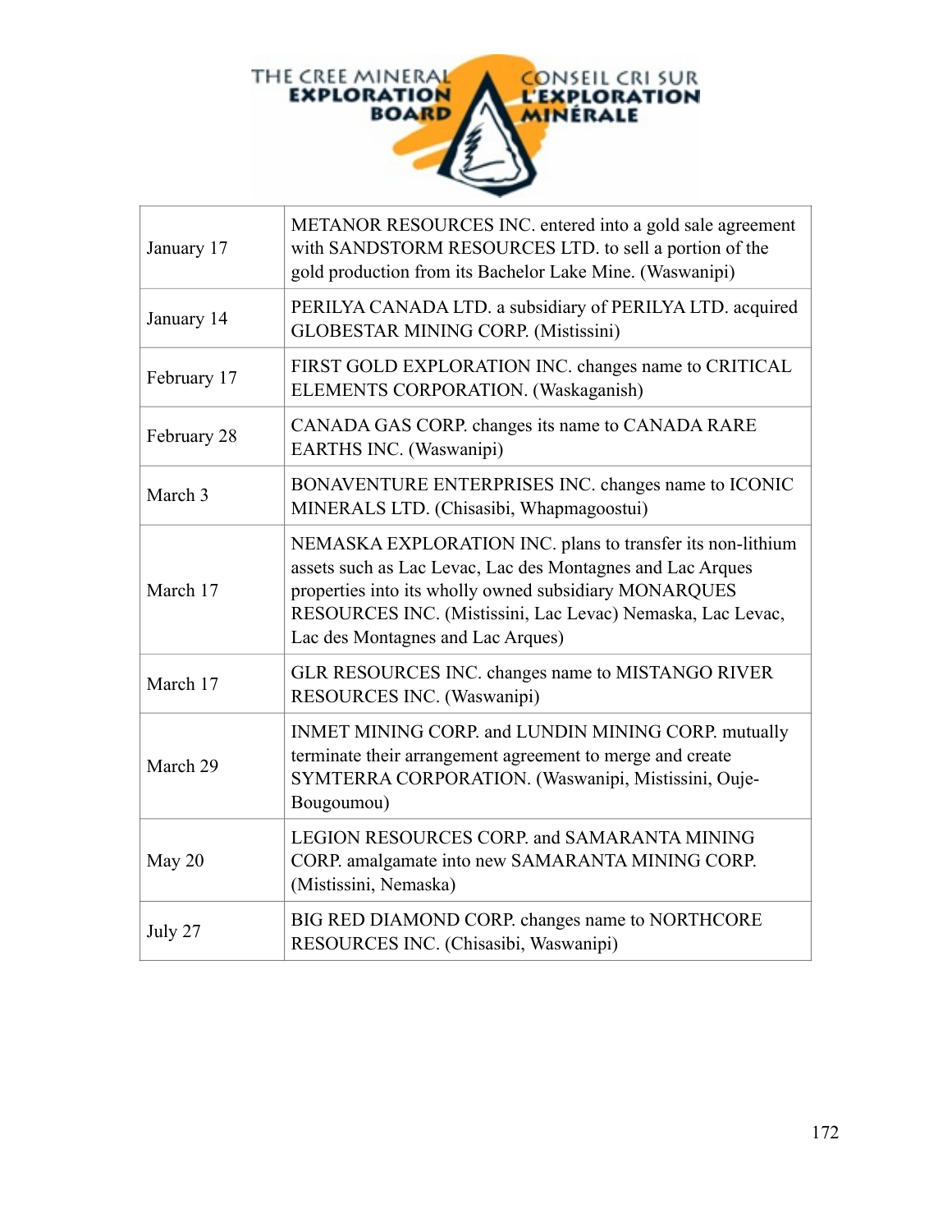| January 17 | METANOR RESOURCES INC. entered into a gold sale agreement with SANDSTORM RESOURCES LTD. to sell a portion of the gold production from its Bachelor Lake Mine. (Waswanipi) |
|---|---|
| January 14 | PERILYA CANADA LTD. a subsidiary of PERILYA LTD. acquired GLOBESTAR MINING CORP. (Mistissini) |
| February 17 | FIRST GOLD EXPLORATION INC. changes name to CRITICAL ELEMENTS CORPORATION. (Waskaganish) |
| February 28 | CANADA GAS CORP. changes its name to CANADA RARE EARTHS INC. (Waswanipi) |
| March 3 | BONAVENTURE ENTERPRISES INC. changes name to ICONIC MINERALS LTD. (Chisasibi, Whapmagoostui) |
| March 17 | NEMASKA EXPLORATION INC. plans to transfer its non-lithium assets such as Lac Levac, Lac des Montagnes and Lac Arques properties into its wholly owned subsidiary MONARQUES RESOURCES INC. (Mistissini, Lac Levac) Nemaska, Lac Levac, Lac des Montagnes and Lac Arques) |
| March 17 | GLR RESOURCES INC. changes name to MISTANGO RIVER RESOURCES INC. (Waswanipi) |
| March 29 | INMET MINING CORP. and LUNDIN MINING CORP. mutually terminate their arrangement agreement to merge and create SYMTERRA CORPORATION. (Waswanipi, Mistissini, Ouje-Bougoumou) |
| May 20 | LEGION RESOURCES CORP. and SAMARANTA MINING CORP. amalgamate into new SAMARANTA MINING CORP. (Mistissini, Nemaska) |
| July 27 | BIG RED DIAMOND CORP. changes name to NORTHCORE RESOURCES INC. (Chisasibi, Waswanipi) |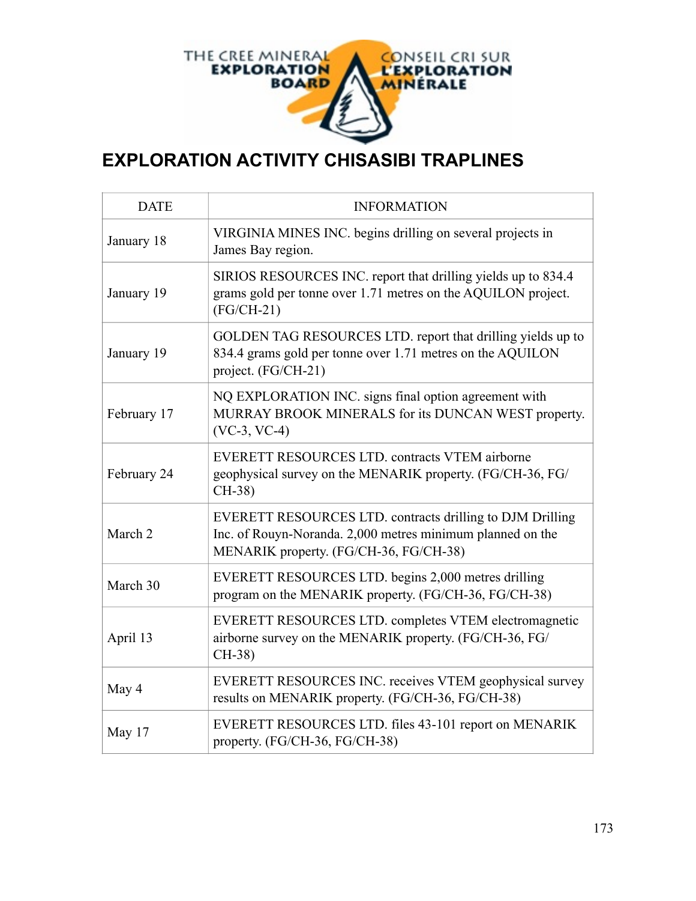THE CREE MINERAL EXPLORATION BOARD — CONSEIL CRI SUR L'EXPLORATION MINÉRALE

# EXPLORATION ACTIVITY CHISASIBI TRAPLINES

| DATE | INFORMATION |
|---|---|
| January 18 | VIRGINIA MINES INC. begins drilling on several projects in James Bay region. |
| January 19 | SIRIOS RESOURCES INC. report that drilling yields up to 834.4 grams gold per tonne over 1.71 metres on the AQUILON project. (FG/CH-21) |
| January 19 | GOLDEN TAG RESOURCES LTD. report that drilling yields up to 834.4 grams gold per tonne over 1.71 metres on the AQUILON project. (FG/CH-21) |
| February 17 | NQ EXPLORATION INC. signs final option agreement with MURRAY BROOK MINERALS for its DUNCAN WEST property. (VC-3, VC-4) |
| February 24 | EVERETT RESOURCES LTD. contracts VTEM airborne geophysical survey on the MENARIK property. (FG/CH-36, FG/CH-38) |
| March 2 | EVERETT RESOURCES LTD. contracts drilling to DJM Drilling Inc. of Rouyn-Noranda. 2,000 metres minimum planned on the MENARIK property. (FG/CH-36, FG/CH-38) |
| March 30 | EVERETT RESOURCES LTD. begins 2,000 metres drilling program on the MENARIK property. (FG/CH-36, FG/CH-38) |
| April 13 | EVERETT RESOURCES LTD. completes VTEM electromagnetic airborne survey on the MENARIK property. (FG/CH-36, FG/CH-38) |
| May 4 | EVERETT RESOURCES INC. receives VTEM geophysical survey results on MENARIK property. (FG/CH-36, FG/CH-38) |
| May 17 | EVERETT RESOURCES LTD. files 43-101 report on MENARIK property. (FG/CH-36, FG/CH-38) |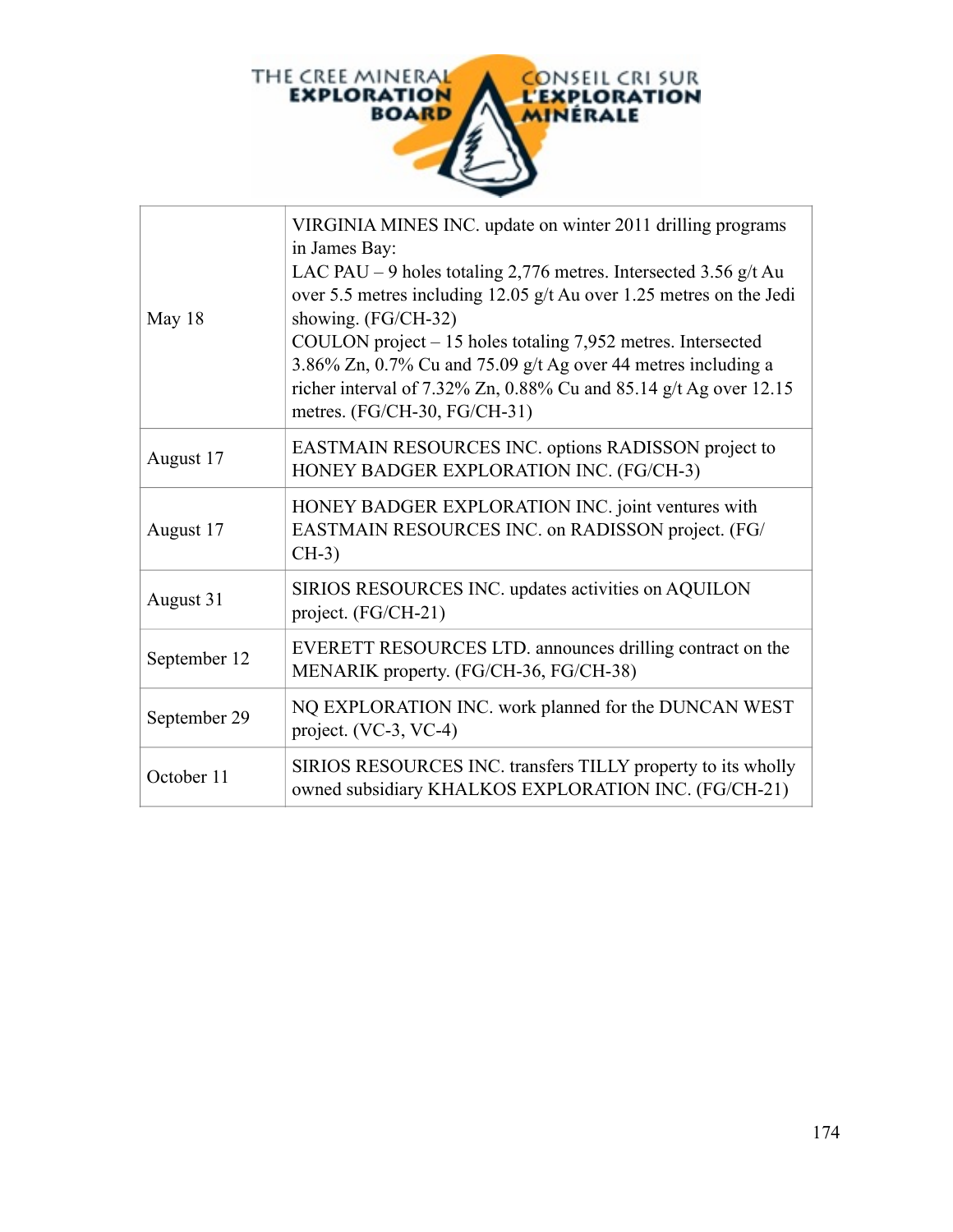| | |
|---|---|
| May 18 | VIRGINIA MINES INC. update on winter 2011 drilling programs in James Bay:<br>LAC PAU – 9 holes totaling 2,776 metres. Intersected 3.56 g/t Au over 5.5 metres including 12.05 g/t Au over 1.25 metres on the Jedi showing. (FG/CH-32)<br>COULON project – 15 holes totaling 7,952 metres. Intersected 3.86% Zn, 0.7% Cu and 75.09 g/t Ag over 44 metres including a richer interval of 7.32% Zn, 0.88% Cu and 85.14 g/t Ag over 12.15 metres. (FG/CH-30, FG/CH-31) |
| August 17 | EASTMAIN RESOURCES INC. options RADISSON project to HONEY BADGER EXPLORATION INC. (FG/CH-3) |
| August 17 | HONEY BADGER EXPLORATION INC. joint ventures with EASTMAIN RESOURCES INC. on RADISSON project. (FG/CH-3) |
| August 31 | SIRIOS RESOURCES INC. updates activities on AQUILON project. (FG/CH-21) |
| September 12 | EVERETT RESOURCES LTD. announces drilling contract on the MENARIK property. (FG/CH-36, FG/CH-38) |
| September 29 | NQ EXPLORATION INC. work planned for the DUNCAN WEST project. (VC-3, VC-4) |
| October 11 | SIRIOS RESOURCES INC. transfers TILLY property to its wholly owned subsidiary KHALKOS EXPLORATION INC. (FG/CH-21) |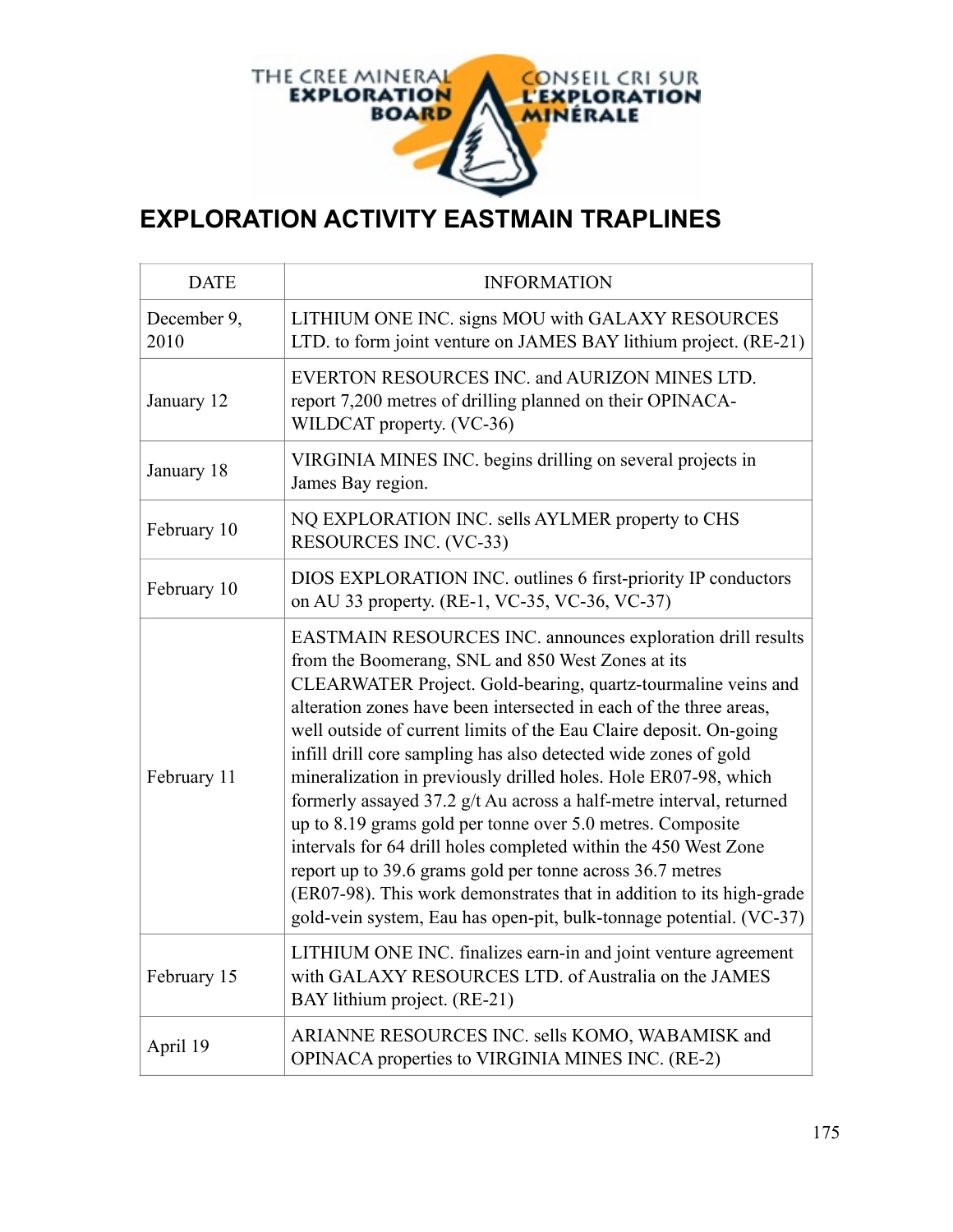THE CREE MINERAL EXPLORATION BOARD — CONSEIL CRI SUR L'EXPLORATION MINÉRALE

# EXPLORATION ACTIVITY EASTMAIN TRAPLINES

| DATE | INFORMATION |
|---|---|
| December 9, 2010 | LITHIUM ONE INC. signs MOU with GALAXY RESOURCES LTD. to form joint venture on JAMES BAY lithium project. (RE-21) |
| January 12 | EVERTON RESOURCES INC. and AURIZON MINES LTD. report 7,200 metres of drilling planned on their OPINACA-WILDCAT property. (VC-36) |
| January 18 | VIRGINIA MINES INC. begins drilling on several projects in James Bay region. |
| February 10 | NQ EXPLORATION INC. sells AYLMER property to CHS RESOURCES INC. (VC-33) |
| February 10 | DIOS EXPLORATION INC. outlines 6 first-priority IP conductors on AU 33 property. (RE-1, VC-35, VC-36, VC-37) |
| February 11 | EASTMAIN RESOURCES INC. announces exploration drill results from the Boomerang, SNL and 850 West Zones at its CLEARWATER Project. Gold-bearing, quartz-tourmaline veins and alteration zones have been intersected in each of the three areas, well outside of current limits of the Eau Claire deposit. On-going infill drill core sampling has also detected wide zones of gold mineralization in previously drilled holes. Hole ER07-98, which formerly assayed 37.2 g/t Au across a half-metre interval, returned up to 8.19 grams gold per tonne over 5.0 metres. Composite intervals for 64 drill holes completed within the 450 West Zone report up to 39.6 grams gold per tonne across 36.7 metres (ER07-98). This work demonstrates that in addition to its high-grade gold-vein system, Eau has open-pit, bulk-tonnage potential. (VC-37) |
| February 15 | LITHIUM ONE INC. finalizes earn-in and joint venture agreement with GALAXY RESOURCES LTD. of Australia on the JAMES BAY lithium project. (RE-21) |
| April 19 | ARIANNE RESOURCES INC. sells KOMO, WABAMISK and OPINACA properties to VIRGINIA MINES INC. (RE-2) |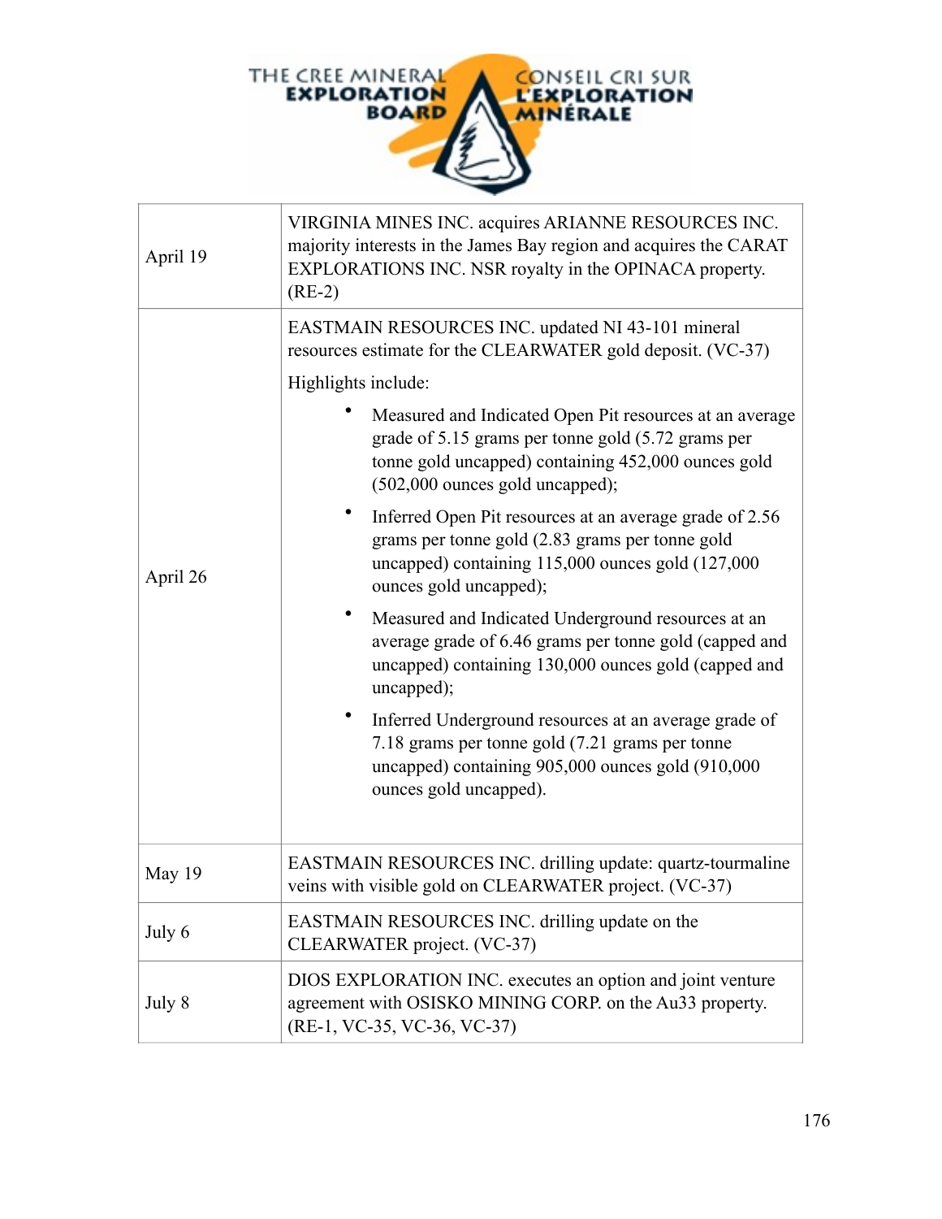| | |
|---|---|
| April 19 | VIRGINIA MINES INC. acquires ARIANNE RESOURCES INC. majority interests in the James Bay region and acquires the CARAT EXPLORATIONS INC. NSR royalty in the OPINACA property. (RE-2) |
| April 26 | EASTMAIN RESOURCES INC. updated NI 43-101 mineral resources estimate for the CLEARWATER gold deposit. (VC-37)<br><br>Highlights include:<br><br>• Measured and Indicated Open Pit resources at an average grade of 5.15 grams per tonne gold (5.72 grams per tonne gold uncapped) containing 452,000 ounces gold (502,000 ounces gold uncapped);<br><br>• Inferred Open Pit resources at an average grade of 2.56 grams per tonne gold (2.83 grams per tonne gold uncapped) containing 115,000 ounces gold (127,000 ounces gold uncapped);<br><br>• Measured and Indicated Underground resources at an average grade of 6.46 grams per tonne gold (capped and uncapped) containing 130,000 ounces gold (capped and uncapped);<br><br>• Inferred Underground resources at an average grade of 7.18 grams per tonne gold (7.21 grams per tonne uncapped) containing 905,000 ounces gold (910,000 ounces gold uncapped). |
| May 19 | EASTMAIN RESOURCES INC. drilling update: quartz-tourmaline veins with visible gold on CLEARWATER project. (VC-37) |
| July 6 | EASTMAIN RESOURCES INC. drilling update on the CLEARWATER project. (VC-37) |
| July 8 | DIOS EXPLORATION INC. executes an option and joint venture agreement with OSISKO MINING CORP. on the Au33 property. (RE-1, VC-35, VC-36, VC-37) |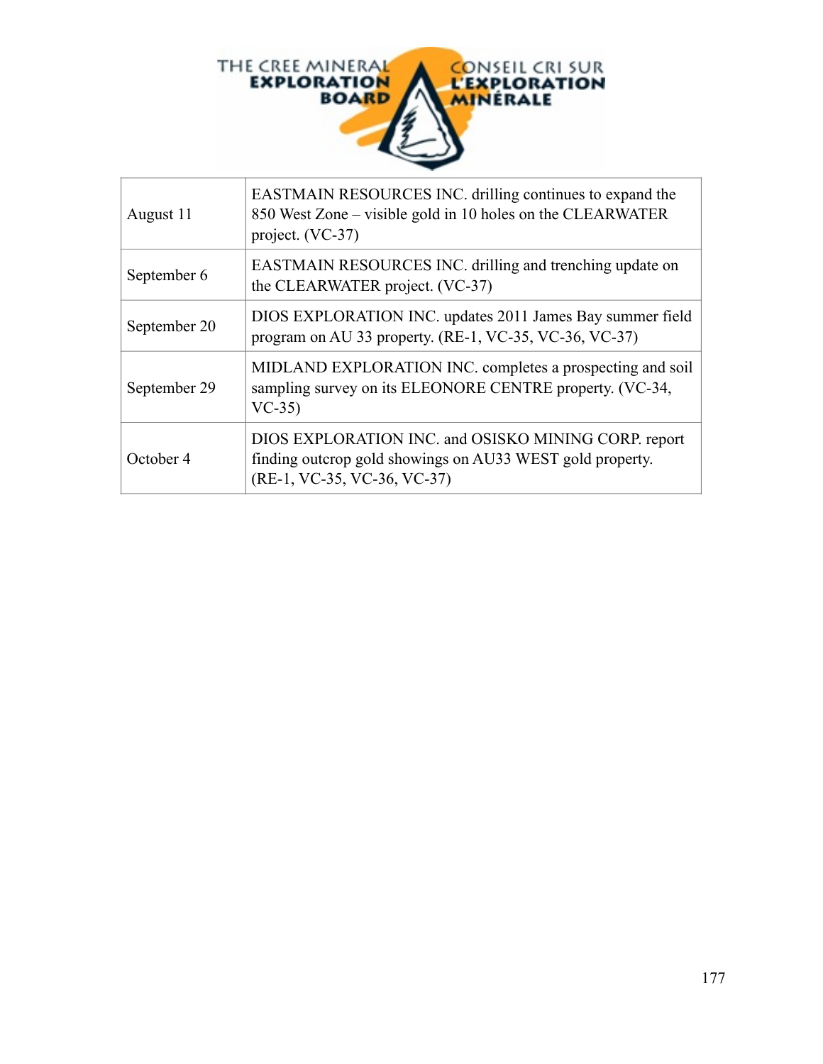| | |
|---|---|
| August 11 | EASTMAIN RESOURCES INC. drilling continues to expand the 850 West Zone – visible gold in 10 holes on the CLEARWATER project. (VC-37) |
| September 6 | EASTMAIN RESOURCES INC. drilling and trenching update on the CLEARWATER project. (VC-37) |
| September 20 | DIOS EXPLORATION INC. updates 2011 James Bay summer field program on AU 33 property. (RE-1, VC-35, VC-36, VC-37) |
| September 29 | MIDLAND EXPLORATION INC. completes a prospecting and soil sampling survey on its ELEONORE CENTRE property. (VC-34, VC-35) |
| October 4 | DIOS EXPLORATION INC. and OSISKO MINING CORP. report finding outcrop gold showings on AU33 WEST gold property. (RE-1, VC-35, VC-36, VC-37) |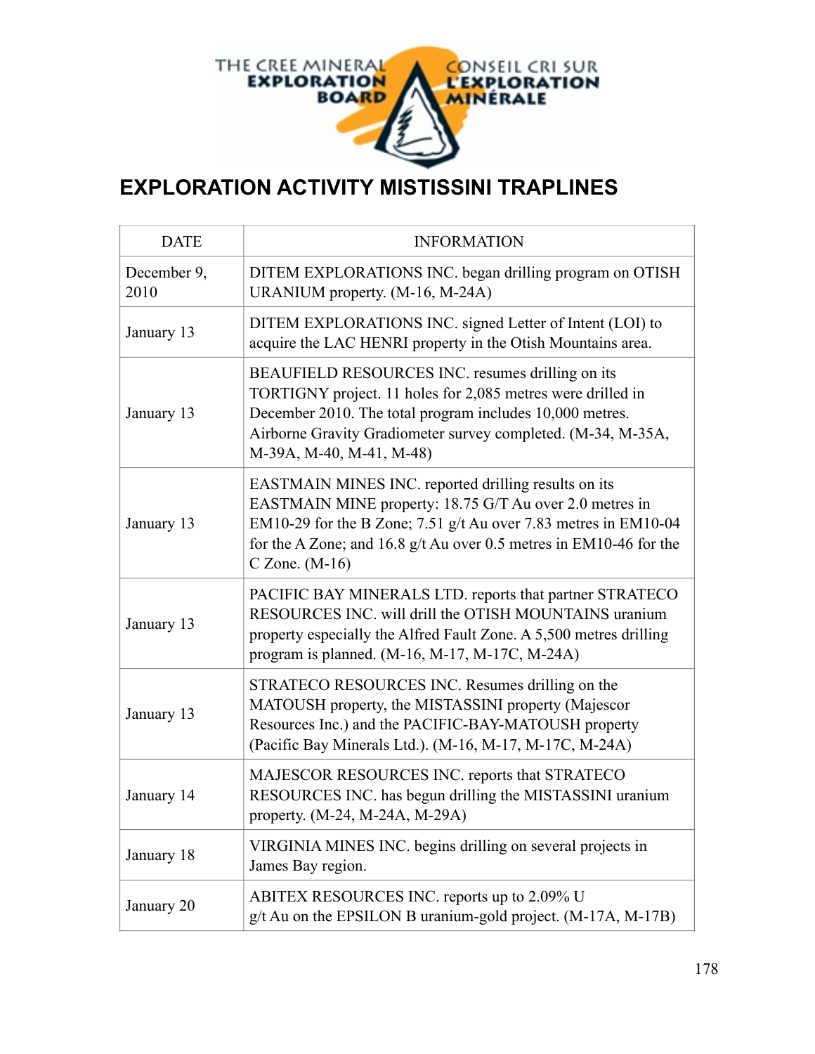THE CREE MINERAL EXPLORATION BOARD — CONSEIL CRI SUR L'EXPLORATION MINÉRALE

# EXPLORATION ACTIVITY MISTISSINI TRAPLINES

| DATE | INFORMATION |
|---|---|
| December 9, 2010 | DITEM EXPLORATIONS INC. began drilling program on OTISH URANIUM property. (M-16, M-24A) |
| January 13 | DITEM EXPLORATIONS INC. signed Letter of Intent (LOI) to acquire the LAC HENRI property in the Otish Mountains area. |
| January 13 | BEAUFIELD RESOURCES INC. resumes drilling on its TORTIGNY project. 11 holes for 2,085 metres were drilled in December 2010. The total program includes 10,000 metres. Airborne Gravity Gradiometer survey completed. (M-34, M-35A, M-39A, M-40, M-41, M-48) |
| January 13 | EASTMAIN MINES INC. reported drilling results on its EASTMAIN MINE property: 18.75 G/T Au over 2.0 metres in EM10-29 for the B Zone; 7.51 g/t Au over 7.83 metres in EM10-04 for the A Zone; and 16.8 g/t Au over 0.5 metres in EM10-46 for the C Zone. (M-16) |
| January 13 | PACIFIC BAY MINERALS LTD. reports that partner STRATECO RESOURCES INC. will drill the OTISH MOUNTAINS uranium property especially the Alfred Fault Zone. A 5,500 metres drilling program is planned. (M-16, M-17, M-17C, M-24A) |
| January 13 | STRATECO RESOURCES INC. Resumes drilling on the MATOUSH property, the MISTASSINI property (Majescor Resources Inc.) and the PACIFIC-BAY-MATOUSH property (Pacific Bay Minerals Ltd.). (M-16, M-17, M-17C, M-24A) |
| January 14 | MAJESCOR RESOURCES INC. reports that STRATECO RESOURCES INC. has begun drilling the MISTASSINI uranium property. (M-24, M-24A, M-29A) |
| January 18 | VIRGINIA MINES INC. begins drilling on several projects in James Bay region. |
| January 20 | ABITEX RESOURCES INC. reports up to 2.09% U g/t Au on the EPSILON B uranium-gold project. (M-17A, M-17B) |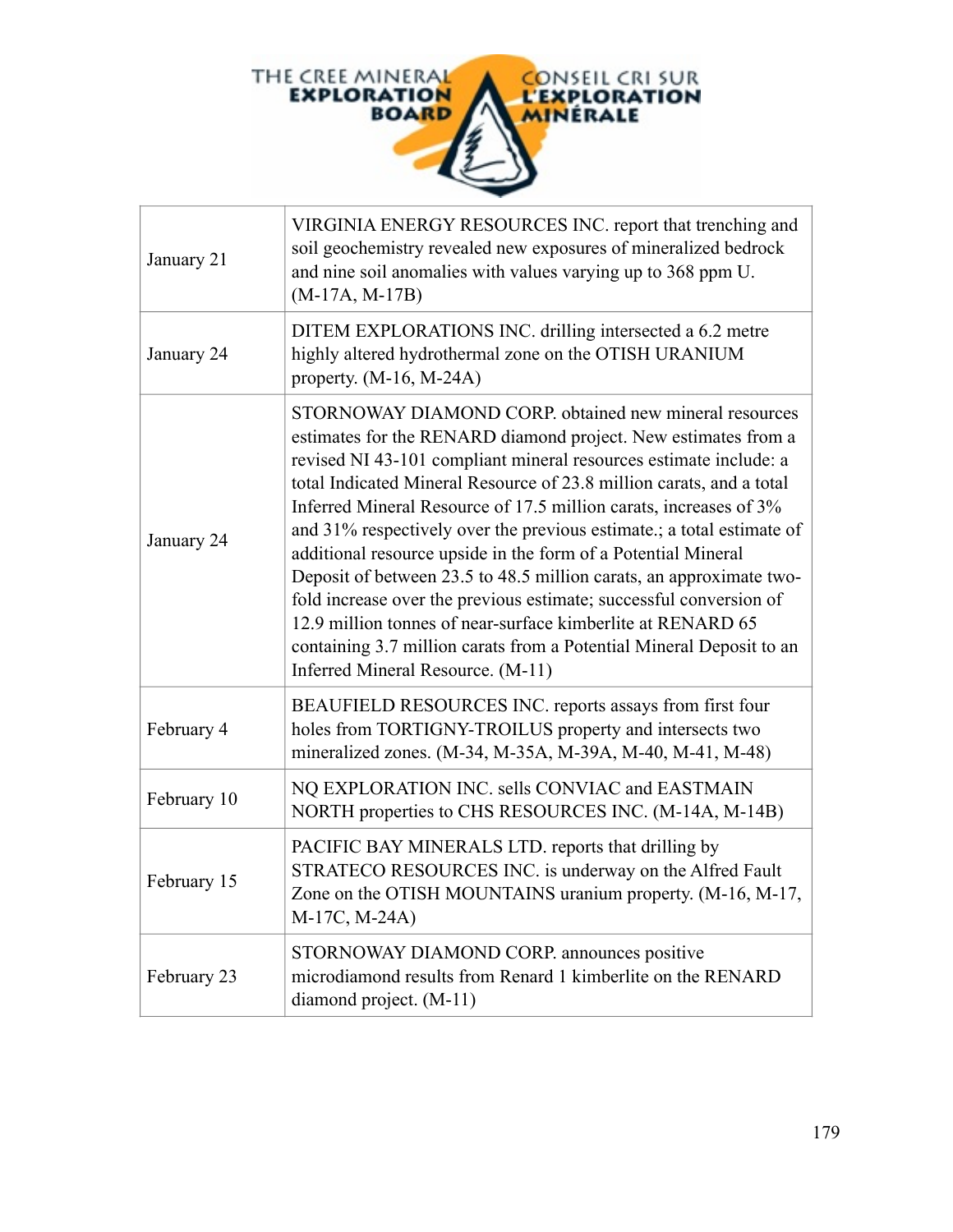| | |
|---|---|
| January 21 | VIRGINIA ENERGY RESOURCES INC. report that trenching and soil geochemistry revealed new exposures of mineralized bedrock and nine soil anomalies with values varying up to 368 ppm U. (M-17A, M-17B) |
| January 24 | DITEM EXPLORATIONS INC. drilling intersected a 6.2 metre highly altered hydrothermal zone on the OTISH URANIUM property. (M-16, M-24A) |
| January 24 | STORNOWAY DIAMOND CORP. obtained new mineral resources estimates for the RENARD diamond project. New estimates from a revised NI 43-101 compliant mineral resources estimate include: a total Indicated Mineral Resource of 23.8 million carats, and a total Inferred Mineral Resource of 17.5 million carats, increases of 3% and 31% respectively over the previous estimate.; a total estimate of additional resource upside in the form of a Potential Mineral Deposit of between 23.5 to 48.5 million carats, an approximate two-fold increase over the previous estimate; successful conversion of 12.9 million tonnes of near-surface kimberlite at RENARD 65 containing 3.7 million carats from a Potential Mineral Deposit to an Inferred Mineral Resource. (M-11) |
| February 4 | BEAUFIELD RESOURCES INC. reports assays from first four holes from TORTIGNY-TROILUS property and intersects two mineralized zones. (M-34, M-35A, M-39A, M-40, M-41, M-48) |
| February 10 | NQ EXPLORATION INC. sells CONVIAC and EASTMAIN NORTH properties to CHS RESOURCES INC. (M-14A, M-14B) |
| February 15 | PACIFIC BAY MINERALS LTD. reports that drilling by STRATECO RESOURCES INC. is underway on the Alfred Fault Zone on the OTISH MOUNTAINS uranium property. (M-16, M-17, M-17C, M-24A) |
| February 23 | STORNOWAY DIAMOND CORP. announces positive microdiamond results from Renard 1 kimberlite on the RENARD diamond project. (M-11) |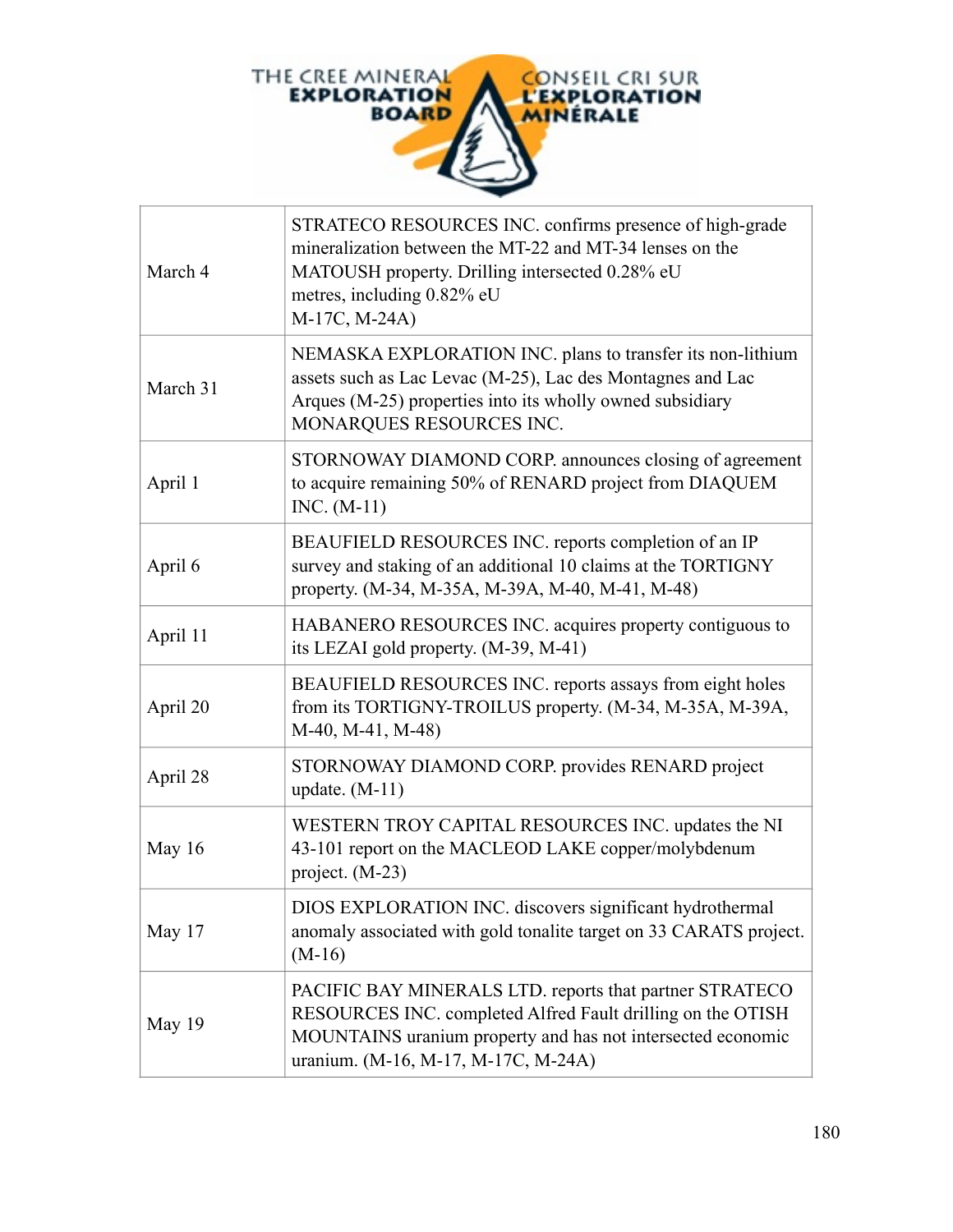| | |
|---|---|
| March 4 | STRATECO RESOURCES INC. confirms presence of high-grade mineralization between the MT-22 and MT-34 lenses on the MATOUSH property. Drilling intersected 0.28% eU metres, including 0.82% eU M-17C, M-24A) |
| March 31 | NEMASKA EXPLORATION INC. plans to transfer its non-lithium assets such as Lac Levac (M-25), Lac des Montagnes and Lac Arques (M-25) properties into its wholly owned subsidiary MONARQUES RESOURCES INC. |
| April 1 | STORNOWAY DIAMOND CORP. announces closing of agreement to acquire remaining 50% of RENARD project from DIAQUEM INC. (M-11) |
| April 6 | BEAUFIELD RESOURCES INC. reports completion of an IP survey and staking of an additional 10 claims at the TORTIGNY property. (M-34, M-35A, M-39A, M-40, M-41, M-48) |
| April 11 | HABANERO RESOURCES INC. acquires property contiguous to its LEZAI gold property. (M-39, M-41) |
| April 20 | BEAUFIELD RESOURCES INC. reports assays from eight holes from its TORTIGNY-TROILUS property. (M-34, M-35A, M-39A, M-40, M-41, M-48) |
| April 28 | STORNOWAY DIAMOND CORP. provides RENARD project update. (M-11) |
| May 16 | WESTERN TROY CAPITAL RESOURCES INC. updates the NI 43-101 report on the MACLEOD LAKE copper/molybdenum project. (M-23) |
| May 17 | DIOS EXPLORATION INC. discovers significant hydrothermal anomaly associated with gold tonalite target on 33 CARATS project. (M-16) |
| May 19 | PACIFIC BAY MINERALS LTD. reports that partner STRATECO RESOURCES INC. completed Alfred Fault drilling on the OTISH MOUNTAINS uranium property and has not intersected economic uranium. (M-16, M-17, M-17C, M-24A) |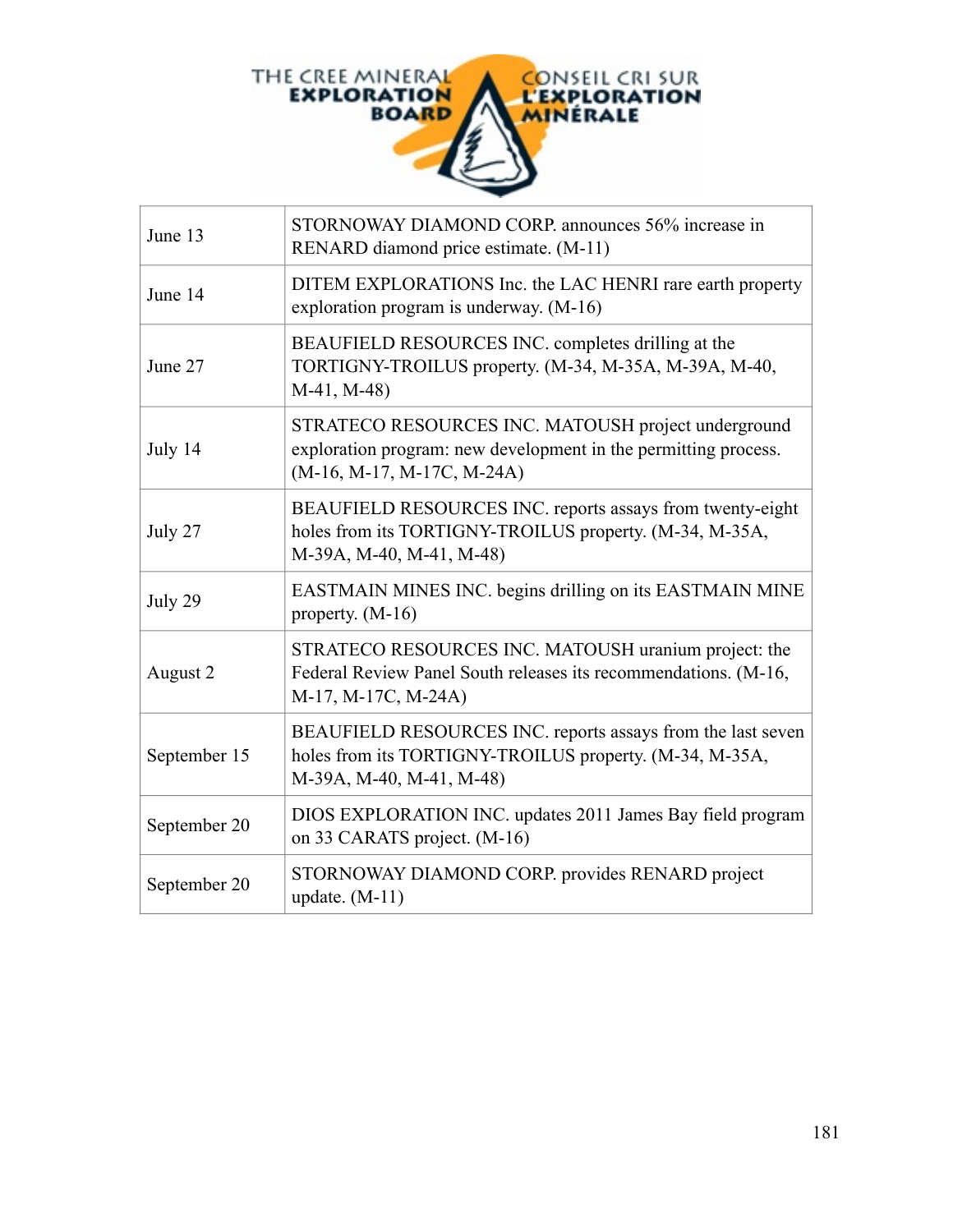| June 13 | STORNOWAY DIAMOND CORP. announces 56% increase in RENARD diamond price estimate. (M-11) |
|---|---|
| June 14 | DITEM EXPLORATIONS Inc. the LAC HENRI rare earth property exploration program is underway. (M-16) |
| June 27 | BEAUFIELD RESOURCES INC. completes drilling at the TORTIGNY-TROILUS property. (M-34, M-35A, M-39A, M-40, M-41, M-48) |
| July 14 | STRATECO RESOURCES INC. MATOUSH project underground exploration program: new development in the permitting process. (M-16, M-17, M-17C, M-24A) |
| July 27 | BEAUFIELD RESOURCES INC. reports assays from twenty-eight holes from its TORTIGNY-TROILUS property. (M-34, M-35A, M-39A, M-40, M-41, M-48) |
| July 29 | EASTMAIN MINES INC. begins drilling on its EASTMAIN MINE property. (M-16) |
| August 2 | STRATECO RESOURCES INC. MATOUSH uranium project: the Federal Review Panel South releases its recommendations. (M-16, M-17, M-17C, M-24A) |
| September 15 | BEAUFIELD RESOURCES INC. reports assays from the last seven holes from its TORTIGNY-TROILUS property. (M-34, M-35A, M-39A, M-40, M-41, M-48) |
| September 20 | DIOS EXPLORATION INC. updates 2011 James Bay field program on 33 CARATS project. (M-16) |
| September 20 | STORNOWAY DIAMOND CORP. provides RENARD project update. (M-11) |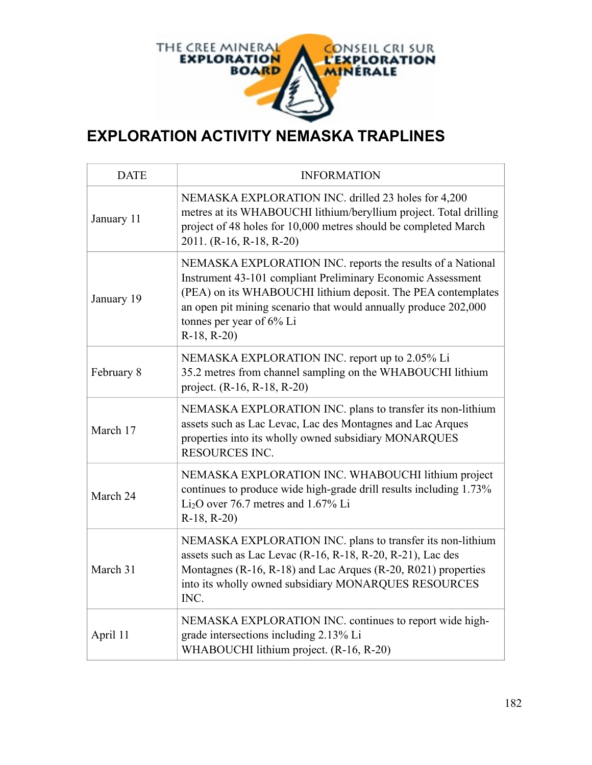THE CREE MINERAL EXPLORATION BOARD
CONSEIL CRI SUR L'EXPLORATION MINÉRALE

# EXPLORATION ACTIVITY NEMASKA TRAPLINES

| DATE | INFORMATION |
|---|---|
| January 11 | NEMASKA EXPLORATION INC. drilled 23 holes for 4,200 metres at its WHABOUCHI lithium/beryllium project. Total drilling project of 48 holes for 10,000 metres should be completed March 2011. (R-16, R-18, R-20) |
| January 19 | NEMASKA EXPLORATION INC. reports the results of a National Instrument 43-101 compliant Preliminary Economic Assessment (PEA) on its WHABOUCHI lithium deposit. The PEA contemplates an open pit mining scenario that would annually produce 202,000 tonnes per year of 6% Li R-18, R-20) |
| February 8 | NEMASKA EXPLORATION INC. report up to 2.05% Li 35.2 metres from channel sampling on the WHABOUCHI lithium project. (R-16, R-18, R-20) |
| March 17 | NEMASKA EXPLORATION INC. plans to transfer its non-lithium assets such as Lac Levac, Lac des Montagnes and Lac Arques properties into its wholly owned subsidiary MONARQUES RESOURCES INC. |
| March 24 | NEMASKA EXPLORATION INC. WHABOUCHI lithium project continues to produce wide high-grade drill results including 1.73% $Li_2O$ over 76.7 metres and 1.67% Li R-18, R-20) |
| March 31 | NEMASKA EXPLORATION INC. plans to transfer its non-lithium assets such as Lac Levac (R-16, R-18, R-20, R-21), Lac des Montagnes (R-16, R-18) and Lac Arques (R-20, R021) properties into its wholly owned subsidiary MONARQUES RESOURCES INC. |
| April 11 | NEMASKA EXPLORATION INC. continues to report wide high-grade intersections including 2.13% Li WHABOUCHI lithium project. (R-16, R-20) |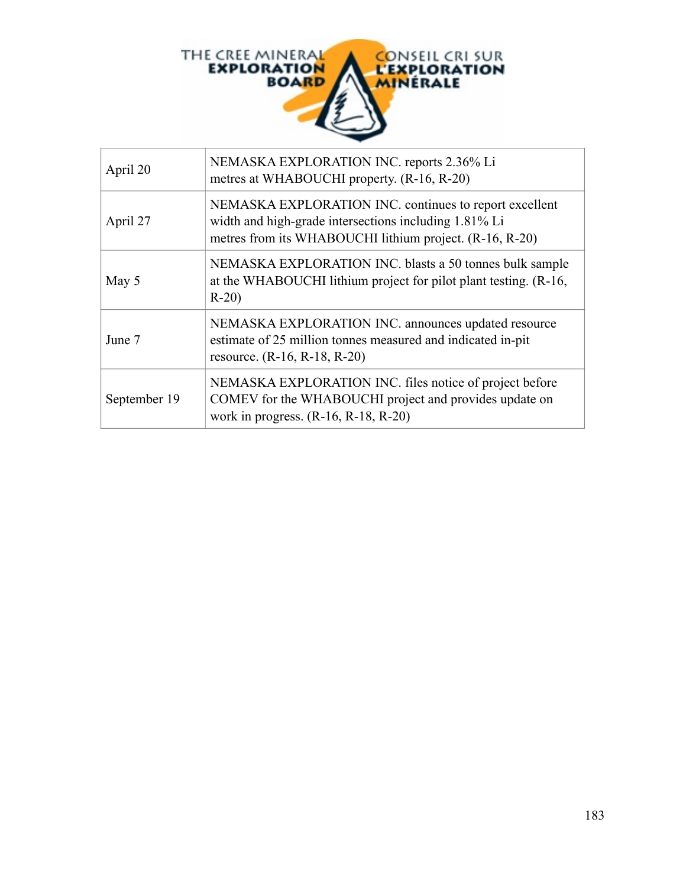| April 20 | NEMASKA EXPLORATION INC. reports 2.36% Li metres at WHABOUCHI property. (R-16, R-20) |
|---|---|
| April 27 | NEMASKA EXPLORATION INC. continues to report excellent width and high-grade intersections including 1.81% Li metres from its WHABOUCHI lithium project. (R-16, R-20) |
| May 5 | NEMASKA EXPLORATION INC. blasts a 50 tonnes bulk sample at the WHABOUCHI lithium project for pilot plant testing. (R-16, R-20) |
| June 7 | NEMASKA EXPLORATION INC. announces updated resource estimate of 25 million tonnes measured and indicated in-pit resource. (R-16, R-18, R-20) |
| September 19 | NEMASKA EXPLORATION INC. files notice of project before COMEV for the WHABOUCHI project and provides update on work in progress. (R-16, R-18, R-20) |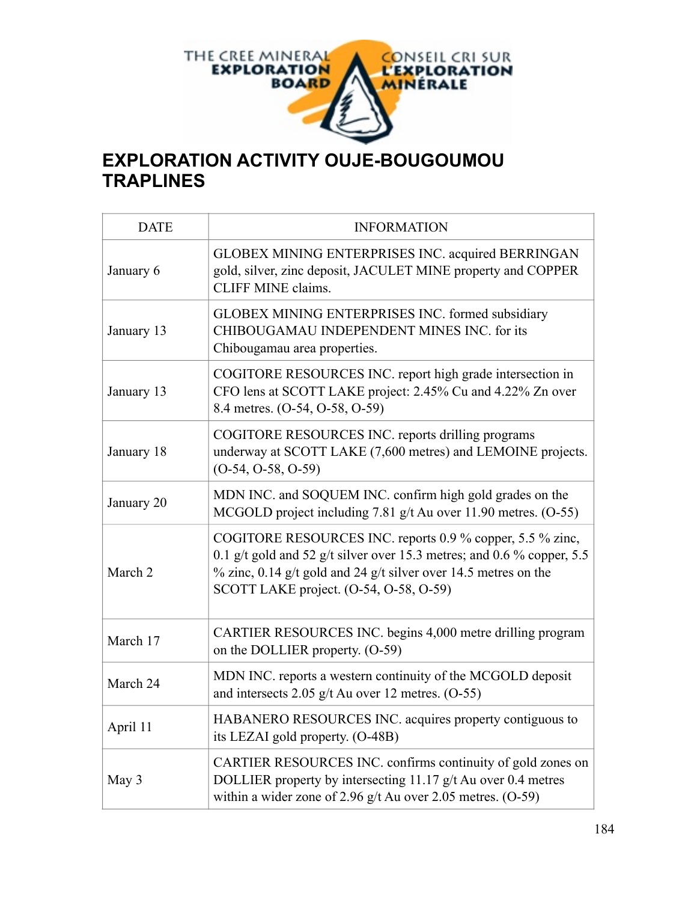THE CREE MINERAL EXPLORATION BOARD — CONSEIL CRI SUR L'EXPLORATION MINÉRALE

# EXPLORATION ACTIVITY OUJE-BOUGOUMOU TRAPLINES

| DATE | INFORMATION |
|---|---|
| January 6 | GLOBEX MINING ENTERPRISES INC. acquired BERRINGAN gold, silver, zinc deposit, JACULET MINE property and COPPER CLIFF MINE claims. |
| January 13 | GLOBEX MINING ENTERPRISES INC. formed subsidiary CHIBOUGAMAU INDEPENDENT MINES INC. for its Chibougamau area properties. |
| January 13 | COGITORE RESOURCES INC. report high grade intersection in CFO lens at SCOTT LAKE project: 2.45% Cu and 4.22% Zn over 8.4 metres. (O-54, O-58, O-59) |
| January 18 | COGITORE RESOURCES INC. reports drilling programs underway at SCOTT LAKE (7,600 metres) and LEMOINE projects. (O-54, O-58, O-59) |
| January 20 | MDN INC. and SOQUEM INC. confirm high gold grades on the MCGOLD project including 7.81 g/t Au over 11.90 metres. (O-55) |
| March 2 | COGITORE RESOURCES INC. reports 0.9 % copper, 5.5 % zinc, 0.1 g/t gold and 52 g/t silver over 15.3 metres; and 0.6 % copper, 5.5 % zinc, 0.14 g/t gold and 24 g/t silver over 14.5 metres on the SCOTT LAKE project. (O-54, O-58, O-59) |
| March 17 | CARTIER RESOURCES INC. begins 4,000 metre drilling program on the DOLLIER property. (O-59) |
| March 24 | MDN INC. reports a western continuity of the MCGOLD deposit and intersects 2.05 g/t Au over 12 metres. (O-55) |
| April 11 | HABANERO RESOURCES INC. acquires property contiguous to its LEZAI gold property. (O-48B) |
| May 3 | CARTIER RESOURCES INC. confirms continuity of gold zones on DOLLIER property by intersecting 11.17 g/t Au over 0.4 metres within a wider zone of 2.96 g/t Au over 2.05 metres. (O-59) |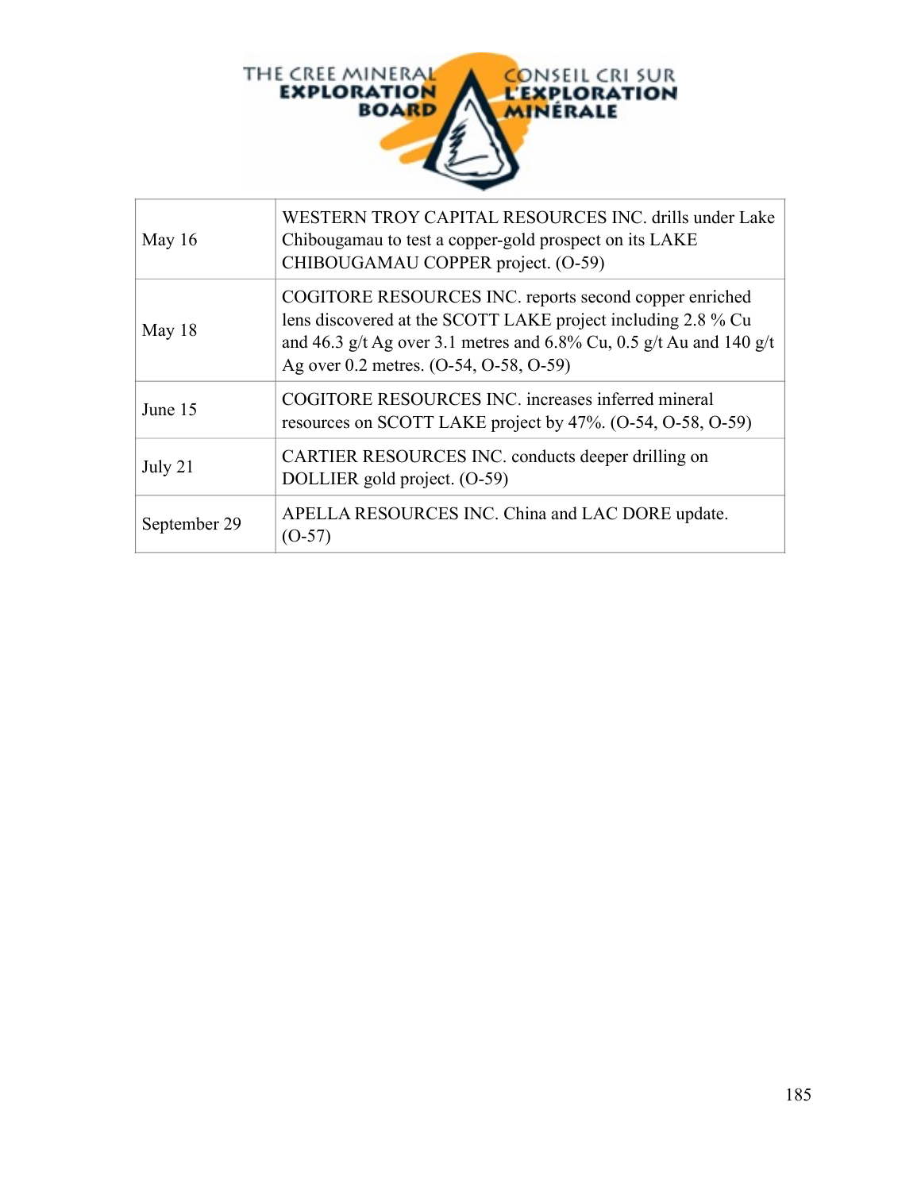| May 16 | WESTERN TROY CAPITAL RESOURCES INC. drills under Lake Chibougamau to test a copper-gold prospect on its LAKE CHIBOUGAMAU COPPER project. (O-59) |
|---|---|
| May 18 | COGITORE RESOURCES INC. reports second copper enriched lens discovered at the SCOTT LAKE project including 2.8 % Cu and 46.3 g/t Ag over 3.1 metres and 6.8% Cu, 0.5 g/t Au and 140 g/t Ag over 0.2 metres. (O-54, O-58, O-59) |
| June 15 | COGITORE RESOURCES INC. increases inferred mineral resources on SCOTT LAKE project by 47%. (O-54, O-58, O-59) |
| July 21 | CARTIER RESOURCES INC. conducts deeper drilling on DOLLIER gold project. (O-59) |
| September 29 | APELLA RESOURCES INC. China and LAC DORE update. (O-57) |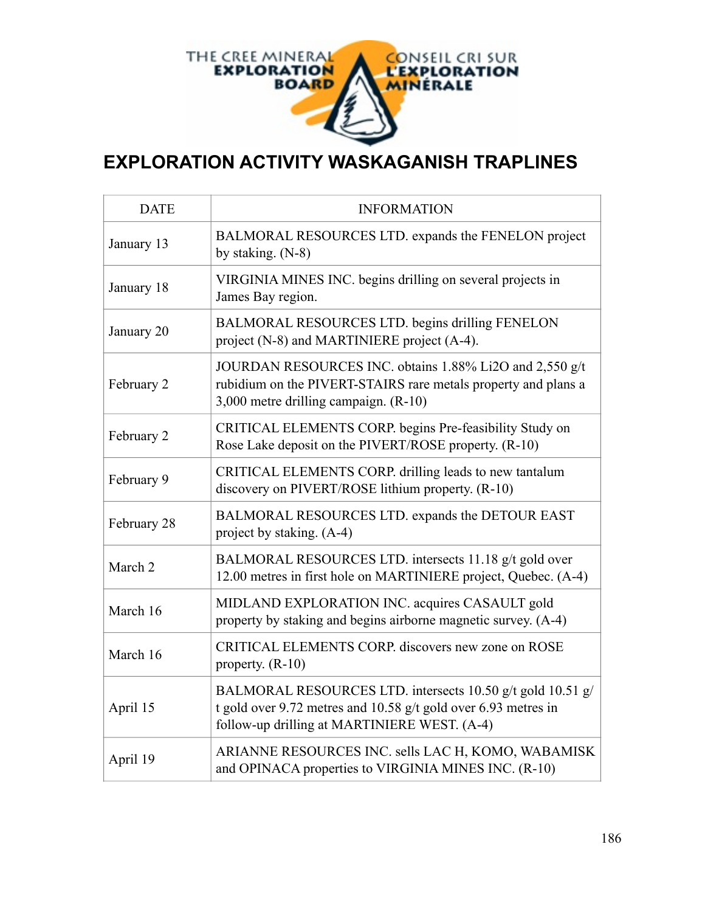THE CREE MINERAL EXPLORATION BOARD — CONSEIL CRI SUR L'EXPLORATION MINÉRALE

# EXPLORATION ACTIVITY WASKAGANISH TRAPLINES

| DATE | INFORMATION |
|---|---|
| January 13 | BALMORAL RESOURCES LTD. expands the FENELON project by staking. (N-8) |
| January 18 | VIRGINIA MINES INC. begins drilling on several projects in James Bay region. |
| January 20 | BALMORAL RESOURCES LTD. begins drilling FENELON project (N-8) and MARTINIERE project (A-4). |
| February 2 | JOURDAN RESOURCES INC. obtains 1.88% $Li_2O$ and 2,550 g/t rubidium on the PIVERT-STAIRS rare metals property and plans a 3,000 metre drilling campaign. (R-10) |
| February 2 | CRITICAL ELEMENTS CORP. begins Pre-feasibility Study on Rose Lake deposit on the PIVERT/ROSE property. (R-10) |
| February 9 | CRITICAL ELEMENTS CORP. drilling leads to new tantalum discovery on PIVERT/ROSE lithium property. (R-10) |
| February 28 | BALMORAL RESOURCES LTD. expands the DETOUR EAST project by staking. (A-4) |
| March 2 | BALMORAL RESOURCES LTD. intersects 11.18 g/t gold over 12.00 metres in first hole on MARTINIERE project, Quebec. (A-4) |
| March 16 | MIDLAND EXPLORATION INC. acquires CASAULT gold property by staking and begins airborne magnetic survey. (A-4) |
| March 16 | CRITICAL ELEMENTS CORP. discovers new zone on ROSE property. (R-10) |
| April 15 | BALMORAL RESOURCES LTD. intersects 10.50 g/t gold 10.51 g/t gold over 9.72 metres and 10.58 g/t gold over 6.93 metres in follow-up drilling at MARTINIERE WEST. (A-4) |
| April 19 | ARIANNE RESOURCES INC. sells LAC H, KOMO, WABAMISK and OPINACA properties to VIRGINIA MINES INC. (R-10) |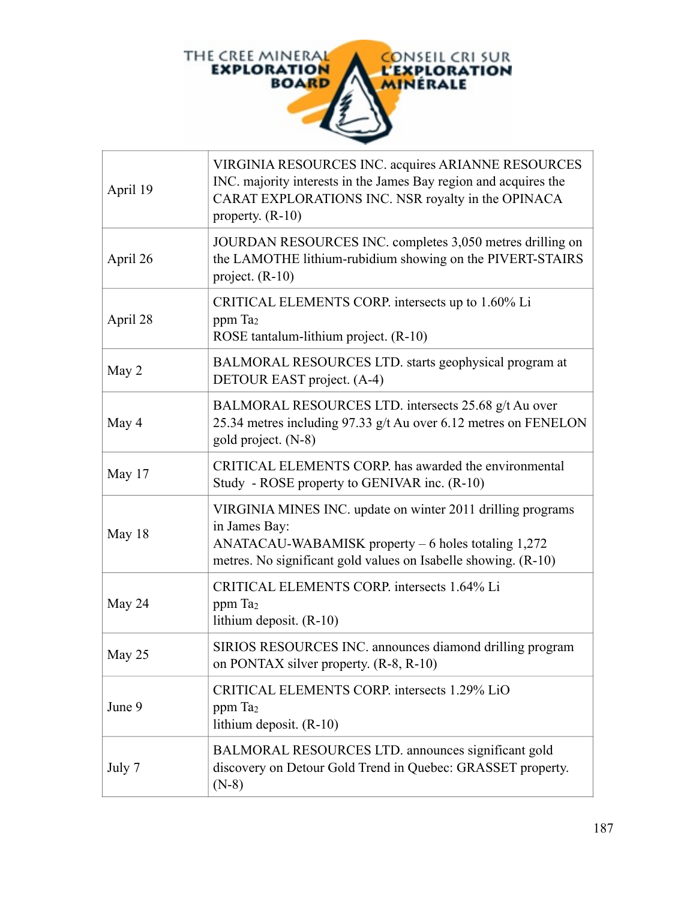| | |
|---|---|
| April 19 | VIRGINIA RESOURCES INC. acquires ARIANNE RESOURCES INC. majority interests in the James Bay region and acquires the CARAT EXPLORATIONS INC. NSR royalty in the OPINACA property. (R-10) |
| April 26 | JOURDAN RESOURCES INC. completes 3,050 metres drilling on the LAMOTHE lithium-rubidium showing on the PIVERT-STAIRS project. (R-10) |
| April 28 | CRITICAL ELEMENTS CORP. intersects up to 1.60% Li ppm $Ta_2$ ROSE tantalum-lithium project. (R-10) |
| May 2 | BALMORAL RESOURCES LTD. starts geophysical program at DETOUR EAST project. (A-4) |
| May 4 | BALMORAL RESOURCES LTD. intersects 25.68 g/t Au over 25.34 metres including 97.33 g/t Au over 6.12 metres on FENELON gold project. (N-8) |
| May 17 | CRITICAL ELEMENTS CORP. has awarded the environmental Study - ROSE property to GENIVAR inc. (R-10) |
| May 18 | VIRGINIA MINES INC. update on winter 2011 drilling programs in James Bay: ANATACAU-WABAMISK property – 6 holes totaling 1,272 metres. No significant gold values on Isabelle showing. (R-10) |
| May 24 | CRITICAL ELEMENTS CORP. intersects 1.64% Li ppm $Ta_2$ lithium deposit. (R-10) |
| May 25 | SIRIOS RESOURCES INC. announces diamond drilling program on PONTAX silver property. (R-8, R-10) |
| June 9 | CRITICAL ELEMENTS CORP. intersects 1.29% LiO ppm $Ta_2$ lithium deposit. (R-10) |
| July 7 | BALMORAL RESOURCES LTD. announces significant gold discovery on Detour Gold Trend in Quebec: GRASSET property. (N-8) |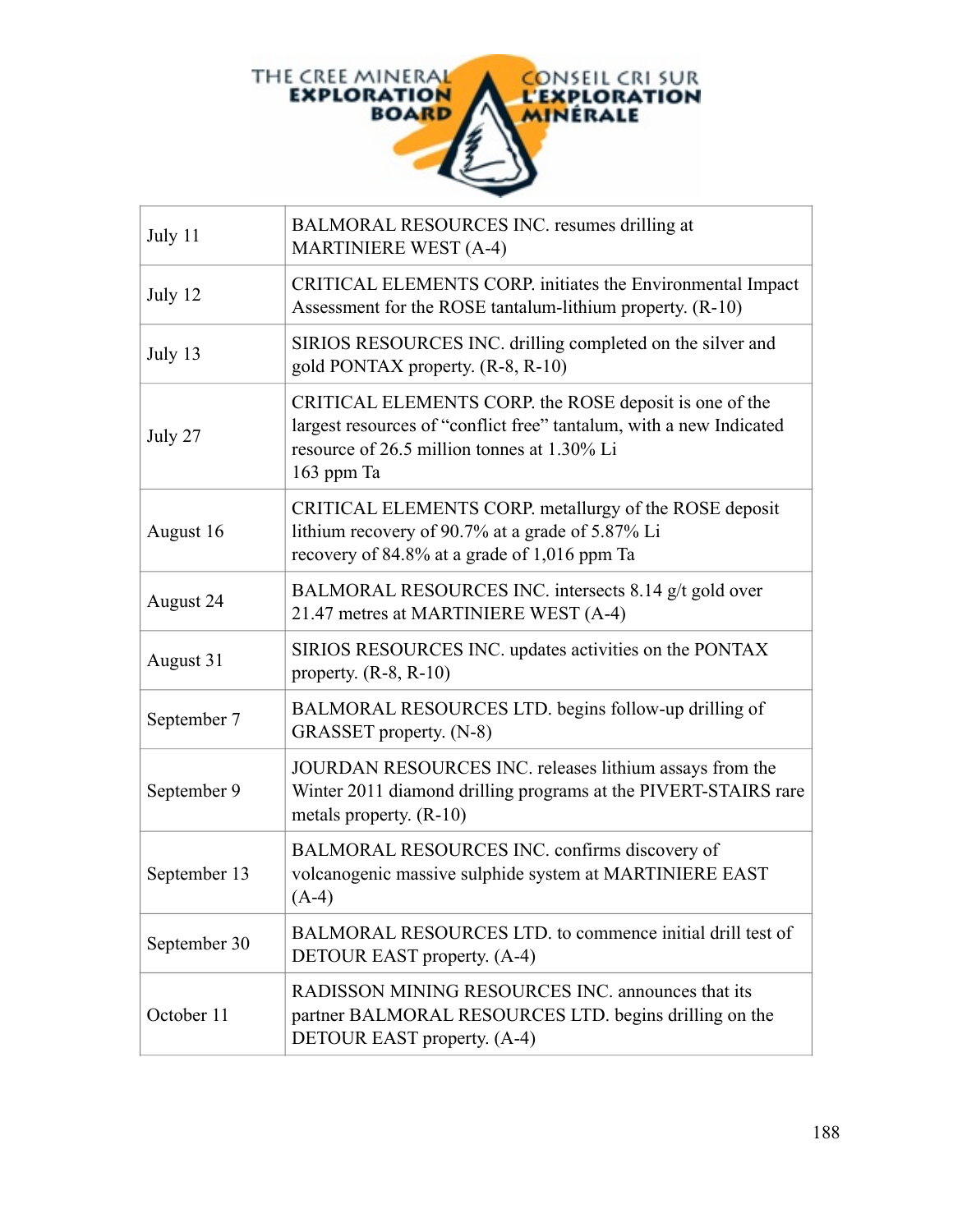| | |
|---|---|
| July 11 | BALMORAL RESOURCES INC. resumes drilling at MARTINIERE WEST (A-4) |
| July 12 | CRITICAL ELEMENTS CORP. initiates the Environmental Impact Assessment for the ROSE tantalum-lithium property. (R-10) |
| July 13 | SIRIOS RESOURCES INC. drilling completed on the silver and gold PONTAX property. (R-8, R-10) |
| July 27 | CRITICAL ELEMENTS CORP. the ROSE deposit is one of the largest resources of “conflict free” tantalum, with a new Indicated resource of 26.5 million tonnes at 1.30% Li<br>163 ppm Ta |
| August 16 | CRITICAL ELEMENTS CORP. metallurgy of the ROSE deposit lithium recovery of 90.7% at a grade of 5.87% Li<br>recovery of 84.8% at a grade of 1,016 ppm Ta |
| August 24 | BALMORAL RESOURCES INC. intersects 8.14 g/t gold over 21.47 metres at MARTINIERE WEST (A-4) |
| August 31 | SIRIOS RESOURCES INC. updates activities on the PONTAX property. (R-8, R-10) |
| September 7 | BALMORAL RESOURCES LTD. begins follow-up drilling of GRASSET property. (N-8) |
| September 9 | JOURDAN RESOURCES INC. releases lithium assays from the Winter 2011 diamond drilling programs at the PIVERT-STAIRS rare metals property. (R-10) |
| September 13 | BALMORAL RESOURCES INC. confirms discovery of volcanogenic massive sulphide system at MARTINIERE EAST (A-4) |
| September 30 | BALMORAL RESOURCES LTD. to commence initial drill test of DETOUR EAST property. (A-4) |
| October 11 | RADISSON MINING RESOURCES INC. announces that its partner BALMORAL RESOURCES LTD. begins drilling on the DETOUR EAST property. (A-4) |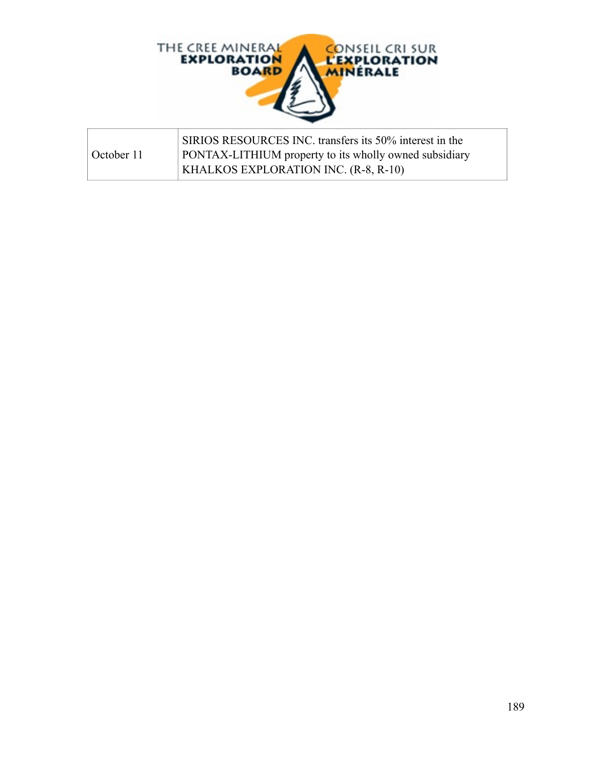| October 11 | SIRIOS RESOURCES INC. transfers its 50% interest in the PONTAX-LITHIUM property to its wholly owned subsidiary KHALKOS EXPLORATION INC. (R-8, R-10) |
|---|---|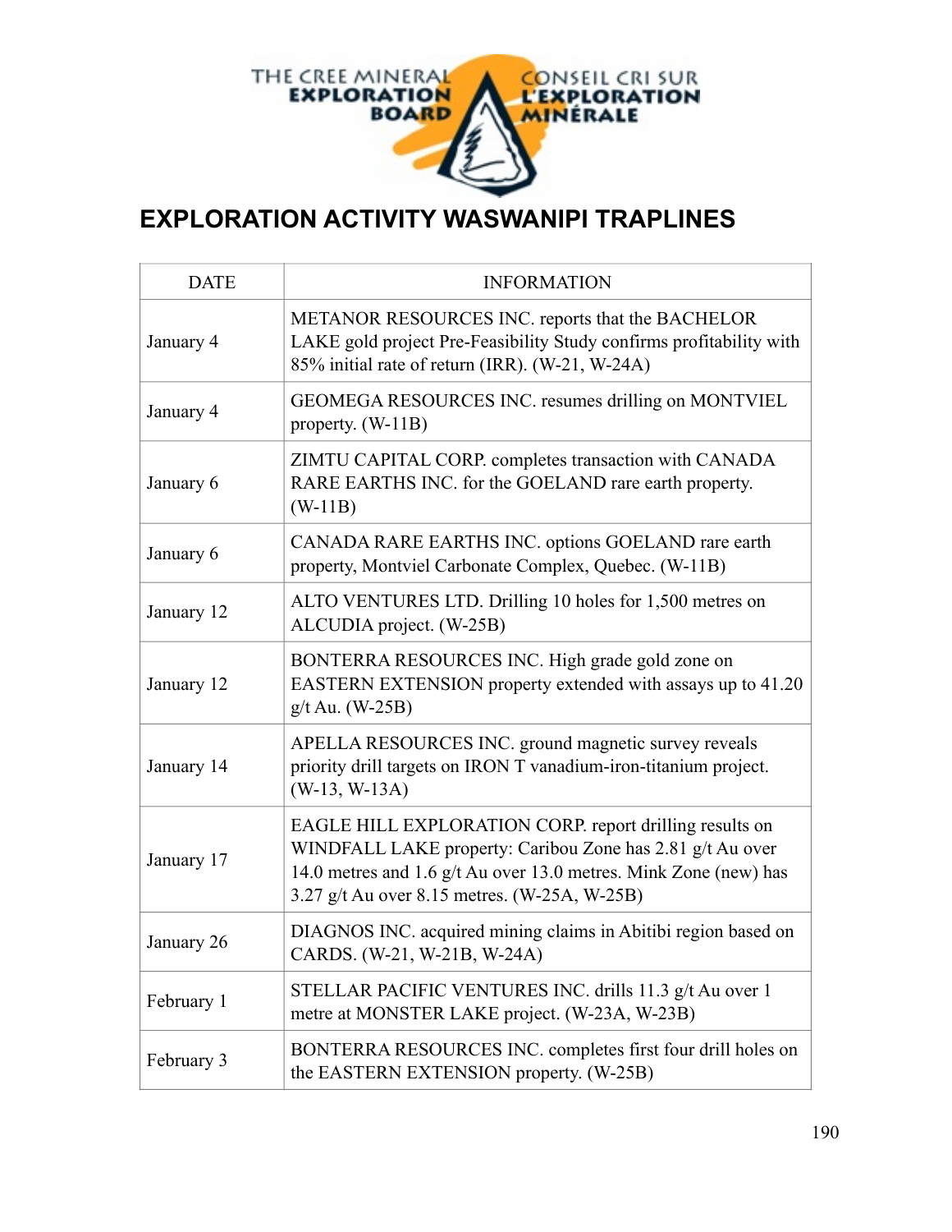THE CREE MINERAL EXPLORATION BOARD — CONSEIL CRI SUR L'EXPLORATION MINÉRALE

# EXPLORATION ACTIVITY WASWANIPI TRAPLINES

| DATE | INFORMATION |
|---|---|
| January 4 | METANOR RESOURCES INC. reports that the BACHELOR LAKE gold project Pre-Feasibility Study confirms profitability with 85% initial rate of return (IRR). (W-21, W-24A) |
| January 4 | GEOMEGA RESOURCES INC. resumes drilling on MONTVIEL property. (W-11B) |
| January 6 | ZIMTU CAPITAL CORP. completes transaction with CANADA RARE EARTHS INC. for the GOELAND rare earth property. (W-11B) |
| January 6 | CANADA RARE EARTHS INC. options GOELAND rare earth property, Montviel Carbonate Complex, Quebec. (W-11B) |
| January 12 | ALTO VENTURES LTD. Drilling 10 holes for 1,500 metres on ALCUDIA project. (W-25B) |
| January 12 | BONTERRA RESOURCES INC. High grade gold zone on EASTERN EXTENSION property extended with assays up to 41.20 g/t Au. (W-25B) |
| January 14 | APELLA RESOURCES INC. ground magnetic survey reveals priority drill targets on IRON T vanadium-iron-titanium project. (W-13, W-13A) |
| January 17 | EAGLE HILL EXPLORATION CORP. report drilling results on WINDFALL LAKE property: Caribou Zone has 2.81 g/t Au over 14.0 metres and 1.6 g/t Au over 13.0 metres. Mink Zone (new) has 3.27 g/t Au over 8.15 metres. (W-25A, W-25B) |
| January 26 | DIAGNOS INC. acquired mining claims in Abitibi region based on CARDS. (W-21, W-21B, W-24A) |
| February 1 | STELLAR PACIFIC VENTURES INC. drills 11.3 g/t Au over 1 metre at MONSTER LAKE project. (W-23A, W-23B) |
| February 3 | BONTERRA RESOURCES INC. completes first four drill holes on the EASTERN EXTENSION property. (W-25B) |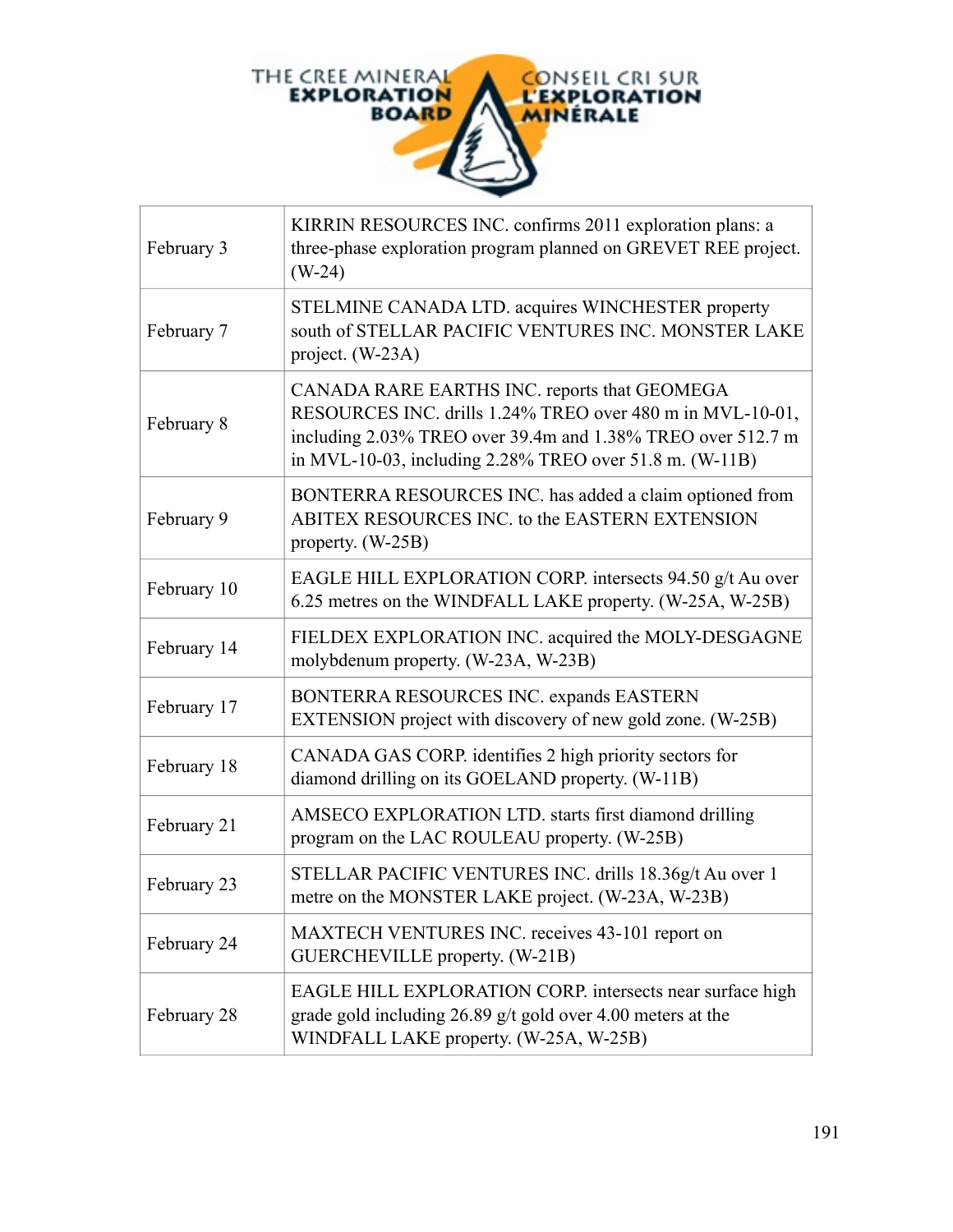| | |
|---|---|
| February 3 | KIRRIN RESOURCES INC. confirms 2011 exploration plans: a three-phase exploration program planned on GREVET REE project. (W-24) |
| February 7 | STELMINE CANADA LTD. acquires WINCHESTER property south of STELLAR PACIFIC VENTURES INC. MONSTER LAKE project. (W-23A) |
| February 8 | CANADA RARE EARTHS INC. reports that GEOMEGA RESOURCES INC. drills 1.24% TREO over 480 m in MVL-10-01, including 2.03% TREO over 39.4m and 1.38% TREO over 512.7 m in MVL-10-03, including 2.28% TREO over 51.8 m. (W-11B) |
| February 9 | BONTERRA RESOURCES INC. has added a claim optioned from ABITEX RESOURCES INC. to the EASTERN EXTENSION property. (W-25B) |
| February 10 | EAGLE HILL EXPLORATION CORP. intersects 94.50 g/t Au over 6.25 metres on the WINDFALL LAKE property. (W-25A, W-25B) |
| February 14 | FIELDEX EXPLORATION INC. acquired the MOLY-DESGAGNE molybdenum property. (W-23A, W-23B) |
| February 17 | BONTERRA RESOURCES INC. expands EASTERN EXTENSION project with discovery of new gold zone. (W-25B) |
| February 18 | CANADA GAS CORP. identifies 2 high priority sectors for diamond drilling on its GOELAND property. (W-11B) |
| February 21 | AMSECO EXPLORATION LTD. starts first diamond drilling program on the LAC ROULEAU property. (W-25B) |
| February 23 | STELLAR PACIFIC VENTURES INC. drills 18.36g/t Au over 1 metre on the MONSTER LAKE project. (W-23A, W-23B) |
| February 24 | MAXTECH VENTURES INC. receives 43-101 report on GUERCHEVILLE property. (W-21B) |
| February 28 | EAGLE HILL EXPLORATION CORP. intersects near surface high grade gold including 26.89 g/t gold over 4.00 meters at the WINDFALL LAKE property. (W-25A, W-25B) |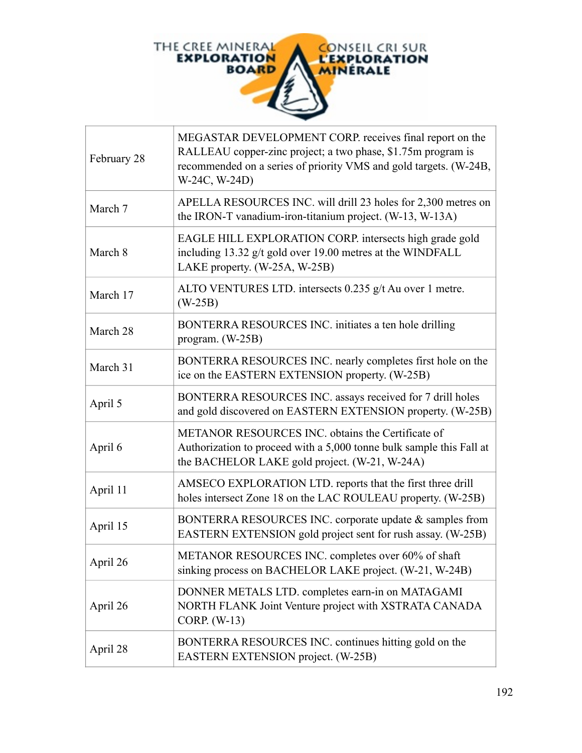| February 28 | MEGASTAR DEVELOPMENT CORP. receives final report on the RALLEAU copper-zinc project; a two phase, $1.75m program is recommended on a series of priority VMS and gold targets. (W-24B, W-24C, W-24D) |
|---|---|
| March 7 | APELLA RESOURCES INC. will drill 23 holes for 2,300 metres on the IRON-T vanadium-iron-titanium project. (W-13, W-13A) |
| March 8 | EAGLE HILL EXPLORATION CORP. intersects high grade gold including 13.32 g/t gold over 19.00 metres at the WINDFALL LAKE property. (W-25A, W-25B) |
| March 17 | ALTO VENTURES LTD. intersects 0.235 g/t Au over 1 metre. (W-25B) |
| March 28 | BONTERRA RESOURCES INC. initiates a ten hole drilling program. (W-25B) |
| March 31 | BONTERRA RESOURCES INC. nearly completes first hole on the ice on the EASTERN EXTENSION property. (W-25B) |
| April 5 | BONTERRA RESOURCES INC. assays received for 7 drill holes and gold discovered on EASTERN EXTENSION property. (W-25B) |
| April 6 | METANOR RESOURCES INC. obtains the Certificate of Authorization to proceed with a 5,000 tonne bulk sample this Fall at the BACHELOR LAKE gold project. (W-21, W-24A) |
| April 11 | AMSECO EXPLORATION LTD. reports that the first three drill holes intersect Zone 18 on the LAC ROULEAU property. (W-25B) |
| April 15 | BONTERRA RESOURCES INC. corporate update & samples from EASTERN EXTENSION gold project sent for rush assay. (W-25B) |
| April 26 | METANOR RESOURCES INC. completes over 60% of shaft sinking process on BACHELOR LAKE project. (W-21, W-24B) |
| April 26 | DONNER METALS LTD. completes earn-in on MATAGAMI NORTH FLANK Joint Venture project with XSTRATA CANADA CORP. (W-13) |
| April 28 | BONTERRA RESOURCES INC. continues hitting gold on the EASTERN EXTENSION project. (W-25B) |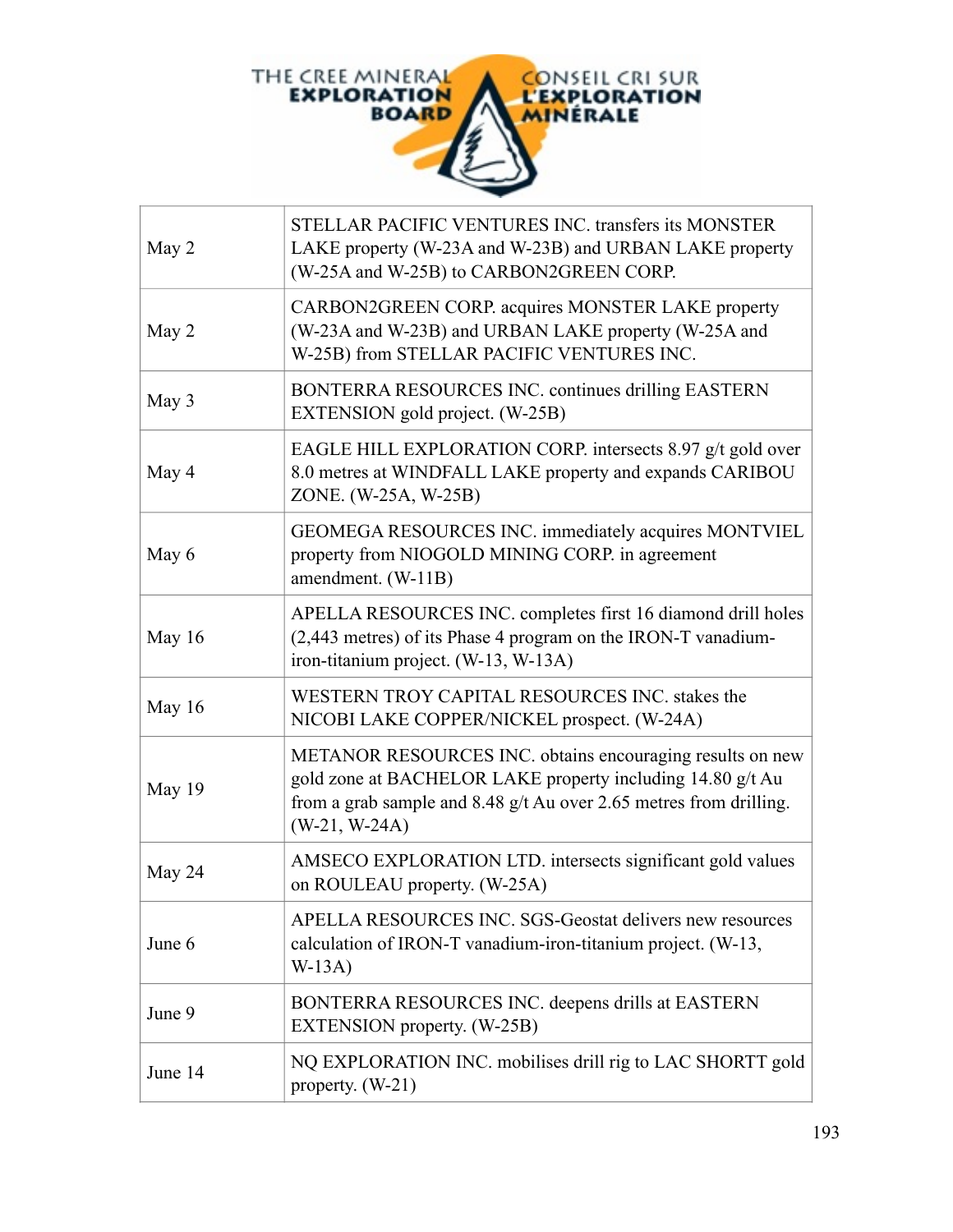| | |
|---|---|
| May 2 | STELLAR PACIFIC VENTURES INC. transfers its MONSTER LAKE property (W-23A and W-23B) and URBAN LAKE property (W-25A and W-25B) to CARBON2GREEN CORP. |
| May 2 | CARBON2GREEN CORP. acquires MONSTER LAKE property (W-23A and W-23B) and URBAN LAKE property (W-25A and W-25B) from STELLAR PACIFIC VENTURES INC. |
| May 3 | BONTERRA RESOURCES INC. continues drilling EASTERN EXTENSION gold project. (W-25B) |
| May 4 | EAGLE HILL EXPLORATION CORP. intersects 8.97 g/t gold over 8.0 metres at WINDFALL LAKE property and expands CARIBOU ZONE. (W-25A, W-25B) |
| May 6 | GEOMEGA RESOURCES INC. immediately acquires MONTVIEL property from NIOGOLD MINING CORP. in agreement amendment. (W-11B) |
| May 16 | APELLA RESOURCES INC. completes first 16 diamond drill holes (2,443 metres) of its Phase 4 program on the IRON-T vanadium-iron-titanium project. (W-13, W-13A) |
| May 16 | WESTERN TROY CAPITAL RESOURCES INC. stakes the NICOBI LAKE COPPER/NICKEL prospect. (W-24A) |
| May 19 | METANOR RESOURCES INC. obtains encouraging results on new gold zone at BACHELOR LAKE property including 14.80 g/t Au from a grab sample and 8.48 g/t Au over 2.65 metres from drilling. (W-21, W-24A) |
| May 24 | AMSECO EXPLORATION LTD. intersects significant gold values on ROULEAU property. (W-25A) |
| June 6 | APELLA RESOURCES INC. SGS-Geostat delivers new resources calculation of IRON-T vanadium-iron-titanium project. (W-13, W-13A) |
| June 9 | BONTERRA RESOURCES INC. deepens drills at EASTERN EXTENSION property. (W-25B) |
| June 14 | NQ EXPLORATION INC. mobilises drill rig to LAC SHORTT gold property. (W-21) |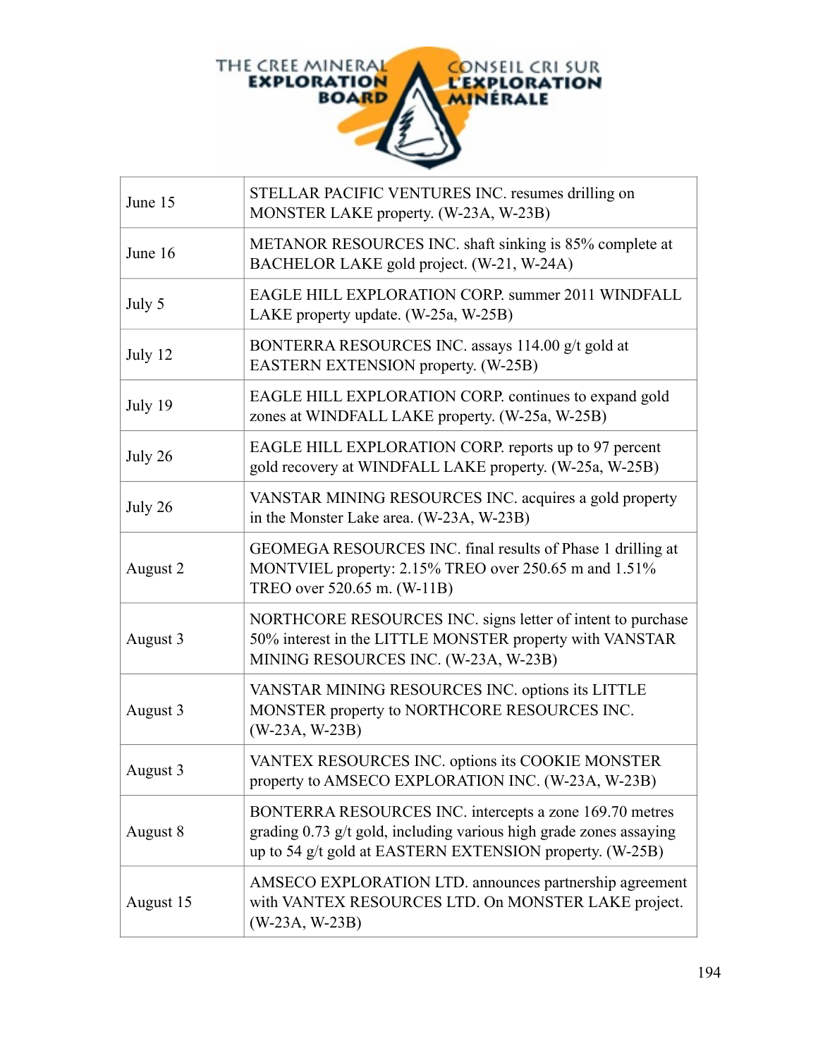| | |
|---|---|
| June 15 | STELLAR PACIFIC VENTURES INC. resumes drilling on MONSTER LAKE property. (W-23A, W-23B) |
| June 16 | METANOR RESOURCES INC. shaft sinking is 85% complete at BACHELOR LAKE gold project. (W-21, W-24A) |
| July 5 | EAGLE HILL EXPLORATION CORP. summer 2011 WINDFALL LAKE property update. (W-25a, W-25B) |
| July 12 | BONTERRA RESOURCES INC. assays 114.00 g/t gold at EASTERN EXTENSION property. (W-25B) |
| July 19 | EAGLE HILL EXPLORATION CORP. continues to expand gold zones at WINDFALL LAKE property. (W-25a, W-25B) |
| July 26 | EAGLE HILL EXPLORATION CORP. reports up to 97 percent gold recovery at WINDFALL LAKE property. (W-25a, W-25B) |
| July 26 | VANSTAR MINING RESOURCES INC. acquires a gold property in the Monster Lake area. (W-23A, W-23B) |
| August 2 | GEOMEGA RESOURCES INC. final results of Phase 1 drilling at MONTVIEL property: 2.15% TREO over 250.65 m and 1.51% TREO over 520.65 m. (W-11B) |
| August 3 | NORTHCORE RESOURCES INC. signs letter of intent to purchase 50% interest in the LITTLE MONSTER property with VANSTAR MINING RESOURCES INC. (W-23A, W-23B) |
| August 3 | VANSTAR MINING RESOURCES INC. options its LITTLE MONSTER property to NORTHCORE RESOURCES INC. (W-23A, W-23B) |
| August 3 | VANTEX RESOURCES INC. options its COOKIE MONSTER property to AMSECO EXPLORATION INC. (W-23A, W-23B) |
| August 8 | BONTERRA RESOURCES INC. intercepts a zone 169.70 metres grading 0.73 g/t gold, including various high grade zones assaying up to 54 g/t gold at EASTERN EXTENSION property. (W-25B) |
| August 15 | AMSECO EXPLORATION LTD. announces partnership agreement with VANTEX RESOURCES LTD. On MONSTER LAKE project. (W-23A, W-23B) |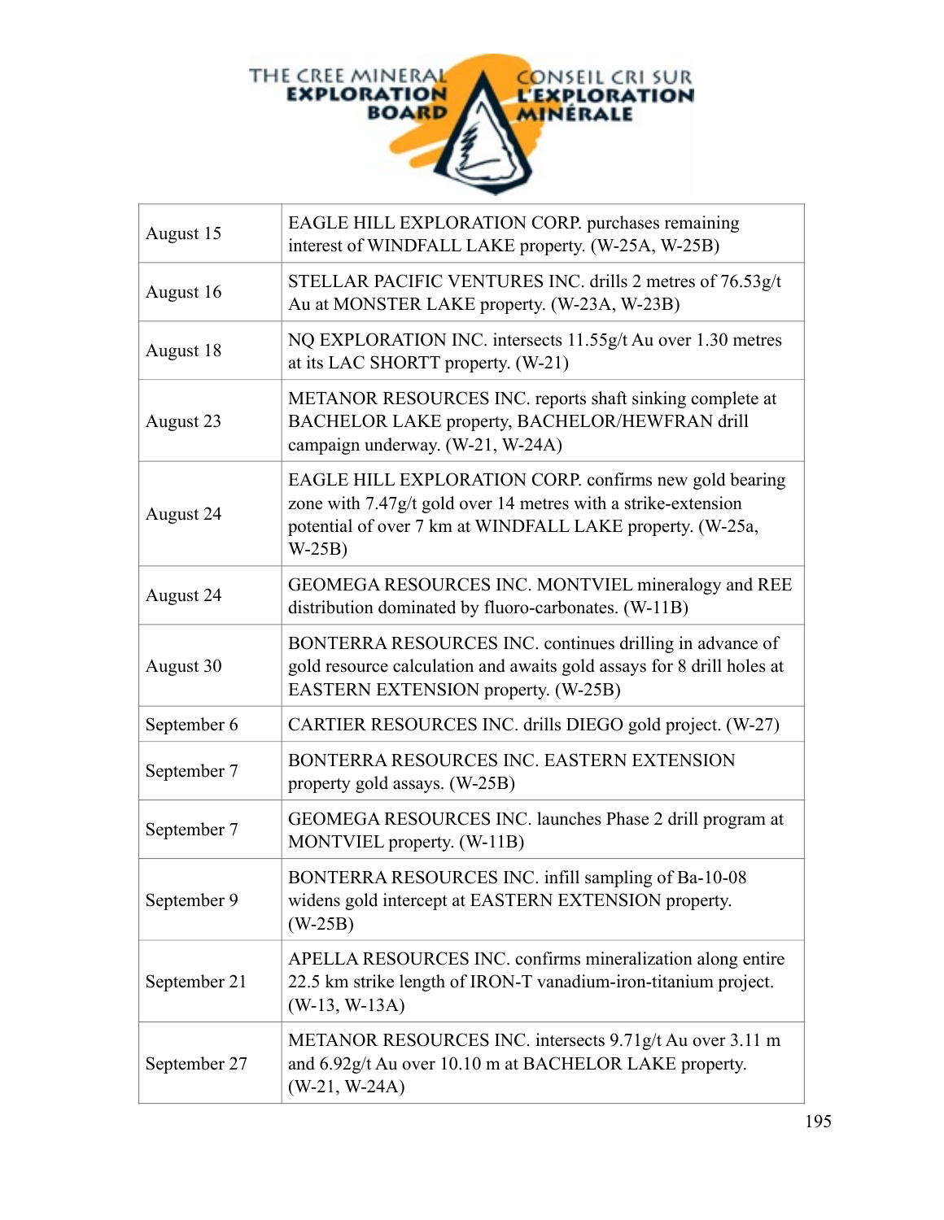| | |
|---|---|
| August 15 | EAGLE HILL EXPLORATION CORP. purchases remaining interest of WINDFALL LAKE property. (W-25A, W-25B) |
| August 16 | STELLAR PACIFIC VENTURES INC. drills 2 metres of 76.53g/t Au at MONSTER LAKE property. (W-23A, W-23B) |
| August 18 | NQ EXPLORATION INC. intersects 11.55g/t Au over 1.30 metres at its LAC SHORTT property. (W-21) |
| August 23 | METANOR RESOURCES INC. reports shaft sinking complete at BACHELOR LAKE property, BACHELOR/HEWFRAN drill campaign underway. (W-21, W-24A) |
| August 24 | EAGLE HILL EXPLORATION CORP. confirms new gold bearing zone with 7.47g/t gold over 14 metres with a strike-extension potential of over 7 km at WINDFALL LAKE property. (W-25a, W-25B) |
| August 24 | GEOMEGA RESOURCES INC. MONTVIEL mineralogy and REE distribution dominated by fluoro-carbonates. (W-11B) |
| August 30 | BONTERRA RESOURCES INC. continues drilling in advance of gold resource calculation and awaits gold assays for 8 drill holes at EASTERN EXTENSION property. (W-25B) |
| September 6 | CARTIER RESOURCES INC. drills DIEGO gold project. (W-27) |
| September 7 | BONTERRA RESOURCES INC. EASTERN EXTENSION property gold assays. (W-25B) |
| September 7 | GEOMEGA RESOURCES INC. launches Phase 2 drill program at MONTVIEL property. (W-11B) |
| September 9 | BONTERRA RESOURCES INC. infill sampling of Ba-10-08 widens gold intercept at EASTERN EXTENSION property. (W-25B) |
| September 21 | APELLA RESOURCES INC. confirms mineralization along entire 22.5 km strike length of IRON-T vanadium-iron-titanium project. (W-13, W-13A) |
| September 27 | METANOR RESOURCES INC. intersects 9.71g/t Au over 3.11 m and 6.92g/t Au over 10.10 m at BACHELOR LAKE property. (W-21, W-24A) |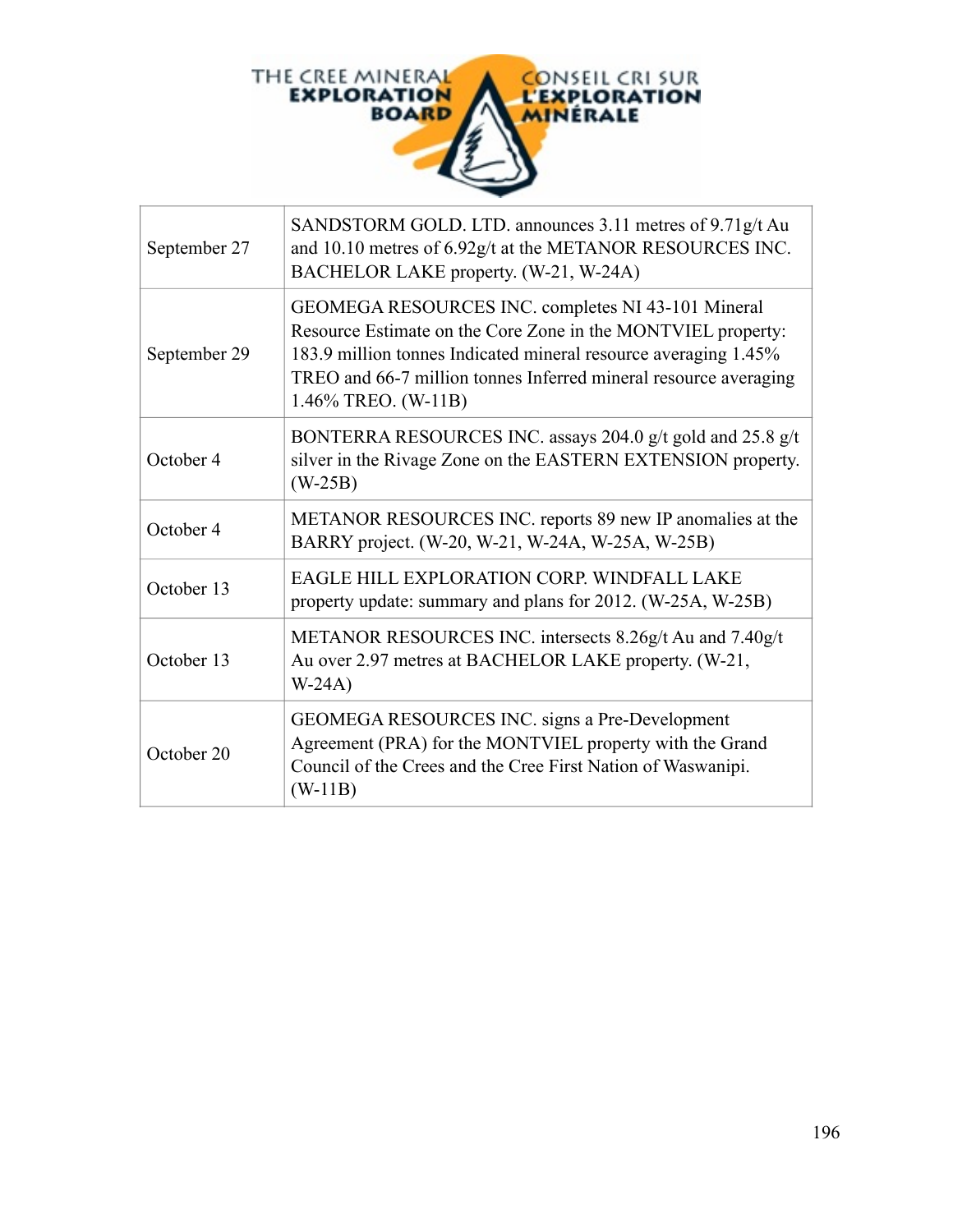| | |
|---|---|
| September 27 | SANDSTORM GOLD. LTD. announces 3.11 metres of 9.71g/t Au and 10.10 metres of 6.92g/t at the METANOR RESOURCES INC. BACHELOR LAKE property. (W-21, W-24A) |
| September 29 | GEOMEGA RESOURCES INC. completes NI 43-101 Mineral Resource Estimate on the Core Zone in the MONTVIEL property: 183.9 million tonnes Indicated mineral resource averaging 1.45% TREO and 66-7 million tonnes Inferred mineral resource averaging 1.46% TREO. (W-11B) |
| October 4 | BONTERRA RESOURCES INC. assays 204.0 g/t gold and 25.8 g/t silver in the Rivage Zone on the EASTERN EXTENSION property. (W-25B) |
| October 4 | METANOR RESOURCES INC. reports 89 new IP anomalies at the BARRY project. (W-20, W-21, W-24A, W-25A, W-25B) |
| October 13 | EAGLE HILL EXPLORATION CORP. WINDFALL LAKE property update: summary and plans for 2012. (W-25A, W-25B) |
| October 13 | METANOR RESOURCES INC. intersects 8.26g/t Au and 7.40g/t Au over 2.97 metres at BACHELOR LAKE property. (W-21, W-24A) |
| October 20 | GEOMEGA RESOURCES INC. signs a Pre-Development Agreement (PRA) for the MONTVIEL property with the Grand Council of the Crees and the Cree First Nation of Waswanipi. (W-11B) |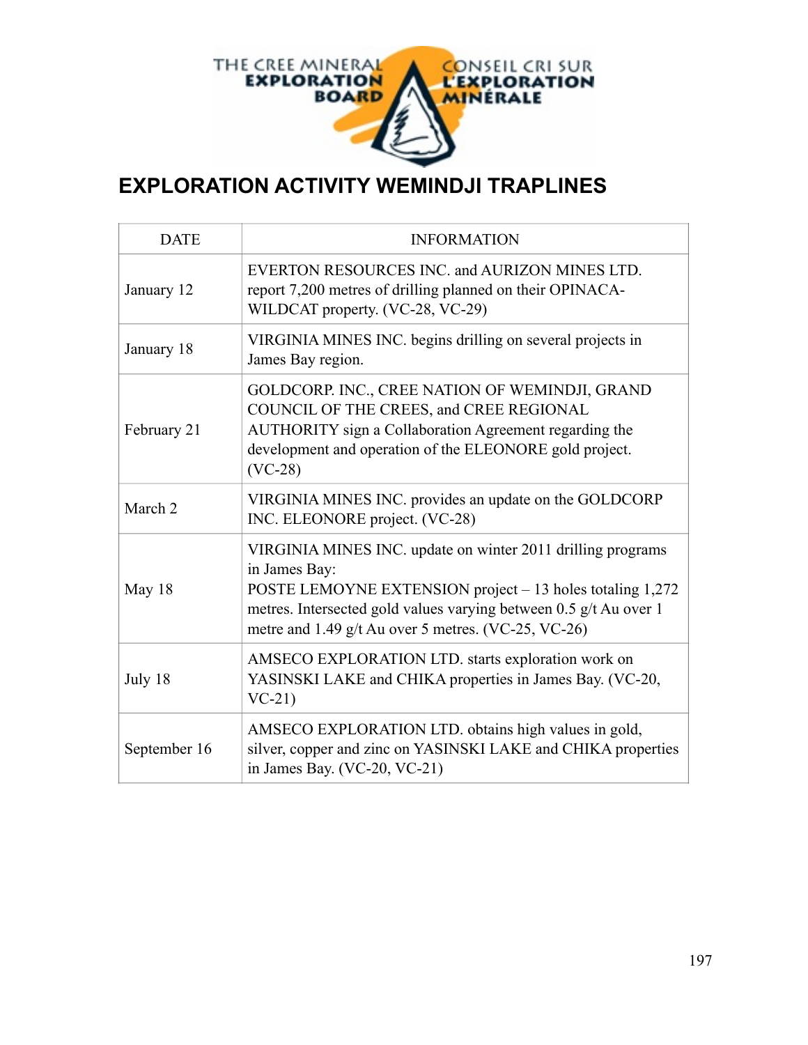THE CREE MINERAL EXPLORATION BOARD — CONSEIL CRI SUR L'EXPLORATION MINÉRALE

# EXPLORATION ACTIVITY WEMINDJI TRAPLINES

| DATE | INFORMATION |
|---|---|
| January 12 | EVERTON RESOURCES INC. and AURIZON MINES LTD. report 7,200 metres of drilling planned on their OPINACA-WILDCAT property. (VC-28, VC-29) |
| January 18 | VIRGINIA MINES INC. begins drilling on several projects in James Bay region. |
| February 21 | GOLDCORP. INC., CREE NATION OF WEMINDJI, GRAND COUNCIL OF THE CREES, and CREE REGIONAL AUTHORITY sign a Collaboration Agreement regarding the development and operation of the ELEONORE gold project. (VC-28) |
| March 2 | VIRGINIA MINES INC. provides an update on the GOLDCORP INC. ELEONORE project. (VC-28) |
| May 18 | VIRGINIA MINES INC. update on winter 2011 drilling programs in James Bay:<br>POSTE LEMOYNE EXTENSION project – 13 holes totaling 1,272 metres. Intersected gold values varying between 0.5 g/t Au over 1 metre and 1.49 g/t Au over 5 metres. (VC-25, VC-26) |
| July 18 | AMSECO EXPLORATION LTD. starts exploration work on YASINSKI LAKE and CHIKA properties in James Bay. (VC-20, VC-21) |
| September 16 | AMSECO EXPLORATION LTD. obtains high values in gold, silver, copper and zinc on YASINSKI LAKE and CHIKA properties in James Bay. (VC-20, VC-21) |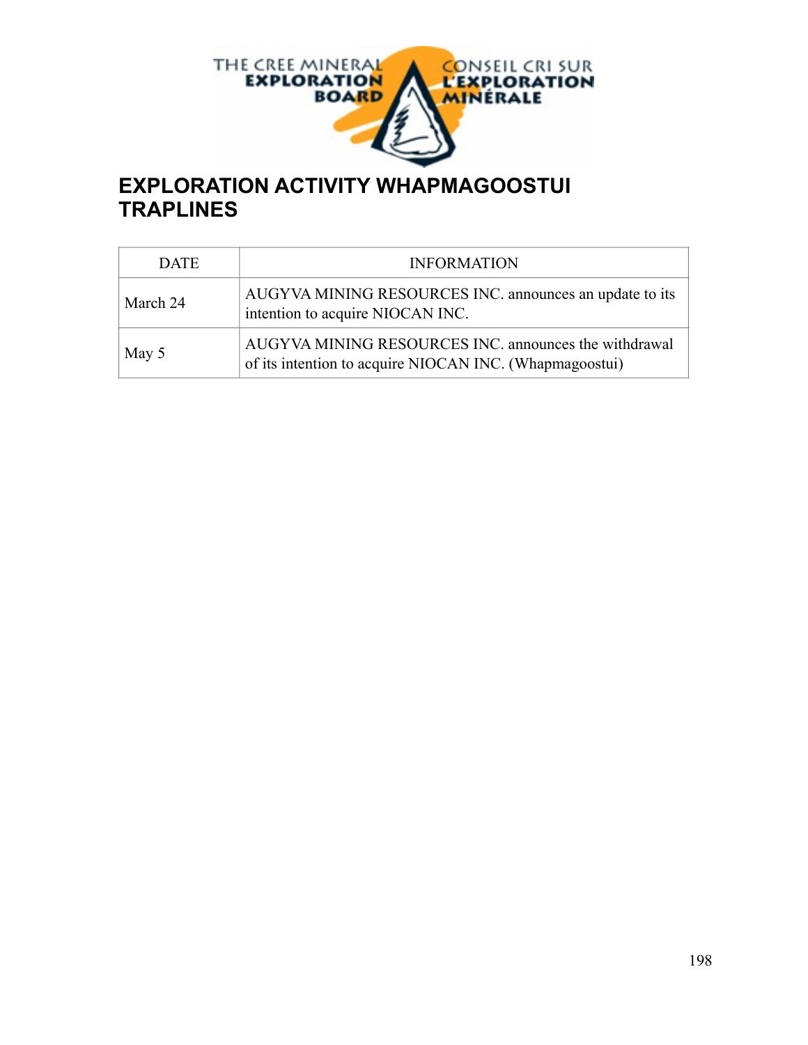THE CREE MINERAL EXPLORATION BOARD

CONSEIL CRI SUR L'EXPLORATION MINÉRALE

# EXPLORATION ACTIVITY WHAPMAGOOSTUI TRAPLINES

| DATE | INFORMATION |
|---|---|
| March 24 | AUGYVA MINING RESOURCES INC. announces an update to its intention to acquire NIOCAN INC. |
| May 5 | AUGYVA MINING RESOURCES INC. announces the withdrawal of its intention to acquire NIOCAN INC. (Whapmagoostui) |